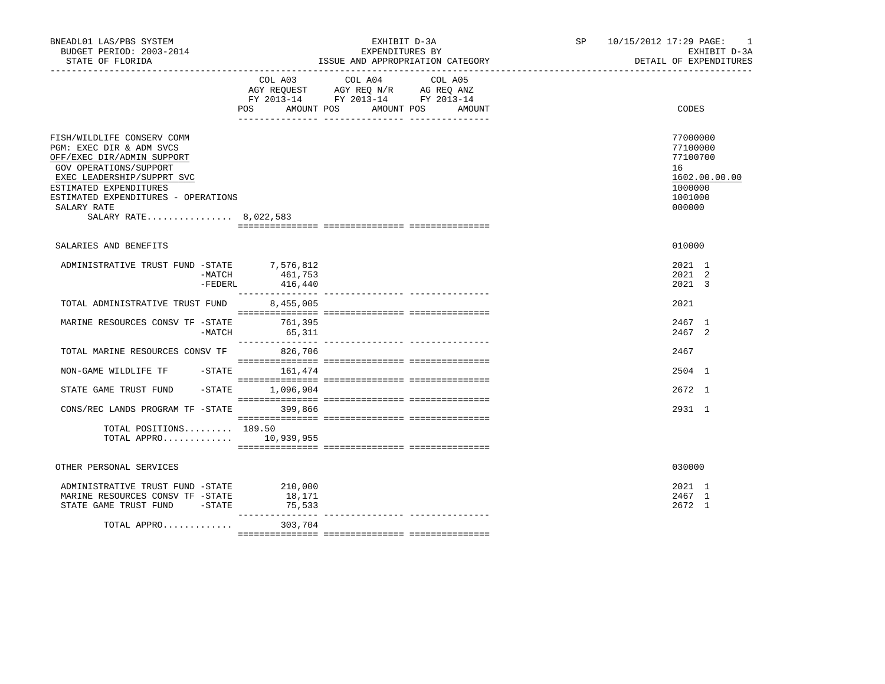BNEADL01 LAS/PBS SYSTEM
BUDGET PERIOD: 2003-2014
STATE OF FLORIDA

EXHIBIT D-3A
EXPENDITURES BY
ISSUE AND APPROPRIATION CATEGORY

SP 10/15/2012 17:29
EXHIBIT D-3A
DETAIL OF EXPENDITURES

| | COL A03 AGY REQUEST FY 2013-14 POS AMOUNT | COL A04 AGY REQ N/R FY 2013-14 POS AMOUNT | COL A05 AG REQ ANZ FY 2013-14 POS AMOUNT | CODES |
|---|---|---|---|---|
| FISH/WILDLIFE CONSERV COMM | | | | 77000000 |
| PGM: EXEC DIR & ADM SVCS | | | | 77100000 |
| OFF/EXEC DIR/ADMIN SUPPORT | | | | 77100700 |
| GOV OPERATIONS/SUPPORT | | | | 16 |
| EXEC LEADERSHIP/SUPPRT SVC | | | | 1602.00.00.00 |
| ESTIMATED EXPENDITURES | | | | 1000000 |
| ESTIMATED EXPENDITURES - OPERATIONS | | | | 1001000 |
| SALARY RATE | | | | 000000 |
| SALARY RATE................ 8,022,583 | | | | |
| SALARIES AND BENEFITS | | | | 010000 |
| ADMINISTRATIVE TRUST FUND -STATE | 7,576,812 | | | 2021 1 |
| -MATCH | 461,753 | | | 2021 2 |
| -FEDERL | 416,440 | | | 2021 3 |
| TOTAL ADMINISTRATIVE TRUST FUND | 8,455,005 | | | 2021 |
| MARINE RESOURCES CONSV TF -STATE | 761,395 | | | 2467 1 |
| -MATCH | 65,311 | | | 2467 2 |
| TOTAL MARINE RESOURCES CONSV TF | 826,706 | | | 2467 |
| NON-GAME WILDLIFE TF -STATE | 161,474 | | | 2504 1 |
| STATE GAME TRUST FUND -STATE | 1,096,904 | | | 2672 1 |
| CONS/REC LANDS PROGRAM TF -STATE | 399,866 | | | 2931 1 |
| TOTAL POSITIONS......... | 189.50 | | | |
| TOTAL APPRO............ | 10,939,955 | | | |
| OTHER PERSONAL SERVICES | | | | 030000 |
| ADMINISTRATIVE TRUST FUND -STATE | 210,000 | | | 2021 1 |
| MARINE RESOURCES CONSV TF -STATE | 18,171 | | | 2467 1 |
| STATE GAME TRUST FUND -STATE | 75,533 | | | 2672 1 |
| TOTAL APPRO............ | 303,704 | | | |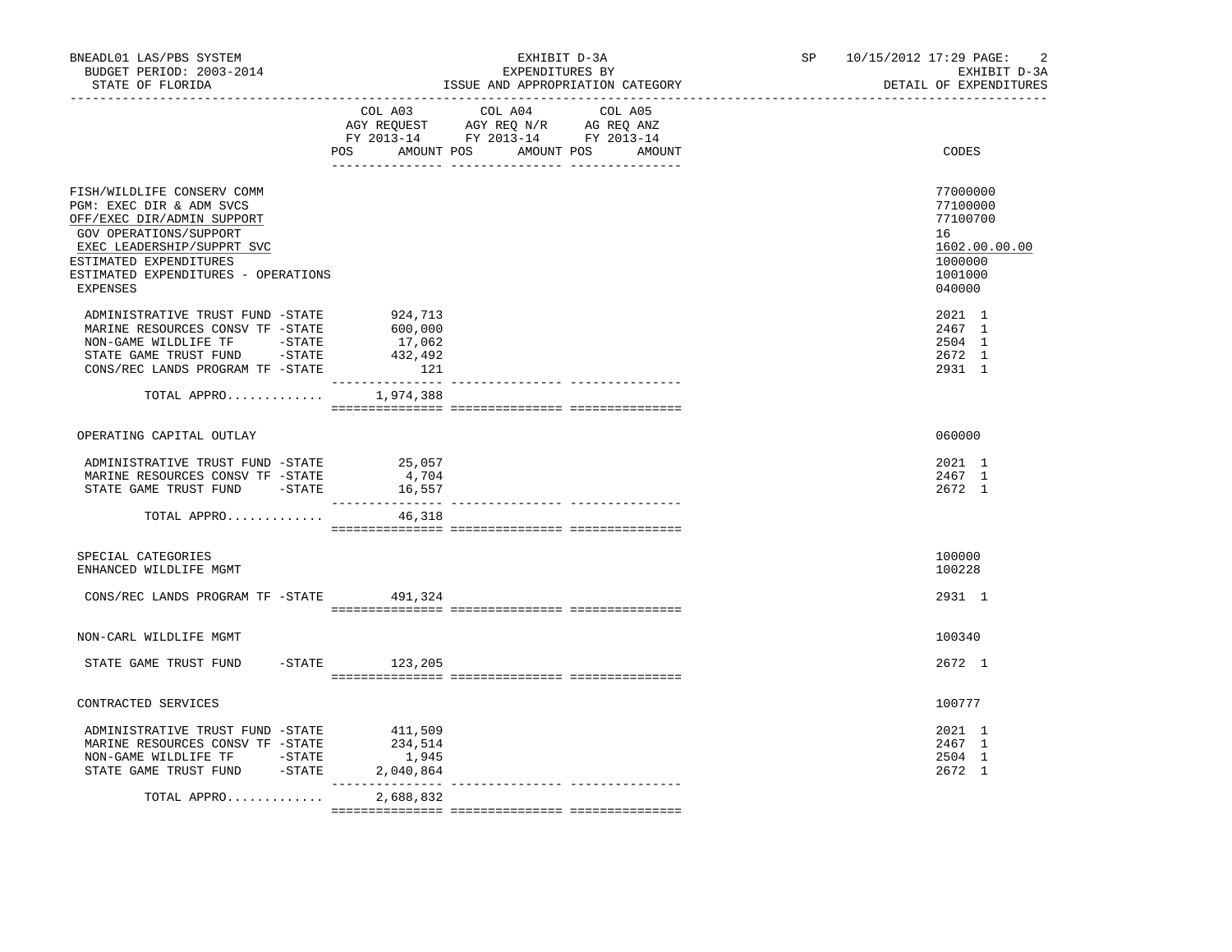BNEADL01 LAS/PBS SYSTEM
BUDGET PERIOD: 2003-2014
STATE OF FLORIDA

EXHIBIT D-3A
EXPENDITURES BY
ISSUE AND APPROPRIATION CATEGORY

SP 10/15/2012 17:29
EXHIBIT D-3A
DETAIL OF EXPENDITURES

| | COL A03 AGY REQUEST FY 2013-14 POS AMOUNT | COL A04 AGY REQ N/R FY 2013-14 POS AMOUNT | COL A05 AG REQ ANZ FY 2013-14 POS AMOUNT | CODES |
|---|---|---|---|---|
| FISH/WILDLIFE CONSERV COMM | | | | 77000000 |
| PGM: EXEC DIR & ADM SVCS | | | | 77100000 |
| OFF/EXEC DIR/ADMIN SUPPORT | | | | 77100700 |
| GOV OPERATIONS/SUPPORT | | | | 16 |
| EXEC LEADERSHIP/SUPPRT SVC | | | | 1602.00.00.00 |
| ESTIMATED EXPENDITURES | | | | 1000000 |
| ESTIMATED EXPENDITURES - OPERATIONS | | | | 1001000 |
| EXPENSES | | | | 040000 |
| ADMINISTRATIVE TRUST FUND -STATE | 924,713 | | | 2021 1 |
| MARINE RESOURCES CONSV TF -STATE | 600,000 | | | 2467 1 |
| NON-GAME WILDLIFE TF -STATE | 17,062 | | | 2504 1 |
| STATE GAME TRUST FUND -STATE | 432,492 | | | 2672 1 |
| CONS/REC LANDS PROGRAM TF -STATE | 121 | | | 2931 1 |
| TOTAL APPRO............ | 1,974,388 | | | |
| OPERATING CAPITAL OUTLAY | | | | 060000 |
| ADMINISTRATIVE TRUST FUND -STATE | 25,057 | | | 2021 1 |
| MARINE RESOURCES CONSV TF -STATE | 4,704 | | | 2467 1 |
| STATE GAME TRUST FUND -STATE | 16,557 | | | 2672 1 |
| TOTAL APPRO............ | 46,318 | | | |
| SPECIAL CATEGORIES | | | | 100000 |
| ENHANCED WILDLIFE MGMT | | | | 100228 |
| CONS/REC LANDS PROGRAM TF -STATE | 491,324 | | | 2931 1 |
| NON-CARL WILDLIFE MGMT | | | | 100340 |
| STATE GAME TRUST FUND -STATE | 123,205 | | | 2672 1 |
| CONTRACTED SERVICES | | | | 100777 |
| ADMINISTRATIVE TRUST FUND -STATE | 411,509 | | | 2021 1 |
| MARINE RESOURCES CONSV TF -STATE | 234,514 | | | 2467 1 |
| NON-GAME WILDLIFE TF -STATE | 1,945 | | | 2504 1 |
| STATE GAME TRUST FUND -STATE | 2,040,864 | | | 2672 1 |
| TOTAL APPRO............ | 2,688,832 | | | |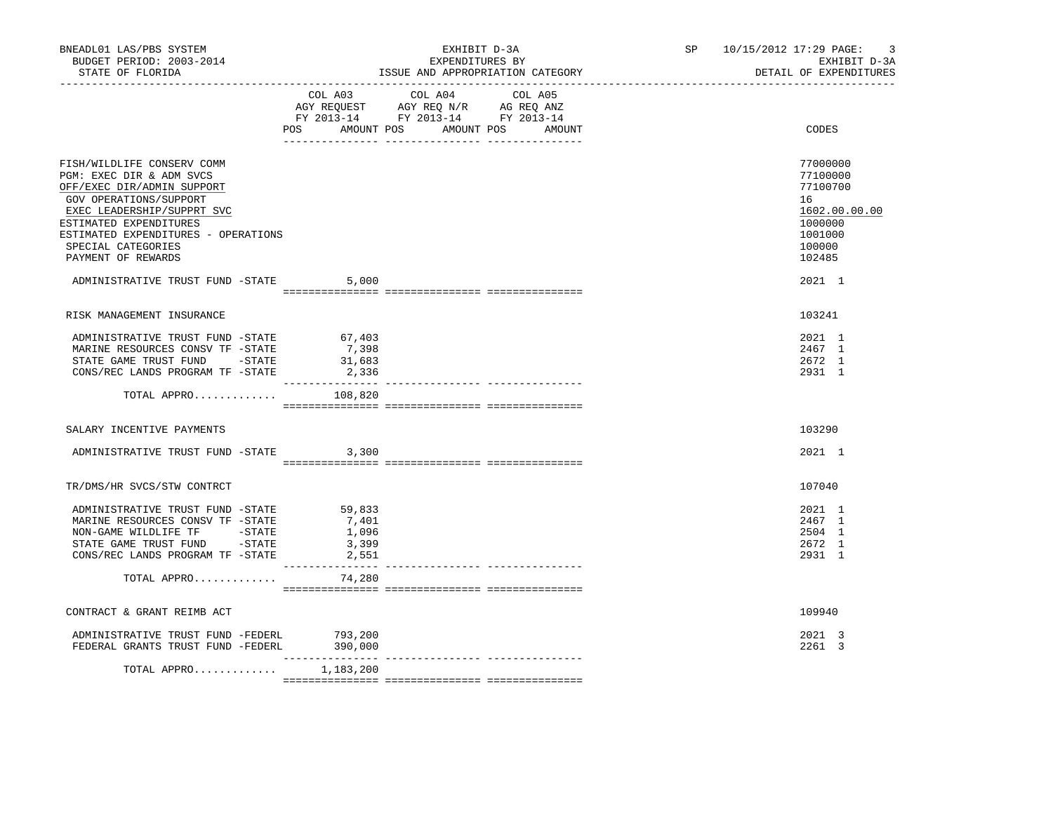BNEADL01 LAS/PBS SYSTEM | EXHIBIT D-3A | SP 10/15/2012 17:29

BUDGET PERIOD: 2003-2014 | EXPENDITURES BY | EXHIBIT D-3A

STATE OF FLORIDA | ISSUE AND APPROPRIATION CATEGORY | DETAIL OF EXPENDITURES

| | COL A03 AGY REQUEST FY 2013-14 POS AMOUNT | COL A04 AGY REQ N/R FY 2013-14 POS AMOUNT | COL A05 AG REQ ANZ FY 2013-14 POS AMOUNT | CODES |
|---|---|---|---|---|
| FISH/WILDLIFE CONSERV COMM | | | | 77000000 |
| PGM: EXEC DIR & ADM SVCS | | | | 77100000 |
| OFF/EXEC DIR/ADMIN SUPPORT | | | | 77100700 |
| GOV OPERATIONS/SUPPORT | | | | 16 |
| EXEC LEADERSHIP/SUPPRT SVC | | | | 1602.00.00.00 |
| ESTIMATED EXPENDITURES | | | | 1000000 |
| ESTIMATED EXPENDITURES - OPERATIONS | | | | 1001000 |
| SPECIAL CATEGORIES | | | | 100000 |
| PAYMENT OF REWARDS | | | | 102485 |
| ADMINISTRATIVE TRUST FUND -STATE | 5,000 | | | 2021 1 |
| RISK MANAGEMENT INSURANCE | | | | 103241 |
| ADMINISTRATIVE TRUST FUND -STATE | 67,403 | | | 2021 1 |
| MARINE RESOURCES CONSV TF -STATE | 7,398 | | | 2467 1 |
| STATE GAME TRUST FUND -STATE | 31,683 | | | 2672 1 |
| CONS/REC LANDS PROGRAM TF -STATE | 2,336 | | | 2931 1 |
| TOTAL APPRO............ | 108,820 | | | |
| SALARY INCENTIVE PAYMENTS | | | | 103290 |
| ADMINISTRATIVE TRUST FUND -STATE | 3,300 | | | 2021 1 |
| TR/DMS/HR SVCS/STW CONTRCT | | | | 107040 |
| ADMINISTRATIVE TRUST FUND -STATE | 59,833 | | | 2021 1 |
| MARINE RESOURCES CONSV TF -STATE | 7,401 | | | 2467 1 |
| NON-GAME WILDLIFE TF -STATE | 1,096 | | | 2504 1 |
| STATE GAME TRUST FUND -STATE | 3,399 | | | 2672 1 |
| CONS/REC LANDS PROGRAM TF -STATE | 2,551 | | | 2931 1 |
| TOTAL APPRO............ | 74,280 | | | |
| CONTRACT & GRANT REIMB ACT | | | | 109940 |
| ADMINISTRATIVE TRUST FUND -FEDERL | 793,200 | | | 2021 3 |
| FEDERAL GRANTS TRUST FUND -FEDERL | 390,000 | | | 2261 3 |
| TOTAL APPRO............ | 1,183,200 | | | |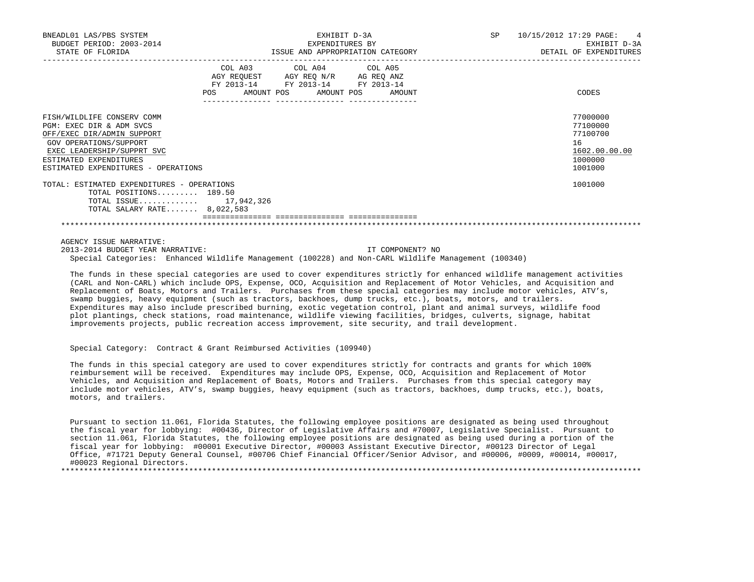| | COL A03 AGY REQUEST FY 2013-14 POS AMOUNT | COL A04 AGY REQ N/R FY 2013-14 POS AMOUNT | COL A05 AG REQ ANZ FY 2013-14 POS AMOUNT | CODES |
|---|---|---|---|---|
| FISH/WILDLIFE CONSERV COMM | | | | 77000000 |
| PGM: EXEC DIR & ADM SVCS | | | | 77100000 |
| OFF/EXEC DIR/ADMIN SUPPORT | | | | 77100700 |
| GOV OPERATIONS/SUPPORT | | | | 16 |
| EXEC LEADERSHIP/SUPPRT SVC | | | | 1602.00.00.00 |
| ESTIMATED EXPENDITURES | | | | 1000000 |
| ESTIMATED EXPENDITURES - OPERATIONS | | | | 1001000 |
| TOTAL: ESTIMATED EXPENDITURES - OPERATIONS | | | | 1001000 |
| TOTAL POSITIONS......... 189.50 | | | | |
| TOTAL ISSUE............ 17,942,326 | | | | |
| TOTAL SALARY RATE....... 8,022,583 | | | | |

AGENCY ISSUE NARRATIVE:

2013-2014 BUDGET YEAR NARRATIVE: IT COMPONENT? NO

Special Categories: Enhanced Wildlife Management (100228) and Non-CARL Wildlife Management (100340)

The funds in these special categories are used to cover expenditures strictly for enhanced wildlife management activities (CARL and Non-CARL) which include OPS, Expense, OCO, Acquisition and Replacement of Motor Vehicles, and Acquisition and Replacement of Boats, Motors and Trailers. Purchases from these special categories may include motor vehicles, ATV's, swamp buggies, heavy equipment (such as tractors, backhoes, dump trucks, etc.), boats, motors, and trailers. Expenditures may also include prescribed burning, exotic vegetation control, plant and animal surveys, wildlife food plot plantings, check stations, road maintenance, wildlife viewing facilities, bridges, culverts, signage, habitat improvements projects, public recreation access improvement, site security, and trail development.

Special Category: Contract & Grant Reimbursed Activities (109940)

The funds in this special category are used to cover expenditures strictly for contracts and grants for which 100% reimbursement will be received. Expenditures may include OPS, Expense, OCO, Acquisition and Replacement of Motor Vehicles, and Acquisition and Replacement of Boats, Motors and Trailers. Purchases from this special category may include motor vehicles, ATV's, swamp buggies, heavy equipment (such as tractors, backhoes, dump trucks, etc.), boats, motors, and trailers.

Pursuant to section 11.061, Florida Statutes, the following employee positions are designated as being used throughout the fiscal year for lobbying: #00436, Director of Legislative Affairs and #70007, Legislative Specialist. Pursuant to section 11.061, Florida Statutes, the following employee positions are designated as being used during a portion of the fiscal year for lobbying: #00001 Executive Director, #00003 Assistant Executive Director, #00123 Director of Legal Office, #71721 Deputy General Counsel, #00706 Chief Financial Officer/Senior Advisor, and #00006, #0009, #00014, #00017, #00023 Regional Directors.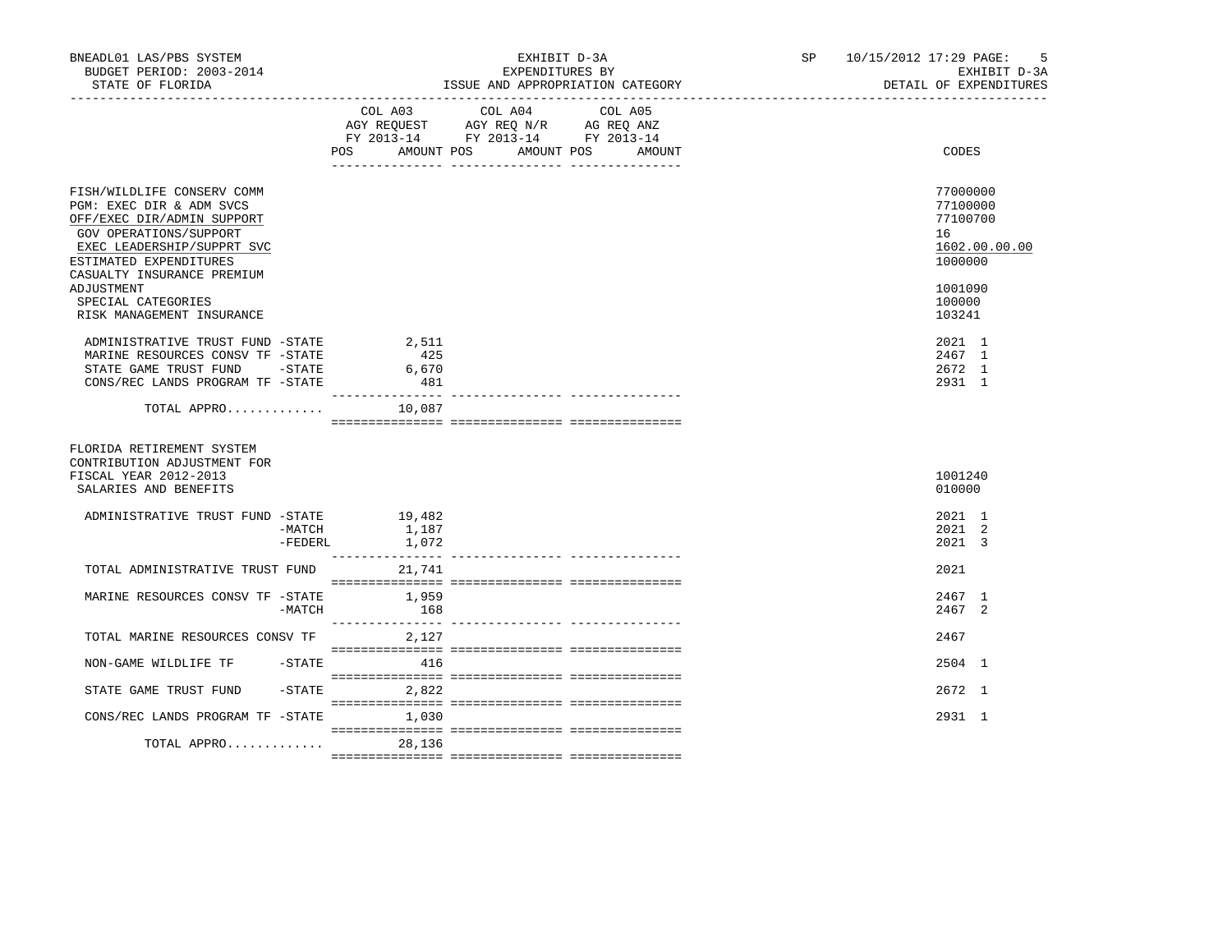BNEADL01 LAS/PBS SYSTEM
BUDGET PERIOD: 2003-2014
STATE OF FLORIDA

EXHIBIT D-3A
EXPENDITURES BY
ISSUE AND APPROPRIATION CATEGORY

SP 10/15/2012 17:29
EXHIBIT D-3A
DETAIL OF EXPENDITURES

| | COL A03 AGY REQUEST FY 2013-14 POS AMOUNT | COL A04 AGY REQ N/R FY 2013-14 POS AMOUNT | COL A05 AG REQ ANZ FY 2013-14 POS AMOUNT | CODES |
|---|---|---|---|---|
| FISH/WILDLIFE CONSERV COMM | | | | 77000000 |
| PGM: EXEC DIR & ADM SVCS | | | | 77100000 |
| OFF/EXEC DIR/ADMIN SUPPORT | | | | 77100700 |
| GOV OPERATIONS/SUPPORT | | | | 16 |
| EXEC LEADERSHIP/SUPPRT SVC | | | | 1602.00.00.00 |
| ESTIMATED EXPENDITURES | | | | 1000000 |
| CASUALTY INSURANCE PREMIUM ADJUSTMENT | | | | 1001090 |
| SPECIAL CATEGORIES | | | | 100000 |
| RISK MANAGEMENT INSURANCE | | | | 103241 |
| ADMINISTRATIVE TRUST FUND -STATE | 2,511 | | | 2021 1 |
| MARINE RESOURCES CONSV TF -STATE | 425 | | | 2467 1 |
| STATE GAME TRUST FUND -STATE | 6,670 | | | 2672 1 |
| CONS/REC LANDS PROGRAM TF -STATE | 481 | | | 2931 1 |
| TOTAL APPRO............ | 10,087 | | | |
| FLORIDA RETIREMENT SYSTEM CONTRIBUTION ADJUSTMENT FOR FISCAL YEAR 2012-2013 | | | | 1001240 |
| SALARIES AND BENEFITS | | | | 010000 |
| ADMINISTRATIVE TRUST FUND -STATE | 19,482 | | | 2021 1 |
| -MATCH | 1,187 | | | 2021 2 |
| -FEDERL | 1,072 | | | 2021 3 |
| TOTAL ADMINISTRATIVE TRUST FUND | 21,741 | | | 2021 |
| MARINE RESOURCES CONSV TF -STATE | 1,959 | | | 2467 1 |
| -MATCH | 168 | | | 2467 2 |
| TOTAL MARINE RESOURCES CONSV TF | 2,127 | | | 2467 |
| NON-GAME WILDLIFE TF -STATE | 416 | | | 2504 1 |
| STATE GAME TRUST FUND -STATE | 2,822 | | | 2672 1 |
| CONS/REC LANDS PROGRAM TF -STATE | 1,030 | | | 2931 1 |
| TOTAL APPRO............ | 28,136 | | | |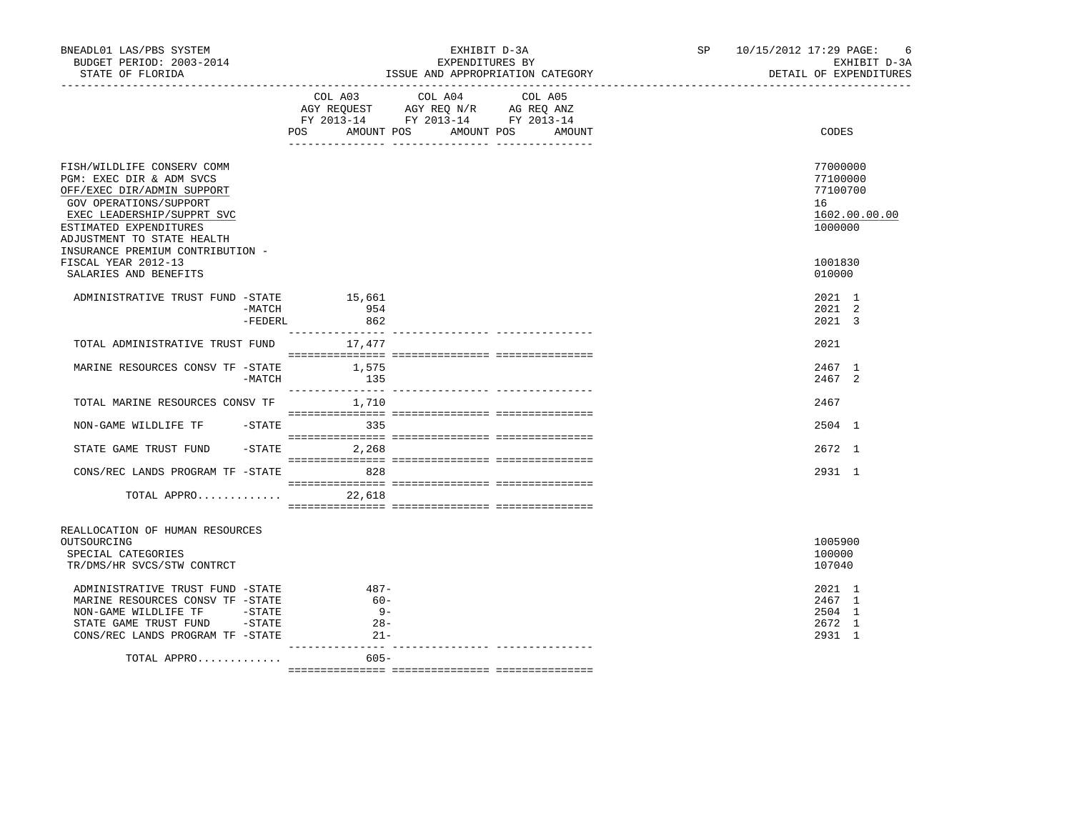BNEADL01 LAS/PBS SYSTEM — EXHIBIT D-3A — SP 10/15/2012 17:29
BUDGET PERIOD: 2003-2014 — EXPENDITURES BY — EXHIBIT D-3A
STATE OF FLORIDA — ISSUE AND APPROPRIATION CATEGORY — DETAIL OF EXPENDITURES

| | COL A03 AGY REQUEST FY 2013-14 POS AMOUNT | COL A04 AGY REQ N/R FY 2013-14 POS AMOUNT | COL A05 AG REQ ANZ FY 2013-14 POS AMOUNT | CODES |
|---|---|---|---|---|
| FISH/WILDLIFE CONSERV COMM | | | | 77000000 |
| PGM: EXEC DIR & ADM SVCS | | | | 77100000 |
| OFF/EXEC DIR/ADMIN SUPPORT | | | | 77100700 |
| GOV OPERATIONS/SUPPORT | | | | 16 |
| EXEC LEADERSHIP/SUPPRT SVC | | | | 1602.00.00.00 |
| ESTIMATED EXPENDITURES | | | | 1000000 |
| ADJUSTMENT TO STATE HEALTH INSURANCE PREMIUM CONTRIBUTION - FISCAL YEAR 2012-13 | | | | 1001830 |
| SALARIES AND BENEFITS | | | | 010000 |
| ADMINISTRATIVE TRUST FUND -STATE | 15,661 | | | 2021 1 |
| -MATCH | 954 | | | 2021 2 |
| -FEDERL | 862 | | | 2021 3 |
| TOTAL ADMINISTRATIVE TRUST FUND | 17,477 | | | 2021 |
| MARINE RESOURCES CONSV TF -STATE | 1,575 | | | 2467 1 |
| -MATCH | 135 | | | 2467 2 |
| TOTAL MARINE RESOURCES CONSV TF | 1,710 | | | 2467 |
| NON-GAME WILDLIFE TF -STATE | 335 | | | 2504 1 |
| STATE GAME TRUST FUND -STATE | 2,268 | | | 2672 1 |
| CONS/REC LANDS PROGRAM TF -STATE | 828 | | | 2931 1 |
| TOTAL APPRO............. | 22,618 | | | |
| REALLOCATION OF HUMAN RESOURCES OUTSOURCING | | | | 1005900 |
| SPECIAL CATEGORIES | | | | 100000 |
| TR/DMS/HR SVCS/STW CONTRCT | | | | 107040 |
| ADMINISTRATIVE TRUST FUND -STATE | 487- | | | 2021 1 |
| MARINE RESOURCES CONSV TF -STATE | 60- | | | 2467 1 |
| NON-GAME WILDLIFE TF -STATE | 9- | | | 2504 1 |
| STATE GAME TRUST FUND -STATE | 28- | | | 2672 1 |
| CONS/REC LANDS PROGRAM TF -STATE | 21- | | | 2931 1 |
| TOTAL APPRO............. | 605- | | | |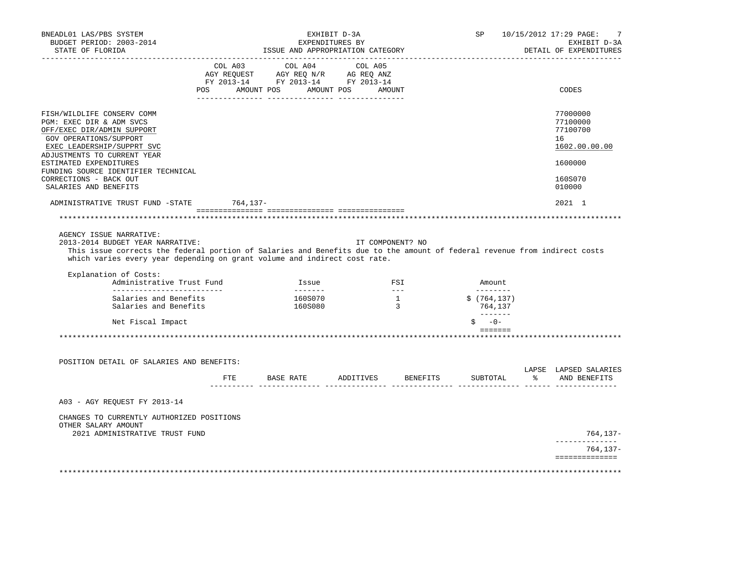BNEADL01 LAS/PBS SYSTEM — EXHIBIT D-3A — EXPENDITURES BY ISSUE AND APPROPRIATION CATEGORY — SP 10/15/2012 17:29

BUDGET PERIOD: 2003-2014 — STATE OF FLORIDA — EXHIBIT D-3A — DETAIL OF EXPENDITURES

| | COL A03 AGY REQUEST FY 2013-14 POS | AMOUNT | COL A04 AGY REQ N/R FY 2013-14 POS | AMOUNT | COL A05 AG REQ ANZ FY 2013-14 POS | AMOUNT | CODES |
|---|---|---|---|---|---|---|---|
| FISH/WILDLIFE CONSERV COMM | | | | | | | 77000000 |
| PGM: EXEC DIR & ADM SVCS | | | | | | | 77100000 |
| OFF/EXEC DIR/ADMIN SUPPORT | | | | | | | 77100700 |
| GOV OPERATIONS/SUPPORT | | | | | | | 16 |
| EXEC LEADERSHIP/SUPPRT SVC | | | | | | | 1602.00.00.00 |
| ADJUSTMENTS TO CURRENT YEAR ESTIMATED EXPENDITURES | | | | | | | 1600000 |
| FUNDING SOURCE IDENTIFIER TECHNICAL CORRECTIONS - BACK OUT | | | | | | | 160S070 |
| SALARIES AND BENEFITS | | | | | | | 010000 |
| ADMINISTRATIVE TRUST FUND -STATE | | 764,137- | | | | | 2021 1 |

AGENCY ISSUE NARRATIVE:

2013-2014 BUDGET YEAR NARRATIVE: IT COMPONENT? NO

This issue corrects the federal portion of Salaries and Benefits due to the amount of federal revenue from indirect costs which varies every year depending on grant volume and indirect cost rate.

Explanation of Costs:

| Administrative Trust Fund | Issue | FSI | Amount |
|---|---|---|---|
| Salaries and Benefits | 160S070 | 1 | $ (764,137) |
| Salaries and Benefits | 160S080 | 3 | 764,137 |
| Net Fiscal Impact | | | $ -0- |

POSITION DETAIL OF SALARIES AND BENEFITS:

| | FTE | BASE RATE | ADDITIVES | BENEFITS | SUBTOTAL | LAPSE % | LAPSED SALARIES AND BENEFITS |
|---|---|---|---|---|---|---|---|
| A03 - AGY REQUEST FY 2013-14 | | | | | | | |
| CHANGES TO CURRENTLY AUTHORIZED POSITIONS | | | | | | | |
| OTHER SALARY AMOUNT | | | | | | | |
| 2021 ADMINISTRATIVE TRUST FUND | | | | | | | 764,137- |
| | | | | | | | 764,137- |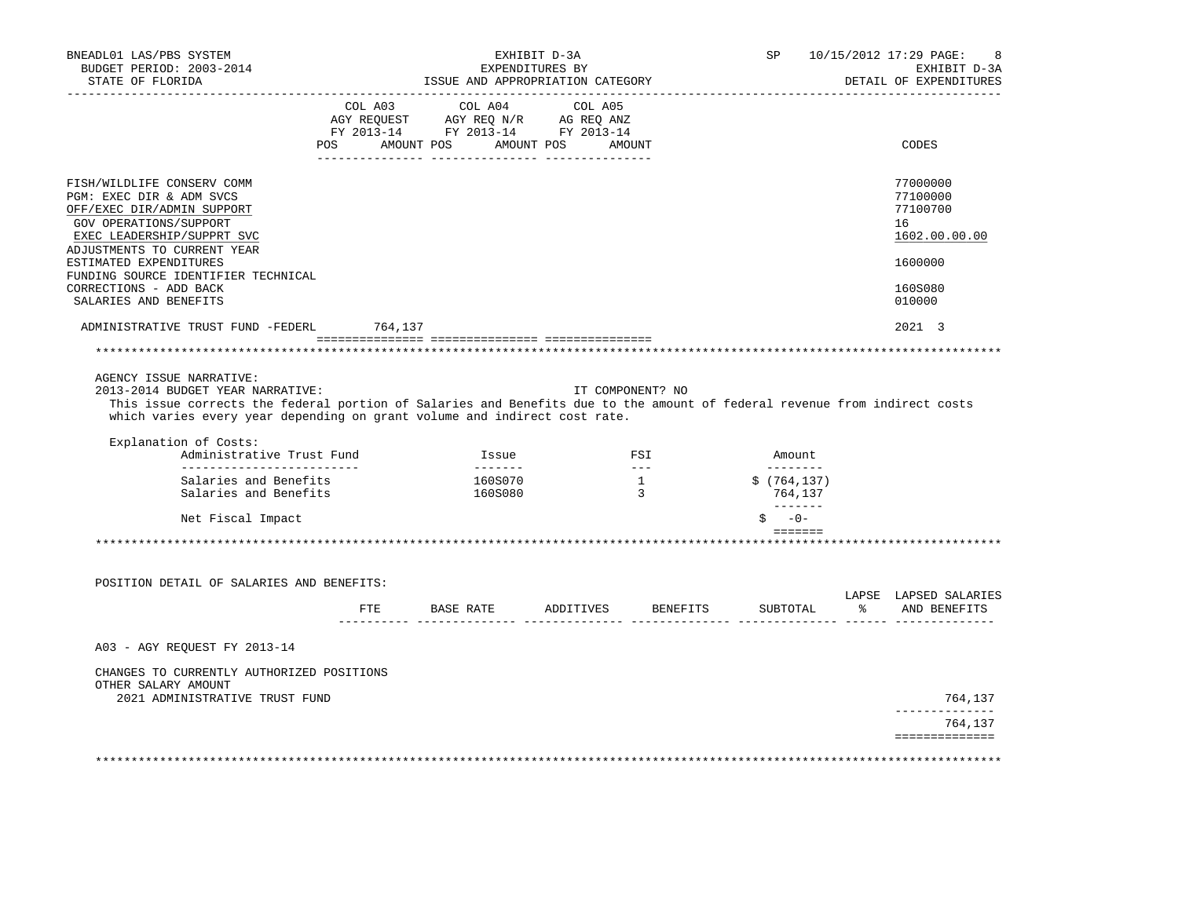| | COL A03 AGY REQUEST FY 2013-14 POS AMOUNT | COL A04 AGY REQ N/R FY 2013-14 POS AMOUNT | COL A05 AG REQ ANZ FY 2013-14 POS AMOUNT | CODES |
|---|---|---|---|---|
| FISH/WILDLIFE CONSERV COMM | | | | 77000000 |
| PGM: EXEC DIR & ADM SVCS | | | | 77100000 |
| OFF/EXEC DIR/ADMIN SUPPORT | | | | 77100700 |
| GOV OPERATIONS/SUPPORT | | | | 16 |
| EXEC LEADERSHIP/SUPPRT SVC | | | | 1602.00.00.00 |
| ADJUSTMENTS TO CURRENT YEAR ESTIMATED EXPENDITURES | | | | 1600000 |
| FUNDING SOURCE IDENTIFIER TECHNICAL CORRECTIONS - ADD BACK | | | | 160S080 |
| SALARIES AND BENEFITS | | | | 010000 |
| ADMINISTRATIVE TRUST FUND -FEDERL | 764,137 | | | 2021 3 |

AGENCY ISSUE NARRATIVE:

2013-2014 BUDGET YEAR NARRATIVE: IT COMPONENT? NO

This issue corrects the federal portion of Salaries and Benefits due to the amount of federal revenue from indirect costs which varies every year depending on grant volume and indirect cost rate.

Explanation of Costs:

| Administrative Trust Fund | Issue | FSI | Amount |
|---|---|---|---|
| Salaries and Benefits | 160S070 | 1 | $ (764,137) |
| Salaries and Benefits | 160S080 | 3 | 764,137 |
| Net Fiscal Impact | | | $ -0- |

POSITION DETAIL OF SALARIES AND BENEFITS:

| | FTE | BASE RATE | ADDITIVES | BENEFITS | SUBTOTAL | LAPSE % | LAPSED SALARIES AND BENEFITS |
|---|---|---|---|---|---|---|---|
| A03 - AGY REQUEST FY 2013-14 | | | | | | | |
| CHANGES TO CURRENTLY AUTHORIZED POSITIONS | | | | | | | |
| OTHER SALARY AMOUNT | | | | | | | |
| 2021 ADMINISTRATIVE TRUST FUND | | | | | | | 764,137 |
| | | | | | | | 764,137 |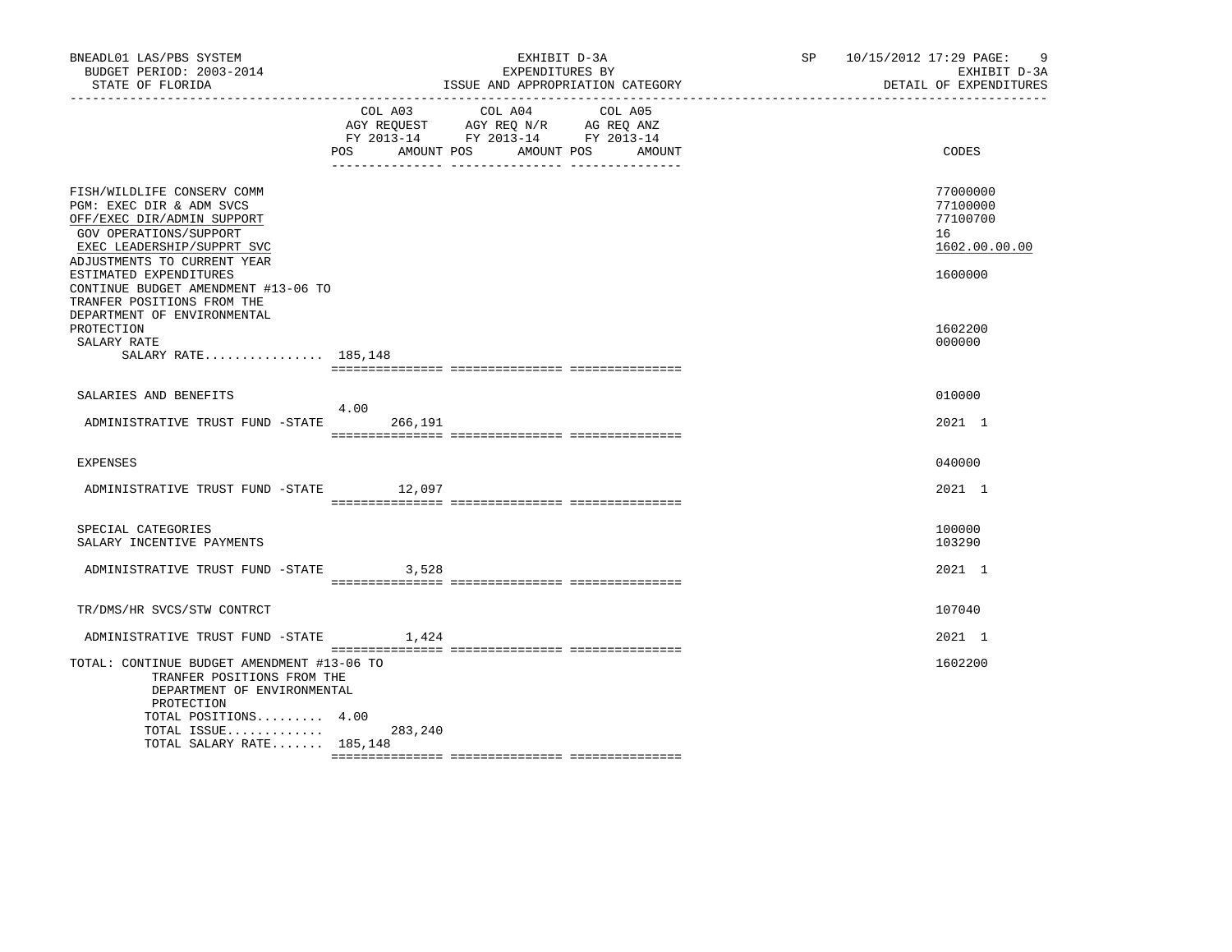BNEADL01 LAS/PBS SYSTEM — EXHIBIT D-3A — EXPENDITURES BY ISSUE AND APPROPRIATION CATEGORY — SP 10/15/2012 17:29

BUDGET PERIOD: 2003-2014 — EXHIBIT D-3A

STATE OF FLORIDA — DETAIL OF EXPENDITURES

| | COL A03 AGY REQUEST FY 2013-14 POS | AMOUNT | COL A04 AGY REQ N/R FY 2013-14 POS | AMOUNT | COL A05 AG REQ ANZ FY 2013-14 POS | AMOUNT | CODES |
|---|---|---|---|---|---|---|---|
| FISH/WILDLIFE CONSERV COMM | | | | | | | 77000000 |
| PGM: EXEC DIR & ADM SVCS | | | | | | | 77100000 |
| OFF/EXEC DIR/ADMIN SUPPORT | | | | | | | 77100700 |
| GOV OPERATIONS/SUPPORT | | | | | | | 16 |
| EXEC LEADERSHIP/SUPPRT SVC | | | | | | | 1602.00.00.00 |
| ADJUSTMENTS TO CURRENT YEAR ESTIMATED EXPENDITURES | | | | | | | 1600000 |
| CONTINUE BUDGET AMENDMENT #13-06 TO TRANFER POSITIONS FROM THE DEPARTMENT OF ENVIRONMENTAL PROTECTION | | | | | | | 1602200 |
| SALARY RATE | | | | | | | 000000 |
| SALARY RATE................ | 185,148 | | | | | | |
| SALARIES AND BENEFITS | | | | | | | 010000 |
| ADMINISTRATIVE TRUST FUND -STATE | 4.00 | 266,191 | | | | | 2021 1 |
| EXPENSES | | | | | | | 040000 |
| ADMINISTRATIVE TRUST FUND -STATE | | 12,097 | | | | | 2021 1 |
| SPECIAL CATEGORIES | | | | | | | 100000 |
| SALARY INCENTIVE PAYMENTS | | | | | | | 103290 |
| ADMINISTRATIVE TRUST FUND -STATE | | 3,528 | | | | | 2021 1 |
| TR/DMS/HR SVCS/STW CONTRCT | | | | | | | 107040 |
| ADMINISTRATIVE TRUST FUND -STATE | | 1,424 | | | | | 2021 1 |
| TOTAL: CONTINUE BUDGET AMENDMENT #13-06 TO TRANFER POSITIONS FROM THE DEPARTMENT OF ENVIRONMENTAL PROTECTION | | | | | | | 1602200 |
| TOTAL POSITIONS......... | 4.00 | | | | | | |
| TOTAL ISSUE............. | | 283,240 | | | | | |
| TOTAL SALARY RATE....... | 185,148 | | | | | | |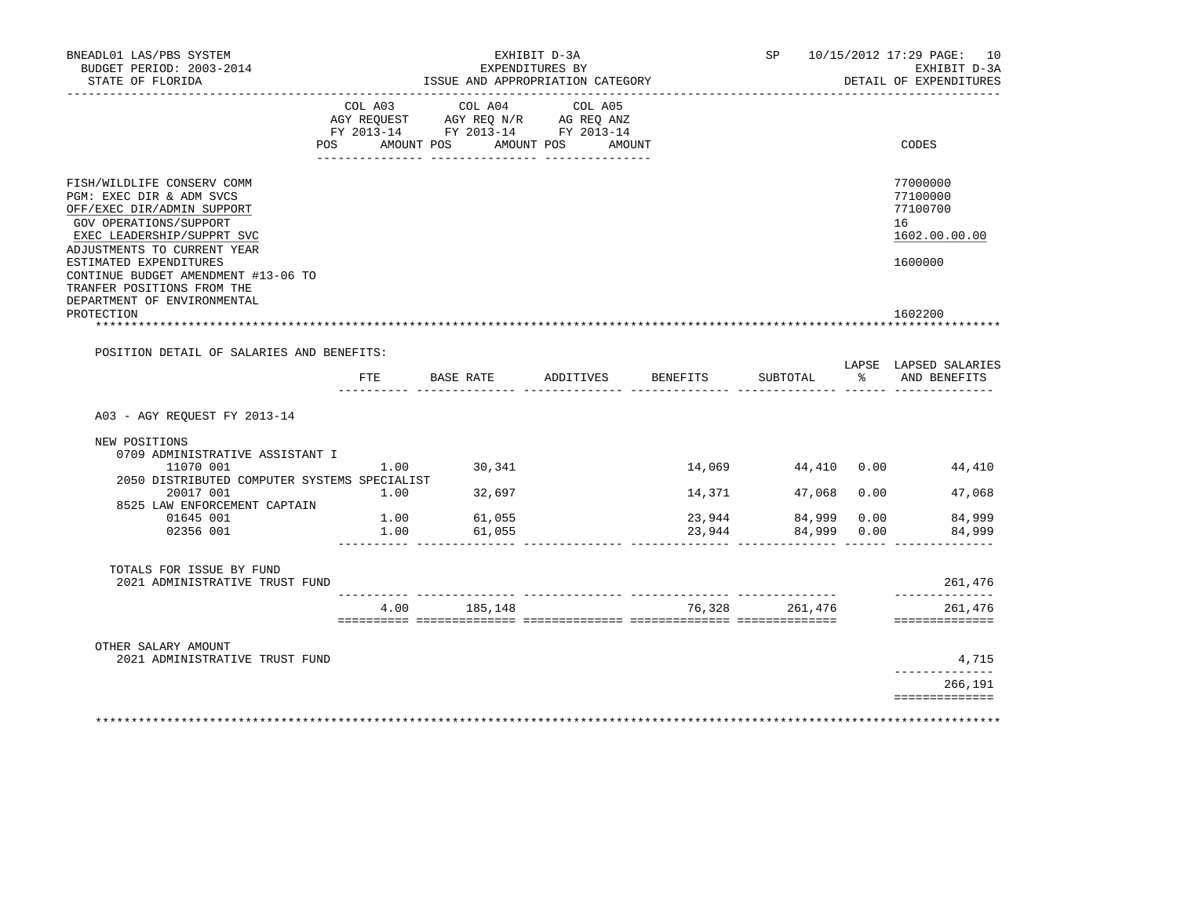BNEADL01 LAS/PBS SYSTEM | EXHIBIT D-3A | SP 10/15/2012 17:29

BUDGET PERIOD: 2003-2014 | EXPENDITURES BY | EXHIBIT D-3A

STATE OF FLORIDA | ISSUE AND APPROPRIATION CATEGORY | DETAIL OF EXPENDITURES

| | COL A03 AGY REQUEST FY 2013-14 POS AMOUNT | COL A04 AGY REQ N/R FY 2013-14 POS AMOUNT | COL A05 AG REQ ANZ FY 2013-14 POS AMOUNT | CODES |
|---|---|---|---|---|
| FISH/WILDLIFE CONSERV COMM | | | | 77000000 |
| PGM: EXEC DIR & ADM SVCS | | | | 77100000 |
| OFF/EXEC DIR/ADMIN SUPPORT | | | | 77100700 |
| GOV OPERATIONS/SUPPORT | | | | 16 |
| EXEC LEADERSHIP/SUPPRT SVC | | | | 1602.00.00.00 |
| ADJUSTMENTS TO CURRENT YEAR ESTIMATED EXPENDITURES | | | | 1600000 |
| CONTINUE BUDGET AMENDMENT #13-06 TO TRANFER POSITIONS FROM THE DEPARTMENT OF ENVIRONMENTAL PROTECTION | | | | 1602200 |

POSITION DETAIL OF SALARIES AND BENEFITS:

| | FTE | BASE RATE | ADDITIVES | BENEFITS | SUBTOTAL | LAPSE % | LAPSED SALARIES AND BENEFITS |
|---|---|---|---|---|---|---|---|
| **A03 - AGY REQUEST FY 2013-14** | | | | | | | |
| NEW POSITIONS | | | | | | | |
| 0709 ADMINISTRATIVE ASSISTANT I | | | | | | | |
| 11070 001 | 1.00 | 30,341 | | 14,069 | 44,410 | 0.00 | 44,410 |
| 2050 DISTRIBUTED COMPUTER SYSTEMS SPECIALIST | | | | | | | |
| 20017 001 | 1.00 | 32,697 | | 14,371 | 47,068 | 0.00 | 47,068 |
| 8525 LAW ENFORCEMENT CAPTAIN | | | | | | | |
| 01645 001 | 1.00 | 61,055 | | 23,944 | 84,999 | 0.00 | 84,999 |
| 02356 001 | 1.00 | 61,055 | | 23,944 | 84,999 | 0.00 | 84,999 |
| TOTALS FOR ISSUE BY FUND | | | | | | | |
| 2021 ADMINISTRATIVE TRUST FUND | | | | | | | 261,476 |
| | 4.00 | 185,148 | | 76,328 | 261,476 | | 261,476 |
| OTHER SALARY AMOUNT | | | | | | | |
| 2021 ADMINISTRATIVE TRUST FUND | | | | | | | 4,715 |
| | | | | | | | 266,191 |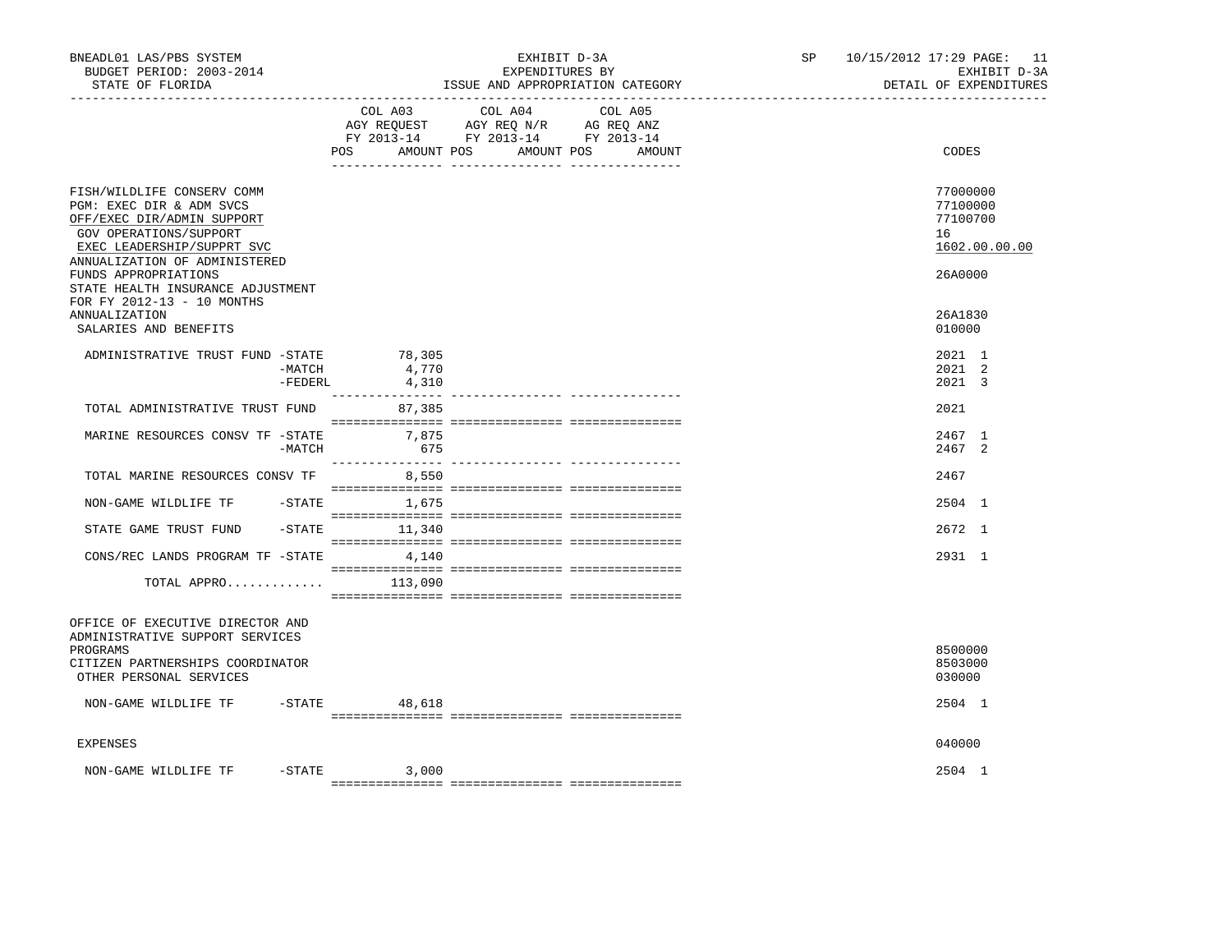BNEADL01 LAS/PBS SYSTEM | EXHIBIT D-3A | SP 10/15/2012 17:29
BUDGET PERIOD: 2003-2014 | EXPENDITURES BY | EXHIBIT D-3A
STATE OF FLORIDA | ISSUE AND APPROPRIATION CATEGORY | DETAIL OF EXPENDITURES

| | COL A03 AGY REQUEST FY 2013-14 POS | AMOUNT | COL A04 AGY REQ N/R FY 2013-14 POS | AMOUNT | COL A05 AG REQ ANZ FY 2013-14 POS | AMOUNT | CODES |
|---|---|---|---|---|---|---|---|
| FISH/WILDLIFE CONSERV COMM | | | | | | | 77000000 |
| PGM: EXEC DIR & ADM SVCS | | | | | | | 77100000 |
| OFF/EXEC DIR/ADMIN SUPPORT | | | | | | | 77100700 |
| GOV OPERATIONS/SUPPORT | | | | | | | 16 |
| EXEC LEADERSHIP/SUPPRT SVC | | | | | | | 1602.00.00.00 |
| ANNUALIZATION OF ADMINISTERED FUNDS APPROPRIATIONS | | | | | | | 26A0000 |
| STATE HEALTH INSURANCE ADJUSTMENT FOR FY 2012-13 - 10 MONTHS ANNUALIZATION | | | | | | | 26A1830 |
| SALARIES AND BENEFITS | | | | | | | 010000 |
| ADMINISTRATIVE TRUST FUND -STATE | | 78,305 | | | | | 2021 1 |
| -MATCH | | 4,770 | | | | | 2021 2 |
| -FEDERL | | 4,310 | | | | | 2021 3 |
| TOTAL ADMINISTRATIVE TRUST FUND | | 87,385 | | | | | 2021 |
| MARINE RESOURCES CONSV TF -STATE | | 7,875 | | | | | 2467 1 |
| -MATCH | | 675 | | | | | 2467 2 |
| TOTAL MARINE RESOURCES CONSV TF | | 8,550 | | | | | 2467 |
| NON-GAME WILDLIFE TF -STATE | | 1,675 | | | | | 2504 1 |
| STATE GAME TRUST FUND -STATE | | 11,340 | | | | | 2672 1 |
| CONS/REC LANDS PROGRAM TF -STATE | | 4,140 | | | | | 2931 1 |
| TOTAL APPRO............. | | 113,090 | | | | | |
| OFFICE OF EXECUTIVE DIRECTOR AND ADMINISTRATIVE SUPPORT SERVICES PROGRAMS | | | | | | | 8500000 |
| CITIZEN PARTNERSHIPS COORDINATOR | | | | | | | 8503000 |
| OTHER PERSONAL SERVICES | | | | | | | 030000 |
| NON-GAME WILDLIFE TF -STATE | | 48,618 | | | | | 2504 1 |
| EXPENSES | | | | | | | 040000 |
| NON-GAME WILDLIFE TF -STATE | | 3,000 | | | | | 2504 1 |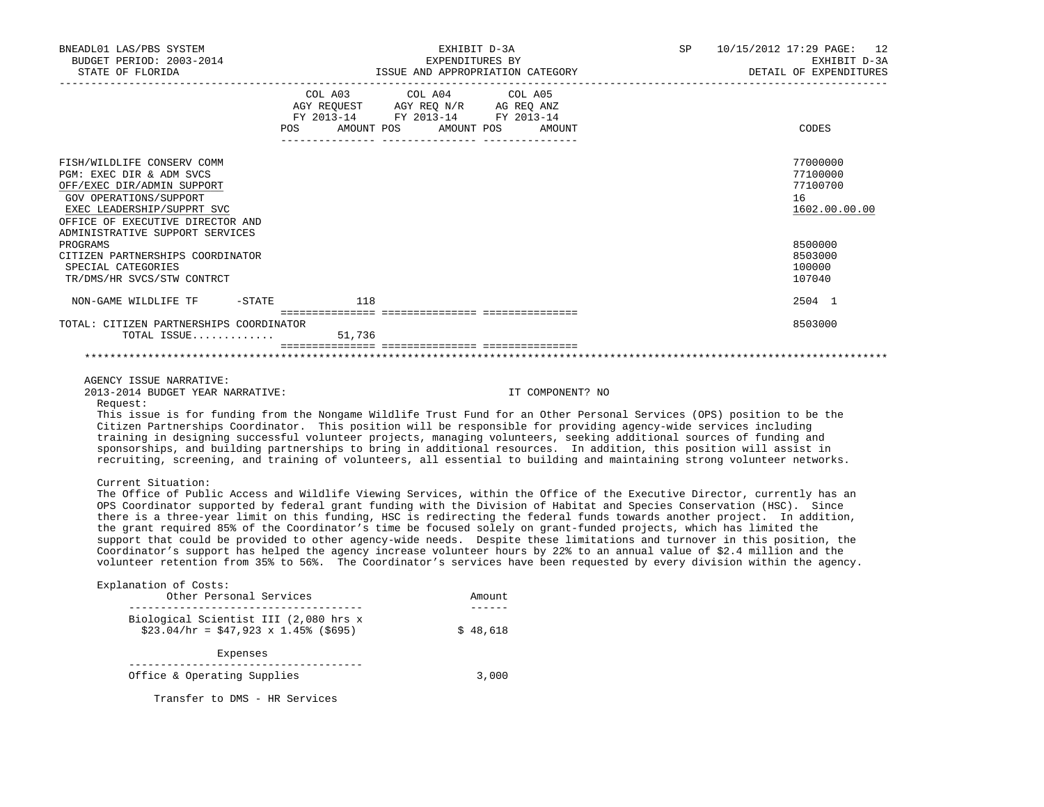BNEADL01 LAS/PBS SYSTEM — EXHIBIT D-3A — SP 10/15/2012 17:29
BUDGET PERIOD: 2003-2014 — EXPENDITURES BY — EXHIBIT D-3A
STATE OF FLORIDA — ISSUE AND APPROPRIATION CATEGORY — DETAIL OF EXPENDITURES

| | COL A03 AGY REQUEST FY 2013-14 POS AMOUNT | COL A04 AGY REQ N/R FY 2013-14 POS AMOUNT | COL A05 AG REQ ANZ FY 2013-14 POS AMOUNT | CODES |
|---|---|---|---|---|
| FISH/WILDLIFE CONSERV COMM | | | | 77000000 |
| PGM: EXEC DIR & ADM SVCS | | | | 77100000 |
| OFF/EXEC DIR/ADMIN SUPPORT | | | | 77100700 |
| GOV OPERATIONS/SUPPORT | | | | 16 |
| EXEC LEADERSHIP/SUPPRT SVC | | | | 1602.00.00.00 |
| OFFICE OF EXECUTIVE DIRECTOR AND ADMINISTRATIVE SUPPORT SERVICES PROGRAMS | | | | 8500000 |
| CITIZEN PARTNERSHIPS COORDINATOR | | | | 8503000 |
| SPECIAL CATEGORIES | | | | 100000 |
| TR/DMS/HR SVCS/STW CONTRCT | | | | 107040 |
| NON-GAME WILDLIFE TF -STATE | 118 | | | 2504 1 |
| TOTAL: CITIZEN PARTNERSHIPS COORDINATOR | | | | 8503000 |
| TOTAL ISSUE............. | 51,736 | | | |

AGENCY ISSUE NARRATIVE:

2013-2014 BUDGET YEAR NARRATIVE: IT COMPONENT? NO

Request:

This issue is for funding from the Nongame Wildlife Trust Fund for an Other Personal Services (OPS) position to be the Citizen Partnerships Coordinator. This position will be responsible for providing agency-wide services including training in designing successful volunteer projects, managing volunteers, seeking additional sources of funding and sponsorships, and building partnerships to bring in additional resources. In addition, this position will assist in recruiting, screening, and training of volunteers, all essential to building and maintaining strong volunteer networks.

Current Situation:

The Office of Public Access and Wildlife Viewing Services, within the Office of the Executive Director, currently has an OPS Coordinator supported by federal grant funding with the Division of Habitat and Species Conservation (HSC). Since there is a three-year limit on this funding, HSC is redirecting the federal funds towards another project. In addition, the grant required 85% of the Coordinator's time be focused solely on grant-funded projects, which has limited the support that could be provided to other agency-wide needs. Despite these limitations and turnover in this position, the Coordinator's support has helped the agency increase volunteer hours by 22% to an annual value of $2.4 million and the volunteer retention from 35% to 56%. The Coordinator's services have been requested by every division within the agency.

Explanation of Costs:

| Other Personal Services | Amount |
|---|---|
| Biological Scientist III (2,080 hrs x $23.04/hr = $47,923 x 1.45% ($695) | $ 48,618 |
| **Expenses** | |
| Office & Operating Supplies | 3,000 |
| Transfer to DMS - HR Services | |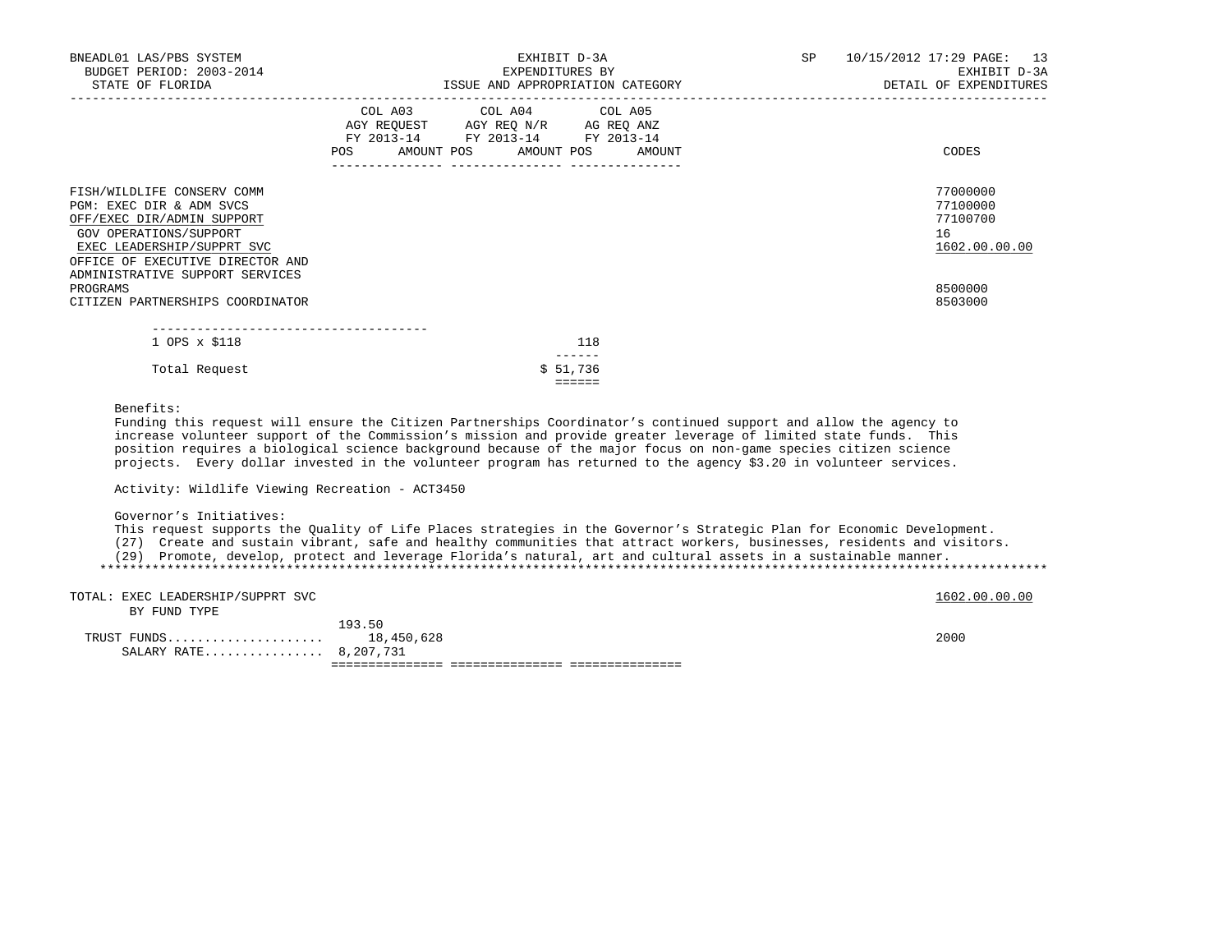| | COL A03 AGY REQUEST FY 2013-14 | | COL A04 AGY REQ N/R FY 2013-14 | | COL A05 AG REQ ANZ FY 2013-14 | | |
|---|---|---|---|---|---|---|---|
| | POS | AMOUNT | POS | AMOUNT | POS | AMOUNT | CODES |

FISH/WILDLIFE CONSERV COMM — 77000000
PGM: EXEC DIR & ADM SVCS — 77100000
OFF/EXEC DIR/ADMIN SUPPORT — 77100700
GOV OPERATIONS/SUPPORT — 16
EXEC LEADERSHIP/SUPPRT SVC — 1602.00.00.00
OFFICE OF EXECUTIVE DIRECTOR AND ADMINISTRATIVE SUPPORT SERVICES
PROGRAMS — 8500000
CITIZEN PARTNERSHIPS COORDINATOR — 8503000

| | |
|---|---|
| 1 OPS x $118 | 118 |
| Total Request | $ 51,736 |

Benefits:
Funding this request will ensure the Citizen Partnerships Coordinator's continued support and allow the agency to increase volunteer support of the Commission's mission and provide greater leverage of limited state funds. This position requires a biological science background because of the major focus on non-game species citizen science projects. Every dollar invested in the volunteer program has returned to the agency $3.20 in volunteer services.

Activity: Wildlife Viewing Recreation - ACT3450

Governor's Initiatives:
This request supports the Quality of Life Places strategies in the Governor's Strategic Plan for Economic Development.
(27) Create and sustain vibrant, safe and healthy communities that attract workers, businesses, residents and visitors.
(29) Promote, develop, protect and leverage Florida's natural, art and cultural assets in a sustainable manner.

TOTAL: EXEC LEADERSHIP/SUPPRT SVC — 1602.00.00.00
BY FUND TYPE

| | POS | AMOUNT | CODES |
|---|---|---|---|
| TRUST FUNDS | 193.50 | 18,450,628 | 2000 |
| SALARY RATE | 8,207,731 | | |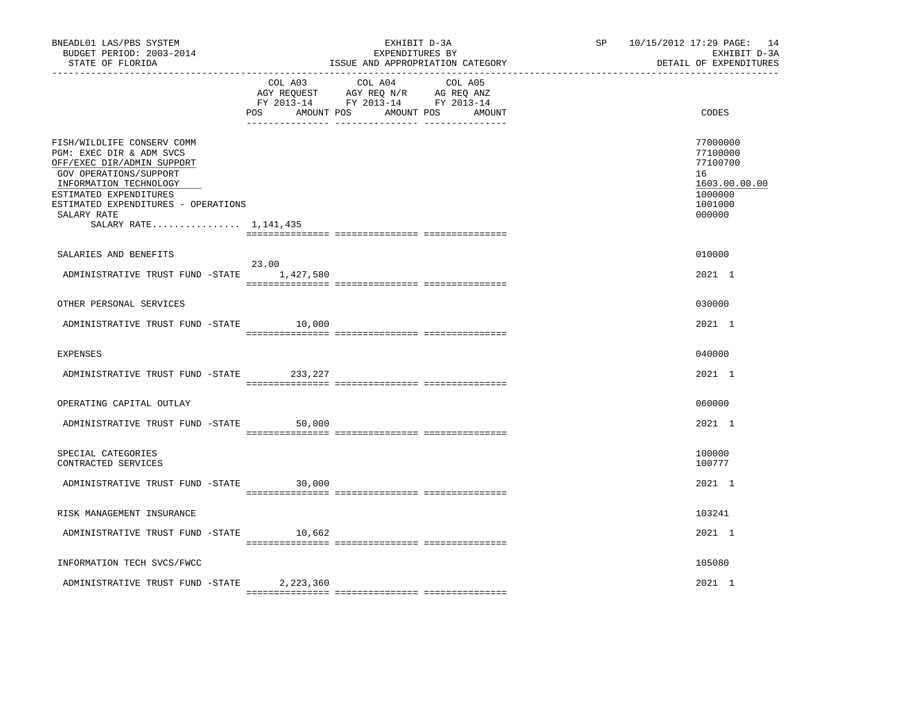BNEADL01 LAS/PBS SYSTEM — BUDGET PERIOD: 2003-2014 — STATE OF FLORIDA

EXHIBIT D-3A — EXPENDITURES BY ISSUE AND APPROPRIATION CATEGORY

SP 10/15/2012 17:29 — EXHIBIT D-3A — DETAIL OF EXPENDITURES

| | COL A03 AGY REQUEST FY 2013-14 POS | AMOUNT | COL A04 AGY REQ N/R FY 2013-14 POS | AMOUNT | COL A05 AG REQ ANZ FY 2013-14 POS | AMOUNT | CODES |
|---|---|---|---|---|---|---|---|
| FISH/WILDLIFE CONSERV COMM | | | | | | | 77000000 |
| PGM: EXEC DIR & ADM SVCS | | | | | | | 77100000 |
| OFF/EXEC DIR/ADMIN SUPPORT | | | | | | | 77100700 |
| GOV OPERATIONS/SUPPORT | | | | | | | 16 |
| INFORMATION TECHNOLOGY | | | | | | | 1603.00.00.00 |
| ESTIMATED EXPENDITURES | | | | | | | 1000000 |
| ESTIMATED EXPENDITURES - OPERATIONS | | | | | | | 1001000 |
| SALARY RATE | | | | | | | 000000 |
| SALARY RATE................ 1,141,435 | | | | | | | |
| SALARIES AND BENEFITS | | | | | | | 010000 |
| ADMINISTRATIVE TRUST FUND -STATE | 23.00 | 1,427,580 | | | | | 2021 1 |
| OTHER PERSONAL SERVICES | | | | | | | 030000 |
| ADMINISTRATIVE TRUST FUND -STATE | | 10,000 | | | | | 2021 1 |
| EXPENSES | | | | | | | 040000 |
| ADMINISTRATIVE TRUST FUND -STATE | | 233,227 | | | | | 2021 1 |
| OPERATING CAPITAL OUTLAY | | | | | | | 060000 |
| ADMINISTRATIVE TRUST FUND -STATE | | 50,000 | | | | | 2021 1 |
| SPECIAL CATEGORIES | | | | | | | 100000 |
| CONTRACTED SERVICES | | | | | | | 100777 |
| ADMINISTRATIVE TRUST FUND -STATE | | 30,000 | | | | | 2021 1 |
| RISK MANAGEMENT INSURANCE | | | | | | | 103241 |
| ADMINISTRATIVE TRUST FUND -STATE | | 10,662 | | | | | 2021 1 |
| INFORMATION TECH SVCS/FWCC | | | | | | | 105080 |
| ADMINISTRATIVE TRUST FUND -STATE | | 2,223,360 | | | | | 2021 1 |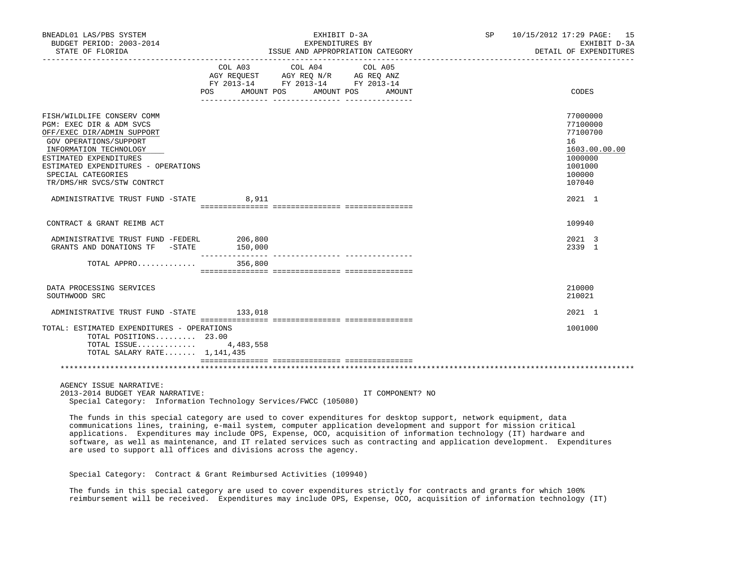BNEADL01 LAS/PBS SYSTEM — EXHIBIT D-3A — EXPENDITURES BY ISSUE AND APPROPRIATION CATEGORY — SP 10/15/2012 17:29 — EXHIBIT D-3A DETAIL OF EXPENDITURES

BUDGET PERIOD: 2003-2014

STATE OF FLORIDA

| | COL A03 AGY REQUEST FY 2013-14 POS | AMOUNT | COL A04 AGY REQ N/R FY 2013-14 POS | AMOUNT | COL A05 AG REQ ANZ FY 2013-14 POS | AMOUNT | CODES |
|---|---|---|---|---|---|---|---|
| FISH/WILDLIFE CONSERV COMM | | | | | | | 77000000 |
| PGM: EXEC DIR & ADM SVCS | | | | | | | 77100000 |
| OFF/EXEC DIR/ADMIN SUPPORT | | | | | | | 77100700 |
| GOV OPERATIONS/SUPPORT | | | | | | | 16 |
| INFORMATION TECHNOLOGY | | | | | | | 1603.00.00.00 |
| ESTIMATED EXPENDITURES | | | | | | | 1000000 |
| ESTIMATED EXPENDITURES - OPERATIONS | | | | | | | 1001000 |
| SPECIAL CATEGORIES | | | | | | | 100000 |
| TR/DMS/HR SVCS/STW CONTRCT | | | | | | | 107040 |
| ADMINISTRATIVE TRUST FUND -STATE | | 8,911 | | | | | 2021 1 |
| CONTRACT & GRANT REIMB ACT | | | | | | | 109940 |
| ADMINISTRATIVE TRUST FUND -FEDERL | | 206,800 | | | | | 2021 3 |
| GRANTS AND DONATIONS TF -STATE | | 150,000 | | | | | 2339 1 |
| TOTAL APPRO............. | | 356,800 | | | | | |
| DATA PROCESSING SERVICES | | | | | | | 210000 |
| SOUTHWOOD SRC | | | | | | | 210021 |
| ADMINISTRATIVE TRUST FUND -STATE | | 133,018 | | | | | 2021 1 |
| TOTAL: ESTIMATED EXPENDITURES - OPERATIONS | | | | | | | 1001000 |
| TOTAL POSITIONS......... | 23.00 | | | | | | |
| TOTAL ISSUE............. | | 4,483,558 | | | | | |
| TOTAL SALARY RATE....... | | 1,141,435 | | | | | |

AGENCY ISSUE NARRATIVE:

2013-2014 BUDGET YEAR NARRATIVE: IT COMPONENT? NO

Special Category: Information Technology Services/FWCC (105080)

The funds in this special category are used to cover expenditures for desktop support, network equipment, data communications lines, training, e-mail system, computer application development and support for mission critical applications. Expenditures may include OPS, Expense, OCO, acquisition of information technology (IT) hardware and software, as well as maintenance, and IT related services such as contracting and application development. Expenditures are used to support all offices and divisions across the agency.

Special Category: Contract & Grant Reimbursed Activities (109940)

The funds in this special category are used to cover expenditures strictly for contracts and grants for which 100% reimbursement will be received. Expenditures may include OPS, Expense, OCO, acquisition of information technology (IT)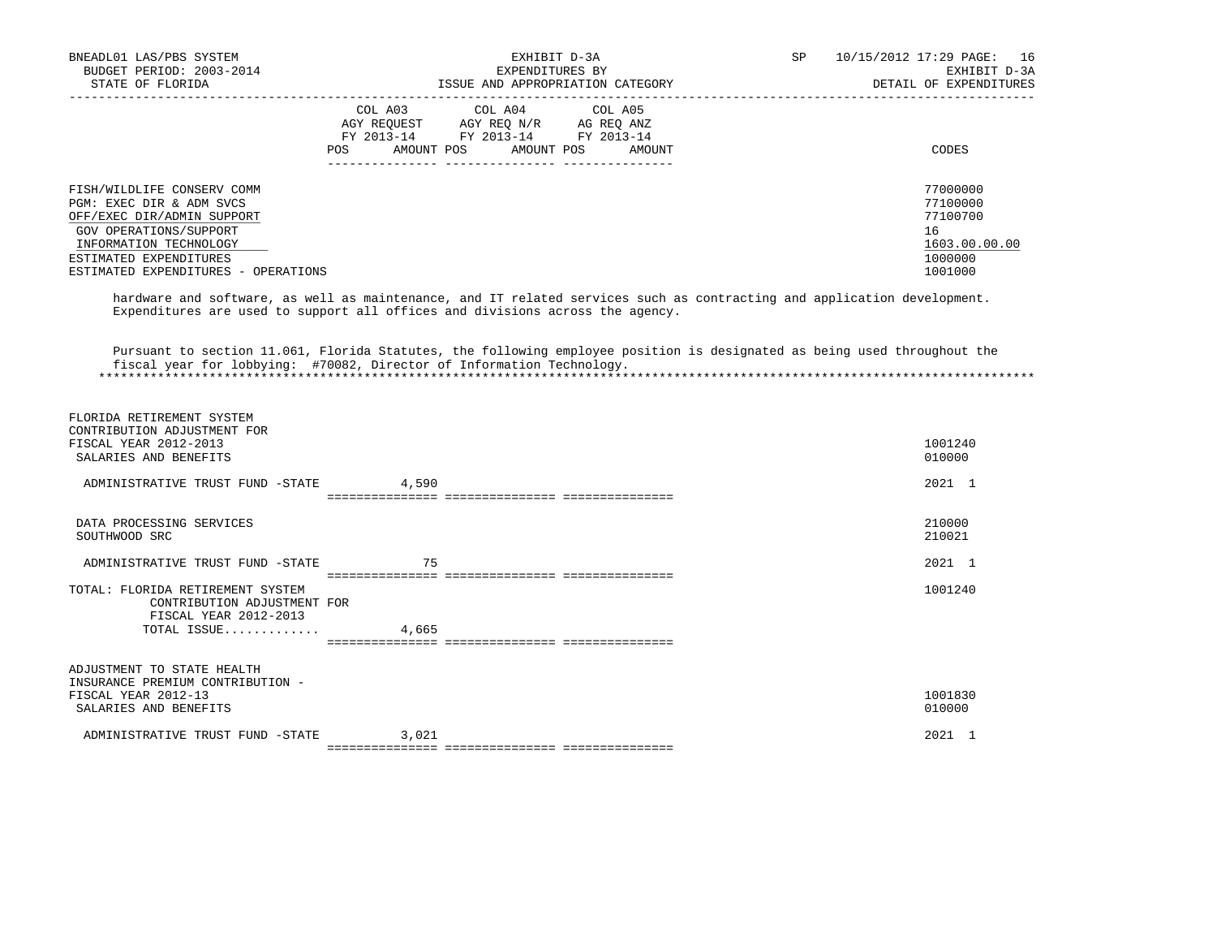FISH/WILDLIFE CONSERV COMM — 77000000
PGM: EXEC DIR & ADM SVCS — 77100000
OFF/EXEC DIR/ADMIN SUPPORT — 77100700
GOV OPERATIONS/SUPPORT — 16
INFORMATION TECHNOLOGY — 1603.00.00.00
ESTIMATED EXPENDITURES — 1000000
ESTIMATED EXPENDITURES - OPERATIONS — 1001000

hardware and software, as well as maintenance, and IT related services such as contracting and application development. Expenditures are used to support all offices and divisions across the agency.

Pursuant to section 11.061, Florida Statutes, the following employee position is designated as being used throughout the fiscal year for lobbying: #70082, Director of Information Technology.

*******************************************************************************************************************************

| | COL A03 AGY REQUEST FY 2013-14 POS | AMOUNT | COL A04 AGY REQ N/R FY 2013-14 POS | AMOUNT | COL A05 AG REQ ANZ FY 2013-14 POS | AMOUNT | CODES |
|---|---|---|---|---|---|---|---|
| FLORIDA RETIREMENT SYSTEM CONTRIBUTION ADJUSTMENT FOR FISCAL YEAR 2012-2013 | | | | | | | 1001240 |
| SALARIES AND BENEFITS | | | | | | | 010000 |
| ADMINISTRATIVE TRUST FUND -STATE | | 4,590 | | | | | 2021 1 |
| DATA PROCESSING SERVICES | | | | | | | 210000 |
| SOUTHWOOD SRC | | | | | | | 210021 |
| ADMINISTRATIVE TRUST FUND -STATE | | 75 | | | | | 2021 1 |
| TOTAL: FLORIDA RETIREMENT SYSTEM CONTRIBUTION ADJUSTMENT FOR FISCAL YEAR 2012-2013 | | | | | | | 1001240 |
| TOTAL ISSUE............. | | 4,665 | | | | | |
| ADJUSTMENT TO STATE HEALTH INSURANCE PREMIUM CONTRIBUTION - FISCAL YEAR 2012-13 | | | | | | | 1001830 |
| SALARIES AND BENEFITS | | | | | | | 010000 |
| ADMINISTRATIVE TRUST FUND -STATE | | 3,021 | | | | | 2021 1 |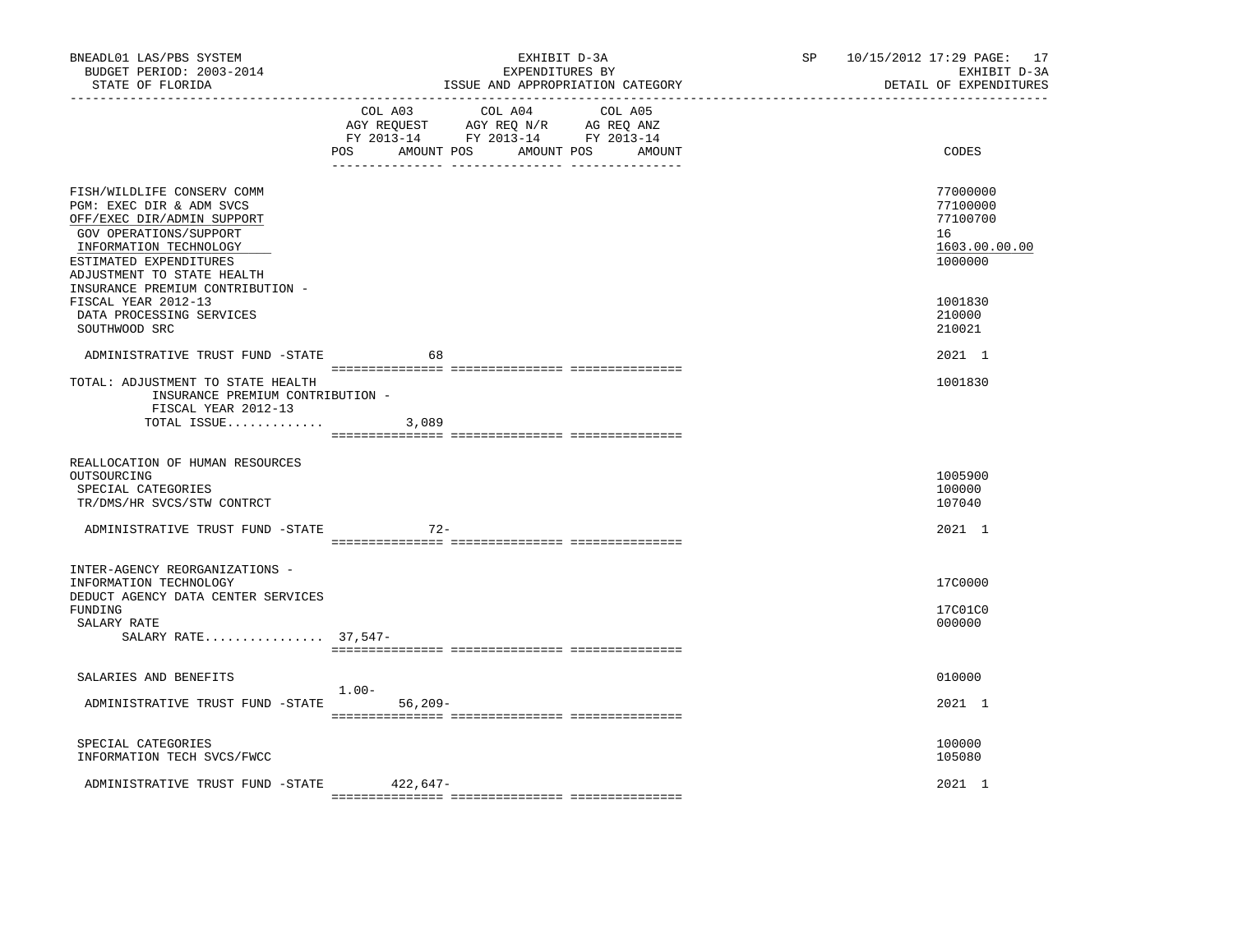BNEADL01 LAS/PBS SYSTEM | EXHIBIT D-3A | SP 10/15/2012 17:29
BUDGET PERIOD: 2003-2014 | EXPENDITURES BY | EXHIBIT D-3A
STATE OF FLORIDA | ISSUE AND APPROPRIATION CATEGORY | DETAIL OF EXPENDITURES

| | COL A03 AGY REQUEST FY 2013-14 POS | AMOUNT | COL A04 AGY REQ N/R FY 2013-14 POS | AMOUNT | COL A05 AG REQ ANZ FY 2013-14 POS | AMOUNT | CODES |
|---|---|---|---|---|---|---|---|
| FISH/WILDLIFE CONSERV COMM | | | | | | | 77000000 |
| PGM: EXEC DIR & ADM SVCS | | | | | | | 77100000 |
| OFF/EXEC DIR/ADMIN SUPPORT | | | | | | | 77100700 |
| GOV OPERATIONS/SUPPORT | | | | | | | 16 |
| INFORMATION TECHNOLOGY | | | | | | | 1603.00.00.00 |
| ESTIMATED EXPENDITURES | | | | | | | 1000000 |
| ADJUSTMENT TO STATE HEALTH INSURANCE PREMIUM CONTRIBUTION - FISCAL YEAR 2012-13 | | | | | | | 1001830 |
| DATA PROCESSING SERVICES | | | | | | | 210000 |
| SOUTHWOOD SRC | | | | | | | 210021 |
| ADMINISTRATIVE TRUST FUND -STATE | | 68 | | | | | 2021 1 |
| TOTAL: ADJUSTMENT TO STATE HEALTH INSURANCE PREMIUM CONTRIBUTION - FISCAL YEAR 2012-13 | | | | | | | 1001830 |
| TOTAL ISSUE............. | | 3,089 | | | | | |
| REALLOCATION OF HUMAN RESOURCES OUTSOURCING | | | | | | | 1005900 |
| SPECIAL CATEGORIES | | | | | | | 100000 |
| TR/DMS/HR SVCS/STW CONTRCT | | | | | | | 107040 |
| ADMINISTRATIVE TRUST FUND -STATE | | 72- | | | | | 2021 1 |
| INTER-AGENCY REORGANIZATIONS - INFORMATION TECHNOLOGY | | | | | | | 17C0000 |
| DEDUCT AGENCY DATA CENTER SERVICES FUNDING | | | | | | | 17C01C0 |
| SALARY RATE | | | | | | | 000000 |
| SALARY RATE................ | 37,547- | | | | | | |
| SALARIES AND BENEFITS | | | | | | | 010000 |
| ADMINISTRATIVE TRUST FUND -STATE | 1.00- | 56,209- | | | | | 2021 1 |
| SPECIAL CATEGORIES | | | | | | | 100000 |
| INFORMATION TECH SVCS/FWCC | | | | | | | 105080 |
| ADMINISTRATIVE TRUST FUND -STATE | | 422,647- | | | | | 2021 1 |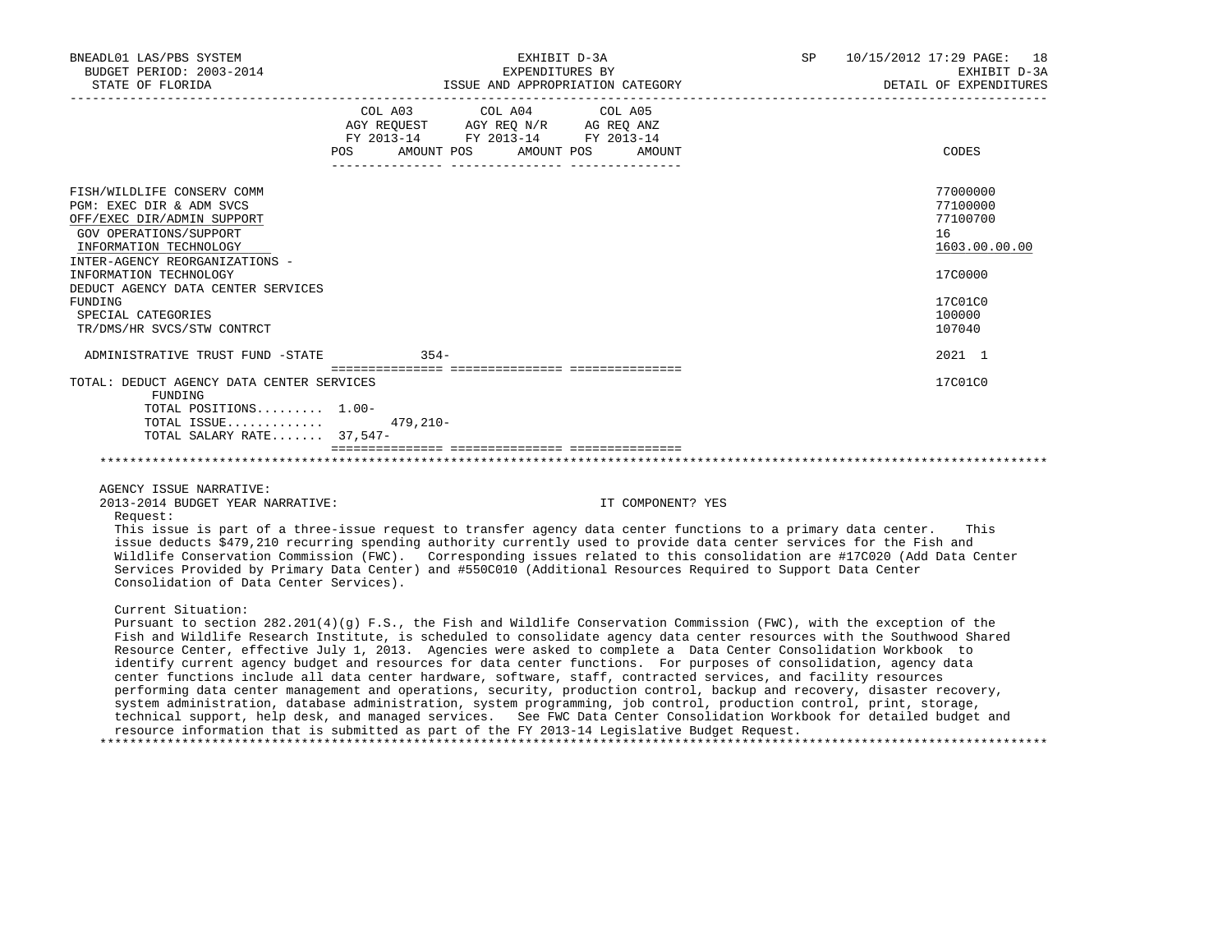| | COL A03 AGY REQUEST FY 2013-14 POS | AMOUNT | COL A04 AGY REQ N/R FY 2013-14 POS | AMOUNT | COL A05 AG REQ ANZ FY 2013-14 POS | AMOUNT | CODES |
|---|---|---|---|---|---|---|---|
| FISH/WILDLIFE CONSERV COMM | | | | | | | 77000000 |
| PGM: EXEC DIR & ADM SVCS | | | | | | | 77100000 |
| OFF/EXEC DIR/ADMIN SUPPORT | | | | | | | 77100700 |
| GOV OPERATIONS/SUPPORT | | | | | | | 16 |
| INFORMATION TECHNOLOGY | | | | | | | 1603.00.00.00 |
| INTER-AGENCY REORGANIZATIONS - INFORMATION TECHNOLOGY | | | | | | | 17C0000 |
| DEDUCT AGENCY DATA CENTER SERVICES FUNDING | | | | | | | 17C01C0 |
| SPECIAL CATEGORIES | | | | | | | 100000 |
| TR/DMS/HR SVCS/STW CONTRCT | | | | | | | 107040 |
| ADMINISTRATIVE TRUST FUND -STATE | | 354- | | | | | 2021 1 |
| TOTAL: DEDUCT AGENCY DATA CENTER SERVICES FUNDING | | | | | | | 17C01C0 |
| TOTAL POSITIONS......... | 1.00- | | | | | | |
| TOTAL ISSUE............ | | 479,210- | | | | | |
| TOTAL SALARY RATE....... | 37,547- | | | | | | |

AGENCY ISSUE NARRATIVE:

2013-2014 BUDGET YEAR NARRATIVE: IT COMPONENT? YES

Request:

This issue is part of a three-issue request to transfer agency data center functions to a primary data center. This issue deducts $479,210 recurring spending authority currently used to provide data center services for the Fish and Wildlife Conservation Commission (FWC). Corresponding issues related to this consolidation are #17C020 (Add Data Center Services Provided by Primary Data Center) and #550C010 (Additional Resources Required to Support Data Center Consolidation of Data Center Services).

Current Situation:

Pursuant to section 282.201(4)(g) F.S., the Fish and Wildlife Conservation Commission (FWC), with the exception of the Fish and Wildlife Research Institute, is scheduled to consolidate agency data center resources with the Southwood Shared Resource Center, effective July 1, 2013. Agencies were asked to complete a Data Center Consolidation Workbook to identify current agency budget and resources for data center functions. For purposes of consolidation, agency data center functions include all data center hardware, software, staff, contracted services, and facility resources performing data center management and operations, security, production control, backup and recovery, disaster recovery, system administration, database administration, system programming, job control, production control, print, storage, technical support, help desk, and managed services. See FWC Data Center Consolidation Workbook for detailed budget and resource information that is submitted as part of the FY 2013-14 Legislative Budget Request.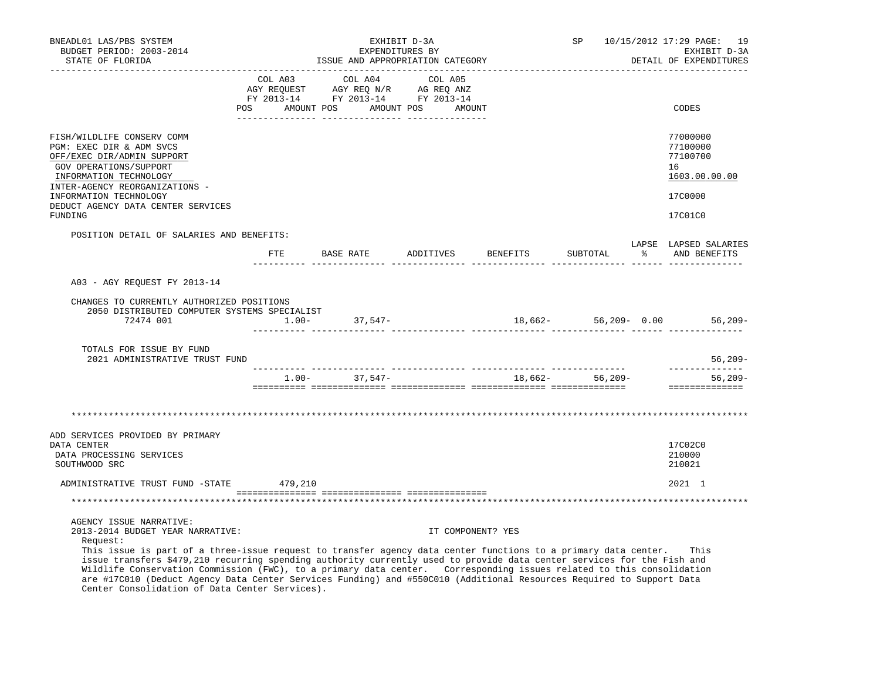BNEADL01 LAS/PBS SYSTEM
BUDGET PERIOD: 2003-2014
STATE OF FLORIDA

EXHIBIT D-3A
EXPENDITURES BY
ISSUE AND APPROPRIATION CATEGORY

SP 10/15/2012 17:29
EXHIBIT D-3A
DETAIL OF EXPENDITURES

| | COL A03 AGY REQUEST FY 2013-14 POS AMOUNT | COL A04 AGY REQ N/R FY 2013-14 POS AMOUNT | COL A05 AG REQ ANZ FY 2013-14 POS AMOUNT | CODES |
|---|---|---|---|---|
| FISH/WILDLIFE CONSERV COMM | | | | 77000000 |
| PGM: EXEC DIR & ADM SVCS | | | | 77100000 |
| OFF/EXEC DIR/ADMIN SUPPORT | | | | 77100700 |
| GOV OPERATIONS/SUPPORT | | | | 16 |
| INFORMATION TECHNOLOGY | | | | 1603.00.00.00 |
| INTER-AGENCY REORGANIZATIONS - INFORMATION TECHNOLOGY | | | | 17C0000 |
| DEDUCT AGENCY DATA CENTER SERVICES FUNDING | | | | 17C01C0 |

POSITION DETAIL OF SALARIES AND BENEFITS:

| | FTE | BASE RATE | ADDITIVES | BENEFITS | SUBTOTAL | LAPSE % | LAPSED SALARIES AND BENEFITS |
|---|---|---|---|---|---|---|---|
| A03 - AGY REQUEST FY 2013-14 | | | | | | | |
| CHANGES TO CURRENTLY AUTHORIZED POSITIONS | | | | | | | |
| 2050 DISTRIBUTED COMPUTER SYSTEMS SPECIALIST 72474 001 | 1.00- | 37,547- | | 18,662- | 56,209- | 0.00 | 56,209- |
| TOTALS FOR ISSUE BY FUND | | | | | | | |
| 2021 ADMINISTRATIVE TRUST FUND | | | | | | | 56,209- |
| | 1.00- | 37,547- | | 18,662- | 56,209- | | 56,209- |

***

| | COL A03 | COL A04 | COL A05 | CODES |
|---|---|---|---|---|
| ADD SERVICES PROVIDED BY PRIMARY DATA CENTER | | | | 17C02C0 |
| DATA PROCESSING SERVICES | | | | 210000 |
| SOUTHWOOD SRC | | | | 210021 |
| ADMINISTRATIVE TRUST FUND -STATE | 479,210 | | | 2021 1 |

***

AGENCY ISSUE NARRATIVE:
2013-2014 BUDGET YEAR NARRATIVE: IT COMPONENT? YES

Request:
This issue is part of a three-issue request to transfer agency data center functions to a primary data center. This issue transfers $479,210 recurring spending authority currently used to provide data center services for the Fish and Wildlife Conservation Commission (FWC), to a primary data center. Corresponding issues related to this consolidation are #17C010 (Deduct Agency Data Center Services Funding) and #550C010 (Additional Resources Required to Support Data Center Consolidation of Data Center Services).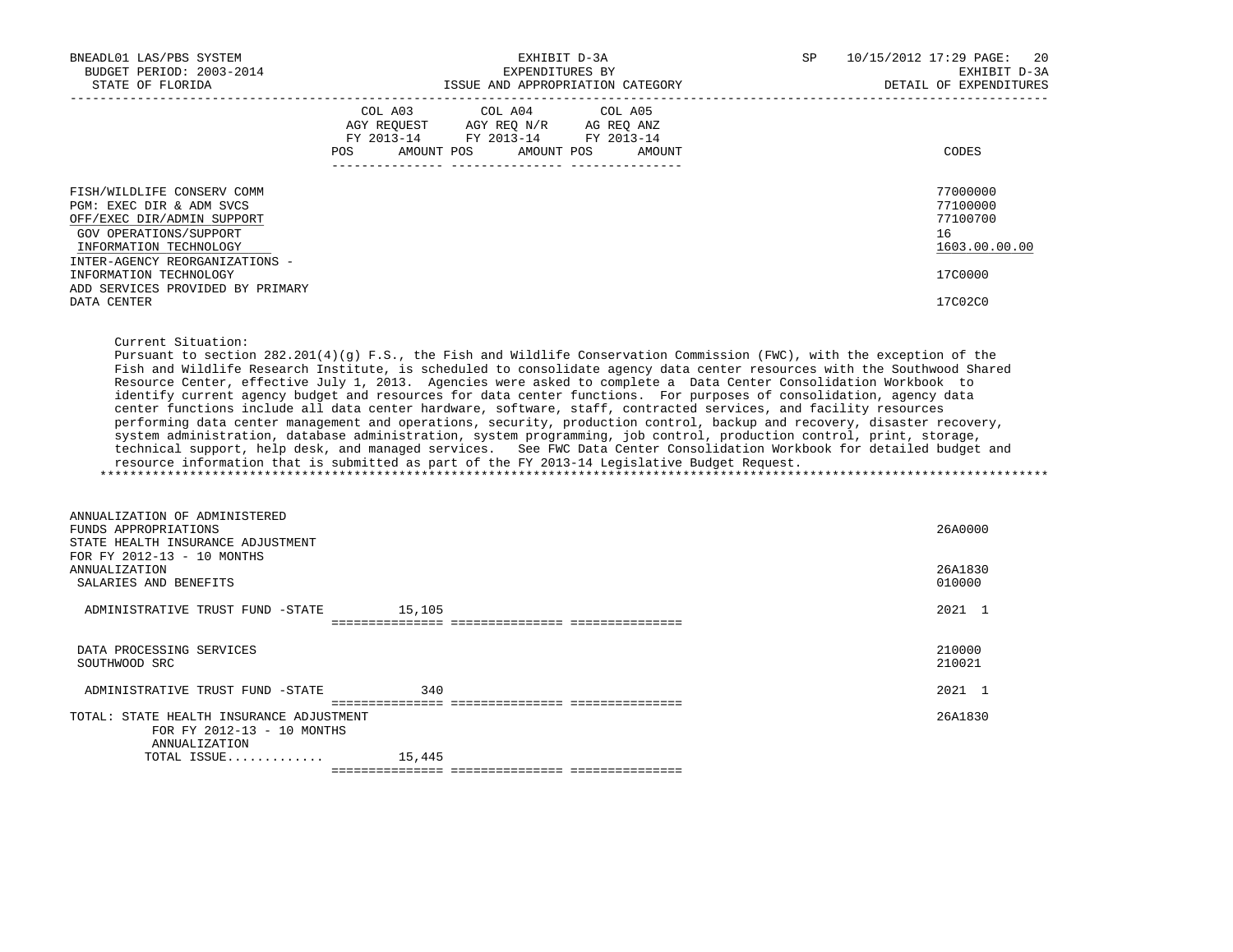BNEADL01 LAS/PBS SYSTEM | EXHIBIT D-3A | SP 10/15/2012 17:29

BUDGET PERIOD: 2003-2014 | EXPENDITURES BY | EXHIBIT D-3A

STATE OF FLORIDA | ISSUE AND APPROPRIATION CATEGORY | DETAIL OF EXPENDITURES

| | COL A03 AGY REQUEST FY 2013-14 POS AMOUNT | COL A04 AGY REQ N/R FY 2013-14 POS AMOUNT | COL A05 AG REQ ANZ FY 2013-14 POS AMOUNT | CODES |
|---|---|---|---|---|
| FISH/WILDLIFE CONSERV COMM | | | | 77000000 |
| PGM: EXEC DIR & ADM SVCS | | | | 77100000 |
| OFF/EXEC DIR/ADMIN SUPPORT | | | | 77100700 |
| GOV OPERATIONS/SUPPORT | | | | 16 |
| INFORMATION TECHNOLOGY | | | | 1603.00.00.00 |
| INTER-AGENCY REORGANIZATIONS - INFORMATION TECHNOLOGY | | | | 17C0000 |
| ADD SERVICES PROVIDED BY PRIMARY DATA CENTER | | | | 17C02C0 |

Current Situation:
Pursuant to section 282.201(4)(g) F.S., the Fish and Wildlife Conservation Commission (FWC), with the exception of the Fish and Wildlife Research Institute, is scheduled to consolidate agency data center resources with the Southwood Shared Resource Center, effective July 1, 2013. Agencies were asked to complete a Data Center Consolidation Workbook to identify current agency budget and resources for data center functions. For purposes of consolidation, agency data center functions include all data center hardware, software, staff, contracted services, and facility resources performing data center management and operations, security, production control, backup and recovery, disaster recovery, system administration, database administration, system programming, job control, production control, print, storage, technical support, help desk, and managed services. See FWC Data Center Consolidation Workbook for detailed budget and resource information that is submitted as part of the FY 2013-14 Legislative Budget Request.

*******************************************************************************************************************************

| | COL A03 | COL A04 | COL A05 | CODES |
|---|---|---|---|---|
| ANNUALIZATION OF ADMINISTERED FUNDS APPROPRIATIONS | | | | 26A0000 |
| STATE HEALTH INSURANCE ADJUSTMENT FOR FY 2012-13 - 10 MONTHS ANNUALIZATION | | | | 26A1830 |
| SALARIES AND BENEFITS | | | | 010000 |
| ADMINISTRATIVE TRUST FUND -STATE | 15,105 | | | 2021 1 |
| DATA PROCESSING SERVICES | | | | 210000 |
| SOUTHWOOD SRC | | | | 210021 |
| ADMINISTRATIVE TRUST FUND -STATE | 340 | | | 2021 1 |
| TOTAL: STATE HEALTH INSURANCE ADJUSTMENT FOR FY 2012-13 - 10 MONTHS ANNUALIZATION | | | | 26A1830 |
| TOTAL ISSUE............ | 15,445 | | | |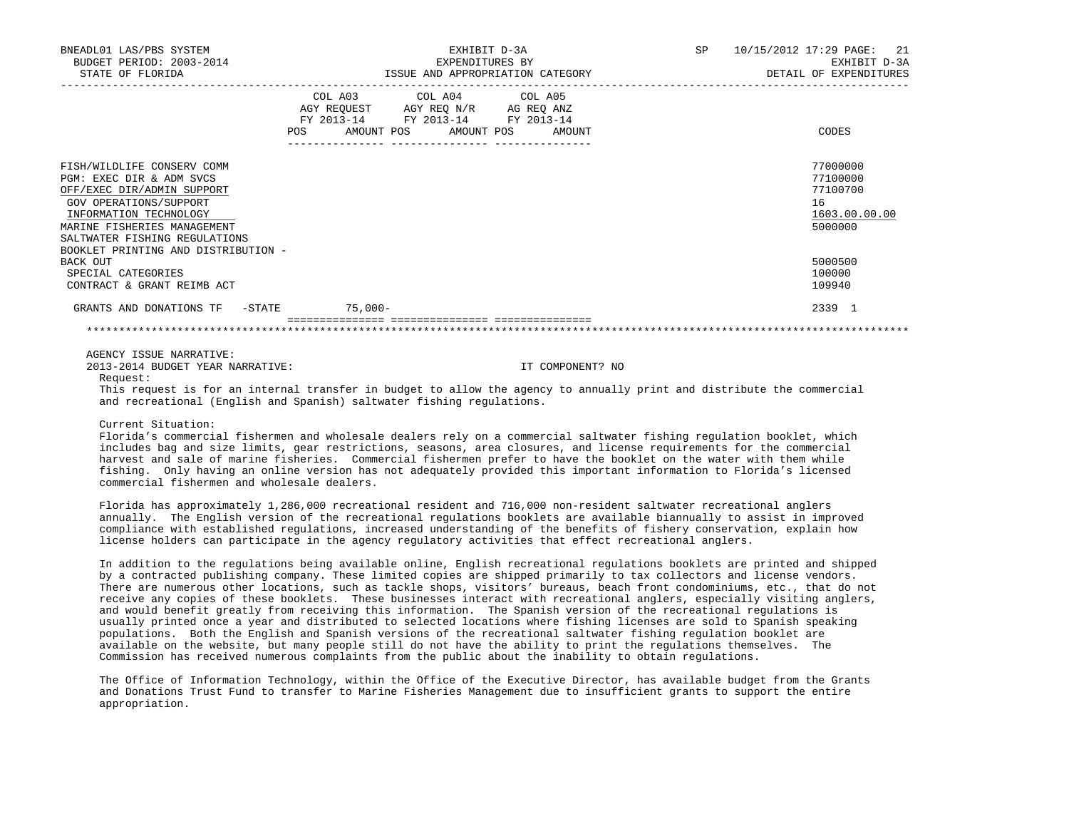BNEADL01 LAS/PBS SYSTEM — EXHIBIT D-3A — SP 10/15/2012 17:29
BUDGET PERIOD: 2003-2014 — EXPENDITURES BY — EXHIBIT D-3A
STATE OF FLORIDA — ISSUE AND APPROPRIATION CATEGORY — DETAIL OF EXPENDITURES

| | COL A03 AGY REQUEST FY 2013-14 POS | AMOUNT | COL A04 AGY REQ N/R FY 2013-14 POS | AMOUNT | COL A05 AG REQ ANZ FY 2013-14 POS | AMOUNT | CODES |
|---|---|---|---|---|---|---|---|
| FISH/WILDLIFE CONSERV COMM | | | | | | | 77000000 |
| PGM: EXEC DIR & ADM SVCS | | | | | | | 77100000 |
| OFF/EXEC DIR/ADMIN SUPPORT | | | | | | | 77100700 |
| GOV OPERATIONS/SUPPORT | | | | | | | 16 |
| INFORMATION TECHNOLOGY | | | | | | | 1603.00.00.00 |
| MARINE FISHERIES MANAGEMENT | | | | | | | 5000000 |
| SALTWATER FISHING REGULATIONS BOOKLET PRINTING AND DISTRIBUTION - BACK OUT | | | | | | | 5000500 |
| SPECIAL CATEGORIES | | | | | | | 100000 |
| CONTRACT & GRANT REIMB ACT | | | | | | | 109940 |
| GRANTS AND DONATIONS TF -STATE | | 75,000- | | | | | 2339 1 |

AGENCY ISSUE NARRATIVE:

2013-2014 BUDGET YEAR NARRATIVE: IT COMPONENT? NO

Request:

This request is for an internal transfer in budget to allow the agency to annually print and distribute the commercial and recreational (English and Spanish) saltwater fishing regulations.

Current Situation:

Florida's commercial fishermen and wholesale dealers rely on a commercial saltwater fishing regulation booklet, which includes bag and size limits, gear restrictions, seasons, area closures, and license requirements for the commercial harvest and sale of marine fisheries. Commercial fishermen prefer to have the booklet on the water with them while fishing. Only having an online version has not adequately provided this important information to Florida's licensed commercial fishermen and wholesale dealers.

Florida has approximately 1,286,000 recreational resident and 716,000 non-resident saltwater recreational anglers annually. The English version of the recreational regulations booklets are available biannually to assist in improved compliance with established regulations, increased understanding of the benefits of fishery conservation, explain how license holders can participate in the agency regulatory activities that effect recreational anglers.

In addition to the regulations being available online, English recreational regulations booklets are printed and shipped by a contracted publishing company. These limited copies are shipped primarily to tax collectors and license vendors. There are numerous other locations, such as tackle shops, visitors' bureaus, beach front condominiums, etc., that do not receive any copies of these booklets. These businesses interact with recreational anglers, especially visiting anglers, and would benefit greatly from receiving this information. The Spanish version of the recreational regulations is usually printed once a year and distributed to selected locations where fishing licenses are sold to Spanish speaking populations. Both the English and Spanish versions of the recreational saltwater fishing regulation booklet are available on the website, but many people still do not have the ability to print the regulations themselves. The Commission has received numerous complaints from the public about the inability to obtain regulations.

The Office of Information Technology, within the Office of the Executive Director, has available budget from the Grants and Donations Trust Fund to transfer to Marine Fisheries Management due to insufficient grants to support the entire appropriation.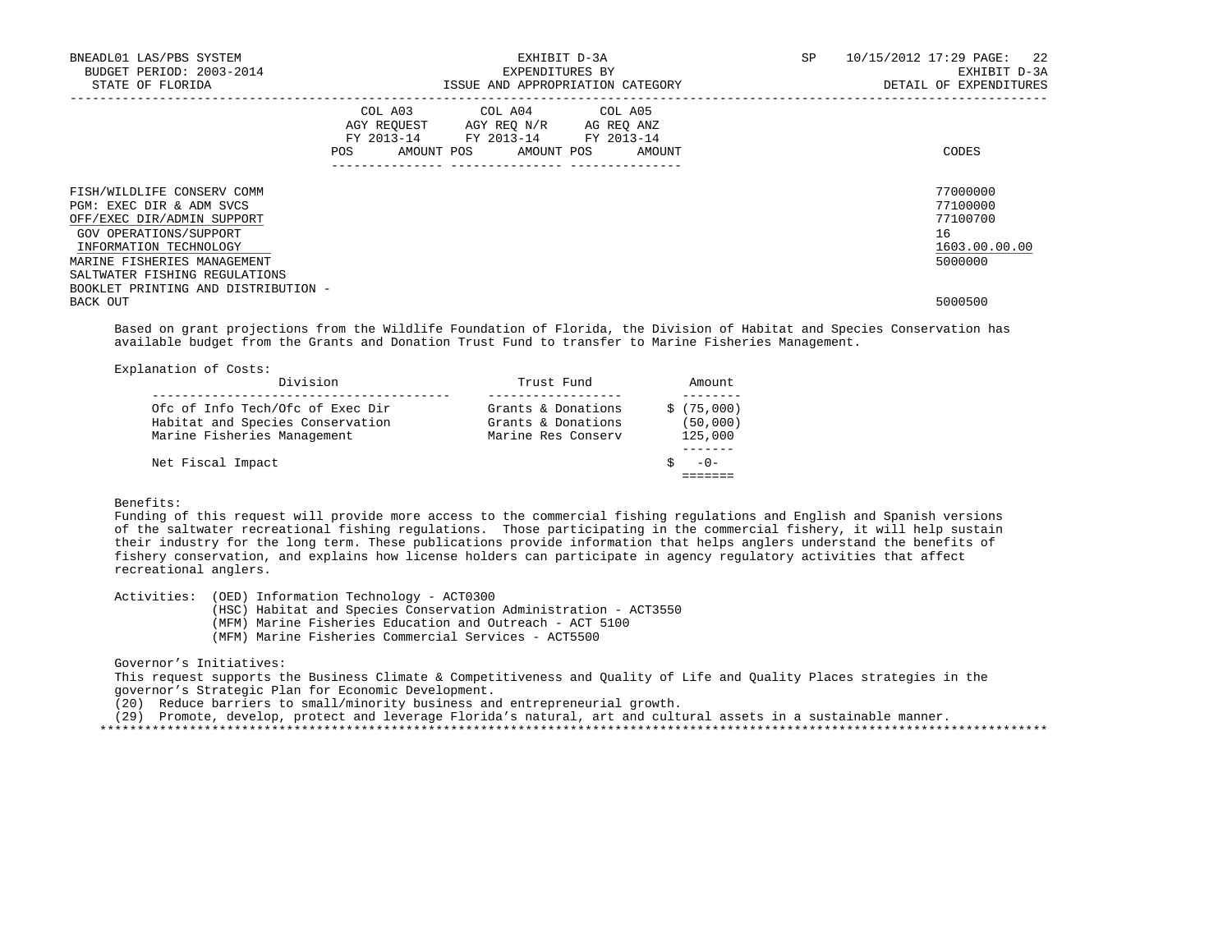| | COL A03 AGY REQUEST FY 2013-14 | | COL A04 AGY REQ N/R FY 2013-14 | | COL A05 AG REQ ANZ FY 2013-14 | | |
|---|---|---|---|---|---|---|---|
| | POS | AMOUNT | POS | AMOUNT | POS | AMOUNT | CODES |
| FISH/WILDLIFE CONSERV COMM | | | | | | | 77000000 |
| PGM: EXEC DIR & ADM SVCS | | | | | | | 77100000 |
| OFF/EXEC DIR/ADMIN SUPPORT | | | | | | | 77100700 |
| GOV OPERATIONS/SUPPORT | | | | | | | 16 |
| INFORMATION TECHNOLOGY | | | | | | | 1603.00.00.00 |
| MARINE FISHERIES MANAGEMENT | | | | | | | 5000000 |
| SALTWATER FISHING REGULATIONS BOOKLET PRINTING AND DISTRIBUTION - BACK OUT | | | | | | | 5000500 |

Based on grant projections from the Wildlife Foundation of Florida, the Division of Habitat and Species Conservation has available budget from the Grants and Donation Trust Fund to transfer to Marine Fisheries Management.

Explanation of Costs:

| Division | Trust Fund | Amount |
|---|---|---|
| Ofc of Info Tech/Ofc of Exec Dir | Grants & Donations | $ (75,000) |
| Habitat and Species Conservation | Grants & Donations | (50,000) |
| Marine Fisheries Management | Marine Res Conserv | 125,000 |
| Net Fiscal Impact | | $ -0- |

Benefits:
Funding of this request will provide more access to the commercial fishing regulations and English and Spanish versions of the saltwater recreational fishing regulations. Those participating in the commercial fishery, it will help sustain their industry for the long term. These publications provide information that helps anglers understand the benefits of fishery conservation, and explains how license holders can participate in agency regulatory activities that affect recreational anglers.

Activities: (OED) Information Technology - ACT0300
(HSC) Habitat and Species Conservation Administration - ACT3550
(MFM) Marine Fisheries Education and Outreach - ACT 5100
(MFM) Marine Fisheries Commercial Services - ACT5500

Governor's Initiatives:
This request supports the Business Climate & Competitiveness and Quality of Life and Quality Places strategies in the governor's Strategic Plan for Economic Development.
(20) Reduce barriers to small/minority business and entrepreneurial growth.
(29) Promote, develop, protect and leverage Florida's natural, art and cultural assets in a sustainable manner.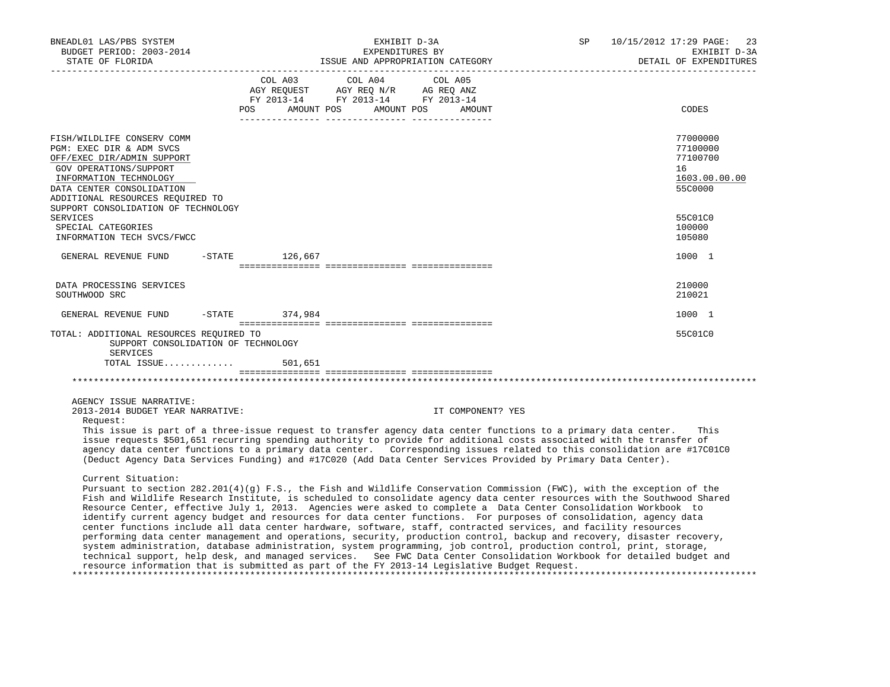BNEADL01 LAS/PBS SYSTEM | EXHIBIT D-3A | SP 10/15/2012 17:29
BUDGET PERIOD: 2003-2014 | EXPENDITURES BY | EXHIBIT D-3A
STATE OF FLORIDA | ISSUE AND APPROPRIATION CATEGORY | DETAIL OF EXPENDITURES

| | COL A03 AGY REQUEST FY 2013-14 POS AMOUNT | COL A04 AGY REQ N/R FY 2013-14 POS AMOUNT | COL A05 AG REQ ANZ FY 2013-14 POS AMOUNT | CODES |
|---|---|---|---|---|
| FISH/WILDLIFE CONSERV COMM | | | | 77000000 |
| PGM: EXEC DIR & ADM SVCS | | | | 77100000 |
| OFF/EXEC DIR/ADMIN SUPPORT | | | | 77100700 |
| GOV OPERATIONS/SUPPORT | | | | 16 |
| INFORMATION TECHNOLOGY | | | | 1603.00.00.00 |
| DATA CENTER CONSOLIDATION | | | | 55C0000 |
| ADDITIONAL RESOURCES REQUIRED TO SUPPORT CONSOLIDATION OF TECHNOLOGY SERVICES | | | | 55C01C0 |
| SPECIAL CATEGORIES | | | | 100000 |
| INFORMATION TECH SVCS/FWCC | | | | 105080 |
| GENERAL REVENUE FUND -STATE | 126,667 | | | 1000 1 |
| DATA PROCESSING SERVICES | | | | 210000 |
| SOUTHWOOD SRC | | | | 210021 |
| GENERAL REVENUE FUND -STATE | 374,984 | | | 1000 1 |
| TOTAL: ADDITIONAL RESOURCES REQUIRED TO SUPPORT CONSOLIDATION OF TECHNOLOGY SERVICES | | | | 55C01C0 |
| TOTAL ISSUE............ | 501,651 | | | |

AGENCY ISSUE NARRATIVE:

2013-2014 BUDGET YEAR NARRATIVE: IT COMPONENT? YES

Request:

This issue is part of a three-issue request to transfer agency data center functions to a primary data center. This issue requests $501,651 recurring spending authority to provide for additional costs associated with the transfer of agency data center functions to a primary data center. Corresponding issues related to this consolidation are #17C01C0 (Deduct Agency Data Services Funding) and #17C020 (Add Data Center Services Provided by Primary Data Center).

Current Situation:

Pursuant to section 282.201(4)(g) F.S., the Fish and Wildlife Conservation Commission (FWC), with the exception of the Fish and Wildlife Research Institute, is scheduled to consolidate agency data center resources with the Southwood Shared Resource Center, effective July 1, 2013. Agencies were asked to complete a Data Center Consolidation Workbook to identify current agency budget and resources for data center functions. For purposes of consolidation, agency data center functions include all data center hardware, software, staff, contracted services, and facility resources performing data center management and operations, security, production control, backup and recovery, disaster recovery, system administration, database administration, system programming, job control, production control, print, storage, technical support, help desk, and managed services. See FWC Data Center Consolidation Workbook for detailed budget and resource information that is submitted as part of the FY 2013-14 Legislative Budget Request.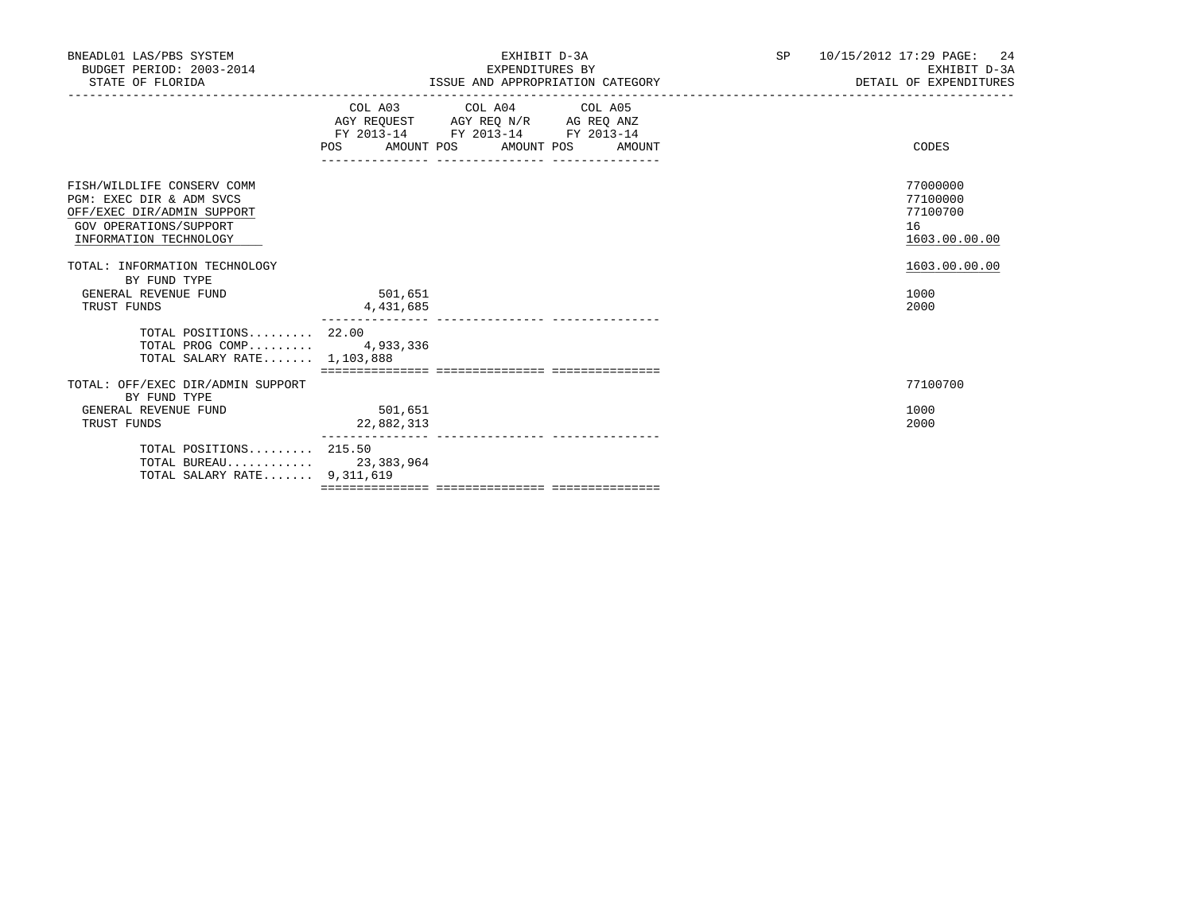BNEADL01 LAS/PBS SYSTEM — EXHIBIT D-3A — SP 10/15/2012 17:29

BUDGET PERIOD: 2003-2014 — EXPENDITURES BY — EXHIBIT D-3A

STATE OF FLORIDA — ISSUE AND APPROPRIATION CATEGORY — DETAIL OF EXPENDITURES

| | COL A03 AGY REQUEST FY 2013-14 POS | AMOUNT | COL A04 AGY REQ N/R FY 2013-14 POS | AMOUNT | COL A05 AG REQ ANZ FY 2013-14 POS | AMOUNT | CODES |
|---|---|---|---|---|---|---|---|
| FISH/WILDLIFE CONSERV COMM | | | | | | | 77000000 |
| PGM: EXEC DIR & ADM SVCS | | | | | | | 77100000 |
| OFF/EXEC DIR/ADMIN SUPPORT | | | | | | | 77100700 |
| GOV OPERATIONS/SUPPORT | | | | | | | 16 |
| INFORMATION TECHNOLOGY | | | | | | | 1603.00.00.00 |
| TOTAL: INFORMATION TECHNOLOGY | | | | | | | 1603.00.00.00 |
| BY FUND TYPE | | | | | | | |
| GENERAL REVENUE FUND | | 501,651 | | | | | 1000 |
| TRUST FUNDS | | 4,431,685 | | | | | 2000 |
| TOTAL POSITIONS......... | 22.00 | | | | | | |
| TOTAL PROG COMP......... | | 4,933,336 | | | | | |
| TOTAL SALARY RATE....... | | 1,103,888 | | | | | |
| TOTAL: OFF/EXEC DIR/ADMIN SUPPORT | | | | | | | 77100700 |
| BY FUND TYPE | | | | | | | |
| GENERAL REVENUE FUND | | 501,651 | | | | | 1000 |
| TRUST FUNDS | | 22,882,313 | | | | | 2000 |
| TOTAL POSITIONS......... | 215.50 | | | | | | |
| TOTAL BUREAU............ | | 23,383,964 | | | | | |
| TOTAL SALARY RATE....... | | 9,311,619 | | | | | |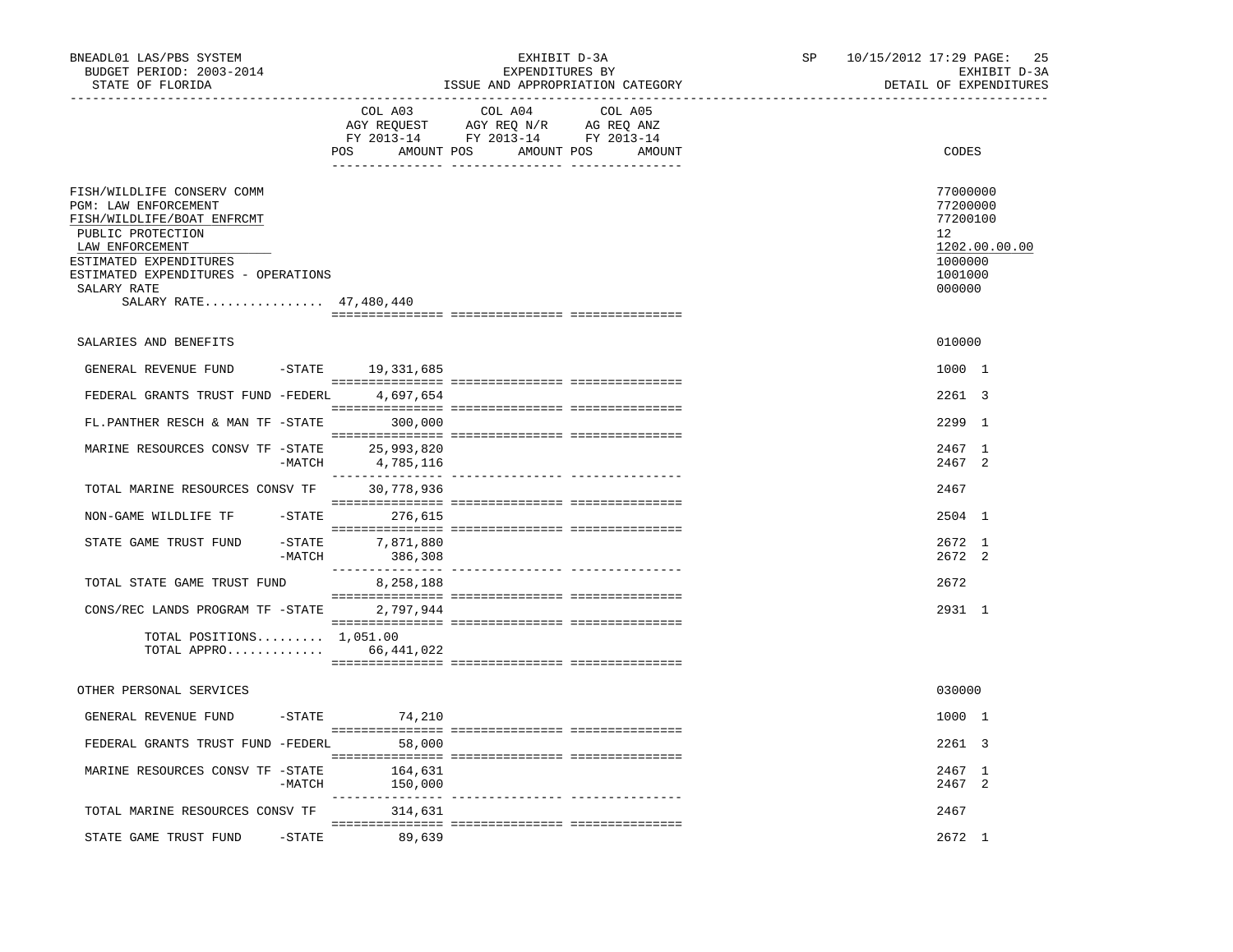BNEADL01 LAS/PBS SYSTEM
BUDGET PERIOD: 2003-2014
STATE OF FLORIDA

EXHIBIT D-3A
EXPENDITURES BY
ISSUE AND APPROPRIATION CATEGORY

SP 10/15/2012 17:29 PAGE: 25
EXHIBIT D-3A
DETAIL OF EXPENDITURES

| | COL A03 AGY REQUEST FY 2013-14 POS AMOUNT | COL A04 AGY REQ N/R FY 2013-14 POS AMOUNT | COL A05 AG REQ ANZ FY 2013-14 POS AMOUNT | CODES |
|---|---|---|---|---|
| FISH/WILDLIFE CONSERV COMM | | | | 77000000 |
| PGM: LAW ENFORCEMENT | | | | 77200000 |
| FISH/WILDLIFE/BOAT ENFRCMT | | | | 77200100 |
| PUBLIC PROTECTION | | | | 12 |
| LAW ENFORCEMENT | | | | 1202.00.00.00 |
| ESTIMATED EXPENDITURES | | | | 1000000 |
| ESTIMATED EXPENDITURES - OPERATIONS | | | | 1001000 |
| SALARY RATE | | | | 000000 |
| SALARY RATE................ 47,480,440 | | | | |
| SALARIES AND BENEFITS | | | | 010000 |
| GENERAL REVENUE FUND -STATE | 19,331,685 | | | 1000 1 |
| FEDERAL GRANTS TRUST FUND -FEDERL | 4,697,654 | | | 2261 3 |
| FL.PANTHER RESCH & MAN TF -STATE | 300,000 | | | 2299 1 |
| MARINE RESOURCES CONSV TF -STATE | 25,993,820 | | | 2467 1 |
| -MATCH | 4,785,116 | | | 2467 2 |
| TOTAL MARINE RESOURCES CONSV TF | 30,778,936 | | | 2467 |
| NON-GAME WILDLIFE TF -STATE | 276,615 | | | 2504 1 |
| STATE GAME TRUST FUND -STATE | 7,871,880 | | | 2672 1 |
| -MATCH | 386,308 | | | 2672 2 |
| TOTAL STATE GAME TRUST FUND | 8,258,188 | | | 2672 |
| CONS/REC LANDS PROGRAM TF -STATE | 2,797,944 | | | 2931 1 |
| TOTAL POSITIONS......... 1,051.00 | | | | |
| TOTAL APPRO............. | 66,441,022 | | | |
| OTHER PERSONAL SERVICES | | | | 030000 |
| GENERAL REVENUE FUND -STATE | 74,210 | | | 1000 1 |
| FEDERAL GRANTS TRUST FUND -FEDERL | 58,000 | | | 2261 3 |
| MARINE RESOURCES CONSV TF -STATE | 164,631 | | | 2467 1 |
| -MATCH | 150,000 | | | 2467 2 |
| TOTAL MARINE RESOURCES CONSV TF | 314,631 | | | 2467 |
| STATE GAME TRUST FUND -STATE | 89,639 | | | 2672 1 |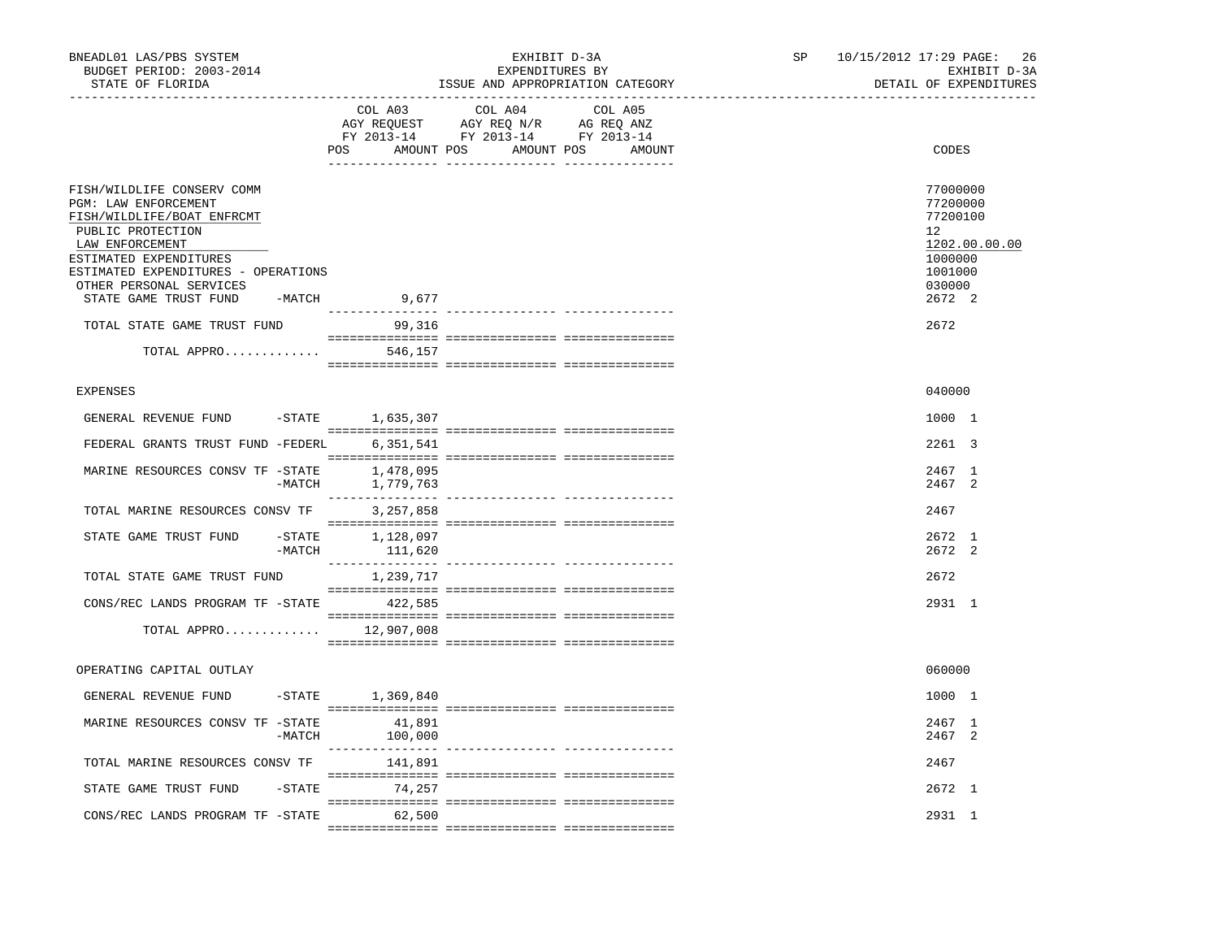BNEADL01 LAS/PBS SYSTEM — BUDGET PERIOD: 2003-2014 — STATE OF FLORIDA

EXHIBIT D-3A — EXPENDITURES BY ISSUE AND APPROPRIATION CATEGORY

SP 10/15/2012 17:29 — EXHIBIT D-3A — DETAIL OF EXPENDITURES

| | COL A03 AGY REQUEST FY 2013-14 POS AMOUNT | COL A04 AGY REQ N/R FY 2013-14 POS AMOUNT | COL A05 AG REQ ANZ FY 2013-14 POS AMOUNT | CODES |
|---|---|---|---|---|
| FISH/WILDLIFE CONSERV COMM | | | | 77000000 |
| PGM: LAW ENFORCEMENT | | | | 77200000 |
| FISH/WILDLIFE/BOAT ENFRCMT | | | | 77200100 |
| PUBLIC PROTECTION | | | | 12 |
| LAW ENFORCEMENT | | | | 1202.00.00.00 |
| ESTIMATED EXPENDITURES | | | | 1000000 |
| ESTIMATED EXPENDITURES - OPERATIONS | | | | 1001000 |
| OTHER PERSONAL SERVICES | | | | 030000 |
| STATE GAME TRUST FUND -MATCH | 9,677 | | | 2672 2 |
| TOTAL STATE GAME TRUST FUND | 99,316 | | | 2672 |
| TOTAL APPRO............. | 546,157 | | | |
| EXPENSES | | | | 040000 |
| GENERAL REVENUE FUND -STATE | 1,635,307 | | | 1000 1 |
| FEDERAL GRANTS TRUST FUND -FEDERL | 6,351,541 | | | 2261 3 |
| MARINE RESOURCES CONSV TF -STATE | 1,478,095 | | | 2467 1 |
| -MATCH | 1,779,763 | | | 2467 2 |
| TOTAL MARINE RESOURCES CONSV TF | 3,257,858 | | | 2467 |
| STATE GAME TRUST FUND -STATE | 1,128,097 | | | 2672 1 |
| -MATCH | 111,620 | | | 2672 2 |
| TOTAL STATE GAME TRUST FUND | 1,239,717 | | | 2672 |
| CONS/REC LANDS PROGRAM TF -STATE | 422,585 | | | 2931 1 |
| TOTAL APPRO............. | 12,907,008 | | | |
| OPERATING CAPITAL OUTLAY | | | | 060000 |
| GENERAL REVENUE FUND -STATE | 1,369,840 | | | 1000 1 |
| MARINE RESOURCES CONSV TF -STATE | 41,891 | | | 2467 1 |
| -MATCH | 100,000 | | | 2467 2 |
| TOTAL MARINE RESOURCES CONSV TF | 141,891 | | | 2467 |
| STATE GAME TRUST FUND -STATE | 74,257 | | | 2672 1 |
| CONS/REC LANDS PROGRAM TF -STATE | 62,500 | | | 2931 1 |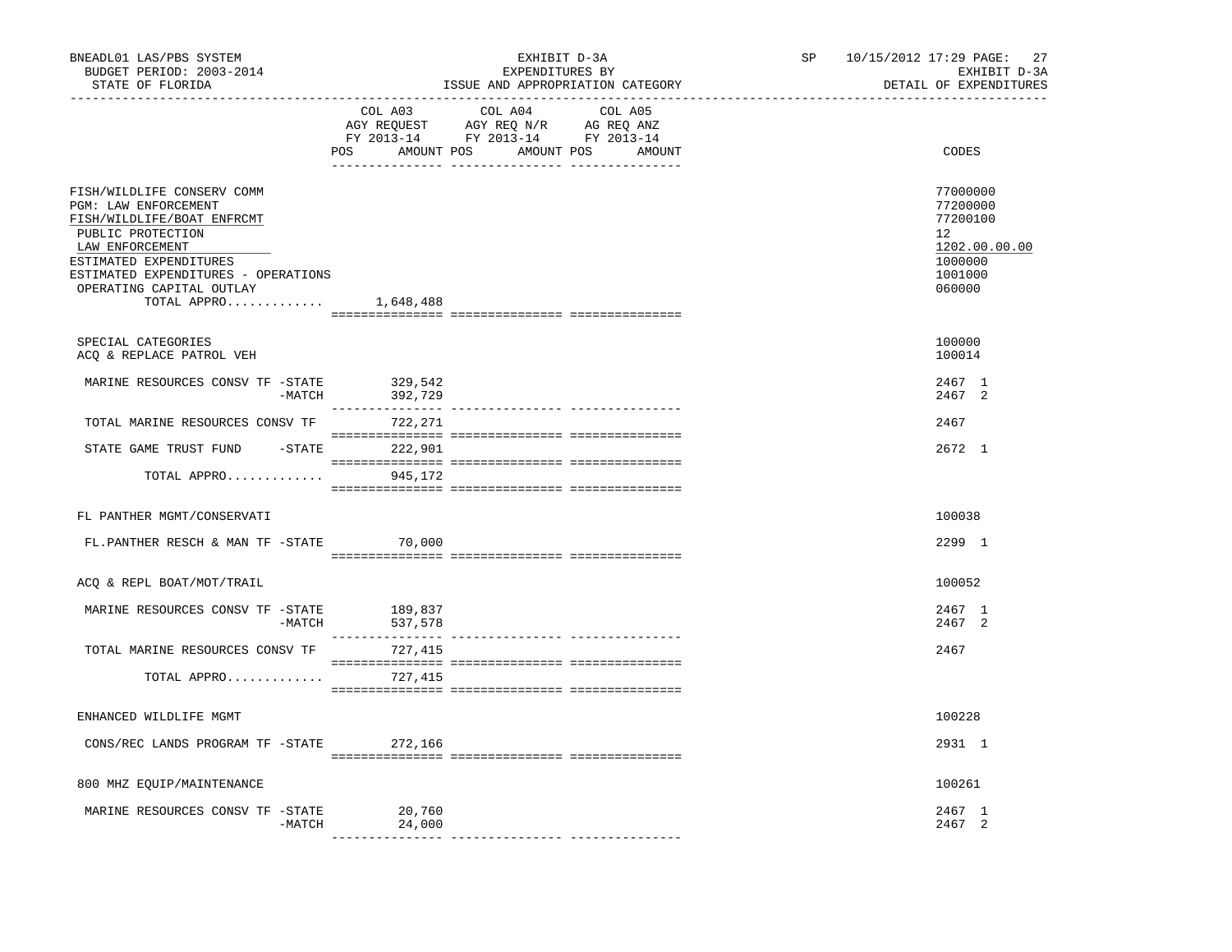BNEADL01 LAS/PBS SYSTEM | EXHIBIT D-3A | SP 10/15/2012 17:29

BUDGET PERIOD: 2003-2014 | EXPENDITURES BY | EXHIBIT D-3A

STATE OF FLORIDA | ISSUE AND APPROPRIATION CATEGORY | DETAIL OF EXPENDITURES

| | COL A03 AGY REQUEST FY 2013-14 POS AMOUNT | COL A04 AGY REQ N/R FY 2013-14 POS AMOUNT | COL A05 AG REQ ANZ FY 2013-14 POS AMOUNT | CODES |
|---|---|---|---|---|
| FISH/WILDLIFE CONSERV COMM | | | | 77000000 |
| PGM: LAW ENFORCEMENT | | | | 77200000 |
| FISH/WILDLIFE/BOAT ENFRCMT | | | | 77200100 |
| PUBLIC PROTECTION | | | | 12 |
| LAW ENFORCEMENT | | | | 1202.00.00.00 |
| ESTIMATED EXPENDITURES | | | | 1000000 |
| ESTIMATED EXPENDITURES - OPERATIONS | | | | 1001000 |
| OPERATING CAPITAL OUTLAY | | | | 060000 |
| TOTAL APPRO............. | 1,648,488 | | | |
| SPECIAL CATEGORIES | | | | 100000 |
| ACQ & REPLACE PATROL VEH | | | | 100014 |
| MARINE RESOURCES CONSV TF -STATE | 329,542 | | | 2467 1 |
| -MATCH | 392,729 | | | 2467 2 |
| TOTAL MARINE RESOURCES CONSV TF | 722,271 | | | 2467 |
| STATE GAME TRUST FUND -STATE | 222,901 | | | 2672 1 |
| TOTAL APPRO............. | 945,172 | | | |
| FL PANTHER MGMT/CONSERVATI | | | | 100038 |
| FL.PANTHER RESCH & MAN TF -STATE | 70,000 | | | 2299 1 |
| ACQ & REPL BOAT/MOT/TRAIL | | | | 100052 |
| MARINE RESOURCES CONSV TF -STATE | 189,837 | | | 2467 1 |
| -MATCH | 537,578 | | | 2467 2 |
| TOTAL MARINE RESOURCES CONSV TF | 727,415 | | | 2467 |
| TOTAL APPRO............. | 727,415 | | | |
| ENHANCED WILDLIFE MGMT | | | | 100228 |
| CONS/REC LANDS PROGRAM TF -STATE | 272,166 | | | 2931 1 |
| 800 MHZ EQUIP/MAINTENANCE | | | | 100261 |
| MARINE RESOURCES CONSV TF -STATE | 20,760 | | | 2467 1 |
| -MATCH | 24,000 | | | 2467 2 |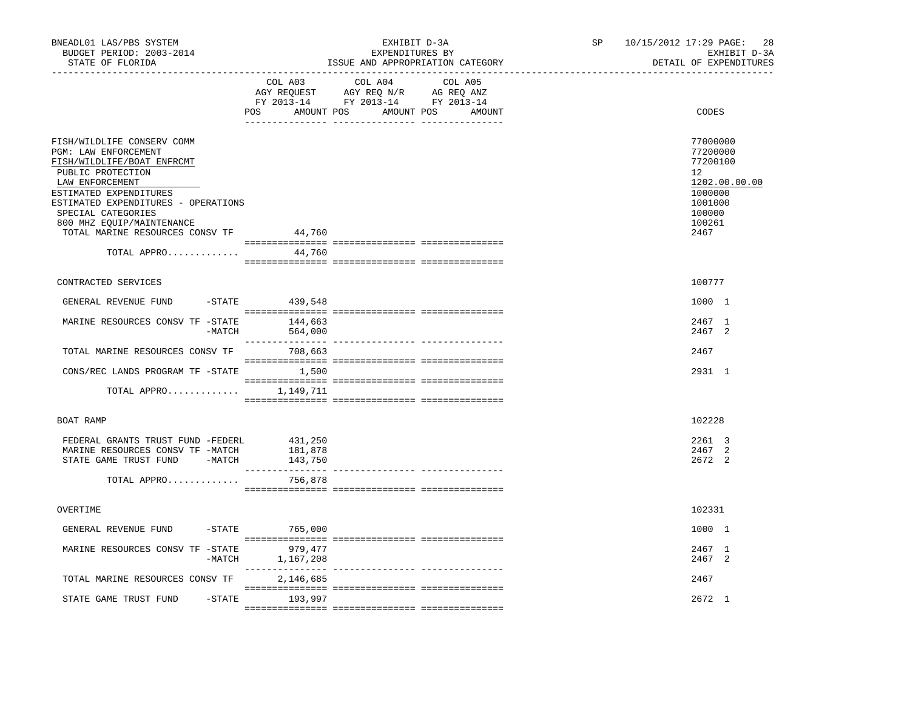BNEADL01 LAS/PBS SYSTEM — BUDGET PERIOD: 2003-2014 — STATE OF FLORIDA

EXHIBIT D-3A — EXPENDITURES BY ISSUE AND APPROPRIATION CATEGORY

SP 10/15/2012 17:29 — EXHIBIT D-3A — DETAIL OF EXPENDITURES

| | COL A03 AGY REQUEST FY 2013-14 POS | AMOUNT | COL A04 AGY REQ N/R FY 2013-14 POS | AMOUNT | COL A05 AG REQ ANZ FY 2013-14 POS | AMOUNT | CODES |
|---|---|---|---|---|---|---|---|
| FISH/WILDLIFE CONSERV COMM | | | | | | | 77000000 |
| PGM: LAW ENFORCEMENT | | | | | | | 77200000 |
| FISH/WILDLIFE/BOAT ENFRCMT | | | | | | | 77200100 |
| PUBLIC PROTECTION | | | | | | | 12 |
| LAW ENFORCEMENT | | | | | | | 1202.00.00.00 |
| ESTIMATED EXPENDITURES | | | | | | | 1000000 |
| ESTIMATED EXPENDITURES - OPERATIONS | | | | | | | 1001000 |
| SPECIAL CATEGORIES | | | | | | | 100000 |
| 800 MHZ EQUIP/MAINTENANCE | | | | | | | 100261 |
| TOTAL MARINE RESOURCES CONSV TF | | 44,760 | | | | | 2467 |
| TOTAL APPRO............. | | 44,760 | | | | | |
| CONTRACTED SERVICES | | | | | | | 100777 |
| GENERAL REVENUE FUND -STATE | | 439,548 | | | | | 1000 1 |
| MARINE RESOURCES CONSV TF -STATE | | 144,663 | | | | | 2467 1 |
| -MATCH | | 564,000 | | | | | 2467 2 |
| TOTAL MARINE RESOURCES CONSV TF | | 708,663 | | | | | 2467 |
| CONS/REC LANDS PROGRAM TF -STATE | | 1,500 | | | | | 2931 1 |
| TOTAL APPRO............. | | 1,149,711 | | | | | |
| BOAT RAMP | | | | | | | 102228 |
| FEDERAL GRANTS TRUST FUND -FEDERL | | 431,250 | | | | | 2261 3 |
| MARINE RESOURCES CONSV TF -MATCH | | 181,878 | | | | | 2467 2 |
| STATE GAME TRUST FUND -MATCH | | 143,750 | | | | | 2672 2 |
| TOTAL APPRO............. | | 756,878 | | | | | |
| OVERTIME | | | | | | | 102331 |
| GENERAL REVENUE FUND -STATE | | 765,000 | | | | | 1000 1 |
| MARINE RESOURCES CONSV TF -STATE | | 979,477 | | | | | 2467 1 |
| -MATCH | | 1,167,208 | | | | | 2467 2 |
| TOTAL MARINE RESOURCES CONSV TF | | 2,146,685 | | | | | 2467 |
| STATE GAME TRUST FUND -STATE | | 193,997 | | | | | 2672 1 |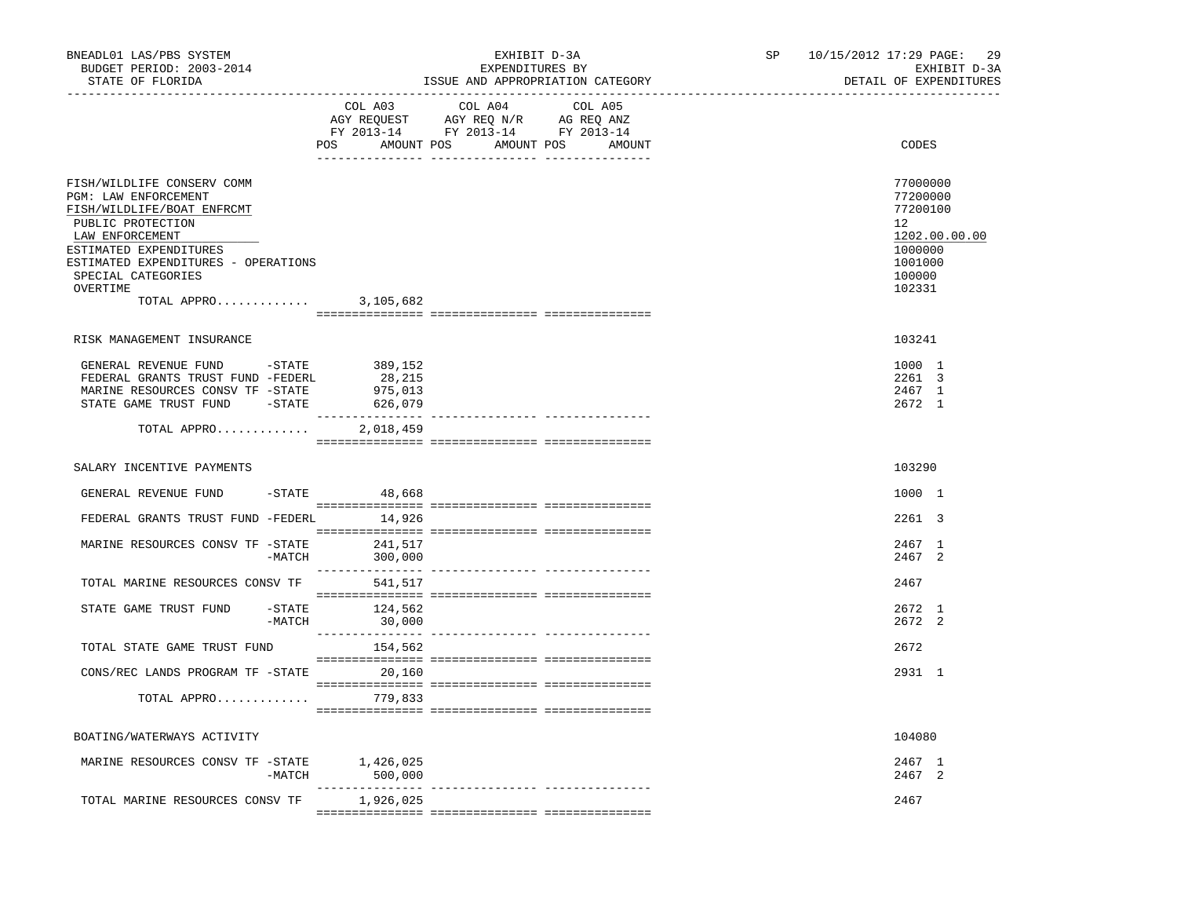BNEADL01 LAS/PBS SYSTEM
BUDGET PERIOD: 2003-2014
STATE OF FLORIDA

EXHIBIT D-3A
EXPENDITURES BY
ISSUE AND APPROPRIATION CATEGORY

SP 10/15/2012 17:29
EXHIBIT D-3A
DETAIL OF EXPENDITURES

| | COL A03 AGY REQUEST FY 2013-14 POS AMOUNT | COL A04 AGY REQ N/R FY 2013-14 POS AMOUNT | COL A05 AG REQ ANZ FY 2013-14 POS AMOUNT | CODES |
|---|---|---|---|---|
| FISH/WILDLIFE CONSERV COMM | | | | 77000000 |
| PGM: LAW ENFORCEMENT | | | | 77200000 |
| FISH/WILDLIFE/BOAT ENFRCMT | | | | 77200100 |
| PUBLIC PROTECTION | | | | 12 |
| LAW ENFORCEMENT | | | | 1202.00.00.00 |
| ESTIMATED EXPENDITURES | | | | 1000000 |
| ESTIMATED EXPENDITURES - OPERATIONS | | | | 1001000 |
| SPECIAL CATEGORIES | | | | 100000 |
| OVERTIME | | | | 102331 |
| TOTAL APPRO............ | 3,105,682 | | | |
| RISK MANAGEMENT INSURANCE | | | | 103241 |
| GENERAL REVENUE FUND -STATE | 389,152 | | | 1000 1 |
| FEDERAL GRANTS TRUST FUND -FEDERL | 28,215 | | | 2261 3 |
| MARINE RESOURCES CONSV TF -STATE | 975,013 | | | 2467 1 |
| STATE GAME TRUST FUND -STATE | 626,079 | | | 2672 1 |
| TOTAL APPRO............ | 2,018,459 | | | |
| SALARY INCENTIVE PAYMENTS | | | | 103290 |
| GENERAL REVENUE FUND -STATE | 48,668 | | | 1000 1 |
| FEDERAL GRANTS TRUST FUND -FEDERL | 14,926 | | | 2261 3 |
| MARINE RESOURCES CONSV TF -STATE | 241,517 | | | 2467 1 |
| -MATCH | 300,000 | | | 2467 2 |
| TOTAL MARINE RESOURCES CONSV TF | 541,517 | | | 2467 |
| STATE GAME TRUST FUND -STATE | 124,562 | | | 2672 1 |
| -MATCH | 30,000 | | | 2672 2 |
| TOTAL STATE GAME TRUST FUND | 154,562 | | | 2672 |
| CONS/REC LANDS PROGRAM TF -STATE | 20,160 | | | 2931 1 |
| TOTAL APPRO............ | 779,833 | | | |
| BOATING/WATERWAYS ACTIVITY | | | | 104080 |
| MARINE RESOURCES CONSV TF -STATE | 1,426,025 | | | 2467 1 |
| -MATCH | 500,000 | | | 2467 2 |
| TOTAL MARINE RESOURCES CONSV TF | 1,926,025 | | | 2467 |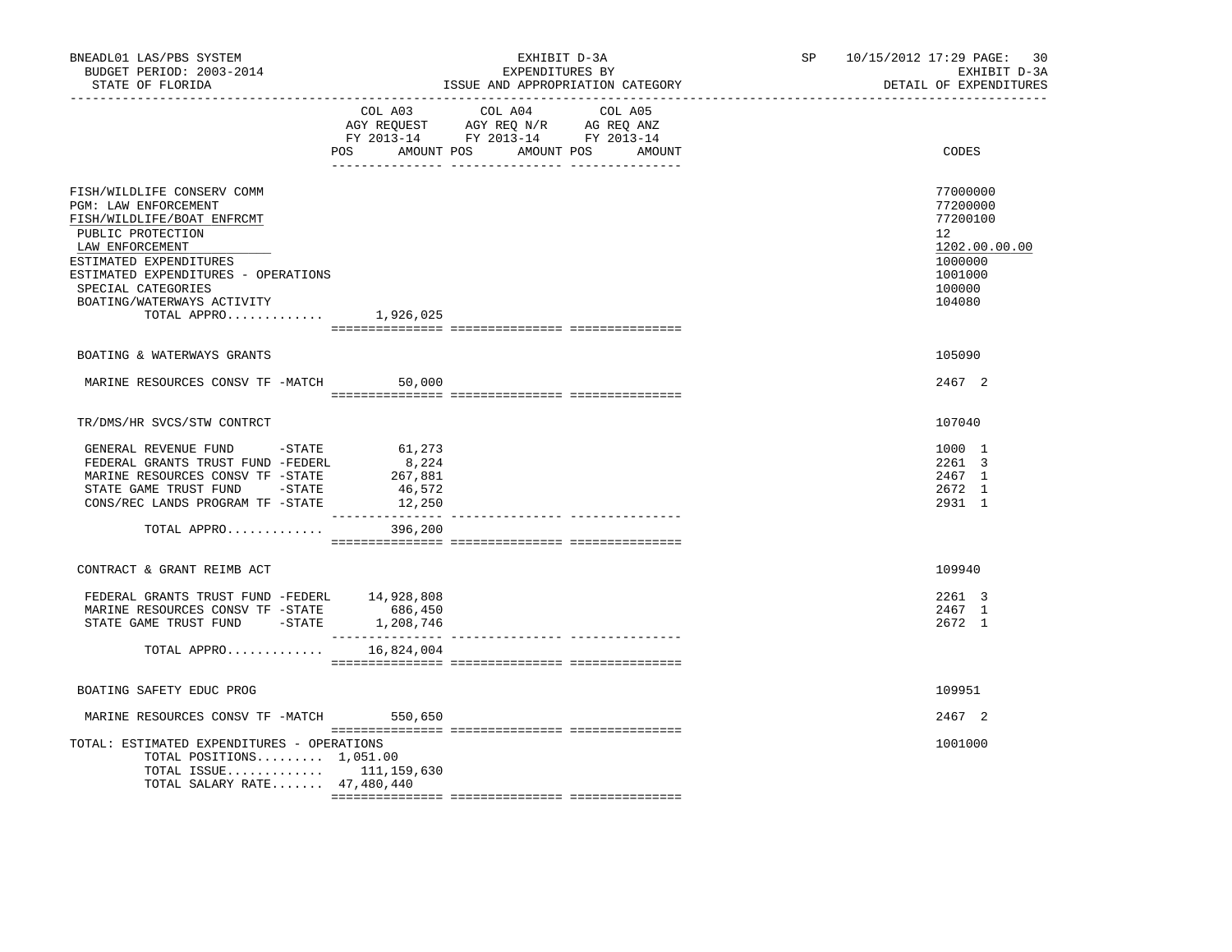BNEADL01 LAS/PBS SYSTEM — EXHIBIT D-3A — EXPENDITURES BY ISSUE AND APPROPRIATION CATEGORY — SP 10/15/2012 17:29

BUDGET PERIOD: 2003-2014 — STATE OF FLORIDA — EXHIBIT D-3A — DETAIL OF EXPENDITURES

| | COL A03 AGY REQUEST FY 2013-14 POS | AMOUNT | COL A04 AGY REQ N/R FY 2013-14 POS | AMOUNT | COL A05 AG REQ ANZ FY 2013-14 POS | AMOUNT | CODES |
|---|---|---|---|---|---|---|---|
| FISH/WILDLIFE CONSERV COMM | | | | | | | 77000000 |
| PGM: LAW ENFORCEMENT | | | | | | | 77200000 |
| FISH/WILDLIFE/BOAT ENFRCMT | | | | | | | 77200100 |
| PUBLIC PROTECTION | | | | | | | 12 |
| LAW ENFORCEMENT | | | | | | | 1202.00.00.00 |
| ESTIMATED EXPENDITURES | | | | | | | 1000000 |
| ESTIMATED EXPENDITURES - OPERATIONS | | | | | | | 1001000 |
| SPECIAL CATEGORIES | | | | | | | 100000 |
| BOATING/WATERWAYS ACTIVITY | | | | | | | 104080 |
| TOTAL APPRO............. | | 1,926,025 | | | | | |
| BOATING & WATERWAYS GRANTS | | | | | | | 105090 |
| MARINE RESOURCES CONSV TF -MATCH | | 50,000 | | | | | 2467 2 |
| TR/DMS/HR SVCS/STW CONTRCT | | | | | | | 107040 |
| GENERAL REVENUE FUND -STATE | | 61,273 | | | | | 1000 1 |
| FEDERAL GRANTS TRUST FUND -FEDERL | | 8,224 | | | | | 2261 3 |
| MARINE RESOURCES CONSV TF -STATE | | 267,881 | | | | | 2467 1 |
| STATE GAME TRUST FUND -STATE | | 46,572 | | | | | 2672 1 |
| CONS/REC LANDS PROGRAM TF -STATE | | 12,250 | | | | | 2931 1 |
| TOTAL APPRO............. | | 396,200 | | | | | |
| CONTRACT & GRANT REIMB ACT | | | | | | | 109940 |
| FEDERAL GRANTS TRUST FUND -FEDERL | | 14,928,808 | | | | | 2261 3 |
| MARINE RESOURCES CONSV TF -STATE | | 686,450 | | | | | 2467 1 |
| STATE GAME TRUST FUND -STATE | | 1,208,746 | | | | | 2672 1 |
| TOTAL APPRO............. | | 16,824,004 | | | | | |
| BOATING SAFETY EDUC PROG | | | | | | | 109951 |
| MARINE RESOURCES CONSV TF -MATCH | | 550,650 | | | | | 2467 2 |
| TOTAL: ESTIMATED EXPENDITURES - OPERATIONS | | | | | | | 1001000 |
| TOTAL POSITIONS......... | 1,051.00 | | | | | | |
| TOTAL ISSUE............. | | 111,159,630 | | | | | |
| TOTAL SALARY RATE....... | | 47,480,440 | | | | | |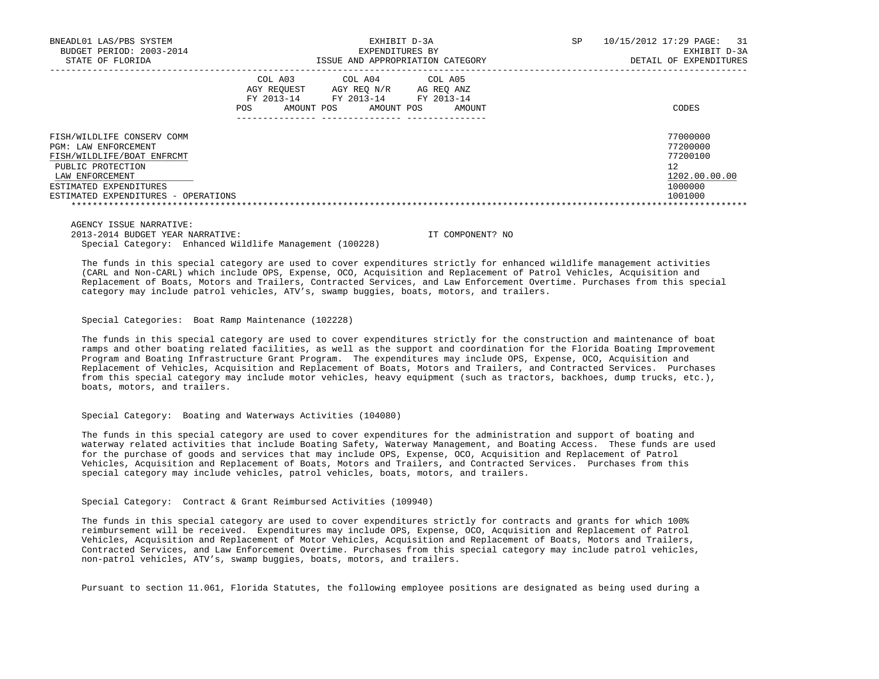| | COL A03 AGY REQUEST FY 2013-14 | | COL A04 AGY REQ N/R FY 2013-14 | | COL A05 AG REQ ANZ FY 2013-14 | | |
|---|---|---|---|---|---|---|---|
| | POS | AMOUNT | POS | AMOUNT | POS | AMOUNT | CODES |
| FISH/WILDLIFE CONSERV COMM | | | | | | | 77000000 |
| PGM: LAW ENFORCEMENT | | | | | | | 77200000 |
| FISH/WILDLIFE/BOAT ENFRCMT | | | | | | | 77200100 |
| PUBLIC PROTECTION | | | | | | | 12 |
| LAW ENFORCEMENT | | | | | | | 1202.00.00.00 |
| ESTIMATED EXPENDITURES | | | | | | | 1000000 |
| ESTIMATED EXPENDITURES - OPERATIONS | | | | | | | 1001000 |

AGENCY ISSUE NARRATIVE:

2013-2014 BUDGET YEAR NARRATIVE: IT COMPONENT? NO

Special Category: Enhanced Wildlife Management (100228)

The funds in this special category are used to cover expenditures strictly for enhanced wildlife management activities (CARL and Non-CARL) which include OPS, Expense, OCO, Acquisition and Replacement of Patrol Vehicles, Acquisition and Replacement of Boats, Motors and Trailers, Contracted Services, and Law Enforcement Overtime. Purchases from this special category may include patrol vehicles, ATV's, swamp buggies, boats, motors, and trailers.

Special Categories: Boat Ramp Maintenance (102228)

The funds in this special category are used to cover expenditures strictly for the construction and maintenance of boat ramps and other boating related facilities, as well as the support and coordination for the Florida Boating Improvement Program and Boating Infrastructure Grant Program. The expenditures may include OPS, Expense, OCO, Acquisition and Replacement of Vehicles, Acquisition and Replacement of Boats, Motors and Trailers, and Contracted Services. Purchases from this special category may include motor vehicles, heavy equipment (such as tractors, backhoes, dump trucks, etc.), boats, motors, and trailers.

Special Category: Boating and Waterways Activities (104080)

The funds in this special category are used to cover expenditures for the administration and support of boating and waterway related activities that include Boating Safety, Waterway Management, and Boating Access. These funds are used for the purchase of goods and services that may include OPS, Expense, OCO, Acquisition and Replacement of Patrol Vehicles, Acquisition and Replacement of Boats, Motors and Trailers, and Contracted Services. Purchases from this special category may include vehicles, patrol vehicles, boats, motors, and trailers.

Special Category: Contract & Grant Reimbursed Activities (109940)

The funds in this special category are used to cover expenditures strictly for contracts and grants for which 100% reimbursement will be received. Expenditures may include OPS, Expense, OCO, Acquisition and Replacement of Patrol Vehicles, Acquisition and Replacement of Motor Vehicles, Acquisition and Replacement of Boats, Motors and Trailers, Contracted Services, and Law Enforcement Overtime. Purchases from this special category may include patrol vehicles, non-patrol vehicles, ATV's, swamp buggies, boats, motors, and trailers.

Pursuant to section 11.061, Florida Statutes, the following employee positions are designated as being used during a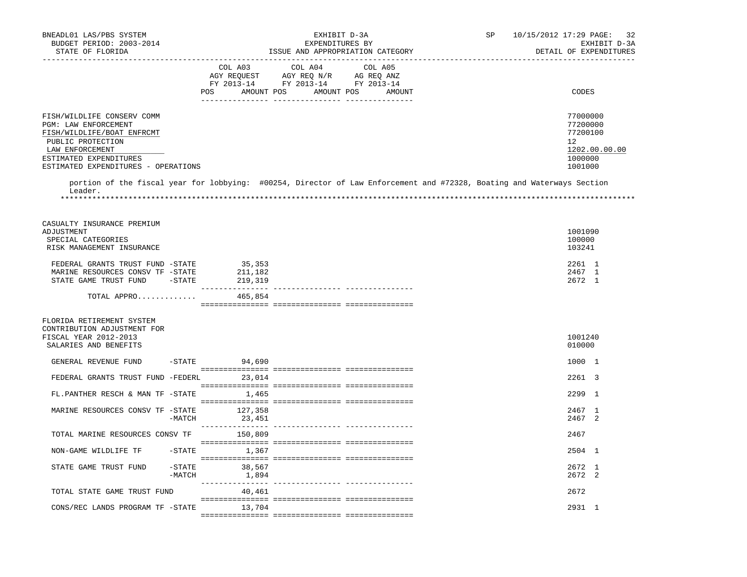| | COL A03 AGY REQUEST FY 2013-14 POS AMOUNT | COL A04 AGY REQ N/R FY 2013-14 POS AMOUNT | COL A05 AG REQ ANZ FY 2013-14 POS AMOUNT | CODES |
|---|---|---|---|---|
| FISH/WILDLIFE CONSERV COMM | | | | 77000000 |
| PGM: LAW ENFORCEMENT | | | | 77200000 |
| FISH/WILDLIFE/BOAT ENFRCMT | | | | 77200100 |
| PUBLIC PROTECTION | | | | 12 |
| LAW ENFORCEMENT | | | | 1202.00.00.00 |
| ESTIMATED EXPENDITURES | | | | 1000000 |
| ESTIMATED EXPENDITURES - OPERATIONS | | | | 1001000 |

portion of the fiscal year for lobbying: #00254, Director of Law Enforcement and #72328, Boating and Waterways Section Leader.

*******************************************************************************************************************************

| | COL A03 AGY REQUEST FY 2013-14 POS AMOUNT | COL A04 AGY REQ N/R FY 2013-14 POS AMOUNT | COL A05 AG REQ ANZ FY 2013-14 POS AMOUNT | CODES |
|---|---|---|---|---|
| CASUALTY INSURANCE PREMIUM ADJUSTMENT | | | | 1001090 |
| SPECIAL CATEGORIES | | | | 100000 |
| RISK MANAGEMENT INSURANCE | | | | 103241 |
| FEDERAL GRANTS TRUST FUND -STATE | 35,353 | | | 2261 1 |
| MARINE RESOURCES CONSV TF -STATE | 211,182 | | | 2467 1 |
| STATE GAME TRUST FUND -STATE | 219,319 | | | 2672 1 |
| TOTAL APPRO............ | 465,854 | | | |
| FLORIDA RETIREMENT SYSTEM CONTRIBUTION ADJUSTMENT FOR FISCAL YEAR 2012-2013 | | | | 1001240 |
| SALARIES AND BENEFITS | | | | 010000 |
| GENERAL REVENUE FUND -STATE | 94,690 | | | 1000 1 |
| FEDERAL GRANTS TRUST FUND -FEDERL | 23,014 | | | 2261 3 |
| FL.PANTHER RESCH & MAN TF -STATE | 1,465 | | | 2299 1 |
| MARINE RESOURCES CONSV TF -STATE | 127,358 | | | 2467 1 |
| -MATCH | 23,451 | | | 2467 2 |
| TOTAL MARINE RESOURCES CONSV TF | 150,809 | | | 2467 |
| NON-GAME WILDLIFE TF -STATE | 1,367 | | | 2504 1 |
| STATE GAME TRUST FUND -STATE | 38,567 | | | 2672 1 |
| -MATCH | 1,894 | | | 2672 2 |
| TOTAL STATE GAME TRUST FUND | 40,461 | | | 2672 |
| CONS/REC LANDS PROGRAM TF -STATE | 13,704 | | | 2931 1 |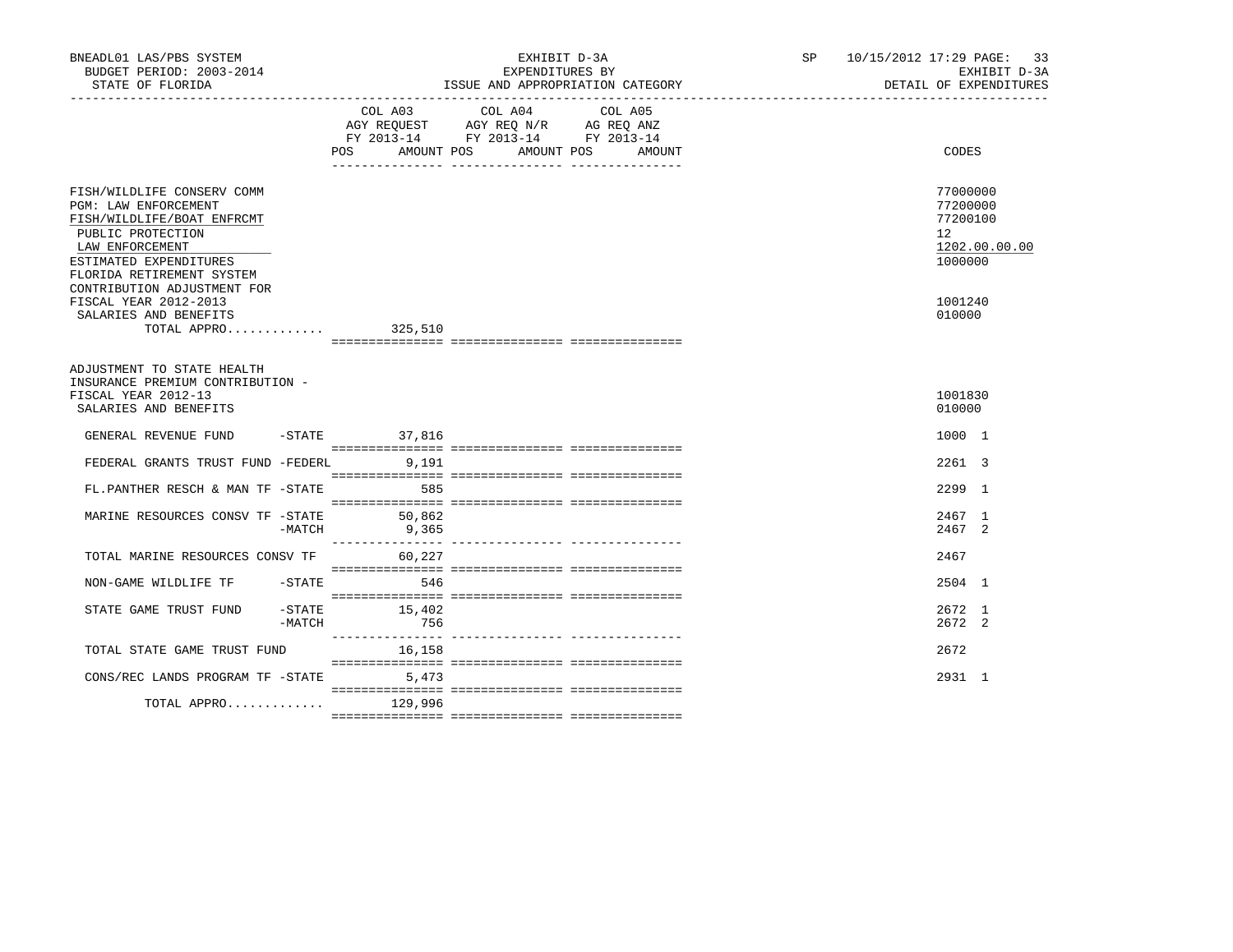BNEADL01 LAS/PBS SYSTEM
BUDGET PERIOD: 2003-2014
STATE OF FLORIDA

EXHIBIT D-3A
EXPENDITURES BY
ISSUE AND APPROPRIATION CATEGORY

SP 10/15/2012 17:29
EXHIBIT D-3A
DETAIL OF EXPENDITURES

| | COL A03 AGY REQUEST FY 2013-14 POS AMOUNT | COL A04 AGY REQ N/R FY 2013-14 POS AMOUNT | COL A05 AG REQ ANZ FY 2013-14 POS AMOUNT | CODES |
|---|---|---|---|---|
| FISH/WILDLIFE CONSERV COMM | | | | 77000000 |
| PGM: LAW ENFORCEMENT | | | | 77200000 |
| FISH/WILDLIFE/BOAT ENFRCMT | | | | 77200100 |
| PUBLIC PROTECTION | | | | 12 |
| LAW ENFORCEMENT | | | | 1202.00.00.00 |
| ESTIMATED EXPENDITURES | | | | 1000000 |
| FLORIDA RETIREMENT SYSTEM CONTRIBUTION ADJUSTMENT FOR FISCAL YEAR 2012-2013 | | | | 1001240 |
| SALARIES AND BENEFITS | | | | 010000 |
| TOTAL APPRO............. | 325,510 | | | |
| ADJUSTMENT TO STATE HEALTH INSURANCE PREMIUM CONTRIBUTION - FISCAL YEAR 2012-13 | | | | 1001830 |
| SALARIES AND BENEFITS | | | | 010000 |
| GENERAL REVENUE FUND -STATE | 37,816 | | | 1000 1 |
| FEDERAL GRANTS TRUST FUND -FEDERL | 9,191 | | | 2261 3 |
| FL.PANTHER RESCH & MAN TF -STATE | 585 | | | 2299 1 |
| MARINE RESOURCES CONSV TF -STATE | 50,862 | | | 2467 1 |
| -MATCH | 9,365 | | | 2467 2 |
| TOTAL MARINE RESOURCES CONSV TF | 60,227 | | | 2467 |
| NON-GAME WILDLIFE TF -STATE | 546 | | | 2504 1 |
| STATE GAME TRUST FUND -STATE | 15,402 | | | 2672 1 |
| -MATCH | 756 | | | 2672 2 |
| TOTAL STATE GAME TRUST FUND | 16,158 | | | 2672 |
| CONS/REC LANDS PROGRAM TF -STATE | 5,473 | | | 2931 1 |
| TOTAL APPRO............. | 129,996 | | | |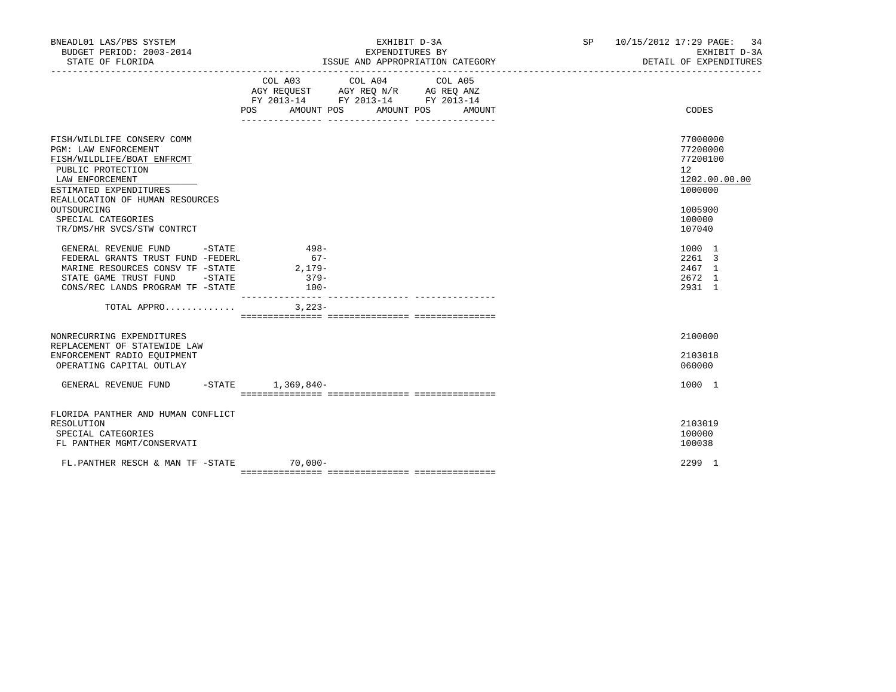BNEADL01 LAS/PBS SYSTEM — BUDGET PERIOD: 2003-2014 — STATE OF FLORIDA

EXHIBIT D-3A — EXPENDITURES BY ISSUE AND APPROPRIATION CATEGORY

SP 10/15/2012 17:29 — EXHIBIT D-3A — DETAIL OF EXPENDITURES

| | COL A03 AGY REQUEST FY 2013-14 POS | AMOUNT | COL A04 AGY REQ N/R FY 2013-14 POS | AMOUNT | COL A05 AG REQ ANZ FY 2013-14 POS | AMOUNT | CODES |
|---|---|---|---|---|---|---|---|
| FISH/WILDLIFE CONSERV COMM | | | | | | | 77000000 |
| PGM: LAW ENFORCEMENT | | | | | | | 77200000 |
| FISH/WILDLIFE/BOAT ENFRCMT | | | | | | | 77200100 |
| PUBLIC PROTECTION | | | | | | | 12 |
| LAW ENFORCEMENT | | | | | | | 1202.00.00.00 |
| ESTIMATED EXPENDITURES | | | | | | | 1000000 |
| REALLOCATION OF HUMAN RESOURCES OUTSOURCING | | | | | | | 1005900 |
| SPECIAL CATEGORIES | | | | | | | 100000 |
| TR/DMS/HR SVCS/STW CONTRCT | | | | | | | 107040 |
| GENERAL REVENUE FUND -STATE | | 498- | | | | | 1000 1 |
| FEDERAL GRANTS TRUST FUND -FEDERL | | 67- | | | | | 2261 3 |
| MARINE RESOURCES CONSV TF -STATE | | 2,179- | | | | | 2467 1 |
| STATE GAME TRUST FUND -STATE | | 379- | | | | | 2672 1 |
| CONS/REC LANDS PROGRAM TF -STATE | | 100- | | | | | 2931 1 |
| TOTAL APPRO............ | | 3,223- | | | | | |
| NONRECURRING EXPENDITURES | | | | | | | 2100000 |
| REPLACEMENT OF STATEWIDE LAW ENFORCEMENT RADIO EQUIPMENT | | | | | | | 2103018 |
| OPERATING CAPITAL OUTLAY | | | | | | | 060000 |
| GENERAL REVENUE FUND -STATE | | 1,369,840- | | | | | 1000 1 |
| FLORIDA PANTHER AND HUMAN CONFLICT RESOLUTION | | | | | | | 2103019 |
| SPECIAL CATEGORIES | | | | | | | 100000 |
| FL PANTHER MGMT/CONSERVATI | | | | | | | 100038 |
| FL.PANTHER RESCH & MAN TF -STATE | | 70,000- | | | | | 2299 1 |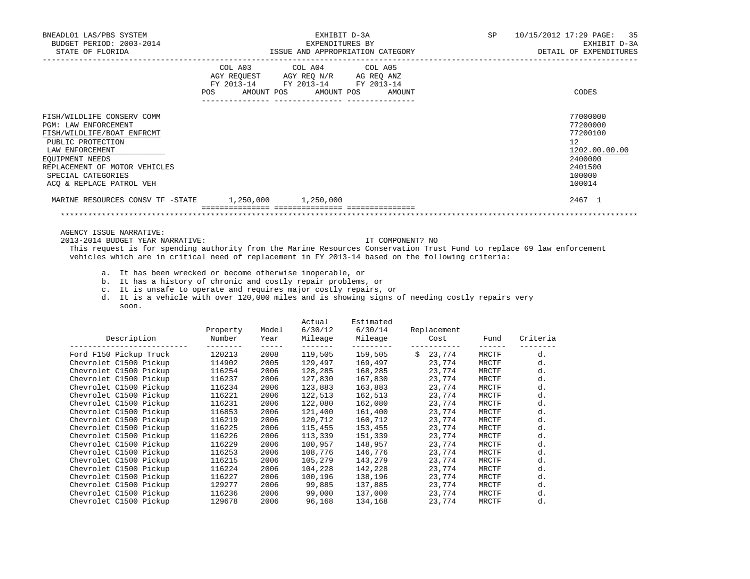BNEADL01 LAS/PBS SYSTEM — EXHIBIT D-3A — EXPENDITURES BY ISSUE AND APPROPRIATION CATEGORY — SP 10/15/2012 17:29 PAGE: 35
BUDGET PERIOD: 2003-2014 — EXHIBIT D-3A
STATE OF FLORIDA — DETAIL OF EXPENDITURES

| | COL A03 AGY REQUEST FY 2013-14 POS AMOUNT | COL A04 AGY REQ N/R FY 2013-14 POS AMOUNT | COL A05 AG REQ ANZ FY 2013-14 POS AMOUNT | CODES |
|---|---|---|---|---|
| FISH/WILDLIFE CONSERV COMM | | | | 77000000 |
| PGM: LAW ENFORCEMENT | | | | 77200000 |
| FISH/WILDLIFE/BOAT ENFRCMT | | | | 77200100 |
| PUBLIC PROTECTION | | | | 12 |
| LAW ENFORCEMENT | | | | 1202.00.00.00 |
| EQUIPMENT NEEDS | | | | 2400000 |
| REPLACEMENT OF MOTOR VEHICLES | | | | 2401500 |
| SPECIAL CATEGORIES | | | | 100000 |
| ACQ & REPLACE PATROL VEH | | | | 100014 |
| MARINE RESOURCES CONSV TF -STATE | 1,250,000 | 1,250,000 | | 2467 1 |

AGENCY ISSUE NARRATIVE:

2013-2014 BUDGET YEAR NARRATIVE: IT COMPONENT? NO

This request is for spending authority from the Marine Resources Conservation Trust Fund to replace 69 law enforcement vehicles which are in critical need of replacement in FY 2013-14 based on the following criteria:

a. It has been wrecked or become otherwise inoperable, or
b. It has a history of chronic and costly repair problems, or
c. It is unsafe to operate and requires major costly repairs, or
d. It is a vehicle with over 120,000 miles and is showing signs of needing costly repairs very soon.

| Description | Property Number | Model Year | Actual 6/30/12 Mileage | Estimated 6/30/14 Mileage | Replacement Cost | Fund | Criteria |
|---|---|---|---|---|---|---|---|
| Ford F150 Pickup Truck | 120213 | 2008 | 119,505 | 159,505 | $ 23,774 | MRCTF | d. |
| Chevrolet C1500 Pickup | 114902 | 2005 | 129,497 | 169,497 | 23,774 | MRCTF | d. |
| Chevrolet C1500 Pickup | 116254 | 2006 | 128,285 | 168,285 | 23,774 | MRCTF | d. |
| Chevrolet C1500 Pickup | 116237 | 2006 | 127,830 | 167,830 | 23,774 | MRCTF | d. |
| Chevrolet C1500 Pickup | 116234 | 2006 | 123,883 | 163,883 | 23,774 | MRCTF | d. |
| Chevrolet C1500 Pickup | 116221 | 2006 | 122,513 | 162,513 | 23,774 | MRCTF | d. |
| Chevrolet C1500 Pickup | 116231 | 2006 | 122,080 | 162,080 | 23,774 | MRCTF | d. |
| Chevrolet C1500 Pickup | 116853 | 2006 | 121,400 | 161,400 | 23,774 | MRCTF | d. |
| Chevrolet C1500 Pickup | 116219 | 2006 | 120,712 | 160,712 | 23,774 | MRCTF | d. |
| Chevrolet C1500 Pickup | 116225 | 2006 | 115,455 | 153,455 | 23,774 | MRCTF | d. |
| Chevrolet C1500 Pickup | 116226 | 2006 | 113,339 | 151,339 | 23,774 | MRCTF | d. |
| Chevrolet C1500 Pickup | 116229 | 2006 | 100,957 | 148,957 | 23,774 | MRCTF | d. |
| Chevrolet C1500 Pickup | 116253 | 2006 | 108,776 | 146,776 | 23,774 | MRCTF | d. |
| Chevrolet C1500 Pickup | 116215 | 2006 | 105,279 | 143,279 | 23,774 | MRCTF | d. |
| Chevrolet C1500 Pickup | 116224 | 2006 | 104,228 | 142,228 | 23,774 | MRCTF | d. |
| Chevrolet C1500 Pickup | 116227 | 2006 | 100,196 | 138,196 | 23,774 | MRCTF | d. |
| Chevrolet C1500 Pickup | 129277 | 2006 | 99,885 | 137,885 | 23,774 | MRCTF | d. |
| Chevrolet C1500 Pickup | 116236 | 2006 | 99,000 | 137,000 | 23,774 | MRCTF | d. |
| Chevrolet C1500 Pickup | 129678 | 2006 | 96,168 | 134,168 | 23,774 | MRCTF | d. |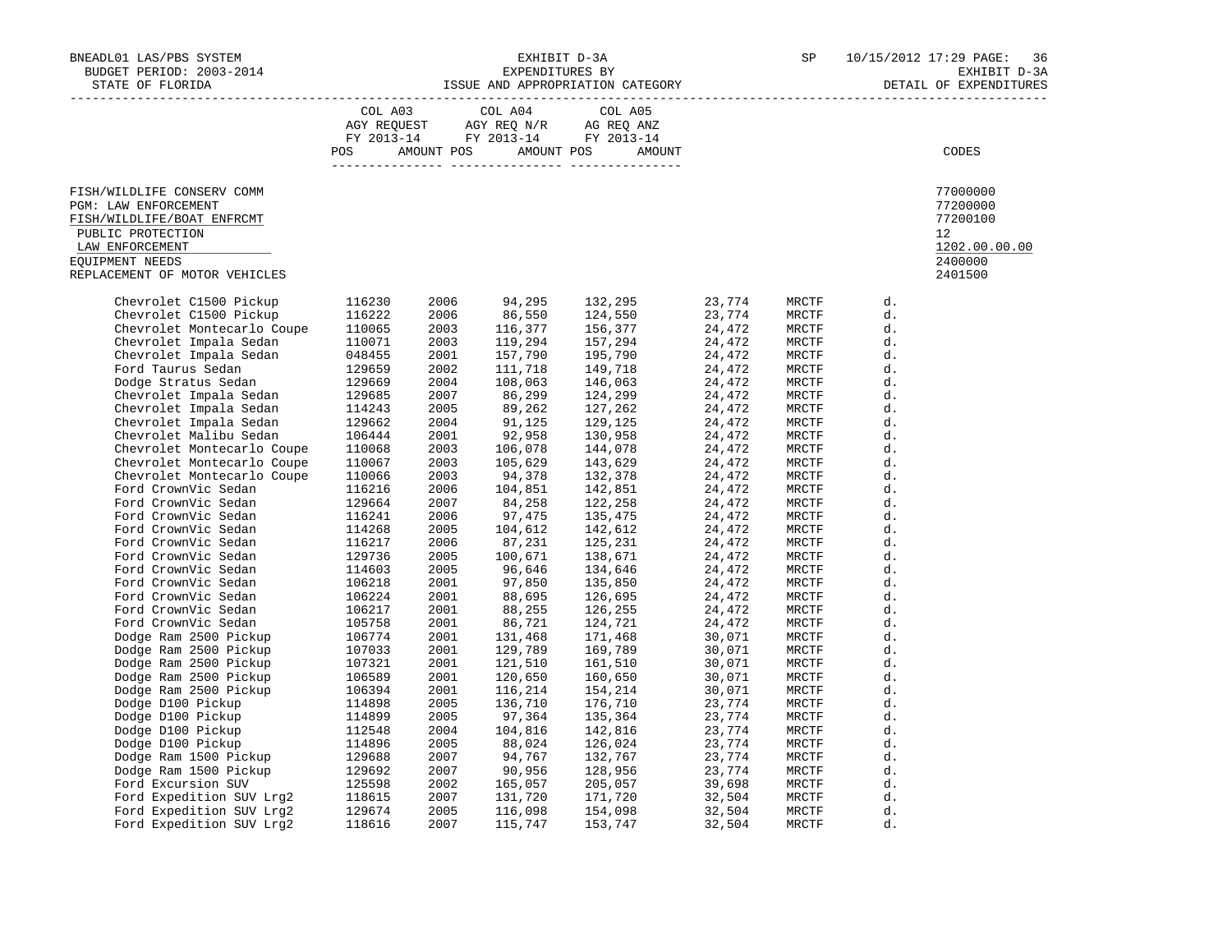BNEADL01 LAS/PBS SYSTEM
BUDGET PERIOD: 2003-2014
STATE OF FLORIDA

EXHIBIT D-3A
EXPENDITURES BY
ISSUE AND APPROPRIATION CATEGORY

SP 10/15/2012 17:29
EXHIBIT D-3A
DETAIL OF EXPENDITURES

| | COL A03 AGY REQUEST FY 2013-14 POS AMOUNT | COL A04 AGY REQ N/R FY 2013-14 POS AMOUNT | COL A05 AG REQ ANZ FY 2013-14 POS AMOUNT | CODES |
|---|---|---|---|---|
| FISH/WILDLIFE CONSERV COMM | | | | 77000000 |
| PGM: LAW ENFORCEMENT | | | | 77200000 |
| FISH/WILDLIFE/BOAT ENFRCMT | | | | 77200100 |
| PUBLIC PROTECTION | | | | 12 |
| LAW ENFORCEMENT | | | | 1202.00.00.00 |
| EQUIPMENT NEEDS | | | | 2400000 |
| REPLACEMENT OF MOTOR VEHICLES | | | | 2401500 |

| Vehicle | ID | Year | | | | | |
|---|---|---|---|---|---|---|---|
| Chevrolet C1500 Pickup | 116230 | 2006 | 94,295 | 132,295 | 23,774 | MRCTF | d. |
| Chevrolet C1500 Pickup | 116222 | 2006 | 86,550 | 124,550 | 23,774 | MRCTF | d. |
| Chevrolet Montecarlo Coupe | 110065 | 2003 | 116,377 | 156,377 | 24,472 | MRCTF | d. |
| Chevrolet Impala Sedan | 110071 | 2003 | 119,294 | 157,294 | 24,472 | MRCTF | d. |
| Chevrolet Impala Sedan | 048455 | 2001 | 157,790 | 195,790 | 24,472 | MRCTF | d. |
| Ford Taurus Sedan | 129659 | 2002 | 111,718 | 149,718 | 24,472 | MRCTF | d. |
| Dodge Stratus Sedan | 129669 | 2004 | 108,063 | 146,063 | 24,472 | MRCTF | d. |
| Chevrolet Impala Sedan | 129685 | 2007 | 86,299 | 124,299 | 24,472 | MRCTF | d. |
| Chevrolet Impala Sedan | 114243 | 2005 | 89,262 | 127,262 | 24,472 | MRCTF | d. |
| Chevrolet Impala Sedan | 129662 | 2004 | 91,125 | 129,125 | 24,472 | MRCTF | d. |
| Chevrolet Malibu Sedan | 106444 | 2001 | 92,958 | 130,958 | 24,472 | MRCTF | d. |
| Chevrolet Montecarlo Coupe | 110068 | 2003 | 106,078 | 144,078 | 24,472 | MRCTF | d. |
| Chevrolet Montecarlo Coupe | 110067 | 2003 | 105,629 | 143,629 | 24,472 | MRCTF | d. |
| Chevrolet Montecarlo Coupe | 110066 | 2003 | 94,378 | 132,378 | 24,472 | MRCTF | d. |
| Ford CrownVic Sedan | 116216 | 2006 | 104,851 | 142,851 | 24,472 | MRCTF | d. |
| Ford CrownVic Sedan | 129664 | 2007 | 84,258 | 122,258 | 24,472 | MRCTF | d. |
| Ford CrownVic Sedan | 116241 | 2006 | 97,475 | 135,475 | 24,472 | MRCTF | d. |
| Ford CrownVic Sedan | 114268 | 2005 | 104,612 | 142,612 | 24,472 | MRCTF | d. |
| Ford CrownVic Sedan | 116217 | 2006 | 87,231 | 125,231 | 24,472 | MRCTF | d. |
| Ford CrownVic Sedan | 129736 | 2005 | 100,671 | 138,671 | 24,472 | MRCTF | d. |
| Ford CrownVic Sedan | 114603 | 2005 | 96,646 | 134,646 | 24,472 | MRCTF | d. |
| Ford CrownVic Sedan | 106218 | 2001 | 97,850 | 135,850 | 24,472 | MRCTF | d. |
| Ford CrownVic Sedan | 106224 | 2001 | 88,695 | 126,695 | 24,472 | MRCTF | d. |
| Ford CrownVic Sedan | 106217 | 2001 | 88,255 | 126,255 | 24,472 | MRCTF | d. |
| Ford CrownVic Sedan | 105758 | 2001 | 86,721 | 124,721 | 24,472 | MRCTF | d. |
| Dodge Ram 2500 Pickup | 106774 | 2001 | 131,468 | 171,468 | 30,071 | MRCTF | d. |
| Dodge Ram 2500 Pickup | 107033 | 2001 | 129,789 | 169,789 | 30,071 | MRCTF | d. |
| Dodge Ram 2500 Pickup | 107321 | 2001 | 121,510 | 161,510 | 30,071 | MRCTF | d. |
| Dodge Ram 2500 Pickup | 106589 | 2001 | 120,650 | 160,650 | 30,071 | MRCTF | d. |
| Dodge Ram 2500 Pickup | 106394 | 2001 | 116,214 | 154,214 | 30,071 | MRCTF | d. |
| Dodge D100 Pickup | 114898 | 2005 | 136,710 | 176,710 | 23,774 | MRCTF | d. |
| Dodge D100 Pickup | 114899 | 2005 | 97,364 | 135,364 | 23,774 | MRCTF | d. |
| Dodge D100 Pickup | 112548 | 2004 | 104,816 | 142,816 | 23,774 | MRCTF | d. |
| Dodge D100 Pickup | 114896 | 2005 | 88,024 | 126,024 | 23,774 | MRCTF | d. |
| Dodge Ram 1500 Pickup | 129688 | 2007 | 94,767 | 132,767 | 23,774 | MRCTF | d. |
| Dodge Ram 1500 Pickup | 129692 | 2007 | 90,956 | 128,956 | 23,774 | MRCTF | d. |
| Ford Excursion SUV | 125598 | 2002 | 165,057 | 205,057 | 39,698 | MRCTF | d. |
| Ford Expedition SUV Lrg2 | 118615 | 2007 | 131,720 | 171,720 | 32,504 | MRCTF | d. |
| Ford Expedition SUV Lrg2 | 129674 | 2005 | 116,098 | 154,098 | 32,504 | MRCTF | d. |
| Ford Expedition SUV Lrg2 | 118616 | 2007 | 115,747 | 153,747 | 32,504 | MRCTF | d. |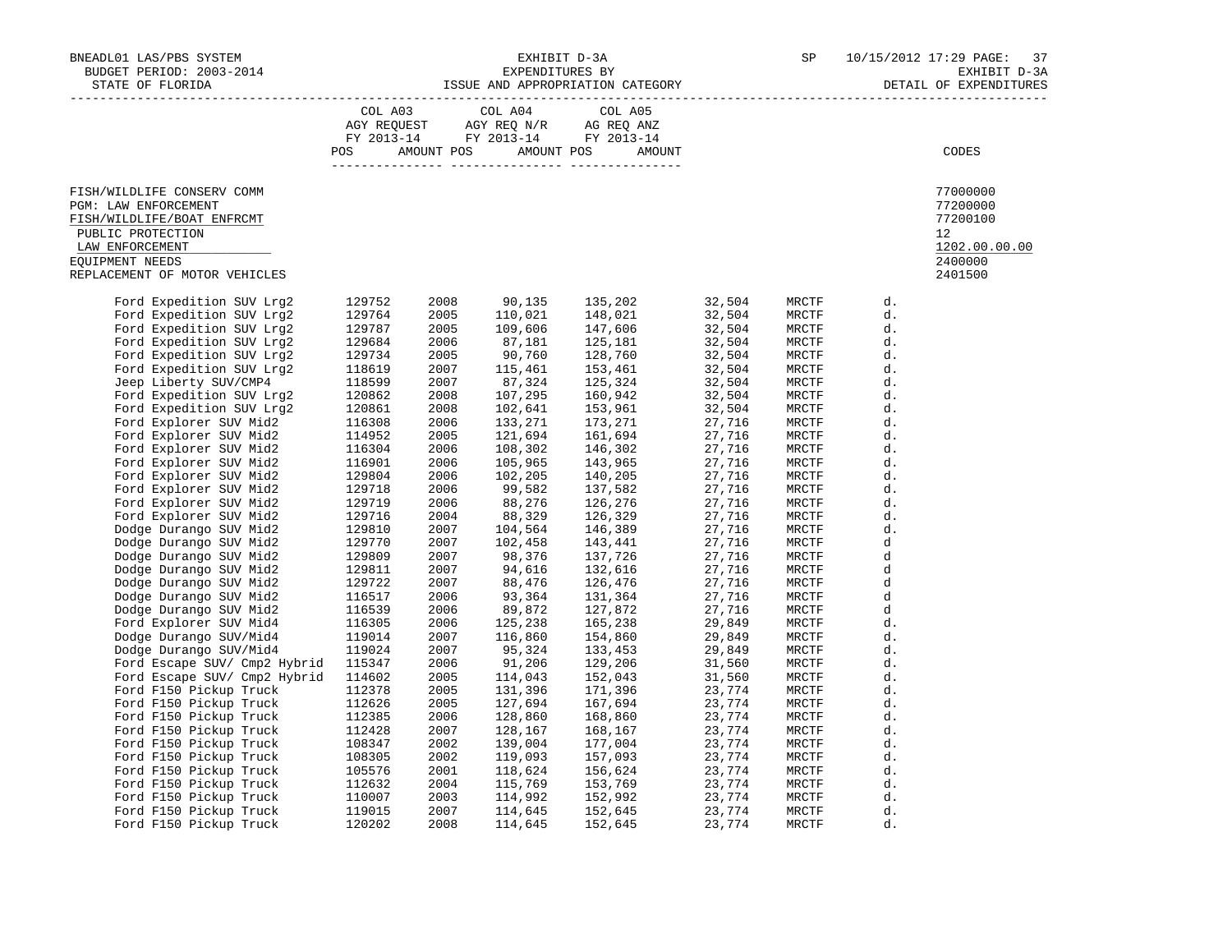BNEADL01 LAS/PBS SYSTEM — EXHIBIT D-3A — SP 10/15/2012 17:29
BUDGET PERIOD: 2003-2014 — EXPENDITURES BY — EXHIBIT D-3A
STATE OF FLORIDA — ISSUE AND APPROPRIATION CATEGORY — DETAIL OF EXPENDITURES

| | COL A03 AGY REQUEST FY 2013-14 POS AMOUNT | COL A04 AGY REQ N/R FY 2013-14 POS AMOUNT | COL A05 AG REQ ANZ FY 2013-14 POS AMOUNT | CODES |
|---|---|---|---|---|
| FISH/WILDLIFE CONSERV COMM | | | | 77000000 |
| PGM: LAW ENFORCEMENT | | | | 77200000 |
| FISH/WILDLIFE/BOAT ENFRCMT | | | | 77200100 |
| PUBLIC PROTECTION | | | | 12 |
| LAW ENFORCEMENT | | | | 1202.00.00.00 |
| EQUIPMENT NEEDS | | | | 2400000 |
| REPLACEMENT OF MOTOR VEHICLES | | | | 2401500 |

| Vehicle | ID | Year | | | | Fund | |
|---|---|---|---|---|---|---|---|
| Ford Expedition SUV Lrg2 | 129752 | 2008 | 90,135 | 135,202 | 32,504 | MRCTF | d. |
| Ford Expedition SUV Lrg2 | 129764 | 2005 | 110,021 | 148,021 | 32,504 | MRCTF | d. |
| Ford Expedition SUV Lrg2 | 129787 | 2005 | 109,606 | 147,606 | 32,504 | MRCTF | d. |
| Ford Expedition SUV Lrg2 | 129684 | 2006 | 87,181 | 125,181 | 32,504 | MRCTF | d. |
| Ford Expedition SUV Lrg2 | 129734 | 2005 | 90,760 | 128,760 | 32,504 | MRCTF | d. |
| Ford Expedition SUV Lrg2 | 118619 | 2007 | 115,461 | 153,461 | 32,504 | MRCTF | d. |
| Jeep Liberty SUV/CMP4 | 118599 | 2007 | 87,324 | 125,324 | 32,504 | MRCTF | d. |
| Ford Expedition SUV Lrg2 | 120862 | 2008 | 107,295 | 160,942 | 32,504 | MRCTF | d. |
| Ford Expedition SUV Lrg2 | 120861 | 2008 | 102,641 | 153,961 | 32,504 | MRCTF | d. |
| Ford Explorer SUV Mid2 | 116308 | 2006 | 133,271 | 173,271 | 27,716 | MRCTF | d. |
| Ford Explorer SUV Mid2 | 114952 | 2005 | 121,694 | 161,694 | 27,716 | MRCTF | d. |
| Ford Explorer SUV Mid2 | 116304 | 2006 | 108,302 | 146,302 | 27,716 | MRCTF | d. |
| Ford Explorer SUV Mid2 | 116901 | 2006 | 105,965 | 143,965 | 27,716 | MRCTF | d. |
| Ford Explorer SUV Mid2 | 129804 | 2006 | 102,205 | 140,205 | 27,716 | MRCTF | d. |
| Ford Explorer SUV Mid2 | 129718 | 2006 | 99,582 | 137,582 | 27,716 | MRCTF | d. |
| Ford Explorer SUV Mid2 | 129719 | 2006 | 88,276 | 126,276 | 27,716 | MRCTF | d. |
| Ford Explorer SUV Mid2 | 129716 | 2004 | 88,329 | 126,329 | 27,716 | MRCTF | d. |
| Dodge Durango SUV Mid2 | 129810 | 2007 | 104,564 | 146,389 | 27,716 | MRCTF | d. |
| Dodge Durango SUV Mid2 | 129770 | 2007 | 102,458 | 143,441 | 27,716 | MRCTF | d |
| Dodge Durango SUV Mid2 | 129809 | 2007 | 98,376 | 137,726 | 27,716 | MRCTF | d |
| Dodge Durango SUV Mid2 | 129811 | 2007 | 94,616 | 132,616 | 27,716 | MRCTF | d |
| Dodge Durango SUV Mid2 | 129722 | 2007 | 88,476 | 126,476 | 27,716 | MRCTF | d |
| Dodge Durango SUV Mid2 | 116517 | 2006 | 93,364 | 131,364 | 27,716 | MRCTF | d |
| Dodge Durango SUV Mid2 | 116539 | 2006 | 89,872 | 127,872 | 27,716 | MRCTF | d |
| Ford Explorer SUV Mid4 | 116305 | 2006 | 125,238 | 165,238 | 29,849 | MRCTF | d. |
| Dodge Durango SUV/Mid4 | 119014 | 2007 | 116,860 | 154,860 | 29,849 | MRCTF | d. |
| Dodge Durango SUV/Mid4 | 119024 | 2007 | 95,324 | 133,453 | 29,849 | MRCTF | d. |
| Ford Escape SUV/ Cmp2 Hybrid | 115347 | 2006 | 91,206 | 129,206 | 31,560 | MRCTF | d. |
| Ford Escape SUV/ Cmp2 Hybrid | 114602 | 2005 | 114,043 | 152,043 | 31,560 | MRCTF | d. |
| Ford F150 Pickup Truck | 112378 | 2005 | 131,396 | 171,396 | 23,774 | MRCTF | d. |
| Ford F150 Pickup Truck | 112626 | 2005 | 127,694 | 167,694 | 23,774 | MRCTF | d. |
| Ford F150 Pickup Truck | 112385 | 2006 | 128,860 | 168,860 | 23,774 | MRCTF | d. |
| Ford F150 Pickup Truck | 112428 | 2007 | 128,167 | 168,167 | 23,774 | MRCTF | d. |
| Ford F150 Pickup Truck | 108347 | 2002 | 139,004 | 177,004 | 23,774 | MRCTF | d. |
| Ford F150 Pickup Truck | 108305 | 2002 | 119,093 | 157,093 | 23,774 | MRCTF | d. |
| Ford F150 Pickup Truck | 105576 | 2001 | 118,624 | 156,624 | 23,774 | MRCTF | d. |
| Ford F150 Pickup Truck | 112632 | 2004 | 115,769 | 153,769 | 23,774 | MRCTF | d. |
| Ford F150 Pickup Truck | 110007 | 2003 | 114,992 | 152,992 | 23,774 | MRCTF | d. |
| Ford F150 Pickup Truck | 119015 | 2007 | 114,645 | 152,645 | 23,774 | MRCTF | d. |
| Ford F150 Pickup Truck | 120202 | 2008 | 114,645 | 152,645 | 23,774 | MRCTF | d. |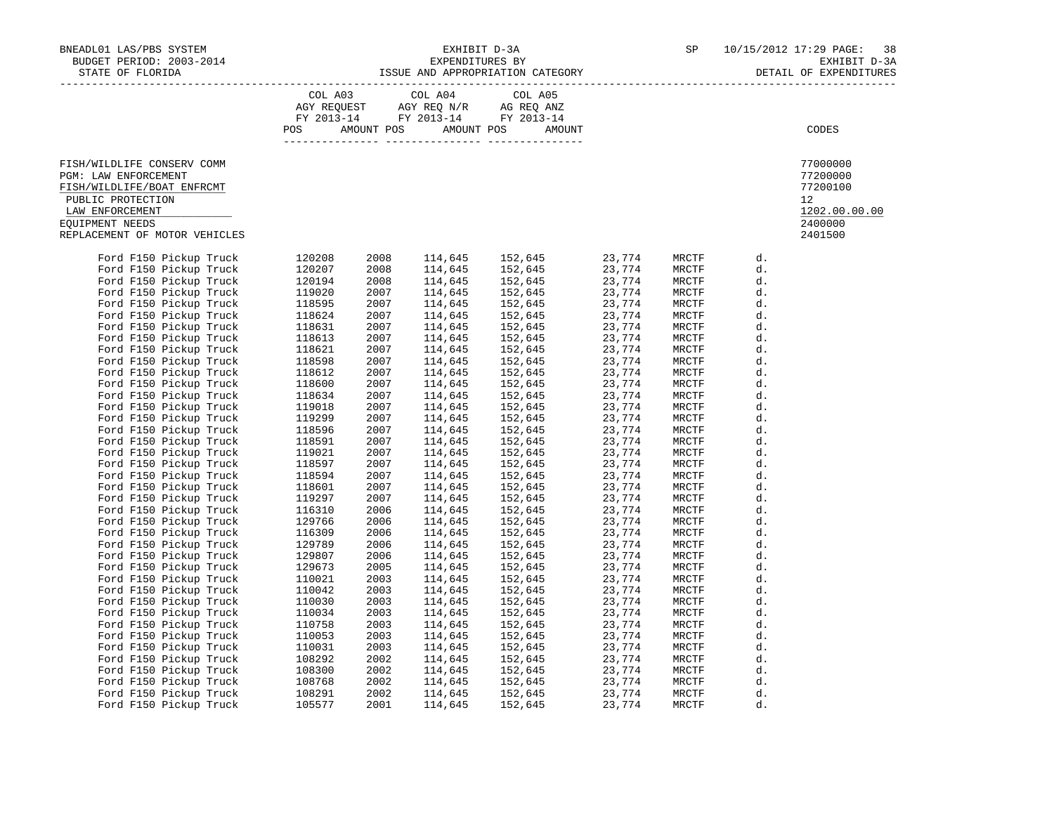BNEADL01 LAS/PBS SYSTEM — EXHIBIT D-3A — SP 10/15/2012 17:29

BUDGET PERIOD: 2003-2014 — EXPENDITURES BY — EXHIBIT D-3A

STATE OF FLORIDA — ISSUE AND APPROPRIATION CATEGORY — DETAIL OF EXPENDITURES

| | COL A03 AGY REQUEST FY 2013-14 POS AMOUNT | COL A04 AGY REQ N/R FY 2013-14 POS AMOUNT | COL A05 AG REQ ANZ FY 2013-14 POS AMOUNT | CODES |
|---|---|---|---|---|
| FISH/WILDLIFE CONSERV COMM | | | | 77000000 |
| PGM: LAW ENFORCEMENT | | | | 77200000 |
| FISH/WILDLIFE/BOAT ENFRCMT | | | | 77200100 |
| PUBLIC PROTECTION | | | | 12 |
| LAW ENFORCEMENT | | | | 1202.00.00.00 |
| EQUIPMENT NEEDS | | | | 2400000 |
| REPLACEMENT OF MOTOR VEHICLES | | | | 2401500 |

| | | | | | | | |
|---|---|---|---|---|---|---|---|
| Ford F150 Pickup Truck | 120208 | 2008 | 114,645 | 152,645 | 23,774 | MRCTF | d. |
| Ford F150 Pickup Truck | 120207 | 2008 | 114,645 | 152,645 | 23,774 | MRCTF | d. |
| Ford F150 Pickup Truck | 120194 | 2008 | 114,645 | 152,645 | 23,774 | MRCTF | d. |
| Ford F150 Pickup Truck | 119020 | 2007 | 114,645 | 152,645 | 23,774 | MRCTF | d. |
| Ford F150 Pickup Truck | 118595 | 2007 | 114,645 | 152,645 | 23,774 | MRCTF | d. |
| Ford F150 Pickup Truck | 118624 | 2007 | 114,645 | 152,645 | 23,774 | MRCTF | d. |
| Ford F150 Pickup Truck | 118631 | 2007 | 114,645 | 152,645 | 23,774 | MRCTF | d. |
| Ford F150 Pickup Truck | 118613 | 2007 | 114,645 | 152,645 | 23,774 | MRCTF | d. |
| Ford F150 Pickup Truck | 118621 | 2007 | 114,645 | 152,645 | 23,774 | MRCTF | d. |
| Ford F150 Pickup Truck | 118598 | 2007 | 114,645 | 152,645 | 23,774 | MRCTF | d. |
| Ford F150 Pickup Truck | 118612 | 2007 | 114,645 | 152,645 | 23,774 | MRCTF | d. |
| Ford F150 Pickup Truck | 118600 | 2007 | 114,645 | 152,645 | 23,774 | MRCTF | d. |
| Ford F150 Pickup Truck | 118634 | 2007 | 114,645 | 152,645 | 23,774 | MRCTF | d. |
| Ford F150 Pickup Truck | 119018 | 2007 | 114,645 | 152,645 | 23,774 | MRCTF | d. |
| Ford F150 Pickup Truck | 119299 | 2007 | 114,645 | 152,645 | 23,774 | MRCTF | d. |
| Ford F150 Pickup Truck | 118596 | 2007 | 114,645 | 152,645 | 23,774 | MRCTF | d. |
| Ford F150 Pickup Truck | 118591 | 2007 | 114,645 | 152,645 | 23,774 | MRCTF | d. |
| Ford F150 Pickup Truck | 119021 | 2007 | 114,645 | 152,645 | 23,774 | MRCTF | d. |
| Ford F150 Pickup Truck | 118597 | 2007 | 114,645 | 152,645 | 23,774 | MRCTF | d. |
| Ford F150 Pickup Truck | 118594 | 2007 | 114,645 | 152,645 | 23,774 | MRCTF | d. |
| Ford F150 Pickup Truck | 118601 | 2007 | 114,645 | 152,645 | 23,774 | MRCTF | d. |
| Ford F150 Pickup Truck | 119297 | 2007 | 114,645 | 152,645 | 23,774 | MRCTF | d. |
| Ford F150 Pickup Truck | 116310 | 2006 | 114,645 | 152,645 | 23,774 | MRCTF | d. |
| Ford F150 Pickup Truck | 129766 | 2006 | 114,645 | 152,645 | 23,774 | MRCTF | d. |
| Ford F150 Pickup Truck | 116309 | 2006 | 114,645 | 152,645 | 23,774 | MRCTF | d. |
| Ford F150 Pickup Truck | 129789 | 2006 | 114,645 | 152,645 | 23,774 | MRCTF | d. |
| Ford F150 Pickup Truck | 129807 | 2006 | 114,645 | 152,645 | 23,774 | MRCTF | d. |
| Ford F150 Pickup Truck | 129673 | 2005 | 114,645 | 152,645 | 23,774 | MRCTF | d. |
| Ford F150 Pickup Truck | 110021 | 2003 | 114,645 | 152,645 | 23,774 | MRCTF | d. |
| Ford F150 Pickup Truck | 110042 | 2003 | 114,645 | 152,645 | 23,774 | MRCTF | d. |
| Ford F150 Pickup Truck | 110030 | 2003 | 114,645 | 152,645 | 23,774 | MRCTF | d. |
| Ford F150 Pickup Truck | 110034 | 2003 | 114,645 | 152,645 | 23,774 | MRCTF | d. |
| Ford F150 Pickup Truck | 110758 | 2003 | 114,645 | 152,645 | 23,774 | MRCTF | d. |
| Ford F150 Pickup Truck | 110053 | 2003 | 114,645 | 152,645 | 23,774 | MRCTF | d. |
| Ford F150 Pickup Truck | 110031 | 2003 | 114,645 | 152,645 | 23,774 | MRCTF | d. |
| Ford F150 Pickup Truck | 108292 | 2002 | 114,645 | 152,645 | 23,774 | MRCTF | d. |
| Ford F150 Pickup Truck | 108300 | 2002 | 114,645 | 152,645 | 23,774 | MRCTF | d. |
| Ford F150 Pickup Truck | 108768 | 2002 | 114,645 | 152,645 | 23,774 | MRCTF | d. |
| Ford F150 Pickup Truck | 108291 | 2002 | 114,645 | 152,645 | 23,774 | MRCTF | d. |
| Ford F150 Pickup Truck | 105577 | 2001 | 114,645 | 152,645 | 23,774 | MRCTF | d. |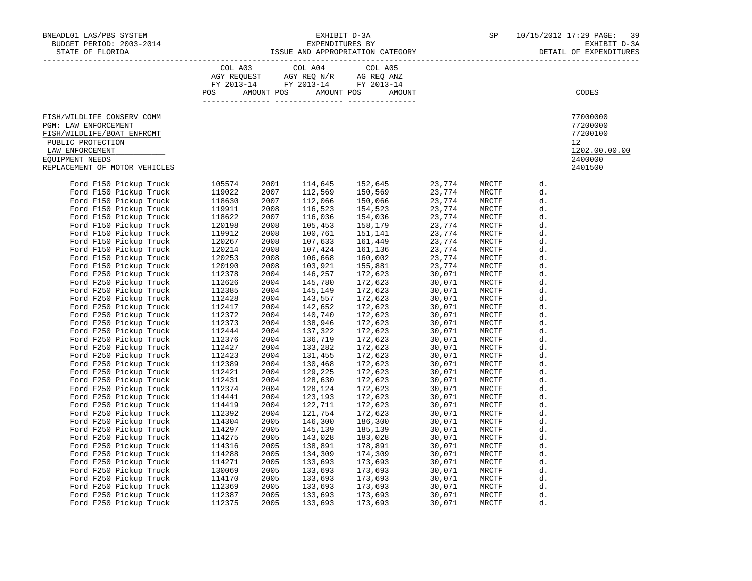BNEADL01 LAS/PBS SYSTEM — BUDGET PERIOD: 2003-2014 — STATE OF FLORIDA

EXHIBIT D-3A
EXPENDITURES BY
ISSUE AND APPROPRIATION CATEGORY

SP 10/15/2012 17:29 — EXHIBIT D-3A — DETAIL OF EXPENDITURES

| | COL A03 AGY REQUEST FY 2013-14 POS AMOUNT | COL A04 AGY REQ N/R FY 2013-14 POS AMOUNT | COL A05 AG REQ ANZ FY 2013-14 POS AMOUNT | CODES |
|---|---|---|---|---|
| FISH/WILDLIFE CONSERV COMM | | | | 77000000 |
| PGM: LAW ENFORCEMENT | | | | 77200000 |
| FISH/WILDLIFE/BOAT ENFRCMT | | | | 77200100 |
| PUBLIC PROTECTION | | | | 12 |
| LAW ENFORCEMENT | | | | 1202.00.00.00 |
| EQUIPMENT NEEDS | | | | 2400000 |
| REPLACEMENT OF MOTOR VEHICLES | | | | 2401500 |

| Vehicle | | | | | | | |
|---|---|---|---|---|---|---|---|
| Ford F150 Pickup Truck | 105574 | 2001 | 114,645 | 152,645 | 23,774 | MRCTF | d. |
| Ford F150 Pickup Truck | 119022 | 2007 | 112,569 | 150,569 | 23,774 | MRCTF | d. |
| Ford F150 Pickup Truck | 118630 | 2007 | 112,066 | 150,066 | 23,774 | MRCTF | d. |
| Ford F150 Pickup Truck | 119911 | 2008 | 116,523 | 154,523 | 23,774 | MRCTF | d. |
| Ford F150 Pickup Truck | 118622 | 2007 | 116,036 | 154,036 | 23,774 | MRCTF | d. |
| Ford F150 Pickup Truck | 120198 | 2008 | 105,453 | 158,179 | 23,774 | MRCTF | d. |
| Ford F150 Pickup Truck | 119912 | 2008 | 100,761 | 151,141 | 23,774 | MRCTF | d. |
| Ford F150 Pickup Truck | 120267 | 2008 | 107,633 | 161,449 | 23,774 | MRCTF | d. |
| Ford F150 Pickup Truck | 120214 | 2008 | 107,424 | 161,136 | 23,774 | MRCTF | d. |
| Ford F150 Pickup Truck | 120253 | 2008 | 106,668 | 160,002 | 23,774 | MRCTF | d. |
| Ford F150 Pickup Truck | 120190 | 2008 | 103,921 | 155,881 | 23,774 | MRCTF | d. |
| Ford F250 Pickup Truck | 112378 | 2004 | 146,257 | 172,623 | 30,071 | MRCTF | d. |
| Ford F250 Pickup Truck | 112626 | 2004 | 145,780 | 172,623 | 30,071 | MRCTF | d. |
| Ford F250 Pickup Truck | 112385 | 2004 | 145,149 | 172,623 | 30,071 | MRCTF | d. |
| Ford F250 Pickup Truck | 112428 | 2004 | 143,557 | 172,623 | 30,071 | MRCTF | d. |
| Ford F250 Pickup Truck | 112417 | 2004 | 142,652 | 172,623 | 30,071 | MRCTF | d. |
| Ford F250 Pickup Truck | 112372 | 2004 | 140,740 | 172,623 | 30,071 | MRCTF | d. |
| Ford F250 Pickup Truck | 112373 | 2004 | 138,946 | 172,623 | 30,071 | MRCTF | d. |
| Ford F250 Pickup Truck | 112444 | 2004 | 137,322 | 172,623 | 30,071 | MRCTF | d. |
| Ford F250 Pickup Truck | 112376 | 2004 | 136,719 | 172,623 | 30,071 | MRCTF | d. |
| Ford F250 Pickup Truck | 112427 | 2004 | 133,282 | 172,623 | 30,071 | MRCTF | d. |
| Ford F250 Pickup Truck | 112423 | 2004 | 131,455 | 172,623 | 30,071 | MRCTF | d. |
| Ford F250 Pickup Truck | 112389 | 2004 | 130,468 | 172,623 | 30,071 | MRCTF | d. |
| Ford F250 Pickup Truck | 112421 | 2004 | 129,225 | 172,623 | 30,071 | MRCTF | d. |
| Ford F250 Pickup Truck | 112431 | 2004 | 128,630 | 172,623 | 30,071 | MRCTF | d. |
| Ford F250 Pickup Truck | 112374 | 2004 | 128,124 | 172,623 | 30,071 | MRCTF | d. |
| Ford F250 Pickup Truck | 114441 | 2004 | 123,193 | 172,623 | 30,071 | MRCTF | d. |
| Ford F250 Pickup Truck | 114419 | 2004 | 122,711 | 172,623 | 30,071 | MRCTF | d. |
| Ford F250 Pickup Truck | 112392 | 2004 | 121,754 | 172,623 | 30,071 | MRCTF | d. |
| Ford F250 Pickup Truck | 114304 | 2005 | 146,300 | 186,300 | 30,071 | MRCTF | d. |
| Ford F250 Pickup Truck | 114297 | 2005 | 145,139 | 185,139 | 30,071 | MRCTF | d. |
| Ford F250 Pickup Truck | 114275 | 2005 | 143,028 | 183,028 | 30,071 | MRCTF | d. |
| Ford F250 Pickup Truck | 114316 | 2005 | 138,891 | 178,891 | 30,071 | MRCTF | d. |
| Ford F250 Pickup Truck | 114288 | 2005 | 134,309 | 174,309 | 30,071 | MRCTF | d. |
| Ford F250 Pickup Truck | 114271 | 2005 | 133,693 | 173,693 | 30,071 | MRCTF | d. |
| Ford F250 Pickup Truck | 130069 | 2005 | 133,693 | 173,693 | 30,071 | MRCTF | d. |
| Ford F250 Pickup Truck | 114170 | 2005 | 133,693 | 173,693 | 30,071 | MRCTF | d. |
| Ford F250 Pickup Truck | 112369 | 2005 | 133,693 | 173,693 | 30,071 | MRCTF | d. |
| Ford F250 Pickup Truck | 112387 | 2005 | 133,693 | 173,693 | 30,071 | MRCTF | d. |
| Ford F250 Pickup Truck | 112375 | 2005 | 133,693 | 173,693 | 30,071 | MRCTF | d. |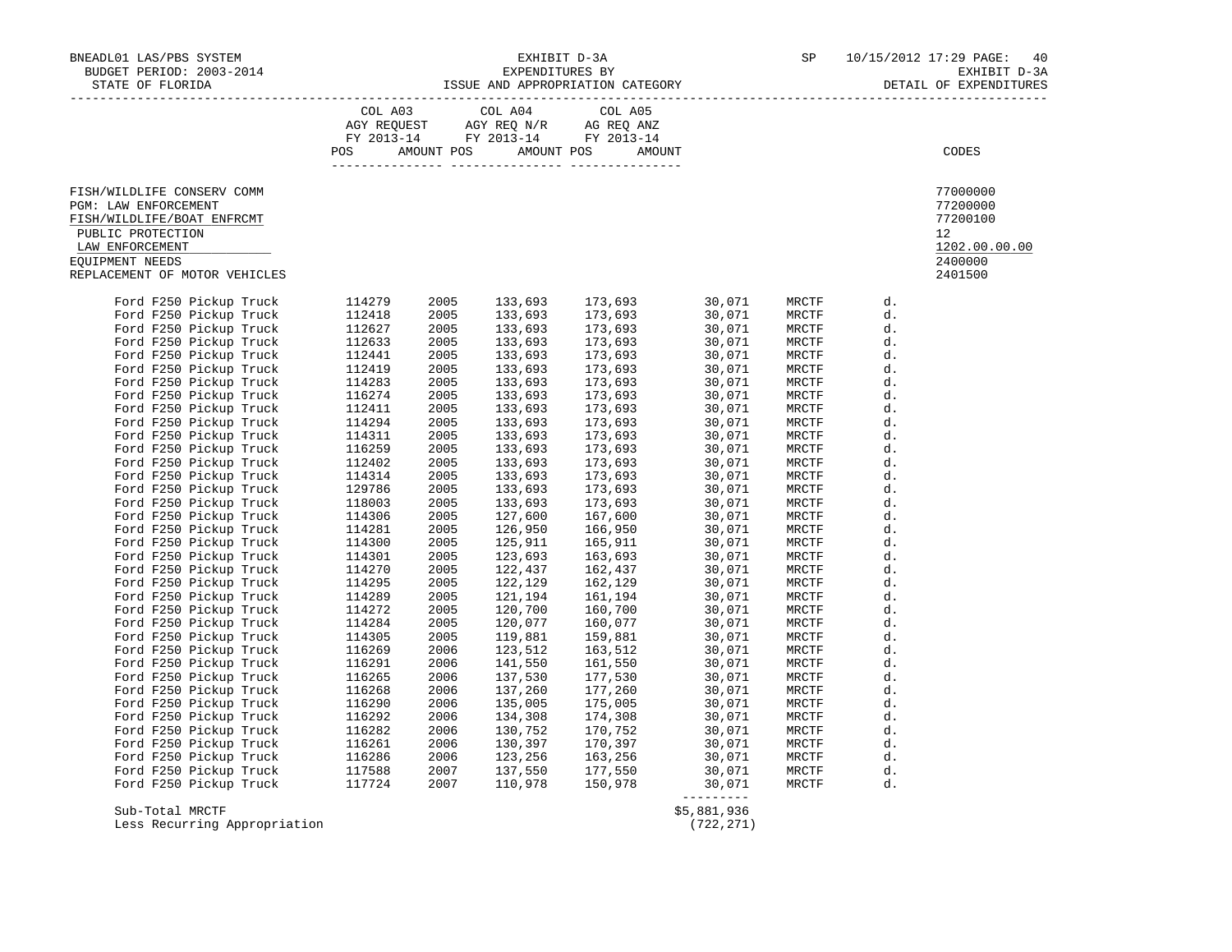BNEADL01 LAS/PBS SYSTEM — EXHIBIT D-3A — SP 10/15/2012 17:29

BUDGET PERIOD: 2003-2014 — EXPENDITURES BY — EXHIBIT D-3A

STATE OF FLORIDA — ISSUE AND APPROPRIATION CATEGORY — DETAIL OF EXPENDITURES

| | COL A03 AGY REQUEST FY 2013-14 POS AMOUNT | COL A04 AGY REQ N/R FY 2013-14 POS AMOUNT | COL A05 AG REQ ANZ FY 2013-14 POS AMOUNT | CODES |
|---|---|---|---|---|
| FISH/WILDLIFE CONSERV COMM | | | | 77000000 |
| PGM: LAW ENFORCEMENT | | | | 77200000 |
| FISH/WILDLIFE/BOAT ENFRCMT | | | | 77200100 |
| PUBLIC PROTECTION | | | | 12 |
| LAW ENFORCEMENT | | | | 1202.00.00.00 |
| EQUIPMENT NEEDS | | | | 2400000 |
| REPLACEMENT OF MOTOR VEHICLES | | | | 2401500 |

| Vehicle | ID | Year | | | Amount | Fund | |
|---|---|---|---|---|---|---|---|
| Ford F250 Pickup Truck | 114279 | 2005 | 133,693 | 173,693 | 30,071 | MRCTF | d. |
| Ford F250 Pickup Truck | 112418 | 2005 | 133,693 | 173,693 | 30,071 | MRCTF | d. |
| Ford F250 Pickup Truck | 112627 | 2005 | 133,693 | 173,693 | 30,071 | MRCTF | d. |
| Ford F250 Pickup Truck | 112633 | 2005 | 133,693 | 173,693 | 30,071 | MRCTF | d. |
| Ford F250 Pickup Truck | 112441 | 2005 | 133,693 | 173,693 | 30,071 | MRCTF | d. |
| Ford F250 Pickup Truck | 112419 | 2005 | 133,693 | 173,693 | 30,071 | MRCTF | d. |
| Ford F250 Pickup Truck | 114283 | 2005 | 133,693 | 173,693 | 30,071 | MRCTF | d. |
| Ford F250 Pickup Truck | 116274 | 2005 | 133,693 | 173,693 | 30,071 | MRCTF | d. |
| Ford F250 Pickup Truck | 112411 | 2005 | 133,693 | 173,693 | 30,071 | MRCTF | d. |
| Ford F250 Pickup Truck | 114294 | 2005 | 133,693 | 173,693 | 30,071 | MRCTF | d. |
| Ford F250 Pickup Truck | 114311 | 2005 | 133,693 | 173,693 | 30,071 | MRCTF | d. |
| Ford F250 Pickup Truck | 116259 | 2005 | 133,693 | 173,693 | 30,071 | MRCTF | d. |
| Ford F250 Pickup Truck | 112402 | 2005 | 133,693 | 173,693 | 30,071 | MRCTF | d. |
| Ford F250 Pickup Truck | 114314 | 2005 | 133,693 | 173,693 | 30,071 | MRCTF | d. |
| Ford F250 Pickup Truck | 129786 | 2005 | 133,693 | 173,693 | 30,071 | MRCTF | d. |
| Ford F250 Pickup Truck | 118003 | 2005 | 133,693 | 173,693 | 30,071 | MRCTF | d. |
| Ford F250 Pickup Truck | 114306 | 2005 | 127,600 | 167,600 | 30,071 | MRCTF | d. |
| Ford F250 Pickup Truck | 114281 | 2005 | 126,950 | 166,950 | 30,071 | MRCTF | d. |
| Ford F250 Pickup Truck | 114300 | 2005 | 125,911 | 165,911 | 30,071 | MRCTF | d. |
| Ford F250 Pickup Truck | 114301 | 2005 | 123,693 | 163,693 | 30,071 | MRCTF | d. |
| Ford F250 Pickup Truck | 114270 | 2005 | 122,437 | 162,437 | 30,071 | MRCTF | d. |
| Ford F250 Pickup Truck | 114295 | 2005 | 122,129 | 162,129 | 30,071 | MRCTF | d. |
| Ford F250 Pickup Truck | 114289 | 2005 | 121,194 | 161,194 | 30,071 | MRCTF | d. |
| Ford F250 Pickup Truck | 114272 | 2005 | 120,700 | 160,700 | 30,071 | MRCTF | d. |
| Ford F250 Pickup Truck | 114284 | 2005 | 120,077 | 160,077 | 30,071 | MRCTF | d. |
| Ford F250 Pickup Truck | 114305 | 2005 | 119,881 | 159,881 | 30,071 | MRCTF | d. |
| Ford F250 Pickup Truck | 116269 | 2006 | 123,512 | 163,512 | 30,071 | MRCTF | d. |
| Ford F250 Pickup Truck | 116291 | 2006 | 141,550 | 161,550 | 30,071 | MRCTF | d. |
| Ford F250 Pickup Truck | 116265 | 2006 | 137,530 | 177,530 | 30,071 | MRCTF | d. |
| Ford F250 Pickup Truck | 116268 | 2006 | 137,260 | 177,260 | 30,071 | MRCTF | d. |
| Ford F250 Pickup Truck | 116290 | 2006 | 135,005 | 175,005 | 30,071 | MRCTF | d. |
| Ford F250 Pickup Truck | 116292 | 2006 | 134,308 | 174,308 | 30,071 | MRCTF | d. |
| Ford F250 Pickup Truck | 116282 | 2006 | 130,752 | 170,752 | 30,071 | MRCTF | d. |
| Ford F250 Pickup Truck | 116261 | 2006 | 130,397 | 170,397 | 30,071 | MRCTF | d. |
| Ford F250 Pickup Truck | 116286 | 2006 | 123,256 | 163,256 | 30,071 | MRCTF | d. |
| Ford F250 Pickup Truck | 117588 | 2007 | 137,550 | 177,550 | 30,071 | MRCTF | d. |
| Ford F250 Pickup Truck | 117724 | 2007 | 110,978 | 150,978 | 30,071 | MRCTF | d. |
| Sub-Total MRCTF | | | | | $5,881,936 | | |
| Less Recurring Appropriation | | | | | (722,271) | | |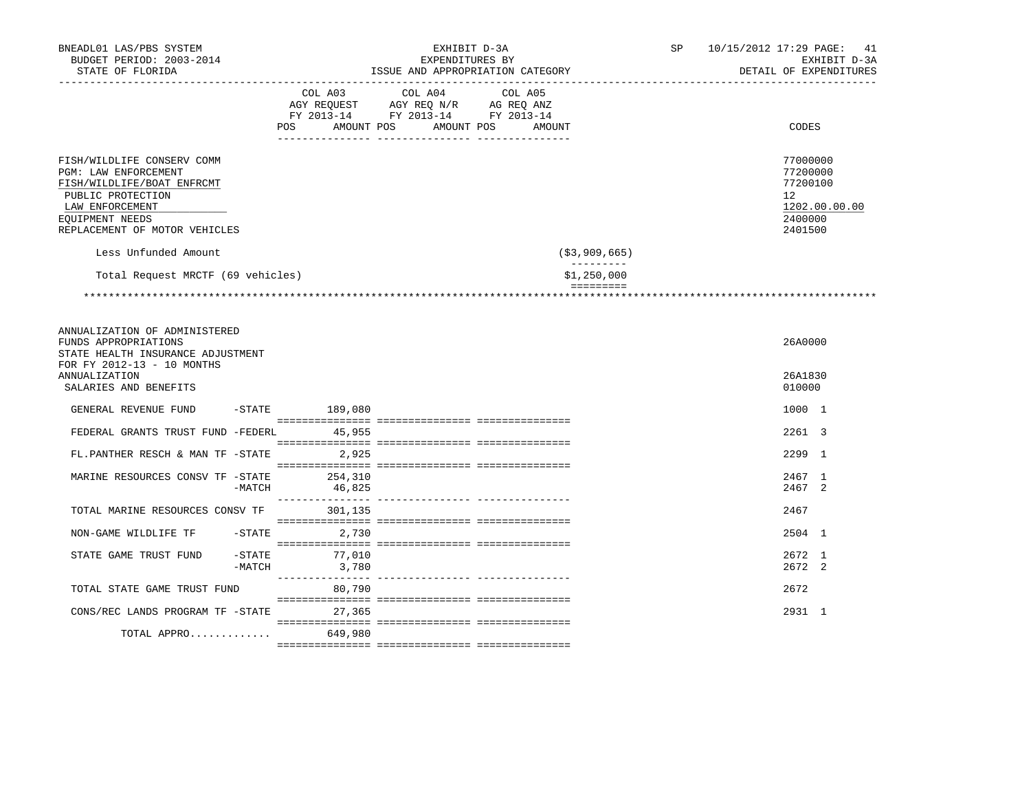BNEADL01 LAS/PBS SYSTEM
BUDGET PERIOD: 2003-2014
STATE OF FLORIDA

EXHIBIT D-3A
EXPENDITURES BY
ISSUE AND APPROPRIATION CATEGORY

SP 10/15/2012 17:29
EXHIBIT D-3A
DETAIL OF EXPENDITURES

| | COL A03 AGY REQUEST FY 2013-14 POS AMOUNT | COL A04 AGY REQ N/R FY 2013-14 POS AMOUNT | COL A05 AG REQ ANZ FY 2013-14 POS AMOUNT | CODES |
|---|---|---|---|---|
| FISH/WILDLIFE CONSERV COMM | | | | 77000000 |
| PGM: LAW ENFORCEMENT | | | | 77200000 |
| FISH/WILDLIFE/BOAT ENFRCMT | | | | 77200100 |
| PUBLIC PROTECTION | | | | 12 |
| LAW ENFORCEMENT | | | | 1202.00.00.00 |
| EQUIPMENT NEEDS | | | | 2400000 |
| REPLACEMENT OF MOTOR VEHICLES | | | | 2401500 |

Less Unfunded Amount ($3,909,665)

Total Request MRCTF (69 vehicles) $1,250,000

| | COL A03 | COL A04 | COL A05 | CODES |
|---|---|---|---|---|
| ANNUALIZATION OF ADMINISTERED FUNDS APPROPRIATIONS | | | | 26A0000 |
| STATE HEALTH INSURANCE ADJUSTMENT FOR FY 2012-13 - 10 MONTHS ANNUALIZATION | | | | 26A1830 |
| SALARIES AND BENEFITS | | | | 010000 |
| GENERAL REVENUE FUND -STATE | 189,080 | | | 1000 1 |
| FEDERAL GRANTS TRUST FUND -FEDERL | 45,955 | | | 2261 3 |
| FL.PANTHER RESCH & MAN TF -STATE | 2,925 | | | 2299 1 |
| MARINE RESOURCES CONSV TF -STATE | 254,310 | | | 2467 1 |
| -MATCH | 46,825 | | | 2467 2 |
| TOTAL MARINE RESOURCES CONSV TF | 301,135 | | | 2467 |
| NON-GAME WILDLIFE TF -STATE | 2,730 | | | 2504 1 |
| STATE GAME TRUST FUND -STATE | 77,010 | | | 2672 1 |
| -MATCH | 3,780 | | | 2672 2 |
| TOTAL STATE GAME TRUST FUND | 80,790 | | | 2672 |
| CONS/REC LANDS PROGRAM TF -STATE | 27,365 | | | 2931 1 |
| TOTAL APPRO............. | 649,980 | | | |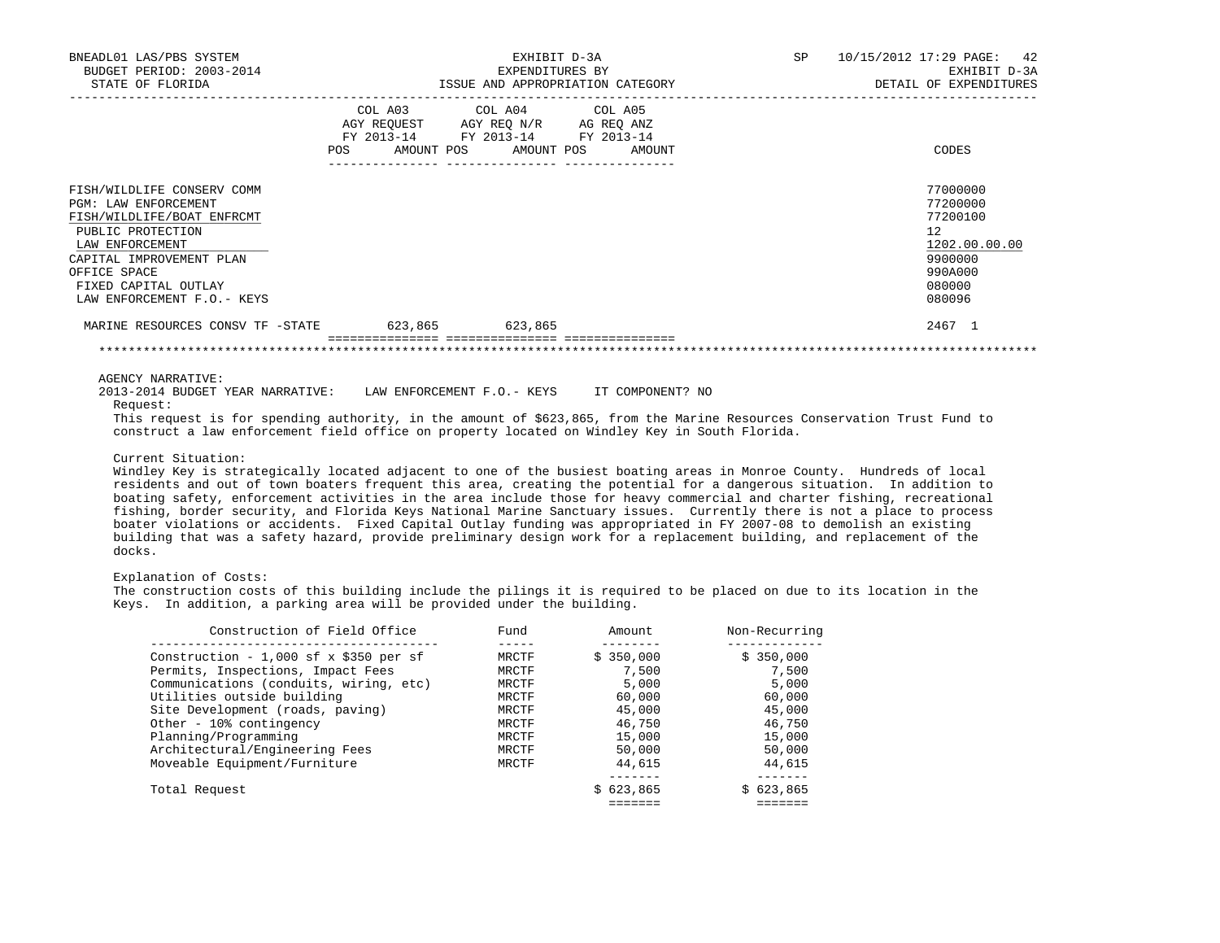BNEADL01 LAS/PBS SYSTEM — EXHIBIT D-3A — SP 10/15/2012 17:29

BUDGET PERIOD: 2003-2014 — EXPENDITURES BY — EXHIBIT D-3A

STATE OF FLORIDA — ISSUE AND APPROPRIATION CATEGORY — DETAIL OF EXPENDITURES

| | COL A03 AGY REQUEST FY 2013-14 POS | AMOUNT | COL A04 AGY REQ N/R FY 2013-14 POS | AMOUNT | COL A05 AG REQ ANZ FY 2013-14 POS | AMOUNT | CODES |
|---|---|---|---|---|---|---|---|
| FISH/WILDLIFE CONSERV COMM | | | | | | | 77000000 |
| PGM: LAW ENFORCEMENT | | | | | | | 77200000 |
| FISH/WILDLIFE/BOAT ENFRCMT | | | | | | | 77200100 |
| PUBLIC PROTECTION | | | | | | | 12 |
| LAW ENFORCEMENT | | | | | | | 1202.00.00.00 |
| CAPITAL IMPROVEMENT PLAN | | | | | | | 9900000 |
| OFFICE SPACE | | | | | | | 990A000 |
| FIXED CAPITAL OUTLAY | | | | | | | 080000 |
| LAW ENFORCEMENT F.O.- KEYS | | | | | | | 080096 |
| MARINE RESOURCES CONSV TF -STATE | | 623,865 | | 623,865 | | | 2467 1 |

AGENCY NARRATIVE:

2013-2014 BUDGET YEAR NARRATIVE: LAW ENFORCEMENT F.O.- KEYS IT COMPONENT? NO

Request:

This request is for spending authority, in the amount of $623,865, from the Marine Resources Conservation Trust Fund to construct a law enforcement field office on property located on Windley Key in South Florida.

Current Situation:

Windley Key is strategically located adjacent to one of the busiest boating areas in Monroe County. Hundreds of local residents and out of town boaters frequent this area, creating the potential for a dangerous situation. In addition to boating safety, enforcement activities in the area include those for heavy commercial and charter fishing, recreational fishing, border security, and Florida Keys National Marine Sanctuary issues. Currently there is not a place to process boater violations or accidents. Fixed Capital Outlay funding was appropriated in FY 2007-08 to demolish an existing building that was a safety hazard, provide preliminary design work for a replacement building, and replacement of the docks.

Explanation of Costs:

The construction costs of this building include the pilings it is required to be placed on due to its location in the Keys. In addition, a parking area will be provided under the building.

| Construction of Field Office | Fund | Amount | Non-Recurring |
|---|---|---|---|
| Construction - 1,000 sf x $350 per sf | MRCTF | $ 350,000 | $ 350,000 |
| Permits, Inspections, Impact Fees | MRCTF | 7,500 | 7,500 |
| Communications (conduits, wiring, etc) | MRCTF | 5,000 | 5,000 |
| Utilities outside building | MRCTF | 60,000 | 60,000 |
| Site Development (roads, paving) | MRCTF | 45,000 | 45,000 |
| Other - 10% contingency | MRCTF | 46,750 | 46,750 |
| Planning/Programming | MRCTF | 15,000 | 15,000 |
| Architectural/Engineering Fees | MRCTF | 50,000 | 50,000 |
| Moveable Equipment/Furniture | MRCTF | 44,615 | 44,615 |
| Total Request | | $ 623,865 | $ 623,865 |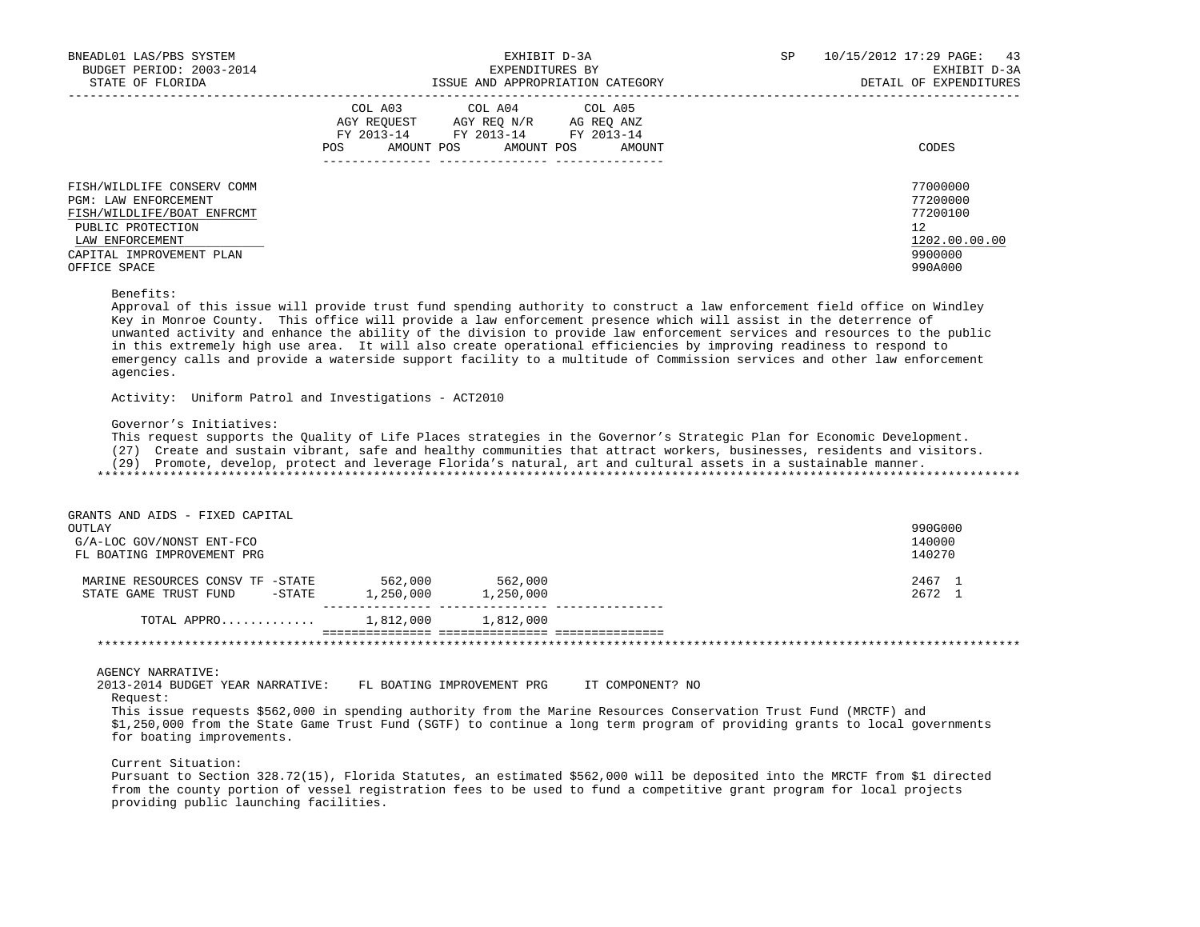| | COL A03 AGY REQUEST FY 2013-14 POS AMOUNT | COL A04 AGY REQ N/R FY 2013-14 POS AMOUNT | COL A05 AG REQ ANZ FY 2013-14 POS AMOUNT | CODES |
|---|---|---|---|---|
| FISH/WILDLIFE CONSERV COMM | | | | 77000000 |
| PGM: LAW ENFORCEMENT | | | | 77200000 |
| FISH/WILDLIFE/BOAT ENFRCMT | | | | 77200100 |
| PUBLIC PROTECTION | | | | 12 |
| LAW ENFORCEMENT | | | | 1202.00.00.00 |
| CAPITAL IMPROVEMENT PLAN | | | | 9900000 |
| OFFICE SPACE | | | | 990A000 |

Benefits:
Approval of this issue will provide trust fund spending authority to construct a law enforcement field office on Windley Key in Monroe County. This office will provide a law enforcement presence which will assist in the deterrence of unwanted activity and enhance the ability of the division to provide law enforcement services and resources to the public in this extremely high use area. It will also create operational efficiencies by improving readiness to respond to emergency calls and provide a waterside support facility to a multitude of Commission services and other law enforcement agencies.

Activity: Uniform Patrol and Investigations - ACT2010

Governor's Initiatives:
This request supports the Quality of Life Places strategies in the Governor's Strategic Plan for Economic Development.
(27) Create and sustain vibrant, safe and healthy communities that attract workers, businesses, residents and visitors.
(29) Promote, develop, protect and leverage Florida's natural, art and cultural assets in a sustainable manner.

*******************************************************************************************************************

| | COL A03 | COL A04 | COL A05 | CODES |
|---|---|---|---|---|
| GRANTS AND AIDS - FIXED CAPITAL OUTLAY | | | | 990G000 |
| G/A-LOC GOV/NONST ENT-FCO | | | | 140000 |
| FL BOATING IMPROVEMENT PRG | | | | 140270 |
| MARINE RESOURCES CONSV TF -STATE | 562,000 | 562,000 | | 2467 1 |
| STATE GAME TRUST FUND -STATE | 1,250,000 | 1,250,000 | | 2672 1 |
| TOTAL APPRO............ | 1,812,000 | 1,812,000 | | |

*******************************************************************************************************************

AGENCY NARRATIVE:
2013-2014 BUDGET YEAR NARRATIVE: FL BOATING IMPROVEMENT PRG IT COMPONENT? NO

Request:
This issue requests $562,000 in spending authority from the Marine Resources Conservation Trust Fund (MRCTF) and $1,250,000 from the State Game Trust Fund (SGTF) to continue a long term program of providing grants to local governments for boating improvements.

Current Situation:
Pursuant to Section 328.72(15), Florida Statutes, an estimated $562,000 will be deposited into the MRCTF from $1 directed from the county portion of vessel registration fees to be used to fund a competitive grant program for local projects providing public launching facilities.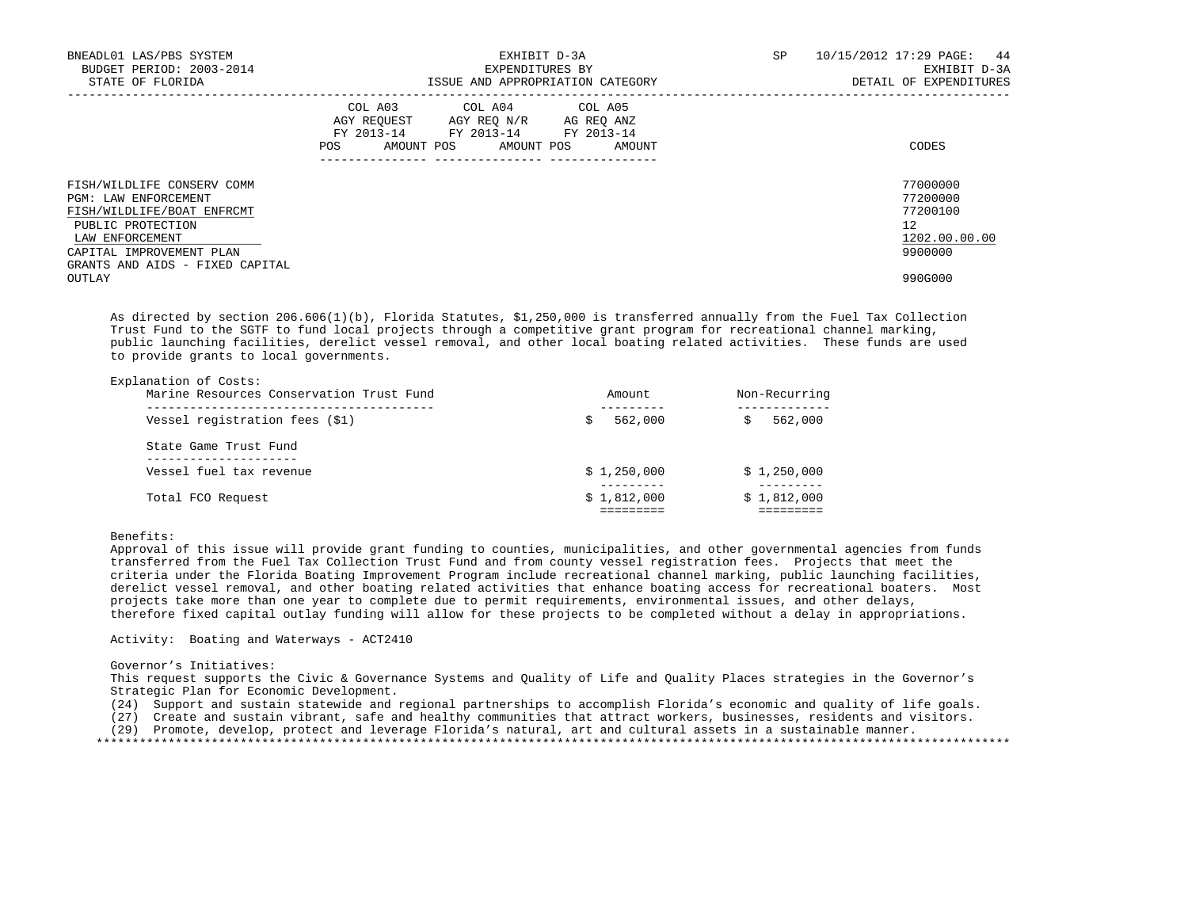BNEADL01 LAS/PBS SYSTEM | EXHIBIT D-3A | SP 10/15/2012 17:29
BUDGET PERIOD: 2003-2014 | EXPENDITURES BY | EXHIBIT D-3A
STATE OF FLORIDA | ISSUE AND APPROPRIATION CATEGORY | DETAIL OF EXPENDITURES

| | COL A03 AGY REQUEST FY 2013-14 POS AMOUNT | COL A04 AGY REQ N/R FY 2013-14 POS AMOUNT | COL A05 AG REQ ANZ FY 2013-14 POS AMOUNT | CODES |
|---|---|---|---|---|
| FISH/WILDLIFE CONSERV COMM | | | | 77000000 |
| PGM: LAW ENFORCEMENT | | | | 77200000 |
| FISH/WILDLIFE/BOAT ENFRCMT | | | | 77200100 |
| PUBLIC PROTECTION | | | | 12 |
| LAW ENFORCEMENT | | | | 1202.00.00.00 |
| CAPITAL IMPROVEMENT PLAN | | | | 9900000 |
| GRANTS AND AIDS - FIXED CAPITAL OUTLAY | | | | 990G000 |

As directed by section 206.606(1)(b), Florida Statutes, $1,250,000 is transferred annually from the Fuel Tax Collection Trust Fund to the SGTF to fund local projects through a competitive grant program for recreational channel marking, public launching facilities, derelict vessel removal, and other local boating related activities. These funds are used to provide grants to local governments.

Explanation of Costs:

| Marine Resources Conservation Trust Fund | Amount | Non-Recurring |
|---|---|---|
| Vessel registration fees ($1) | $ 562,000 | $ 562,000 |
| **State Game Trust Fund** | | |
| Vessel fuel tax revenue | $ 1,250,000 | $ 1,250,000 |
| Total FCO Request | $ 1,812,000 | $ 1,812,000 |

Benefits:
Approval of this issue will provide grant funding to counties, municipalities, and other governmental agencies from funds transferred from the Fuel Tax Collection Trust Fund and from county vessel registration fees. Projects that meet the criteria under the Florida Boating Improvement Program include recreational channel marking, public launching facilities, derelict vessel removal, and other boating related activities that enhance boating access for recreational boaters. Most projects take more than one year to complete due to permit requirements, environmental issues, and other delays, therefore fixed capital outlay funding will allow for these projects to be completed without a delay in appropriations.

Activity: Boating and Waterways - ACT2410

Governor's Initiatives:
This request supports the Civic & Governance Systems and Quality of Life and Quality Places strategies in the Governor's Strategic Plan for Economic Development.
(24) Support and sustain statewide and regional partnerships to accomplish Florida's economic and quality of life goals.
(27) Create and sustain vibrant, safe and healthy communities that attract workers, businesses, residents and visitors.
(29) Promote, develop, protect and leverage Florida's natural, art and cultural assets in a sustainable manner.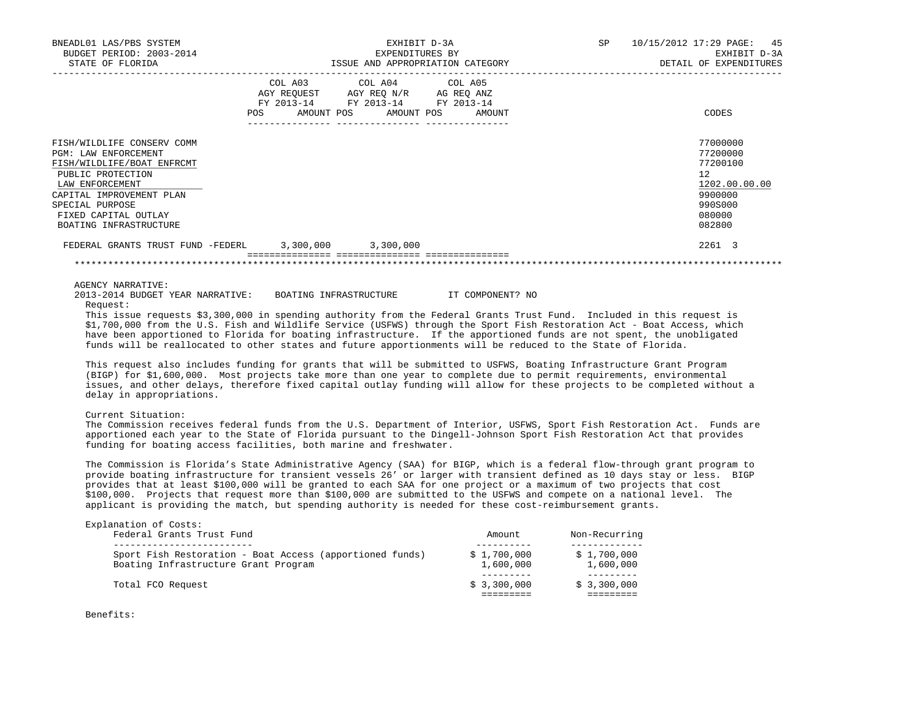BNEADL01 LAS/PBS SYSTEM  
BUDGET PERIOD: 2003-2014  
STATE OF FLORIDA

EXHIBIT D-3A  
EXPENDITURES BY  
ISSUE AND APPROPRIATION CATEGORY

SP 10/15/2012 17:29 PAGE: 45  
EXHIBIT D-3A  
DETAIL OF EXPENDITURES

| | COL A03 AGY REQUEST FY 2013-14 POS AMOUNT | COL A04 AGY REQ N/R FY 2013-14 POS AMOUNT | COL A05 AG REQ ANZ FY 2013-14 POS AMOUNT | CODES |
|---|---|---|---|---|
| FISH/WILDLIFE CONSERV COMM | | | | 77000000 |
| PGM: LAW ENFORCEMENT | | | | 77200000 |
| FISH/WILDLIFE/BOAT ENFRCMT | | | | 77200100 |
| PUBLIC PROTECTION | | | | 12 |
| LAW ENFORCEMENT | | | | 1202.00.00.00 |
| CAPITAL IMPROVEMENT PLAN | | | | 9900000 |
| SPECIAL PURPOSE | | | | 990S000 |
| FIXED CAPITAL OUTLAY | | | | 080000 |
| BOATING INFRASTRUCTURE | | | | 082800 |
| FEDERAL GRANTS TRUST FUND -FEDERL | 3,300,000 | 3,300,000 | | 2261 3 |

AGENCY NARRATIVE:  
2013-2014 BUDGET YEAR NARRATIVE: BOATING INFRASTRUCTURE IT COMPONENT? NO

Request:  
This issue requests $3,300,000 in spending authority from the Federal Grants Trust Fund. Included in this request is $1,700,000 from the U.S. Fish and Wildlife Service (USFWS) through the Sport Fish Restoration Act - Boat Access, which have been apportioned to Florida for boating infrastructure. If the apportioned funds are not spent, the unobligated funds will be reallocated to other states and future apportionments will be reduced to the State of Florida.

This request also includes funding for grants that will be submitted to USFWS, Boating Infrastructure Grant Program (BIGP) for $1,600,000. Most projects take more than one year to complete due to permit requirements, environmental issues, and other delays, therefore fixed capital outlay funding will allow for these projects to be completed without a delay in appropriations.

Current Situation:  
The Commission receives federal funds from the U.S. Department of Interior, USFWS, Sport Fish Restoration Act. Funds are apportioned each year to the State of Florida pursuant to the Dingell-Johnson Sport Fish Restoration Act that provides funding for boating access facilities, both marine and freshwater.

The Commission is Florida's State Administrative Agency (SAA) for BIGP, which is a federal flow-through grant program to provide boating infrastructure for transient vessels 26' or larger with transient defined as 10 days stay or less. BIGP provides that at least $100,000 will be granted to each SAA for one project or a maximum of two projects that cost $100,000. Projects that request more than $100,000 are submitted to the USFWS and compete on a national level. The applicant is providing the match, but spending authority is needed for these cost-reimbursement grants.

Explanation of Costs:

| Federal Grants Trust Fund | Amount | Non-Recurring |
|---|---|---|
| Sport Fish Restoration - Boat Access (apportioned funds) | $ 1,700,000 | $ 1,700,000 |
| Boating Infrastructure Grant Program | 1,600,000 | 1,600,000 |
| Total FCO Request | $ 3,300,000 | $ 3,300,000 |

Benefits: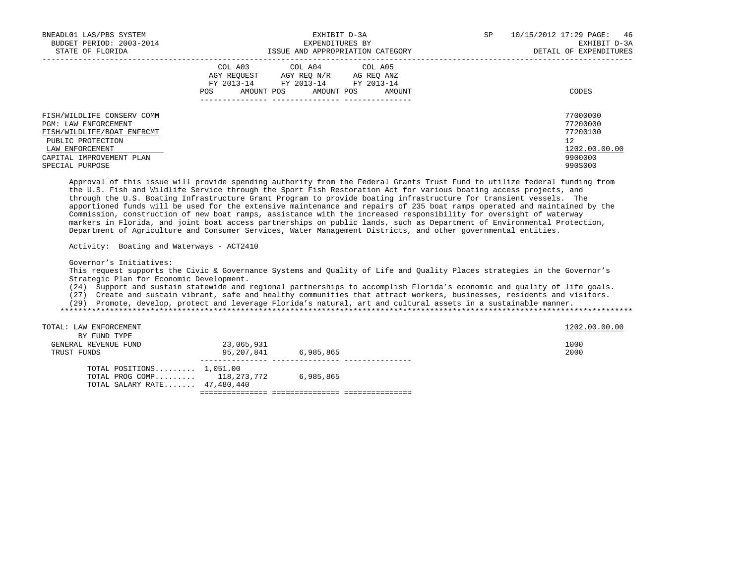| | COL A03 AGY REQUEST FY 2013-14 POS AMOUNT | COL A04 AGY REQ N/R FY 2013-14 POS AMOUNT | COL A05 AG REQ ANZ FY 2013-14 POS AMOUNT | CODES |
|---|---|---|---|---|
| FISH/WILDLIFE CONSERV COMM | | | | 77000000 |
| PGM: LAW ENFORCEMENT | | | | 77200000 |
| FISH/WILDLIFE/BOAT ENFRCMT | | | | 77200100 |
| PUBLIC PROTECTION | | | | 12 |
| LAW ENFORCEMENT | | | | 1202.00.00.00 |
| CAPITAL IMPROVEMENT PLAN | | | | 9900000 |
| SPECIAL PURPOSE | | | | 990S000 |

Approval of this issue will provide spending authority from the Federal Grants Trust Fund to utilize federal funding from the U.S. Fish and Wildlife Service through the Sport Fish Restoration Act for various boating access projects, and through the U.S. Boating Infrastructure Grant Program to provide boating infrastructure for transient vessels. The apportioned funds will be used for the extensive maintenance and repairs of 235 boat ramps operated and maintained by the Commission, construction of new boat ramps, assistance with the increased responsibility for oversight of waterway markers in Florida, and joint boat access partnerships on public lands, such as Department of Environmental Protection, Department of Agriculture and Consumer Services, Water Management Districts, and other governmental entities.

Activity: Boating and Waterways - ACT2410

Governor's Initiatives:
This request supports the Civic & Governance Systems and Quality of Life and Quality Places strategies in the Governor's Strategic Plan for Economic Development.
(24) Support and sustain statewide and regional partnerships to accomplish Florida's economic and quality of life goals.
(27) Create and sustain vibrant, safe and healthy communities that attract workers, businesses, residents and visitors.
(29) Promote, develop, protect and leverage Florida's natural, art and cultural assets in a sustainable manner.

| | COL A03 | COL A04 | COL A05 | CODES |
|---|---|---|---|---|
| TOTAL: LAW ENFORCEMENT | | | | 1202.00.00.00 |
| BY FUND TYPE | | | | |
| GENERAL REVENUE FUND | 23,065,931 | | | 1000 |
| TRUST FUNDS | 95,207,841 | 6,985,865 | | 2000 |
| TOTAL POSITIONS......... | 1,051.00 | | | |
| TOTAL PROG COMP......... | 118,273,772 | 6,985,865 | | |
| TOTAL SALARY RATE....... | 47,480,440 | | | |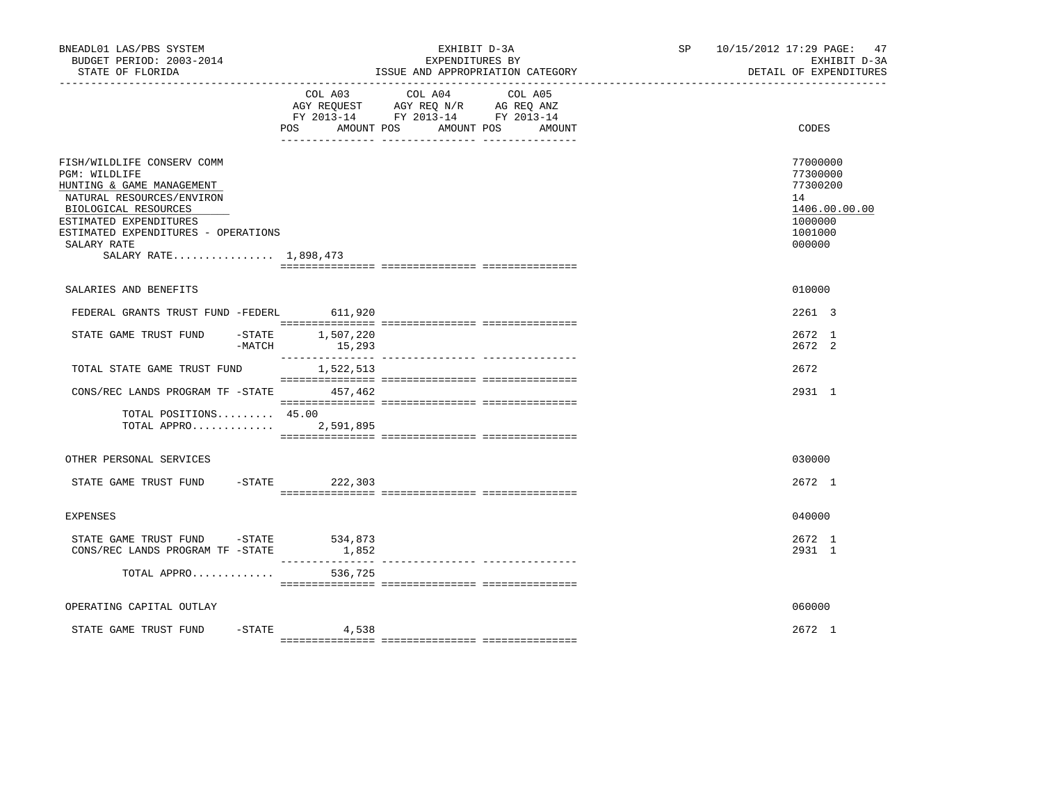BNEADL01 LAS/PBS SYSTEM
BUDGET PERIOD: 2003-2014
STATE OF FLORIDA

EXHIBIT D-3A
EXPENDITURES BY
ISSUE AND APPROPRIATION CATEGORY

SP 10/15/2012 17:29
EXHIBIT D-3A
DETAIL OF EXPENDITURES

| | COL A03 AGY REQUEST FY 2013-14 POS AMOUNT | COL A04 AGY REQ N/R FY 2013-14 POS AMOUNT | COL A05 AG REQ ANZ FY 2013-14 POS AMOUNT | CODES |
|---|---|---|---|---|
| FISH/WILDLIFE CONSERV COMM | | | | 77000000 |
| PGM: WILDLIFE | | | | 77300000 |
| HUNTING & GAME MANAGEMENT | | | | 77300200 |
| NATURAL RESOURCES/ENVIRON | | | | 14 |
| BIOLOGICAL RESOURCES | | | | 1406.00.00.00 |
| ESTIMATED EXPENDITURES | | | | 1000000 |
| ESTIMATED EXPENDITURES - OPERATIONS | | | | 1001000 |
| SALARY RATE | | | | 000000 |
| SALARY RATE................ 1,898,473 | | | | |
| SALARIES AND BENEFITS | | | | 010000 |
| FEDERAL GRANTS TRUST FUND -FEDERL | 611,920 | | | 2261 3 |
| STATE GAME TRUST FUND -STATE | 1,507,220 | | | 2672 1 |
| -MATCH | 15,293 | | | 2672 2 |
| TOTAL STATE GAME TRUST FUND | 1,522,513 | | | 2672 |
| CONS/REC LANDS PROGRAM TF -STATE | 457,462 | | | 2931 1 |
| TOTAL POSITIONS......... | 45.00 | | | |
| TOTAL APPRO............. | 2,591,895 | | | |
| OTHER PERSONAL SERVICES | | | | 030000 |
| STATE GAME TRUST FUND -STATE | 222,303 | | | 2672 1 |
| EXPENSES | | | | 040000 |
| STATE GAME TRUST FUND -STATE | 534,873 | | | 2672 1 |
| CONS/REC LANDS PROGRAM TF -STATE | 1,852 | | | 2931 1 |
| TOTAL APPRO............. | 536,725 | | | |
| OPERATING CAPITAL OUTLAY | | | | 060000 |
| STATE GAME TRUST FUND -STATE | 4,538 | | | 2672 1 |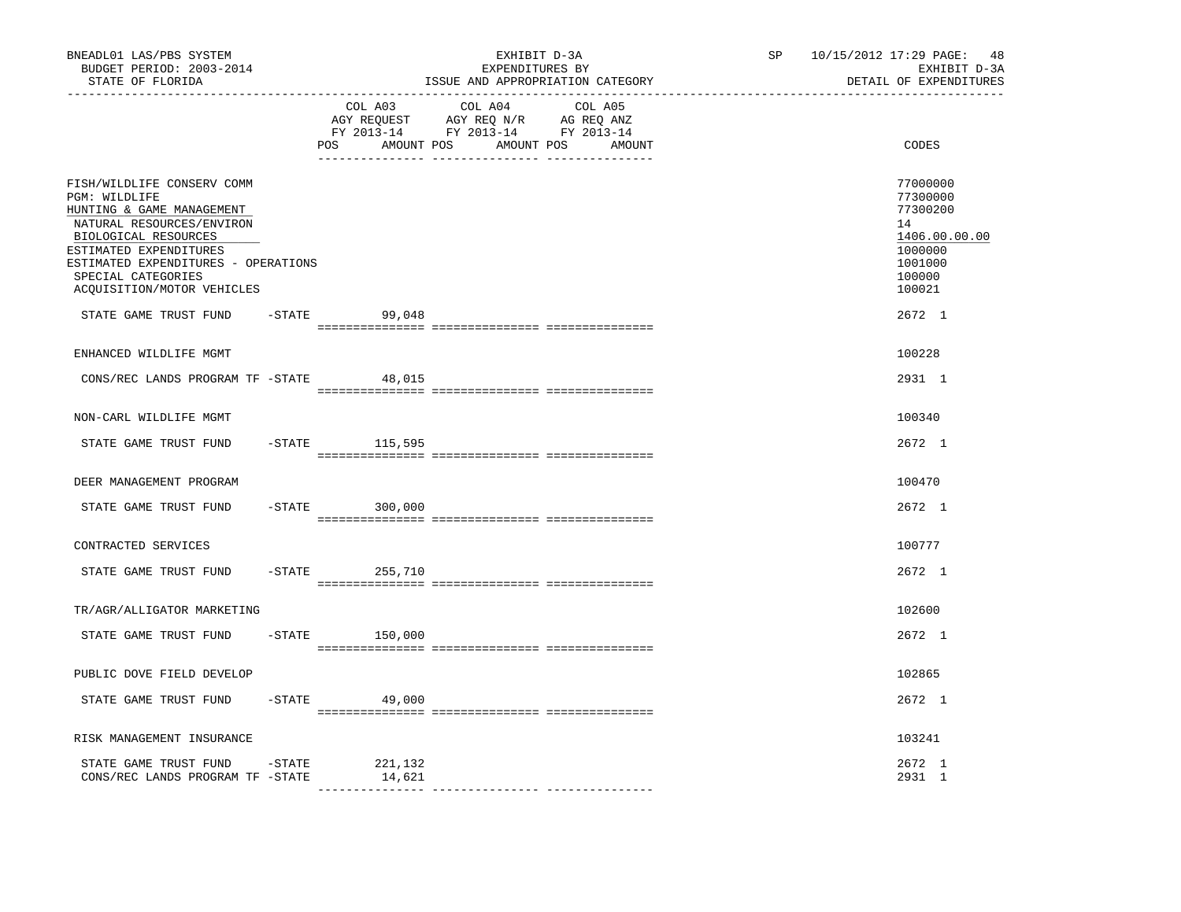BNEADL01 LAS/PBS SYSTEM
BUDGET PERIOD: 2003-2014
STATE OF FLORIDA

EXHIBIT D-3A
EXPENDITURES BY
ISSUE AND APPROPRIATION CATEGORY

SP 10/15/2012 17:29 PAGE: 48
EXHIBIT D-3A
DETAIL OF EXPENDITURES

| | COL A03 AGY REQUEST FY 2013-14 POS AMOUNT | COL A04 AGY REQ N/R FY 2013-14 POS AMOUNT | COL A05 AG REQ ANZ FY 2013-14 POS AMOUNT | CODES |
|---|---|---|---|---|
| FISH/WILDLIFE CONSERV COMM | | | | 77000000 |
| PGM: WILDLIFE | | | | 77300000 |
| HUNTING & GAME MANAGEMENT | | | | 77300200 |
| NATURAL RESOURCES/ENVIRON | | | | 14 |
| BIOLOGICAL RESOURCES | | | | 1406.00.00.00 |
| ESTIMATED EXPENDITURES | | | | 1000000 |
| ESTIMATED EXPENDITURES - OPERATIONS | | | | 1001000 |
| SPECIAL CATEGORIES | | | | 100000 |
| ACQUISITION/MOTOR VEHICLES | | | | 100021 |
| STATE GAME TRUST FUND -STATE | 99,048 | | | 2672 1 |
| ENHANCED WILDLIFE MGMT | | | | 100228 |
| CONS/REC LANDS PROGRAM TF -STATE | 48,015 | | | 2931 1 |
| NON-CARL WILDLIFE MGMT | | | | 100340 |
| STATE GAME TRUST FUND -STATE | 115,595 | | | 2672 1 |
| DEER MANAGEMENT PROGRAM | | | | 100470 |
| STATE GAME TRUST FUND -STATE | 300,000 | | | 2672 1 |
| CONTRACTED SERVICES | | | | 100777 |
| STATE GAME TRUST FUND -STATE | 255,710 | | | 2672 1 |
| TR/AGR/ALLIGATOR MARKETING | | | | 102600 |
| STATE GAME TRUST FUND -STATE | 150,000 | | | 2672 1 |
| PUBLIC DOVE FIELD DEVELOP | | | | 102865 |
| STATE GAME TRUST FUND -STATE | 49,000 | | | 2672 1 |
| RISK MANAGEMENT INSURANCE | | | | 103241 |
| STATE GAME TRUST FUND -STATE | 221,132 | | | 2672 1 |
| CONS/REC LANDS PROGRAM TF -STATE | 14,621 | | | 2931 1 |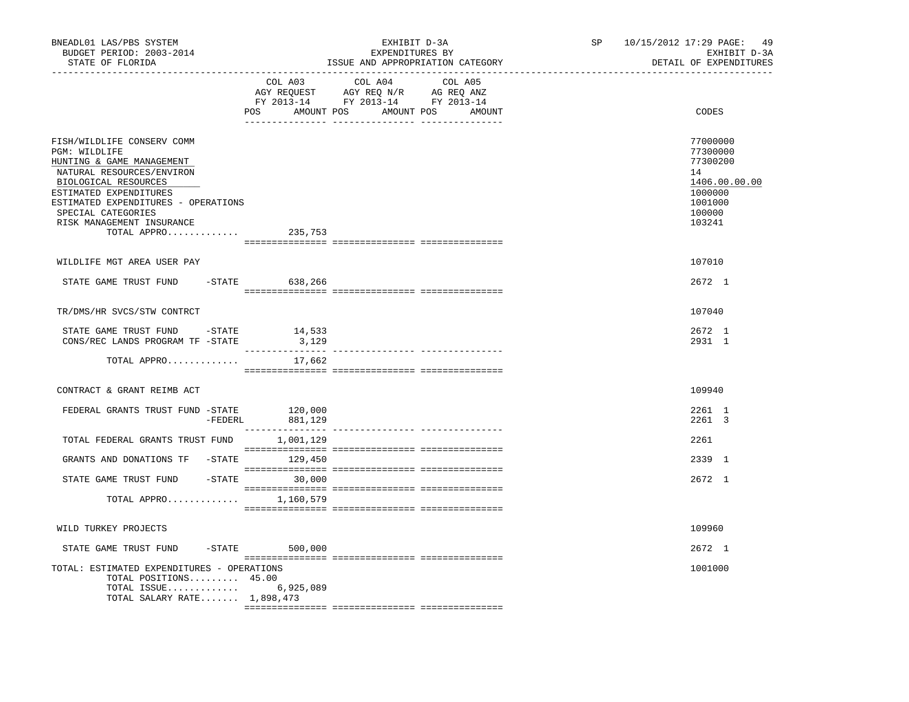BNEADL01 LAS/PBS SYSTEM | EXHIBIT D-3A | SP 10/15/2012 17:29

BUDGET PERIOD: 2003-2014 | EXPENDITURES BY | EXHIBIT D-3A

STATE OF FLORIDA | ISSUE AND APPROPRIATION CATEGORY | DETAIL OF EXPENDITURES

| | COL A03 AGY REQUEST FY 2013-14 POS AMOUNT | COL A04 AGY REQ N/R FY 2013-14 POS AMOUNT | COL A05 AG REQ ANZ FY 2013-14 POS AMOUNT | CODES |
|---|---|---|---|---|
| FISH/WILDLIFE CONSERV COMM | | | | 77000000 |
| PGM: WILDLIFE | | | | 77300000 |
| HUNTING & GAME MANAGEMENT | | | | 77300200 |
| NATURAL RESOURCES/ENVIRON | | | | 14 |
| BIOLOGICAL RESOURCES | | | | 1406.00.00.00 |
| ESTIMATED EXPENDITURES | | | | 1000000 |
| ESTIMATED EXPENDITURES - OPERATIONS | | | | 1001000 |
| SPECIAL CATEGORIES | | | | 100000 |
| RISK MANAGEMENT INSURANCE | | | | 103241 |
| TOTAL APPRO............ | 235,753 | | | |
| WILDLIFE MGT AREA USER PAY | | | | 107010 |
| STATE GAME TRUST FUND -STATE | 638,266 | | | 2672 1 |
| TR/DMS/HR SVCS/STW CONTRCT | | | | 107040 |
| STATE GAME TRUST FUND -STATE | 14,533 | | | 2672 1 |
| CONS/REC LANDS PROGRAM TF -STATE | 3,129 | | | 2931 1 |
| TOTAL APPRO............ | 17,662 | | | |
| CONTRACT & GRANT REIMB ACT | | | | 109940 |
| FEDERAL GRANTS TRUST FUND -STATE | 120,000 | | | 2261 1 |
| -FEDERL | 881,129 | | | 2261 3 |
| TOTAL FEDERAL GRANTS TRUST FUND | 1,001,129 | | | 2261 |
| GRANTS AND DONATIONS TF -STATE | 129,450 | | | 2339 1 |
| STATE GAME TRUST FUND -STATE | 30,000 | | | 2672 1 |
| TOTAL APPRO............ | 1,160,579 | | | |
| WILD TURKEY PROJECTS | | | | 109960 |
| STATE GAME TRUST FUND -STATE | 500,000 | | | 2672 1 |
| TOTAL: ESTIMATED EXPENDITURES - OPERATIONS | | | | 1001000 |
| TOTAL POSITIONS......... | 45.00 | | | |
| TOTAL ISSUE............ | 6,925,089 | | | |
| TOTAL SALARY RATE....... | 1,898,473 | | | |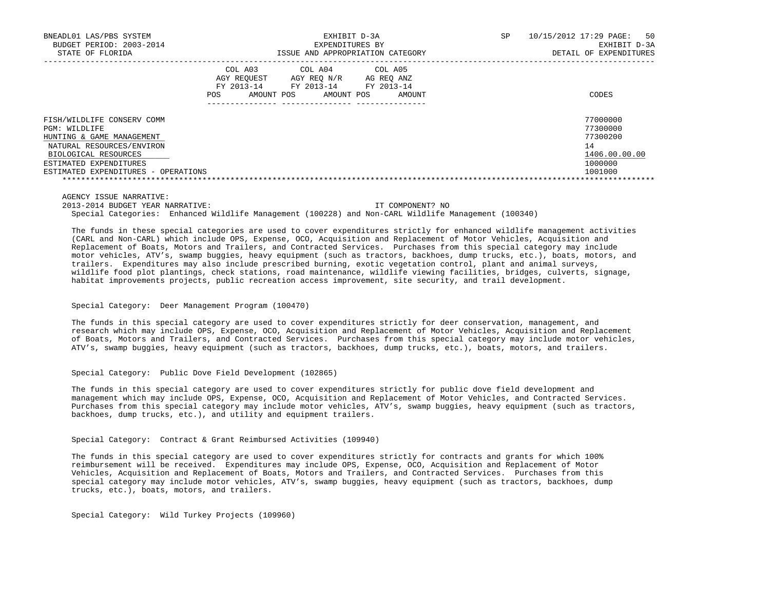| | COL A03 AGY REQUEST FY 2013-14 | | COL A04 AGY REQ N/R FY 2013-14 | | COL A05 AG REQ ANZ FY 2013-14 | | CODES |
|---|---|---|---|---|---|---|---|
| | POS | AMOUNT | POS | AMOUNT | POS | AMOUNT | |
| FISH/WILDLIFE CONSERV COMM | | | | | | | 77000000 |
| PGM: WILDLIFE | | | | | | | 77300000 |
| HUNTING & GAME MANAGEMENT | | | | | | | 77300200 |
| NATURAL RESOURCES/ENVIRON | | | | | | | 14 |
| BIOLOGICAL RESOURCES | | | | | | | 1406.00.00.00 |
| ESTIMATED EXPENDITURES | | | | | | | 1000000 |
| ESTIMATED EXPENDITURES - OPERATIONS | | | | | | | 1001000 |

AGENCY ISSUE NARRATIVE:

2013-2014 BUDGET YEAR NARRATIVE: IT COMPONENT? NO

Special Categories: Enhanced Wildlife Management (100228) and Non-CARL Wildlife Management (100340)

The funds in these special categories are used to cover expenditures strictly for enhanced wildlife management activities (CARL and Non-CARL) which include OPS, Expense, OCO, Acquisition and Replacement of Motor Vehicles, Acquisition and Replacement of Boats, Motors and Trailers, and Contracted Services. Purchases from this special category may include motor vehicles, ATV's, swamp buggies, heavy equipment (such as tractors, backhoes, dump trucks, etc.), boats, motors, and trailers. Expenditures may also include prescribed burning, exotic vegetation control, plant and animal surveys, wildlife food plot plantings, check stations, road maintenance, wildlife viewing facilities, bridges, culverts, signage, habitat improvements projects, public recreation access improvement, site security, and trail development.

Special Category: Deer Management Program (100470)

The funds in this special category are used to cover expenditures strictly for deer conservation, management, and research which may include OPS, Expense, OCO, Acquisition and Replacement of Motor Vehicles, Acquisition and Replacement of Boats, Motors and Trailers, and Contracted Services. Purchases from this special category may include motor vehicles, ATV's, swamp buggies, heavy equipment (such as tractors, backhoes, dump trucks, etc.), boats, motors, and trailers.

Special Category: Public Dove Field Development (102865)

The funds in this special category are used to cover expenditures strictly for public dove field development and management which may include OPS, Expense, OCO, Acquisition and Replacement of Motor Vehicles, and Contracted Services. Purchases from this special category may include motor vehicles, ATV's, swamp buggies, heavy equipment (such as tractors, backhoes, dump trucks, etc.), and utility and equipment trailers.

Special Category: Contract & Grant Reimbursed Activities (109940)

The funds in this special category are used to cover expenditures strictly for contracts and grants for which 100% reimbursement will be received. Expenditures may include OPS, Expense, OCO, Acquisition and Replacement of Motor Vehicles, Acquisition and Replacement of Boats, Motors and Trailers, and Contracted Services. Purchases from this special category may include motor vehicles, ATV's, swamp buggies, heavy equipment (such as tractors, backhoes, dump trucks, etc.), boats, motors, and trailers.

Special Category: Wild Turkey Projects (109960)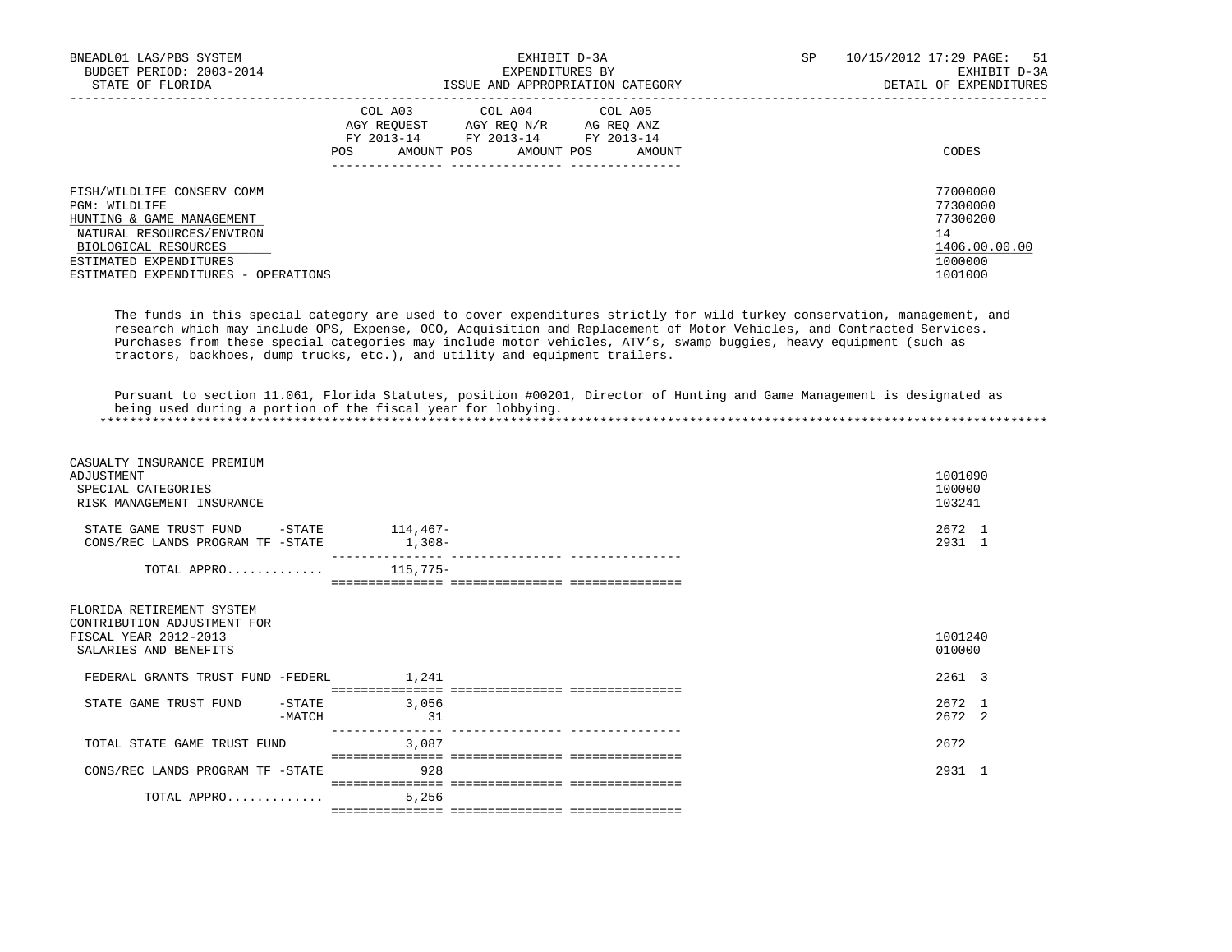| | COL A03 AGY REQUEST FY 2013-14 POS AMOUNT | COL A04 AGY REQ N/R FY 2013-14 POS AMOUNT | COL A05 AG REQ ANZ FY 2013-14 POS AMOUNT | CODES |
|---|---|---|---|---|
| FISH/WILDLIFE CONSERV COMM | | | | 77000000 |
| PGM: WILDLIFE | | | | 77300000 |
| HUNTING & GAME MANAGEMENT | | | | 77300200 |
| NATURAL RESOURCES/ENVIRON | | | | 14 |
| BIOLOGICAL RESOURCES | | | | 1406.00.00.00 |
| ESTIMATED EXPENDITURES | | | | 1000000 |
| ESTIMATED EXPENDITURES - OPERATIONS | | | | 1001000 |

The funds in this special category are used to cover expenditures strictly for wild turkey conservation, management, and research which may include OPS, Expense, OCO, Acquisition and Replacement of Motor Vehicles, and Contracted Services. Purchases from these special categories may include motor vehicles, ATV's, swamp buggies, heavy equipment (such as tractors, backhoes, dump trucks, etc.), and utility and equipment trailers.

Pursuant to section 11.061, Florida Statutes, position #00201, Director of Hunting and Game Management is designated as being used during a portion of the fiscal year for lobbying.

*****************************************************************************************************************************

| | COL A03 | COL A04 | COL A05 | CODES |
|---|---|---|---|---|
| CASUALTY INSURANCE PREMIUM ADJUSTMENT | | | | 1001090 |
| SPECIAL CATEGORIES | | | | 100000 |
| RISK MANAGEMENT INSURANCE | | | | 103241 |
| STATE GAME TRUST FUND -STATE | 114,467- | | | 2672 1 |
| CONS/REC LANDS PROGRAM TF -STATE | 1,308- | | | 2931 1 |
| TOTAL APPRO............ | 115,775- | | | |
| FLORIDA RETIREMENT SYSTEM CONTRIBUTION ADJUSTMENT FOR FISCAL YEAR 2012-2013 | | | | 1001240 |
| SALARIES AND BENEFITS | | | | 010000 |
| FEDERAL GRANTS TRUST FUND -FEDERL | 1,241 | | | 2261 3 |
| STATE GAME TRUST FUND -STATE | 3,056 | | | 2672 1 |
| -MATCH | 31 | | | 2672 2 |
| TOTAL STATE GAME TRUST FUND | 3,087 | | | 2672 |
| CONS/REC LANDS PROGRAM TF -STATE | 928 | | | 2931 1 |
| TOTAL APPRO............ | 5,256 | | | |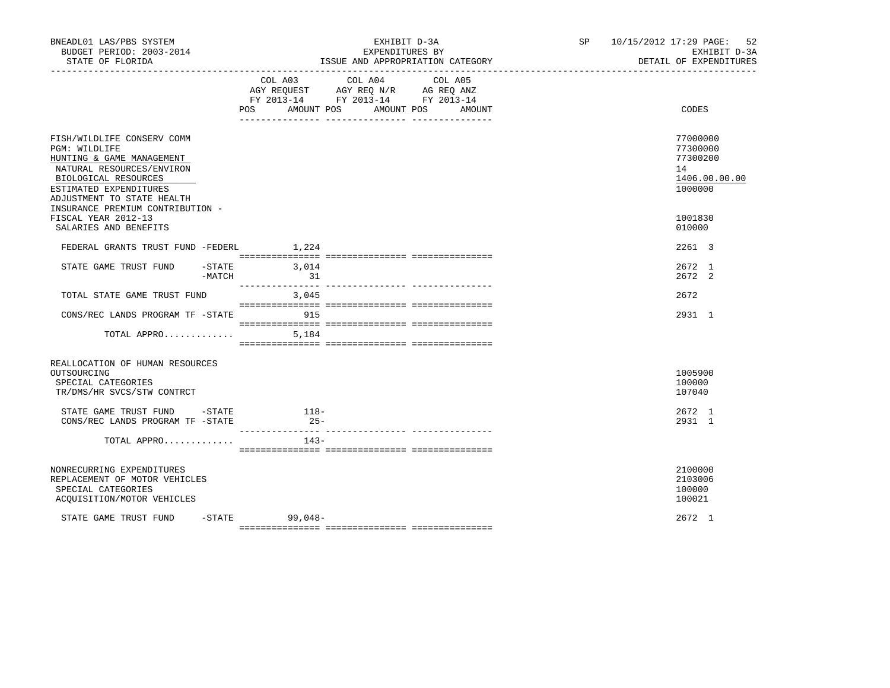BNEADL01 LAS/PBS SYSTEM | EXHIBIT D-3A | SP 10/15/2012 17:29

BUDGET PERIOD: 2003-2014 | EXPENDITURES BY | EXHIBIT D-3A

STATE OF FLORIDA | ISSUE AND APPROPRIATION CATEGORY | DETAIL OF EXPENDITURES

| | COL A03 AGY REQUEST FY 2013-14 POS AMOUNT | COL A04 AGY REQ N/R FY 2013-14 POS AMOUNT | COL A05 AG REQ ANZ FY 2013-14 POS AMOUNT | CODES |
|---|---|---|---|---|
| FISH/WILDLIFE CONSERV COMM | | | | 77000000 |
| PGM: WILDLIFE | | | | 77300000 |
| HUNTING & GAME MANAGEMENT | | | | 77300200 |
| NATURAL RESOURCES/ENVIRON | | | | 14 |
| BIOLOGICAL RESOURCES | | | | 1406.00.00.00 |
| ESTIMATED EXPENDITURES | | | | 1000000 |
| ADJUSTMENT TO STATE HEALTH INSURANCE PREMIUM CONTRIBUTION - FISCAL YEAR 2012-13 | | | | 1001830 |
| SALARIES AND BENEFITS | | | | 010000 |
| FEDERAL GRANTS TRUST FUND -FEDERL | 1,224 | | | 2261 3 |
| STATE GAME TRUST FUND -STATE | 3,014 | | | 2672 1 |
| -MATCH | 31 | | | 2672 2 |
| TOTAL STATE GAME TRUST FUND | 3,045 | | | 2672 |
| CONS/REC LANDS PROGRAM TF -STATE | 915 | | | 2931 1 |
| TOTAL APPRO............ | 5,184 | | | |
| REALLOCATION OF HUMAN RESOURCES OUTSOURCING | | | | 1005900 |
| SPECIAL CATEGORIES | | | | 100000 |
| TR/DMS/HR SVCS/STW CONTRCT | | | | 107040 |
| STATE GAME TRUST FUND -STATE | 118- | | | 2672 1 |
| CONS/REC LANDS PROGRAM TF -STATE | 25- | | | 2931 1 |
| TOTAL APPRO............ | 143- | | | |
| NONRECURRING EXPENDITURES | | | | 2100000 |
| REPLACEMENT OF MOTOR VEHICLES | | | | 2103006 |
| SPECIAL CATEGORIES | | | | 100000 |
| ACQUISITION/MOTOR VEHICLES | | | | 100021 |
| STATE GAME TRUST FUND -STATE | 99,048- | | | 2672 1 |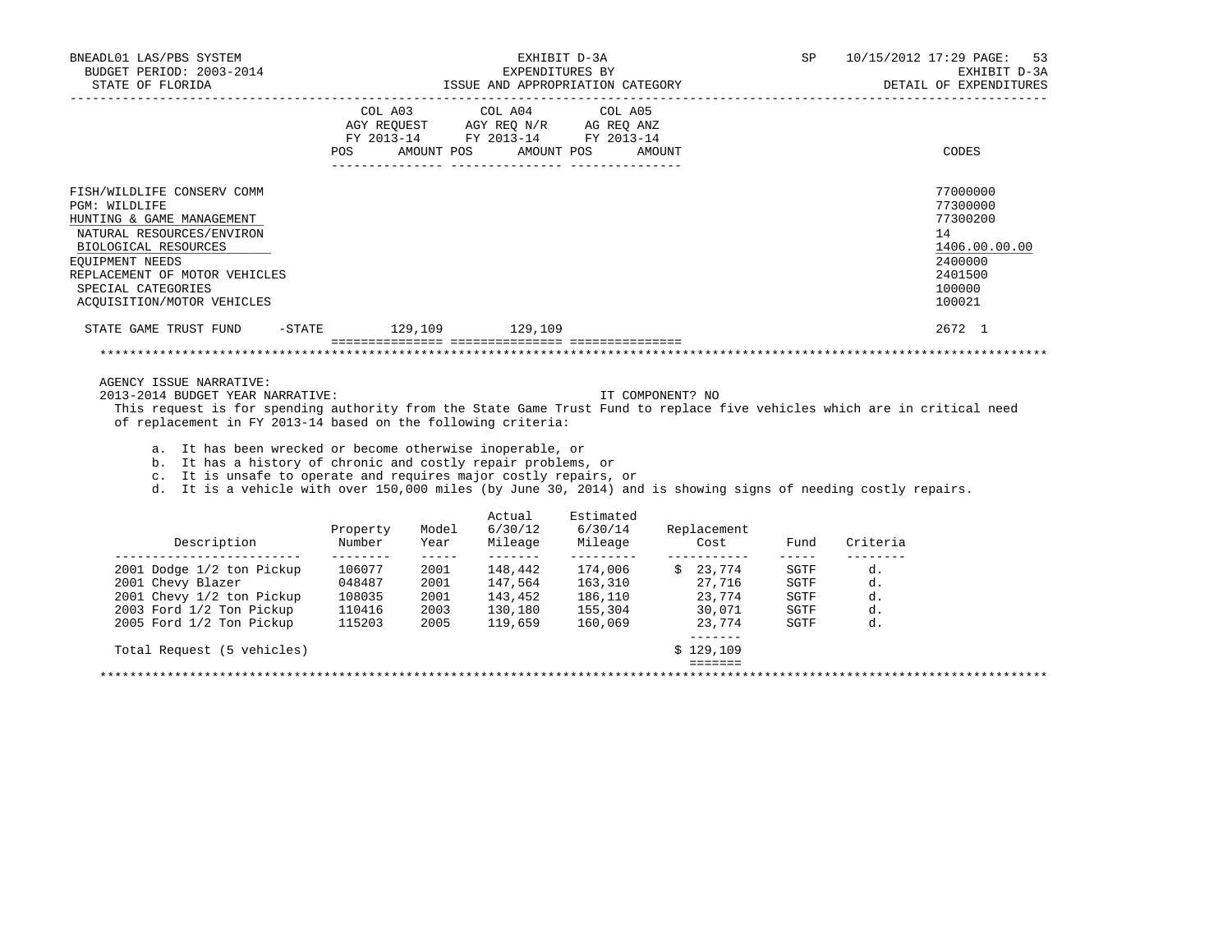BNEADL01 LAS/PBS SYSTEM — EXHIBIT D-3A — EXPENDITURES BY ISSUE AND APPROPRIATION CATEGORY
BUDGET PERIOD: 2003-2014 — STATE OF FLORIDA — SP 10/15/2012 17:29 — DETAIL OF EXPENDITURES

| | COL A03 AGY REQUEST FY 2013-14 POS | AMOUNT | COL A04 AGY REQ N/R FY 2013-14 POS | AMOUNT | COL A05 AG REQ ANZ FY 2013-14 POS | AMOUNT | CODES |
|---|---|---|---|---|---|---|---|
| FISH/WILDLIFE CONSERV COMM | | | | | | | 77000000 |
| PGM: WILDLIFE | | | | | | | 77300000 |
| HUNTING & GAME MANAGEMENT | | | | | | | 77300200 |
| NATURAL RESOURCES/ENVIRON | | | | | | | 14 |
| BIOLOGICAL RESOURCES | | | | | | | 1406.00.00.00 |
| EQUIPMENT NEEDS | | | | | | | 2400000 |
| REPLACEMENT OF MOTOR VEHICLES | | | | | | | 2401500 |
| SPECIAL CATEGORIES | | | | | | | 100000 |
| ACQUISITION/MOTOR VEHICLES | | | | | | | 100021 |
| STATE GAME TRUST FUND -STATE | | 129,109 | | 129,109 | | | 2672 1 |

AGENCY ISSUE NARRATIVE:

2013-2014 BUDGET YEAR NARRATIVE: IT COMPONENT? NO

This request is for spending authority from the State Game Trust Fund to replace five vehicles which are in critical need of replacement in FY 2013-14 based on the following criteria:

a. It has been wrecked or become otherwise inoperable, or
b. It has a history of chronic and costly repair problems, or
c. It is unsafe to operate and requires major costly repairs, or
d. It is a vehicle with over 150,000 miles (by June 30, 2014) and is showing signs of needing costly repairs.

| Description | Property Number | Model Year | Actual 6/30/12 Mileage | Estimated 6/30/14 Mileage | Replacement Cost | Fund | Criteria |
|---|---|---|---|---|---|---|---|
| 2001 Dodge 1/2 ton Pickup | 106077 | 2001 | 148,442 | 174,006 | $ 23,774 | SGTF | d. |
| 2001 Chevy Blazer | 048487 | 2001 | 147,564 | 163,310 | 27,716 | SGTF | d. |
| 2001 Chevy 1/2 ton Pickup | 108035 | 2001 | 143,452 | 186,110 | 23,774 | SGTF | d. |
| 2003 Ford 1/2 Ton Pickup | 110416 | 2003 | 130,180 | 155,304 | 30,071 | SGTF | d. |
| 2005 Ford 1/2 Ton Pickup | 115203 | 2005 | 119,659 | 160,069 | 23,774 | SGTF | d. |
| Total Request (5 vehicles) | | | | | $ 129,109 | | |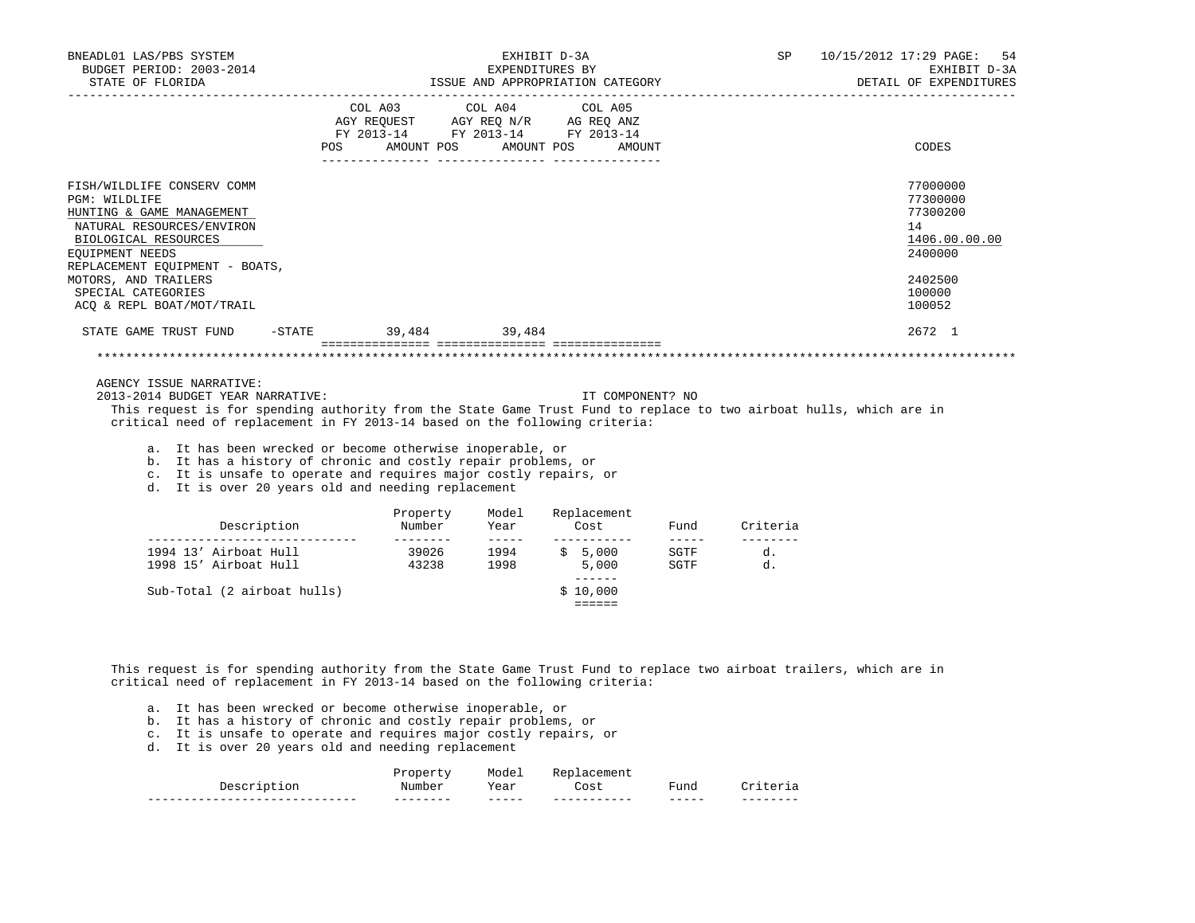BNEADL01 LAS/PBS SYSTEM | EXHIBIT D-3A | SP 10/15/2012 17:29
BUDGET PERIOD: 2003-2014 | EXPENDITURES BY | EXHIBIT D-3A
STATE OF FLORIDA | ISSUE AND APPROPRIATION CATEGORY | DETAIL OF EXPENDITURES

| | COL A03 AGY REQUEST FY 2013-14 POS | AMOUNT | COL A04 AGY REQ N/R FY 2013-14 POS | AMOUNT | COL A05 AG REQ ANZ FY 2013-14 POS | AMOUNT | CODES |
|---|---|---|---|---|---|---|---|
| FISH/WILDLIFE CONSERV COMM | | | | | | | 77000000 |
| PGM: WILDLIFE | | | | | | | 77300000 |
| HUNTING & GAME MANAGEMENT | | | | | | | 77300200 |
| NATURAL RESOURCES/ENVIRON | | | | | | | 14 |
| BIOLOGICAL RESOURCES | | | | | | | 1406.00.00.00 |
| EQUIPMENT NEEDS | | | | | | | 2400000 |
| REPLACEMENT EQUIPMENT - BOATS, MOTORS, AND TRAILERS | | | | | | | 2402500 |
| SPECIAL CATEGORIES | | | | | | | 100000 |
| ACQ & REPL BOAT/MOT/TRAIL | | | | | | | 100052 |
| STATE GAME TRUST FUND -STATE | | 39,484 | | 39,484 | | | 2672 1 |

AGENCY ISSUE NARRATIVE:
2013-2014 BUDGET YEAR NARRATIVE: IT COMPONENT? NO

This request is for spending authority from the State Game Trust Fund to replace to two airboat hulls, which are in critical need of replacement in FY 2013-14 based on the following criteria:

a. It has been wrecked or become otherwise inoperable, or
b. It has a history of chronic and costly repair problems, or
c. It is unsafe to operate and requires major costly repairs, or
d. It is over 20 years old and needing replacement

| Description | Property Number | Model Year | Replacement Cost | Fund | Criteria |
|---|---|---|---|---|---|
| 1994 13' Airboat Hull | 39026 | 1994 | $ 5,000 | SGTF | d. |
| 1998 15' Airboat Hull | 43238 | 1998 | 5,000 | SGTF | d. |
| Sub-Total (2 airboat hulls) | | | $ 10,000 | | |

This request is for spending authority from the State Game Trust Fund to replace two airboat trailers, which are in critical need of replacement in FY 2013-14 based on the following criteria:

a. It has been wrecked or become otherwise inoperable, or
b. It has a history of chronic and costly repair problems, or
c. It is unsafe to operate and requires major costly repairs, or
d. It is over 20 years old and needing replacement

| Description | Property Number | Model Year | Replacement Cost | Fund | Criteria |
|---|---|---|---|---|---|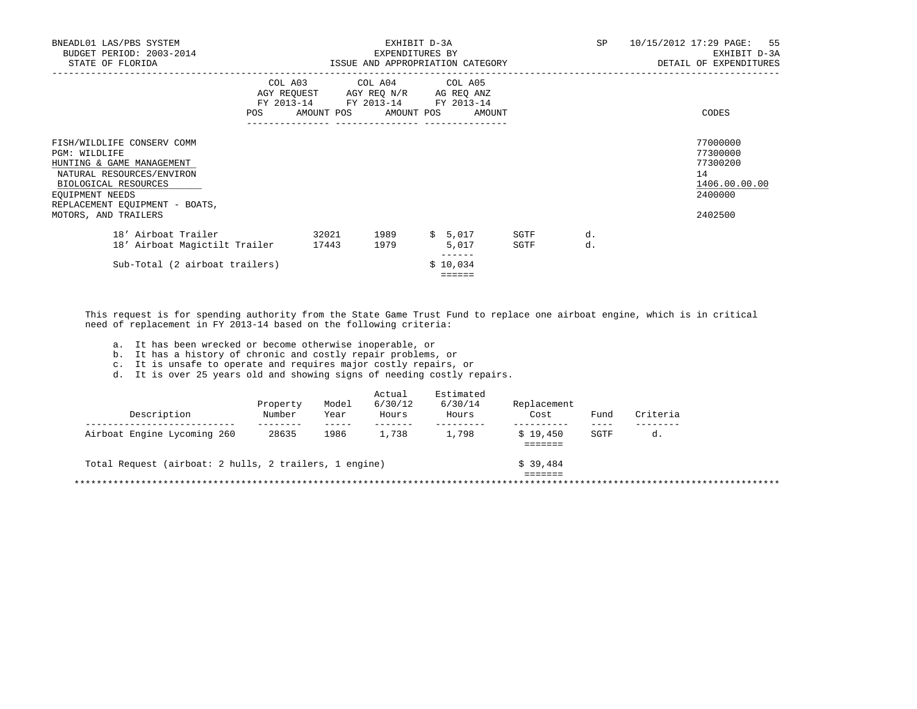| | COL A03 AGY REQUEST FY 2013-14 POS AMOUNT | COL A04 AGY REQ N/R FY 2013-14 POS AMOUNT | COL A05 AG REQ ANZ FY 2013-14 POS AMOUNT | CODES |
|---|---|---|---|---|
| FISH/WILDLIFE CONSERV COMM | | | | 77000000 |
| PGM: WILDLIFE | | | | 77300000 |
| HUNTING & GAME MANAGEMENT | | | | 77300200 |
| NATURAL RESOURCES/ENVIRON | | | | 14 |
| BIOLOGICAL RESOURCES | | | | 1406.00.00.00 |
| EQUIPMENT NEEDS | | | | 2400000 |
| REPLACEMENT EQUIPMENT - BOATS, MOTORS, AND TRAILERS | | | | 2402500 |

| | | | | | |
|---|---|---|---|---|---|
| 18’ Airboat Trailer | 32021 | 1989 | $ 5,017 | SGTF | d. |
| 18’ Airboat Magictilt Trailer | 17443 | 1979 | 5,017 | SGTF | d. |
| Sub-Total (2 airboat trailers) | | | $ 10,034 | | |

This request is for spending authority from the State Game Trust Fund to replace one airboat engine, which is in critical need of replacement in FY 2013-14 based on the following criteria:

a. It has been wrecked or become otherwise inoperable, or
b. It has a history of chronic and costly repair problems, or
c. It is unsafe to operate and requires major costly repairs, or
d. It is over 25 years old and showing signs of needing costly repairs.

| Description | Property Number | Model Year | Actual 6/30/12 Hours | Estimated 6/30/14 Hours | Replacement Cost | Fund | Criteria |
|---|---|---|---|---|---|---|---|
| Airboat Engine Lycoming 260 | 28635 | 1986 | 1,738 | 1,798 | $ 19,450 | SGTF | d. |

Total Request (airboat: 2 hulls, 2 trailers, 1 engine) $ 39,484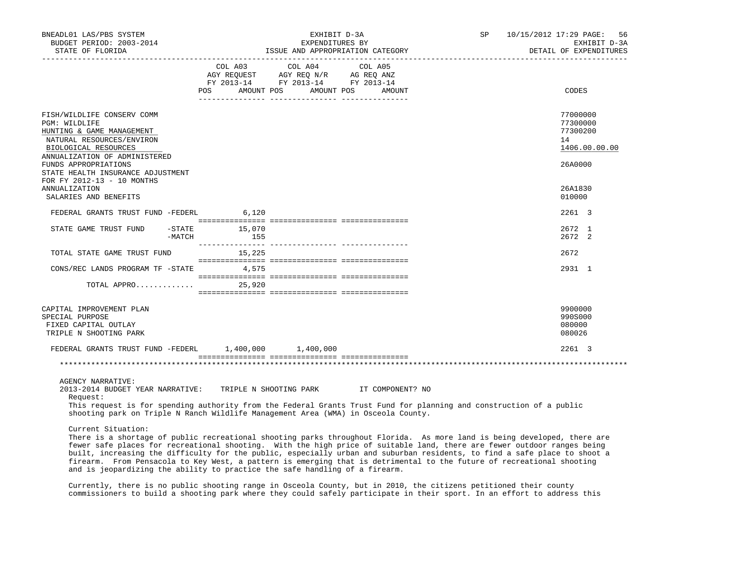BNEADL01 LAS/PBS SYSTEM — EXHIBIT D-3A — SP 10/15/2012 17:29
BUDGET PERIOD: 2003-2014 — EXPENDITURES BY — EXHIBIT D-3A
STATE OF FLORIDA — ISSUE AND APPROPRIATION CATEGORY — DETAIL OF EXPENDITURES

| | COL A03 AGY REQUEST FY 2013-14 POS AMOUNT | COL A04 AGY REQ N/R FY 2013-14 POS AMOUNT | COL A05 AG REQ ANZ FY 2013-14 POS AMOUNT | CODES |
|---|---|---|---|---|
| FISH/WILDLIFE CONSERV COMM | | | | 77000000 |
| PGM: WILDLIFE | | | | 77300000 |
| HUNTING & GAME MANAGEMENT | | | | 77300200 |
| NATURAL RESOURCES/ENVIRON | | | | 14 |
| BIOLOGICAL RESOURCES | | | | 1406.00.00.00 |
| ANNUALIZATION OF ADMINISTERED FUNDS APPROPRIATIONS | | | | 26A0000 |
| STATE HEALTH INSURANCE ADJUSTMENT FOR FY 2012-13 - 10 MONTHS ANNUALIZATION | | | | 26A1830 |
| SALARIES AND BENEFITS | | | | 010000 |
| FEDERAL GRANTS TRUST FUND -FEDERL | 6,120 | | | 2261 3 |
| STATE GAME TRUST FUND -STATE | 15,070 | | | 2672 1 |
| -MATCH | 155 | | | 2672 2 |
| TOTAL STATE GAME TRUST FUND | 15,225 | | | 2672 |
| CONS/REC LANDS PROGRAM TF -STATE | 4,575 | | | 2931 1 |
| TOTAL APPRO............ | 25,920 | | | |
| CAPITAL IMPROVEMENT PLAN | | | | 9900000 |
| SPECIAL PURPOSE | | | | 990S000 |
| FIXED CAPITAL OUTLAY | | | | 080000 |
| TRIPLE N SHOOTING PARK | | | | 080026 |
| FEDERAL GRANTS TRUST FUND -FEDERL | 1,400,000 | 1,400,000 | | 2261 3 |

AGENCY NARRATIVE:
2013-2014 BUDGET YEAR NARRATIVE: TRIPLE N SHOOTING PARK IT COMPONENT? NO

Request:
This request is for spending authority from the Federal Grants Trust Fund for planning and construction of a public shooting park on Triple N Ranch Wildlife Management Area (WMA) in Osceola County.

Current Situation:
There is a shortage of public recreational shooting parks throughout Florida. As more land is being developed, there are fewer safe places for recreational shooting. With the high price of suitable land, there are fewer outdoor ranges being built, increasing the difficulty for the public, especially urban and suburban residents, to find a safe place to shoot a firearm. From Pensacola to Key West, a pattern is emerging that is detrimental to the future of recreational shooting and is jeopardizing the ability to practice the safe handling of a firearm.

Currently, there is no public shooting range in Osceola County, but in 2010, the citizens petitioned their county commissioners to build a shooting park where they could safely participate in their sport. In an effort to address this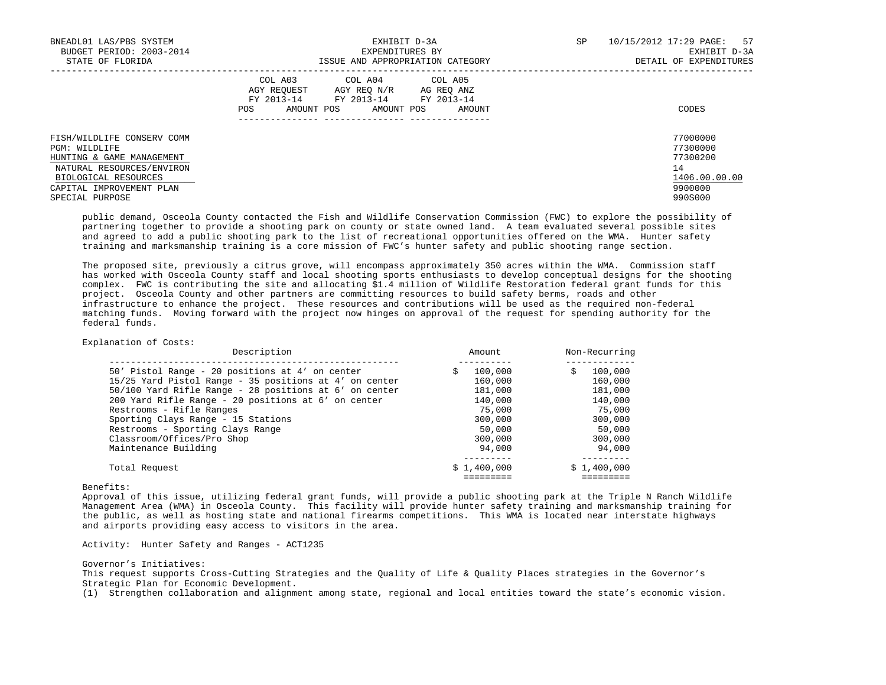| | COL A03 AGY REQUEST FY 2013-14 | | COL A04 AGY REQ N/R FY 2013-14 | | COL A05 AG REQ ANZ FY 2013-14 | | |
|---|---|---|---|---|---|---|---|
| | POS | AMOUNT | POS | AMOUNT | POS | AMOUNT | CODES |

FISH/WILDLIFE CONSERV COMM — 77000000
PGM: WILDLIFE — 77300000
HUNTING & GAME MANAGEMENT — 77300200
NATURAL RESOURCES/ENVIRON — 14
BIOLOGICAL RESOURCES — 1406.00.00.00
CAPITAL IMPROVEMENT PLAN — 9900000
SPECIAL PURPOSE — 990S000

public demand, Osceola County contacted the Fish and Wildlife Conservation Commission (FWC) to explore the possibility of partnering together to provide a shooting park on county or state owned land. A team evaluated several possible sites and agreed to add a public shooting park to the list of recreational opportunities offered on the WMA. Hunter safety training and marksmanship training is a core mission of FWC's hunter safety and public shooting range section.

The proposed site, previously a citrus grove, will encompass approximately 350 acres within the WMA. Commission staff has worked with Osceola County staff and local shooting sports enthusiasts to develop conceptual designs for the shooting complex. FWC is contributing the site and allocating $1.4 million of Wildlife Restoration federal grant funds for this project. Osceola County and other partners are committing resources to build safety berms, roads and other infrastructure to enhance the project. These resources and contributions will be used as the required non-federal matching funds. Moving forward with the project now hinges on approval of the request for spending authority for the federal funds.

Explanation of Costs:

| Description | Amount | Non-Recurring |
|---|---|---|
| 50' Pistol Range - 20 positions at 4' on center | $ 100,000 | $ 100,000 |
| 15/25 Yard Pistol Range - 35 positions at 4' on center | 160,000 | 160,000 |
| 50/100 Yard Rifle Range - 28 positions at 6' on center | 181,000 | 181,000 |
| 200 Yard Rifle Range - 20 positions at 6' on center | 140,000 | 140,000 |
| Restrooms - Rifle Ranges | 75,000 | 75,000 |
| Sporting Clays Range - 15 Stations | 300,000 | 300,000 |
| Restrooms - Sporting Clays Range | 50,000 | 50,000 |
| Classroom/Offices/Pro Shop | 300,000 | 300,000 |
| Maintenance Building | 94,000 | 94,000 |
| Total Request | $ 1,400,000 | $ 1,400,000 |

Benefits:
Approval of this issue, utilizing federal grant funds, will provide a public shooting park at the Triple N Ranch Wildlife Management Area (WMA) in Osceola County. This facility will provide hunter safety training and marksmanship training for the public, as well as hosting state and national firearms competitions. This WMA is located near interstate highways and airports providing easy access to visitors in the area.

Activity: Hunter Safety and Ranges - ACT1235

Governor's Initiatives:
This request supports Cross-Cutting Strategies and the Quality of Life & Quality Places strategies in the Governor's Strategic Plan for Economic Development.
(1) Strengthen collaboration and alignment among state, regional and local entities toward the state's economic vision.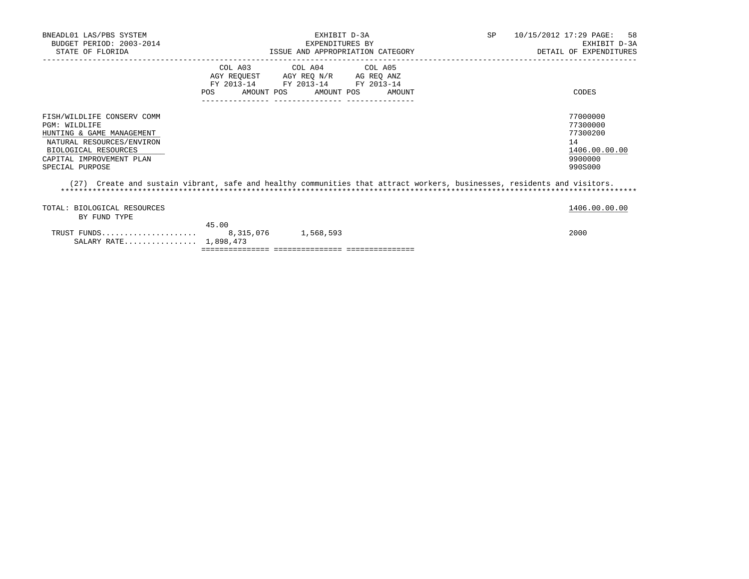BNEADL01 LAS/PBS SYSTEM
BUDGET PERIOD: 2003-2014
STATE OF FLORIDA

EXHIBIT D-3A
EXPENDITURES BY
ISSUE AND APPROPRIATION CATEGORY

SP 10/15/2012 17:29 PAGE: 58
EXHIBIT D-3A
DETAIL OF EXPENDITURES

| | COL A03 AGY REQUEST FY 2013-14 POS | AMOUNT | COL A04 AGY REQ N/R FY 2013-14 POS | AMOUNT | COL A05 AG REQ ANZ FY 2013-14 POS | AMOUNT | CODES |
|---|---|---|---|---|---|---|---|
| FISH/WILDLIFE CONSERV COMM | | | | | | | 77000000 |
| PGM: WILDLIFE | | | | | | | 77300000 |
| HUNTING & GAME MANAGEMENT | | | | | | | 77300200 |
| NATURAL RESOURCES/ENVIRON | | | | | | | 14 |
| BIOLOGICAL RESOURCES | | | | | | | 1406.00.00.00 |
| CAPITAL IMPROVEMENT PLAN | | | | | | | 9900000 |
| SPECIAL PURPOSE | | | | | | | 990S000 |

(27) Create and sustain vibrant, safe and healthy communities that attract workers, businesses, residents and visitors.
*******************************************************************************************************************************

| | COL A03 POS | AMOUNT | COL A04 POS | AMOUNT | COL A05 POS | AMOUNT | CODES |
|---|---|---|---|---|---|---|---|
| TOTAL: BIOLOGICAL RESOURCES | | | | | | | 1406.00.00.00 |
| BY FUND TYPE | | | | | | | |
| TRUST FUNDS | 45.00 | 8,315,076 | | 1,568,593 | | | 2000 |
| SALARY RATE | 1,898,473 | | | | | | |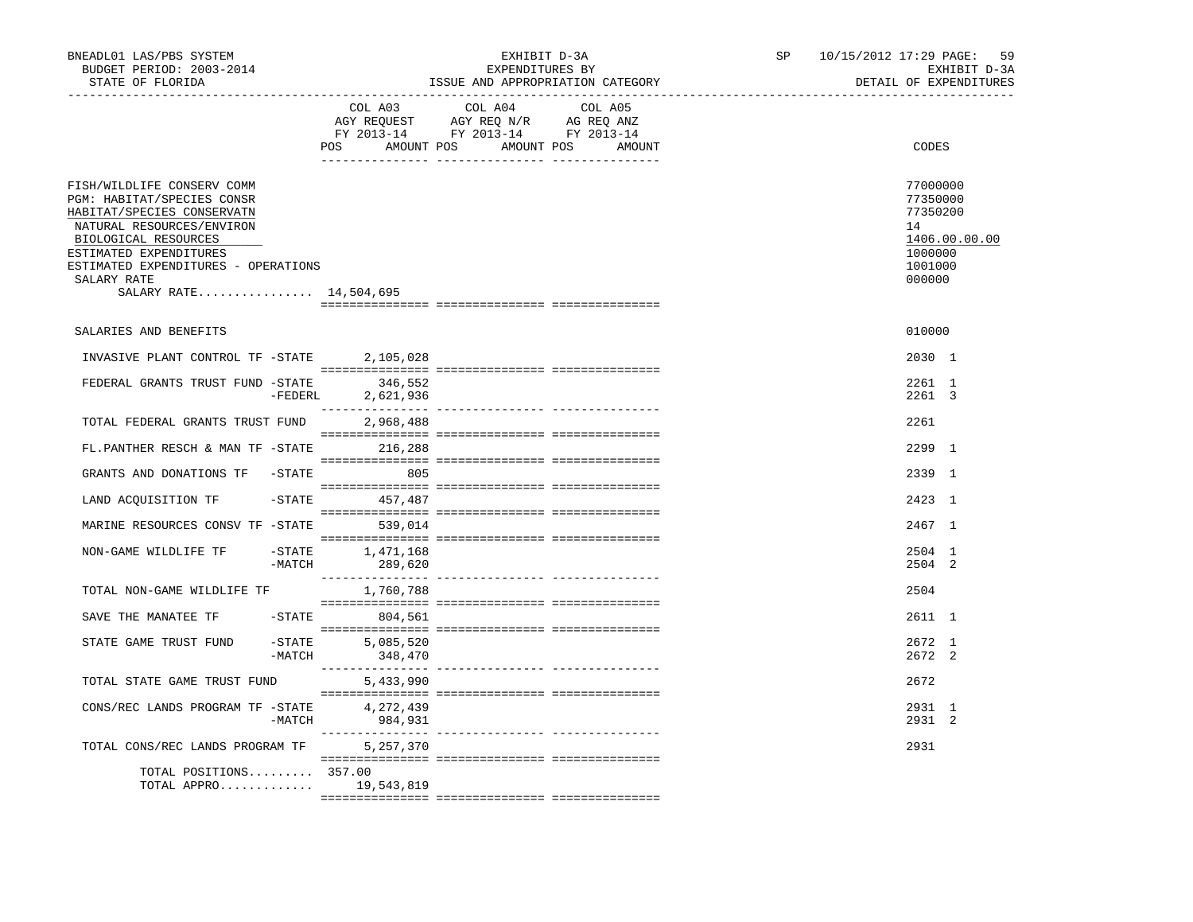BNEADL01 LAS/PBS SYSTEM — BUDGET PERIOD: 2003-2014 — STATE OF FLORIDA

EXHIBIT D-3A — EXPENDITURES BY ISSUE AND APPROPRIATION CATEGORY

SP 10/15/2012 17:29 — EXHIBIT D-3A — DETAIL OF EXPENDITURES

| | COL A03 AGY REQUEST FY 2013-14 POS AMOUNT | COL A04 AGY REQ N/R FY 2013-14 POS AMOUNT | COL A05 AG REQ ANZ FY 2013-14 POS AMOUNT | CODES |
|---|---|---|---|---|
| FISH/WILDLIFE CONSERV COMM | | | | 77000000 |
| PGM: HABITAT/SPECIES CONSR | | | | 77350000 |
| HABITAT/SPECIES CONSERVATN | | | | 77350200 |
| NATURAL RESOURCES/ENVIRON | | | | 14 |
| BIOLOGICAL RESOURCES | | | | 1406.00.00.00 |
| ESTIMATED EXPENDITURES | | | | 1000000 |
| ESTIMATED EXPENDITURES - OPERATIONS | | | | 1001000 |
| SALARY RATE | | | | 000000 |
| SALARY RATE................ | 14,504,695 | | | |
| SALARIES AND BENEFITS | | | | 010000 |
| INVASIVE PLANT CONTROL TF -STATE | 2,105,028 | | | 2030 1 |
| FEDERAL GRANTS TRUST FUND -STATE | 346,552 | | | 2261 1 |
| -FEDERL | 2,621,936 | | | 2261 3 |
| TOTAL FEDERAL GRANTS TRUST FUND | 2,968,488 | | | 2261 |
| FL.PANTHER RESCH & MAN TF -STATE | 216,288 | | | 2299 1 |
| GRANTS AND DONATIONS TF -STATE | 805 | | | 2339 1 |
| LAND ACQUISITION TF -STATE | 457,487 | | | 2423 1 |
| MARINE RESOURCES CONSV TF -STATE | 539,014 | | | 2467 1 |
| NON-GAME WILDLIFE TF -STATE | 1,471,168 | | | 2504 1 |
| -MATCH | 289,620 | | | 2504 2 |
| TOTAL NON-GAME WILDLIFE TF | 1,760,788 | | | 2504 |
| SAVE THE MANATEE TF -STATE | 804,561 | | | 2611 1 |
| STATE GAME TRUST FUND -STATE | 5,085,520 | | | 2672 1 |
| -MATCH | 348,470 | | | 2672 2 |
| TOTAL STATE GAME TRUST FUND | 5,433,990 | | | 2672 |
| CONS/REC LANDS PROGRAM TF -STATE | 4,272,439 | | | 2931 1 |
| -MATCH | 984,931 | | | 2931 2 |
| TOTAL CONS/REC LANDS PROGRAM TF | 5,257,370 | | | 2931 |
| TOTAL POSITIONS......... | 357.00 | | | |
| TOTAL APPRO............. | 19,543,819 | | | |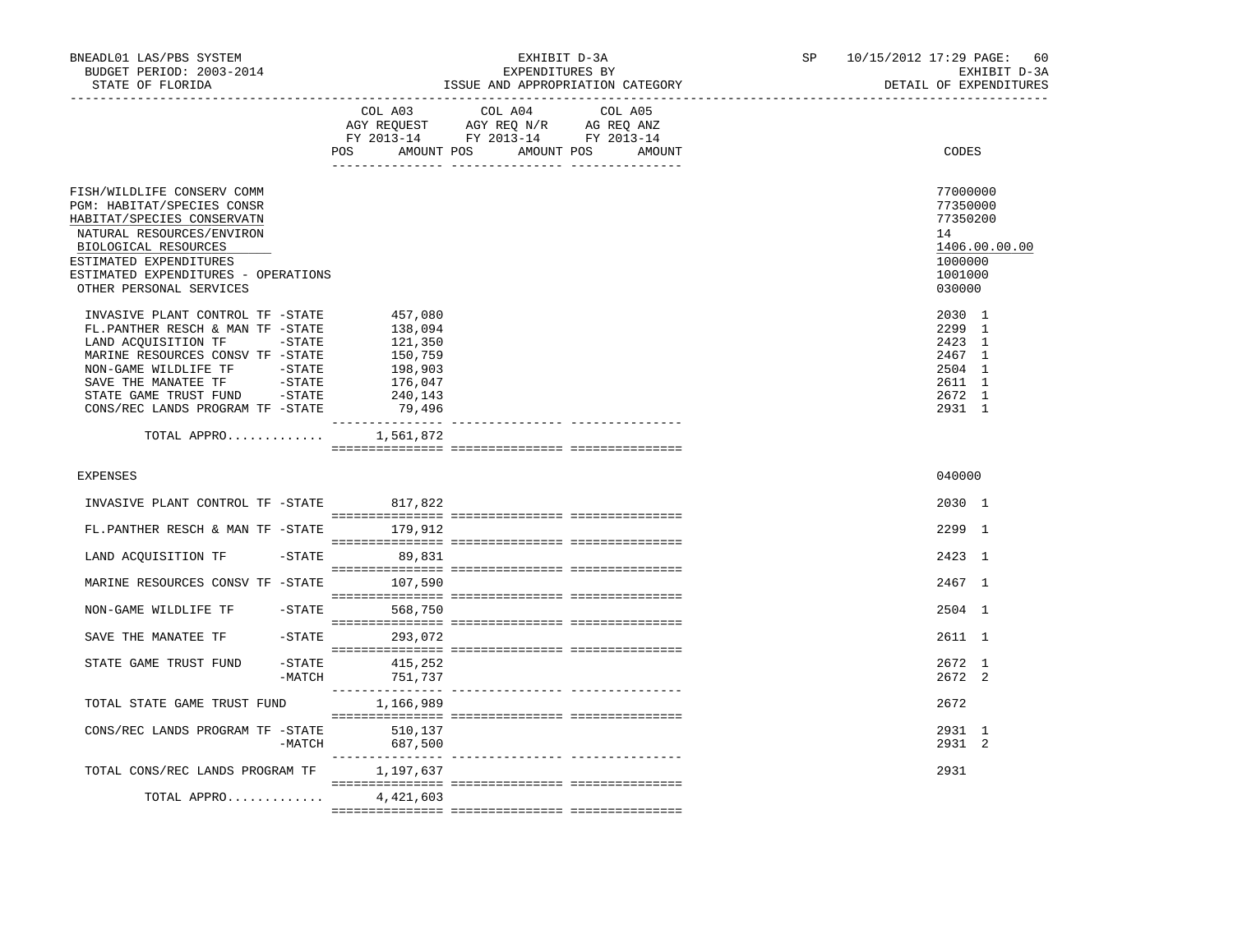BNEADL01 LAS/PBS SYSTEM | EXHIBIT D-3A | SP 10/15/2012 17:29

BUDGET PERIOD: 2003-2014 | EXPENDITURES BY | EXHIBIT D-3A

STATE OF FLORIDA | ISSUE AND APPROPRIATION CATEGORY | DETAIL OF EXPENDITURES

| | COL A03 AGY REQUEST FY 2013-14 POS AMOUNT | COL A04 AGY REQ N/R FY 2013-14 POS AMOUNT | COL A05 AG REQ ANZ FY 2013-14 POS AMOUNT | CODES |
|---|---|---|---|---|
| FISH/WILDLIFE CONSERV COMM | | | | 77000000 |
| PGM: HABITAT/SPECIES CONSR | | | | 77350000 |
| HABITAT/SPECIES CONSERVATN | | | | 77350200 |
| NATURAL RESOURCES/ENVIRON | | | | 14 |
| BIOLOGICAL RESOURCES | | | | 1406.00.00.00 |
| ESTIMATED EXPENDITURES | | | | 1000000 |
| ESTIMATED EXPENDITURES - OPERATIONS | | | | 1001000 |
| OTHER PERSONAL SERVICES | | | | 030000 |
| INVASIVE PLANT CONTROL TF -STATE | 457,080 | | | 2030 1 |
| FL.PANTHER RESCH & MAN TF -STATE | 138,094 | | | 2299 1 |
| LAND ACQUISITION TF -STATE | 121,350 | | | 2423 1 |
| MARINE RESOURCES CONSV TF -STATE | 150,759 | | | 2467 1 |
| NON-GAME WILDLIFE TF -STATE | 198,903 | | | 2504 1 |
| SAVE THE MANATEE TF -STATE | 176,047 | | | 2611 1 |
| STATE GAME TRUST FUND -STATE | 240,143 | | | 2672 1 |
| CONS/REC LANDS PROGRAM TF -STATE | 79,496 | | | 2931 1 |
| TOTAL APPRO............ | 1,561,872 | | | |
| EXPENSES | | | | 040000 |
| INVASIVE PLANT CONTROL TF -STATE | 817,822 | | | 2030 1 |
| FL.PANTHER RESCH & MAN TF -STATE | 179,912 | | | 2299 1 |
| LAND ACQUISITION TF -STATE | 89,831 | | | 2423 1 |
| MARINE RESOURCES CONSV TF -STATE | 107,590 | | | 2467 1 |
| NON-GAME WILDLIFE TF -STATE | 568,750 | | | 2504 1 |
| SAVE THE MANATEE TF -STATE | 293,072 | | | 2611 1 |
| STATE GAME TRUST FUND -STATE | 415,252 | | | 2672 1 |
| -MATCH | 751,737 | | | 2672 2 |
| TOTAL STATE GAME TRUST FUND | 1,166,989 | | | 2672 |
| CONS/REC LANDS PROGRAM TF -STATE | 510,137 | | | 2931 1 |
| -MATCH | 687,500 | | | 2931 2 |
| TOTAL CONS/REC LANDS PROGRAM TF | 1,197,637 | | | 2931 |
| TOTAL APPRO............ | 4,421,603 | | | |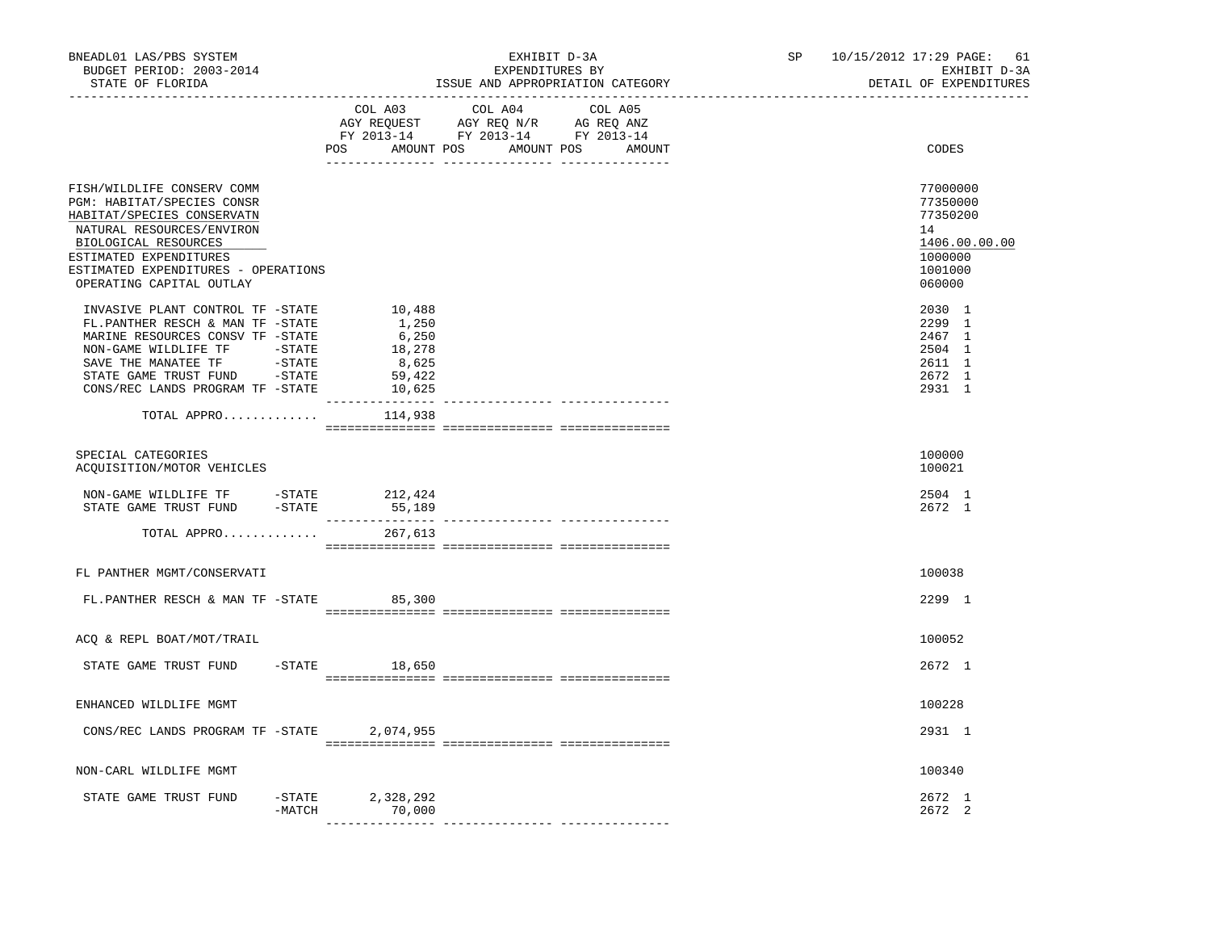BNEADL01 LAS/PBS SYSTEM
BUDGET PERIOD: 2003-2014
STATE OF FLORIDA

EXHIBIT D-3A
EXPENDITURES BY
ISSUE AND APPROPRIATION CATEGORY

SP 10/15/2012 17:29 PAGE: 61
EXHIBIT D-3A
DETAIL OF EXPENDITURES

| | COL A03 AGY REQUEST FY 2013-14 POS AMOUNT | COL A04 AGY REQ N/R FY 2013-14 POS AMOUNT | COL A05 AG REQ ANZ FY 2013-14 POS AMOUNT | CODES |
|---|---|---|---|---|
| FISH/WILDLIFE CONSERV COMM | | | | 77000000 |
| PGM: HABITAT/SPECIES CONSR | | | | 77350000 |
| HABITAT/SPECIES CONSERVATN | | | | 77350200 |
| NATURAL RESOURCES/ENVIRON | | | | 14 |
| BIOLOGICAL RESOURCES | | | | 1406.00.00.00 |
| ESTIMATED EXPENDITURES | | | | 1000000 |
| ESTIMATED EXPENDITURES - OPERATIONS | | | | 1001000 |
| OPERATING CAPITAL OUTLAY | | | | 060000 |
| INVASIVE PLANT CONTROL TF -STATE | 10,488 | | | 2030 1 |
| FL.PANTHER RESCH & MAN TF -STATE | 1,250 | | | 2299 1 |
| MARINE RESOURCES CONSV TF -STATE | 6,250 | | | 2467 1 |
| NON-GAME WILDLIFE TF -STATE | 18,278 | | | 2504 1 |
| SAVE THE MANATEE TF -STATE | 8,625 | | | 2611 1 |
| STATE GAME TRUST FUND -STATE | 59,422 | | | 2672 1 |
| CONS/REC LANDS PROGRAM TF -STATE | 10,625 | | | 2931 1 |
| TOTAL APPRO............ | 114,938 | | | |
| SPECIAL CATEGORIES | | | | 100000 |
| ACQUISITION/MOTOR VEHICLES | | | | 100021 |
| NON-GAME WILDLIFE TF -STATE | 212,424 | | | 2504 1 |
| STATE GAME TRUST FUND -STATE | 55,189 | | | 2672 1 |
| TOTAL APPRO............ | 267,613 | | | |
| FL PANTHER MGMT/CONSERVATI | | | | 100038 |
| FL.PANTHER RESCH & MAN TF -STATE | 85,300 | | | 2299 1 |
| ACQ & REPL BOAT/MOT/TRAIL | | | | 100052 |
| STATE GAME TRUST FUND -STATE | 18,650 | | | 2672 1 |
| ENHANCED WILDLIFE MGMT | | | | 100228 |
| CONS/REC LANDS PROGRAM TF -STATE | 2,074,955 | | | 2931 1 |
| NON-CARL WILDLIFE MGMT | | | | 100340 |
| STATE GAME TRUST FUND -STATE | 2,328,292 | | | 2672 1 |
| -MATCH | 70,000 | | | 2672 2 |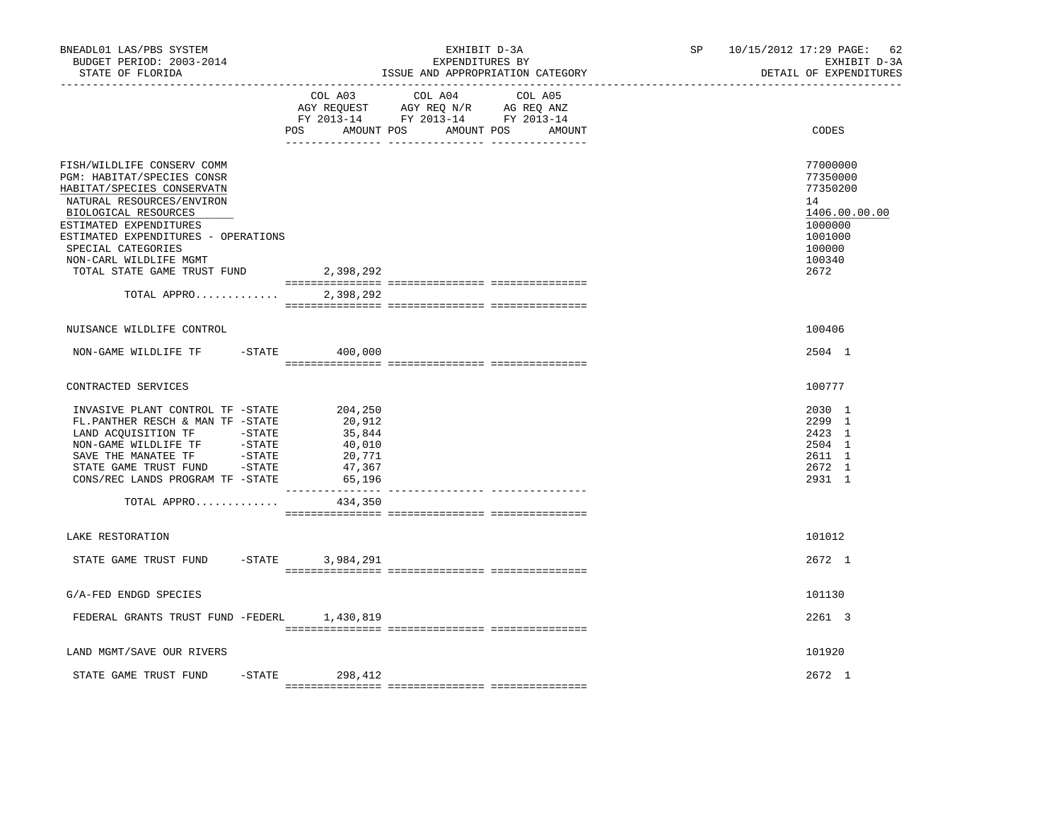BNEADL01 LAS/PBS SYSTEM
BUDGET PERIOD: 2003-2014
STATE OF FLORIDA

EXHIBIT D-3A
EXPENDITURES BY
ISSUE AND APPROPRIATION CATEGORY

SP 10/15/2012 17:29 PAGE: 62
EXHIBIT D-3A
DETAIL OF EXPENDITURES

| | COL A03 AGY REQUEST FY 2013-14 POS AMOUNT | COL A04 AGY REQ N/R FY 2013-14 POS AMOUNT | COL A05 AG REQ ANZ FY 2013-14 POS AMOUNT | CODES |
|---|---|---|---|---|
| FISH/WILDLIFE CONSERV COMM | | | | 77000000 |
| PGM: HABITAT/SPECIES CONSR | | | | 77350000 |
| HABITAT/SPECIES CONSERVATN | | | | 77350200 |
| NATURAL RESOURCES/ENVIRON | | | | 14 |
| BIOLOGICAL RESOURCES | | | | 1406.00.00.00 |
| ESTIMATED EXPENDITURES | | | | 1000000 |
| ESTIMATED EXPENDITURES - OPERATIONS | | | | 1001000 |
| SPECIAL CATEGORIES | | | | 100000 |
| NON-CARL WILDLIFE MGMT | | | | 100340 |
| TOTAL STATE GAME TRUST FUND | 2,398,292 | | | 2672 |
| TOTAL APPRO............ | 2,398,292 | | | |
| NUISANCE WILDLIFE CONTROL | | | | 100406 |
| NON-GAME WILDLIFE TF -STATE | 400,000 | | | 2504 1 |
| CONTRACTED SERVICES | | | | 100777 |
| INVASIVE PLANT CONTROL TF -STATE | 204,250 | | | 2030 1 |
| FL.PANTHER RESCH & MAN TF -STATE | 20,912 | | | 2299 1 |
| LAND ACQUISITION TF -STATE | 35,844 | | | 2423 1 |
| NON-GAME WILDLIFE TF -STATE | 40,010 | | | 2504 1 |
| SAVE THE MANATEE TF -STATE | 20,771 | | | 2611 1 |
| STATE GAME TRUST FUND -STATE | 47,367 | | | 2672 1 |
| CONS/REC LANDS PROGRAM TF -STATE | 65,196 | | | 2931 1 |
| TOTAL APPRO............ | 434,350 | | | |
| LAKE RESTORATION | | | | 101012 |
| STATE GAME TRUST FUND -STATE | 3,984,291 | | | 2672 1 |
| G/A-FED ENDGD SPECIES | | | | 101130 |
| FEDERAL GRANTS TRUST FUND -FEDERL | 1,430,819 | | | 2261 3 |
| LAND MGMT/SAVE OUR RIVERS | | | | 101920 |
| STATE GAME TRUST FUND -STATE | 298,412 | | | 2672 1 |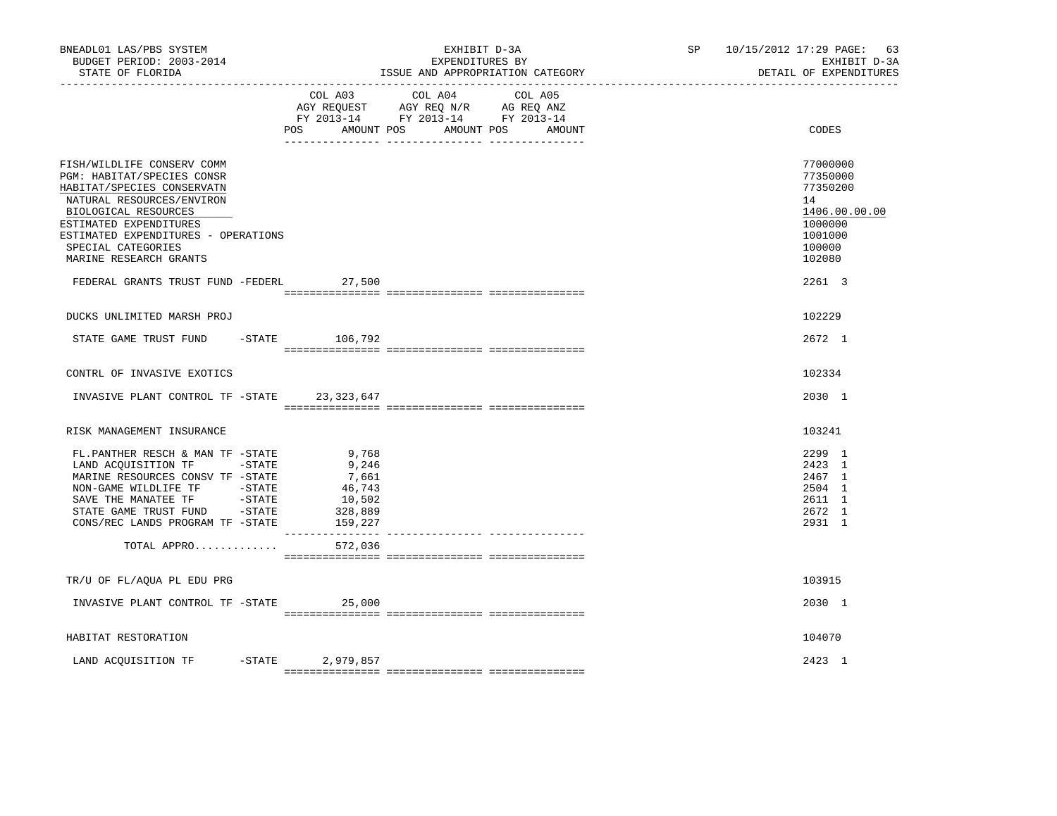BNEADL01 LAS/PBS SYSTEM — EXHIBIT D-3A — EXPENDITURES BY ISSUE AND APPROPRIATION CATEGORY

BUDGET PERIOD: 2003-2014 — STATE OF FLORIDA — SP 10/15/2012 17:29 — EXHIBIT D-3A — DETAIL OF EXPENDITURES

| | COL A03 AGY REQUEST FY 2013-14 POS AMOUNT | COL A04 AGY REQ N/R FY 2013-14 POS AMOUNT | COL A05 AG REQ ANZ FY 2013-14 POS AMOUNT | CODES |
|---|---|---|---|---|
| FISH/WILDLIFE CONSERV COMM | | | | 77000000 |
| PGM: HABITAT/SPECIES CONSR | | | | 77350000 |
| HABITAT/SPECIES CONSERVATN | | | | 77350200 |
| NATURAL RESOURCES/ENVIRON | | | | 14 |
| BIOLOGICAL RESOURCES | | | | 1406.00.00.00 |
| ESTIMATED EXPENDITURES | | | | 1000000 |
| ESTIMATED EXPENDITURES - OPERATIONS | | | | 1001000 |
| SPECIAL CATEGORIES | | | | 100000 |
| MARINE RESEARCH GRANTS | | | | 102080 |
| FEDERAL GRANTS TRUST FUND -FEDERL | 27,500 | | | 2261 3 |
| DUCKS UNLIMITED MARSH PROJ | | | | 102229 |
| STATE GAME TRUST FUND -STATE | 106,792 | | | 2672 1 |
| CONTRL OF INVASIVE EXOTICS | | | | 102334 |
| INVASIVE PLANT CONTROL TF -STATE | 23,323,647 | | | 2030 1 |
| RISK MANAGEMENT INSURANCE | | | | 103241 |
| FL.PANTHER RESCH & MAN TF -STATE | 9,768 | | | 2299 1 |
| LAND ACQUISITION TF -STATE | 9,246 | | | 2423 1 |
| MARINE RESOURCES CONSV TF -STATE | 7,661 | | | 2467 1 |
| NON-GAME WILDLIFE TF -STATE | 46,743 | | | 2504 1 |
| SAVE THE MANATEE TF -STATE | 10,502 | | | 2611 1 |
| STATE GAME TRUST FUND -STATE | 328,889 | | | 2672 1 |
| CONS/REC LANDS PROGRAM TF -STATE | 159,227 | | | 2931 1 |
| TOTAL APPRO............ | 572,036 | | | |
| TR/U OF FL/AQUA PL EDU PRG | | | | 103915 |
| INVASIVE PLANT CONTROL TF -STATE | 25,000 | | | 2030 1 |
| HABITAT RESTORATION | | | | 104070 |
| LAND ACQUISITION TF -STATE | 2,979,857 | | | 2423 1 |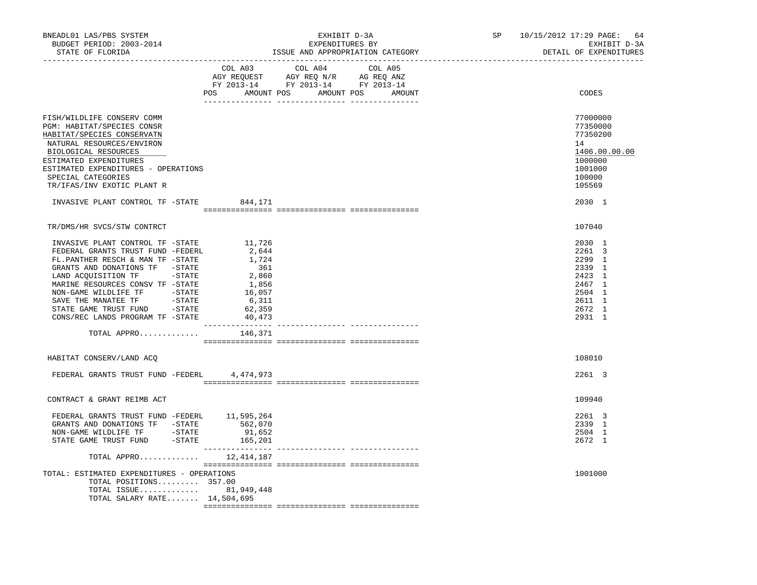BNEADL01 LAS/PBS SYSTEM
BUDGET PERIOD: 2003-2014
STATE OF FLORIDA

EXHIBIT D-3A
EXPENDITURES BY
ISSUE AND APPROPRIATION CATEGORY

SP 10/15/2012 17:29
EXHIBIT D-3A
DETAIL OF EXPENDITURES

| | COL A03 AGY REQUEST FY 2013-14 POS AMOUNT | COL A04 AGY REQ N/R FY 2013-14 POS AMOUNT | COL A05 AG REQ ANZ FY 2013-14 POS AMOUNT | CODES |
|---|---|---|---|---|
| FISH/WILDLIFE CONSERV COMM | | | | 77000000 |
| PGM: HABITAT/SPECIES CONSR | | | | 77350000 |
| HABITAT/SPECIES CONSERVATN | | | | 77350200 |
| NATURAL RESOURCES/ENVIRON | | | | 14 |
| BIOLOGICAL RESOURCES | | | | 1406.00.00.00 |
| ESTIMATED EXPENDITURES | | | | 1000000 |
| ESTIMATED EXPENDITURES - OPERATIONS | | | | 1001000 |
| SPECIAL CATEGORIES | | | | 100000 |
| TR/IFAS/INV EXOTIC PLANT R | | | | 105569 |
| INVASIVE PLANT CONTROL TF -STATE | 844,171 | | | 2030 1 |
| TR/DMS/HR SVCS/STW CONTRCT | | | | 107040 |
| INVASIVE PLANT CONTROL TF -STATE | 11,726 | | | 2030 1 |
| FEDERAL GRANTS TRUST FUND -FEDERL | 2,644 | | | 2261 3 |
| FL.PANTHER RESCH & MAN TF -STATE | 1,724 | | | 2299 1 |
| GRANTS AND DONATIONS TF -STATE | 361 | | | 2339 1 |
| LAND ACQUISITION TF -STATE | 2,860 | | | 2423 1 |
| MARINE RESOURCES CONSV TF -STATE | 1,856 | | | 2467 1 |
| NON-GAME WILDLIFE TF -STATE | 16,057 | | | 2504 1 |
| SAVE THE MANATEE TF -STATE | 6,311 | | | 2611 1 |
| STATE GAME TRUST FUND -STATE | 62,359 | | | 2672 1 |
| CONS/REC LANDS PROGRAM TF -STATE | 40,473 | | | 2931 1 |
| TOTAL APPRO............. | 146,371 | | | |
| HABITAT CONSERV/LAND ACQ | | | | 108010 |
| FEDERAL GRANTS TRUST FUND -FEDERL | 4,474,973 | | | 2261 3 |
| CONTRACT & GRANT REIMB ACT | | | | 109940 |
| FEDERAL GRANTS TRUST FUND -FEDERL | 11,595,264 | | | 2261 3 |
| GRANTS AND DONATIONS TF -STATE | 562,070 | | | 2339 1 |
| NON-GAME WILDLIFE TF -STATE | 91,652 | | | 2504 1 |
| STATE GAME TRUST FUND -STATE | 165,201 | | | 2672 1 |
| TOTAL APPRO............. | 12,414,187 | | | |
| TOTAL: ESTIMATED EXPENDITURES - OPERATIONS | | | | 1001000 |
| TOTAL POSITIONS......... | 357.00 | | | |
| TOTAL ISSUE............. | 81,949,448 | | | |
| TOTAL SALARY RATE....... | 14,504,695 | | | |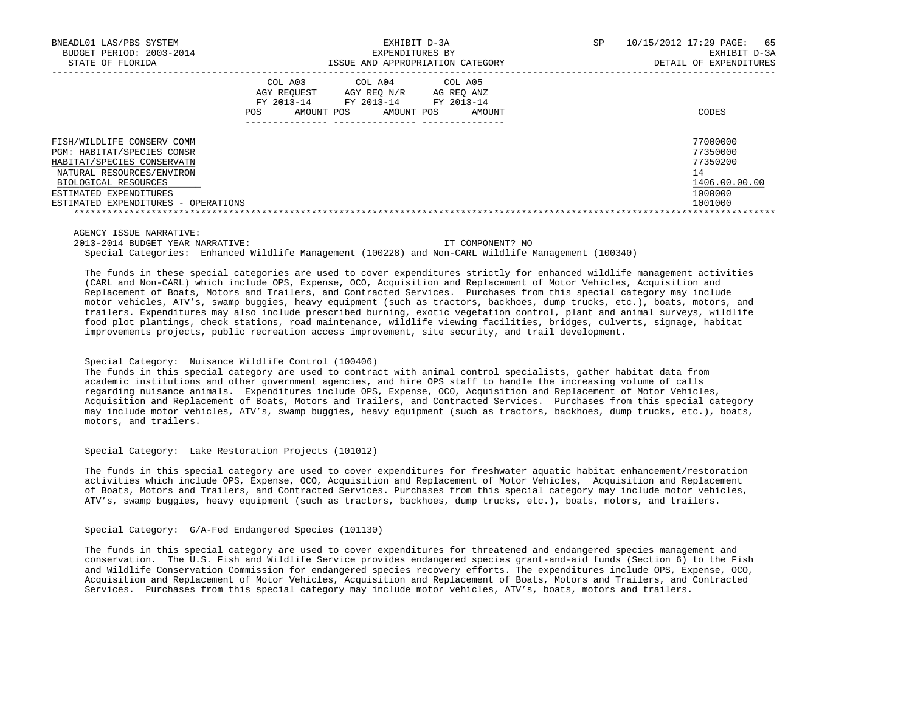| | COL A03 AGY REQUEST FY 2013-14 POS AMOUNT | COL A04 AGY REQ N/R FY 2013-14 POS AMOUNT | COL A05 AG REQ ANZ FY 2013-14 POS AMOUNT | CODES |
|---|---|---|---|---|
| FISH/WILDLIFE CONSERV COMM | | | | 77000000 |
| PGM: HABITAT/SPECIES CONSR | | | | 77350000 |
| HABITAT/SPECIES CONSERVATN | | | | 77350200 |
| NATURAL RESOURCES/ENVIRON | | | | 14 |
| BIOLOGICAL RESOURCES | | | | 1406.00.00.00 |
| ESTIMATED EXPENDITURES | | | | 1000000 |
| ESTIMATED EXPENDITURES - OPERATIONS | | | | 1001000 |

AGENCY ISSUE NARRATIVE:

2013-2014 BUDGET YEAR NARRATIVE: IT COMPONENT? NO

Special Categories: Enhanced Wildlife Management (100228) and Non-CARL Wildlife Management (100340)

The funds in these special categories are used to cover expenditures strictly for enhanced wildlife management activities (CARL and Non-CARL) which include OPS, Expense, OCO, Acquisition and Replacement of Motor Vehicles, Acquisition and Replacement of Boats, Motors and Trailers, and Contracted Services. Purchases from this special category may include motor vehicles, ATV's, swamp buggies, heavy equipment (such as tractors, backhoes, dump trucks, etc.), boats, motors, and trailers. Expenditures may also include prescribed burning, exotic vegetation control, plant and animal surveys, wildlife food plot plantings, check stations, road maintenance, wildlife viewing facilities, bridges, culverts, signage, habitat improvements projects, public recreation access improvement, site security, and trail development.

Special Category: Nuisance Wildlife Control (100406)

The funds in this special category are used to contract with animal control specialists, gather habitat data from academic institutions and other government agencies, and hire OPS staff to handle the increasing volume of calls regarding nuisance animals. Expenditures include OPS, Expense, OCO, Acquisition and Replacement of Motor Vehicles, Acquisition and Replacement of Boats, Motors and Trailers, and Contracted Services. Purchases from this special category may include motor vehicles, ATV's, swamp buggies, heavy equipment (such as tractors, backhoes, dump trucks, etc.), boats, motors, and trailers.

Special Category: Lake Restoration Projects (101012)

The funds in this special category are used to cover expenditures for freshwater aquatic habitat enhancement/restoration activities which include OPS, Expense, OCO, Acquisition and Replacement of Motor Vehicles, Acquisition and Replacement of Boats, Motors and Trailers, and Contracted Services. Purchases from this special category may include motor vehicles, ATV's, swamp buggies, heavy equipment (such as tractors, backhoes, dump trucks, etc.), boats, motors, and trailers.

Special Category: G/A-Fed Endangered Species (101130)

The funds in this special category are used to cover expenditures for threatened and endangered species management and conservation. The U.S. Fish and Wildlife Service provides endangered species grant-and-aid funds (Section 6) to the Fish and Wildlife Conservation Commission for endangered species recovery efforts. The expenditures include OPS, Expense, OCO, Acquisition and Replacement of Motor Vehicles, Acquisition and Replacement of Boats, Motors and Trailers, and Contracted Services. Purchases from this special category may include motor vehicles, ATV's, boats, motors and trailers.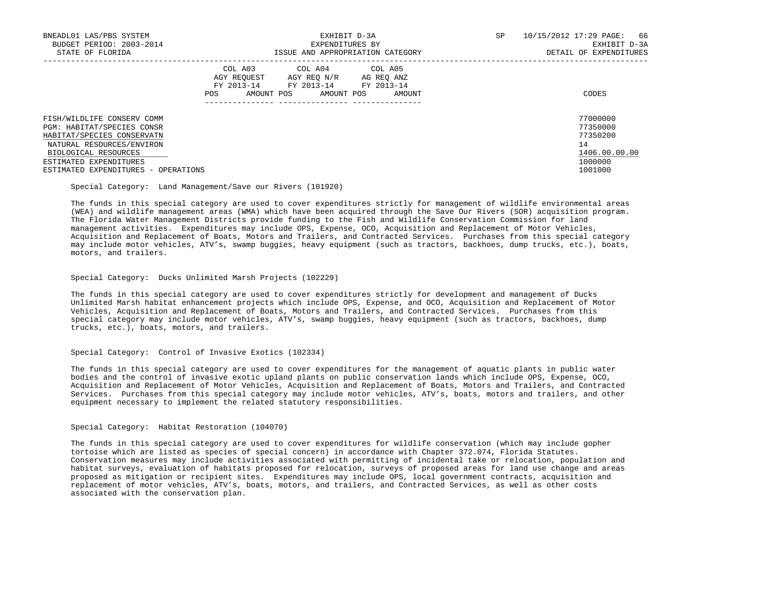| | COL A03 AGY REQUEST FY 2013-14 | | COL A04 AGY REQ N/R FY 2013-14 | | COL A05 AG REQ ANZ FY 2013-14 | | |
|---|---|---|---|---|---|---|---|
| | POS | AMOUNT | POS | AMOUNT | POS | AMOUNT | CODES |
| FISH/WILDLIFE CONSERV COMM | | | | | | | 77000000 |
| PGM: HABITAT/SPECIES CONSR | | | | | | | 77350000 |
| HABITAT/SPECIES CONSERVATN | | | | | | | 77350200 |
| NATURAL RESOURCES/ENVIRON | | | | | | | 14 |
| BIOLOGICAL RESOURCES | | | | | | | 1406.00.00.00 |
| ESTIMATED EXPENDITURES | | | | | | | 1000000 |
| ESTIMATED EXPENDITURES - OPERATIONS | | | | | | | 1001000 |

Special Category: Land Management/Save our Rivers (101920)

The funds in this special category are used to cover expenditures strictly for management of wildlife environmental areas (WEA) and wildlife management areas (WMA) which have been acquired through the Save Our Rivers (SOR) acquisition program. The Florida Water Management Districts provide funding to the Fish and Wildlife Conservation Commission for land management activities. Expenditures may include OPS, Expense, OCO, Acquisition and Replacement of Motor Vehicles, Acquisition and Replacement of Boats, Motors and Trailers, and Contracted Services. Purchases from this special category may include motor vehicles, ATV's, swamp buggies, heavy equipment (such as tractors, backhoes, dump trucks, etc.), boats, motors, and trailers.

Special Category: Ducks Unlimited Marsh Projects (102229)

The funds in this special category are used to cover expenditures strictly for development and management of Ducks Unlimited Marsh habitat enhancement projects which include OPS, Expense, and OCO, Acquisition and Replacement of Motor Vehicles, Acquisition and Replacement of Boats, Motors and Trailers, and Contracted Services. Purchases from this special category may include motor vehicles, ATV's, swamp buggies, heavy equipment (such as tractors, backhoes, dump trucks, etc.), boats, motors, and trailers.

Special Category: Control of Invasive Exotics (102334)

The funds in this special category are used to cover expenditures for the management of aquatic plants in public water bodies and the control of invasive exotic upland plants on public conservation lands which include OPS, Expense, OCO, Acquisition and Replacement of Motor Vehicles, Acquisition and Replacement of Boats, Motors and Trailers, and Contracted Services. Purchases from this special category may include motor vehicles, ATV's, boats, motors and trailers, and other equipment necessary to implement the related statutory responsibilities.

Special Category: Habitat Restoration (104070)

The funds in this special category are used to cover expenditures for wildlife conservation (which may include gopher tortoise which are listed as species of special concern) in accordance with Chapter 372.074, Florida Statutes. Conservation measures may include activities associated with permitting of incidental take or relocation, population and habitat surveys, evaluation of habitats proposed for relocation, surveys of proposed areas for land use change and areas proposed as mitigation or recipient sites. Expenditures may include OPS, local government contracts, acquisition and replacement of motor vehicles, ATV's, boats, motors, and trailers, and Contracted Services, as well as other costs associated with the conservation plan.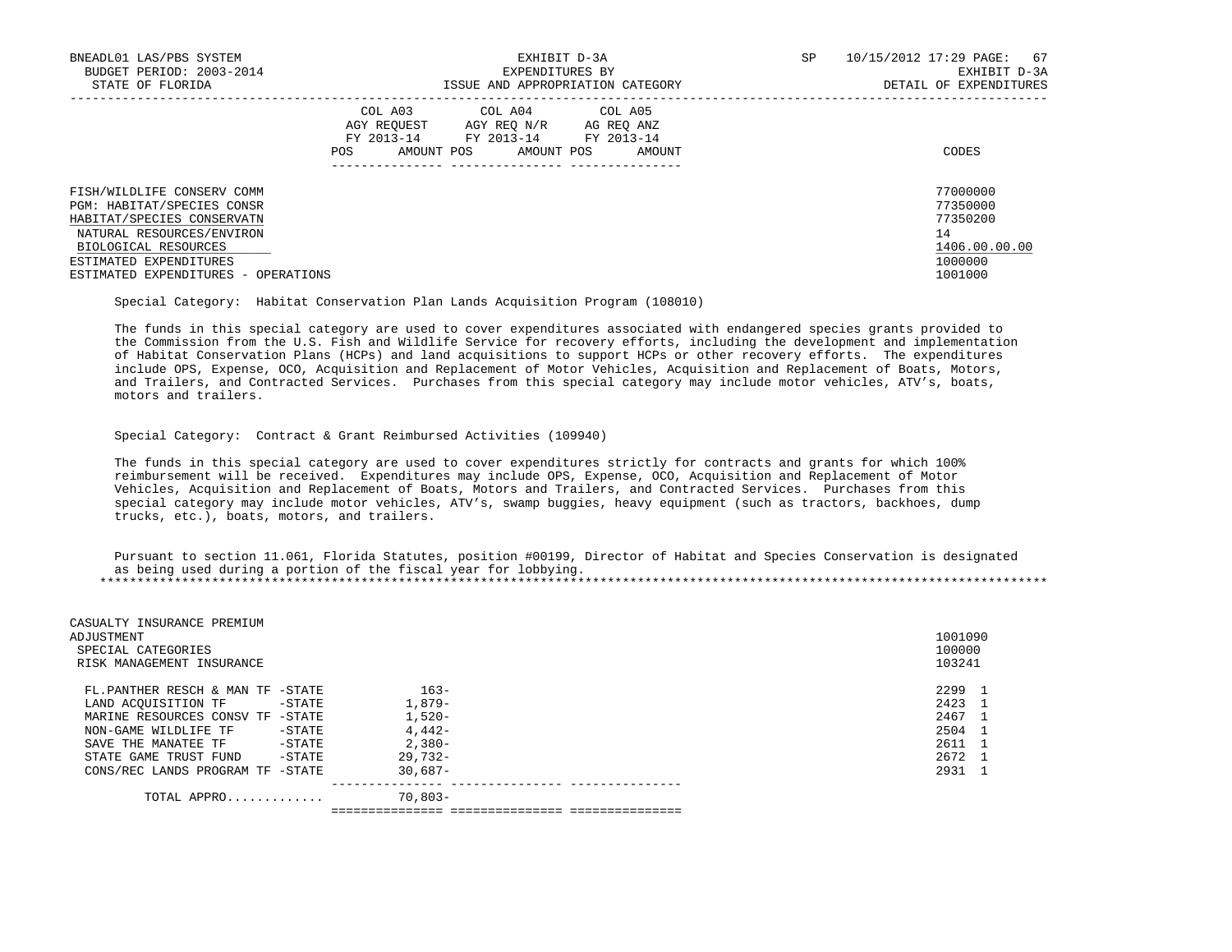| | COL A03 AGY REQUEST FY 2013-14 POS AMOUNT | COL A04 AGY REQ N/R FY 2013-14 POS AMOUNT | COL A05 AG REQ ANZ FY 2013-14 POS AMOUNT | CODES |
|---|---|---|---|---|
| FISH/WILDLIFE CONSERV COMM | | | | 77000000 |
| PGM: HABITAT/SPECIES CONSR | | | | 77350000 |
| HABITAT/SPECIES CONSERVATN | | | | 77350200 |
| NATURAL RESOURCES/ENVIRON | | | | 14 |
| BIOLOGICAL RESOURCES | | | | 1406.00.00.00 |
| ESTIMATED EXPENDITURES | | | | 1000000 |
| ESTIMATED EXPENDITURES - OPERATIONS | | | | 1001000 |

Special Category: Habitat Conservation Plan Lands Acquisition Program (108010)

The funds in this special category are used to cover expenditures associated with endangered species grants provided to the Commission from the U.S. Fish and Wildlife Service for recovery efforts, including the development and implementation of Habitat Conservation Plans (HCPs) and land acquisitions to support HCPs or other recovery efforts. The expenditures include OPS, Expense, OCO, Acquisition and Replacement of Motor Vehicles, Acquisition and Replacement of Boats, Motors, and Trailers, and Contracted Services. Purchases from this special category may include motor vehicles, ATV's, boats, motors and trailers.

Special Category: Contract & Grant Reimbursed Activities (109940)

The funds in this special category are used to cover expenditures strictly for contracts and grants for which 100% reimbursement will be received. Expenditures may include OPS, Expense, OCO, Acquisition and Replacement of Motor Vehicles, Acquisition and Replacement of Boats, Motors and Trailers, and Contracted Services. Purchases from this special category may include motor vehicles, ATV's, swamp buggies, heavy equipment (such as tractors, backhoes, dump trucks, etc.), boats, motors, and trailers.

Pursuant to section 11.061, Florida Statutes, position #00199, Director of Habitat and Species Conservation is designated as being used during a portion of the fiscal year for lobbying.

******************************************************************************************************************************

| | COL A03 | COL A04 | COL A05 | CODES |
|---|---|---|---|---|
| CASUALTY INSURANCE PREMIUM ADJUSTMENT | | | | 1001090 |
| SPECIAL CATEGORIES | | | | 100000 |
| RISK MANAGEMENT INSURANCE | | | | 103241 |
| FL.PANTHER RESCH & MAN TF -STATE | 163- | | | 2299 1 |
| LAND ACQUISITION TF -STATE | 1,879- | | | 2423 1 |
| MARINE RESOURCES CONSV TF -STATE | 1,520- | | | 2467 1 |
| NON-GAME WILDLIFE TF -STATE | 4,442- | | | 2504 1 |
| SAVE THE MANATEE TF -STATE | 2,380- | | | 2611 1 |
| STATE GAME TRUST FUND -STATE | 29,732- | | | 2672 1 |
| CONS/REC LANDS PROGRAM TF -STATE | 30,687- | | | 2931 1 |
| TOTAL APPRO............ | 70,803- | | | |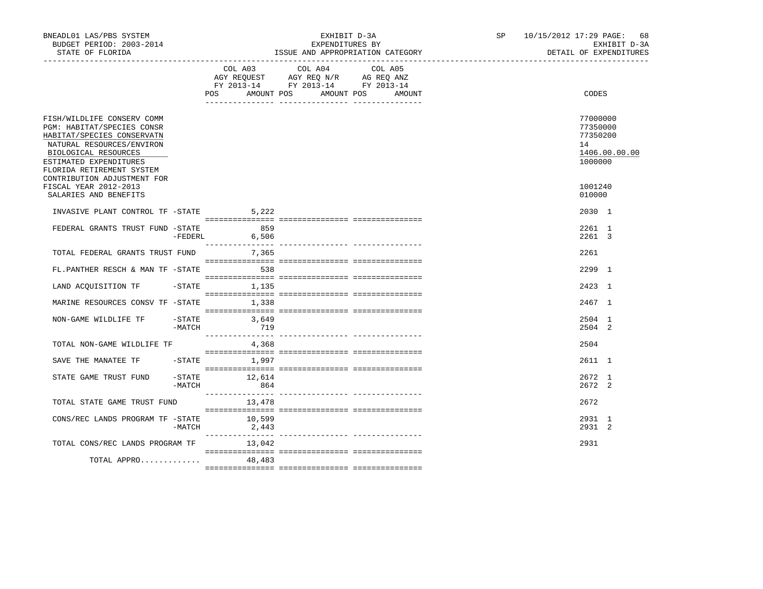BNEADL01 LAS/PBS SYSTEM
BUDGET PERIOD: 2003-2014
STATE OF FLORIDA

EXHIBIT D-3A
EXPENDITURES BY
ISSUE AND APPROPRIATION CATEGORY

SP 10/15/2012 17:29

EXHIBIT D-3A
DETAIL OF EXPENDITURES

| | COL A03 AGY REQUEST FY 2013-14 POS AMOUNT | COL A04 AGY REQ N/R FY 2013-14 POS AMOUNT | COL A05 AG REQ ANZ FY 2013-14 POS AMOUNT | CODES |
|---|---|---|---|---|
| FISH/WILDLIFE CONSERV COMM | | | | 77000000 |
| PGM: HABITAT/SPECIES CONSR | | | | 77350000 |
| HABITAT/SPECIES CONSERVATN | | | | 77350200 |
| NATURAL RESOURCES/ENVIRON | | | | 14 |
| BIOLOGICAL RESOURCES | | | | 1406.00.00.00 |
| ESTIMATED EXPENDITURES | | | | 1000000 |
| FLORIDA RETIREMENT SYSTEM CONTRIBUTION ADJUSTMENT FOR FISCAL YEAR 2012-2013 | | | | 1001240 |
| SALARIES AND BENEFITS | | | | 010000 |
| INVASIVE PLANT CONTROL TF -STATE | 5,222 | | | 2030 1 |
| FEDERAL GRANTS TRUST FUND -STATE | 859 | | | 2261 1 |
| -FEDERL | 6,506 | | | 2261 3 |
| TOTAL FEDERAL GRANTS TRUST FUND | 7,365 | | | 2261 |
| FL.PANTHER RESCH & MAN TF -STATE | 538 | | | 2299 1 |
| LAND ACQUISITION TF -STATE | 1,135 | | | 2423 1 |
| MARINE RESOURCES CONSV TF -STATE | 1,338 | | | 2467 1 |
| NON-GAME WILDLIFE TF -STATE | 3,649 | | | 2504 1 |
| -MATCH | 719 | | | 2504 2 |
| TOTAL NON-GAME WILDLIFE TF | 4,368 | | | 2504 |
| SAVE THE MANATEE TF -STATE | 1,997 | | | 2611 1 |
| STATE GAME TRUST FUND -STATE | 12,614 | | | 2672 1 |
| -MATCH | 864 | | | 2672 2 |
| TOTAL STATE GAME TRUST FUND | 13,478 | | | 2672 |
| CONS/REC LANDS PROGRAM TF -STATE | 10,599 | | | 2931 1 |
| -MATCH | 2,443 | | | 2931 2 |
| TOTAL CONS/REC LANDS PROGRAM TF | 13,042 | | | 2931 |
| TOTAL APPRO............ | 48,483 | | | |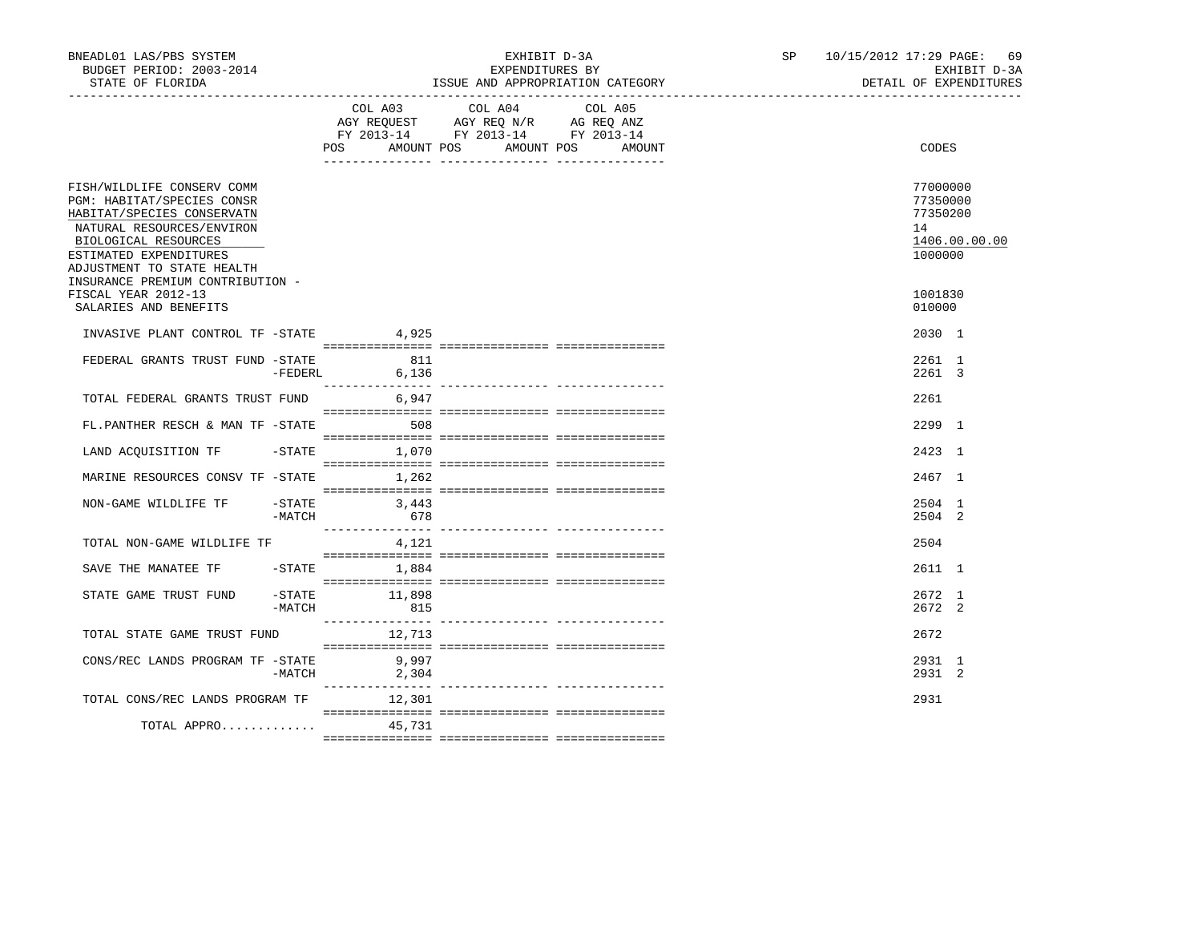BNEADL01 LAS/PBS SYSTEM
BUDGET PERIOD: 2003-2014
STATE OF FLORIDA

EXHIBIT D-3A
EXPENDITURES BY
ISSUE AND APPROPRIATION CATEGORY

SP 10/15/2012 17:29
EXHIBIT D-3A
DETAIL OF EXPENDITURES

| | COL A03 AGY REQUEST FY 2013-14 POS AMOUNT | COL A04 AGY REQ N/R FY 2013-14 POS AMOUNT | COL A05 AG REQ ANZ FY 2013-14 POS AMOUNT | CODES |
|---|---|---|---|---|
| FISH/WILDLIFE CONSERV COMM | | | | 77000000 |
| PGM: HABITAT/SPECIES CONSR | | | | 77350000 |
| HABITAT/SPECIES CONSERVATN | | | | 77350200 |
| NATURAL RESOURCES/ENVIRON | | | | 14 |
| BIOLOGICAL RESOURCES | | | | 1406.00.00.00 |
| ESTIMATED EXPENDITURES | | | | 1000000 |
| ADJUSTMENT TO STATE HEALTH INSURANCE PREMIUM CONTRIBUTION - FISCAL YEAR 2012-13 | | | | 1001830 |
| SALARIES AND BENEFITS | | | | 010000 |
| INVASIVE PLANT CONTROL TF -STATE | 4,925 | | | 2030 1 |
| FEDERAL GRANTS TRUST FUND -STATE | 811 | | | 2261 1 |
| -FEDERL | 6,136 | | | 2261 3 |
| TOTAL FEDERAL GRANTS TRUST FUND | 6,947 | | | 2261 |
| FL.PANTHER RESCH & MAN TF -STATE | 508 | | | 2299 1 |
| LAND ACQUISITION TF -STATE | 1,070 | | | 2423 1 |
| MARINE RESOURCES CONSV TF -STATE | 1,262 | | | 2467 1 |
| NON-GAME WILDLIFE TF -STATE | 3,443 | | | 2504 1 |
| -MATCH | 678 | | | 2504 2 |
| TOTAL NON-GAME WILDLIFE TF | 4,121 | | | 2504 |
| SAVE THE MANATEE TF -STATE | 1,884 | | | 2611 1 |
| STATE GAME TRUST FUND -STATE | 11,898 | | | 2672 1 |
| -MATCH | 815 | | | 2672 2 |
| TOTAL STATE GAME TRUST FUND | 12,713 | | | 2672 |
| CONS/REC LANDS PROGRAM TF -STATE | 9,997 | | | 2931 1 |
| -MATCH | 2,304 | | | 2931 2 |
| TOTAL CONS/REC LANDS PROGRAM TF | 12,301 | | | 2931 |
| TOTAL APPRO............ | 45,731 | | | |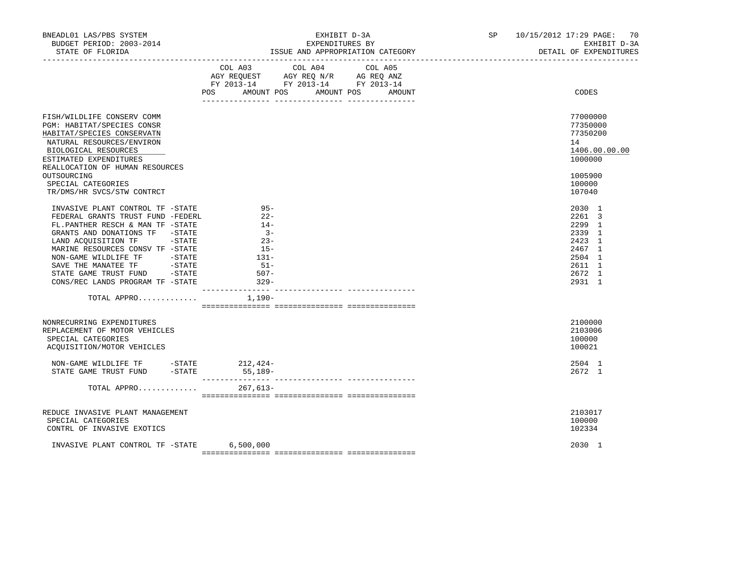BNEADL01 LAS/PBS SYSTEM — BUDGET PERIOD: 2003-2014 — STATE OF FLORIDA

EXHIBIT D-3A — EXPENDITURES BY ISSUE AND APPROPRIATION CATEGORY

SP 10/15/2012 17:29 — EXHIBIT D-3A — DETAIL OF EXPENDITURES

| | COL A03 AGY REQUEST FY 2013-14 POS AMOUNT | COL A04 AGY REQ N/R FY 2013-14 POS AMOUNT | COL A05 AG REQ ANZ FY 2013-14 POS AMOUNT | CODES |
|---|---|---|---|---|
| FISH/WILDLIFE CONSERV COMM | | | | 77000000 |
| PGM: HABITAT/SPECIES CONSR | | | | 77350000 |
| HABITAT/SPECIES CONSERVATN | | | | 77350200 |
| NATURAL RESOURCES/ENVIRON | | | | 14 |
| BIOLOGICAL RESOURCES | | | | 1406.00.00.00 |
| ESTIMATED EXPENDITURES | | | | 1000000 |
| REALLOCATION OF HUMAN RESOURCES OUTSOURCING | | | | 1005900 |
| SPECIAL CATEGORIES | | | | 100000 |
| TR/DMS/HR SVCS/STW CONTRCT | | | | 107040 |
| INVASIVE PLANT CONTROL TF -STATE | 95- | | | 2030 1 |
| FEDERAL GRANTS TRUST FUND -FEDERL | 22- | | | 2261 3 |
| FL.PANTHER RESCH & MAN TF -STATE | 14- | | | 2299 1 |
| GRANTS AND DONATIONS TF -STATE | 3- | | | 2339 1 |
| LAND ACQUISITION TF -STATE | 23- | | | 2423 1 |
| MARINE RESOURCES CONSV TF -STATE | 15- | | | 2467 1 |
| NON-GAME WILDLIFE TF -STATE | 131- | | | 2504 1 |
| SAVE THE MANATEE TF -STATE | 51- | | | 2611 1 |
| STATE GAME TRUST FUND -STATE | 507- | | | 2672 1 |
| CONS/REC LANDS PROGRAM TF -STATE | 329- | | | 2931 1 |
| TOTAL APPRO............ | 1,190- | | | |
| NONRECURRING EXPENDITURES | | | | 2100000 |
| REPLACEMENT OF MOTOR VEHICLES | | | | 2103006 |
| SPECIAL CATEGORIES | | | | 100000 |
| ACQUISITION/MOTOR VEHICLES | | | | 100021 |
| NON-GAME WILDLIFE TF -STATE | 212,424- | | | 2504 1 |
| STATE GAME TRUST FUND -STATE | 55,189- | | | 2672 1 |
| TOTAL APPRO............ | 267,613- | | | |
| REDUCE INVASIVE PLANT MANAGEMENT | | | | 2103017 |
| SPECIAL CATEGORIES | | | | 100000 |
| CONTRL OF INVASIVE EXOTICS | | | | 102334 |
| INVASIVE PLANT CONTROL TF -STATE | 6,500,000 | | | 2030 1 |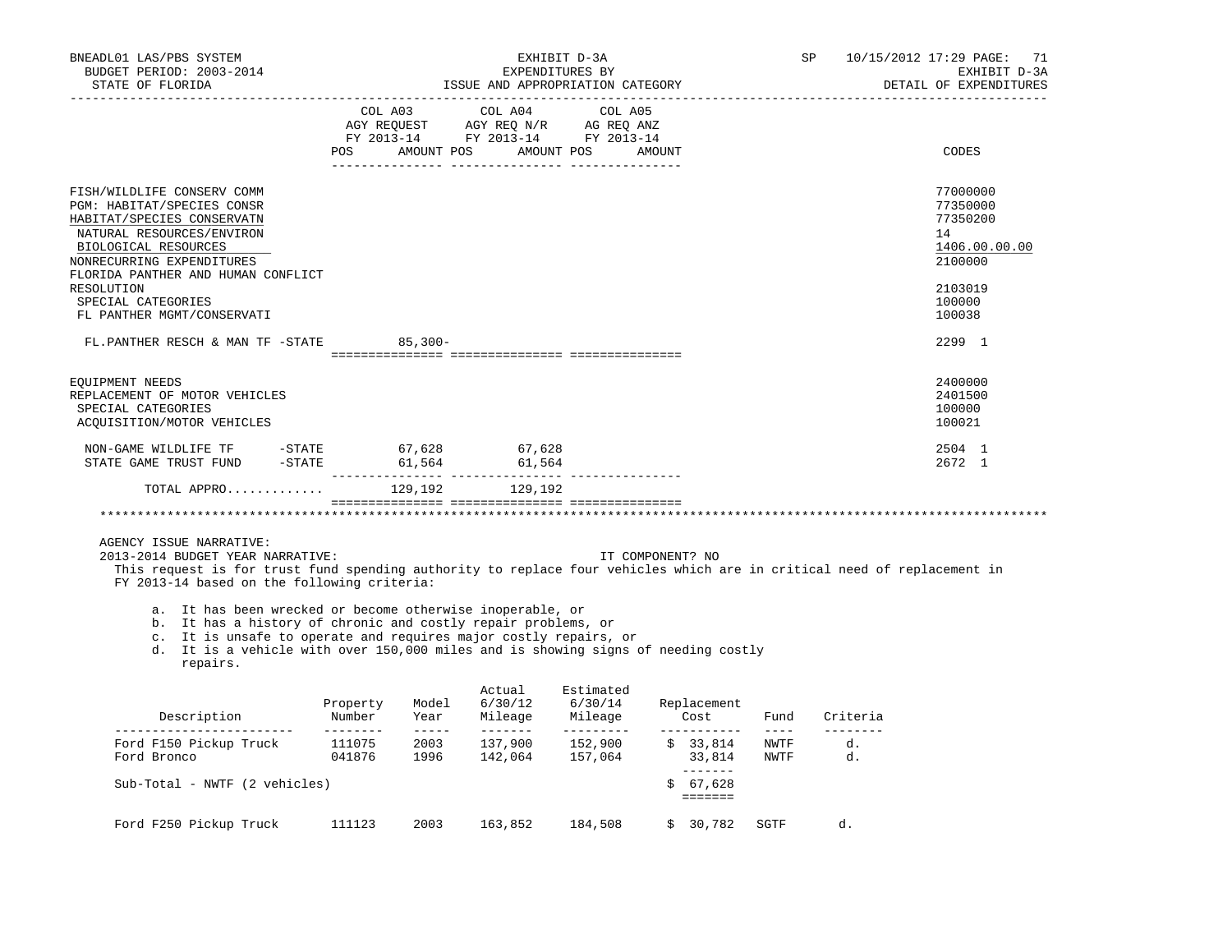BNEADL01 LAS/PBS SYSTEM — EXHIBIT D-3A — EXPENDITURES BY ISSUE AND APPROPRIATION CATEGORY — SP 10/15/2012 17:29

BUDGET PERIOD: 2003-2014 — STATE OF FLORIDA — EXHIBIT D-3A — DETAIL OF EXPENDITURES

| | COL A03 AGY REQUEST FY 2013-14 POS | AMOUNT | COL A04 AGY REQ N/R FY 2013-14 POS | AMOUNT | COL A05 AG REQ ANZ FY 2013-14 POS | AMOUNT | CODES |
|---|---|---|---|---|---|---|---|
| FISH/WILDLIFE CONSERV COMM | | | | | | | 77000000 |
| PGM: HABITAT/SPECIES CONSR | | | | | | | 77350000 |
| HABITAT/SPECIES CONSERVATN | | | | | | | 77350200 |
| NATURAL RESOURCES/ENVIRON | | | | | | | 14 |
| BIOLOGICAL RESOURCES | | | | | | | 1406.00.00.00 |
| NONRECURRING EXPENDITURES | | | | | | | 2100000 |
| FLORIDA PANTHER AND HUMAN CONFLICT RESOLUTION | | | | | | | 2103019 |
| SPECIAL CATEGORIES | | | | | | | 100000 |
| FL PANTHER MGMT/CONSERVATI | | | | | | | 100038 |
| FL.PANTHER RESCH & MAN TF -STATE | | 85,300- | | | | | 2299 1 |
| EQUIPMENT NEEDS | | | | | | | 2400000 |
| REPLACEMENT OF MOTOR VEHICLES | | | | | | | 2401500 |
| SPECIAL CATEGORIES | | | | | | | 100000 |
| ACQUISITION/MOTOR VEHICLES | | | | | | | 100021 |
| NON-GAME WILDLIFE TF -STATE | | 67,628 | | 67,628 | | | 2504 1 |
| STATE GAME TRUST FUND -STATE | | 61,564 | | 61,564 | | | 2672 1 |
| TOTAL APPRO............ | | 129,192 | | 129,192 | | | |

AGENCY ISSUE NARRATIVE:

2013-2014 BUDGET YEAR NARRATIVE: IT COMPONENT? NO

This request is for trust fund spending authority to replace four vehicles which are in critical need of replacement in FY 2013-14 based on the following criteria:

a. It has been wrecked or become otherwise inoperable, or
b. It has a history of chronic and costly repair problems, or
c. It is unsafe to operate and requires major costly repairs, or
d. It is a vehicle with over 150,000 miles and is showing signs of needing costly repairs.

| Description | Property Number | Model Year | Actual 6/30/12 Mileage | Estimated 6/30/14 Mileage | Replacement Cost | Fund | Criteria |
|---|---|---|---|---|---|---|---|
| Ford F150 Pickup Truck | 111075 | 2003 | 137,900 | 152,900 | $ 33,814 | NWTF | d. |
| Ford Bronco | 041876 | 1996 | 142,064 | 157,064 | 33,814 | NWTF | d. |
| Sub-Total - NWTF (2 vehicles) | | | | | $ 67,628 | | |
| Ford F250 Pickup Truck | 111123 | 2003 | 163,852 | 184,508 | $ 30,782 | SGTF | d. |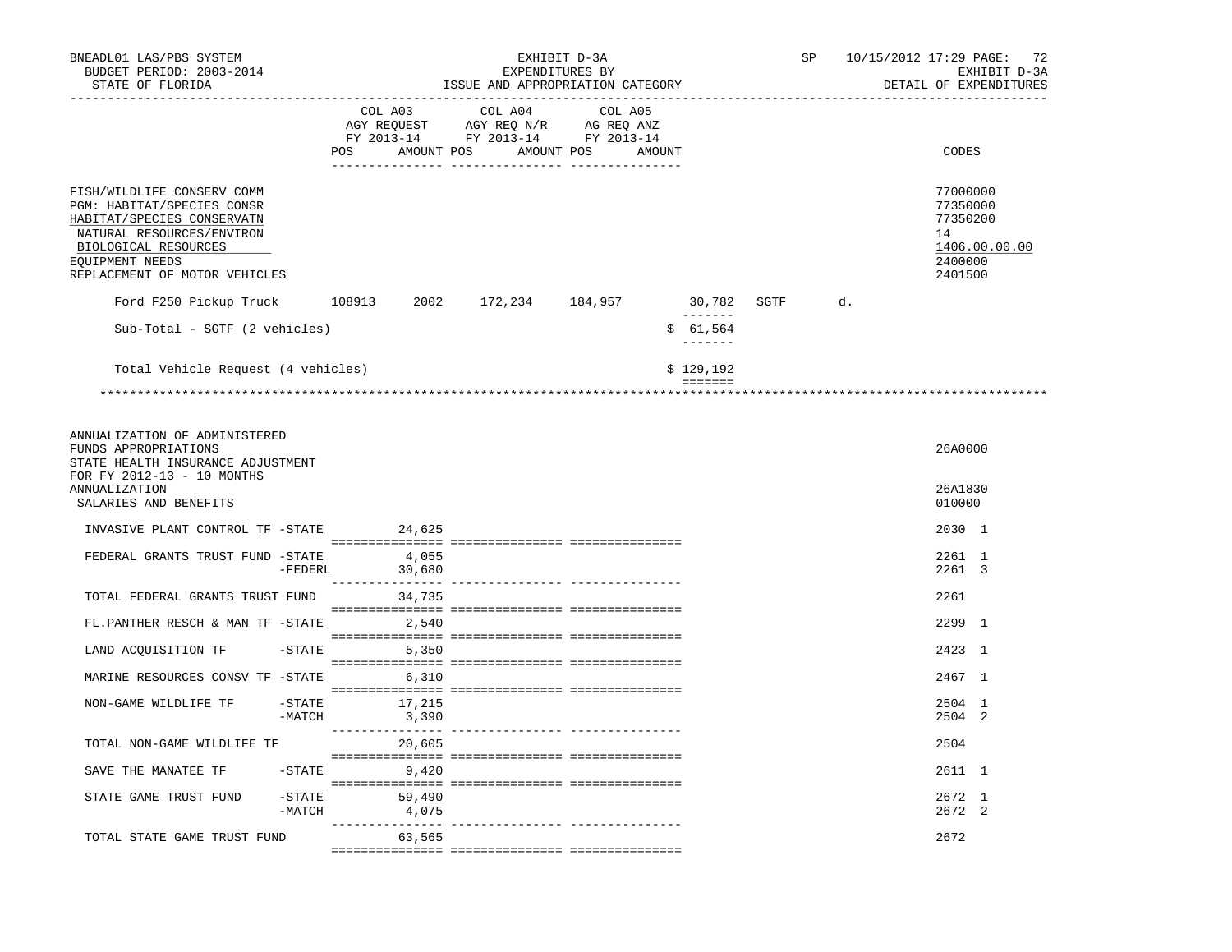| | COL A03 AGY REQUEST FY 2013-14 | | COL A04 AGY REQ N/R FY 2013-14 | | COL A05 AG REQ ANZ FY 2013-14 | | CODES |
|---|---|---|---|---|---|---|---|
| | POS | AMOUNT | POS | AMOUNT | POS | AMOUNT | |
| FISH/WILDLIFE CONSERV COMM | | | | | | | 77000000 |
| PGM: HABITAT/SPECIES CONSR | | | | | | | 77350000 |
| HABITAT/SPECIES CONSERVATN | | | | | | | 77350200 |
| NATURAL RESOURCES/ENVIRON | | | | | | | 14 |
| BIOLOGICAL RESOURCES | | | | | | | 1406.00.00.00 |
| EQUIPMENT NEEDS | | | | | | | 2400000 |
| REPLACEMENT OF MOTOR VEHICLES | | | | | | | 2401500 |

```
Ford F250 Pickup Truck      108913    2002    172,234    184,957        30,782   SGTF      d.
                                                                       -------
Sub-Total - SGTF (2 vehicles)                                        $ 61,564
                                                                       -------

Total Vehicle Request (4 vehicles)                                   $ 129,192
                                                                      =======
```

---

| | COL A03 AGY REQUEST FY 2013-14 | | COL A04 AGY REQ N/R FY 2013-14 | | COL A05 AG REQ ANZ FY 2013-14 | | CODES |
|---|---|---|---|---|---|---|---|
| | POS | AMOUNT | POS | AMOUNT | POS | AMOUNT | |
| ANNUALIZATION OF ADMINISTERED FUNDS APPROPRIATIONS | | | | | | | 26A0000 |
| STATE HEALTH INSURANCE ADJUSTMENT FOR FY 2012-13 - 10 MONTHS ANNUALIZATION | | | | | | | 26A1830 |
| SALARIES AND BENEFITS | | | | | | | 010000 |
| INVASIVE PLANT CONTROL TF -STATE | | 24,625 | | | | | 2030 1 |
| FEDERAL GRANTS TRUST FUND -STATE | | 4,055 | | | | | 2261 1 |
| -FEDERL | | 30,680 | | | | | 2261 3 |
| TOTAL FEDERAL GRANTS TRUST FUND | | 34,735 | | | | | 2261 |
| FL.PANTHER RESCH & MAN TF -STATE | | 2,540 | | | | | 2299 1 |
| LAND ACQUISITION TF -STATE | | 5,350 | | | | | 2423 1 |
| MARINE RESOURCES CONSV TF -STATE | | 6,310 | | | | | 2467 1 |
| NON-GAME WILDLIFE TF -STATE | | 17,215 | | | | | 2504 1 |
| -MATCH | | 3,390 | | | | | 2504 2 |
| TOTAL NON-GAME WILDLIFE TF | | 20,605 | | | | | 2504 |
| SAVE THE MANATEE TF -STATE | | 9,420 | | | | | 2611 1 |
| STATE GAME TRUST FUND -STATE | | 59,490 | | | | | 2672 1 |
| -MATCH | | 4,075 | | | | | 2672 2 |
| TOTAL STATE GAME TRUST FUND | | 63,565 | | | | | 2672 |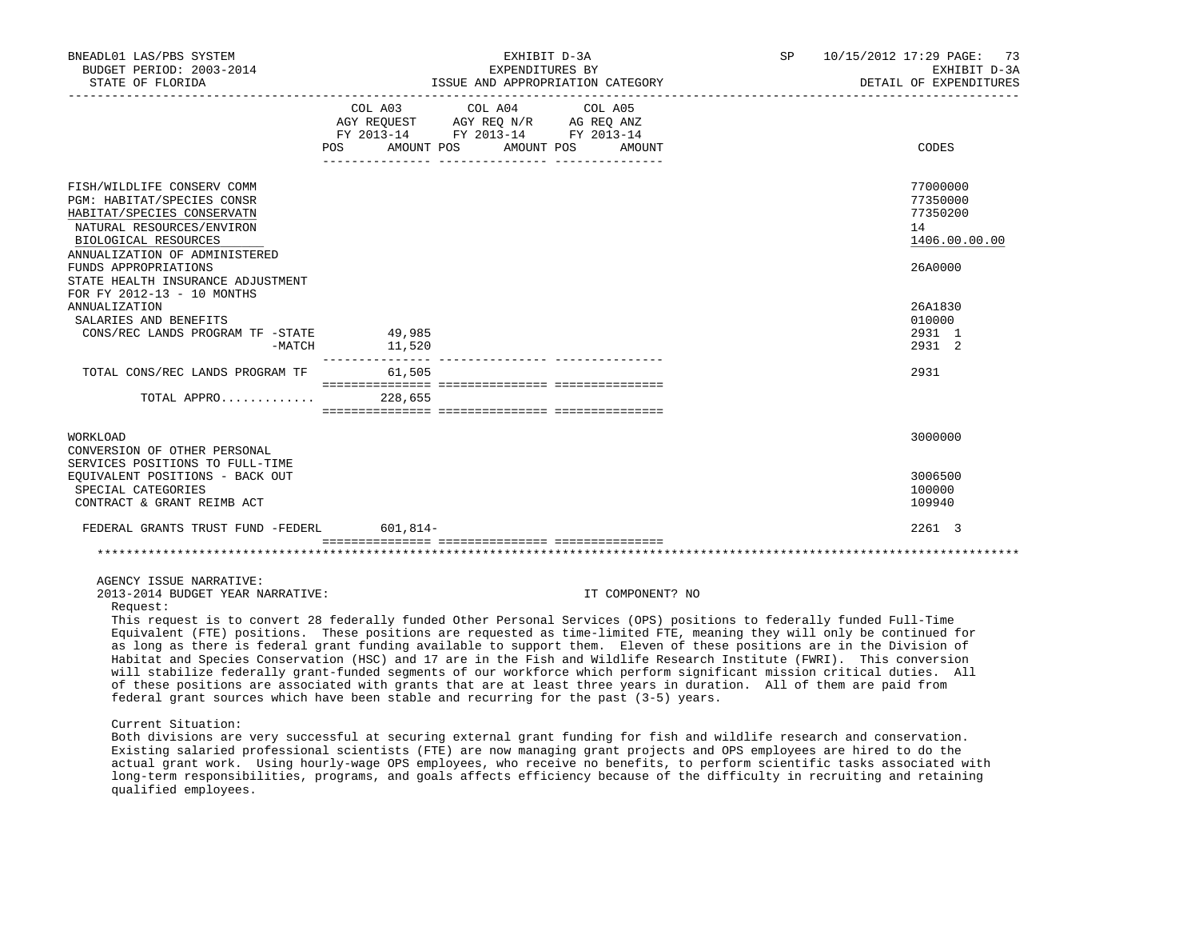BNEADL01 LAS/PBS SYSTEM | EXHIBIT D-3A | SP 10/15/2012 17:29
BUDGET PERIOD: 2003-2014 | EXPENDITURES BY | EXHIBIT D-3A
STATE OF FLORIDA | ISSUE AND APPROPRIATION CATEGORY | DETAIL OF EXPENDITURES

| | COL A03 AGY REQUEST FY 2013-14 POS AMOUNT | COL A04 AGY REQ N/R FY 2013-14 POS AMOUNT | COL A05 AG REQ ANZ FY 2013-14 POS AMOUNT | CODES |
|---|---|---|---|---|
| FISH/WILDLIFE CONSERV COMM | | | | 77000000 |
| PGM: HABITAT/SPECIES CONSR | | | | 77350000 |
| HABITAT/SPECIES CONSERVATN | | | | 77350200 |
| NATURAL RESOURCES/ENVIRON | | | | 14 |
| BIOLOGICAL RESOURCES | | | | 1406.00.00.00 |
| ANNUALIZATION OF ADMINISTERED FUNDS APPROPRIATIONS | | | | 26A0000 |
| STATE HEALTH INSURANCE ADJUSTMENT FOR FY 2012-13 - 10 MONTHS ANNUALIZATION | | | | 26A1830 |
| SALARIES AND BENEFITS | | | | 010000 |
| CONS/REC LANDS PROGRAM TF -STATE | 49,985 | | | 2931 1 |
| -MATCH | 11,520 | | | 2931 2 |
| TOTAL CONS/REC LANDS PROGRAM TF | 61,505 | | | 2931 |
| TOTAL APPRO............ | 228,655 | | | |
| WORKLOAD | | | | 3000000 |
| CONVERSION OF OTHER PERSONAL SERVICES POSITIONS TO FULL-TIME EQUIVALENT POSITIONS - BACK OUT | | | | 3006500 |
| SPECIAL CATEGORIES | | | | 100000 |
| CONTRACT & GRANT REIMB ACT | | | | 109940 |
| FEDERAL GRANTS TRUST FUND -FEDERL | 601,814- | | | 2261 3 |

AGENCY ISSUE NARRATIVE:
2013-2014 BUDGET YEAR NARRATIVE: IT COMPONENT? NO

Request:

This request is to convert 28 federally funded Other Personal Services (OPS) positions to federally funded Full-Time Equivalent (FTE) positions. These positions are requested as time-limited FTE, meaning they will only be continued for as long as there is federal grant funding available to support them. Eleven of these positions are in the Division of Habitat and Species Conservation (HSC) and 17 are in the Fish and Wildlife Research Institute (FWRI). This conversion will stabilize federally grant-funded segments of our workforce which perform significant mission critical duties. All of these positions are associated with grants that are at least three years in duration. All of them are paid from federal grant sources which have been stable and recurring for the past (3-5) years.

Current Situation:

Both divisions are very successful at securing external grant funding for fish and wildlife research and conservation. Existing salaried professional scientists (FTE) are now managing grant projects and OPS employees are hired to do the actual grant work. Using hourly-wage OPS employees, who receive no benefits, to perform scientific tasks associated with long-term responsibilities, programs, and goals affects efficiency because of the difficulty in recruiting and retaining qualified employees.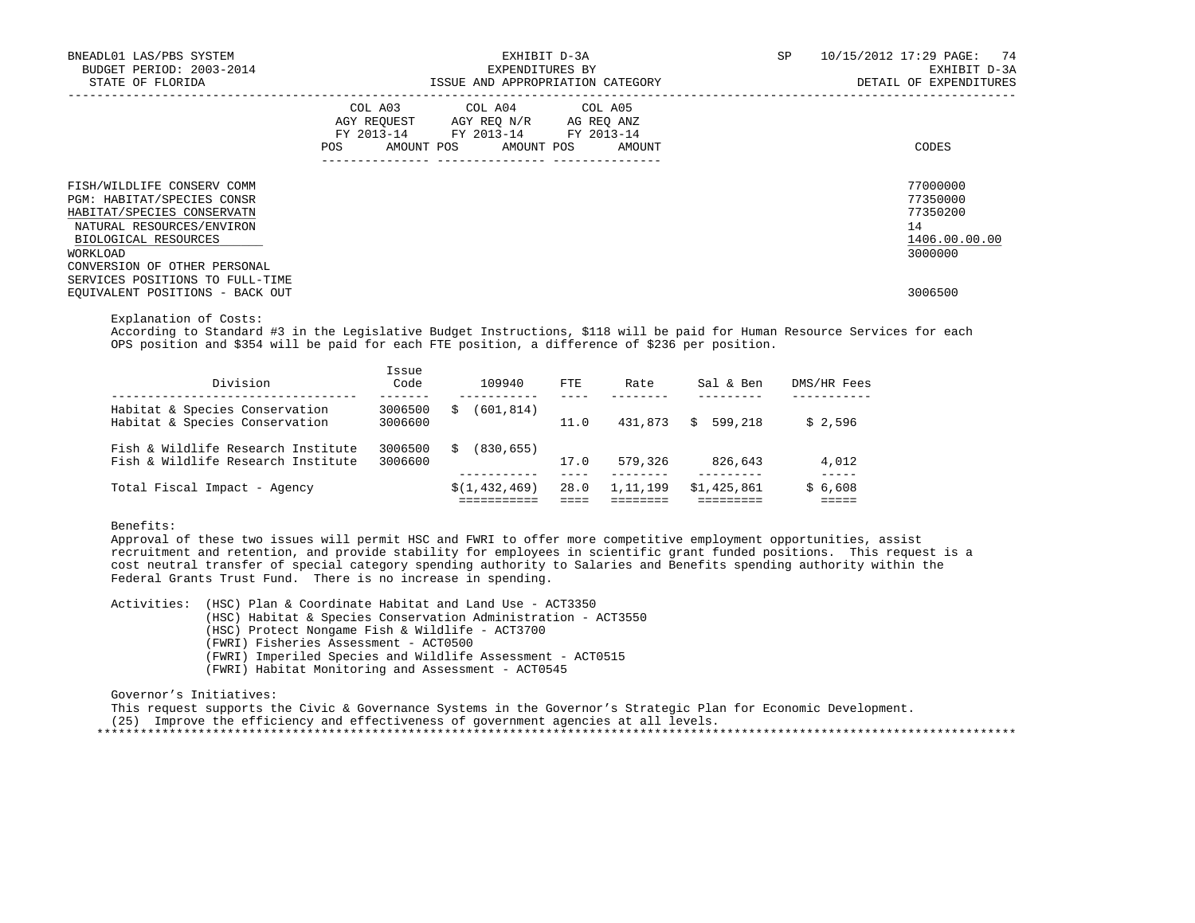BNEADL01 LAS/PBS SYSTEM — EXHIBIT D-3A — EXPENDITURES BY ISSUE AND APPROPRIATION CATEGORY — SP 10/15/2012 17:29
BUDGET PERIOD: 2003-2014 — EXHIBIT D-3A
STATE OF FLORIDA — DETAIL OF EXPENDITURES

| | COL A03 AGY REQUEST FY 2013-14 POS AMOUNT | COL A04 AGY REQ N/R FY 2013-14 POS AMOUNT | COL A05 AG REQ ANZ FY 2013-14 POS AMOUNT | CODES |
|---|---|---|---|---|
| FISH/WILDLIFE CONSERV COMM | | | | 77000000 |
| PGM: HABITAT/SPECIES CONSR | | | | 77350000 |
| HABITAT/SPECIES CONSERVATN | | | | 77350200 |
| NATURAL RESOURCES/ENVIRON | | | | 14 |
| BIOLOGICAL RESOURCES | | | | 1406.00.00.00 |
| WORKLOAD | | | | 3000000 |
| CONVERSION OF OTHER PERSONAL SERVICES POSITIONS TO FULL-TIME EQUIVALENT POSITIONS - BACK OUT | | | | 3006500 |

Explanation of Costs:
According to Standard #3 in the Legislative Budget Instructions, $118 will be paid for Human Resource Services for each OPS position and $354 will be paid for each FTE position, a difference of $236 per position.

| Division | Issue Code | 109940 | FTE | Rate | Sal & Ben | DMS/HR Fees |
|---|---|---|---|---|---|---|
| Habitat & Species Conservation | 3006500 | $ (601,814) | | | | |
| Habitat & Species Conservation | 3006600 | | 11.0 | 431,873 | $ 599,218 | $ 2,596 |
| Fish & Wildlife Research Institute | 3006500 | $ (830,655) | | | | |
| Fish & Wildlife Research Institute | 3006600 | | 17.0 | 579,326 | 826,643 | 4,012 |
| Total Fiscal Impact - Agency | | $(1,432,469) | 28.0 | 1,11,199 | $1,425,861 | $ 6,608 |

Benefits:
Approval of these two issues will permit HSC and FWRI to offer more competitive employment opportunities, assist recruitment and retention, and provide stability for employees in scientific grant funded positions. This request is a cost neutral transfer of special category spending authority to Salaries and Benefits spending authority within the Federal Grants Trust Fund. There is no increase in spending.

Activities:
- (HSC) Plan & Coordinate Habitat and Land Use - ACT3350
- (HSC) Habitat & Species Conservation Administration - ACT3550
- (HSC) Protect Nongame Fish & Wildlife - ACT3700
- (FWRI) Fisheries Assessment - ACT0500
- (FWRI) Imperiled Species and Wildlife Assessment - ACT0515
- (FWRI) Habitat Monitoring and Assessment - ACT0545

Governor's Initiatives:
This request supports the Civic & Governance Systems in the Governor's Strategic Plan for Economic Development.
(25) Improve the efficiency and effectiveness of government agencies at all levels.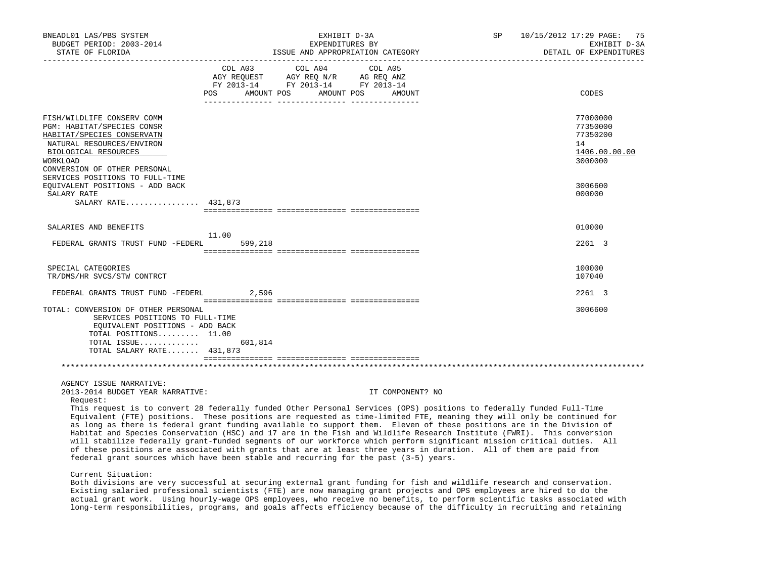BNEADL01 LAS/PBS SYSTEM — EXHIBIT D-3A — EXPENDITURES BY ISSUE AND APPROPRIATION CATEGORY
BUDGET PERIOD: 2003-2014 — STATE OF FLORIDA — SP 10/15/2012 17:29 — EXHIBIT D-3A DETAIL OF EXPENDITURES

| | COL A03 AGY REQUEST FY 2013-14 POS | AMOUNT | COL A04 AGY REQ N/R FY 2013-14 POS | AMOUNT | COL A05 AG REQ ANZ FY 2013-14 POS | AMOUNT | CODES |
|---|---|---|---|---|---|---|---|
| FISH/WILDLIFE CONSERV COMM | | | | | | | 77000000 |
| PGM: HABITAT/SPECIES CONSR | | | | | | | 77350000 |
| HABITAT/SPECIES CONSERVATN | | | | | | | 77350200 |
| NATURAL RESOURCES/ENVIRON | | | | | | | 14 |
| BIOLOGICAL RESOURCES | | | | | | | 1406.00.00.00 |
| WORKLOAD | | | | | | | 3000000 |
| CONVERSION OF OTHER PERSONAL SERVICES POSITIONS TO FULL-TIME EQUIVALENT POSITIONS - ADD BACK | | | | | | | 3006600 |
| SALARY RATE | | | | | | | 000000 |
| SALARY RATE................ 431,873 | | | | | | | |
| SALARIES AND BENEFITS | | | | | | | 010000 |
| FEDERAL GRANTS TRUST FUND -FEDERL | 11.00 | 599,218 | | | | | 2261 3 |
| SPECIAL CATEGORIES | | | | | | | 100000 |
| TR/DMS/HR SVCS/STW CONTRCT | | | | | | | 107040 |
| FEDERAL GRANTS TRUST FUND -FEDERL | | 2,596 | | | | | 2261 3 |
| TOTAL: CONVERSION OF OTHER PERSONAL SERVICES POSITIONS TO FULL-TIME EQUIVALENT POSITIONS - ADD BACK | | | | | | | 3006600 |
| TOTAL POSITIONS......... 11.00 | | | | | | | |
| TOTAL ISSUE............. | | 601,814 | | | | | |
| TOTAL SALARY RATE....... 431,873 | | | | | | | |

AGENCY ISSUE NARRATIVE:
2013-2014 BUDGET YEAR NARRATIVE: IT COMPONENT? NO

Request:

This request is to convert 28 federally funded Other Personal Services (OPS) positions to federally funded Full-Time Equivalent (FTE) positions. These positions are requested as time-limited FTE, meaning they will only be continued for as long as there is federal grant funding available to support them. Eleven of these positions are in the Division of Habitat and Species Conservation (HSC) and 17 are in the Fish and Wildlife Research Institute (FWRI). This conversion will stabilize federally grant-funded segments of our workforce which perform significant mission critical duties. All of these positions are associated with grants that are at least three years in duration. All of them are paid from federal grant sources which have been stable and recurring for the past (3-5) years.

Current Situation:

Both divisions are very successful at securing external grant funding for fish and wildlife research and conservation. Existing salaried professional scientists (FTE) are now managing grant projects and OPS employees are hired to do the actual grant work. Using hourly-wage OPS employees, who receive no benefits, to perform scientific tasks associated with long-term responsibilities, programs, and goals affects efficiency because of the difficulty in recruiting and retaining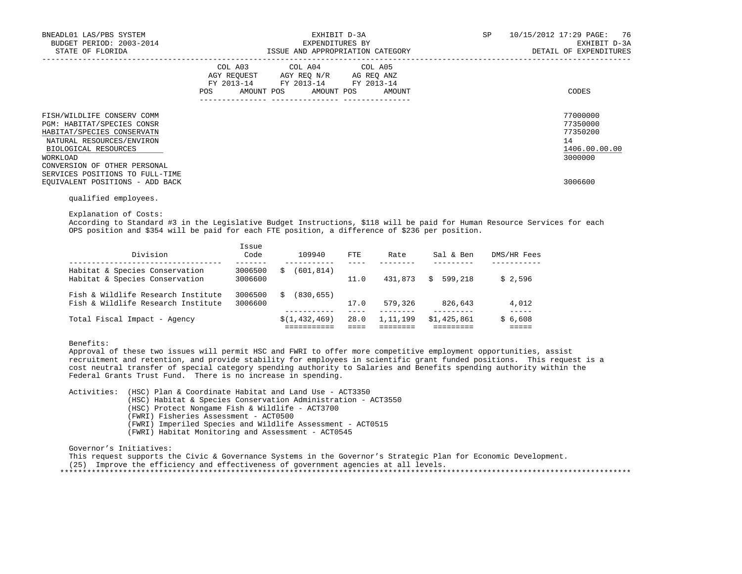| | COL A03 AGY REQUEST FY 2013-14 | | COL A04 AGY REQ N/R FY 2013-14 | | COL A05 AG REQ ANZ FY 2013-14 | | |
|---|---|---|---|---|---|---|---|
| | POS | AMOUNT | POS | AMOUNT | POS | AMOUNT | CODES |
| FISH/WILDLIFE CONSERV COMM | | | | | | | 77000000 |
| PGM: HABITAT/SPECIES CONSR | | | | | | | 77350000 |
| HABITAT/SPECIES CONSERVATN | | | | | | | 77350200 |
| NATURAL RESOURCES/ENVIRON | | | | | | | 14 |
| BIOLOGICAL RESOURCES | | | | | | | 1406.00.00.00 |
| WORKLOAD | | | | | | | 3000000 |
| CONVERSION OF OTHER PERSONAL SERVICES POSITIONS TO FULL-TIME EQUIVALENT POSITIONS - ADD BACK | | | | | | | 3006600 |

qualified employees.

Explanation of Costs:
According to Standard #3 in the Legislative Budget Instructions, $118 will be paid for Human Resource Services for each OPS position and $354 will be paid for each FTE position, a difference of $236 per position.

| Division | Issue Code | 109940 | FTE | Rate | Sal & Ben | DMS/HR Fees |
|---|---|---|---|---|---|---|
| Habitat & Species Conservation | 3006500 | $ (601,814) | | | | |
| Habitat & Species Conservation | 3006600 | | 11.0 | 431,873 | $ 599,218 | $ 2,596 |
| Fish & Wildlife Research Institute | 3006500 | $ (830,655) | | | | |
| Fish & Wildlife Research Institute | 3006600 | | 17.0 | 579,326 | 826,643 | 4,012 |
| Total Fiscal Impact - Agency | | $(1,432,469) | 28.0 | 1,11,199 | $1,425,861 | $ 6,608 |

Benefits:
Approval of these two issues will permit HSC and FWRI to offer more competitive employment opportunities, assist recruitment and retention, and provide stability for employees in scientific grant funded positions. This request is a cost neutral transfer of special category spending authority to Salaries and Benefits spending authority within the Federal Grants Trust Fund. There is no increase in spending.

Activities:
- (HSC) Plan & Coordinate Habitat and Land Use - ACT3350
- (HSC) Habitat & Species Conservation Administration - ACT3550
- (HSC) Protect Nongame Fish & Wildlife - ACT3700
- (FWRI) Fisheries Assessment - ACT0500
- (FWRI) Imperiled Species and Wildlife Assessment - ACT0515
- (FWRI) Habitat Monitoring and Assessment - ACT0545

Governor's Initiatives:
This request supports the Civic & Governance Systems in the Governor's Strategic Plan for Economic Development.
(25) Improve the efficiency and effectiveness of government agencies at all levels.

*******************************************************************************************************************************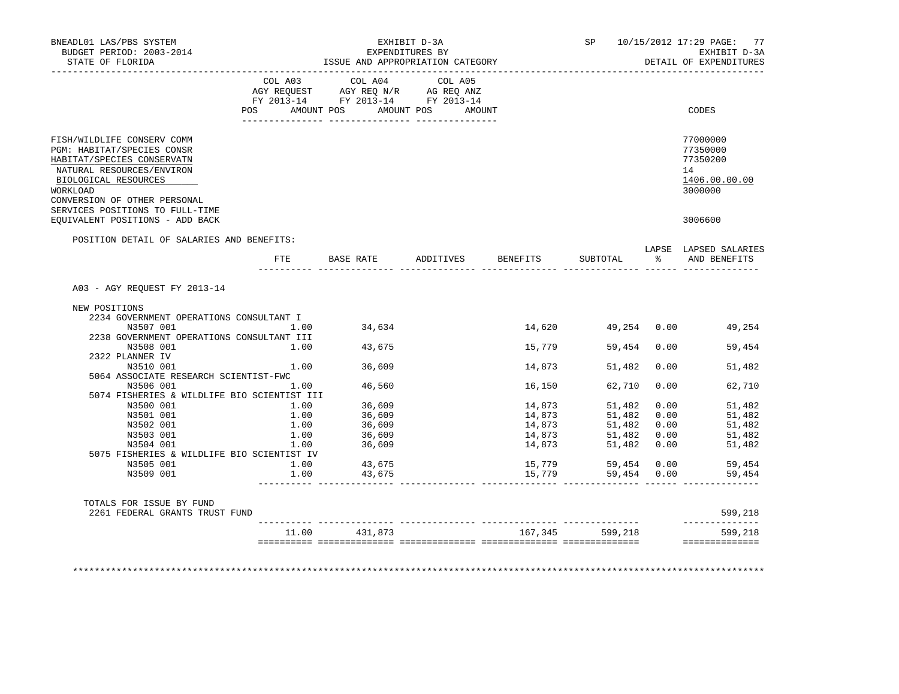BNEADL01 LAS/PBS SYSTEM — EXHIBIT D-3A — EXPENDITURES BY ISSUE AND APPROPRIATION CATEGORY
BUDGET PERIOD: 2003-2014 — STATE OF FLORIDA
SP 10/15/2012 17:29 — EXHIBIT D-3A — DETAIL OF EXPENDITURES

| | COL A03 AGY REQUEST FY 2013-14 POS AMOUNT | COL A04 AGY REQ N/R FY 2013-14 POS AMOUNT | COL A05 AG REQ ANZ FY 2013-14 POS AMOUNT | CODES |
|---|---|---|---|---|
| FISH/WILDLIFE CONSERV COMM | | | | 77000000 |
| PGM: HABITAT/SPECIES CONSR | | | | 77350000 |
| HABITAT/SPECIES CONSERVATN | | | | 77350200 |
| NATURAL RESOURCES/ENVIRON | | | | 14 |
| BIOLOGICAL RESOURCES | | | | 1406.00.00.00 |
| WORKLOAD | | | | 3000000 |
| CONVERSION OF OTHER PERSONAL SERVICES POSITIONS TO FULL-TIME EQUIVALENT POSITIONS - ADD BACK | | | | 3006600 |

POSITION DETAIL OF SALARIES AND BENEFITS:

| | FTE | BASE RATE | ADDITIVES | BENEFITS | SUBTOTAL | LAPSE % | LAPSED SALARIES AND BENEFITS |
|---|---|---|---|---|---|---|---|
| **A03 - AGY REQUEST FY 2013-14** | | | | | | | |
| NEW POSITIONS | | | | | | | |
| 2234 GOVERNMENT OPERATIONS CONSULTANT I | | | | | | | |
| N3507 001 | 1.00 | 34,634 | | 14,620 | 49,254 | 0.00 | 49,254 |
| 2238 GOVERNMENT OPERATIONS CONSULTANT III | | | | | | | |
| N3508 001 | 1.00 | 43,675 | | 15,779 | 59,454 | 0.00 | 59,454 |
| 2322 PLANNER IV | | | | | | | |
| N3510 001 | 1.00 | 36,609 | | 14,873 | 51,482 | 0.00 | 51,482 |
| 5064 ASSOCIATE RESEARCH SCIENTIST-FWC | | | | | | | |
| N3506 001 | 1.00 | 46,560 | | 16,150 | 62,710 | 0.00 | 62,710 |
| 5074 FISHERIES & WILDLIFE BIO SCIENTIST III | | | | | | | |
| N3500 001 | 1.00 | 36,609 | | 14,873 | 51,482 | 0.00 | 51,482 |
| N3501 001 | 1.00 | 36,609 | | 14,873 | 51,482 | 0.00 | 51,482 |
| N3502 001 | 1.00 | 36,609 | | 14,873 | 51,482 | 0.00 | 51,482 |
| N3503 001 | 1.00 | 36,609 | | 14,873 | 51,482 | 0.00 | 51,482 |
| N3504 001 | 1.00 | 36,609 | | 14,873 | 51,482 | 0.00 | 51,482 |
| 5075 FISHERIES & WILDLIFE BIO SCIENTIST IV | | | | | | | |
| N3505 001 | 1.00 | 43,675 | | 15,779 | 59,454 | 0.00 | 59,454 |
| N3509 001 | 1.00 | 43,675 | | 15,779 | 59,454 | 0.00 | 59,454 |
| TOTALS FOR ISSUE BY FUND | | | | | | | |
| 2261 FEDERAL GRANTS TRUST FUND | | | | | | | 599,218 |
| | 11.00 | 431,873 | | 167,345 | 599,218 | | 599,218 |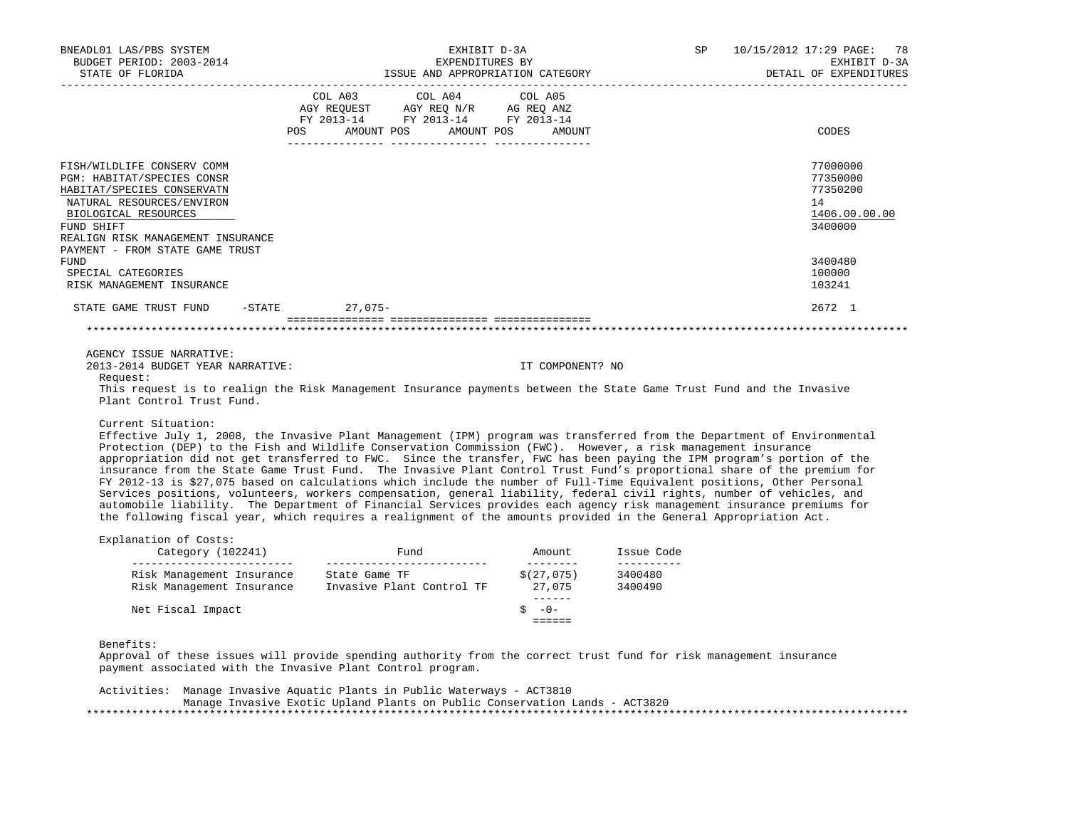BNEADL01 LAS/PBS SYSTEM
BUDGET PERIOD: 2003-2014
STATE OF FLORIDA

EXHIBIT D-3A
EXPENDITURES BY
ISSUE AND APPROPRIATION CATEGORY

SP 10/15/2012 17:29
EXHIBIT D-3A
DETAIL OF EXPENDITURES

| | COL A03 AGY REQUEST FY 2013-14 POS AMOUNT | COL A04 AGY REQ N/R FY 2013-14 POS AMOUNT | COL A05 AG REQ ANZ FY 2013-14 POS AMOUNT | CODES |
|---|---|---|---|---|
| FISH/WILDLIFE CONSERV COMM | | | | 77000000 |
| PGM: HABITAT/SPECIES CONSR | | | | 77350000 |
| HABITAT/SPECIES CONSERVATN | | | | 77350200 |
| NATURAL RESOURCES/ENVIRON | | | | 14 |
| BIOLOGICAL RESOURCES | | | | 1406.00.00.00 |
| FUND SHIFT | | | | 3400000 |
| REALIGN RISK MANAGEMENT INSURANCE PAYMENT - FROM STATE GAME TRUST FUND | | | | 3400480 |
| SPECIAL CATEGORIES | | | | 100000 |
| RISK MANAGEMENT INSURANCE | | | | 103241 |
| STATE GAME TRUST FUND -STATE | 27,075- | | | 2672 1 |

AGENCY ISSUE NARRATIVE:
2013-2014 BUDGET YEAR NARRATIVE: IT COMPONENT? NO

Request:
This request is to realign the Risk Management Insurance payments between the State Game Trust Fund and the Invasive Plant Control Trust Fund.

Current Situation:
Effective July 1, 2008, the Invasive Plant Management (IPM) program was transferred from the Department of Environmental Protection (DEP) to the Fish and Wildlife Conservation Commission (FWC). However, a risk management insurance appropriation did not get transferred to FWC. Since the transfer, FWC has been paying the IPM program's portion of the insurance from the State Game Trust Fund. The Invasive Plant Control Trust Fund's proportional share of the premium for FY 2012-13 is $27,075 based on calculations which include the number of Full-Time Equivalent positions, Other Personal Services positions, volunteers, workers compensation, general liability, federal civil rights, number of vehicles, and automobile liability. The Department of Financial Services provides each agency risk management insurance premiums for the following fiscal year, which requires a realignment of the amounts provided in the General Appropriation Act.

Explanation of Costs:

| Category (102241) | Fund | Amount | Issue Code |
|---|---|---|---|
| Risk Management Insurance | State Game TF | $(27,075) | 3400480 |
| Risk Management Insurance | Invasive Plant Control TF | 27,075 | 3400490 |
| Net Fiscal Impact | | $ -0- | |

Benefits:
Approval of these issues will provide spending authority from the correct trust fund for risk management insurance payment associated with the Invasive Plant Control program.

Activities: Manage Invasive Aquatic Plants in Public Waterways - ACT3810
Manage Invasive Exotic Upland Plants on Public Conservation Lands - ACT3820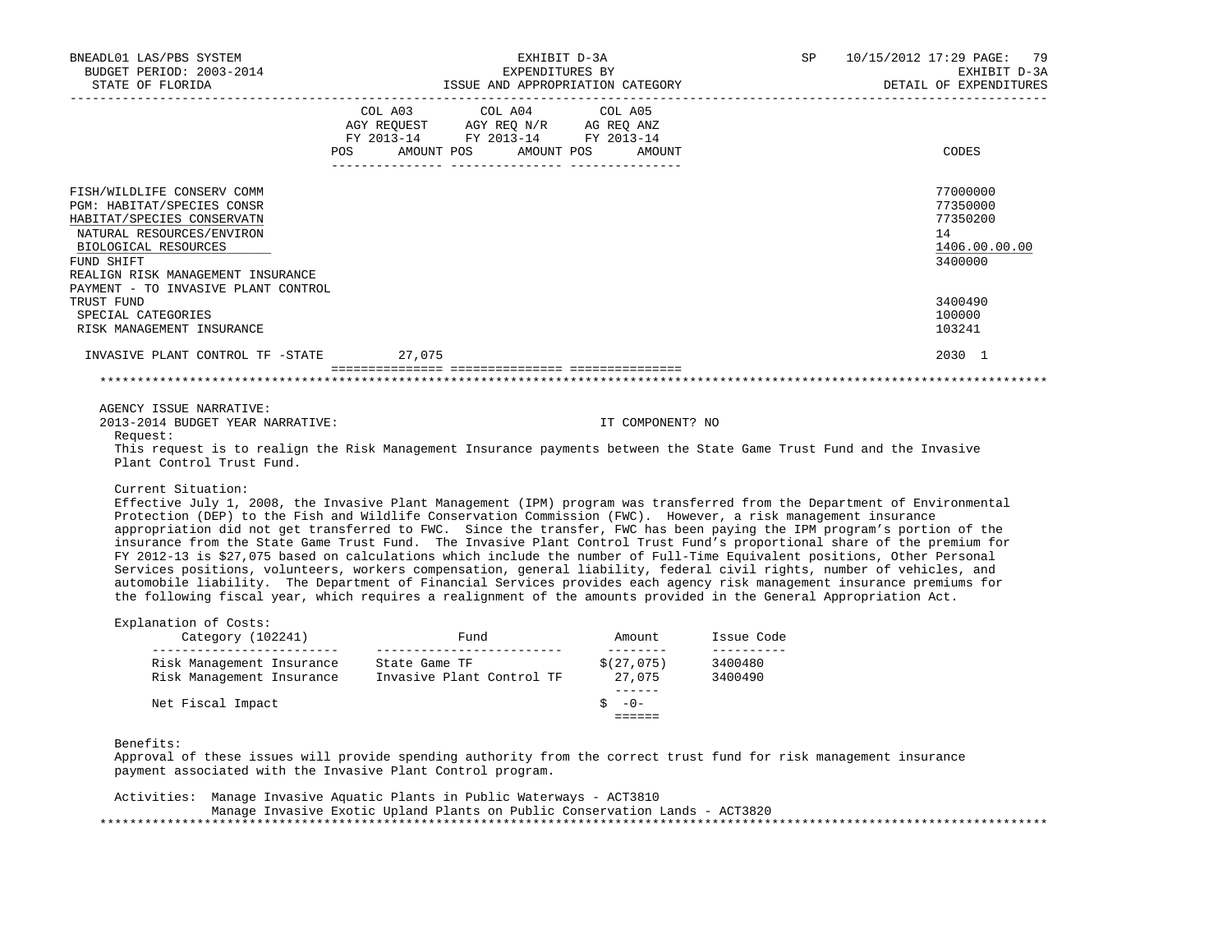| | COL A03 AGY REQUEST FY 2013-14 | | COL A04 AGY REQ N/R FY 2013-14 | | COL A05 AG REQ ANZ FY 2013-14 | | |
|---|---|---|---|---|---|---|---|
| | POS | AMOUNT | POS | AMOUNT | POS | AMOUNT | CODES |
| FISH/WILDLIFE CONSERV COMM | | | | | | | 77000000 |
| PGM: HABITAT/SPECIES CONSR | | | | | | | 77350000 |
| HABITAT/SPECIES CONSERVATN | | | | | | | 77350200 |
| NATURAL RESOURCES/ENVIRON | | | | | | | 14 |
| BIOLOGICAL RESOURCES | | | | | | | 1406.00.00.00 |
| FUND SHIFT | | | | | | | 3400000 |
| REALIGN RISK MANAGEMENT INSURANCE PAYMENT - TO INVASIVE PLANT CONTROL TRUST FUND | | | | | | | 3400490 |
| SPECIAL CATEGORIES | | | | | | | 100000 |
| RISK MANAGEMENT INSURANCE | | | | | | | 103241 |
| INVASIVE PLANT CONTROL TF -STATE | | 27,075 | | | | | 2030 1 |

AGENCY ISSUE NARRATIVE:

2013-2014 BUDGET YEAR NARRATIVE: IT COMPONENT? NO

Request:

This request is to realign the Risk Management Insurance payments between the State Game Trust Fund and the Invasive Plant Control Trust Fund.

Current Situation:

Effective July 1, 2008, the Invasive Plant Management (IPM) program was transferred from the Department of Environmental Protection (DEP) to the Fish and Wildlife Conservation Commission (FWC). However, a risk management insurance appropriation did not get transferred to FWC. Since the transfer, FWC has been paying the IPM program's portion of the insurance from the State Game Trust Fund. The Invasive Plant Control Trust Fund's proportional share of the premium for FY 2012-13 is $27,075 based on calculations which include the number of Full-Time Equivalent positions, Other Personal Services positions, volunteers, workers compensation, general liability, federal civil rights, number of vehicles, and automobile liability. The Department of Financial Services provides each agency risk management insurance premiums for the following fiscal year, which requires a realignment of the amounts provided in the General Appropriation Act.

Explanation of Costs:

| Category (102241) | Fund | Amount | Issue Code |
|---|---|---|---|
| Risk Management Insurance | State Game TF | $(27,075) | 3400480 |
| Risk Management Insurance | Invasive Plant Control TF | 27,075 | 3400490 |
| Net Fiscal Impact | | $ -0- | |

Benefits:

Approval of these issues will provide spending authority from the correct trust fund for risk management insurance payment associated with the Invasive Plant Control program.

Activities: Manage Invasive Aquatic Plants in Public Waterways - ACT3810
Manage Invasive Exotic Upland Plants on Public Conservation Lands - ACT3820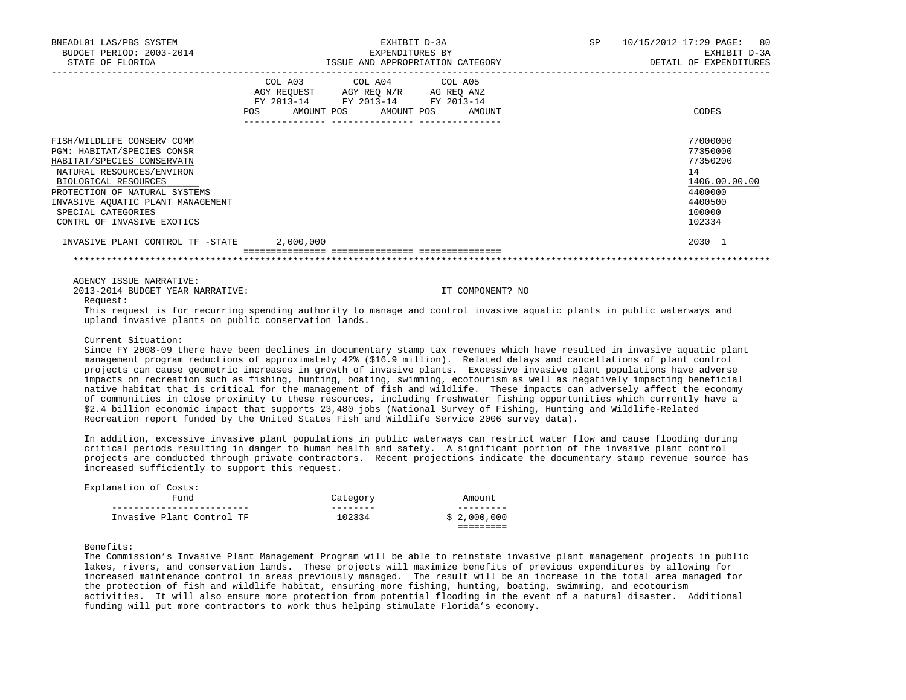BNEADL01 LAS/PBS SYSTEM | EXHIBIT D-3A | SP 10/15/2012 17:29
BUDGET PERIOD: 2003-2014 | EXPENDITURES BY | EXHIBIT D-3A
STATE OF FLORIDA | ISSUE AND APPROPRIATION CATEGORY | DETAIL OF EXPENDITURES

| | COL A03 AGY REQUEST FY 2013-14 POS AMOUNT | COL A04 AGY REQ N/R FY 2013-14 POS AMOUNT | COL A05 AG REQ ANZ FY 2013-14 POS AMOUNT | CODES |
|---|---|---|---|---|
| FISH/WILDLIFE CONSERV COMM | | | | 77000000 |
| PGM: HABITAT/SPECIES CONSR | | | | 77350000 |
| HABITAT/SPECIES CONSERVATN | | | | 77350200 |
| NATURAL RESOURCES/ENVIRON | | | | 14 |
| BIOLOGICAL RESOURCES | | | | 1406.00.00.00 |
| PROTECTION OF NATURAL SYSTEMS | | | | 4400000 |
| INVASIVE AQUATIC PLANT MANAGEMENT | | | | 4400500 |
| SPECIAL CATEGORIES | | | | 100000 |
| CONTRL OF INVASIVE EXOTICS | | | | 102334 |
| INVASIVE PLANT CONTROL TF -STATE | 2,000,000 | | | 2030 1 |

AGENCY ISSUE NARRATIVE:
2013-2014 BUDGET YEAR NARRATIVE: IT COMPONENT? NO

Request:
This request is for recurring spending authority to manage and control invasive aquatic plants in public waterways and upland invasive plants on public conservation lands.

Current Situation:
Since FY 2008-09 there have been declines in documentary stamp tax revenues which have resulted in invasive aquatic plant management program reductions of approximately 42% ($16.9 million). Related delays and cancellations of plant control projects can cause geometric increases in growth of invasive plants. Excessive invasive plant populations have adverse impacts on recreation such as fishing, hunting, boating, swimming, ecotourism as well as negatively impacting beneficial native habitat that is critical for the management of fish and wildlife. These impacts can adversely affect the economy of communities in close proximity to these resources, including freshwater fishing opportunities which currently have a $2.4 billion economic impact that supports 23,480 jobs (National Survey of Fishing, Hunting and Wildlife-Related Recreation report funded by the United States Fish and Wildlife Service 2006 survey data).

In addition, excessive invasive plant populations in public waterways can restrict water flow and cause flooding during critical periods resulting in danger to human health and safety. A significant portion of the invasive plant control projects are conducted through private contractors. Recent projections indicate the documentary stamp revenue source has increased sufficiently to support this request.

Explanation of Costs:

| Fund | Category | Amount |
|---|---|---|
| Invasive Plant Control TF | 102334 | $ 2,000,000 |

Benefits:
The Commission's Invasive Plant Management Program will be able to reinstate invasive plant management projects in public lakes, rivers, and conservation lands. These projects will maximize benefits of previous expenditures by allowing for increased maintenance control in areas previously managed. The result will be an increase in the total area managed for the protection of fish and wildlife habitat, ensuring more fishing, hunting, boating, swimming, and ecotourism activities. It will also ensure more protection from potential flooding in the event of a natural disaster. Additional funding will put more contractors to work thus helping stimulate Florida's economy.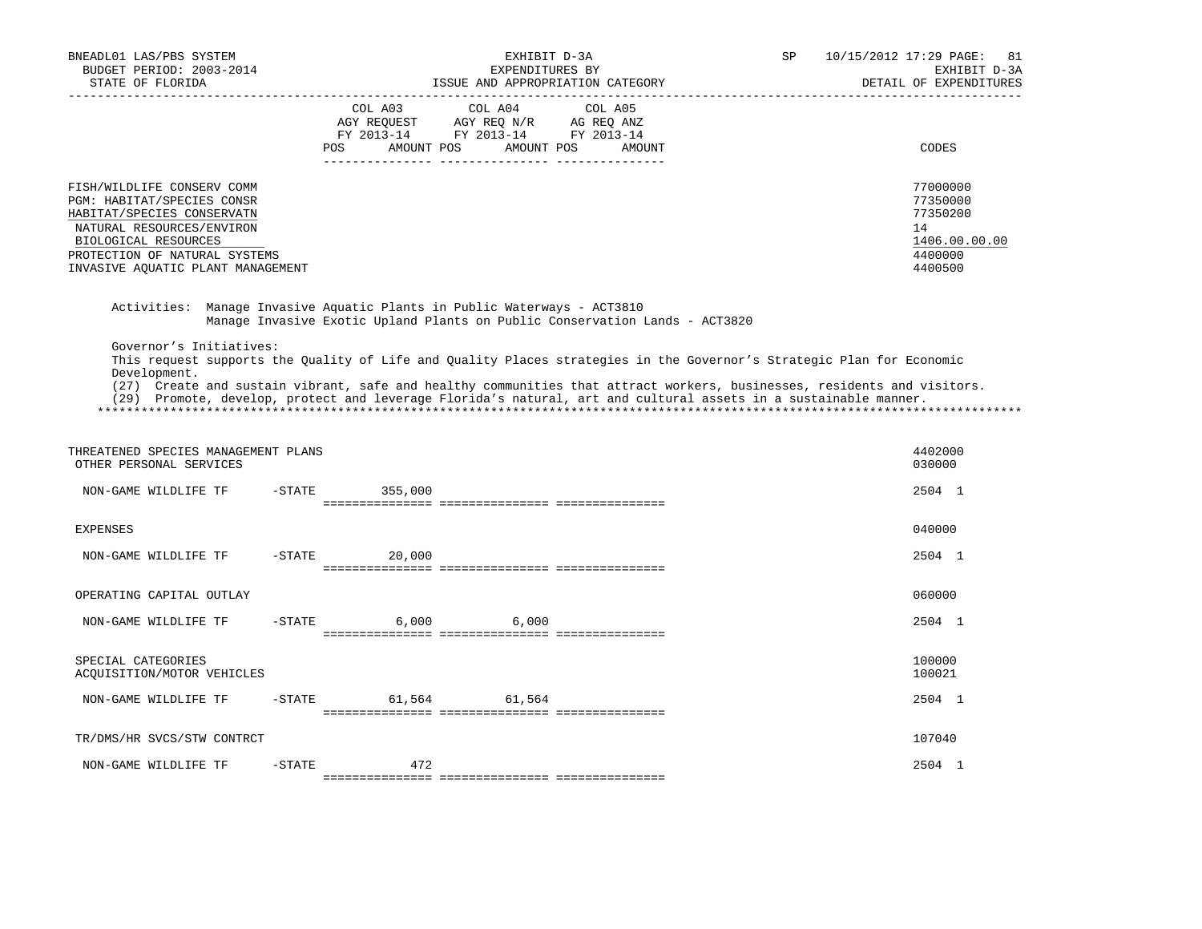BNEADL01 LAS/PBS SYSTEM | EXHIBIT D-3A | SP 10/15/2012 17:29

BUDGET PERIOD: 2003-2014 | EXPENDITURES BY | EXHIBIT D-3A

STATE OF FLORIDA | ISSUE AND APPROPRIATION CATEGORY | DETAIL OF EXPENDITURES

| | COL A03 AGY REQUEST FY 2013-14 POS AMOUNT | COL A04 AGY REQ N/R FY 2013-14 POS AMOUNT | COL A05 AG REQ ANZ FY 2013-14 POS AMOUNT | CODES |
|---|---|---|---|---|
| FISH/WILDLIFE CONSERV COMM | | | | 77000000 |
| PGM: HABITAT/SPECIES CONSR | | | | 77350000 |
| HABITAT/SPECIES CONSERVATN | | | | 77350200 |
| NATURAL RESOURCES/ENVIRON | | | | 14 |
| BIOLOGICAL RESOURCES | | | | 1406.00.00.00 |
| PROTECTION OF NATURAL SYSTEMS | | | | 4400000 |
| INVASIVE AQUATIC PLANT MANAGEMENT | | | | 4400500 |

Activities: Manage Invasive Aquatic Plants in Public Waterways - ACT3810
Manage Invasive Exotic Upland Plants on Public Conservation Lands - ACT3820

Governor's Initiatives:
This request supports the Quality of Life and Quality Places strategies in the Governor's Strategic Plan for Economic Development.
(27) Create and sustain vibrant, safe and healthy communities that attract workers, businesses, residents and visitors.
(29) Promote, develop, protect and leverage Florida's natural, art and cultural assets in a sustainable manner.

| | COL A03 AGY REQUEST FY 2013-14 | COL A04 AGY REQ N/R FY 2013-14 | COL A05 AG REQ ANZ FY 2013-14 | CODES |
|---|---|---|---|---|
| THREATENED SPECIES MANAGEMENT PLANS | | | | 4402000 |
| OTHER PERSONAL SERVICES | | | | 030000 |
| NON-GAME WILDLIFE TF -STATE | 355,000 | | | 2504 1 |
| EXPENSES | | | | 040000 |
| NON-GAME WILDLIFE TF -STATE | 20,000 | | | 2504 1 |
| OPERATING CAPITAL OUTLAY | | | | 060000 |
| NON-GAME WILDLIFE TF -STATE | 6,000 | 6,000 | | 2504 1 |
| SPECIAL CATEGORIES | | | | 100000 |
| ACQUISITION/MOTOR VEHICLES | | | | 100021 |
| NON-GAME WILDLIFE TF -STATE | 61,564 | 61,564 | | 2504 1 |
| TR/DMS/HR SVCS/STW CONTRCT | | | | 107040 |
| NON-GAME WILDLIFE TF -STATE | 472 | | | 2504 1 |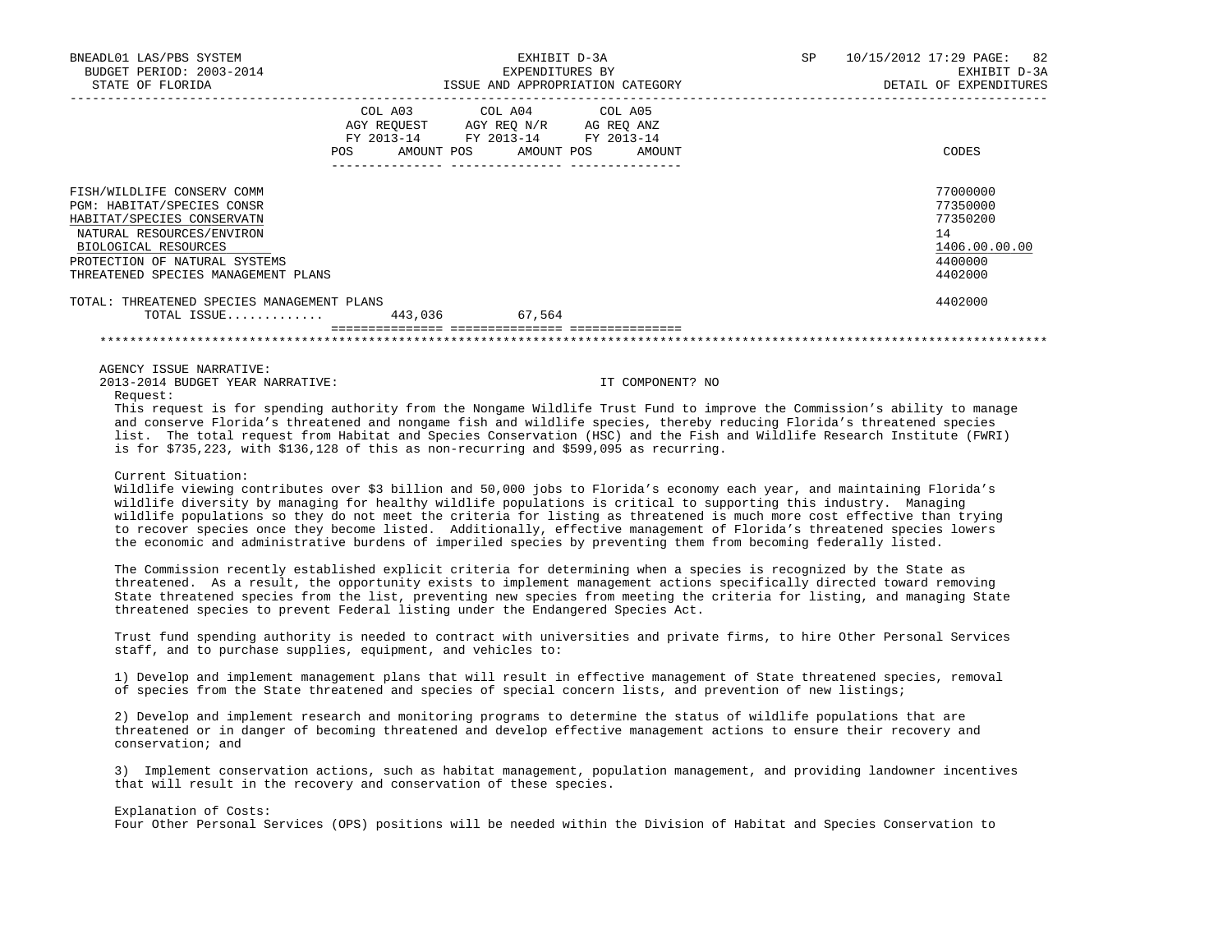| | COL A03 AGY REQUEST FY 2013-14 POS AMOUNT | COL A04 AGY REQ N/R FY 2013-14 POS AMOUNT | COL A05 AG REQ ANZ FY 2013-14 POS AMOUNT | CODES |
|---|---|---|---|---|
| FISH/WILDLIFE CONSERV COMM | | | | 77000000 |
| PGM: HABITAT/SPECIES CONSR | | | | 77350000 |
| HABITAT/SPECIES CONSERVATN | | | | 77350200 |
| NATURAL RESOURCES/ENVIRON | | | | 14 |
| BIOLOGICAL RESOURCES | | | | 1406.00.00.00 |
| PROTECTION OF NATURAL SYSTEMS | | | | 4400000 |
| THREATENED SPECIES MANAGEMENT PLANS | | | | 4402000 |
| TOTAL: THREATENED SPECIES MANAGEMENT PLANS | | | | 4402000 |
| TOTAL ISSUE............ | 443,036 | 67,564 | | |

AGENCY ISSUE NARRATIVE:
2013-2014 BUDGET YEAR NARRATIVE: IT COMPONENT? NO

Request:
This request is for spending authority from the Nongame Wildlife Trust Fund to improve the Commission's ability to manage and conserve Florida's threatened and nongame fish and wildlife species, thereby reducing Florida's threatened species list. The total request from Habitat and Species Conservation (HSC) and the Fish and Wildlife Research Institute (FWRI) is for $735,223, with $136,128 of this as non-recurring and $599,095 as recurring.

Current Situation:
Wildlife viewing contributes over $3 billion and 50,000 jobs to Florida's economy each year, and maintaining Florida's wildlife diversity by managing for healthy wildlife populations is critical to supporting this industry. Managing wildlife populations so they do not meet the criteria for listing as threatened is much more cost effective than trying to recover species once they become listed. Additionally, effective management of Florida's threatened species lowers the economic and administrative burdens of imperiled species by preventing them from becoming federally listed.

The Commission recently established explicit criteria for determining when a species is recognized by the State as threatened. As a result, the opportunity exists to implement management actions specifically directed toward removing State threatened species from the list, preventing new species from meeting the criteria for listing, and managing State threatened species to prevent Federal listing under the Endangered Species Act.

Trust fund spending authority is needed to contract with universities and private firms, to hire Other Personal Services staff, and to purchase supplies, equipment, and vehicles to:

1) Develop and implement management plans that will result in effective management of State threatened species, removal of species from the State threatened and species of special concern lists, and prevention of new listings;

2) Develop and implement research and monitoring programs to determine the status of wildlife populations that are threatened or in danger of becoming threatened and develop effective management actions to ensure their recovery and conservation; and

3) Implement conservation actions, such as habitat management, population management, and providing landowner incentives that will result in the recovery and conservation of these species.

Explanation of Costs:
Four Other Personal Services (OPS) positions will be needed within the Division of Habitat and Species Conservation to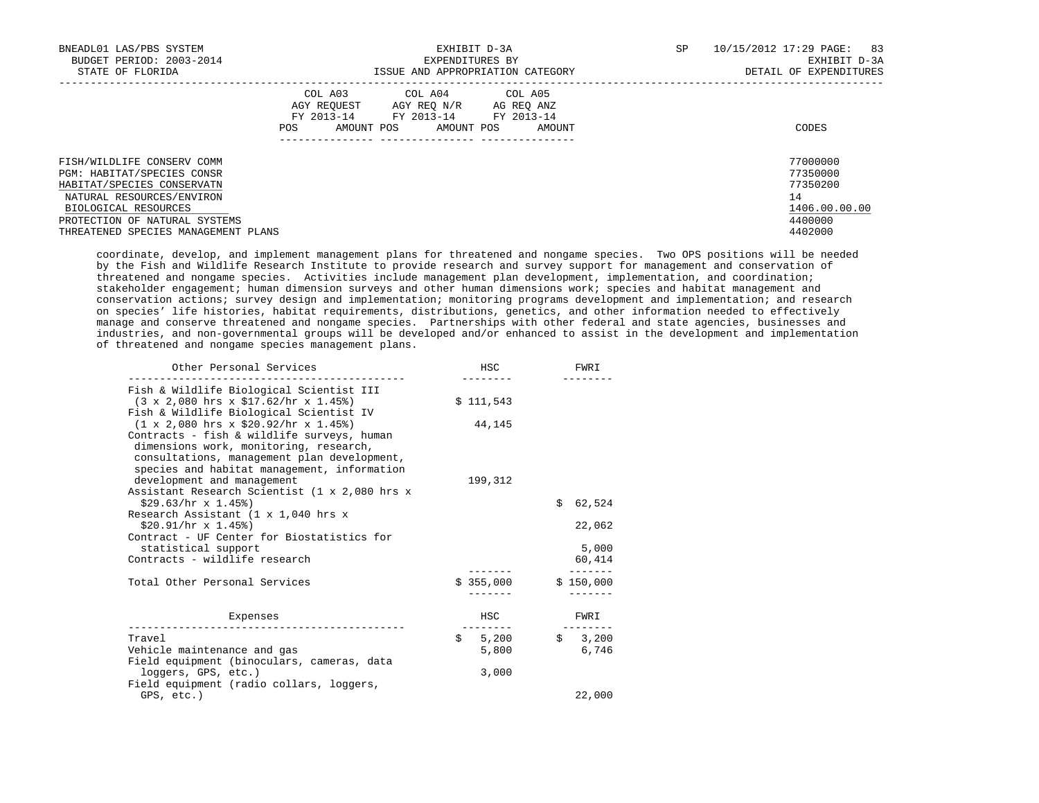| | COL A03 AGY REQUEST FY 2013-14 | | COL A04 AGY REQ N/R FY 2013-14 | | COL A05 AG REQ ANZ FY 2013-14 | | |
|---|---|---|---|---|---|---|---|
| | POS | AMOUNT | POS | AMOUNT | POS | AMOUNT | CODES |
| FISH/WILDLIFE CONSERV COMM | | | | | | | 77000000 |
| PGM: HABITAT/SPECIES CONSR | | | | | | | 77350000 |
| HABITAT/SPECIES CONSERVATN | | | | | | | 77350200 |
| NATURAL RESOURCES/ENVIRON | | | | | | | 14 |
| BIOLOGICAL RESOURCES | | | | | | | 1406.00.00.00 |
| PROTECTION OF NATURAL SYSTEMS | | | | | | | 4400000 |
| THREATENED SPECIES MANAGEMENT PLANS | | | | | | | 4402000 |

coordinate, develop, and implement management plans for threatened and nongame species. Two OPS positions will be needed by the Fish and Wildlife Research Institute to provide research and survey support for management and conservation of threatened and nongame species. Activities include management plan development, implementation, and coordination; stakeholder engagement; human dimension surveys and other human dimensions work; species and habitat management and conservation actions; survey design and implementation; monitoring programs development and implementation; and research on species' life histories, habitat requirements, distributions, genetics, and other information needed to effectively manage and conserve threatened and nongame species. Partnerships with other federal and state agencies, businesses and industries, and non-governmental groups will be developed and/or enhanced to assist in the development and implementation of threatened and nongame species management plans.

| Other Personal Services | HSC | FWRI |
|---|---|---|
| Fish & Wildlife Biological Scientist III (3 x 2,080 hrs x $17.62/hr x 1.45%) | $ 111,543 | |
| Fish & Wildlife Biological Scientist IV (1 x 2,080 hrs x $20.92/hr x 1.45%) | 44,145 | |
| Contracts - fish & wildlife surveys, human dimensions work, monitoring, research, consultations, management plan development, species and habitat management, information development and management | 199,312 | |
| Assistant Research Scientist (1 x 2,080 hrs x $29.63/hr x 1.45%) | | $ 62,524 |
| Research Assistant (1 x 1,040 hrs x $20.91/hr x 1.45%) | | 22,062 |
| Contract - UF Center for Biostatistics for statistical support | | 5,000 |
| Contracts - wildlife research | | 60,414 |
| Total Other Personal Services | $ 355,000 | $ 150,000 |

| Expenses | HSC | FWRI |
|---|---|---|
| Travel | $ 5,200 | $ 3,200 |
| Vehicle maintenance and gas | 5,800 | 6,746 |
| Field equipment (binoculars, cameras, data loggers, GPS, etc.) | 3,000 | |
| Field equipment (radio collars, loggers, GPS, etc.) | | 22,000 |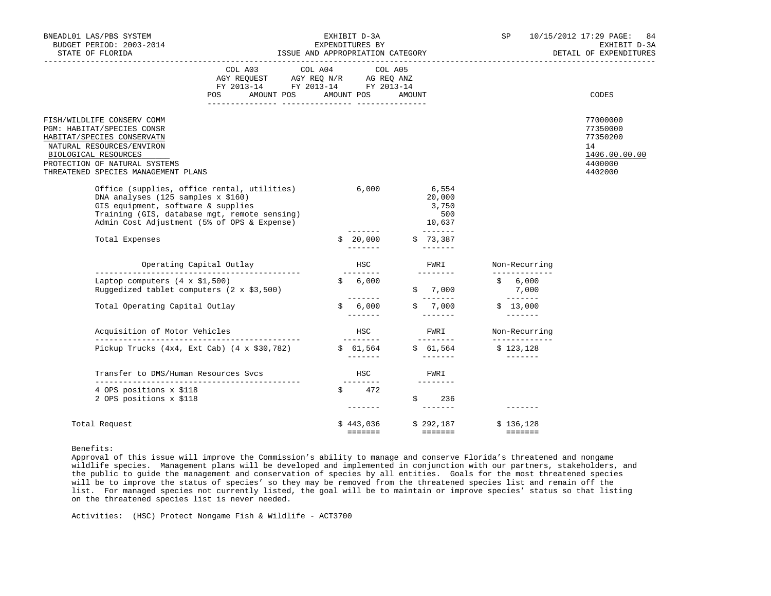BNEADL01 LAS/PBS SYSTEM — EXHIBIT D-3A — EXPENDITURES BY ISSUE AND APPROPRIATION CATEGORY — SP 10/15/2012 17:29 — DETAIL OF EXPENDITURES

BUDGET PERIOD: 2003-2014

STATE OF FLORIDA

| | COL A03 AGY REQUEST FY 2013-14 POS AMOUNT | COL A04 AGY REQ N/R FY 2013-14 POS AMOUNT | COL A05 AG REQ ANZ FY 2013-14 POS AMOUNT | CODES |
|---|---|---|---|---|
| FISH/WILDLIFE CONSERV COMM | | | | 77000000 |
| PGM: HABITAT/SPECIES CONSR | | | | 77350000 |
| HABITAT/SPECIES CONSERVATN | | | | 77350200 |
| NATURAL RESOURCES/ENVIRON | | | | 14 |
| BIOLOGICAL RESOURCES | | | | 1406.00.00.00 |
| PROTECTION OF NATURAL SYSTEMS | | | | 4400000 |
| THREATENED SPECIES MANAGEMENT PLANS | | | | 4402000 |

| | | | |
|---|---|---|---|
| Office (supplies, office rental, utilities) | 6,000 | 6,554 | |
| DNA analyses (125 samples x $160) | | 20,000 | |
| GIS equipment, software & supplies | | 3,750 | |
| Training (GIS, database mgt, remote sensing) | | 500 | |
| Admin Cost Adjustment (5% of OPS & Expense) | | 10,637 | |
| Total Expenses | $ 20,000 | $ 73,387 | |

| Operating Capital Outlay | HSC | FWRI | Non-Recurring |
|---|---|---|---|
| Laptop computers (4 x $1,500) | $ 6,000 | | $ 6,000 |
| Ruggedized tablet computers (2 x $3,500) | | $ 7,000 | 7,000 |
| Total Operating Capital Outlay | $ 6,000 | $ 7,000 | $ 13,000 |

| Acquisition of Motor Vehicles | HSC | FWRI | Non-Recurring |
|---|---|---|---|
| Pickup Trucks (4x4, Ext Cab) (4 x $30,782) | $ 61,564 | $ 61,564 | $ 123,128 |

| Transfer to DMS/Human Resources Svcs | HSC | FWRI | |
|---|---|---|---|
| 4 OPS positions x $118 | $ 472 | | |
| 2 OPS positions x $118 | | $ 236 | |
| Total Request | $ 443,036 | $ 292,187 | $ 136,128 |

Benefits:
Approval of this issue will improve the Commission's ability to manage and conserve Florida's threatened and nongame wildlife species. Management plans will be developed and implemented in conjunction with our partners, stakeholders, and the public to guide the management and conservation of species by all entities. Goals for the most threatened species will be to improve the status of species' so they may be removed from the threatened species list and remain off the list. For managed species not currently listed, the goal will be to maintain or improve species' status so that listing on the threatened species list is never needed.

Activities: (HSC) Protect Nongame Fish & Wildlife - ACT3700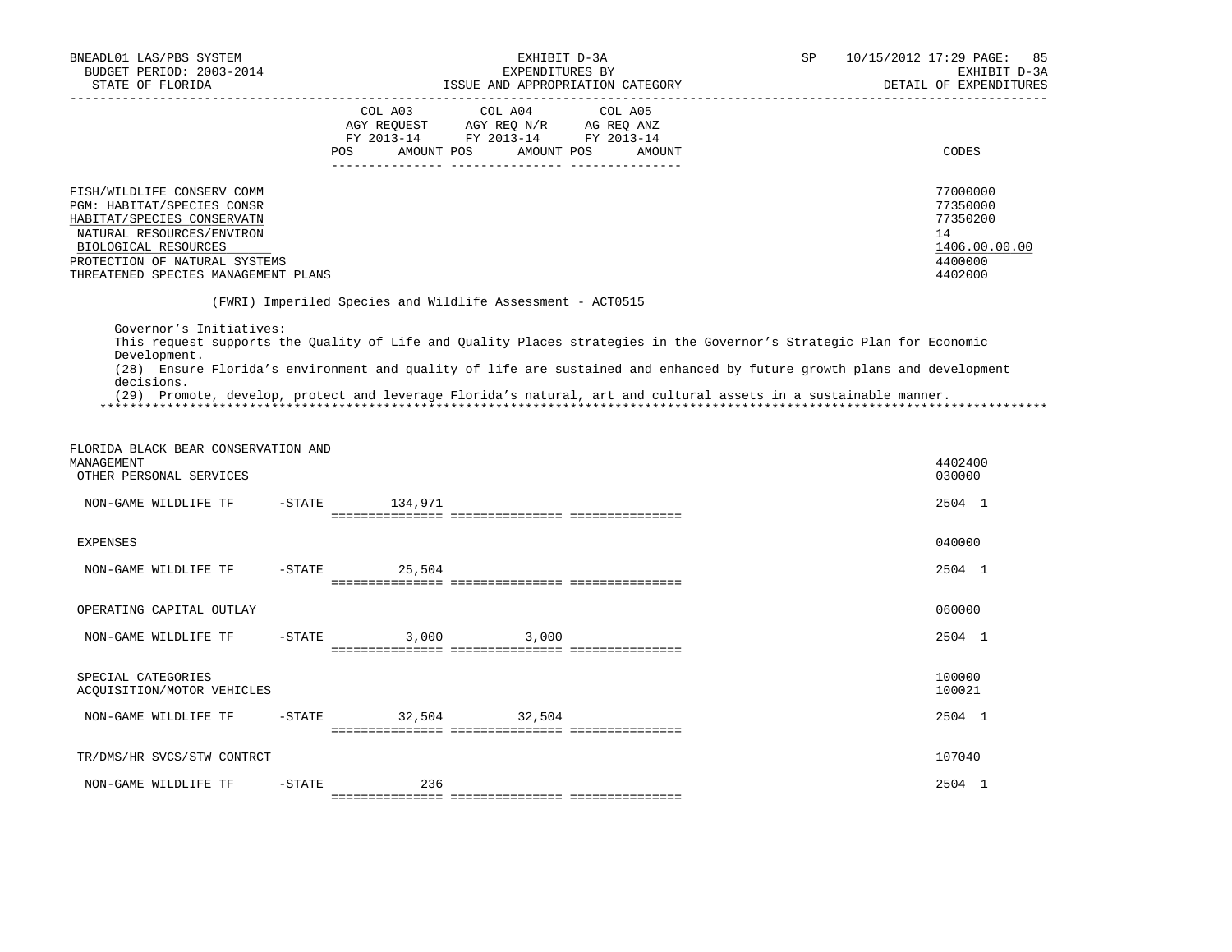BNEADL01 LAS/PBS SYSTEM | EXHIBIT D-3A | SP 10/15/2012 17:29

BUDGET PERIOD: 2003-2014 | EXPENDITURES BY | EXHIBIT D-3A

STATE OF FLORIDA | ISSUE AND APPROPRIATION CATEGORY | DETAIL OF EXPENDITURES

| | | COL A03 AGY REQUEST FY 2013-14 POS | AMOUNT | COL A04 AGY REQ N/R FY 2013-14 POS | AMOUNT | COL A05 AG REQ ANZ FY 2013-14 POS | AMOUNT | CODES |
|---|---|---|---|---|---|---|---|---|
| FISH/WILDLIFE CONSERV COMM | | | | | | | | 77000000 |
| PGM: HABITAT/SPECIES CONSR | | | | | | | | 77350000 |
| HABITAT/SPECIES CONSERVATN | | | | | | | | 77350200 |
| NATURAL RESOURCES/ENVIRON | | | | | | | | 14 |
| BIOLOGICAL RESOURCES | | | | | | | | 1406.00.00.00 |
| PROTECTION OF NATURAL SYSTEMS | | | | | | | | 4400000 |
| THREATENED SPECIES MANAGEMENT PLANS | | | | | | | | 4402000 |

(FWRI) Imperiled Species and Wildlife Assessment - ACT0515

Governor's Initiatives:
This request supports the Quality of Life and Quality Places strategies in the Governor's Strategic Plan for Economic Development.
(28) Ensure Florida's environment and quality of life are sustained and enhanced by future growth plans and development decisions.
(29) Promote, develop, protect and leverage Florida's natural, art and cultural assets in a sustainable manner.

*******************************************************************************************************************************

| | | COL A03 POS | AMOUNT | COL A04 POS | AMOUNT | COL A05 POS | AMOUNT | CODES |
|---|---|---|---|---|---|---|---|---|
| FLORIDA BLACK BEAR CONSERVATION AND MANAGEMENT | | | | | | | | 4402400 |
| OTHER PERSONAL SERVICES | | | | | | | | 030000 |
| NON-GAME WILDLIFE TF | -STATE | | 134,971 | | | | | 2504 1 |
| EXPENSES | | | | | | | | 040000 |
| NON-GAME WILDLIFE TF | -STATE | | 25,504 | | | | | 2504 1 |
| OPERATING CAPITAL OUTLAY | | | | | | | | 060000 |
| NON-GAME WILDLIFE TF | -STATE | | 3,000 | | 3,000 | | | 2504 1 |
| SPECIAL CATEGORIES | | | | | | | | 100000 |
| ACQUISITION/MOTOR VEHICLES | | | | | | | | 100021 |
| NON-GAME WILDLIFE TF | -STATE | | 32,504 | | 32,504 | | | 2504 1 |
| TR/DMS/HR SVCS/STW CONTRCT | | | | | | | | 107040 |
| NON-GAME WILDLIFE TF | -STATE | | 236 | | | | | 2504 1 |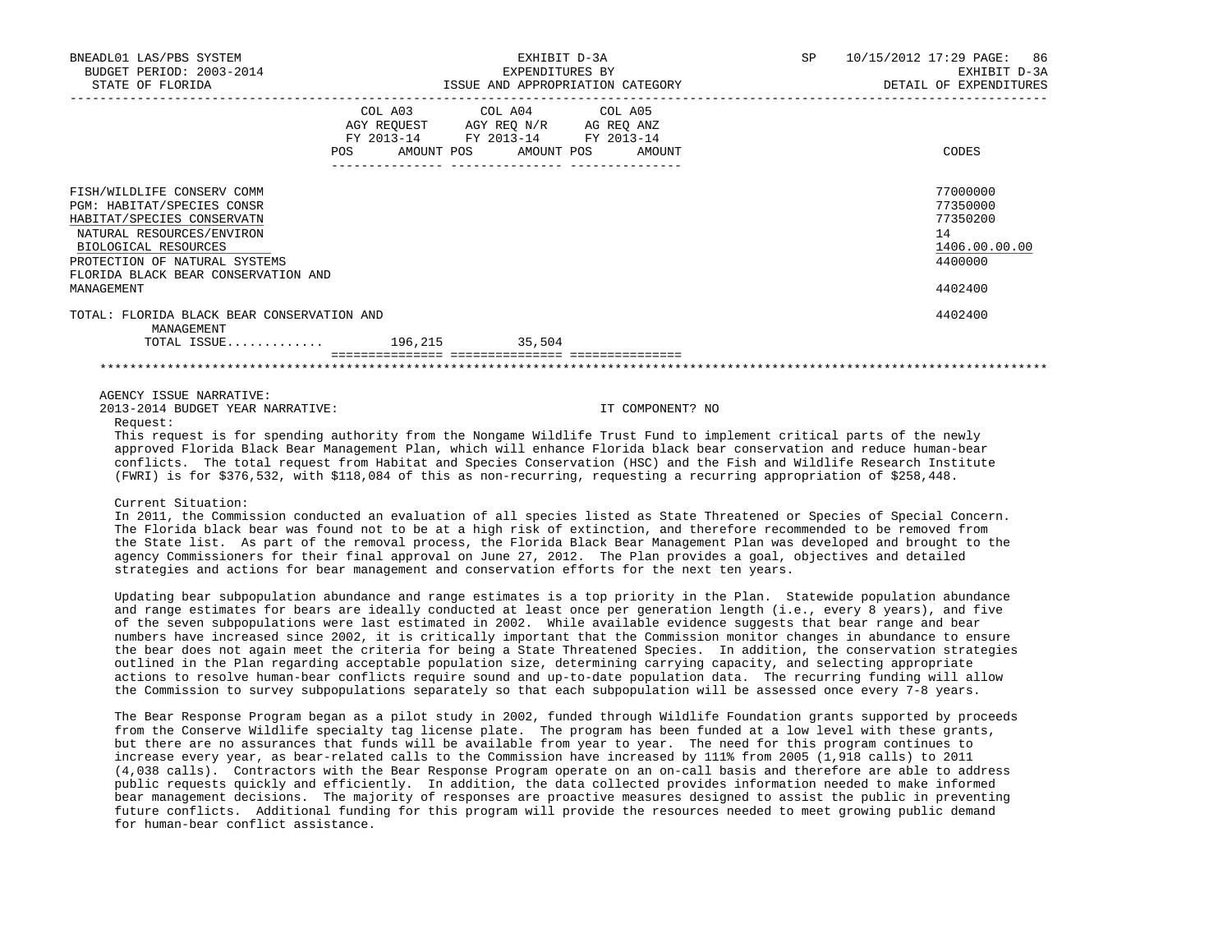| | COL A03 AGY REQUEST FY 2013-14 POS AMOUNT | COL A04 AGY REQ N/R FY 2013-14 POS AMOUNT | COL A05 AG REQ ANZ FY 2013-14 POS AMOUNT | CODES |
|---|---|---|---|---|
| FISH/WILDLIFE CONSERV COMM | | | | 77000000 |
| PGM: HABITAT/SPECIES CONSR | | | | 77350000 |
| HABITAT/SPECIES CONSERVATN | | | | 77350200 |
| NATURAL RESOURCES/ENVIRON | | | | 14 |
| BIOLOGICAL RESOURCES | | | | 1406.00.00.00 |
| PROTECTION OF NATURAL SYSTEMS | | | | 4400000 |
| FLORIDA BLACK BEAR CONSERVATION AND MANAGEMENT | | | | 4402400 |
| TOTAL: FLORIDA BLACK BEAR CONSERVATION AND MANAGEMENT | | | | 4402400 |
| TOTAL ISSUE............ | 196,215 | 35,504 | | |

AGENCY ISSUE NARRATIVE:

2013-2014 BUDGET YEAR NARRATIVE: IT COMPONENT? NO

Request:

This request is for spending authority from the Nongame Wildlife Trust Fund to implement critical parts of the newly approved Florida Black Bear Management Plan, which will enhance Florida black bear conservation and reduce human-bear conflicts. The total request from Habitat and Species Conservation (HSC) and the Fish and Wildlife Research Institute (FWRI) is for $376,532, with $118,084 of this as non-recurring, requesting a recurring appropriation of $258,448.

Current Situation:

In 2011, the Commission conducted an evaluation of all species listed as State Threatened or Species of Special Concern. The Florida black bear was found not to be at a high risk of extinction, and therefore recommended to be removed from the State list. As part of the removal process, the Florida Black Bear Management Plan was developed and brought to the agency Commissioners for their final approval on June 27, 2012. The Plan provides a goal, objectives and detailed strategies and actions for bear management and conservation efforts for the next ten years.

Updating bear subpopulation abundance and range estimates is a top priority in the Plan. Statewide population abundance and range estimates for bears are ideally conducted at least once per generation length (i.e., every 8 years), and five of the seven subpopulations were last estimated in 2002. While available evidence suggests that bear range and bear numbers have increased since 2002, it is critically important that the Commission monitor changes in abundance to ensure the bear does not again meet the criteria for being a State Threatened Species. In addition, the conservation strategies outlined in the Plan regarding acceptable population size, determining carrying capacity, and selecting appropriate actions to resolve human-bear conflicts require sound and up-to-date population data. The recurring funding will allow the Commission to survey subpopulations separately so that each subpopulation will be assessed once every 7-8 years.

The Bear Response Program began as a pilot study in 2002, funded through Wildlife Foundation grants supported by proceeds from the Conserve Wildlife specialty tag license plate. The program has been funded at a low level with these grants, but there are no assurances that funds will be available from year to year. The need for this program continues to increase every year, as bear-related calls to the Commission have increased by 111% from 2005 (1,918 calls) to 2011 (4,038 calls). Contractors with the Bear Response Program operate on an on-call basis and therefore are able to address public requests quickly and efficiently. In addition, the data collected provides information needed to make informed bear management decisions. The majority of responses are proactive measures designed to assist the public in preventing future conflicts. Additional funding for this program will provide the resources needed to meet growing public demand for human-bear conflict assistance.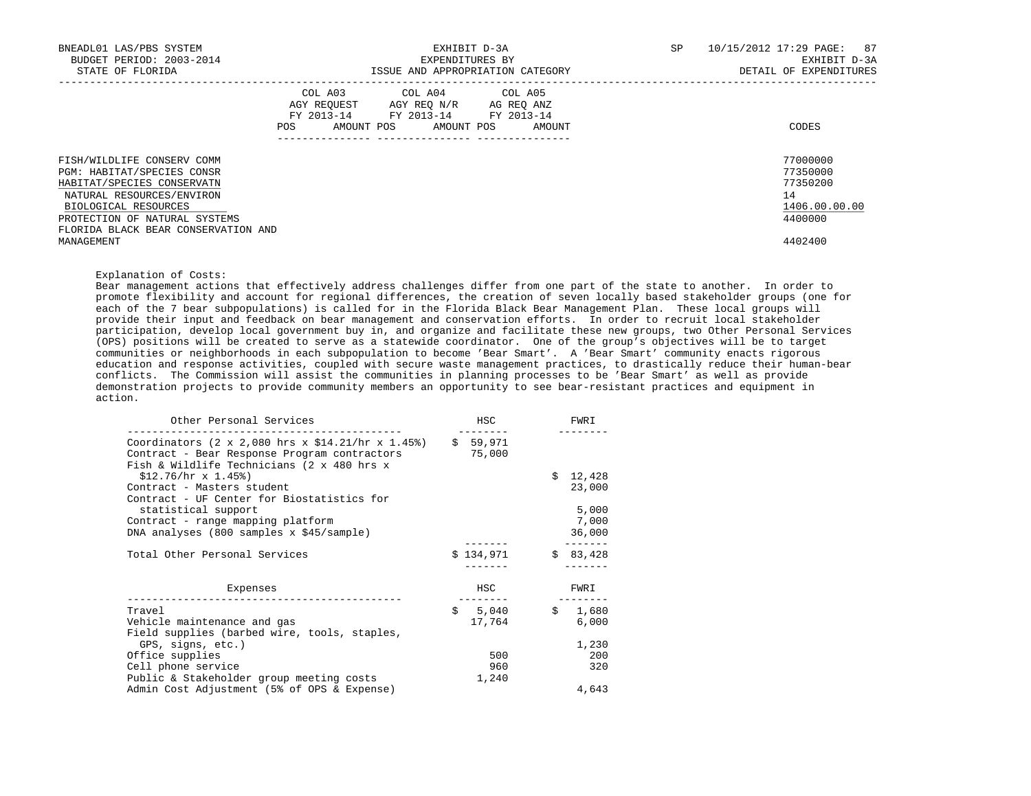| | COL A03 AGY REQUEST FY 2013-14 | | COL A04 AGY REQ N/R FY 2013-14 | | COL A05 AG REQ ANZ FY 2013-14 | | |
|---|---|---|---|---|---|---|---|
| | POS | AMOUNT | POS | AMOUNT | POS | AMOUNT | CODES |
| FISH/WILDLIFE CONSERV COMM | | | | | | | 77000000 |
| PGM: HABITAT/SPECIES CONSR | | | | | | | 77350000 |
| HABITAT/SPECIES CONSERVATN | | | | | | | 77350200 |
| NATURAL RESOURCES/ENVIRON | | | | | | | 14 |
| BIOLOGICAL RESOURCES | | | | | | | 1406.00.00.00 |
| PROTECTION OF NATURAL SYSTEMS | | | | | | | 4400000 |
| FLORIDA BLACK BEAR CONSERVATION AND MANAGEMENT | | | | | | | 4402400 |

Explanation of Costs:
Bear management actions that effectively address challenges differ from one part of the state to another. In order to promote flexibility and account for regional differences, the creation of seven locally based stakeholder groups (one for each of the 7 bear subpopulations) is called for in the Florida Black Bear Management Plan. These local groups will provide their input and feedback on bear management and conservation efforts. In order to recruit local stakeholder participation, develop local government buy in, and organize and facilitate these new groups, two Other Personal Services (OPS) positions will be created to serve as a statewide coordinator. One of the group's objectives will be to target communities or neighborhoods in each subpopulation to become 'Bear Smart'. A 'Bear Smart' community enacts rigorous education and response activities, coupled with secure waste management practices, to drastically reduce their human-bear conflicts. The Commission will assist the communities in planning processes to be 'Bear Smart' as well as provide demonstration projects to provide community members an opportunity to see bear-resistant practices and equipment in action.

| Other Personal Services | HSC | FWRI |
|---|---|---|
| Coordinators (2 x 2,080 hrs x $14.21/hr x 1.45%) | $ 59,971 | |
| Contract - Bear Response Program contractors | 75,000 | |
| Fish & Wildlife Technicians (2 x 480 hrs x $12.76/hr x 1.45%) | | $ 12,428 |
| Contract - Masters student | | 23,000 |
| Contract - UF Center for Biostatistics for statistical support | | 5,000 |
| Contract - range mapping platform | | 7,000 |
| DNA analyses (800 samples x $45/sample) | | 36,000 |
| Total Other Personal Services | $ 134,971 | $ 83,428 |

| Expenses | HSC | FWRI |
|---|---|---|
| Travel | $ 5,040 | $ 1,680 |
| Vehicle maintenance and gas | 17,764 | 6,000 |
| Field supplies (barbed wire, tools, staples, GPS, signs, etc.) | | 1,230 |
| Office supplies | 500 | 200 |
| Cell phone service | 960 | 320 |
| Public & Stakeholder group meeting costs | 1,240 | |
| Admin Cost Adjustment (5% of OPS & Expense) | | 4,643 |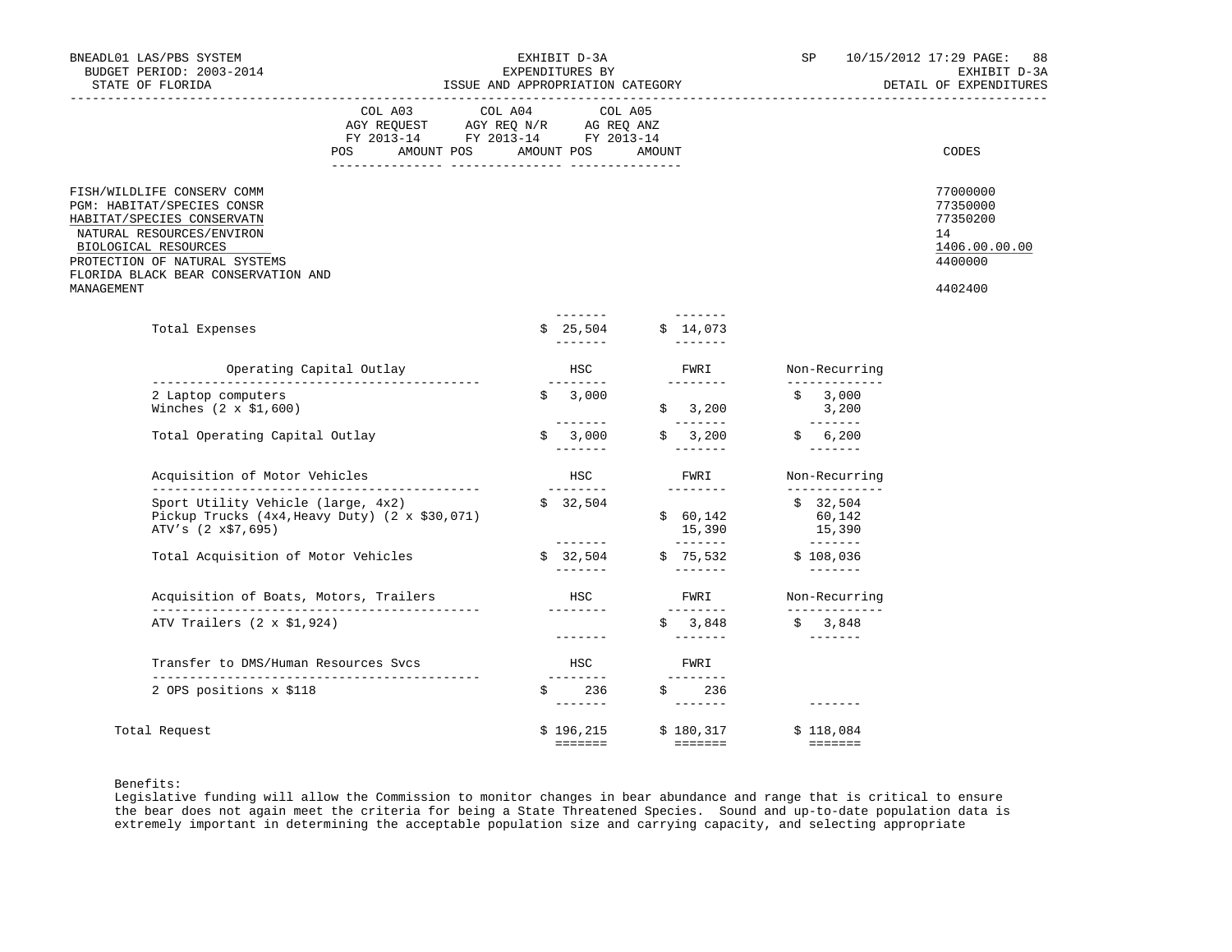BNEADL01 LAS/PBS SYSTEM — EXHIBIT D-3A — EXPENDITURES BY ISSUE AND APPROPRIATION CATEGORY — SP 10/15/2012 17:29 PAGE: 88
BUDGET PERIOD: 2003-2014 — EXHIBIT D-3A
STATE OF FLORIDA — DETAIL OF EXPENDITURES

| | COL A03 AGY REQUEST FY 2013-14 POS AMOUNT | COL A04 AGY REQ N/R FY 2013-14 POS AMOUNT | COL A05 AG REQ ANZ FY 2013-14 POS AMOUNT | CODES |
|---|---|---|---|---|
| FISH/WILDLIFE CONSERV COMM | | | | 77000000 |
| PGM: HABITAT/SPECIES CONSR | | | | 77350000 |
| HABITAT/SPECIES CONSERVATN | | | | 77350200 |
| NATURAL RESOURCES/ENVIRON | | | | 14 |
| BIOLOGICAL RESOURCES | | | | 1406.00.00.00 |
| PROTECTION OF NATURAL SYSTEMS | | | | 4400000 |
| FLORIDA BLACK BEAR CONSERVATION AND MANAGEMENT | | | | 4402400 |

| | HSC | FWRI | Non-Recurring |
|---|---|---|---|
| Total Expenses | $ 25,504 | $ 14,073 | |
| **Operating Capital Outlay** | **HSC** | **FWRI** | **Non-Recurring** |
| 2 Laptop computers | $ 3,000 | | $ 3,000 |
| Winches (2 x $1,600) | | $ 3,200 | 3,200 |
| Total Operating Capital Outlay | $ 3,000 | $ 3,200 | $ 6,200 |
| **Acquisition of Motor Vehicles** | **HSC** | **FWRI** | **Non-Recurring** |
| Sport Utility Vehicle (large, 4x2) | $ 32,504 | | $ 32,504 |
| Pickup Trucks (4x4,Heavy Duty) (2 x $30,071) | | $ 60,142 | 60,142 |
| ATV's (2 x$7,695) | | 15,390 | 15,390 |
| Total Acquisition of Motor Vehicles | $ 32,504 | $ 75,532 | $ 108,036 |
| **Acquisition of Boats, Motors, Trailers** | **HSC** | **FWRI** | **Non-Recurring** |
| ATV Trailers (2 x $1,924) | | $ 3,848 | $ 3,848 |
| **Transfer to DMS/Human Resources Svcs** | **HSC** | **FWRI** | |
| 2 OPS positions x $118 | $ 236 | $ 236 | |
| Total Request | $ 196,215 | $ 180,317 | $ 118,084 |

Benefits:
Legislative funding will allow the Commission to monitor changes in bear abundance and range that is critical to ensure the bear does not again meet the criteria for being a State Threatened Species. Sound and up-to-date population data is extremely important in determining the acceptable population size and carrying capacity, and selecting appropriate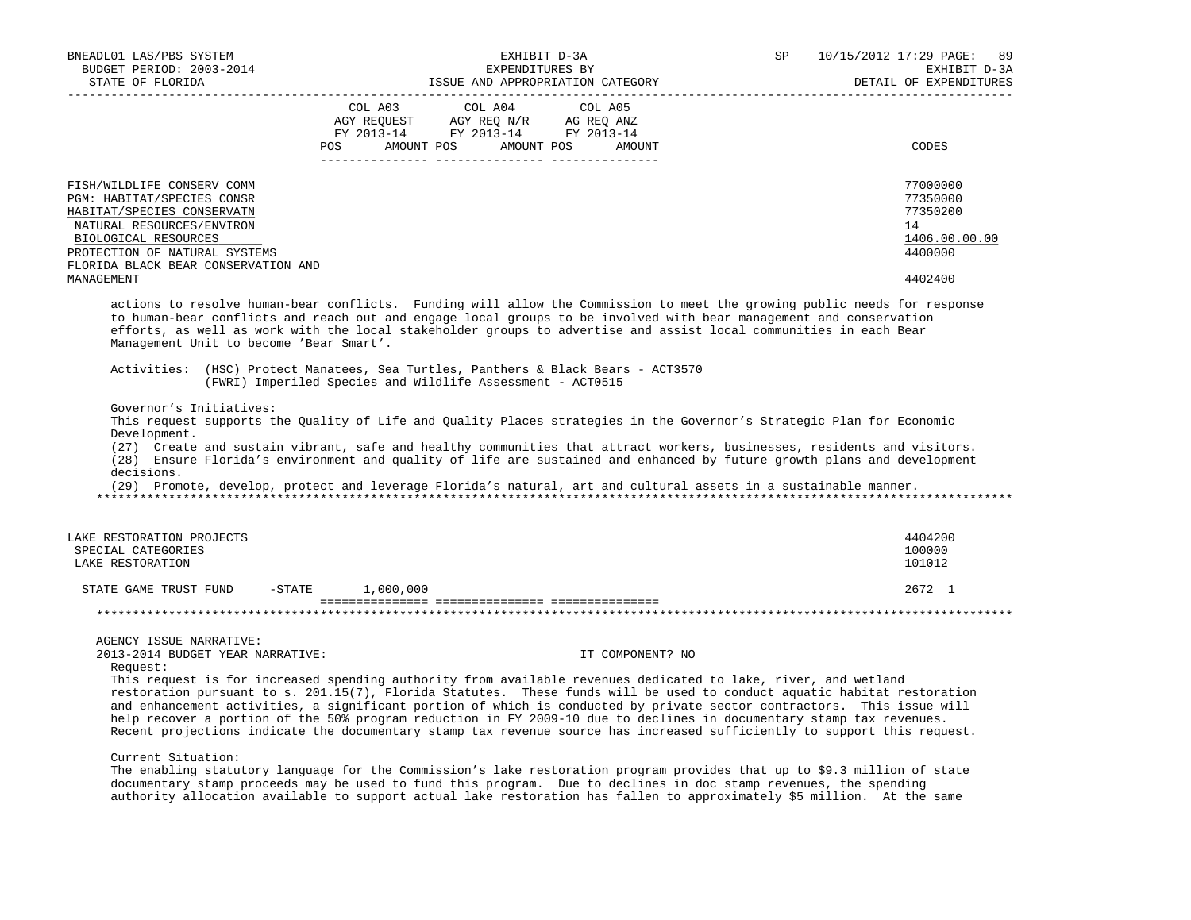| | COL A03 AGY REQUEST FY 2013-14 POS AMOUNT | COL A04 AGY REQ N/R FY 2013-14 POS AMOUNT | COL A05 AG REQ ANZ FY 2013-14 POS AMOUNT | CODES |
|---|---|---|---|---|
| FISH/WILDLIFE CONSERV COMM | | | | 77000000 |
| PGM: HABITAT/SPECIES CONSR | | | | 77350000 |
| HABITAT/SPECIES CONSERVATN | | | | 77350200 |
| NATURAL RESOURCES/ENVIRON | | | | 14 |
| BIOLOGICAL RESOURCES | | | | 1406.00.00.00 |
| PROTECTION OF NATURAL SYSTEMS | | | | 4400000 |
| FLORIDA BLACK BEAR CONSERVATION AND MANAGEMENT | | | | 4402400 |

actions to resolve human-bear conflicts. Funding will allow the Commission to meet the growing public needs for response to human-bear conflicts and reach out and engage local groups to be involved with bear management and conservation efforts, as well as work with the local stakeholder groups to advertise and assist local communities in each Bear Management Unit to become 'Bear Smart'.

Activities: (HSC) Protect Manatees, Sea Turtles, Panthers & Black Bears - ACT3570
(FWRI) Imperiled Species and Wildlife Assessment - ACT0515

Governor's Initiatives:
This request supports the Quality of Life and Quality Places strategies in the Governor's Strategic Plan for Economic Development.
(27) Create and sustain vibrant, safe and healthy communities that attract workers, businesses, residents and visitors.
(28) Ensure Florida's environment and quality of life are sustained and enhanced by future growth plans and development decisions.
(29) Promote, develop, protect and leverage Florida's natural, art and cultural assets in a sustainable manner.

*******************************************************************************************************************

| | COL A03 | COL A04 | COL A05 | CODES |
|---|---|---|---|---|
| LAKE RESTORATION PROJECTS | | | | 4404200 |
| SPECIAL CATEGORIES | | | | 100000 |
| LAKE RESTORATION | | | | 101012 |
| STATE GAME TRUST FUND -STATE | 1,000,000 | | | 2672 1 |

*******************************************************************************************************************

AGENCY ISSUE NARRATIVE:
2013-2014 BUDGET YEAR NARRATIVE: IT COMPONENT? NO

Request:
This request is for increased spending authority from available revenues dedicated to lake, river, and wetland restoration pursuant to s. 201.15(7), Florida Statutes. These funds will be used to conduct aquatic habitat restoration and enhancement activities, a significant portion of which is conducted by private sector contractors. This issue will help recover a portion of the 50% program reduction in FY 2009-10 due to declines in documentary stamp tax revenues. Recent projections indicate the documentary stamp tax revenue source has increased sufficiently to support this request.

Current Situation:
The enabling statutory language for the Commission's lake restoration program provides that up to $9.3 million of state documentary stamp proceeds may be used to fund this program. Due to declines in doc stamp revenues, the spending authority allocation available to support actual lake restoration has fallen to approximately $5 million. At the same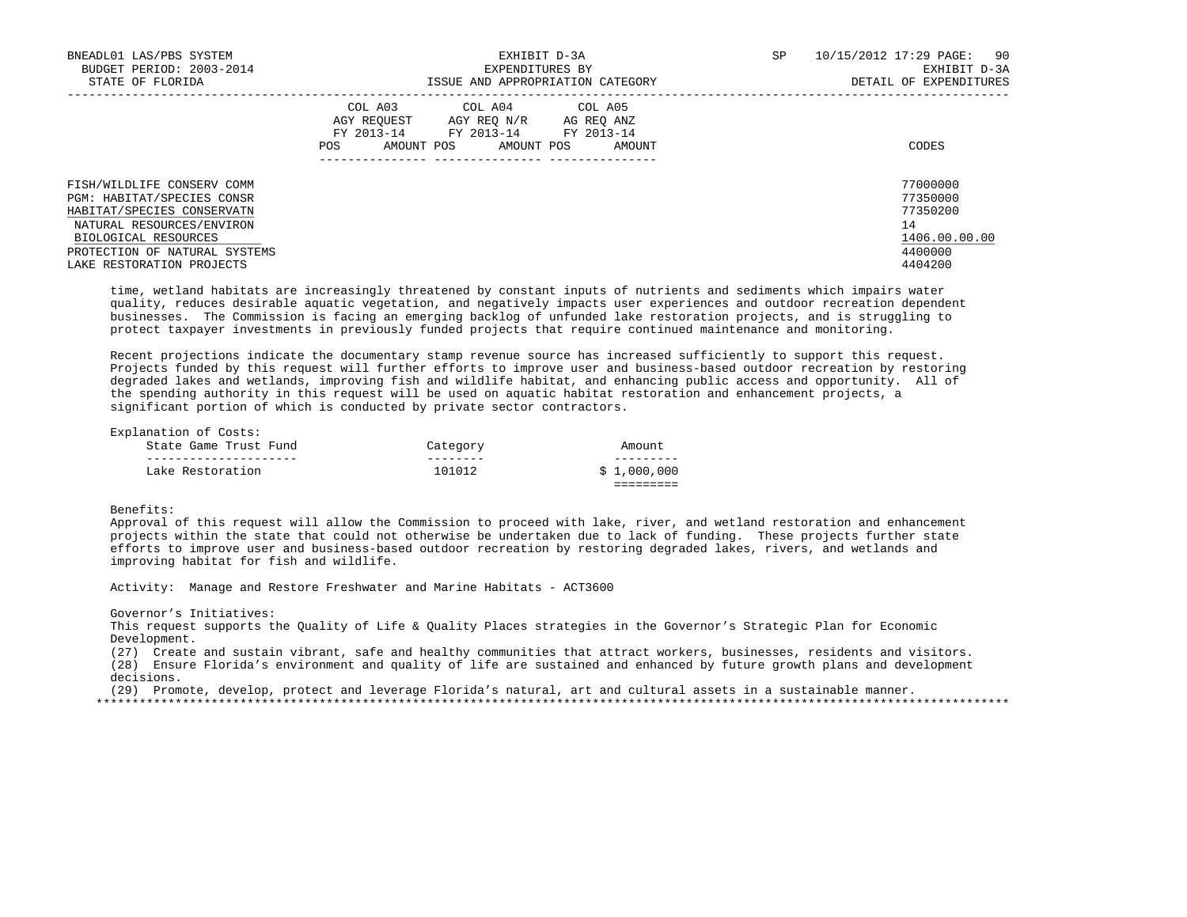| | COL A03 AGY REQUEST FY 2013-14 | | COL A04 AGY REQ N/R FY 2013-14 | | COL A05 AG REQ ANZ FY 2013-14 | | |
|---|---|---|---|---|---|---|---|
| | POS | AMOUNT | POS | AMOUNT | POS | AMOUNT | CODES |
| FISH/WILDLIFE CONSERV COMM | | | | | | | 77000000 |
| PGM: HABITAT/SPECIES CONSR | | | | | | | 77350000 |
| HABITAT/SPECIES CONSERVATN | | | | | | | 77350200 |
| NATURAL RESOURCES/ENVIRON | | | | | | | 14 |
| BIOLOGICAL RESOURCES | | | | | | | 1406.00.00.00 |
| PROTECTION OF NATURAL SYSTEMS | | | | | | | 4400000 |
| LAKE RESTORATION PROJECTS | | | | | | | 4404200 |

time, wetland habitats are increasingly threatened by constant inputs of nutrients and sediments which impairs water quality, reduces desirable aquatic vegetation, and negatively impacts user experiences and outdoor recreation dependent businesses. The Commission is facing an emerging backlog of unfunded lake restoration projects, and is struggling to protect taxpayer investments in previously funded projects that require continued maintenance and monitoring.

Recent projections indicate the documentary stamp revenue source has increased sufficiently to support this request. Projects funded by this request will further efforts to improve user and business-based outdoor recreation by restoring degraded lakes and wetlands, improving fish and wildlife habitat, and enhancing public access and opportunity. All of the spending authority in this request will be used on aquatic habitat restoration and enhancement projects, a significant portion of which is conducted by private sector contractors.

Explanation of Costs:

| State Game Trust Fund | Category | Amount |
|---|---|---|
| Lake Restoration | 101012 | $ 1,000,000 |

Benefits:
Approval of this request will allow the Commission to proceed with lake, river, and wetland restoration and enhancement projects within the state that could not otherwise be undertaken due to lack of funding. These projects further state efforts to improve user and business-based outdoor recreation by restoring degraded lakes, rivers, and wetlands and improving habitat for fish and wildlife.

Activity: Manage and Restore Freshwater and Marine Habitats - ACT3600

Governor's Initiatives:
This request supports the Quality of Life & Quality Places strategies in the Governor's Strategic Plan for Economic Development.
(27) Create and sustain vibrant, safe and healthy communities that attract workers, businesses, residents and visitors.
(28) Ensure Florida's environment and quality of life are sustained and enhanced by future growth plans and development decisions.
(29) Promote, develop, protect and leverage Florida's natural, art and cultural assets in a sustainable manner.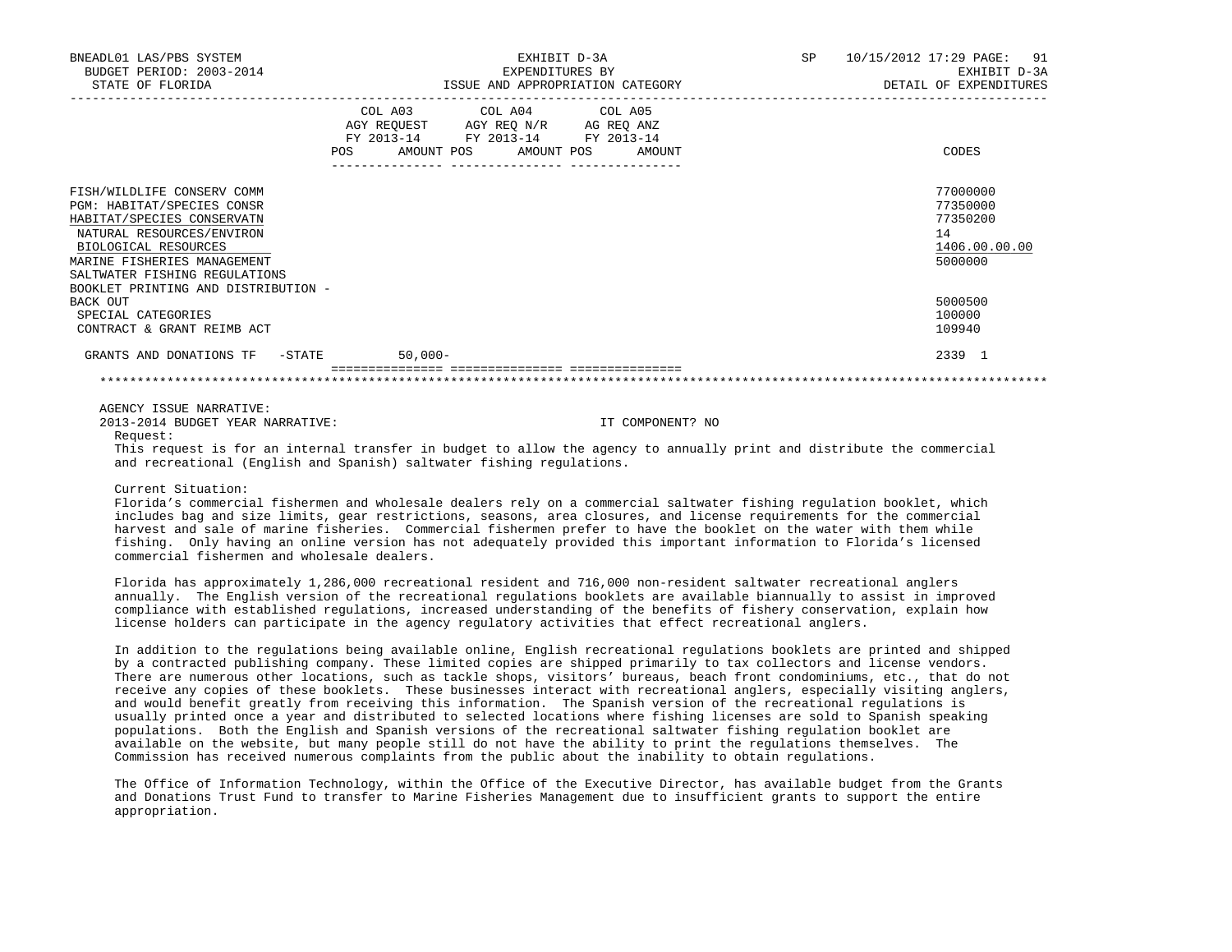| | COL A03 AGY REQUEST FY 2013-14 POS AMOUNT | COL A04 AGY REQ N/R FY 2013-14 POS AMOUNT | COL A05 AG REQ ANZ FY 2013-14 POS AMOUNT | CODES |
|---|---|---|---|---|
| FISH/WILDLIFE CONSERV COMM | | | | 77000000 |
| PGM: HABITAT/SPECIES CONSR | | | | 77350000 |
| HABITAT/SPECIES CONSERVATN | | | | 77350200 |
| NATURAL RESOURCES/ENVIRON | | | | 14 |
| BIOLOGICAL RESOURCES | | | | 1406.00.00.00 |
| MARINE FISHERIES MANAGEMENT | | | | 5000000 |
| SALTWATER FISHING REGULATIONS BOOKLET PRINTING AND DISTRIBUTION - BACK OUT | | | | 5000500 |
| SPECIAL CATEGORIES | | | | 100000 |
| CONTRACT & GRANT REIMB ACT | | | | 109940 |
| GRANTS AND DONATIONS TF -STATE | 50,000- | | | 2339 1 |

AGENCY ISSUE NARRATIVE:

2013-2014 BUDGET YEAR NARRATIVE: IT COMPONENT? NO

Request:

This request is for an internal transfer in budget to allow the agency to annually print and distribute the commercial and recreational (English and Spanish) saltwater fishing regulations.

Current Situation:

Florida's commercial fishermen and wholesale dealers rely on a commercial saltwater fishing regulation booklet, which includes bag and size limits, gear restrictions, seasons, area closures, and license requirements for the commercial harvest and sale of marine fisheries. Commercial fishermen prefer to have the booklet on the water with them while fishing. Only having an online version has not adequately provided this important information to Florida's licensed commercial fishermen and wholesale dealers.

Florida has approximately 1,286,000 recreational resident and 716,000 non-resident saltwater recreational anglers annually. The English version of the recreational regulations booklets are available biannually to assist in improved compliance with established regulations, increased understanding of the benefits of fishery conservation, explain how license holders can participate in the agency regulatory activities that effect recreational anglers.

In addition to the regulations being available online, English recreational regulations booklets are printed and shipped by a contracted publishing company. These limited copies are shipped primarily to tax collectors and license vendors. There are numerous other locations, such as tackle shops, visitors' bureaus, beach front condominiums, etc., that do not receive any copies of these booklets. These businesses interact with recreational anglers, especially visiting anglers, and would benefit greatly from receiving this information. The Spanish version of the recreational regulations is usually printed once a year and distributed to selected locations where fishing licenses are sold to Spanish speaking populations. Both the English and Spanish versions of the recreational saltwater fishing regulation booklet are available on the website, but many people still do not have the ability to print the regulations themselves. The Commission has received numerous complaints from the public about the inability to obtain regulations.

The Office of Information Technology, within the Office of the Executive Director, has available budget from the Grants and Donations Trust Fund to transfer to Marine Fisheries Management due to insufficient grants to support the entire appropriation.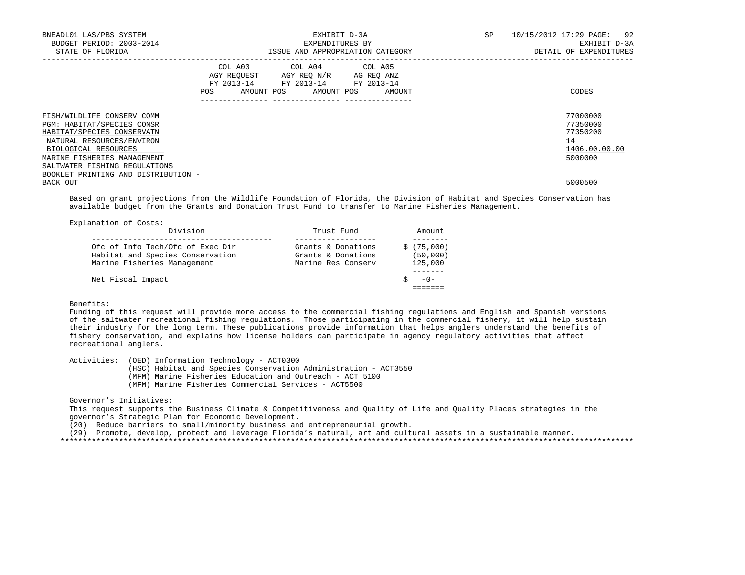BNEADL01 LAS/PBS SYSTEM | EXHIBIT D-3A | SP 10/15/2012 17:29
BUDGET PERIOD: 2003-2014 | EXPENDITURES BY | EXHIBIT D-3A
STATE OF FLORIDA | ISSUE AND APPROPRIATION CATEGORY | DETAIL OF EXPENDITURES

| | COL A03 AGY REQUEST FY 2013-14 | | COL A04 AGY REQ N/R FY 2013-14 | | COL A05 AG REQ ANZ FY 2013-14 | | |
|---|---|---|---|---|---|---|---|
| | POS | AMOUNT | POS | AMOUNT | POS | AMOUNT | CODES |
| FISH/WILDLIFE CONSERV COMM | | | | | | | 77000000 |
| PGM: HABITAT/SPECIES CONSR | | | | | | | 77350000 |
| HABITAT/SPECIES CONSERVATN | | | | | | | 77350200 |
| NATURAL RESOURCES/ENVIRON | | | | | | | 14 |
| BIOLOGICAL RESOURCES | | | | | | | 1406.00.00.00 |
| MARINE FISHERIES MANAGEMENT | | | | | | | 5000000 |
| SALTWATER FISHING REGULATIONS BOOKLET PRINTING AND DISTRIBUTION - BACK OUT | | | | | | | 5000500 |

Based on grant projections from the Wildlife Foundation of Florida, the Division of Habitat and Species Conservation has available budget from the Grants and Donation Trust Fund to transfer to Marine Fisheries Management.

Explanation of Costs:

| Division | Trust Fund | Amount |
|---|---|---|
| Ofc of Info Tech/Ofc of Exec Dir | Grants & Donations | $ (75,000) |
| Habitat and Species Conservation | Grants & Donations | (50,000) |
| Marine Fisheries Management | Marine Res Conserv | 125,000 |
| Net Fiscal Impact | | $ -0- |

Benefits:
Funding of this request will provide more access to the commercial fishing regulations and English and Spanish versions of the saltwater recreational fishing regulations. Those participating in the commercial fishery, it will help sustain their industry for the long term. These publications provide information that helps anglers understand the benefits of fishery conservation, and explains how license holders can participate in agency regulatory activities that affect recreational anglers.

Activities: (OED) Information Technology - ACT0300
(HSC) Habitat and Species Conservation Administration - ACT3550
(MFM) Marine Fisheries Education and Outreach - ACT 5100
(MFM) Marine Fisheries Commercial Services - ACT5500

Governor's Initiatives:
This request supports the Business Climate & Competitiveness and Quality of Life and Quality Places strategies in the governor's Strategic Plan for Economic Development.
(20) Reduce barriers to small/minority business and entrepreneurial growth.
(29) Promote, develop, protect and leverage Florida's natural, art and cultural assets in a sustainable manner.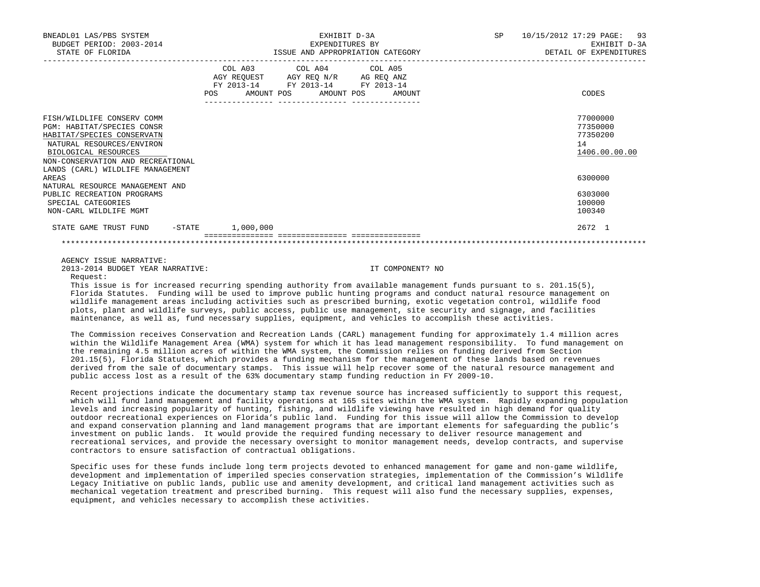| | COL A03 AGY REQUEST FY 2013-14 POS AMOUNT | COL A04 AGY REQ N/R FY 2013-14 POS AMOUNT | COL A05 AG REQ ANZ FY 2013-14 POS AMOUNT | CODES |
|---|---|---|---|---|
| FISH/WILDLIFE CONSERV COMM | | | | 77000000 |
| PGM: HABITAT/SPECIES CONSR | | | | 77350000 |
| HABITAT/SPECIES CONSERVATN | | | | 77350200 |
| NATURAL RESOURCES/ENVIRON | | | | 14 |
| BIOLOGICAL RESOURCES | | | | 1406.00.00.00 |
| NON-CONSERVATION AND RECREATIONAL LANDS (CARL) WILDLIFE MANAGEMENT AREAS | | | | 6300000 |
| NATURAL RESOURCE MANAGEMENT AND PUBLIC RECREATION PROGRAMS | | | | 6303000 |
| SPECIAL CATEGORIES | | | | 100000 |
| NON-CARL WILDLIFE MGMT | | | | 100340 |
| STATE GAME TRUST FUND -STATE | 1,000,000 | | | 2672 1 |

AGENCY ISSUE NARRATIVE:

2013-2014 BUDGET YEAR NARRATIVE: IT COMPONENT? NO

Request:

This issue is for increased recurring spending authority from available management funds pursuant to s. 201.15(5), Florida Statutes. Funding will be used to improve public hunting programs and conduct natural resource management on wildlife management areas including activities such as prescribed burning, exotic vegetation control, wildlife food plots, plant and wildlife surveys, public access, public use management, site security and signage, and facilities maintenance, as well as, fund necessary supplies, equipment, and vehicles to accomplish these activities.

The Commission receives Conservation and Recreation Lands (CARL) management funding for approximately 1.4 million acres within the Wildlife Management Area (WMA) system for which it has lead management responsibility. To fund management on the remaining 4.5 million acres of within the WMA system, the Commission relies on funding derived from Section 201.15(5), Florida Statutes, which provides a funding mechanism for the management of these lands based on revenues derived from the sale of documentary stamps. This issue will help recover some of the natural resource management and public access lost as a result of the 63% documentary stamp funding reduction in FY 2009-10.

Recent projections indicate the documentary stamp tax revenue source has increased sufficiently to support this request, which will fund land management and facility operations at 165 sites within the WMA system. Rapidly expanding population levels and increasing popularity of hunting, fishing, and wildlife viewing have resulted in high demand for quality outdoor recreational experiences on Florida's public land. Funding for this issue will allow the Commission to develop and expand conservation planning and land management programs that are important elements for safeguarding the public's investment on public lands. It would provide the required funding necessary to deliver resource management and recreational services, and provide the necessary oversight to monitor management needs, develop contracts, and supervise contractors to ensure satisfaction of contractual obligations.

Specific uses for these funds include long term projects devoted to enhanced management for game and non-game wildlife, development and implementation of imperiled species conservation strategies, implementation of the Commission's Wildlife Legacy Initiative on public lands, public use and amenity development, and critical land management activities such as mechanical vegetation treatment and prescribed burning. This request will also fund the necessary supplies, expenses, equipment, and vehicles necessary to accomplish these activities.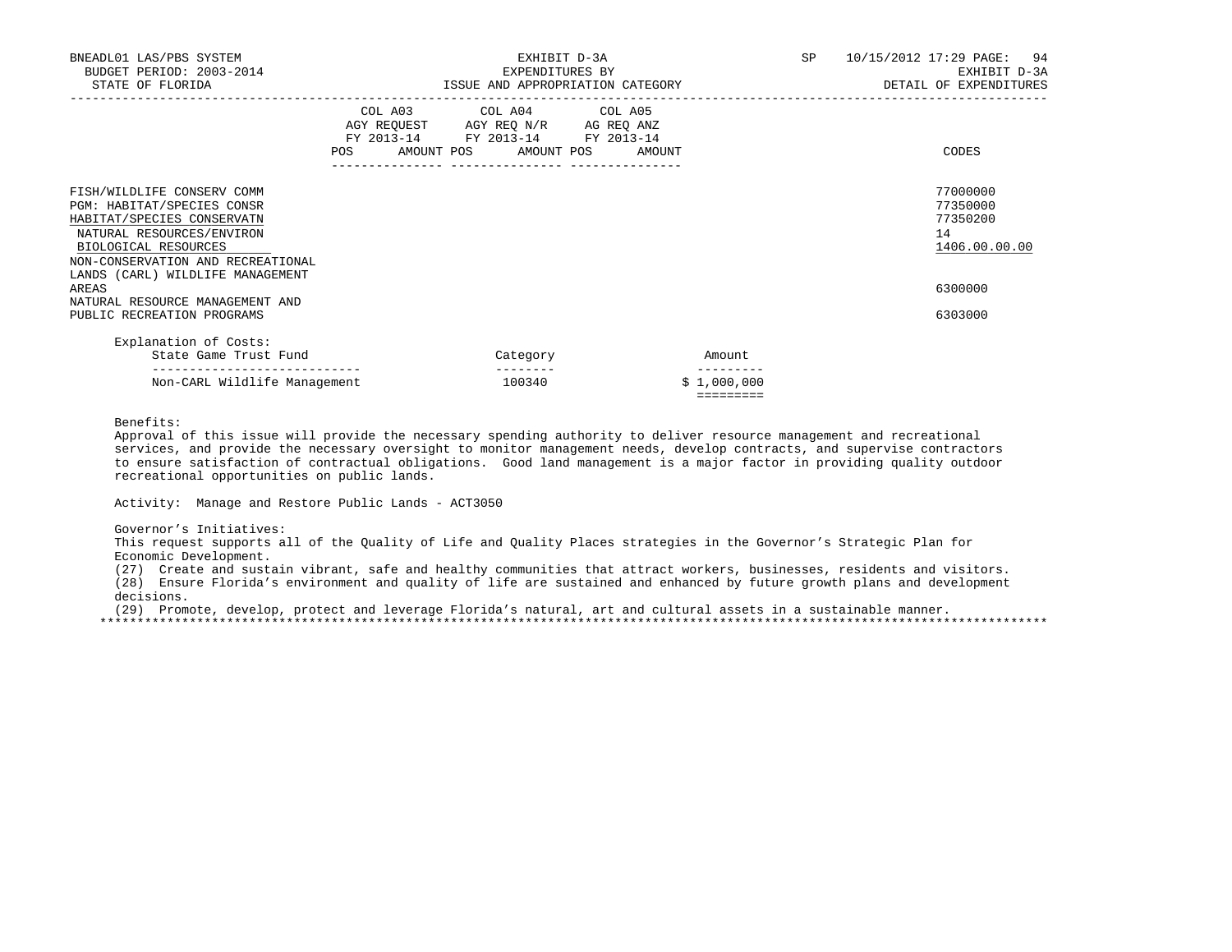| | COL A03 AGY REQUEST FY 2013-14 POS AMOUNT | COL A04 AGY REQ N/R FY 2013-14 POS AMOUNT | COL A05 AG REQ ANZ FY 2013-14 POS AMOUNT | CODES |
|---|---|---|---|---|
| FISH/WILDLIFE CONSERV COMM | | | | 77000000 |
| PGM: HABITAT/SPECIES CONSR | | | | 77350000 |
| HABITAT/SPECIES CONSERVATN | | | | 77350200 |
| NATURAL RESOURCES/ENVIRON | | | | 14 |
| BIOLOGICAL RESOURCES | | | | 1406.00.00.00 |
| NON-CONSERVATION AND RECREATIONAL LANDS (CARL) WILDLIFE MANAGEMENT AREAS | | | | 6300000 |
| NATURAL RESOURCE MANAGEMENT AND PUBLIC RECREATION PROGRAMS | | | | 6303000 |

Explanation of Costs:

| State Game Trust Fund | Category | Amount |
|---|---|---|
| Non-CARL Wildlife Management | 100340 | $ 1,000,000 |

Benefits:
Approval of this issue will provide the necessary spending authority to deliver resource management and recreational services, and provide the necessary oversight to monitor management needs, develop contracts, and supervise contractors to ensure satisfaction of contractual obligations. Good land management is a major factor in providing quality outdoor recreational opportunities on public lands.

Activity: Manage and Restore Public Lands - ACT3050

Governor's Initiatives:
This request supports all of the Quality of Life and Quality Places strategies in the Governor's Strategic Plan for Economic Development.
(27) Create and sustain vibrant, safe and healthy communities that attract workers, businesses, residents and visitors.
(28) Ensure Florida's environment and quality of life are sustained and enhanced by future growth plans and development decisions.
(29) Promote, develop, protect and leverage Florida's natural, art and cultural assets in a sustainable manner.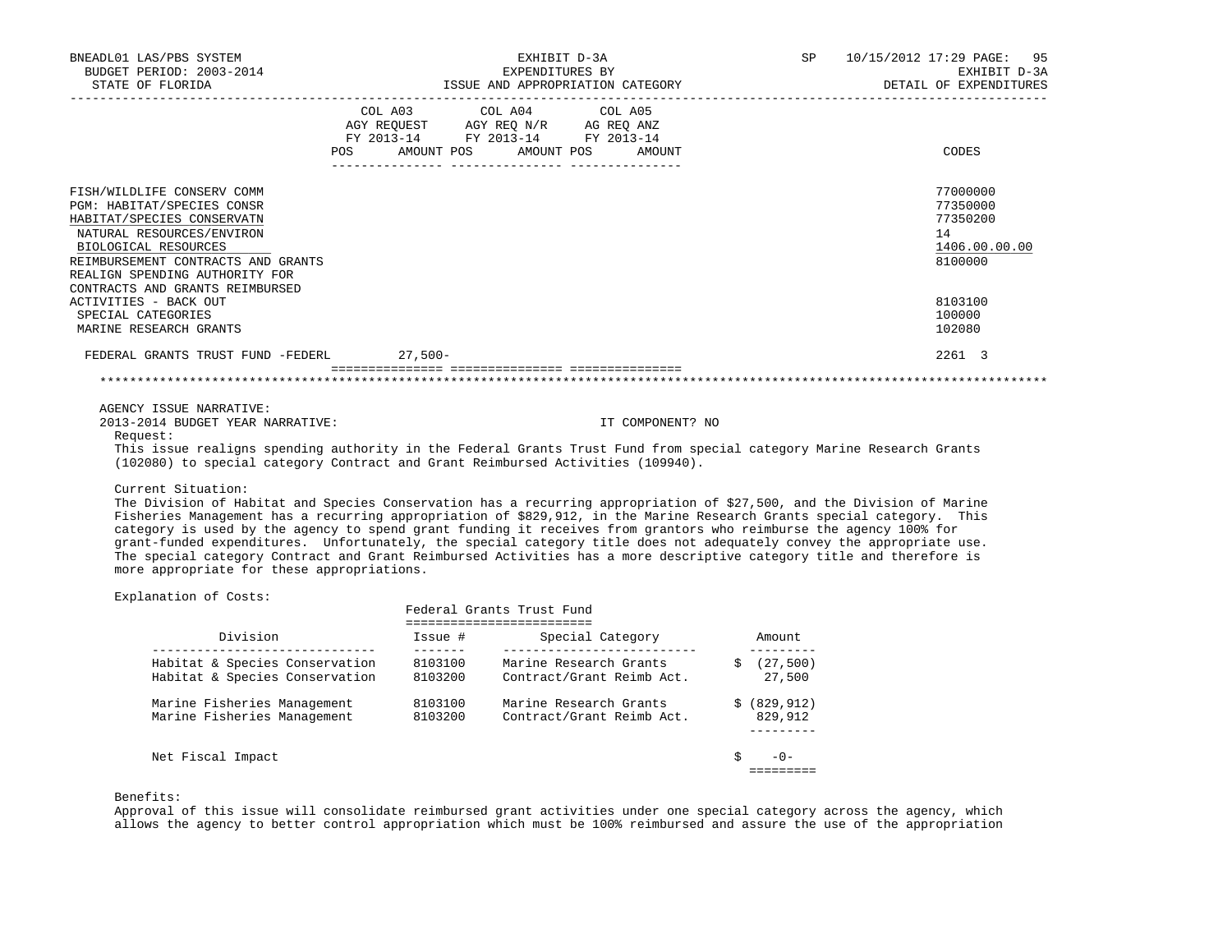BNEADL01 LAS/PBS SYSTEM
BUDGET PERIOD: 2003-2014
STATE OF FLORIDA

EXHIBIT D-3A
EXPENDITURES BY
ISSUE AND APPROPRIATION CATEGORY

SP 10/15/2012 17:29 PAGE: 95
EXHIBIT D-3A
DETAIL OF EXPENDITURES

| | COL A03 AGY REQUEST FY 2013-14 POS AMOUNT | COL A04 AGY REQ N/R FY 2013-14 POS AMOUNT | COL A05 AG REQ ANZ FY 2013-14 POS AMOUNT | CODES |
|---|---|---|---|---|
| FISH/WILDLIFE CONSERV COMM | | | | 77000000 |
| PGM: HABITAT/SPECIES CONSR | | | | 77350000 |
| HABITAT/SPECIES CONSERVATN | | | | 77350200 |
| NATURAL RESOURCES/ENVIRON | | | | 14 |
| BIOLOGICAL RESOURCES | | | | 1406.00.00.00 |
| REIMBURSEMENT CONTRACTS AND GRANTS | | | | 8100000 |
| REALIGN SPENDING AUTHORITY FOR CONTRACTS AND GRANTS REIMBURSED ACTIVITIES - BACK OUT | | | | 8103100 |
| SPECIAL CATEGORIES | | | | 100000 |
| MARINE RESEARCH GRANTS | | | | 102080 |
| FEDERAL GRANTS TRUST FUND -FEDERL | 27,500- | | | 2261 3 |

AGENCY ISSUE NARRATIVE:
2013-2014 BUDGET YEAR NARRATIVE: IT COMPONENT? NO

Request:
This issue realigns spending authority in the Federal Grants Trust Fund from special category Marine Research Grants (102080) to special category Contract and Grant Reimbursed Activities (109940).

Current Situation:
The Division of Habitat and Species Conservation has a recurring appropriation of $27,500, and the Division of Marine Fisheries Management has a recurring appropriation of $829,912, in the Marine Research Grants special category. This category is used by the agency to spend grant funding it receives from grantors who reimburse the agency 100% for grant-funded expenditures. Unfortunately, the special category title does not adequately convey the appropriate use. The special category Contract and Grant Reimbursed Activities has a more descriptive category title and therefore is more appropriate for these appropriations.

Explanation of Costs:

Federal Grants Trust Fund

| Division | Issue # | Special Category | Amount |
|---|---|---|---|
| Habitat & Species Conservation | 8103100 | Marine Research Grants | $ (27,500) |
| Habitat & Species Conservation | 8103200 | Contract/Grant Reimb Act. | 27,500 |
| Marine Fisheries Management | 8103100 | Marine Research Grants | $ (829,912) |
| Marine Fisheries Management | 8103200 | Contract/Grant Reimb Act. | 829,912 |
| Net Fiscal Impact | | | $ -0- |

Benefits:
Approval of this issue will consolidate reimbursed grant activities under one special category across the agency, which allows the agency to better control appropriation which must be 100% reimbursed and assure the use of the appropriation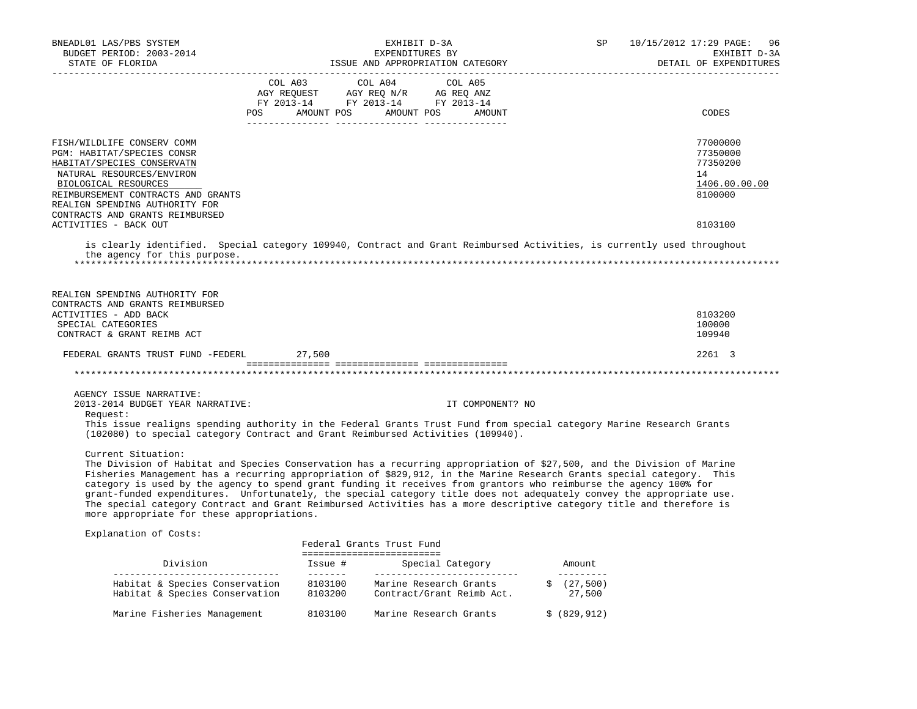| | COL A03 AGY REQUEST FY 2013-14 POS AMOUNT | COL A04 AGY REQ N/R FY 2013-14 POS AMOUNT | COL A05 AG REQ ANZ FY 2013-14 POS AMOUNT | CODES |
|---|---|---|---|---|
| FISH/WILDLIFE CONSERV COMM | | | | 77000000 |
| PGM: HABITAT/SPECIES CONSR | | | | 77350000 |
| HABITAT/SPECIES CONSERVATN | | | | 77350200 |
| NATURAL RESOURCES/ENVIRON | | | | 14 |
| BIOLOGICAL RESOURCES | | | | 1406.00.00.00 |
| REIMBURSEMENT CONTRACTS AND GRANTS | | | | 8100000 |
| REALIGN SPENDING AUTHORITY FOR CONTRACTS AND GRANTS REIMBURSED ACTIVITIES - BACK OUT | | | | 8103100 |

is clearly identified. Special category 109940, Contract and Grant Reimbursed Activities, is currently used throughout the agency for this purpose.

*******************************************************************************************************************

| | COL A03 | COL A04 | COL A05 | CODES |
|---|---|---|---|---|
| REALIGN SPENDING AUTHORITY FOR CONTRACTS AND GRANTS REIMBURSED ACTIVITIES - ADD BACK | | | | 8103200 |
| SPECIAL CATEGORIES | | | | 100000 |
| CONTRACT & GRANT REIMB ACT | | | | 109940 |
| FEDERAL GRANTS TRUST FUND -FEDERL | 27,500 | | | 2261 3 |

*******************************************************************************************************************

AGENCY ISSUE NARRATIVE:

2013-2014 BUDGET YEAR NARRATIVE: IT COMPONENT? NO

Request:

This issue realigns spending authority in the Federal Grants Trust Fund from special category Marine Research Grants (102080) to special category Contract and Grant Reimbursed Activities (109940).

Current Situation:

The Division of Habitat and Species Conservation has a recurring appropriation of $27,500, and the Division of Marine Fisheries Management has a recurring appropriation of $829,912, in the Marine Research Grants special category. This category is used by the agency to spend grant funding it receives from grantors who reimburse the agency 100% for grant-funded expenditures. Unfortunately, the special category title does not adequately convey the appropriate use. The special category Contract and Grant Reimbursed Activities has a more descriptive category title and therefore is more appropriate for these appropriations.

Explanation of Costs:

Federal Grants Trust Fund

| Division | Issue # | Special Category | Amount |
|---|---|---|---|
| Habitat & Species Conservation | 8103100 | Marine Research Grants | $ (27,500) |
| Habitat & Species Conservation | 8103200 | Contract/Grant Reimb Act. | 27,500 |
| Marine Fisheries Management | 8103100 | Marine Research Grants | $ (829,912) |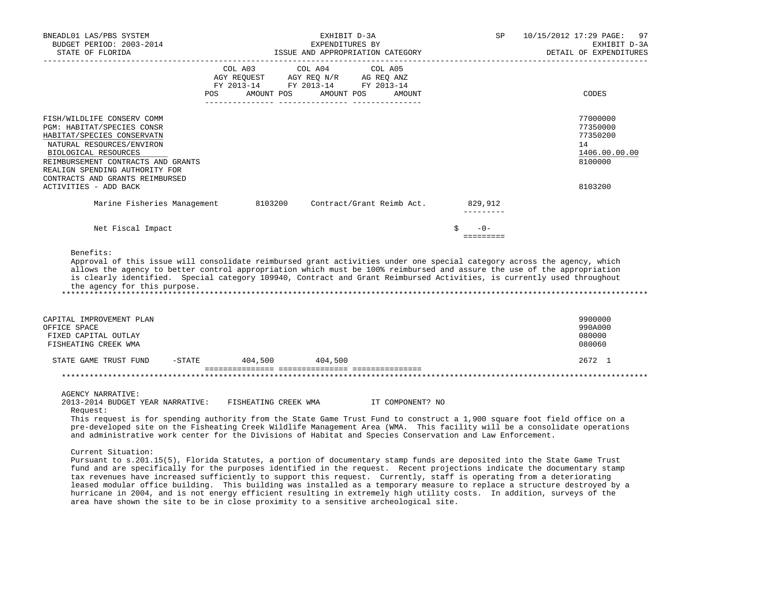| | COL A03 AGY REQUEST FY 2013-14 | | COL A04 AGY REQ N/R FY 2013-14 | | COL A05 AG REQ ANZ FY 2013-14 | | |
|---|---|---|---|---|---|---|---|
| | POS | AMOUNT | POS | AMOUNT | POS | AMOUNT | CODES |
| FISH/WILDLIFE CONSERV COMM | | | | | | | 77000000 |
| PGM: HABITAT/SPECIES CONSR | | | | | | | 77350000 |
| HABITAT/SPECIES CONSERVATN | | | | | | | 77350200 |
| NATURAL RESOURCES/ENVIRON | | | | | | | 14 |
| BIOLOGICAL RESOURCES | | | | | | | 1406.00.00.00 |
| REIMBURSEMENT CONTRACTS AND GRANTS | | | | | | | 8100000 |
| REALIGN SPENDING AUTHORITY FOR CONTRACTS AND GRANTS REIMBURSED ACTIVITIES - ADD BACK | | | | | | | 8103200 |

| | | | |
|---|---|---|---|
| Marine Fisheries Management | 8103200 | Contract/Grant Reimb Act. | 829,912 |
| Net Fiscal Impact | | | $ -0- |

Benefits:
Approval of this issue will consolidate reimbursed grant activities under one special category across the agency, which allows the agency to better control appropriation which must be 100% reimbursed and assure the use of the appropriation is clearly identified. Special category 109940, Contract and Grant Reimbursed Activities, is currently used throughout the agency for this purpose.

*****************************************************************************************************************************

| | COL A03 | | COL A04 | | COL A05 | | CODES |
|---|---|---|---|---|---|---|---|
| CAPITAL IMPROVEMENT PLAN | | | | | | | 9900000 |
| OFFICE SPACE | | | | | | | 990A000 |
| FIXED CAPITAL OUTLAY | | | | | | | 080000 |
| FISHEATING CREEK WMA | | | | | | | 080060 |
| STATE GAME TRUST FUND -STATE | | 404,500 | | 404,500 | | | 2672 1 |

*****************************************************************************************************************************

AGENCY NARRATIVE:
2013-2014 BUDGET YEAR NARRATIVE: FISHEATING CREEK WMA IT COMPONENT? NO

Request:
This request is for spending authority from the State Game Trust Fund to construct a 1,900 square foot field office on a pre-developed site on the Fisheating Creek Wildlife Management Area (WMA. This facility will be a consolidate operations and administrative work center for the Divisions of Habitat and Species Conservation and Law Enforcement.

Current Situation:
Pursuant to s.201.15(5), Florida Statutes, a portion of documentary stamp funds are deposited into the State Game Trust fund and are specifically for the purposes identified in the request. Recent projections indicate the documentary stamp tax revenues have increased sufficiently to support this request. Currently, staff is operating from a deteriorating leased modular office building. This building was installed as a temporary measure to replace a structure destroyed by a hurricane in 2004, and is not energy efficient resulting in extremely high utility costs. In addition, surveys of the area have shown the site to be in close proximity to a sensitive archeological site.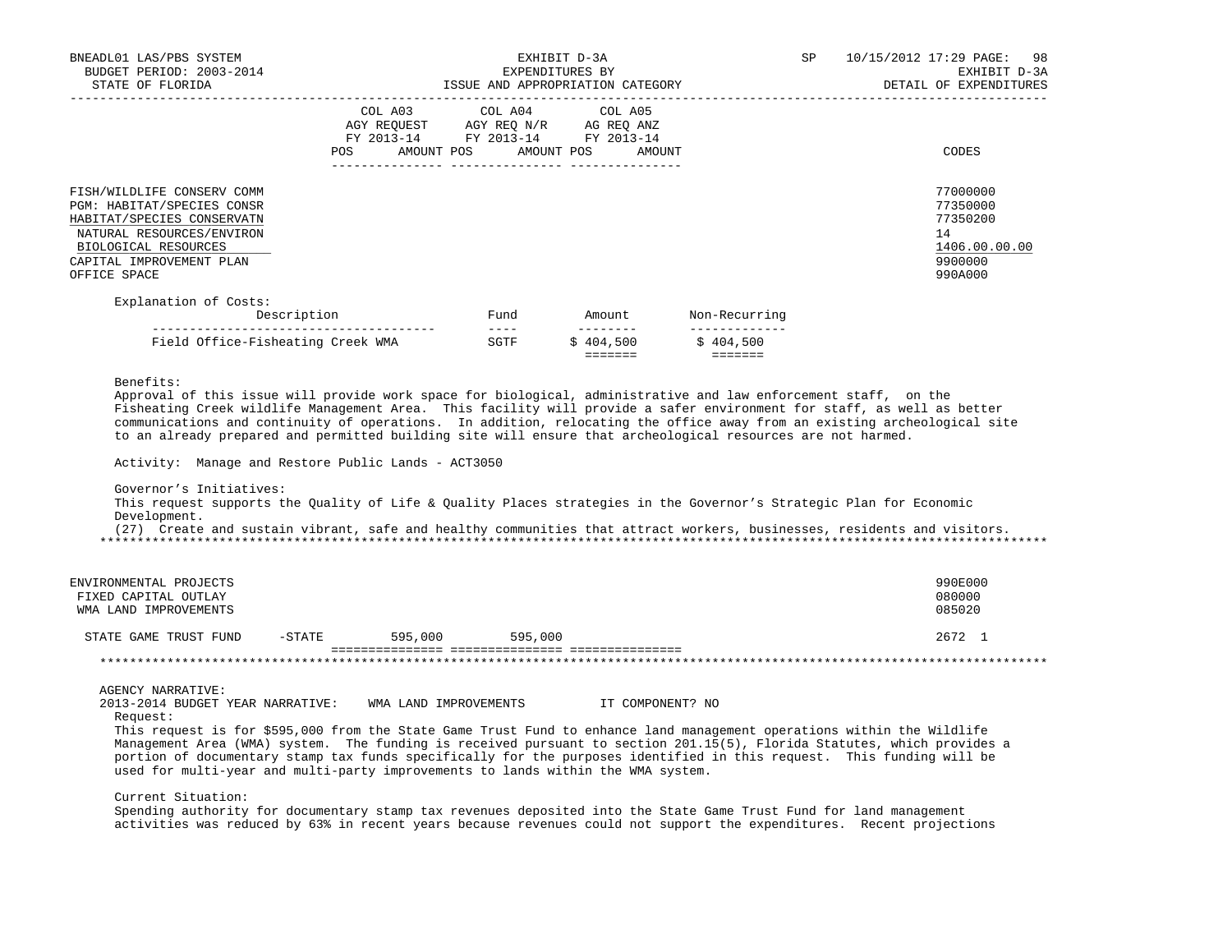BNEADL01 LAS/PBS SYSTEM — EXHIBIT D-3A — EXPENDITURES BY ISSUE AND APPROPRIATION CATEGORY — DETAIL OF EXPENDITURES

BUDGET PERIOD: 2003-2014 — STATE OF FLORIDA

| | COL A03 AGY REQUEST FY 2013-14 POS AMOUNT | COL A04 AGY REQ N/R FY 2013-14 POS AMOUNT | COL A05 AG REQ ANZ FY 2013-14 POS AMOUNT | CODES |
|---|---|---|---|---|
| FISH/WILDLIFE CONSERV COMM | | | | 77000000 |
| PGM: HABITAT/SPECIES CONSR | | | | 77350000 |
| HABITAT/SPECIES CONSERVATN | | | | 77350200 |
| NATURAL RESOURCES/ENVIRON | | | | 14 |
| BIOLOGICAL RESOURCES | | | | 1406.00.00.00 |
| CAPITAL IMPROVEMENT PLAN | | | | 9900000 |
| OFFICE SPACE | | | | 990A000 |

Explanation of Costs:

| Description | Fund | Amount | Non-Recurring |
|---|---|---|---|
| Field Office-Fisheating Creek WMA | SGTF | $ 404,500 | $ 404,500 |

Benefits:
Approval of this issue will provide work space for biological, administrative and law enforcement staff, on the Fisheating Creek wildlife Management Area. This facility will provide a safer environment for staff, as well as better communications and continuity of operations. In addition, relocating the office away from an existing archeological site to an already prepared and permitted building site will ensure that archeological resources are not harmed.

Activity: Manage and Restore Public Lands - ACT3050

Governor's Initiatives:
This request supports the Quality of Life & Quality Places strategies in the Governor's Strategic Plan for Economic Development.
(27) Create and sustain vibrant, safe and healthy communities that attract workers, businesses, residents and visitors.

***

| | COL A03 | COL A04 | COL A05 | CODES |
|---|---|---|---|---|
| ENVIRONMENTAL PROJECTS | | | | 990E000 |
| FIXED CAPITAL OUTLAY | | | | 080000 |
| WMA LAND IMPROVEMENTS | | | | 085020 |
| STATE GAME TRUST FUND -STATE | 595,000 | 595,000 | | 2672 1 |

***

AGENCY NARRATIVE:
2013-2014 BUDGET YEAR NARRATIVE: WMA LAND IMPROVEMENTS IT COMPONENT? NO

Request:
This request is for $595,000 from the State Game Trust Fund to enhance land management operations within the Wildlife Management Area (WMA) system. The funding is received pursuant to section 201.15(5), Florida Statutes, which provides a portion of documentary stamp tax funds specifically for the purposes identified in this request. This funding will be used for multi-year and multi-party improvements to lands within the WMA system.

Current Situation:
Spending authority for documentary stamp tax revenues deposited into the State Game Trust Fund for land management activities was reduced by 63% in recent years because revenues could not support the expenditures. Recent projections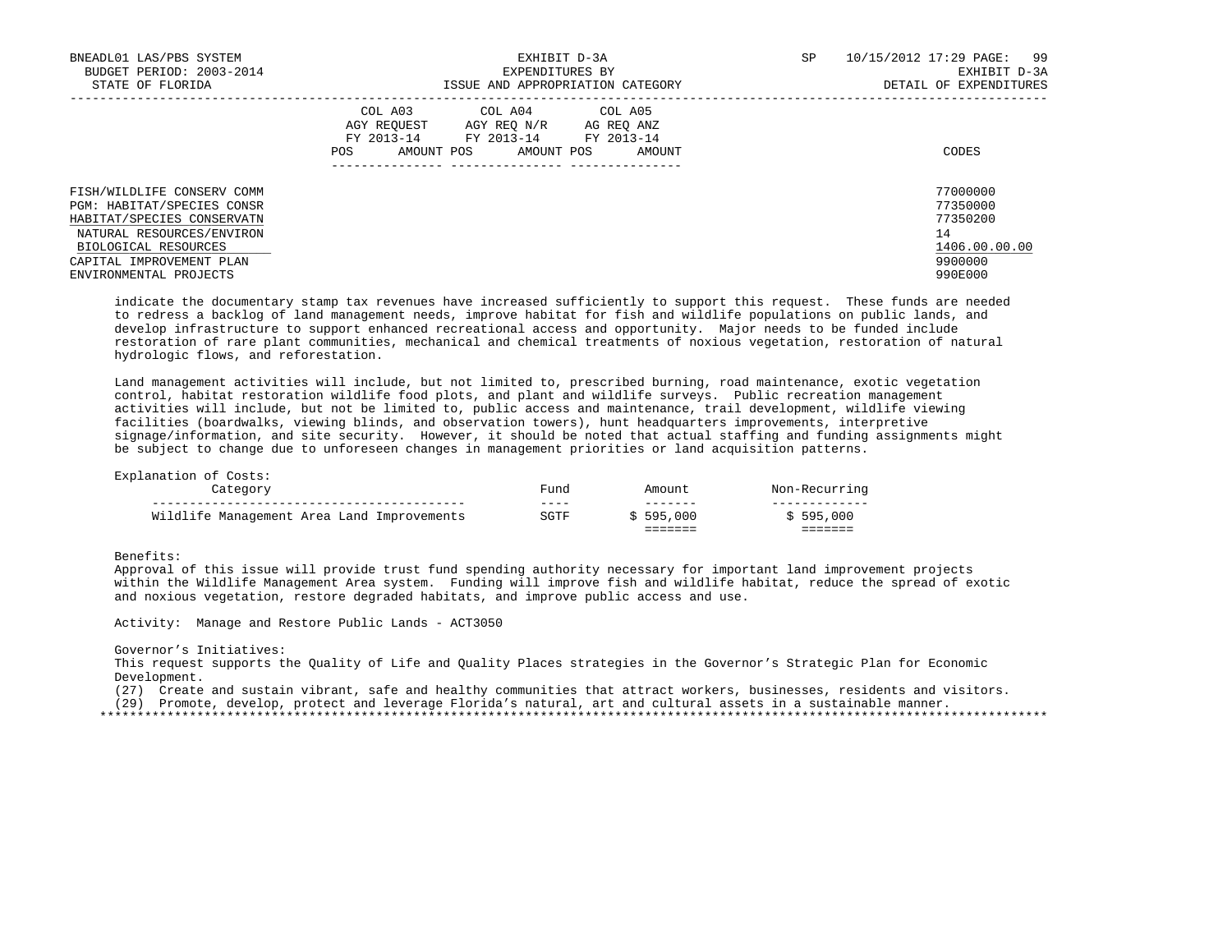| | COL A03 AGY REQUEST FY 2013-14 POS AMOUNT | COL A04 AGY REQ N/R FY 2013-14 POS AMOUNT | COL A05 AG REQ ANZ FY 2013-14 POS AMOUNT | CODES |
|---|---|---|---|---|
| FISH/WILDLIFE CONSERV COMM | | | | 77000000 |
| PGM: HABITAT/SPECIES CONSR | | | | 77350000 |
| HABITAT/SPECIES CONSERVATN | | | | 77350200 |
| NATURAL RESOURCES/ENVIRON | | | | 14 |
| BIOLOGICAL RESOURCES | | | | 1406.00.00.00 |
| CAPITAL IMPROVEMENT PLAN | | | | 9900000 |
| ENVIRONMENTAL PROJECTS | | | | 990E000 |

indicate the documentary stamp tax revenues have increased sufficiently to support this request. These funds are needed to redress a backlog of land management needs, improve habitat for fish and wildlife populations on public lands, and develop infrastructure to support enhanced recreational access and opportunity. Major needs to be funded include restoration of rare plant communities, mechanical and chemical treatments of noxious vegetation, restoration of natural hydrologic flows, and reforestation.

Land management activities will include, but not limited to, prescribed burning, road maintenance, exotic vegetation control, habitat restoration wildlife food plots, and plant and wildlife surveys. Public recreation management activities will include, but not be limited to, public access and maintenance, trail development, wildlife viewing facilities (boardwalks, viewing blinds, and observation towers), hunt headquarters improvements, interpretive signage/information, and site security. However, it should be noted that actual staffing and funding assignments might be subject to change due to unforeseen changes in management priorities or land acquisition patterns.

Explanation of Costs:

| Category | Fund | Amount | Non-Recurring |
|---|---|---|---|
| Wildlife Management Area Land Improvements | SGTF | $ 595,000 | $ 595,000 |

Benefits:
Approval of this issue will provide trust fund spending authority necessary for important land improvement projects within the Wildlife Management Area system. Funding will improve fish and wildlife habitat, reduce the spread of exotic and noxious vegetation, restore degraded habitats, and improve public access and use.

Activity: Manage and Restore Public Lands - ACT3050

Governor's Initiatives:
This request supports the Quality of Life and Quality Places strategies in the Governor's Strategic Plan for Economic Development.
(27) Create and sustain vibrant, safe and healthy communities that attract workers, businesses, residents and visitors.
(29) Promote, develop, protect and leverage Florida's natural, art and cultural assets in a sustainable manner.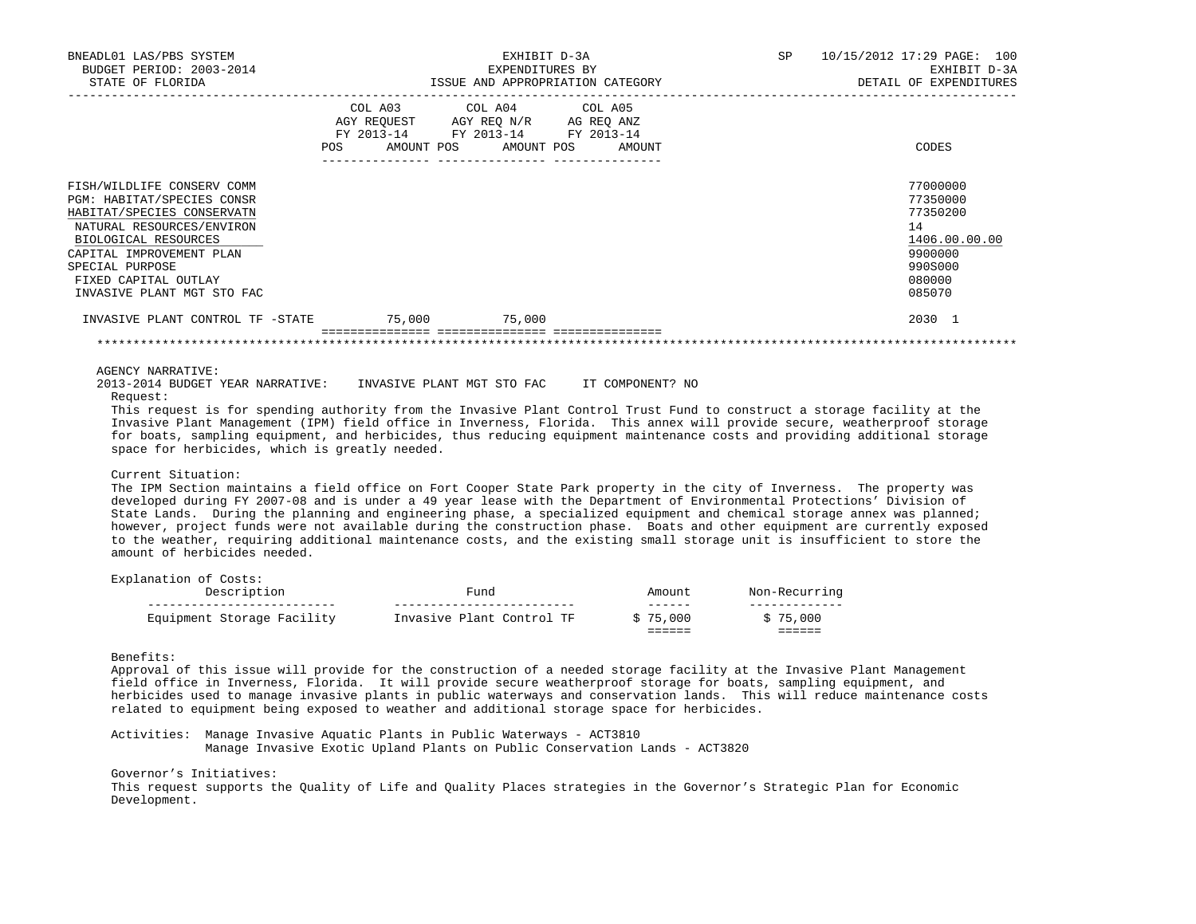BNEADL01 LAS/PBS SYSTEM | EXHIBIT D-3A | SP 10/15/2012 17:29
BUDGET PERIOD: 2003-2014 | EXPENDITURES BY | EXHIBIT D-3A
STATE OF FLORIDA | ISSUE AND APPROPRIATION CATEGORY | DETAIL OF EXPENDITURES

| | COL A03 AGY REQUEST FY 2013-14 POS | AMOUNT | COL A04 AGY REQ N/R FY 2013-14 POS | AMOUNT | COL A05 AG REQ ANZ FY 2013-14 POS | AMOUNT | CODES |
|---|---|---|---|---|---|---|---|
| FISH/WILDLIFE CONSERV COMM | | | | | | | 77000000 |
| PGM: HABITAT/SPECIES CONSR | | | | | | | 77350000 |
| HABITAT/SPECIES CONSERVATN | | | | | | | 77350200 |
| NATURAL RESOURCES/ENVIRON | | | | | | | 14 |
| BIOLOGICAL RESOURCES | | | | | | | 1406.00.00.00 |
| CAPITAL IMPROVEMENT PLAN | | | | | | | 9900000 |
| SPECIAL PURPOSE | | | | | | | 990S000 |
| FIXED CAPITAL OUTLAY | | | | | | | 080000 |
| INVASIVE PLANT MGT STO FAC | | | | | | | 085070 |
| INVASIVE PLANT CONTROL TF -STATE | | 75,000 | | 75,000 | | | 2030 1 |

AGENCY NARRATIVE:

2013-2014 BUDGET YEAR NARRATIVE: INVASIVE PLANT MGT STO FAC IT COMPONENT? NO

Request:

This request is for spending authority from the Invasive Plant Control Trust Fund to construct a storage facility at the Invasive Plant Management (IPM) field office in Inverness, Florida. This annex will provide secure, weatherproof storage for boats, sampling equipment, and herbicides, thus reducing equipment maintenance costs and providing additional storage space for herbicides, which is greatly needed.

Current Situation:

The IPM Section maintains a field office on Fort Cooper State Park property in the city of Inverness. The property was developed during FY 2007-08 and is under a 49 year lease with the Department of Environmental Protections' Division of State Lands. During the planning and engineering phase, a specialized equipment and chemical storage annex was planned; however, project funds were not available during the construction phase. Boats and other equipment are currently exposed to the weather, requiring additional maintenance costs, and the existing small storage unit is insufficient to store the amount of herbicides needed.

Explanation of Costs:

| Description | Fund | Amount | Non-Recurring |
|---|---|---|---|
| Equipment Storage Facility | Invasive Plant Control TF | $ 75,000 | $ 75,000 |

Benefits:

Approval of this issue will provide for the construction of a needed storage facility at the Invasive Plant Management field office in Inverness, Florida. It will provide secure weatherproof storage for boats, sampling equipment, and herbicides used to manage invasive plants in public waterways and conservation lands. This will reduce maintenance costs related to equipment being exposed to weather and additional storage space for herbicides.

Activities: Manage Invasive Aquatic Plants in Public Waterways - ACT3810
Manage Invasive Exotic Upland Plants on Public Conservation Lands - ACT3820

Governor's Initiatives:

This request supports the Quality of Life and Quality Places strategies in the Governor's Strategic Plan for Economic Development.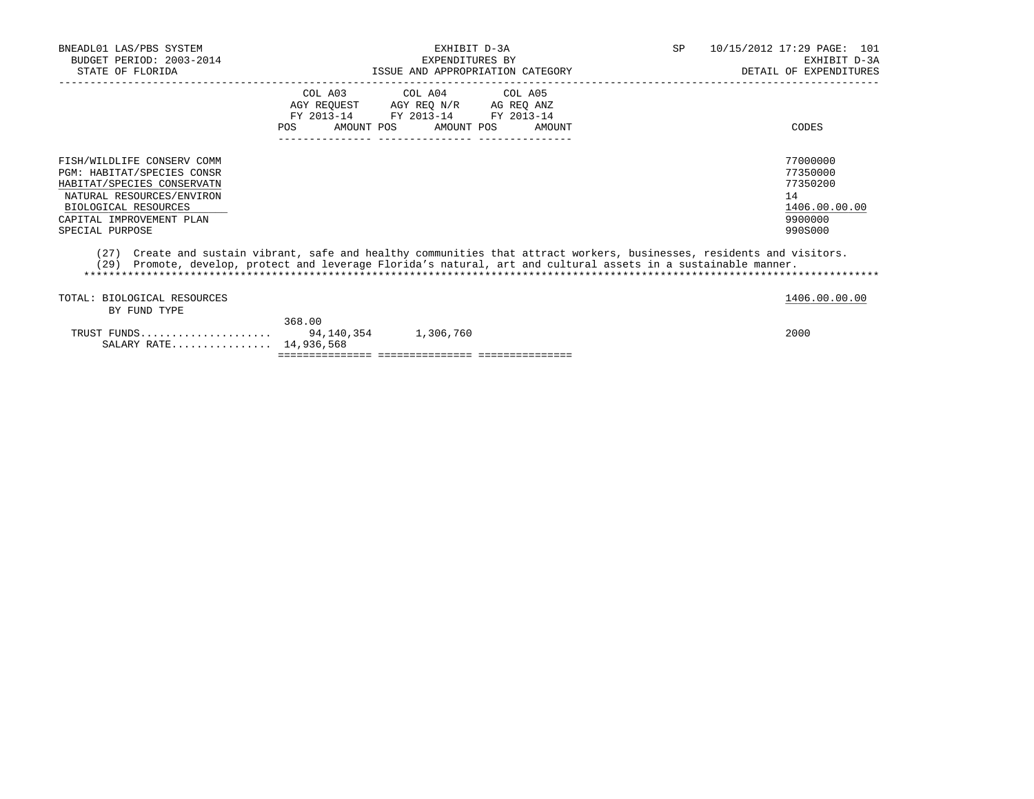BNEADL01 LAS/PBS SYSTEM
BUDGET PERIOD: 2003-2014
STATE OF FLORIDA

EXHIBIT D-3A
EXPENDITURES BY
ISSUE AND APPROPRIATION CATEGORY

SP 10/15/2012 17:29
EXHIBIT D-3A
DETAIL OF EXPENDITURES

| | COL A03 AGY REQUEST FY 2013-14 POS AMOUNT | COL A04 AGY REQ N/R FY 2013-14 POS AMOUNT | COL A05 AG REQ ANZ FY 2013-14 POS AMOUNT | CODES |
|---|---|---|---|---|
| FISH/WILDLIFE CONSERV COMM | | | | 77000000 |
| PGM: HABITAT/SPECIES CONSR | | | | 77350000 |
| HABITAT/SPECIES CONSERVATN | | | | 77350200 |
| NATURAL RESOURCES/ENVIRON | | | | 14 |
| BIOLOGICAL RESOURCES | | | | 1406.00.00.00 |
| CAPITAL IMPROVEMENT PLAN | | | | 9900000 |
| SPECIAL PURPOSE | | | | 990S000 |

(27) Create and sustain vibrant, safe and healthy communities that attract workers, businesses, residents and visitors.
(29) Promote, develop, protect and leverage Florida's natural, art and cultural assets in a sustainable manner.

*******************************************************************************************************************************

| | COL A03 | COL A04 | COL A05 | CODES |
|---|---|---|---|---|
| TOTAL: BIOLOGICAL RESOURCES | | | | 1406.00.00.00 |
| BY FUND TYPE | | | | |
| | 368.00 | | | |
| TRUST FUNDS..................... | 94,140,354 | 1,306,760 | | 2000 |
| SALARY RATE................ | 14,936,568 | | | |
| | =============== | =============== | =============== | |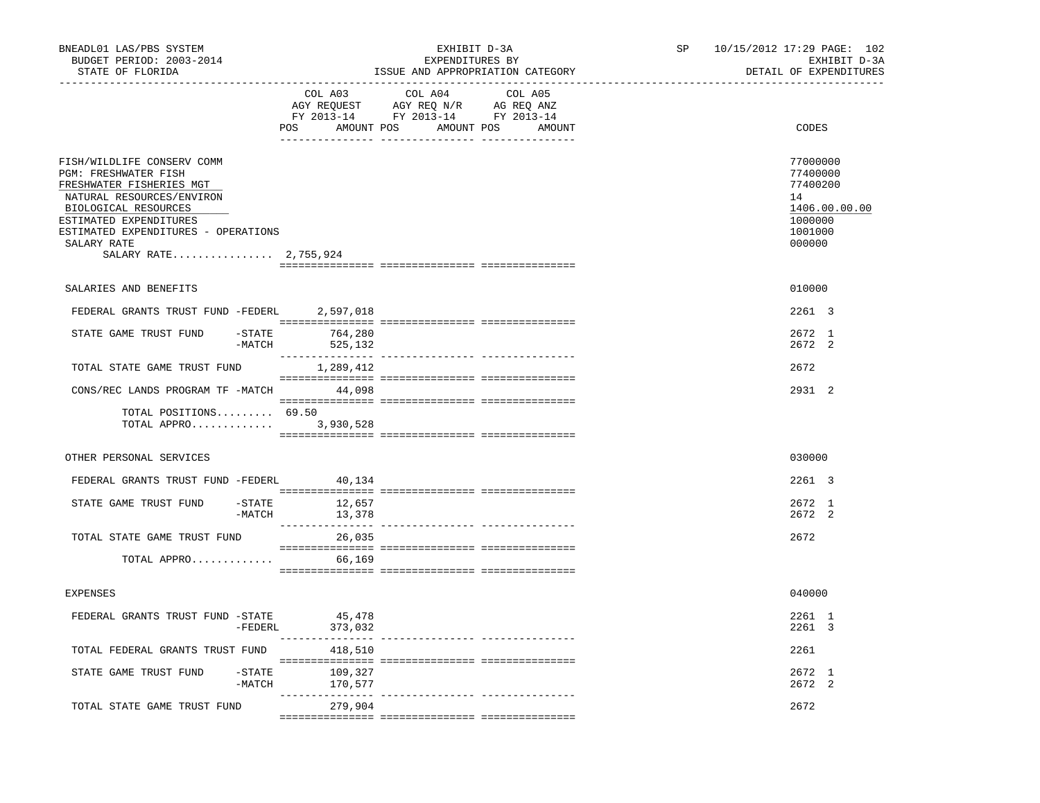BNEADL01 LAS/PBS SYSTEM
BUDGET PERIOD: 2003-2014
STATE OF FLORIDA

EXHIBIT D-3A
EXPENDITURES BY
ISSUE AND APPROPRIATION CATEGORY

SP 10/15/2012 17:29 PAGE: 102
EXHIBIT D-3A
DETAIL OF EXPENDITURES

| | COL A03 AGY REQUEST FY 2013-14 POS AMOUNT | COL A04 AGY REQ N/R FY 2013-14 POS AMOUNT | COL A05 AG REQ ANZ FY 2013-14 POS AMOUNT | CODES |
|---|---|---|---|---|
| FISH/WILDLIFE CONSERV COMM | | | | 77000000 |
| PGM: FRESHWATER FISH | | | | 77400000 |
| FRESHWATER FISHERIES MGT | | | | 77400200 |
| NATURAL RESOURCES/ENVIRON | | | | 14 |
| BIOLOGICAL RESOURCES | | | | 1406.00.00.00 |
| ESTIMATED EXPENDITURES | | | | 1000000 |
| ESTIMATED EXPENDITURES - OPERATIONS | | | | 1001000 |
| SALARY RATE | | | | 000000 |
| SALARY RATE................ 2,755,924 | | | | |
| SALARIES AND BENEFITS | | | | 010000 |
| FEDERAL GRANTS TRUST FUND -FEDERL | 2,597,018 | | | 2261 3 |
| STATE GAME TRUST FUND -STATE | 764,280 | | | 2672 1 |
| -MATCH | 525,132 | | | 2672 2 |
| TOTAL STATE GAME TRUST FUND | 1,289,412 | | | 2672 |
| CONS/REC LANDS PROGRAM TF -MATCH | 44,098 | | | 2931 2 |
| TOTAL POSITIONS......... | 69.50 | | | |
| TOTAL APPRO............. | 3,930,528 | | | |
| OTHER PERSONAL SERVICES | | | | 030000 |
| FEDERAL GRANTS TRUST FUND -FEDERL | 40,134 | | | 2261 3 |
| STATE GAME TRUST FUND -STATE | 12,657 | | | 2672 1 |
| -MATCH | 13,378 | | | 2672 2 |
| TOTAL STATE GAME TRUST FUND | 26,035 | | | 2672 |
| TOTAL APPRO............. | 66,169 | | | |
| EXPENSES | | | | 040000 |
| FEDERAL GRANTS TRUST FUND -STATE | 45,478 | | | 2261 1 |
| -FEDERL | 373,032 | | | 2261 3 |
| TOTAL FEDERAL GRANTS TRUST FUND | 418,510 | | | 2261 |
| STATE GAME TRUST FUND -STATE | 109,327 | | | 2672 1 |
| -MATCH | 170,577 | | | 2672 2 |
| TOTAL STATE GAME TRUST FUND | 279,904 | | | 2672 |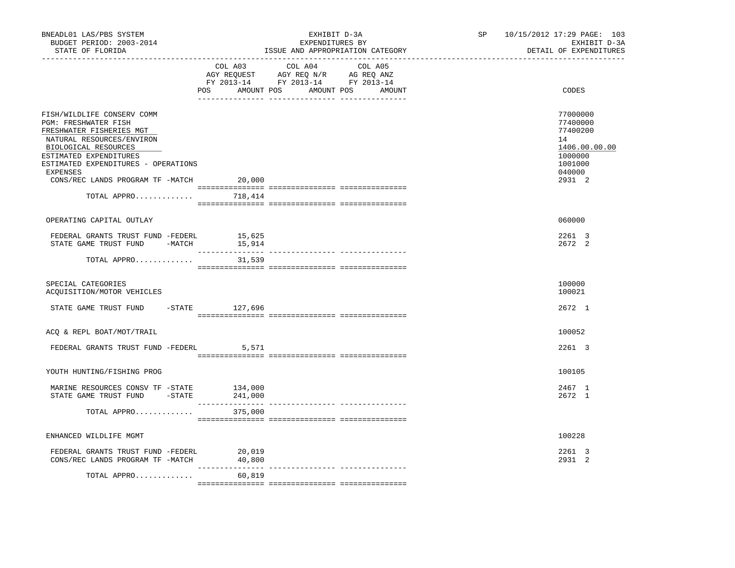BNEADL01 LAS/PBS SYSTEM | EXHIBIT D-3A | SP 10/15/2012 17:29 PAGE: 103
BUDGET PERIOD: 2003-2014 | EXPENDITURES BY | EXHIBIT D-3A
STATE OF FLORIDA | ISSUE AND APPROPRIATION CATEGORY | DETAIL OF EXPENDITURES

| | COL A03 AGY REQUEST FY 2013-14 POS AMOUNT | COL A04 AGY REQ N/R FY 2013-14 POS AMOUNT | COL A05 AG REQ ANZ FY 2013-14 POS AMOUNT | CODES |
|---|---|---|---|---|
| FISH/WILDLIFE CONSERV COMM | | | | 77000000 |
| PGM: FRESHWATER FISH | | | | 77400000 |
| FRESHWATER FISHERIES MGT | | | | 77400200 |
| NATURAL RESOURCES/ENVIRON | | | | 14 |
| BIOLOGICAL RESOURCES | | | | 1406.00.00.00 |
| ESTIMATED EXPENDITURES | | | | 1000000 |
| ESTIMATED EXPENDITURES - OPERATIONS | | | | 1001000 |
| EXPENSES | | | | 040000 |
| CONS/REC LANDS PROGRAM TF -MATCH | 20,000 | | | 2931 2 |
| TOTAL APPRO............. | 718,414 | | | |
| OPERATING CAPITAL OUTLAY | | | | 060000 |
| FEDERAL GRANTS TRUST FUND -FEDERL | 15,625 | | | 2261 3 |
| STATE GAME TRUST FUND -MATCH | 15,914 | | | 2672 2 |
| TOTAL APPRO............. | 31,539 | | | |
| SPECIAL CATEGORIES | | | | 100000 |
| ACQUISITION/MOTOR VEHICLES | | | | 100021 |
| STATE GAME TRUST FUND -STATE | 127,696 | | | 2672 1 |
| ACQ & REPL BOAT/MOT/TRAIL | | | | 100052 |
| FEDERAL GRANTS TRUST FUND -FEDERL | 5,571 | | | 2261 3 |
| YOUTH HUNTING/FISHING PROG | | | | 100105 |
| MARINE RESOURCES CONSV TF -STATE | 134,000 | | | 2467 1 |
| STATE GAME TRUST FUND -STATE | 241,000 | | | 2672 1 |
| TOTAL APPRO............. | 375,000 | | | |
| ENHANCED WILDLIFE MGMT | | | | 100228 |
| FEDERAL GRANTS TRUST FUND -FEDERL | 20,019 | | | 2261 3 |
| CONS/REC LANDS PROGRAM TF -MATCH | 40,800 | | | 2931 2 |
| TOTAL APPRO............. | 60,819 | | | |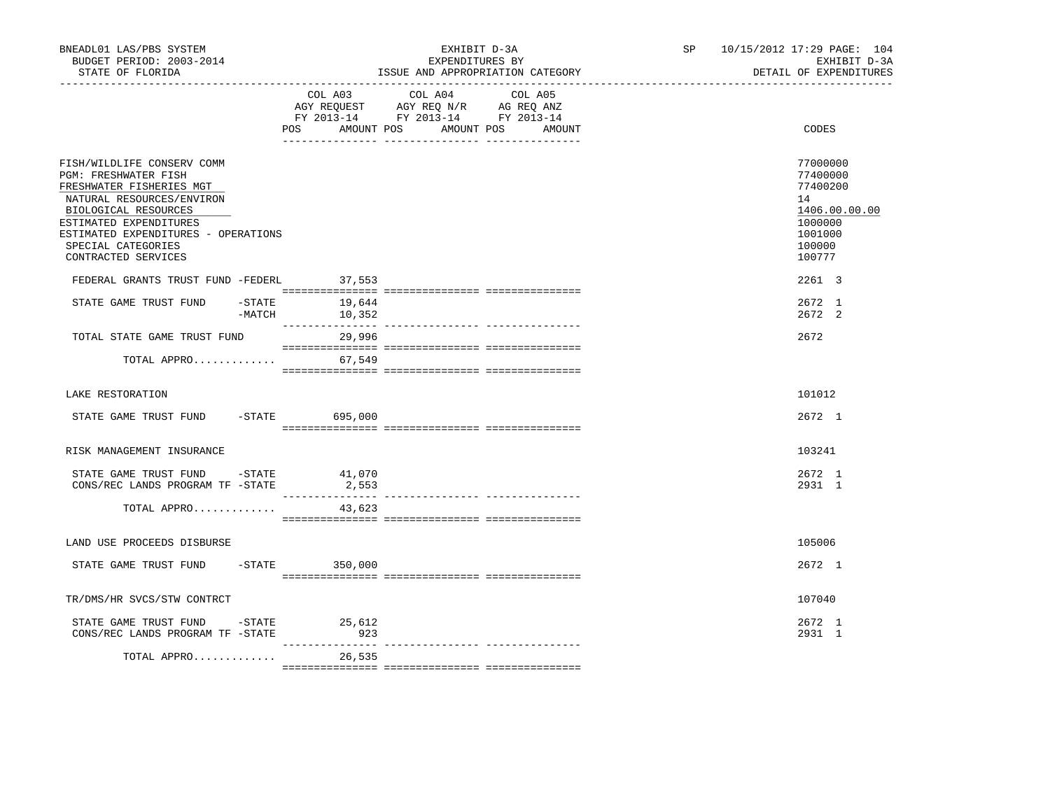BNEADL01 LAS/PBS SYSTEM
BUDGET PERIOD: 2003-2014
STATE OF FLORIDA

EXHIBIT D-3A
EXPENDITURES BY
ISSUE AND APPROPRIATION CATEGORY

SP 10/15/2012 17:29

EXHIBIT D-3A
DETAIL OF EXPENDITURES

| | COL A03 AGY REQUEST FY 2013-14 POS | AMOUNT | COL A04 AGY REQ N/R FY 2013-14 POS | AMOUNT | COL A05 AG REQ ANZ FY 2013-14 POS | AMOUNT | CODES |
|---|---|---|---|---|---|---|---|
| FISH/WILDLIFE CONSERV COMM | | | | | | | 77000000 |
| PGM: FRESHWATER FISH | | | | | | | 77400000 |
| FRESHWATER FISHERIES MGT | | | | | | | 77400200 |
| NATURAL RESOURCES/ENVIRON | | | | | | | 14 |
| BIOLOGICAL RESOURCES | | | | | | | 1406.00.00.00 |
| ESTIMATED EXPENDITURES | | | | | | | 1000000 |
| ESTIMATED EXPENDITURES - OPERATIONS | | | | | | | 1001000 |
| SPECIAL CATEGORIES | | | | | | | 100000 |
| CONTRACTED SERVICES | | | | | | | 100777 |
| FEDERAL GRANTS TRUST FUND -FEDERL | | 37,553 | | | | | 2261 3 |
| STATE GAME TRUST FUND -STATE | | 19,644 | | | | | 2672 1 |
| -MATCH | | 10,352 | | | | | 2672 2 |
| TOTAL STATE GAME TRUST FUND | | 29,996 | | | | | 2672 |
| TOTAL APPRO............. | | 67,549 | | | | | |
| LAKE RESTORATION | | | | | | | 101012 |
| STATE GAME TRUST FUND -STATE | | 695,000 | | | | | 2672 1 |
| RISK MANAGEMENT INSURANCE | | | | | | | 103241 |
| STATE GAME TRUST FUND -STATE | | 41,070 | | | | | 2672 1 |
| CONS/REC LANDS PROGRAM TF -STATE | | 2,553 | | | | | 2931 1 |
| TOTAL APPRO............. | | 43,623 | | | | | |
| LAND USE PROCEEDS DISBURSE | | | | | | | 105006 |
| STATE GAME TRUST FUND -STATE | | 350,000 | | | | | 2672 1 |
| TR/DMS/HR SVCS/STW CONTRCT | | | | | | | 107040 |
| STATE GAME TRUST FUND -STATE | | 25,612 | | | | | 2672 1 |
| CONS/REC LANDS PROGRAM TF -STATE | | 923 | | | | | 2931 1 |
| TOTAL APPRO............. | | 26,535 | | | | | |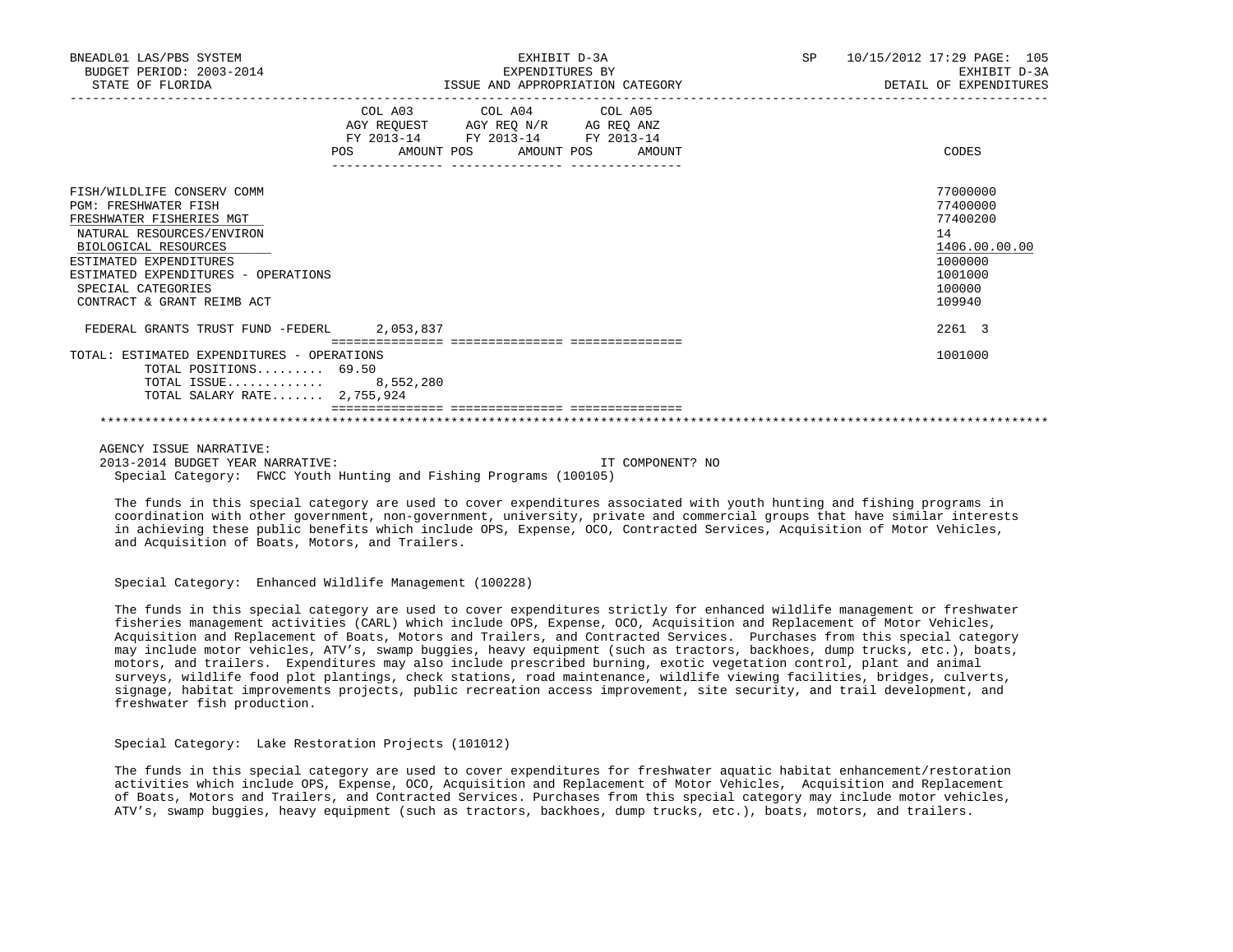| | COL A03 AGY REQUEST FY 2013-14 POS AMOUNT | COL A04 AGY REQ N/R FY 2013-14 POS AMOUNT | COL A05 AG REQ ANZ FY 2013-14 POS AMOUNT | CODES |
|---|---|---|---|---|
| FISH/WILDLIFE CONSERV COMM | | | | 77000000 |
| PGM: FRESHWATER FISH | | | | 77400000 |
| FRESHWATER FISHERIES MGT | | | | 77400200 |
| NATURAL RESOURCES/ENVIRON | | | | 14 |
| BIOLOGICAL RESOURCES | | | | 1406.00.00.00 |
| ESTIMATED EXPENDITURES | | | | 1000000 |
| ESTIMATED EXPENDITURES - OPERATIONS | | | | 1001000 |
| SPECIAL CATEGORIES | | | | 100000 |
| CONTRACT & GRANT REIMB ACT | | | | 109940 |
| FEDERAL GRANTS TRUST FUND -FEDERL | 2,053,837 | | | 2261 3 |
| TOTAL: ESTIMATED EXPENDITURES - OPERATIONS | | | | 1001000 |
| TOTAL POSITIONS......... 69.50 | | | | |
| TOTAL ISSUE............ | 8,552,280 | | | |
| TOTAL SALARY RATE....... 2,755,924 | | | | |

AGENCY ISSUE NARRATIVE:

2013-2014 BUDGET YEAR NARRATIVE: IT COMPONENT? NO

Special Category: FWCC Youth Hunting and Fishing Programs (100105)

The funds in this special category are used to cover expenditures associated with youth hunting and fishing programs in coordination with other government, non-government, university, private and commercial groups that have similar interests in achieving these public benefits which include OPS, Expense, OCO, Contracted Services, Acquisition of Motor Vehicles, and Acquisition of Boats, Motors, and Trailers.

Special Category: Enhanced Wildlife Management (100228)

The funds in this special category are used to cover expenditures strictly for enhanced wildlife management or freshwater fisheries management activities (CARL) which include OPS, Expense, OCO, Acquisition and Replacement of Motor Vehicles, Acquisition and Replacement of Boats, Motors and Trailers, and Contracted Services. Purchases from this special category may include motor vehicles, ATV's, swamp buggies, heavy equipment (such as tractors, backhoes, dump trucks, etc.), boats, motors, and trailers. Expenditures may also include prescribed burning, exotic vegetation control, plant and animal surveys, wildlife food plot plantings, check stations, road maintenance, wildlife viewing facilities, bridges, culverts, signage, habitat improvements projects, public recreation access improvement, site security, and trail development, and freshwater fish production.

Special Category: Lake Restoration Projects (101012)

The funds in this special category are used to cover expenditures for freshwater aquatic habitat enhancement/restoration activities which include OPS, Expense, OCO, Acquisition and Replacement of Motor Vehicles, Acquisition and Replacement of Boats, Motors and Trailers, and Contracted Services. Purchases from this special category may include motor vehicles, ATV's, swamp buggies, heavy equipment (such as tractors, backhoes, dump trucks, etc.), boats, motors, and trailers.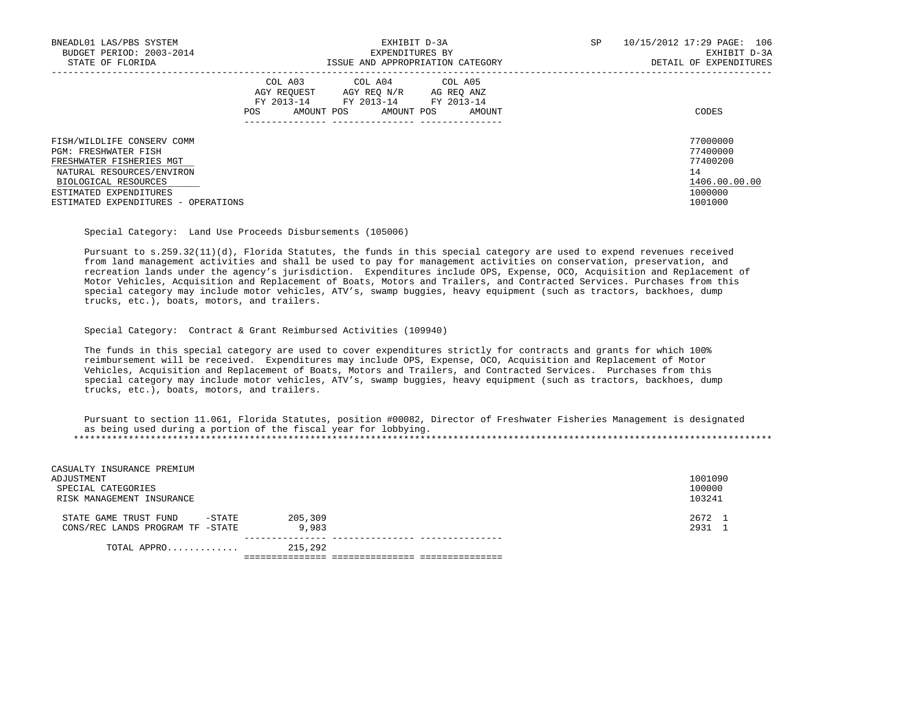| | COL A03 AGY REQUEST FY 2013-14 POS AMOUNT | COL A04 AGY REQ N/R FY 2013-14 POS AMOUNT | COL A05 AG REQ ANZ FY 2013-14 POS AMOUNT | CODES |
|---|---|---|---|---|
| FISH/WILDLIFE CONSERV COMM | | | | 77000000 |
| PGM: FRESHWATER FISH | | | | 77400000 |
| FRESHWATER FISHERIES MGT | | | | 77400200 |
| NATURAL RESOURCES/ENVIRON | | | | 14 |
| BIOLOGICAL RESOURCES | | | | 1406.00.00.00 |
| ESTIMATED EXPENDITURES | | | | 1000000 |
| ESTIMATED EXPENDITURES - OPERATIONS | | | | 1001000 |

Special Category: Land Use Proceeds Disbursements (105006)

Pursuant to s.259.32(11)(d), Florida Statutes, the funds in this special category are used to expend revenues received from land management activities and shall be used to pay for management activities on conservation, preservation, and recreation lands under the agency's jurisdiction. Expenditures include OPS, Expense, OCO, Acquisition and Replacement of Motor Vehicles, Acquisition and Replacement of Boats, Motors and Trailers, and Contracted Services. Purchases from this special category may include motor vehicles, ATV's, swamp buggies, heavy equipment (such as tractors, backhoes, dump trucks, etc.), boats, motors, and trailers.

Special Category: Contract & Grant Reimbursed Activities (109940)

The funds in this special category are used to cover expenditures strictly for contracts and grants for which 100% reimbursement will be received. Expenditures may include OPS, Expense, OCO, Acquisition and Replacement of Motor Vehicles, Acquisition and Replacement of Boats, Motors and Trailers, and Contracted Services. Purchases from this special category may include motor vehicles, ATV's, swamp buggies, heavy equipment (such as tractors, backhoes, dump trucks, etc.), boats, motors, and trailers.

Pursuant to section 11.061, Florida Statutes, position #00082, Director of Freshwater Fisheries Management is designated as being used during a portion of the fiscal year for lobbying.

*****************************************************************************************************************************

| | COL A03 | COL A04 | COL A05 | CODES |
|---|---|---|---|---|
| CASUALTY INSURANCE PREMIUM ADJUSTMENT | | | | 1001090 |
| SPECIAL CATEGORIES | | | | 100000 |
| RISK MANAGEMENT INSURANCE | | | | 103241 |
| STATE GAME TRUST FUND -STATE | 205,309 | | | 2672 1 |
| CONS/REC LANDS PROGRAM TF -STATE | 9,983 | | | 2931 1 |
| TOTAL APPRO............ | 215,292 | | | |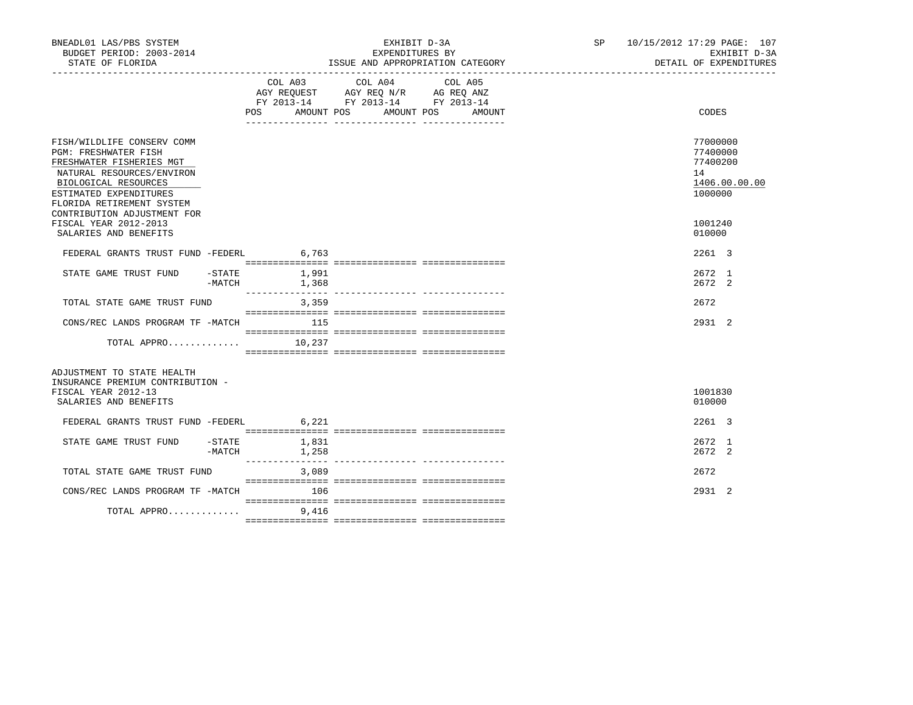BNEADL01 LAS/PBS SYSTEM — EXHIBIT D-3A — EXPENDITURES BY ISSUE AND APPROPRIATION CATEGORY — DETAIL OF EXPENDITURES

BUDGET PERIOD: 2003-2014

STATE OF FLORIDA

SP 10/15/2012 17:29

| | COL A03 AGY REQUEST FY 2013-14 POS | AMOUNT | COL A04 AGY REQ N/R FY 2013-14 POS | AMOUNT | COL A05 AG REQ ANZ FY 2013-14 POS | AMOUNT | CODES |
|---|---|---|---|---|---|---|---|
| FISH/WILDLIFE CONSERV COMM | | | | | | | 77000000 |
| PGM: FRESHWATER FISH | | | | | | | 77400000 |
| FRESHWATER FISHERIES MGT | | | | | | | 77400200 |
| NATURAL RESOURCES/ENVIRON | | | | | | | 14 |
| BIOLOGICAL RESOURCES | | | | | | | 1406.00.00.00 |
| ESTIMATED EXPENDITURES | | | | | | | 1000000 |
| FLORIDA RETIREMENT SYSTEM CONTRIBUTION ADJUSTMENT FOR FISCAL YEAR 2012-2013 | | | | | | | 1001240 |
| SALARIES AND BENEFITS | | | | | | | 010000 |
| FEDERAL GRANTS TRUST FUND -FEDERL | | 6,763 | | | | | 2261 3 |
| STATE GAME TRUST FUND -STATE | | 1,991 | | | | | 2672 1 |
| -MATCH | | 1,368 | | | | | 2672 2 |
| TOTAL STATE GAME TRUST FUND | | 3,359 | | | | | 2672 |
| CONS/REC LANDS PROGRAM TF -MATCH | | 115 | | | | | 2931 2 |
| TOTAL APPRO............. | | 10,237 | | | | | |
| ADJUSTMENT TO STATE HEALTH INSURANCE PREMIUM CONTRIBUTION - FISCAL YEAR 2012-13 | | | | | | | 1001830 |
| SALARIES AND BENEFITS | | | | | | | 010000 |
| FEDERAL GRANTS TRUST FUND -FEDERL | | 6,221 | | | | | 2261 3 |
| STATE GAME TRUST FUND -STATE | | 1,831 | | | | | 2672 1 |
| -MATCH | | 1,258 | | | | | 2672 2 |
| TOTAL STATE GAME TRUST FUND | | 3,089 | | | | | 2672 |
| CONS/REC LANDS PROGRAM TF -MATCH | | 106 | | | | | 2931 2 |
| TOTAL APPRO............. | | 9,416 | | | | | |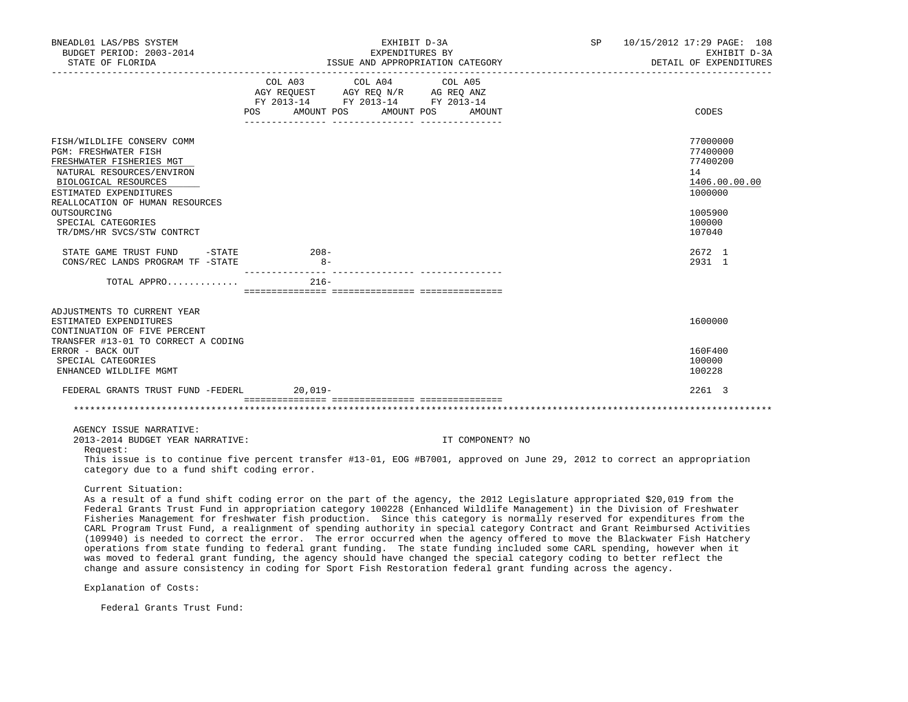| | COL A03 AGY REQUEST FY 2013-14 POS AMOUNT | COL A04 AGY REQ N/R FY 2013-14 POS AMOUNT | COL A05 AG REQ ANZ FY 2013-14 POS AMOUNT | CODES |
|---|---|---|---|---|
| FISH/WILDLIFE CONSERV COMM | | | | 77000000 |
| PGM: FRESHWATER FISH | | | | 77400000 |
| FRESHWATER FISHERIES MGT | | | | 77400200 |
| NATURAL RESOURCES/ENVIRON | | | | 14 |
| BIOLOGICAL RESOURCES | | | | 1406.00.00.00 |
| ESTIMATED EXPENDITURES | | | | 1000000 |
| REALLOCATION OF HUMAN RESOURCES OUTSOURCING | | | | 1005900 |
| SPECIAL CATEGORIES | | | | 100000 |
| TR/DMS/HR SVCS/STW CONTRCT | | | | 107040 |
| STATE GAME TRUST FUND -STATE | 208- | | | 2672 1 |
| CONS/REC LANDS PROGRAM TF -STATE | 8- | | | 2931 1 |
| TOTAL APPRO............ | 216- | | | |
| ADJUSTMENTS TO CURRENT YEAR ESTIMATED EXPENDITURES | | | | 1600000 |
| CONTINUATION OF FIVE PERCENT TRANSFER #13-01 TO CORRECT A CODING ERROR - BACK OUT | | | | 160F400 |
| SPECIAL CATEGORIES | | | | 100000 |
| ENHANCED WILDLIFE MGMT | | | | 100228 |
| FEDERAL GRANTS TRUST FUND -FEDERL | 20,019- | | | 2261 3 |

AGENCY ISSUE NARRATIVE:

2013-2014 BUDGET YEAR NARRATIVE: IT COMPONENT? NO

Request:

This issue is to continue five percent transfer #13-01, EOG #B7001, approved on June 29, 2012 to correct an appropriation category due to a fund shift coding error.

Current Situation:

As a result of a fund shift coding error on the part of the agency, the 2012 Legislature appropriated $20,019 from the Federal Grants Trust Fund in appropriation category 100228 (Enhanced Wildlife Management) in the Division of Freshwater Fisheries Management for freshwater fish production. Since this category is normally reserved for expenditures from the CARL Program Trust Fund, a realignment of spending authority in special category Contract and Grant Reimbursed Activities (109940) is needed to correct the error. The error occurred when the agency offered to move the Blackwater Fish Hatchery operations from state funding to federal grant funding. The state funding included some CARL spending, however when it was moved to federal grant funding, the agency should have changed the special category coding to better reflect the change and assure consistency in coding for Sport Fish Restoration federal grant funding across the agency.

Explanation of Costs:

Federal Grants Trust Fund: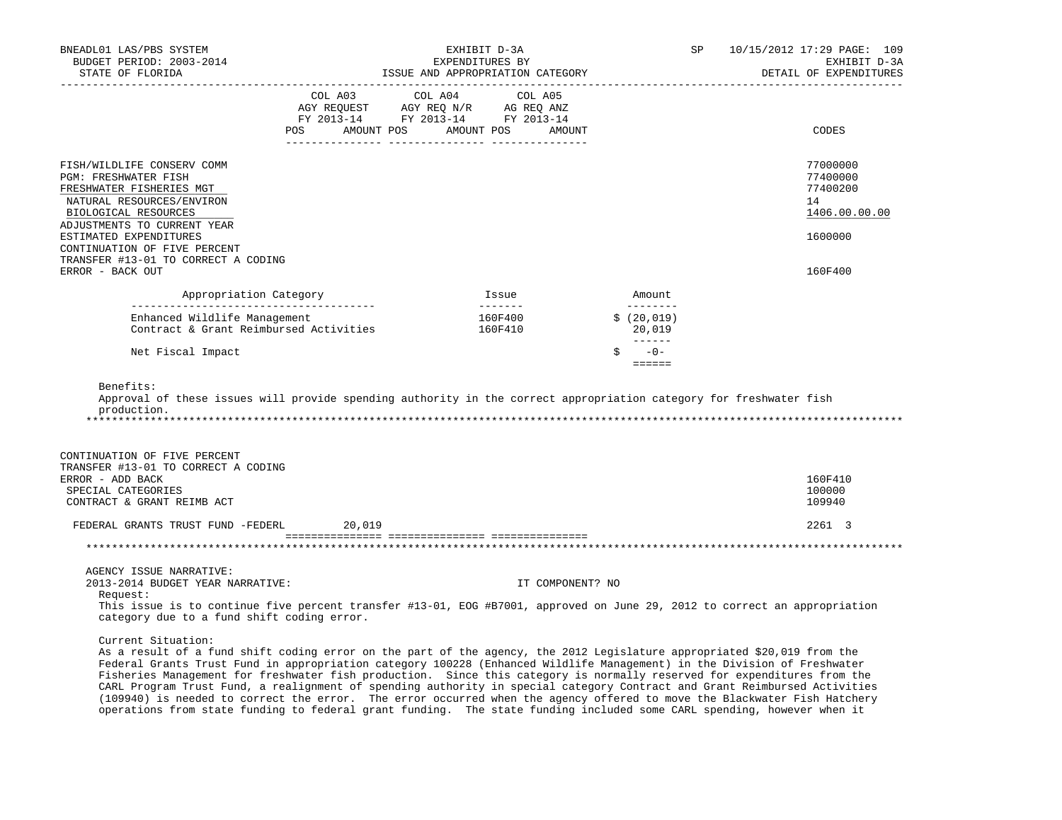| | COL A03 AGY REQUEST FY 2013-14 POS AMOUNT | COL A04 AGY REQ N/R FY 2013-14 POS AMOUNT | COL A05 AG REQ ANZ FY 2013-14 POS AMOUNT | CODES |
|---|---|---|---|---|
| FISH/WILDLIFE CONSERV COMM | | | | 77000000 |
| PGM: FRESHWATER FISH | | | | 77400000 |
| FRESHWATER FISHERIES MGT | | | | 77400200 |
| NATURAL RESOURCES/ENVIRON | | | | 14 |
| BIOLOGICAL RESOURCES | | | | 1406.00.00.00 |
| ADJUSTMENTS TO CURRENT YEAR ESTIMATED EXPENDITURES | | | | 1600000 |
| CONTINUATION OF FIVE PERCENT TRANSFER #13-01 TO CORRECT A CODING ERROR - BACK OUT | | | | 160F400 |

| Appropriation Category | Issue | Amount |
|---|---|---|
| Enhanced Wildlife Management | 160F400 | $ (20,019) |
| Contract & Grant Reimbursed Activities | 160F410 | 20,019 |
| Net Fiscal Impact | | $ -0- |

Benefits:
Approval of these issues will provide spending authority in the correct appropriation category for freshwater fish production.

*****************************************************************************************************************************

| | COL A03 | COL A04 | COL A05 | CODES |
|---|---|---|---|---|
| CONTINUATION OF FIVE PERCENT TRANSFER #13-01 TO CORRECT A CODING ERROR - ADD BACK | | | | 160F410 |
| SPECIAL CATEGORIES | | | | 100000 |
| CONTRACT & GRANT REIMB ACT | | | | 109940 |
| FEDERAL GRANTS TRUST FUND -FEDERL | 20,019 | | | 2261 3 |

*****************************************************************************************************************************

AGENCY ISSUE NARRATIVE:
2013-2014 BUDGET YEAR NARRATIVE: IT COMPONENT? NO

Request:
This issue is to continue five percent transfer #13-01, EOG #B7001, approved on June 29, 2012 to correct an appropriation category due to a fund shift coding error.

Current Situation:
As a result of a fund shift coding error on the part of the agency, the 2012 Legislature appropriated $20,019 from the Federal Grants Trust Fund in appropriation category 100228 (Enhanced Wildlife Management) in the Division of Freshwater Fisheries Management for freshwater fish production. Since this category is normally reserved for expenditures from the CARL Program Trust Fund, a realignment of spending authority in special category Contract and Grant Reimbursed Activities (109940) is needed to correct the error. The error occurred when the agency offered to move the Blackwater Fish Hatchery operations from state funding to federal grant funding. The state funding included some CARL spending, however when it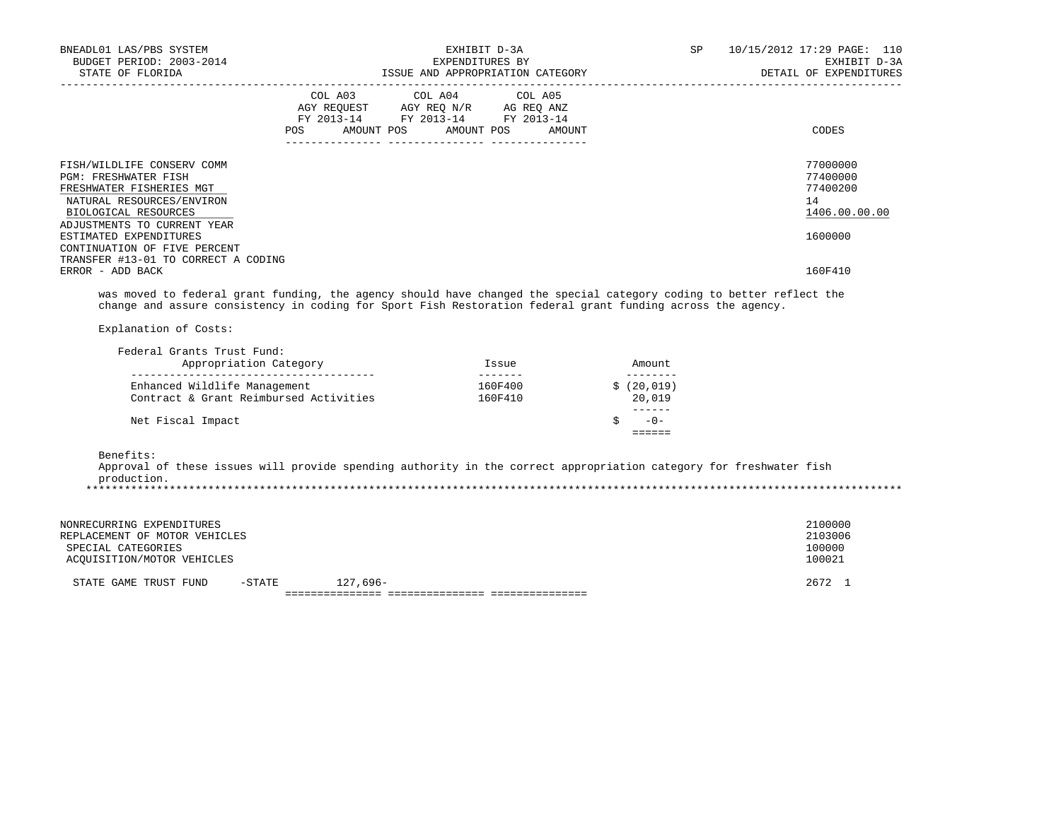| | COL A03 AGY REQUEST FY 2013-14 POS AMOUNT | COL A04 AGY REQ N/R FY 2013-14 POS AMOUNT | COL A05 AG REQ ANZ FY 2013-14 POS AMOUNT | CODES |
|---|---|---|---|---|
| FISH/WILDLIFE CONSERV COMM | | | | 77000000 |
| PGM: FRESHWATER FISH | | | | 77400000 |
| FRESHWATER FISHERIES MGT | | | | 77400200 |
| NATURAL RESOURCES/ENVIRON | | | | 14 |
| BIOLOGICAL RESOURCES | | | | 1406.00.00.00 |
| ADJUSTMENTS TO CURRENT YEAR ESTIMATED EXPENDITURES | | | | 1600000 |
| CONTINUATION OF FIVE PERCENT TRANSFER #13-01 TO CORRECT A CODING ERROR - ADD BACK | | | | 160F410 |

was moved to federal grant funding, the agency should have changed the special category coding to better reflect the change and assure consistency in coding for Sport Fish Restoration federal grant funding across the agency.

Explanation of Costs:

Federal Grants Trust Fund:

| Appropriation Category | Issue | Amount |
|---|---|---|
| Enhanced Wildlife Management | 160F400 | $ (20,019) |
| Contract & Grant Reimbursed Activities | 160F410 | 20,019 |
| Net Fiscal Impact | | $ -0- |

Benefits:
Approval of these issues will provide spending authority in the correct appropriation category for freshwater fish production.

| | COL A03 | COL A04 | COL A05 | CODES |
|---|---|---|---|---|
| NONRECURRING EXPENDITURES | | | | 2100000 |
| REPLACEMENT OF MOTOR VEHICLES | | | | 2103006 |
| SPECIAL CATEGORIES | | | | 100000 |
| ACQUISITION/MOTOR VEHICLES | | | | 100021 |
| STATE GAME TRUST FUND -STATE | 127,696- | | | 2672 1 |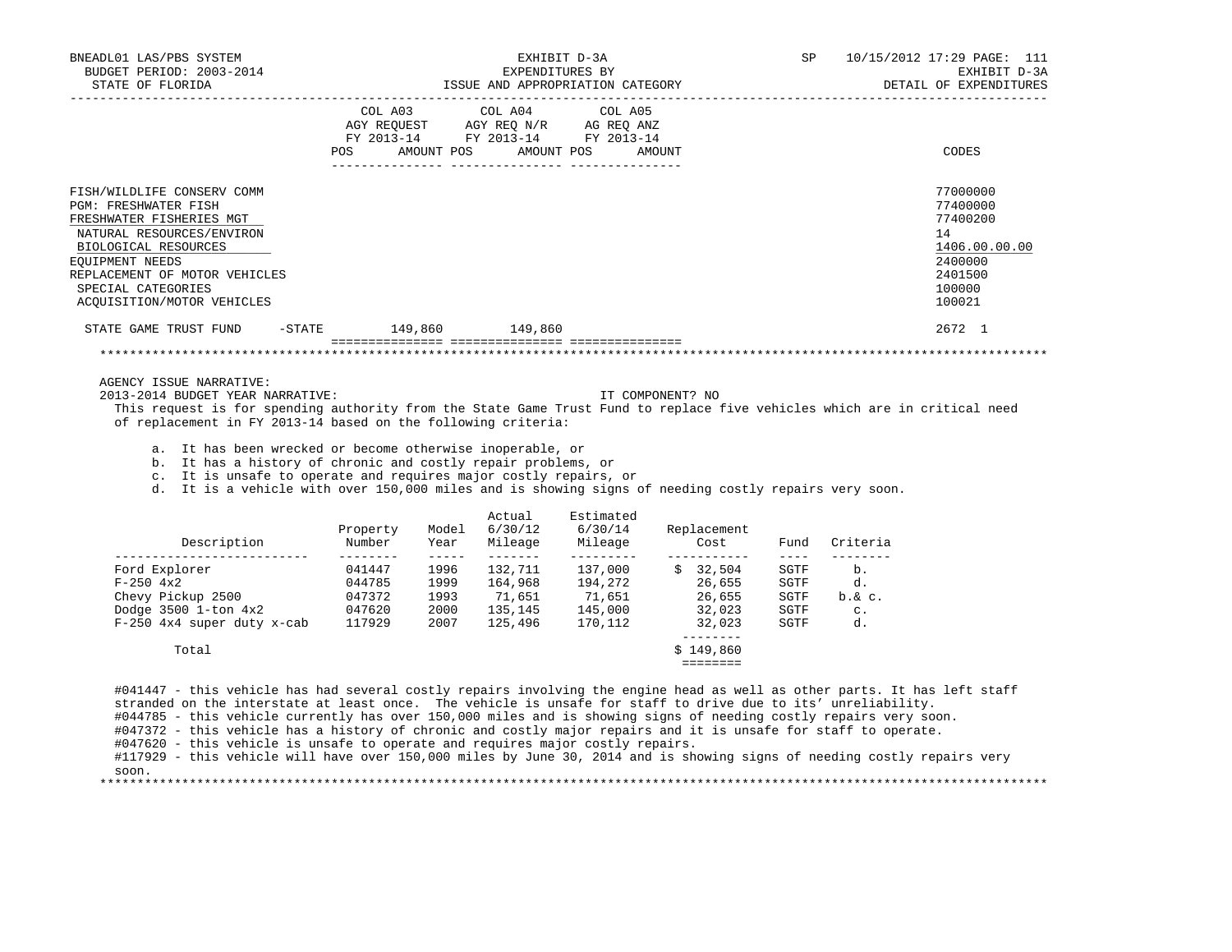EXHIBIT D-3A
EXPENDITURES BY
ISSUE AND APPROPRIATION CATEGORY

DETAIL OF EXPENDITURES

| | COL A03 AGY REQUEST FY 2013-14 POS | AMOUNT | COL A04 AGY REQ N/R FY 2013-14 POS | AMOUNT | COL A05 AG REQ ANZ FY 2013-14 POS | AMOUNT | CODES |
|---|---|---|---|---|---|---|---|
| FISH/WILDLIFE CONSERV COMM | | | | | | | 77000000 |
| PGM: FRESHWATER FISH | | | | | | | 77400000 |
| FRESHWATER FISHERIES MGT | | | | | | | 77400200 |
| NATURAL RESOURCES/ENVIRON | | | | | | | 14 |
| BIOLOGICAL RESOURCES | | | | | | | 1406.00.00.00 |
| EQUIPMENT NEEDS | | | | | | | 2400000 |
| REPLACEMENT OF MOTOR VEHICLES | | | | | | | 2401500 |
| SPECIAL CATEGORIES | | | | | | | 100000 |
| ACQUISITION/MOTOR VEHICLES | | | | | | | 100021 |
| STATE GAME TRUST FUND -STATE | | 149,860 | | 149,860 | | | 2672 1 |

AGENCY ISSUE NARRATIVE:

2013-2014 BUDGET YEAR NARRATIVE: IT COMPONENT? NO

This request is for spending authority from the State Game Trust Fund to replace five vehicles which are in critical need of replacement in FY 2013-14 based on the following criteria:

a. It has been wrecked or become otherwise inoperable, or
b. It has a history of chronic and costly repair problems, or
c. It is unsafe to operate and requires major costly repairs, or
d. It is a vehicle with over 150,000 miles and is showing signs of needing costly repairs very soon.

| Description | Property Number | Model Year | Actual 6/30/12 Mileage | Estimated 6/30/14 Mileage | Replacement Cost | Fund | Criteria |
|---|---|---|---|---|---|---|---|
| Ford Explorer | 041447 | 1996 | 132,711 | 137,000 | $ 32,504 | SGTF | b. |
| F-250 4x2 | 044785 | 1999 | 164,968 | 194,272 | 26,655 | SGTF | d. |
| Chevy Pickup 2500 | 047372 | 1993 | 71,651 | 71,651 | 26,655 | SGTF | b.& c. |
| Dodge 3500 1-ton 4x2 | 047620 | 2000 | 135,145 | 145,000 | 32,023 | SGTF | c. |
| F-250 4x4 super duty x-cab | 117929 | 2007 | 125,496 | 170,112 | 32,023 | SGTF | d. |
| Total | | | | | $ 149,860 | | |

#041447 - this vehicle has had several costly repairs involving the engine head as well as other parts. It has left staff stranded on the interstate at least once. The vehicle is unsafe for staff to drive due to its' unreliability.
#044785 - this vehicle currently has over 150,000 miles and is showing signs of needing costly repairs very soon.
#047372 - this vehicle has a history of chronic and costly major repairs and it is unsafe for staff to operate.
#047620 - this vehicle is unsafe to operate and requires major costly repairs.
#117929 - this vehicle will have over 150,000 miles by June 30, 2014 and is showing signs of needing costly repairs very soon.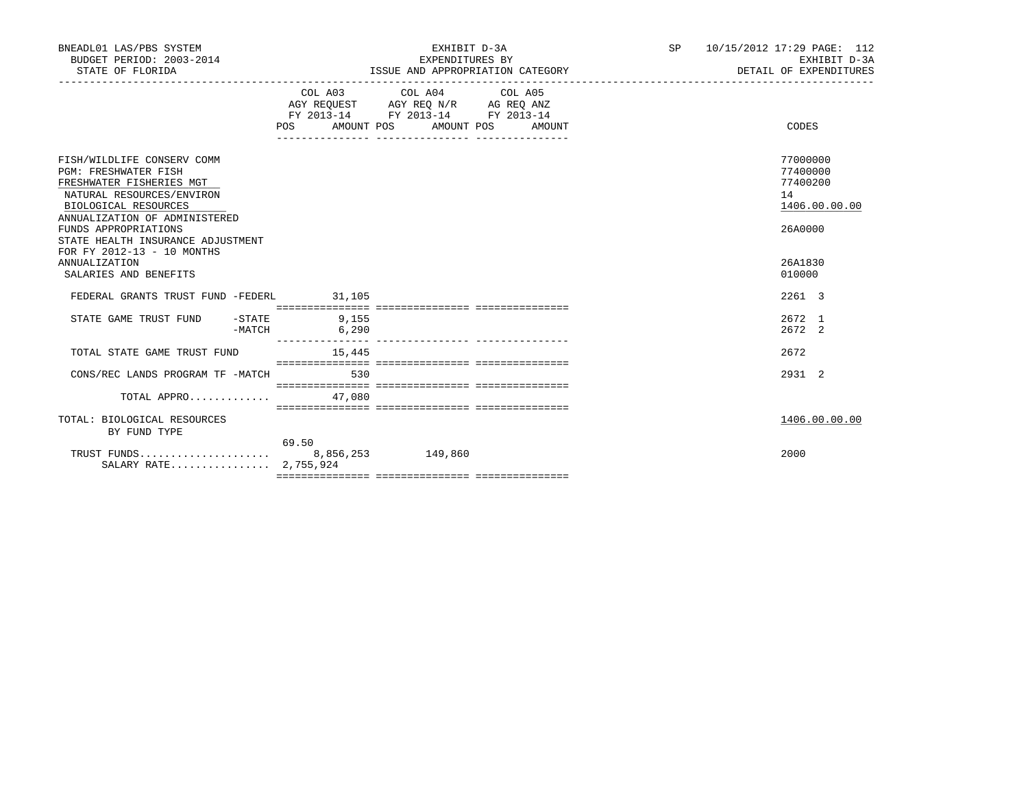BNEADL01 LAS/PBS SYSTEM — EXHIBIT D-3A — EXPENDITURES BY ISSUE AND APPROPRIATION CATEGORY — SP 10/15/2012 17:29 PAGE: 112

BUDGET PERIOD: 2003-2014 — STATE OF FLORIDA — EXHIBIT D-3A — DETAIL OF EXPENDITURES

| | COL A03 AGY REQUEST FY 2013-14 POS | AMOUNT | COL A04 AGY REQ N/R FY 2013-14 POS | AMOUNT | COL A05 AG REQ ANZ FY 2013-14 POS | AMOUNT | CODES |
|---|---|---|---|---|---|---|---|
| FISH/WILDLIFE CONSERV COMM | | | | | | | 77000000 |
| PGM: FRESHWATER FISH | | | | | | | 77400000 |
| FRESHWATER FISHERIES MGT | | | | | | | 77400200 |
| NATURAL RESOURCES/ENVIRON | | | | | | | 14 |
| BIOLOGICAL RESOURCES | | | | | | | 1406.00.00.00 |
| ANNUALIZATION OF ADMINISTERED FUNDS APPROPRIATIONS | | | | | | | 26A0000 |
| STATE HEALTH INSURANCE ADJUSTMENT FOR FY 2012-13 - 10 MONTHS ANNUALIZATION | | | | | | | 26A1830 |
| SALARIES AND BENEFITS | | | | | | | 010000 |
| FEDERAL GRANTS TRUST FUND -FEDERL | | 31,105 | | | | | 2261 3 |
| STATE GAME TRUST FUND -STATE | | 9,155 | | | | | 2672 1 |
| -MATCH | | 6,290 | | | | | 2672 2 |
| TOTAL STATE GAME TRUST FUND | | 15,445 | | | | | 2672 |
| CONS/REC LANDS PROGRAM TF -MATCH | | 530 | | | | | 2931 2 |
| TOTAL APPRO............. | | 47,080 | | | | | |
| TOTAL: BIOLOGICAL RESOURCES BY FUND TYPE | | | | | | | 1406.00.00.00 |
| TRUST FUNDS..................... | 69.50 | 8,856,253 | | 149,860 | | | 2000 |
| SALARY RATE................ | | 2,755,924 | | | | | |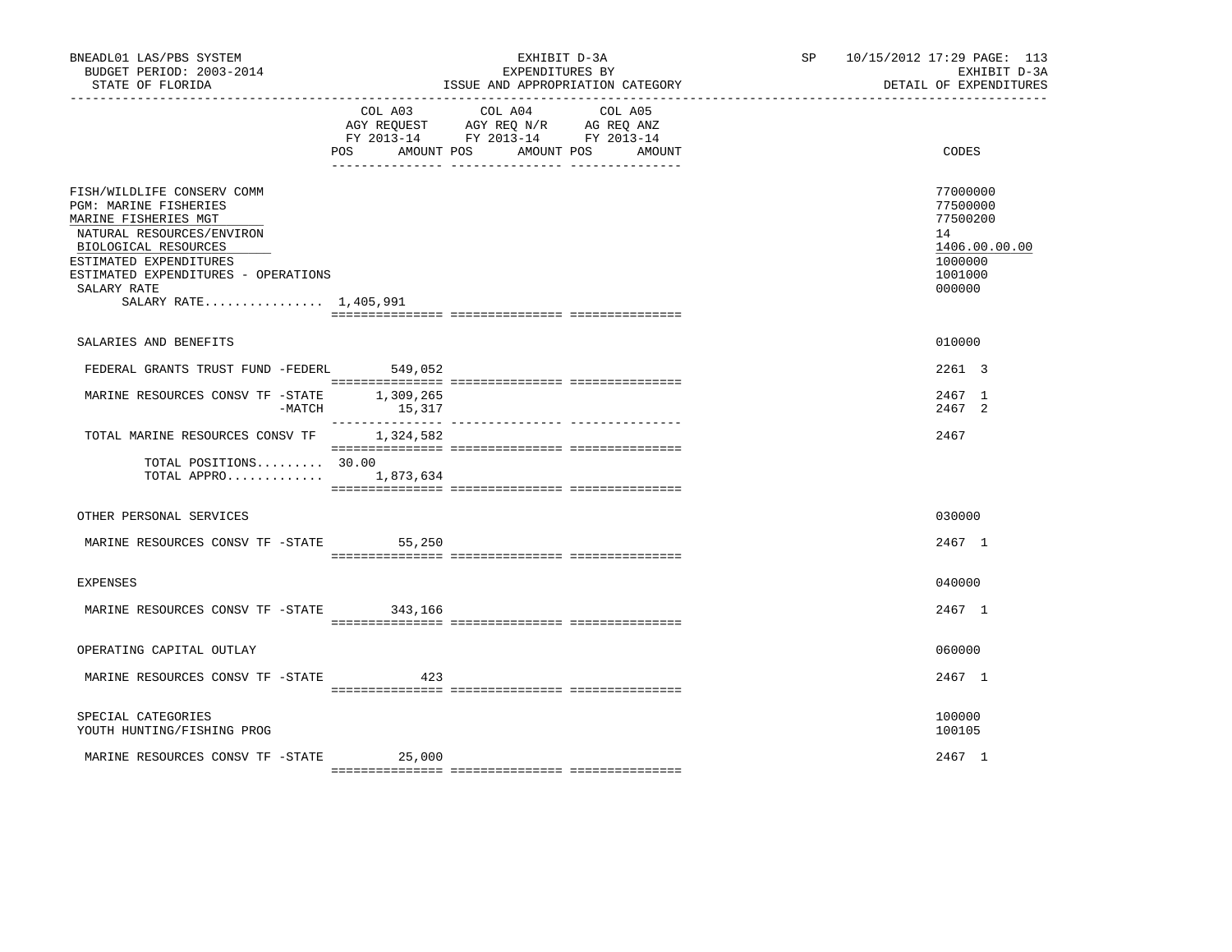BNEADL01 LAS/PBS SYSTEM
BUDGET PERIOD: 2003-2014
STATE OF FLORIDA

EXHIBIT D-3A
EXPENDITURES BY
ISSUE AND APPROPRIATION CATEGORY

SP 10/15/2012 17:29

EXHIBIT D-3A
DETAIL OF EXPENDITURES

| | COL A03 AGY REQUEST FY 2013-14 POS | AMOUNT | COL A04 AGY REQ N/R FY 2013-14 POS | AMOUNT | COL A05 AG REQ ANZ FY 2013-14 POS | AMOUNT | CODES |
|---|---|---|---|---|---|---|---|
| FISH/WILDLIFE CONSERV COMM | | | | | | | 77000000 |
| PGM: MARINE FISHERIES | | | | | | | 77500000 |
| MARINE FISHERIES MGT | | | | | | | 77500200 |
| NATURAL RESOURCES/ENVIRON | | | | | | | 14 |
| BIOLOGICAL RESOURCES | | | | | | | 1406.00.00.00 |
| ESTIMATED EXPENDITURES | | | | | | | 1000000 |
| ESTIMATED EXPENDITURES - OPERATIONS | | | | | | | 1001000 |
| SALARY RATE | | | | | | | 000000 |
| SALARY RATE................ 1,405,991 | | | | | | | |
| SALARIES AND BENEFITS | | | | | | | 010000 |
| FEDERAL GRANTS TRUST FUND -FEDERL | | 549,052 | | | | | 2261 3 |
| MARINE RESOURCES CONSV TF -STATE | | 1,309,265 | | | | | 2467 1 |
| -MATCH | | 15,317 | | | | | 2467 2 |
| TOTAL MARINE RESOURCES CONSV TF | | 1,324,582 | | | | | 2467 |
| TOTAL POSITIONS......... | 30.00 | | | | | | |
| TOTAL APPRO............. | | 1,873,634 | | | | | |
| OTHER PERSONAL SERVICES | | | | | | | 030000 |
| MARINE RESOURCES CONSV TF -STATE | | 55,250 | | | | | 2467 1 |
| EXPENSES | | | | | | | 040000 |
| MARINE RESOURCES CONSV TF -STATE | | 343,166 | | | | | 2467 1 |
| OPERATING CAPITAL OUTLAY | | | | | | | 060000 |
| MARINE RESOURCES CONSV TF -STATE | | 423 | | | | | 2467 1 |
| SPECIAL CATEGORIES | | | | | | | 100000 |
| YOUTH HUNTING/FISHING PROG | | | | | | | 100105 |
| MARINE RESOURCES CONSV TF -STATE | | 25,000 | | | | | 2467 1 |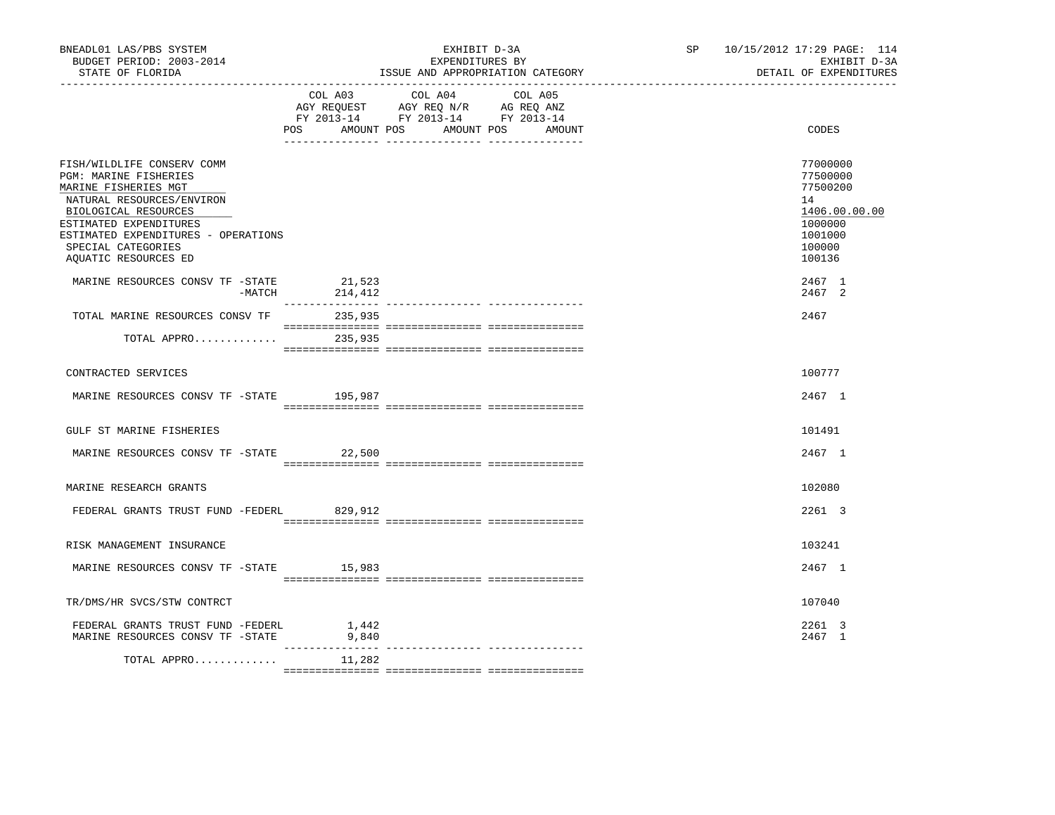BNEADL01 LAS/PBS SYSTEM | EXHIBIT D-3A | SP 10/15/2012 17:29 PAGE: 114
BUDGET PERIOD: 2003-2014 | EXPENDITURES BY | EXHIBIT D-3A
STATE OF FLORIDA | ISSUE AND APPROPRIATION CATEGORY | DETAIL OF EXPENDITURES

| | COL A03 AGY REQUEST FY 2013-14 POS AMOUNT | COL A04 AGY REQ N/R FY 2013-14 POS AMOUNT | COL A05 AG REQ ANZ FY 2013-14 POS AMOUNT | CODES |
|---|---|---|---|---|
| FISH/WILDLIFE CONSERV COMM | | | | 77000000 |
| PGM: MARINE FISHERIES | | | | 77500000 |
| MARINE FISHERIES MGT | | | | 77500200 |
| NATURAL RESOURCES/ENVIRON | | | | 14 |
| BIOLOGICAL RESOURCES | | | | 1406.00.00.00 |
| ESTIMATED EXPENDITURES | | | | 1000000 |
| ESTIMATED EXPENDITURES - OPERATIONS | | | | 1001000 |
| SPECIAL CATEGORIES | | | | 100000 |
| AQUATIC RESOURCES ED | | | | 100136 |
| MARINE RESOURCES CONSV TF -STATE | 21,523 | | | 2467 1 |
| -MATCH | 214,412 | | | 2467 2 |
| TOTAL MARINE RESOURCES CONSV TF | 235,935 | | | 2467 |
| TOTAL APPRO............. | 235,935 | | | |
| CONTRACTED SERVICES | | | | 100777 |
| MARINE RESOURCES CONSV TF -STATE | 195,987 | | | 2467 1 |
| GULF ST MARINE FISHERIES | | | | 101491 |
| MARINE RESOURCES CONSV TF -STATE | 22,500 | | | 2467 1 |
| MARINE RESEARCH GRANTS | | | | 102080 |
| FEDERAL GRANTS TRUST FUND -FEDERL | 829,912 | | | 2261 3 |
| RISK MANAGEMENT INSURANCE | | | | 103241 |
| MARINE RESOURCES CONSV TF -STATE | 15,983 | | | 2467 1 |
| TR/DMS/HR SVCS/STW CONTRCT | | | | 107040 |
| FEDERAL GRANTS TRUST FUND -FEDERL | 1,442 | | | 2261 3 |
| MARINE RESOURCES CONSV TF -STATE | 9,840 | | | 2467 1 |
| TOTAL APPRO............. | 11,282 | | | |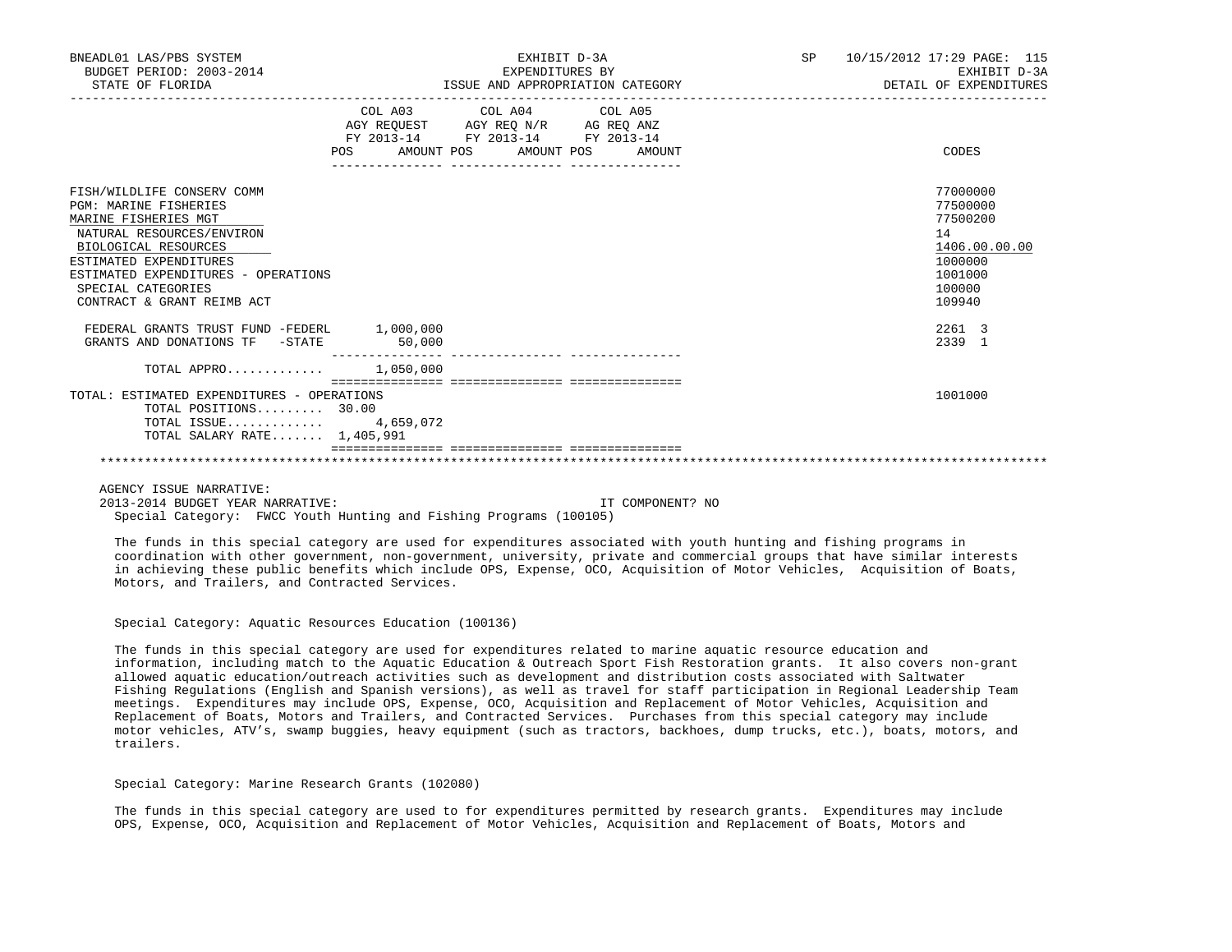| | COL A03 AGY REQUEST FY 2013-14 POS AMOUNT | COL A04 AGY REQ N/R FY 2013-14 POS AMOUNT | COL A05 AG REQ ANZ FY 2013-14 POS AMOUNT | CODES |
|---|---|---|---|---|
| FISH/WILDLIFE CONSERV COMM | | | | 77000000 |
| PGM: MARINE FISHERIES | | | | 77500000 |
| MARINE FISHERIES MGT | | | | 77500200 |
| NATURAL RESOURCES/ENVIRON | | | | 14 |
| BIOLOGICAL RESOURCES | | | | 1406.00.00.00 |
| ESTIMATED EXPENDITURES | | | | 1000000 |
| ESTIMATED EXPENDITURES - OPERATIONS | | | | 1001000 |
| SPECIAL CATEGORIES | | | | 100000 |
| CONTRACT & GRANT REIMB ACT | | | | 109940 |
| FEDERAL GRANTS TRUST FUND -FEDERL | 1,000,000 | | | 2261 3 |
| GRANTS AND DONATIONS TF -STATE | 50,000 | | | 2339 1 |
| TOTAL APPRO............ | 1,050,000 | | | |
| TOTAL: ESTIMATED EXPENDITURES - OPERATIONS | | | | 1001000 |
| TOTAL POSITIONS......... | 30.00 | | | |
| TOTAL ISSUE............ | 4,659,072 | | | |
| TOTAL SALARY RATE....... | 1,405,991 | | | |

AGENCY ISSUE NARRATIVE:

2013-2014 BUDGET YEAR NARRATIVE: IT COMPONENT? NO

Special Category: FWCC Youth Hunting and Fishing Programs (100105)

The funds in this special category are used for expenditures associated with youth hunting and fishing programs in coordination with other government, non-government, university, private and commercial groups that have similar interests in achieving these public benefits which include OPS, Expense, OCO, Acquisition of Motor Vehicles, Acquisition of Boats, Motors, and Trailers, and Contracted Services.

Special Category: Aquatic Resources Education (100136)

The funds in this special category are used for expenditures related to marine aquatic resource education and information, including match to the Aquatic Education & Outreach Sport Fish Restoration grants. It also covers non-grant allowed aquatic education/outreach activities such as development and distribution costs associated with Saltwater Fishing Regulations (English and Spanish versions), as well as travel for staff participation in Regional Leadership Team meetings. Expenditures may include OPS, Expense, OCO, Acquisition and Replacement of Motor Vehicles, Acquisition and Replacement of Boats, Motors and Trailers, and Contracted Services. Purchases from this special category may include motor vehicles, ATV's, swamp buggies, heavy equipment (such as tractors, backhoes, dump trucks, etc.), boats, motors, and trailers.

Special Category: Marine Research Grants (102080)

The funds in this special category are used to for expenditures permitted by research grants. Expenditures may include OPS, Expense, OCO, Acquisition and Replacement of Motor Vehicles, Acquisition and Replacement of Boats, Motors and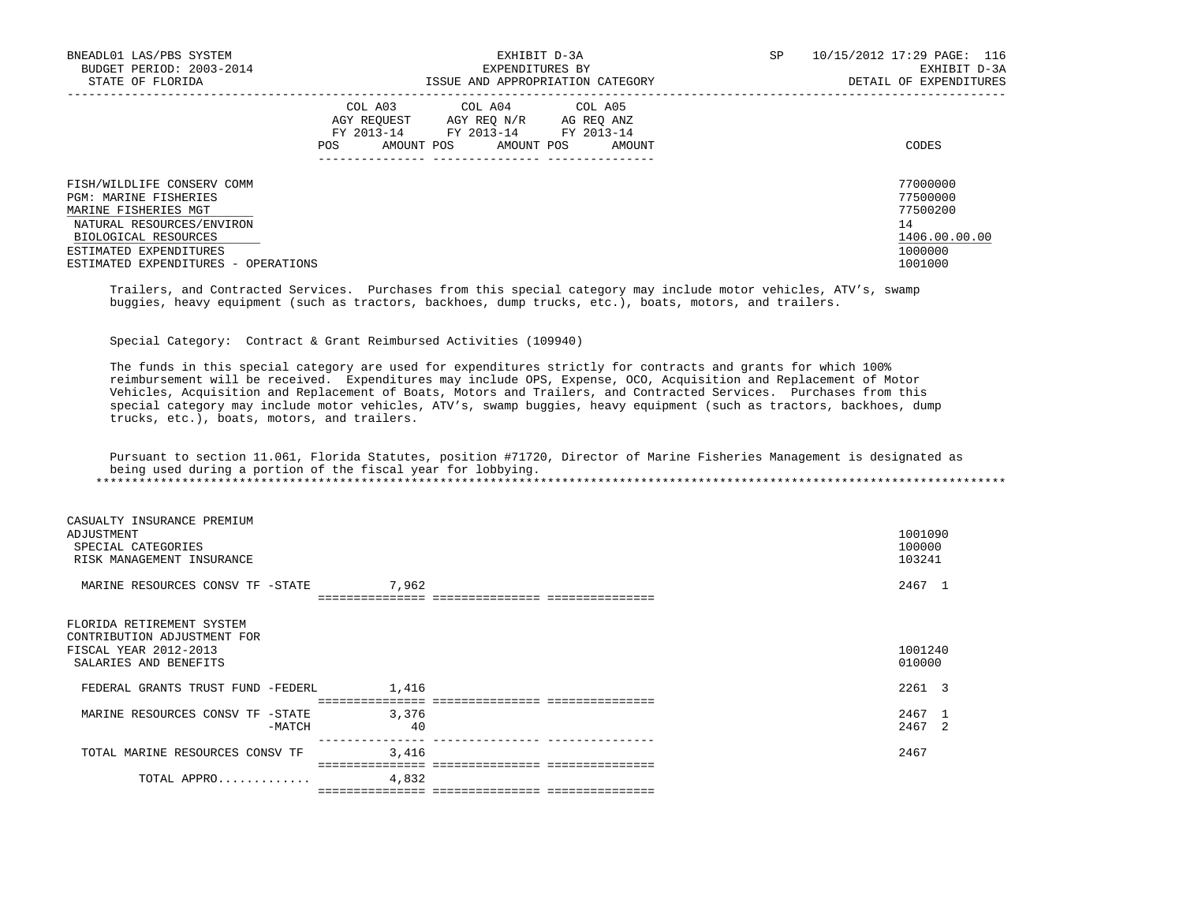| | COL A03 AGY REQUEST FY 2013-14 POS AMOUNT | COL A04 AGY REQ N/R FY 2013-14 POS AMOUNT | COL A05 AG REQ ANZ FY 2013-14 POS AMOUNT | CODES |
|---|---|---|---|---|
| FISH/WILDLIFE CONSERV COMM | | | | 77000000 |
| PGM: MARINE FISHERIES | | | | 77500000 |
| MARINE FISHERIES MGT | | | | 77500200 |
| NATURAL RESOURCES/ENVIRON | | | | 14 |
| BIOLOGICAL RESOURCES | | | | 1406.00.00.00 |
| ESTIMATED EXPENDITURES | | | | 1000000 |
| ESTIMATED EXPENDITURES - OPERATIONS | | | | 1001000 |

Trailers, and Contracted Services. Purchases from this special category may include motor vehicles, ATV's, swamp buggies, heavy equipment (such as tractors, backhoes, dump trucks, etc.), boats, motors, and trailers.

Special Category: Contract & Grant Reimbursed Activities (109940)

The funds in this special category are used for expenditures strictly for contracts and grants for which 100% reimbursement will be received. Expenditures may include OPS, Expense, OCO, Acquisition and Replacement of Motor Vehicles, Acquisition and Replacement of Boats, Motors and Trailers, and Contracted Services. Purchases from this special category may include motor vehicles, ATV's, swamp buggies, heavy equipment (such as tractors, backhoes, dump trucks, etc.), boats, motors, and trailers.

Pursuant to section 11.061, Florida Statutes, position #71720, Director of Marine Fisheries Management is designated as being used during a portion of the fiscal year for lobbying.

*******************************************************************************************************************************

| | COL A03 | COL A04 | COL A05 | CODES |
|---|---|---|---|---|
| CASUALTY INSURANCE PREMIUM ADJUSTMENT | | | | 1001090 |
| SPECIAL CATEGORIES | | | | 100000 |
| RISK MANAGEMENT INSURANCE | | | | 103241 |
| MARINE RESOURCES CONSV TF -STATE | 7,962 | | | 2467 1 |
| FLORIDA RETIREMENT SYSTEM CONTRIBUTION ADJUSTMENT FOR FISCAL YEAR 2012-2013 | | | | 1001240 |
| SALARIES AND BENEFITS | | | | 010000 |
| FEDERAL GRANTS TRUST FUND -FEDERL | 1,416 | | | 2261 3 |
| MARINE RESOURCES CONSV TF -STATE | 3,376 | | | 2467 1 |
| -MATCH | 40 | | | 2467 2 |
| TOTAL MARINE RESOURCES CONSV TF | 3,416 | | | 2467 |
| TOTAL APPRO............. | 4,832 | | | |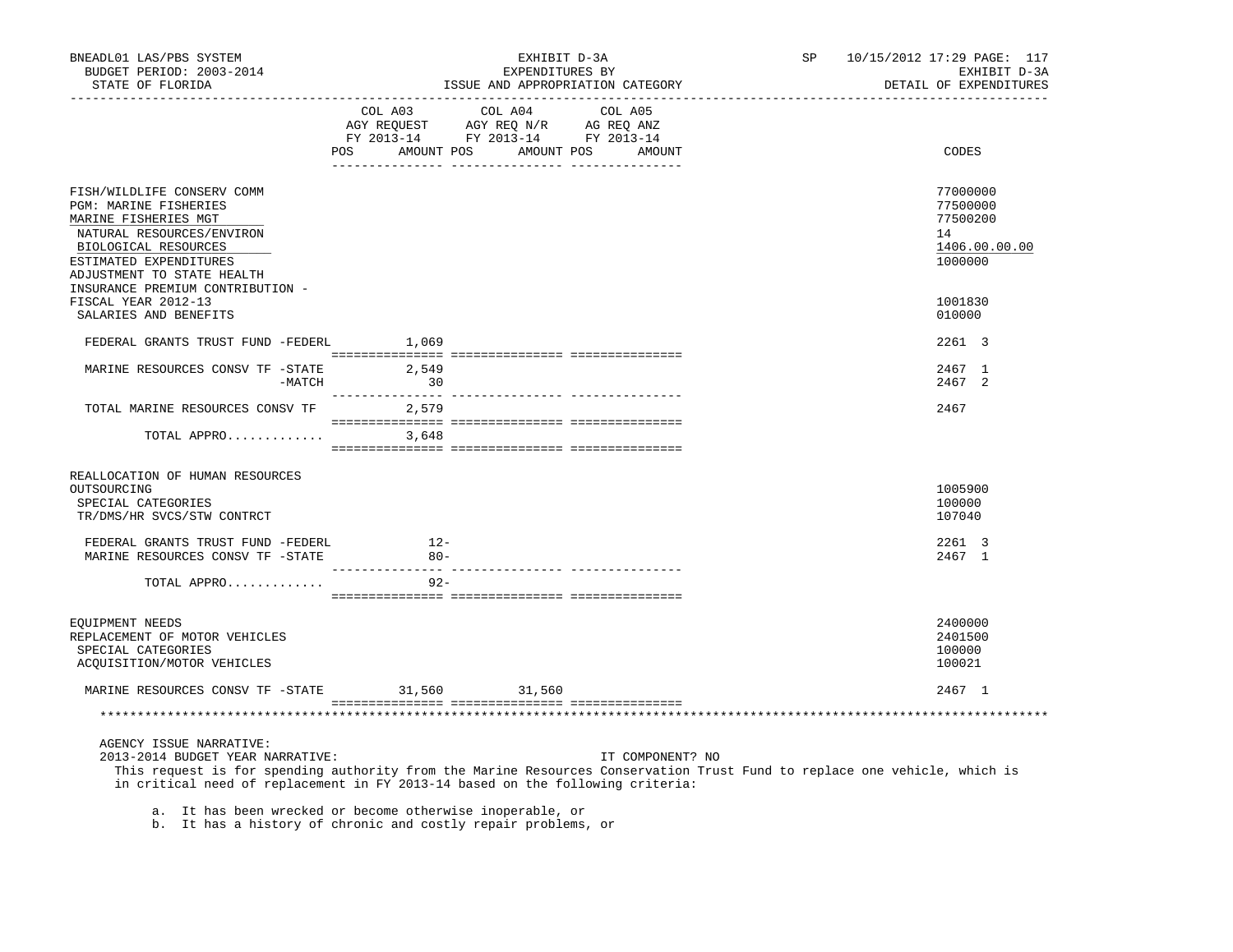BNEADL01 LAS/PBS SYSTEM | EXHIBIT D-3A | SP 10/15/2012 17:29

BUDGET PERIOD: 2003-2014 | EXPENDITURES BY | EXHIBIT D-3A

STATE OF FLORIDA | ISSUE AND APPROPRIATION CATEGORY | DETAIL OF EXPENDITURES

| | COL A03 AGY REQUEST FY 2013-14 POS AMOUNT | COL A04 AGY REQ N/R FY 2013-14 POS AMOUNT | COL A05 AG REQ ANZ FY 2013-14 POS AMOUNT | CODES |
|---|---|---|---|---|
| FISH/WILDLIFE CONSERV COMM | | | | 77000000 |
| PGM: MARINE FISHERIES | | | | 77500000 |
| MARINE FISHERIES MGT | | | | 77500200 |
| NATURAL RESOURCES/ENVIRON | | | | 14 |
| BIOLOGICAL RESOURCES | | | | 1406.00.00.00 |
| ESTIMATED EXPENDITURES | | | | 1000000 |
| ADJUSTMENT TO STATE HEALTH INSURANCE PREMIUM CONTRIBUTION - FISCAL YEAR 2012-13 | | | | 1001830 |
| SALARIES AND BENEFITS | | | | 010000 |
| FEDERAL GRANTS TRUST FUND -FEDERL | 1,069 | | | 2261 3 |
| MARINE RESOURCES CONSV TF -STATE | 2,549 | | | 2467 1 |
| -MATCH | 30 | | | 2467 2 |
| TOTAL MARINE RESOURCES CONSV TF | 2,579 | | | 2467 |
| TOTAL APPRO............ | 3,648 | | | |
| REALLOCATION OF HUMAN RESOURCES OUTSOURCING | | | | 1005900 |
| SPECIAL CATEGORIES | | | | 100000 |
| TR/DMS/HR SVCS/STW CONTRCT | | | | 107040 |
| FEDERAL GRANTS TRUST FUND -FEDERL | 12- | | | 2261 3 |
| MARINE RESOURCES CONSV TF -STATE | 80- | | | 2467 1 |
| TOTAL APPRO............ | 92- | | | |
| EQUIPMENT NEEDS | | | | 2400000 |
| REPLACEMENT OF MOTOR VEHICLES | | | | 2401500 |
| SPECIAL CATEGORIES | | | | 100000 |
| ACQUISITION/MOTOR VEHICLES | | | | 100021 |
| MARINE RESOURCES CONSV TF -STATE | 31,560 | 31,560 | | 2467 1 |

AGENCY ISSUE NARRATIVE:

2013-2014 BUDGET YEAR NARRATIVE: IT COMPONENT? NO

This request is for spending authority from the Marine Resources Conservation Trust Fund to replace one vehicle, which is in critical need of replacement in FY 2013-14 based on the following criteria:

a. It has been wrecked or become otherwise inoperable, or
b. It has a history of chronic and costly repair problems, or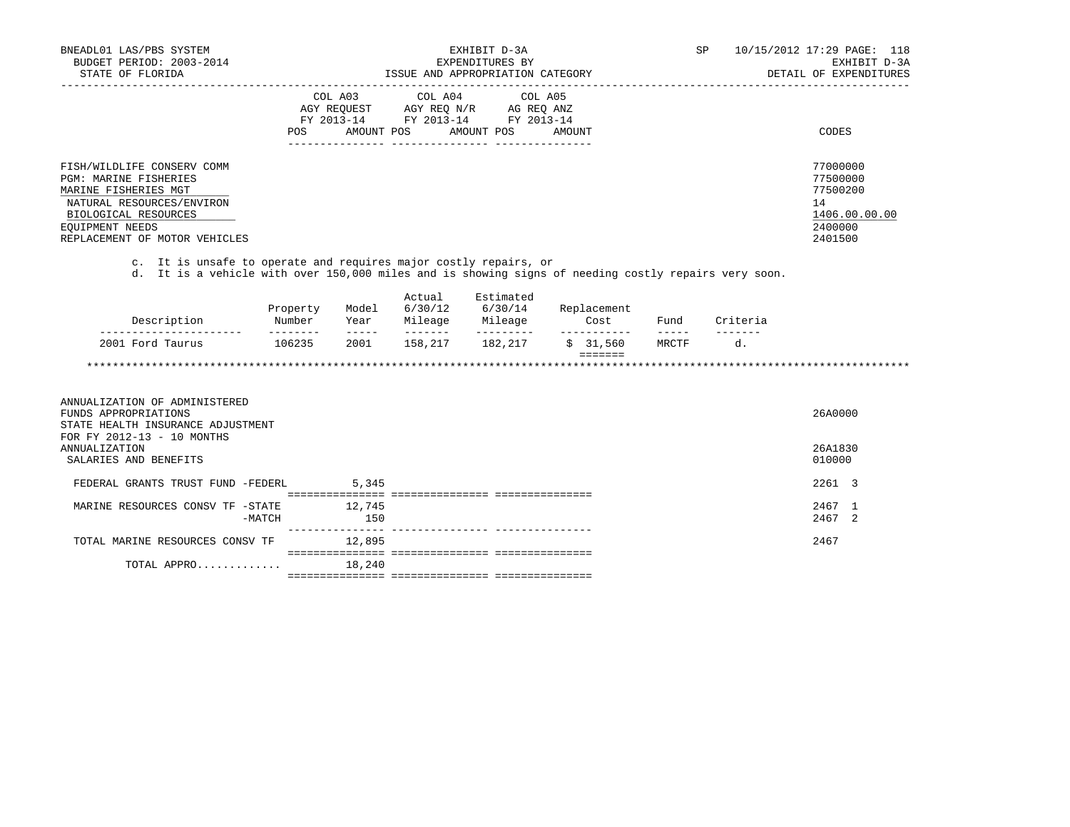| | COL A03 AGY REQUEST FY 2013-14 POS AMOUNT | COL A04 AGY REQ N/R FY 2013-14 POS AMOUNT | COL A05 AG REQ ANZ FY 2013-14 POS AMOUNT | CODES |
|---|---|---|---|---|
| FISH/WILDLIFE CONSERV COMM | | | | 77000000 |
| PGM: MARINE FISHERIES | | | | 77500000 |
| MARINE FISHERIES MGT | | | | 77500200 |
| NATURAL RESOURCES/ENVIRON | | | | 14 |
| BIOLOGICAL RESOURCES | | | | 1406.00.00.00 |
| EQUIPMENT NEEDS | | | | 2400000 |
| REPLACEMENT OF MOTOR VEHICLES | | | | 2401500 |

c. It is unsafe to operate and requires major costly repairs, or
d. It is a vehicle with over 150,000 miles and is showing signs of needing costly repairs very soon.

| Description | Property Number | Model Year | Actual 6/30/12 Mileage | Estimated 6/30/14 Mileage | Replacement Cost | Fund | Criteria |
|---|---|---|---|---|---|---|---|
| 2001 Ford Taurus | 106235 | 2001 | 158,217 | 182,217 | $ 31,560 | MRCTF | d. |

************************************************************************************************************************

| | COL A03 | COL A04 | COL A05 | CODES |
|---|---|---|---|---|
| ANNUALIZATION OF ADMINISTERED FUNDS APPROPRIATIONS | | | | 26A0000 |
| STATE HEALTH INSURANCE ADJUSTMENT FOR FY 2012-13 - 10 MONTHS ANNUALIZATION | | | | 26A1830 |
| SALARIES AND BENEFITS | | | | 010000 |
| FEDERAL GRANTS TRUST FUND -FEDERL | 5,345 | | | 2261 3 |
| MARINE RESOURCES CONSV TF -STATE | 12,745 | | | 2467 1 |
| -MATCH | 150 | | | 2467 2 |
| TOTAL MARINE RESOURCES CONSV TF | 12,895 | | | 2467 |
| TOTAL APPRO............. | 18,240 | | | |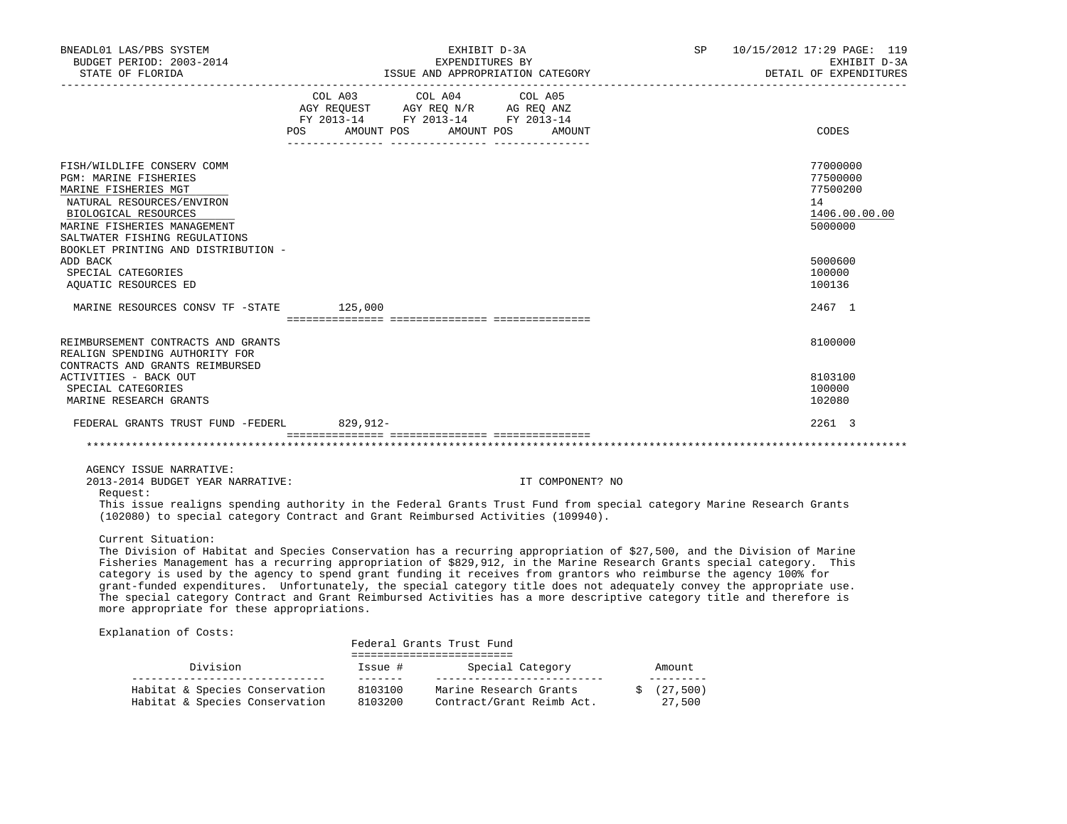| | COL A03 AGY REQUEST FY 2013-14 POS AMOUNT | COL A04 AGY REQ N/R FY 2013-14 POS AMOUNT | COL A05 AG REQ ANZ FY 2013-14 POS AMOUNT | CODES |
|---|---|---|---|---|
| FISH/WILDLIFE CONSERV COMM | | | | 77000000 |
| PGM: MARINE FISHERIES | | | | 77500000 |
| MARINE FISHERIES MGT | | | | 77500200 |
| NATURAL RESOURCES/ENVIRON | | | | 14 |
| BIOLOGICAL RESOURCES | | | | 1406.00.00.00 |
| MARINE FISHERIES MANAGEMENT | | | | 5000000 |
| SALTWATER FISHING REGULATIONS BOOKLET PRINTING AND DISTRIBUTION - ADD BACK | | | | 5000600 |
| SPECIAL CATEGORIES | | | | 100000 |
| AQUATIC RESOURCES ED | | | | 100136 |
| MARINE RESOURCES CONSV TF -STATE | 125,000 | | | 2467 1 |
| REIMBURSEMENT CONTRACTS AND GRANTS | | | | 8100000 |
| REALIGN SPENDING AUTHORITY FOR CONTRACTS AND GRANTS REIMBURSED ACTIVITIES - BACK OUT | | | | 8103100 |
| SPECIAL CATEGORIES | | | | 100000 |
| MARINE RESEARCH GRANTS | | | | 102080 |
| FEDERAL GRANTS TRUST FUND -FEDERL | 829,912- | | | 2261 3 |

AGENCY ISSUE NARRATIVE:

2013-2014 BUDGET YEAR NARRATIVE: IT COMPONENT? NO

Request:

This issue realigns spending authority in the Federal Grants Trust Fund from special category Marine Research Grants (102080) to special category Contract and Grant Reimbursed Activities (109940).

Current Situation:

The Division of Habitat and Species Conservation has a recurring appropriation of $27,500, and the Division of Marine Fisheries Management has a recurring appropriation of $829,912, in the Marine Research Grants special category. This category is used by the agency to spend grant funding it receives from grantors who reimburse the agency 100% for grant-funded expenditures. Unfortunately, the special category title does not adequately convey the appropriate use. The special category Contract and Grant Reimbursed Activities has a more descriptive category title and therefore is more appropriate for these appropriations.

Explanation of Costs:

Federal Grants Trust Fund

| Division | Issue # | Special Category | Amount |
|---|---|---|---|
| Habitat & Species Conservation | 8103100 | Marine Research Grants | $ (27,500) |
| Habitat & Species Conservation | 8103200 | Contract/Grant Reimb Act. | 27,500 |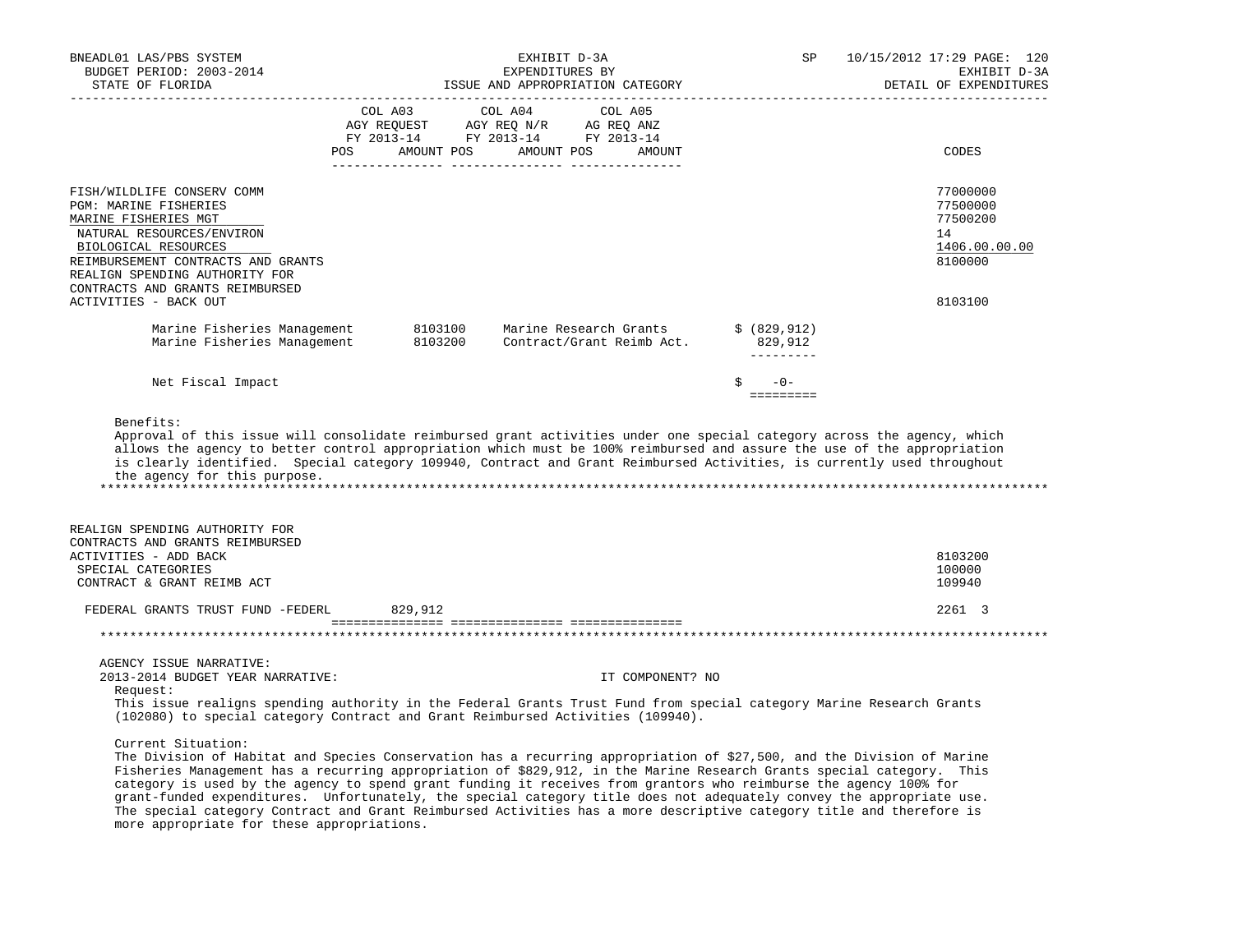BNEADL01 LAS/PBS SYSTEM | EXHIBIT D-3A | SP 10/15/2012 17:29 PAGE: 120
BUDGET PERIOD: 2003-2014 | EXPENDITURES BY | EXHIBIT D-3A
STATE OF FLORIDA | ISSUE AND APPROPRIATION CATEGORY | DETAIL OF EXPENDITURES

| | COL A03 AGY REQUEST FY 2013-14 POS AMOUNT | COL A04 AGY REQ N/R FY 2013-14 POS AMOUNT | COL A05 AG REQ ANZ FY 2013-14 POS AMOUNT | CODES |
|---|---|---|---|---|
| FISH/WILDLIFE CONSERV COMM | | | | 77000000 |
| PGM: MARINE FISHERIES | | | | 77500000 |
| MARINE FISHERIES MGT | | | | 77500200 |
| NATURAL RESOURCES/ENVIRON | | | | 14 |
| BIOLOGICAL RESOURCES | | | | 1406.00.00.00 |
| REIMBURSEMENT CONTRACTS AND GRANTS | | | | 8100000 |
| REALIGN SPENDING AUTHORITY FOR CONTRACTS AND GRANTS REIMBURSED ACTIVITIES - BACK OUT | | | | 8103100 |

| | | | |
|---|---|---|---|
| Marine Fisheries Management | 8103100 | Marine Research Grants | $ (829,912) |
| Marine Fisheries Management | 8103200 | Contract/Grant Reimb Act. | 829,912 |
| Net Fiscal Impact | | | $ -0- |

Benefits:
Approval of this issue will consolidate reimbursed grant activities under one special category across the agency, which allows the agency to better control appropriation which must be 100% reimbursed and assure the use of the appropriation is clearly identified. Special category 109940, Contract and Grant Reimbursed Activities, is currently used throughout the agency for this purpose.

******************************************************************************************************************

| | COL A03 | COL A04 | COL A05 | CODES |
|---|---|---|---|---|
| REALIGN SPENDING AUTHORITY FOR CONTRACTS AND GRANTS REIMBURSED ACTIVITIES - ADD BACK | | | | 8103200 |
| SPECIAL CATEGORIES | | | | 100000 |
| CONTRACT & GRANT REIMB ACT | | | | 109940 |
| FEDERAL GRANTS TRUST FUND -FEDERL | 829,912 | | | 2261 3 |

******************************************************************************************************************

AGENCY ISSUE NARRATIVE:
2013-2014 BUDGET YEAR NARRATIVE: IT COMPONENT? NO

Request:
This issue realigns spending authority in the Federal Grants Trust Fund from special category Marine Research Grants (102080) to special category Contract and Grant Reimbursed Activities (109940).

Current Situation:
The Division of Habitat and Species Conservation has a recurring appropriation of $27,500, and the Division of Marine Fisheries Management has a recurring appropriation of $829,912, in the Marine Research Grants special category. This category is used by the agency to spend grant funding it receives from grantors who reimburse the agency 100% for grant-funded expenditures. Unfortunately, the special category title does not adequately convey the appropriate use. The special category Contract and Grant Reimbursed Activities has a more descriptive category title and therefore is more appropriate for these appropriations.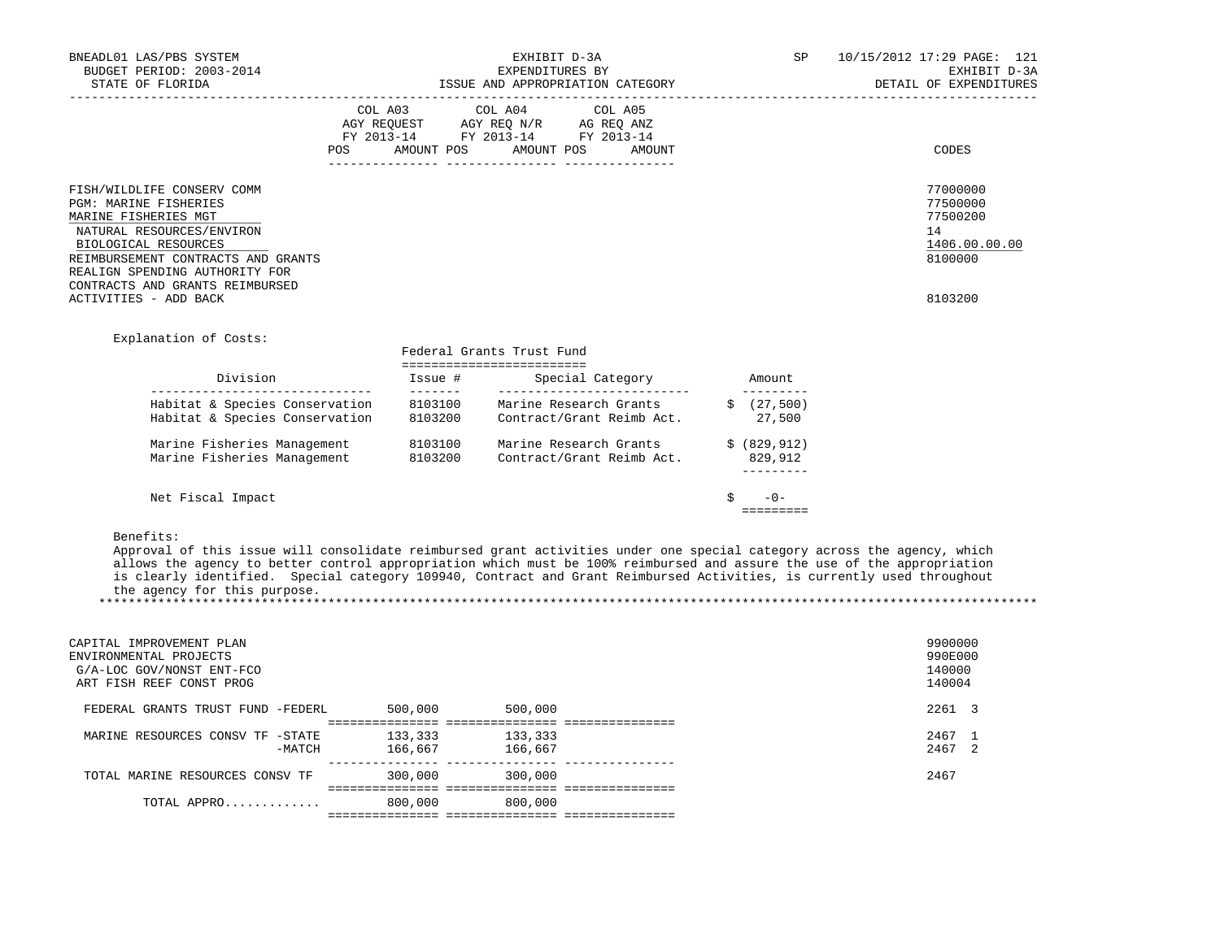| | COL A03 AGY REQUEST FY 2013-14 POS AMOUNT | COL A04 AGY REQ N/R FY 2013-14 POS AMOUNT | COL A05 AG REQ ANZ FY 2013-14 POS AMOUNT | CODES |
|---|---|---|---|---|
| FISH/WILDLIFE CONSERV COMM | | | | 77000000 |
| PGM: MARINE FISHERIES | | | | 77500000 |
| MARINE FISHERIES MGT | | | | 77500200 |
| NATURAL RESOURCES/ENVIRON | | | | 14 |
| BIOLOGICAL RESOURCES | | | | 1406.00.00.00 |
| REIMBURSEMENT CONTRACTS AND GRANTS | | | | 8100000 |
| REALIGN SPENDING AUTHORITY FOR CONTRACTS AND GRANTS REIMBURSED ACTIVITIES - ADD BACK | | | | 8103200 |

Explanation of Costs:

Federal Grants Trust Fund

| Division | Issue # | Special Category | Amount |
|---|---|---|---|
| Habitat & Species Conservation | 8103100 | Marine Research Grants | $ (27,500) |
| Habitat & Species Conservation | 8103200 | Contract/Grant Reimb Act. | 27,500 |
| Marine Fisheries Management | 8103100 | Marine Research Grants | $ (829,912) |
| Marine Fisheries Management | 8103200 | Contract/Grant Reimb Act. | 829,912 |
| Net Fiscal Impact | | | $ -0- |

Benefits:
Approval of this issue will consolidate reimbursed grant activities under one special category across the agency, which allows the agency to better control appropriation which must be 100% reimbursed and assure the use of the appropriation is clearly identified. Special category 109940, Contract and Grant Reimbursed Activities, is currently used throughout the agency for this purpose.

*****************************************************************************************************************************

| | COL A03 | COL A04 | COL A05 | CODES |
|---|---|---|---|---|
| CAPITAL IMPROVEMENT PLAN | | | | 9900000 |
| ENVIRONMENTAL PROJECTS | | | | 990E000 |
| G/A-LOC GOV/NONST ENT-FCO | | | | 140000 |
| ART FISH REEF CONST PROG | | | | 140004 |
| FEDERAL GRANTS TRUST FUND -FEDERL | 500,000 | 500,000 | | 2261 3 |
| MARINE RESOURCES CONSV TF -STATE | 133,333 | 133,333 | | 2467 1 |
| -MATCH | 166,667 | 166,667 | | 2467 2 |
| TOTAL MARINE RESOURCES CONSV TF | 300,000 | 300,000 | | 2467 |
| TOTAL APPRO............ | 800,000 | 800,000 | | |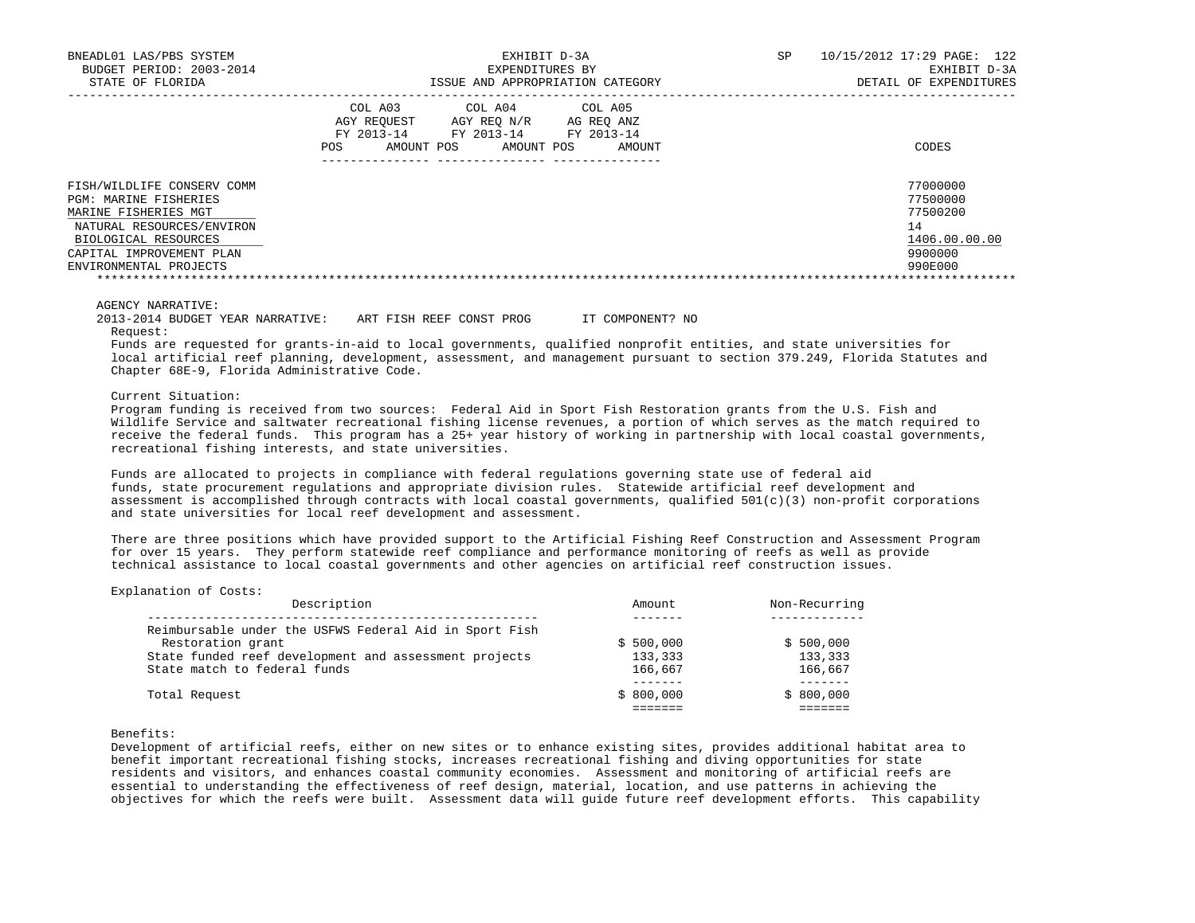| | COL A03 AGY REQUEST FY 2013-14 | | COL A04 AGY REQ N/R FY 2013-14 | | COL A05 AG REQ ANZ FY 2013-14 | | |
|---|---|---|---|---|---|---|---|
| | POS | AMOUNT | POS | AMOUNT | POS | AMOUNT | CODES |
| FISH/WILDLIFE CONSERV COMM | | | | | | | 77000000 |
| PGM: MARINE FISHERIES | | | | | | | 77500000 |
| MARINE FISHERIES MGT | | | | | | | 77500200 |
| NATURAL RESOURCES/ENVIRON | | | | | | | 14 |
| BIOLOGICAL RESOURCES | | | | | | | 1406.00.00.00 |
| CAPITAL IMPROVEMENT PLAN | | | | | | | 9900000 |
| ENVIRONMENTAL PROJECTS | | | | | | | 990E000 |

AGENCY NARRATIVE:

2013-2014 BUDGET YEAR NARRATIVE: ART FISH REEF CONST PROG IT COMPONENT? NO

Request:

Funds are requested for grants-in-aid to local governments, qualified nonprofit entities, and state universities for local artificial reef planning, development, assessment, and management pursuant to section 379.249, Florida Statutes and Chapter 68E-9, Florida Administrative Code.

Current Situation:

Program funding is received from two sources: Federal Aid in Sport Fish Restoration grants from the U.S. Fish and Wildlife Service and saltwater recreational fishing license revenues, a portion of which serves as the match required to receive the federal funds. This program has a 25+ year history of working in partnership with local coastal governments, recreational fishing interests, and state universities.

Funds are allocated to projects in compliance with federal regulations governing state use of federal aid funds, state procurement regulations and appropriate division rules. Statewide artificial reef development and assessment is accomplished through contracts with local coastal governments, qualified 501(c)(3) non-profit corporations and state universities for local reef development and assessment.

There are three positions which have provided support to the Artificial Fishing Reef Construction and Assessment Program for over 15 years. They perform statewide reef compliance and performance monitoring of reefs as well as provide technical assistance to local coastal governments and other agencies on artificial reef construction issues.

Explanation of Costs:

| Description | Amount | Non-Recurring |
|---|---|---|
| Reimbursable under the USFWS Federal Aid in Sport Fish Restoration grant | $ 500,000 | $ 500,000 |
| State funded reef development and assessment projects | 133,333 | 133,333 |
| State match to federal funds | 166,667 | 166,667 |
| Total Request | $ 800,000 | $ 800,000 |

Benefits:

Development of artificial reefs, either on new sites or to enhance existing sites, provides additional habitat area to benefit important recreational fishing stocks, increases recreational fishing and diving opportunities for state residents and visitors, and enhances coastal community economies. Assessment and monitoring of artificial reefs are essential to understanding the effectiveness of reef design, material, location, and use patterns in achieving the objectives for which the reefs were built. Assessment data will guide future reef development efforts. This capability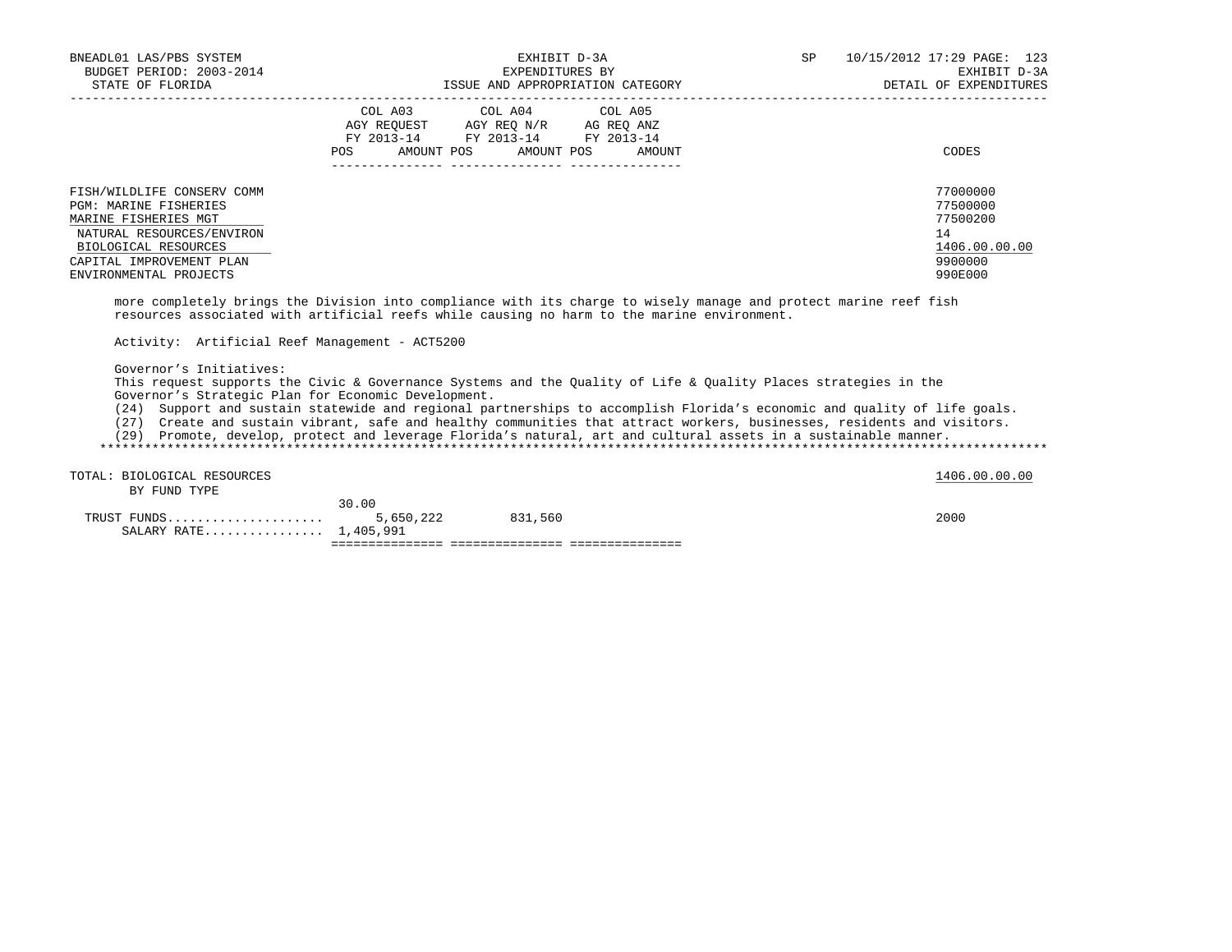| | COL A03 AGY REQUEST FY 2013-14 POS AMOUNT | COL A04 AGY REQ N/R FY 2013-14 POS AMOUNT | COL A05 AG REQ ANZ FY 2013-14 POS AMOUNT | CODES |
|---|---|---|---|---|
| FISH/WILDLIFE CONSERV COMM | | | | 77000000 |
| PGM: MARINE FISHERIES | | | | 77500000 |
| MARINE FISHERIES MGT | | | | 77500200 |
| NATURAL RESOURCES/ENVIRON | | | | 14 |
| BIOLOGICAL RESOURCES | | | | 1406.00.00.00 |
| CAPITAL IMPROVEMENT PLAN | | | | 9900000 |
| ENVIRONMENTAL PROJECTS | | | | 990E000 |

more completely brings the Division into compliance with its charge to wisely manage and protect marine reef fish resources associated with artificial reefs while causing no harm to the marine environment.

Activity: Artificial Reef Management - ACT5200

Governor's Initiatives:
This request supports the Civic & Governance Systems and the Quality of Life & Quality Places strategies in the Governor's Strategic Plan for Economic Development.
(24) Support and sustain statewide and regional partnerships to accomplish Florida's economic and quality of life goals.
(27) Create and sustain vibrant, safe and healthy communities that attract workers, businesses, residents and visitors.
(29) Promote, develop, protect and leverage Florida's natural, art and cultural assets in a sustainable manner.

| | COL A03 | COL A04 | COL A05 | CODES |
|---|---|---|---|---|
| TOTAL: BIOLOGICAL RESOURCES | | | | 1406.00.00.00 |
| BY FUND TYPE | | | | |
| TRUST FUNDS | 30.00 5,650,222 | 831,560 | | 2000 |
| SALARY RATE | 1,405,991 | | | |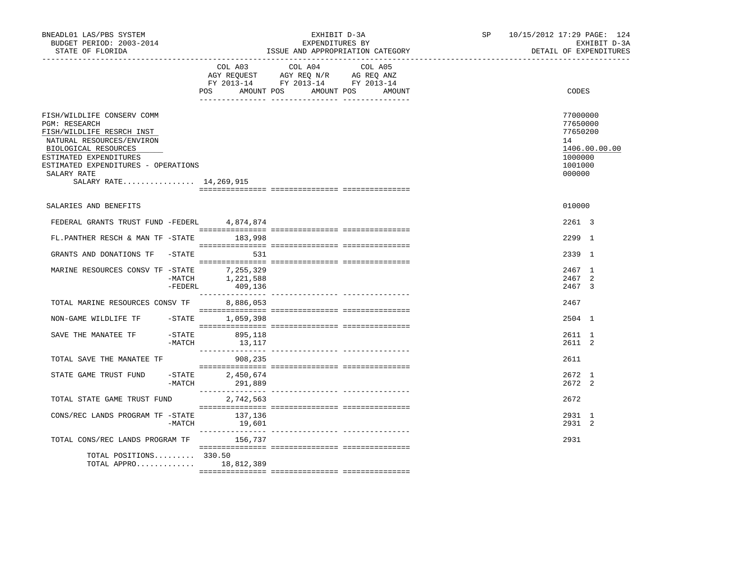BNEADL01 LAS/PBS SYSTEM
BUDGET PERIOD: 2003-2014
STATE OF FLORIDA

EXHIBIT D-3A
EXPENDITURES BY
ISSUE AND APPROPRIATION CATEGORY

SP 10/15/2012 17:29 PAGE: 124
EXHIBIT D-3A
DETAIL OF EXPENDITURES

| | COL A03 AGY REQUEST FY 2013-14 POS AMOUNT | COL A04 AGY REQ N/R FY 2013-14 POS AMOUNT | COL A05 AG REQ ANZ FY 2013-14 POS AMOUNT | CODES |
|---|---|---|---|---|
| FISH/WILDLIFE CONSERV COMM | | | | 77000000 |
| PGM: RESEARCH | | | | 77650000 |
| FISH/WILDLIFE RESRCH INST | | | | 77650200 |
| NATURAL RESOURCES/ENVIRON | | | | 14 |
| BIOLOGICAL RESOURCES | | | | 1406.00.00.00 |
| ESTIMATED EXPENDITURES | | | | 1000000 |
| ESTIMATED EXPENDITURES - OPERATIONS | | | | 1001000 |
| SALARY RATE | | | | 000000 |
| SALARY RATE................ | 14,269,915 | | | |
| SALARIES AND BENEFITS | | | | 010000 |
| FEDERAL GRANTS TRUST FUND -FEDERL | 4,874,874 | | | 2261 3 |
| FL.PANTHER RESCH & MAN TF -STATE | 183,998 | | | 2299 1 |
| GRANTS AND DONATIONS TF -STATE | 531 | | | 2339 1 |
| MARINE RESOURCES CONSV TF -STATE | 7,255,329 | | | 2467 1 |
| -MATCH | 1,221,588 | | | 2467 2 |
| -FEDERL | 409,136 | | | 2467 3 |
| TOTAL MARINE RESOURCES CONSV TF | 8,886,053 | | | 2467 |
| NON-GAME WILDLIFE TF -STATE | 1,059,398 | | | 2504 1 |
| SAVE THE MANATEE TF -STATE | 895,118 | | | 2611 1 |
| -MATCH | 13,117 | | | 2611 2 |
| TOTAL SAVE THE MANATEE TF | 908,235 | | | 2611 |
| STATE GAME TRUST FUND -STATE | 2,450,674 | | | 2672 1 |
| -MATCH | 291,889 | | | 2672 2 |
| TOTAL STATE GAME TRUST FUND | 2,742,563 | | | 2672 |
| CONS/REC LANDS PROGRAM TF -STATE | 137,136 | | | 2931 1 |
| -MATCH | 19,601 | | | 2931 2 |
| TOTAL CONS/REC LANDS PROGRAM TF | 156,737 | | | 2931 |
| TOTAL POSITIONS......... | 330.50 | | | |
| TOTAL APPRO............ | 18,812,389 | | | |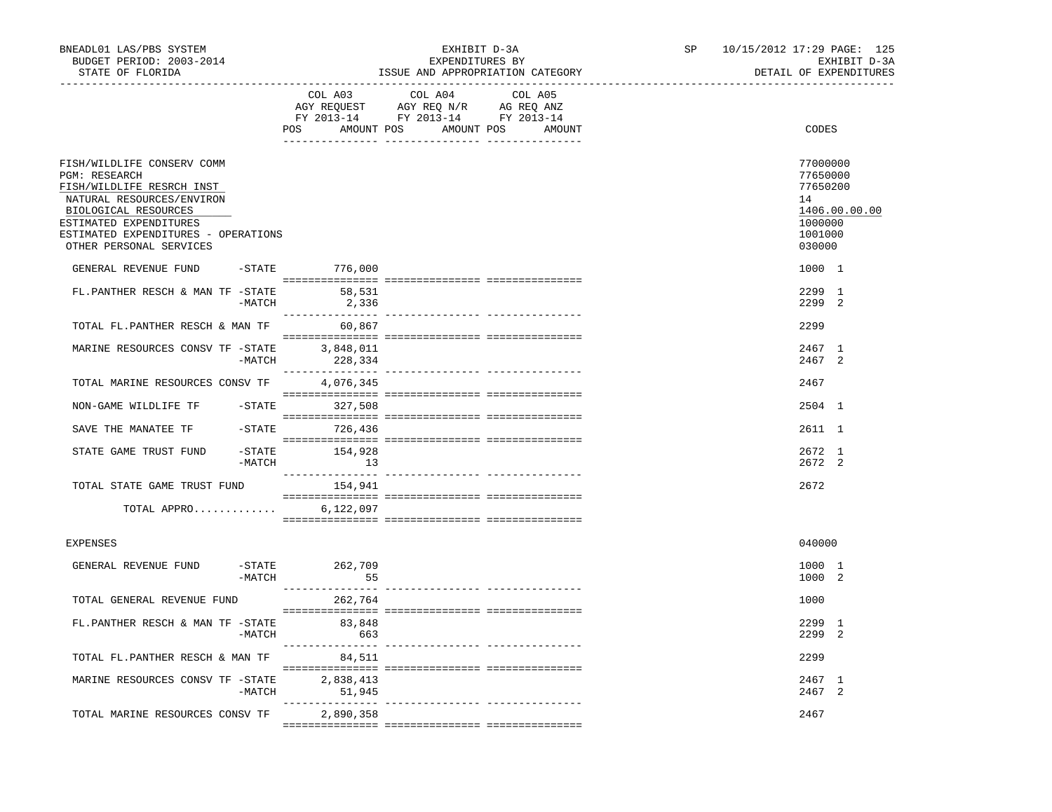BNEADL01 LAS/PBS SYSTEM — EXHIBIT D-3A — EXPENDITURES BY ISSUE AND APPROPRIATION CATEGORY — SP 10/15/2012 17:29

BUDGET PERIOD: 2003-2014 — EXHIBIT D-3A

STATE OF FLORIDA — DETAIL OF EXPENDITURES

| | COL A03 AGY REQUEST FY 2013-14 POS AMOUNT | COL A04 AGY REQ N/R FY 2013-14 POS AMOUNT | COL A05 AG REQ ANZ FY 2013-14 POS AMOUNT | CODES |
|---|---|---|---|---|
| FISH/WILDLIFE CONSERV COMM | | | | 77000000 |
| PGM: RESEARCH | | | | 77650000 |
| FISH/WILDLIFE RESRCH INST | | | | 77650200 |
| NATURAL RESOURCES/ENVIRON | | | | 14 |
| BIOLOGICAL RESOURCES | | | | 1406.00.00.00 |
| ESTIMATED EXPENDITURES | | | | 1000000 |
| ESTIMATED EXPENDITURES - OPERATIONS | | | | 1001000 |
| OTHER PERSONAL SERVICES | | | | 030000 |
| GENERAL REVENUE FUND -STATE | 776,000 | | | 1000 1 |
| FL.PANTHER RESCH & MAN TF -STATE | 58,531 | | | 2299 1 |
| -MATCH | 2,336 | | | 2299 2 |
| TOTAL FL.PANTHER RESCH & MAN TF | 60,867 | | | 2299 |
| MARINE RESOURCES CONSV TF -STATE | 3,848,011 | | | 2467 1 |
| -MATCH | 228,334 | | | 2467 2 |
| TOTAL MARINE RESOURCES CONSV TF | 4,076,345 | | | 2467 |
| NON-GAME WILDLIFE TF -STATE | 327,508 | | | 2504 1 |
| SAVE THE MANATEE TF -STATE | 726,436 | | | 2611 1 |
| STATE GAME TRUST FUND -STATE | 154,928 | | | 2672 1 |
| -MATCH | 13 | | | 2672 2 |
| TOTAL STATE GAME TRUST FUND | 154,941 | | | 2672 |
| TOTAL APPRO............ | 6,122,097 | | | |
| EXPENSES | | | | 040000 |
| GENERAL REVENUE FUND -STATE | 262,709 | | | 1000 1 |
| -MATCH | 55 | | | 1000 2 |
| TOTAL GENERAL REVENUE FUND | 262,764 | | | 1000 |
| FL.PANTHER RESCH & MAN TF -STATE | 83,848 | | | 2299 1 |
| -MATCH | 663 | | | 2299 2 |
| TOTAL FL.PANTHER RESCH & MAN TF | 84,511 | | | 2299 |
| MARINE RESOURCES CONSV TF -STATE | 2,838,413 | | | 2467 1 |
| -MATCH | 51,945 | | | 2467 2 |
| TOTAL MARINE RESOURCES CONSV TF | 2,890,358 | | | 2467 |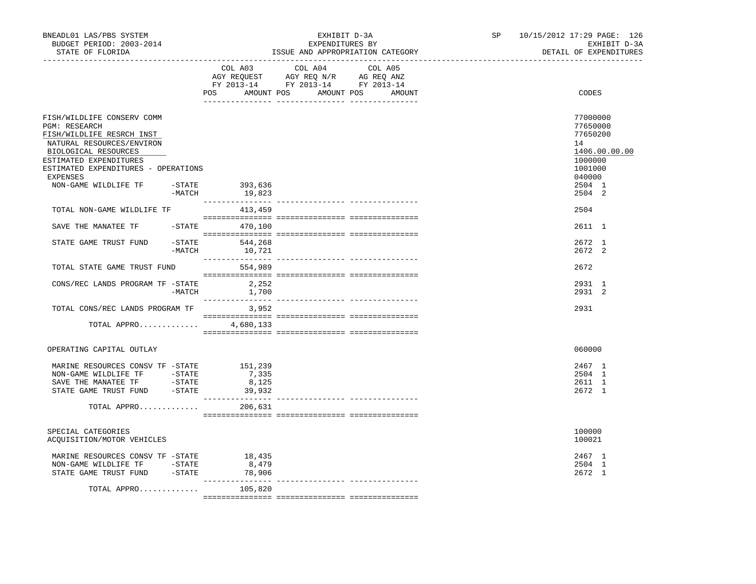BNEADL01 LAS/PBS SYSTEM
BUDGET PERIOD: 2003-2014
STATE OF FLORIDA

EXHIBIT D-3A
EXPENDITURES BY
ISSUE AND APPROPRIATION CATEGORY

SP 10/15/2012 17:29
EXHIBIT D-3A
DETAIL OF EXPENDITURES

| | COL A03 AGY REQUEST FY 2013-14 POS AMOUNT | COL A04 AGY REQ N/R FY 2013-14 POS AMOUNT | COL A05 AG REQ ANZ FY 2013-14 POS AMOUNT | CODES |
|---|---|---|---|---|
| FISH/WILDLIFE CONSERV COMM | | | | 77000000 |
| PGM: RESEARCH | | | | 77650000 |
| FISH/WILDLIFE RESRCH INST | | | | 77650200 |
| NATURAL RESOURCES/ENVIRON | | | | 14 |
| BIOLOGICAL RESOURCES | | | | 1406.00.00.00 |
| ESTIMATED EXPENDITURES | | | | 1000000 |
| ESTIMATED EXPENDITURES - OPERATIONS | | | | 1001000 |
| EXPENSES | | | | 040000 |
| NON-GAME WILDLIFE TF -STATE | 393,636 | | | 2504 1 |
| -MATCH | 19,823 | | | 2504 2 |
| TOTAL NON-GAME WILDLIFE TF | 413,459 | | | 2504 |
| SAVE THE MANATEE TF -STATE | 470,100 | | | 2611 1 |
| STATE GAME TRUST FUND -STATE | 544,268 | | | 2672 1 |
| -MATCH | 10,721 | | | 2672 2 |
| TOTAL STATE GAME TRUST FUND | 554,989 | | | 2672 |
| CONS/REC LANDS PROGRAM TF -STATE | 2,252 | | | 2931 1 |
| -MATCH | 1,700 | | | 2931 2 |
| TOTAL CONS/REC LANDS PROGRAM TF | 3,952 | | | 2931 |
| TOTAL APPRO............ | 4,680,133 | | | |
| OPERATING CAPITAL OUTLAY | | | | 060000 |
| MARINE RESOURCES CONSV TF -STATE | 151,239 | | | 2467 1 |
| NON-GAME WILDLIFE TF -STATE | 7,335 | | | 2504 1 |
| SAVE THE MANATEE TF -STATE | 8,125 | | | 2611 1 |
| STATE GAME TRUST FUND -STATE | 39,932 | | | 2672 1 |
| TOTAL APPRO............ | 206,631 | | | |
| SPECIAL CATEGORIES | | | | 100000 |
| ACQUISITION/MOTOR VEHICLES | | | | 100021 |
| MARINE RESOURCES CONSV TF -STATE | 18,435 | | | 2467 1 |
| NON-GAME WILDLIFE TF -STATE | 8,479 | | | 2504 1 |
| STATE GAME TRUST FUND -STATE | 78,906 | | | 2672 1 |
| TOTAL APPRO............ | 105,820 | | | |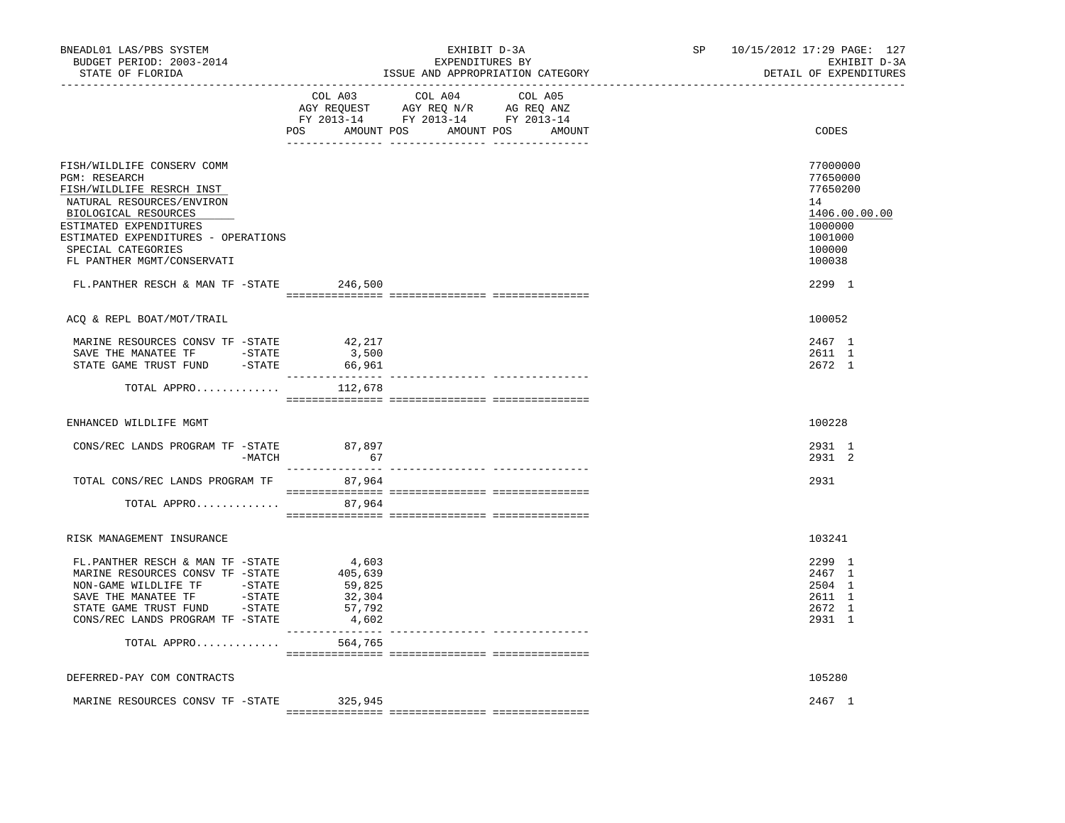BNEADL01 LAS/PBS SYSTEM | EXHIBIT D-3A | SP 10/15/2012 17:29 PAGE: 127
BUDGET PERIOD: 2003-2014 | EXPENDITURES BY | EXHIBIT D-3A
STATE OF FLORIDA | ISSUE AND APPROPRIATION CATEGORY | DETAIL OF EXPENDITURES

| | COL A03 AGY REQUEST FY 2013-14 POS | AMOUNT | COL A04 AGY REQ N/R FY 2013-14 POS | AMOUNT | COL A05 AG REQ ANZ FY 2013-14 POS | AMOUNT | CODES |
|---|---|---|---|---|---|---|---|
| FISH/WILDLIFE CONSERV COMM | | | | | | | 77000000 |
| PGM: RESEARCH | | | | | | | 77650000 |
| FISH/WILDLIFE RESRCH INST | | | | | | | 77650200 |
| NATURAL RESOURCES/ENVIRON | | | | | | | 14 |
| BIOLOGICAL RESOURCES | | | | | | | 1406.00.00.00 |
| ESTIMATED EXPENDITURES | | | | | | | 1000000 |
| ESTIMATED EXPENDITURES - OPERATIONS | | | | | | | 1001000 |
| SPECIAL CATEGORIES | | | | | | | 100000 |
| FL PANTHER MGMT/CONSERVATI | | | | | | | 100038 |
| FL.PANTHER RESCH & MAN TF -STATE | | 246,500 | | | | | 2299 1 |
| ACQ & REPL BOAT/MOT/TRAIL | | | | | | | 100052 |
| MARINE RESOURCES CONSV TF -STATE | | 42,217 | | | | | 2467 1 |
| SAVE THE MANATEE TF -STATE | | 3,500 | | | | | 2611 1 |
| STATE GAME TRUST FUND -STATE | | 66,961 | | | | | 2672 1 |
| TOTAL APPRO............. | | 112,678 | | | | | |
| ENHANCED WILDLIFE MGMT | | | | | | | 100228 |
| CONS/REC LANDS PROGRAM TF -STATE | | 87,897 | | | | | 2931 1 |
| -MATCH | | 67 | | | | | 2931 2 |
| TOTAL CONS/REC LANDS PROGRAM TF | | 87,964 | | | | | 2931 |
| TOTAL APPRO............. | | 87,964 | | | | | |
| RISK MANAGEMENT INSURANCE | | | | | | | 103241 |
| FL.PANTHER RESCH & MAN TF -STATE | | 4,603 | | | | | 2299 1 |
| MARINE RESOURCES CONSV TF -STATE | | 405,639 | | | | | 2467 1 |
| NON-GAME WILDLIFE TF -STATE | | 59,825 | | | | | 2504 1 |
| SAVE THE MANATEE TF -STATE | | 32,304 | | | | | 2611 1 |
| STATE GAME TRUST FUND -STATE | | 57,792 | | | | | 2672 1 |
| CONS/REC LANDS PROGRAM TF -STATE | | 4,602 | | | | | 2931 1 |
| TOTAL APPRO............. | | 564,765 | | | | | |
| DEFERRED-PAY COM CONTRACTS | | | | | | | 105280 |
| MARINE RESOURCES CONSV TF -STATE | | 325,945 | | | | | 2467 1 |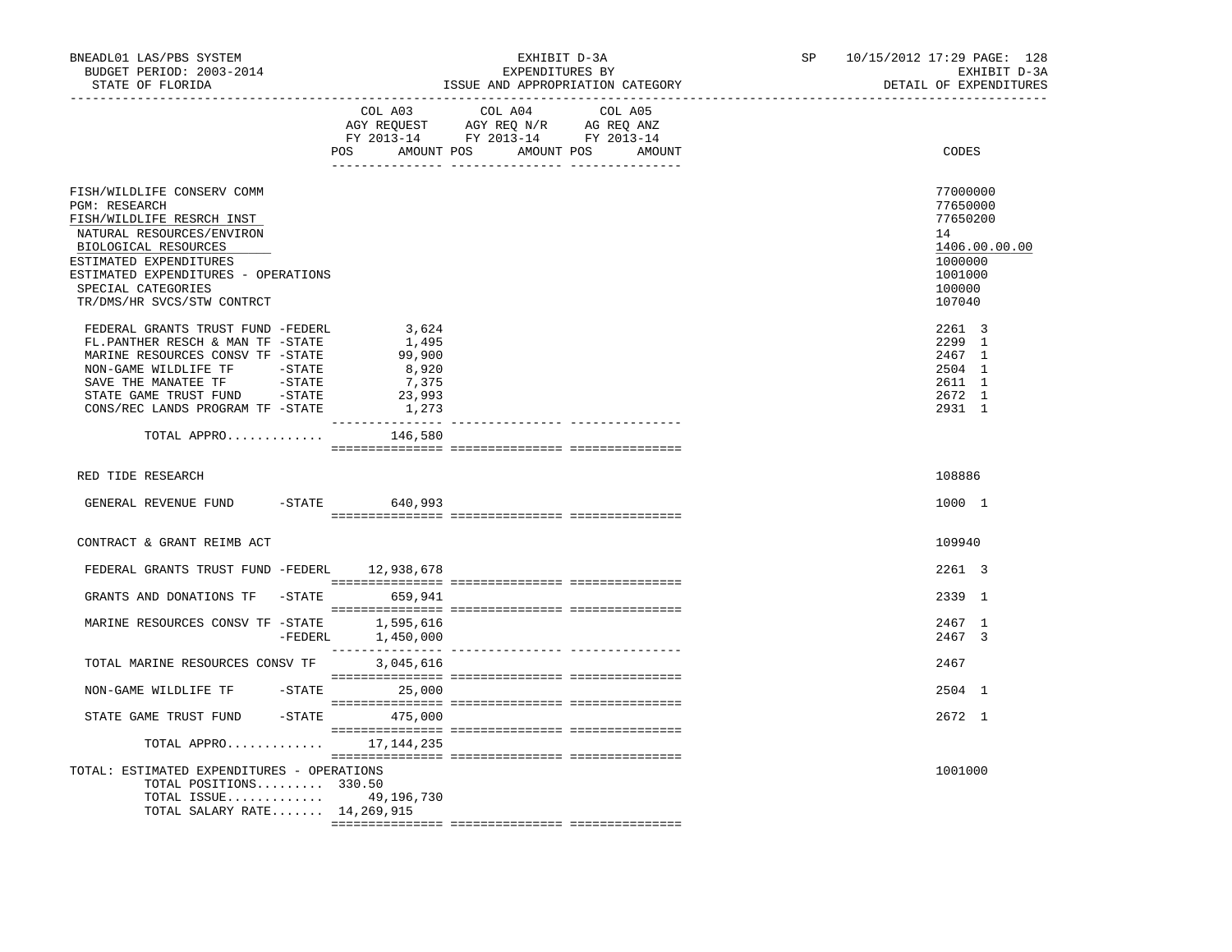BNEADL01 LAS/PBS SYSTEM
BUDGET PERIOD: 2003-2014
STATE OF FLORIDA

EXHIBIT D-3A
EXPENDITURES BY
ISSUE AND APPROPRIATION CATEGORY

SP 10/15/2012 17:29
EXHIBIT D-3A
DETAIL OF EXPENDITURES

| | COL A03 AGY REQUEST FY 2013-14 POS AMOUNT | COL A04 AGY REQ N/R FY 2013-14 POS AMOUNT | COL A05 AG REQ ANZ FY 2013-14 POS AMOUNT | CODES |
|---|---|---|---|---|
| FISH/WILDLIFE CONSERV COMM | | | | 77000000 |
| PGM: RESEARCH | | | | 77650000 |
| FISH/WILDLIFE RESRCH INST | | | | 77650200 |
| NATURAL RESOURCES/ENVIRON | | | | 14 |
| BIOLOGICAL RESOURCES | | | | 1406.00.00.00 |
| ESTIMATED EXPENDITURES | | | | 1000000 |
| ESTIMATED EXPENDITURES - OPERATIONS | | | | 1001000 |
| SPECIAL CATEGORIES | | | | 100000 |
| TR/DMS/HR SVCS/STW CONTRCT | | | | 107040 |
| FEDERAL GRANTS TRUST FUND -FEDERL | 3,624 | | | 2261 3 |
| FL.PANTHER RESCH & MAN TF -STATE | 1,495 | | | 2299 1 |
| MARINE RESOURCES CONSV TF -STATE | 99,900 | | | 2467 1 |
| NON-GAME WILDLIFE TF -STATE | 8,920 | | | 2504 1 |
| SAVE THE MANATEE TF -STATE | 7,375 | | | 2611 1 |
| STATE GAME TRUST FUND -STATE | 23,993 | | | 2672 1 |
| CONS/REC LANDS PROGRAM TF -STATE | 1,273 | | | 2931 1 |
| TOTAL APPRO............ | 146,580 | | | |
| RED TIDE RESEARCH | | | | 108886 |
| GENERAL REVENUE FUND -STATE | 640,993 | | | 1000 1 |
| CONTRACT & GRANT REIMB ACT | | | | 109940 |
| FEDERAL GRANTS TRUST FUND -FEDERL | 12,938,678 | | | 2261 3 |
| GRANTS AND DONATIONS TF -STATE | 659,941 | | | 2339 1 |
| MARINE RESOURCES CONSV TF -STATE | 1,595,616 | | | 2467 1 |
| -FEDERL | 1,450,000 | | | 2467 3 |
| TOTAL MARINE RESOURCES CONSV TF | 3,045,616 | | | 2467 |
| NON-GAME WILDLIFE TF -STATE | 25,000 | | | 2504 1 |
| STATE GAME TRUST FUND -STATE | 475,000 | | | 2672 1 |
| TOTAL APPRO............ | 17,144,235 | | | |
| TOTAL: ESTIMATED EXPENDITURES - OPERATIONS | | | | 1001000 |
| TOTAL POSITIONS......... | 330.50 | | | |
| TOTAL ISSUE............. | 49,196,730 | | | |
| TOTAL SALARY RATE....... | 14,269,915 | | | |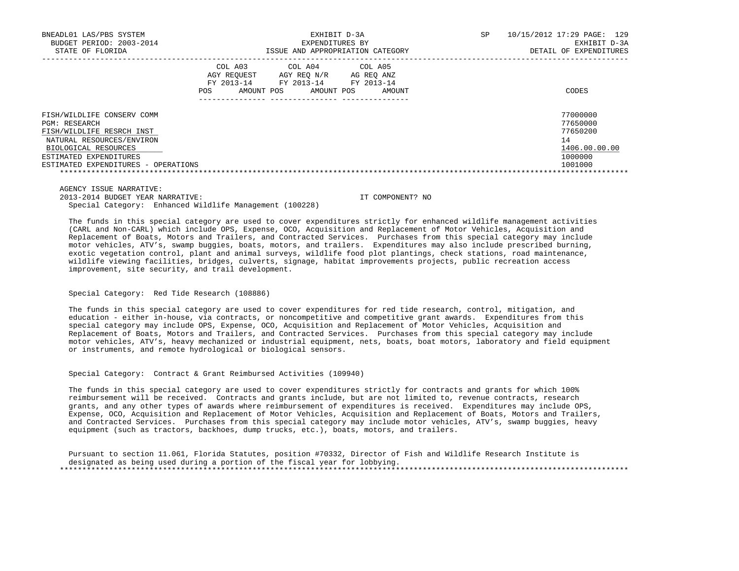BNEADL01 LAS/PBS SYSTEM
BUDGET PERIOD: 2003-2014
STATE OF FLORIDA

EXHIBIT D-3A
EXPENDITURES BY
ISSUE AND APPROPRIATION CATEGORY

SP 10/15/2012 17:29

EXHIBIT D-3A
DETAIL OF EXPENDITURES

| | COL A03 AGY REQUEST FY 2013-14 POS AMOUNT | COL A04 AGY REQ N/R FY 2013-14 POS AMOUNT | COL A05 AG REQ ANZ FY 2013-14 POS AMOUNT | CODES |
|---|---|---|---|---|
| FISH/WILDLIFE CONSERV COMM | | | | 77000000 |
| PGM: RESEARCH | | | | 77650000 |
| FISH/WILDLIFE RESRCH INST | | | | 77650200 |
| NATURAL RESOURCES/ENVIRON | | | | 14 |
| BIOLOGICAL RESOURCES | | | | 1406.00.00.00 |
| ESTIMATED EXPENDITURES | | | | 1000000 |
| ESTIMATED EXPENDITURES - OPERATIONS | | | | 1001000 |

AGENCY ISSUE NARRATIVE:
2013-2014 BUDGET YEAR NARRATIVE: IT COMPONENT? NO

Special Category: Enhanced Wildlife Management (100228)

The funds in this special category are used to cover expenditures strictly for enhanced wildlife management activities (CARL and Non-CARL) which include OPS, Expense, OCO, Acquisition and Replacement of Motor Vehicles, Acquisition and Replacement of Boats, Motors and Trailers, and Contracted Services. Purchases from this special category may include motor vehicles, ATV's, swamp buggies, boats, motors, and trailers. Expenditures may also include prescribed burning, exotic vegetation control, plant and animal surveys, wildlife food plot plantings, check stations, road maintenance, wildlife viewing facilities, bridges, culverts, signage, habitat improvements projects, public recreation access improvement, site security, and trail development.

Special Category: Red Tide Research (108886)

The funds in this special category are used to cover expenditures for red tide research, control, mitigation, and education - either in-house, via contracts, or noncompetitive and competitive grant awards. Expenditures from this special category may include OPS, Expense, OCO, Acquisition and Replacement of Motor Vehicles, Acquisition and Replacement of Boats, Motors and Trailers, and Contracted Services. Purchases from this special category may include motor vehicles, ATV's, heavy mechanized or industrial equipment, nets, boats, boat motors, laboratory and field equipment or instruments, and remote hydrological or biological sensors.

Special Category: Contract & Grant Reimbursed Activities (109940)

The funds in this special category are used to cover expenditures strictly for contracts and grants for which 100% reimbursement will be received. Contracts and grants include, but are not limited to, revenue contracts, research grants, and any other types of awards where reimbursement of expenditures is received. Expenditures may include OPS, Expense, OCO, Acquisition and Replacement of Motor Vehicles, Acquisition and Replacement of Boats, Motors and Trailers, and Contracted Services. Purchases from this special category may include motor vehicles, ATV's, swamp buggies, heavy equipment (such as tractors, backhoes, dump trucks, etc.), boats, motors, and trailers.

Pursuant to section 11.061, Florida Statutes, position #70332, Director of Fish and Wildlife Research Institute is designated as being used during a portion of the fiscal year for lobbying.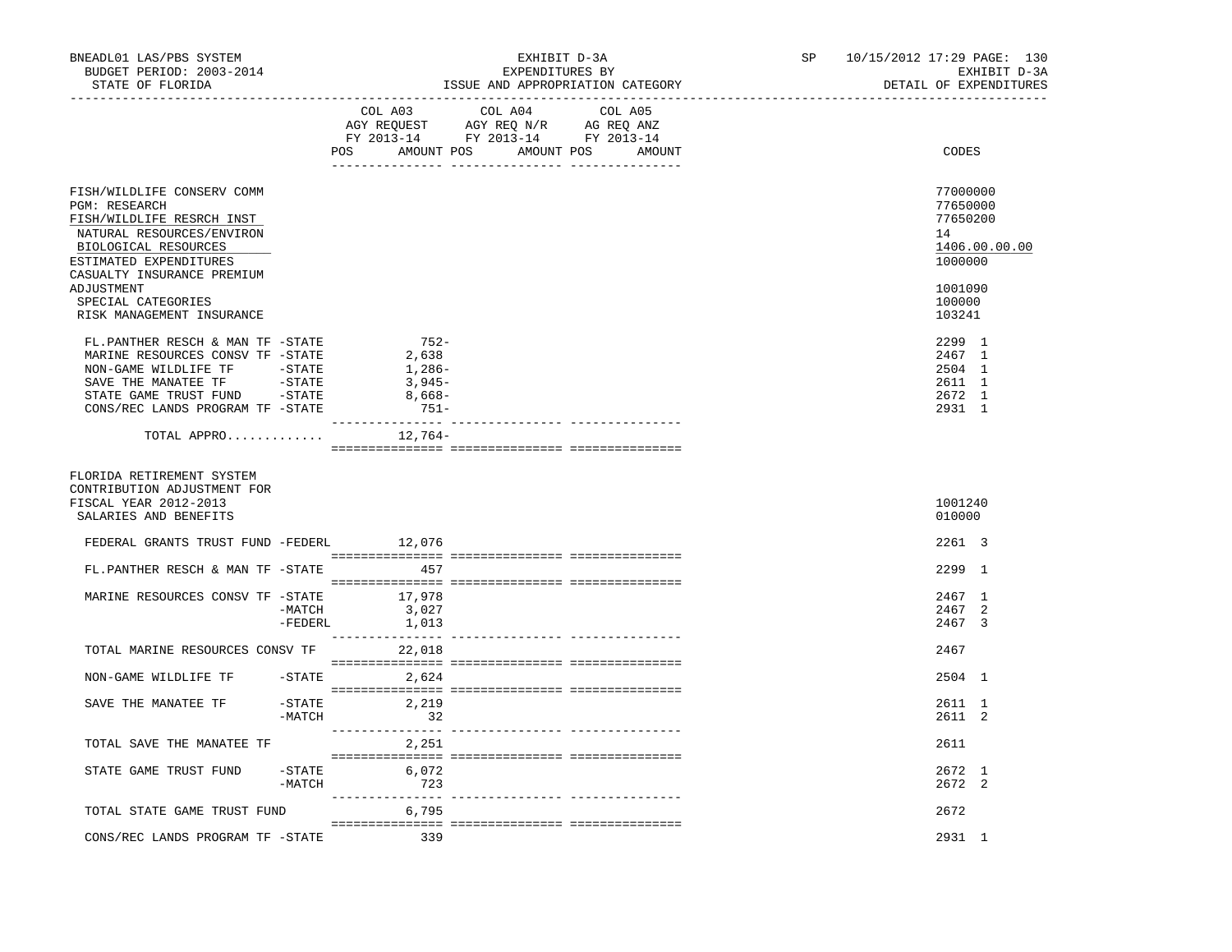BNEADL01 LAS/PBS SYSTEM — EXHIBIT D-3A — EXPENDITURES BY ISSUE AND APPROPRIATION CATEGORY — SP 10/15/2012 17:29 PAGE: 130

BUDGET PERIOD: 2003-2014 — STATE OF FLORIDA — EXHIBIT D-3A — DETAIL OF EXPENDITURES

| | COL A03 AGY REQUEST FY 2013-14 POS AMOUNT | COL A04 AGY REQ N/R FY 2013-14 POS AMOUNT | COL A05 AG REQ ANZ FY 2013-14 POS AMOUNT | CODES |
|---|---|---|---|---|
| FISH/WILDLIFE CONSERV COMM | | | | 77000000 |
| PGM: RESEARCH | | | | 77650000 |
| FISH/WILDLIFE RESRCH INST | | | | 77650200 |
| NATURAL RESOURCES/ENVIRON | | | | 14 |
| BIOLOGICAL RESOURCES | | | | 1406.00.00.00 |
| ESTIMATED EXPENDITURES | | | | 1000000 |
| CASUALTY INSURANCE PREMIUM ADJUSTMENT | | | | 1001090 |
| SPECIAL CATEGORIES | | | | 100000 |
| RISK MANAGEMENT INSURANCE | | | | 103241 |
| FL.PANTHER RESCH & MAN TF -STATE | 752- | | | 2299 1 |
| MARINE RESOURCES CONSV TF -STATE | 2,638 | | | 2467 1 |
| NON-GAME WILDLIFE TF -STATE | 1,286- | | | 2504 1 |
| SAVE THE MANATEE TF -STATE | 3,945- | | | 2611 1 |
| STATE GAME TRUST FUND -STATE | 8,668- | | | 2672 1 |
| CONS/REC LANDS PROGRAM TF -STATE | 751- | | | 2931 1 |
| TOTAL APPRO............ | 12,764- | | | |
| FLORIDA RETIREMENT SYSTEM CONTRIBUTION ADJUSTMENT FOR FISCAL YEAR 2012-2013 | | | | 1001240 |
| SALARIES AND BENEFITS | | | | 010000 |
| FEDERAL GRANTS TRUST FUND -FEDERL | 12,076 | | | 2261 3 |
| FL.PANTHER RESCH & MAN TF -STATE | 457 | | | 2299 1 |
| MARINE RESOURCES CONSV TF -STATE | 17,978 | | | 2467 1 |
| -MATCH | 3,027 | | | 2467 2 |
| -FEDERL | 1,013 | | | 2467 3 |
| TOTAL MARINE RESOURCES CONSV TF | 22,018 | | | 2467 |
| NON-GAME WILDLIFE TF -STATE | 2,624 | | | 2504 1 |
| SAVE THE MANATEE TF -STATE | 2,219 | | | 2611 1 |
| -MATCH | 32 | | | 2611 2 |
| TOTAL SAVE THE MANATEE TF | 2,251 | | | 2611 |
| STATE GAME TRUST FUND -STATE | 6,072 | | | 2672 1 |
| -MATCH | 723 | | | 2672 2 |
| TOTAL STATE GAME TRUST FUND | 6,795 | | | 2672 |
| CONS/REC LANDS PROGRAM TF -STATE | 339 | | | 2931 1 |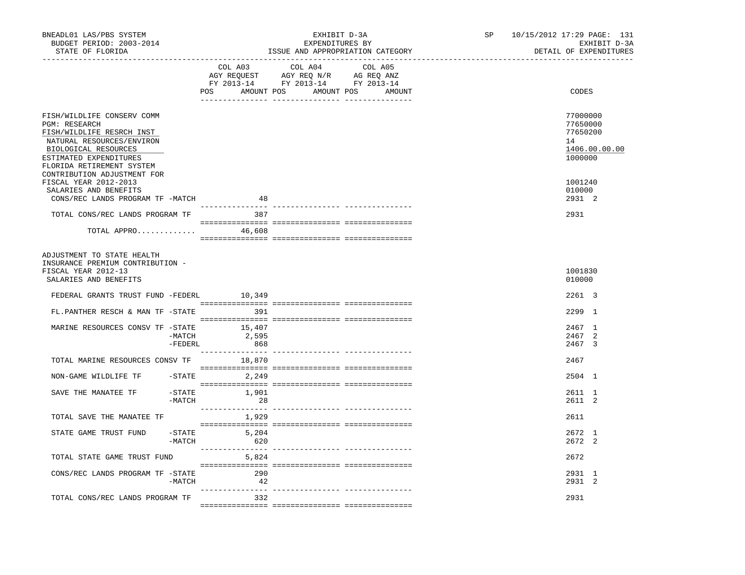BNEADL01 LAS/PBS SYSTEM — EXHIBIT D-3A — SP 10/15/2012 17:29
BUDGET PERIOD: 2003-2014 — EXPENDITURES BY — EXHIBIT D-3A
STATE OF FLORIDA — ISSUE AND APPROPRIATION CATEGORY — DETAIL OF EXPENDITURES

| | COL A03 AGY REQUEST FY 2013-14 POS AMOUNT | COL A04 AGY REQ N/R FY 2013-14 POS AMOUNT | COL A05 AG REQ ANZ FY 2013-14 POS AMOUNT | CODES |
|---|---|---|---|---|
| FISH/WILDLIFE CONSERV COMM | | | | 77000000 |
| PGM: RESEARCH | | | | 77650000 |
| FISH/WILDLIFE RESRCH INST | | | | 77650200 |
| NATURAL RESOURCES/ENVIRON | | | | 14 |
| BIOLOGICAL RESOURCES | | | | 1406.00.00.00 |
| ESTIMATED EXPENDITURES | | | | 1000000 |
| FLORIDA RETIREMENT SYSTEM CONTRIBUTION ADJUSTMENT FOR FISCAL YEAR 2012-2013 | | | | 1001240 |
| SALARIES AND BENEFITS | | | | 010000 |
| CONS/REC LANDS PROGRAM TF -MATCH | 48 | | | 2931 2 |
| TOTAL CONS/REC LANDS PROGRAM TF | 387 | | | 2931 |
| TOTAL APPRO............. | 46,608 | | | |
| ADJUSTMENT TO STATE HEALTH INSURANCE PREMIUM CONTRIBUTION - FISCAL YEAR 2012-13 | | | | 1001830 |
| SALARIES AND BENEFITS | | | | 010000 |
| FEDERAL GRANTS TRUST FUND -FEDERL | 10,349 | | | 2261 3 |
| FL.PANTHER RESCH & MAN TF -STATE | 391 | | | 2299 1 |
| MARINE RESOURCES CONSV TF -STATE | 15,407 | | | 2467 1 |
| -MATCH | 2,595 | | | 2467 2 |
| -FEDERL | 868 | | | 2467 3 |
| TOTAL MARINE RESOURCES CONSV TF | 18,870 | | | 2467 |
| NON-GAME WILDLIFE TF -STATE | 2,249 | | | 2504 1 |
| SAVE THE MANATEE TF -STATE | 1,901 | | | 2611 1 |
| -MATCH | 28 | | | 2611 2 |
| TOTAL SAVE THE MANATEE TF | 1,929 | | | 2611 |
| STATE GAME TRUST FUND -STATE | 5,204 | | | 2672 1 |
| -MATCH | 620 | | | 2672 2 |
| TOTAL STATE GAME TRUST FUND | 5,824 | | | 2672 |
| CONS/REC LANDS PROGRAM TF -STATE | 290 | | | 2931 1 |
| -MATCH | 42 | | | 2931 2 |
| TOTAL CONS/REC LANDS PROGRAM TF | 332 | | | 2931 |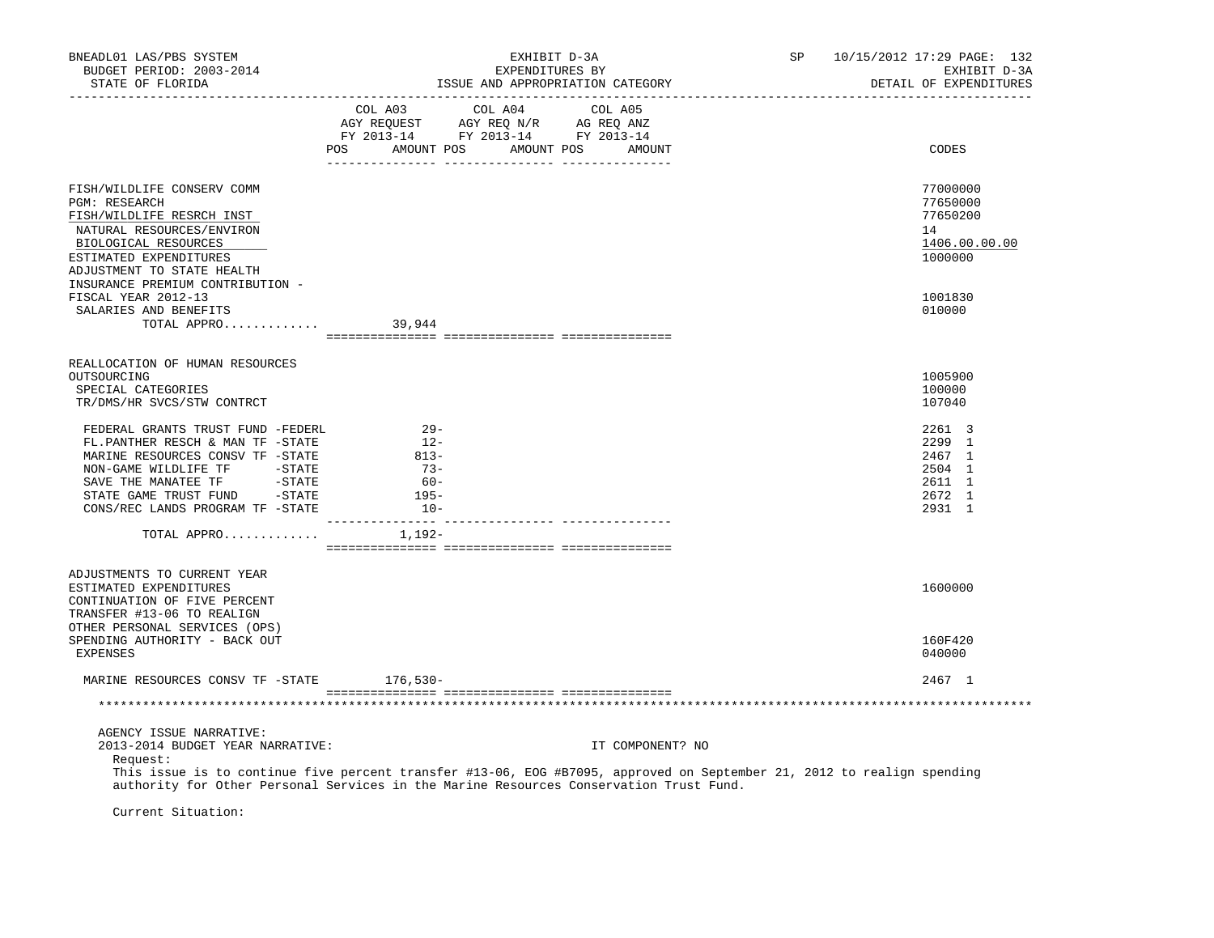BNEADL01 LAS/PBS SYSTEM — EXHIBIT D-3A — EXPENDITURES BY ISSUE AND APPROPRIATION CATEGORY — SP 10/15/2012 17:29 — EXHIBIT D-3A DETAIL OF EXPENDITURES

BUDGET PERIOD: 2003-2014

STATE OF FLORIDA

| | COL A03 AGY REQUEST FY 2013-14 POS AMOUNT | COL A04 AGY REQ N/R FY 2013-14 POS AMOUNT | COL A05 AG REQ ANZ FY 2013-14 POS AMOUNT | CODES |
|---|---|---|---|---|
| FISH/WILDLIFE CONSERV COMM | | | | 77000000 |
| PGM: RESEARCH | | | | 77650000 |
| FISH/WILDLIFE RESRCH INST | | | | 77650200 |
| NATURAL RESOURCES/ENVIRON | | | | 14 |
| BIOLOGICAL RESOURCES | | | | 1406.00.00.00 |
| ESTIMATED EXPENDITURES | | | | 1000000 |
| ADJUSTMENT TO STATE HEALTH INSURANCE PREMIUM CONTRIBUTION - FISCAL YEAR 2012-13 | | | | 1001830 |
| SALARIES AND BENEFITS | | | | 010000 |
| TOTAL APPRO............ | 39,944 | | | |
| REALLOCATION OF HUMAN RESOURCES OUTSOURCING | | | | 1005900 |
| SPECIAL CATEGORIES | | | | 100000 |
| TR/DMS/HR SVCS/STW CONTRCT | | | | 107040 |
| FEDERAL GRANTS TRUST FUND -FEDERL | 29- | | | 2261 3 |
| FL.PANTHER RESCH & MAN TF -STATE | 12- | | | 2299 1 |
| MARINE RESOURCES CONSV TF -STATE | 813- | | | 2467 1 |
| NON-GAME WILDLIFE TF -STATE | 73- | | | 2504 1 |
| SAVE THE MANATEE TF -STATE | 60- | | | 2611 1 |
| STATE GAME TRUST FUND -STATE | 195- | | | 2672 1 |
| CONS/REC LANDS PROGRAM TF -STATE | 10- | | | 2931 1 |
| TOTAL APPRO............ | 1,192- | | | |
| ADJUSTMENTS TO CURRENT YEAR ESTIMATED EXPENDITURES | | | | 1600000 |
| CONTINUATION OF FIVE PERCENT TRANSFER #13-06 TO REALIGN OTHER PERSONAL SERVICES (OPS) SPENDING AUTHORITY - BACK OUT | | | | 160F420 |
| EXPENSES | | | | 040000 |
| MARINE RESOURCES CONSV TF -STATE | 176,530- | | | 2467 1 |

AGENCY ISSUE NARRATIVE:

2013-2014 BUDGET YEAR NARRATIVE: IT COMPONENT? NO

Request:

This issue is to continue five percent transfer #13-06, EOG #B7095, approved on September 21, 2012 to realign spending authority for Other Personal Services in the Marine Resources Conservation Trust Fund.

Current Situation: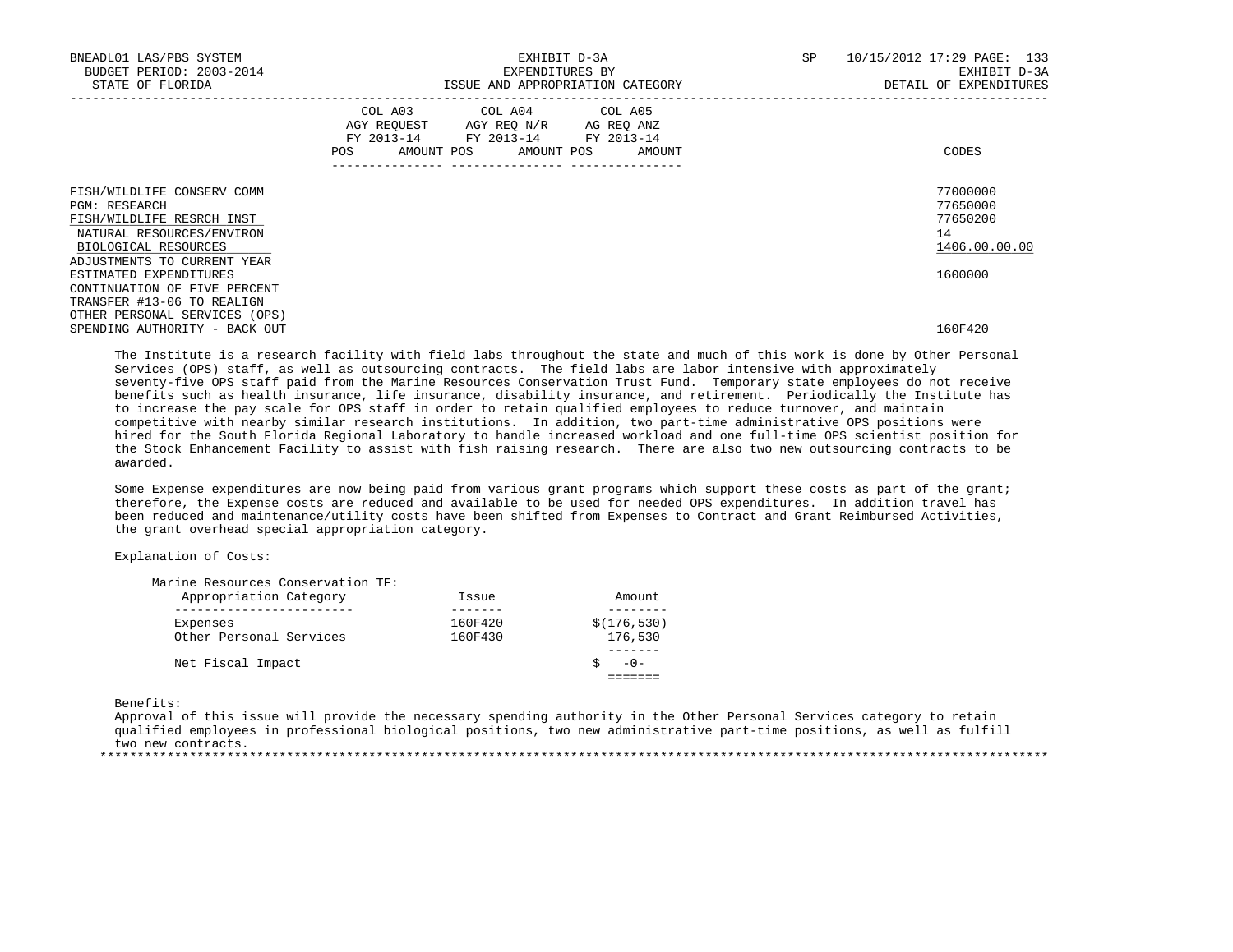| | COL A03 AGY REQUEST FY 2013-14 POS AMOUNT | COL A04 AGY REQ N/R FY 2013-14 POS AMOUNT | COL A05 AG REQ ANZ FY 2013-14 POS AMOUNT | CODES |
|---|---|---|---|---|
| FISH/WILDLIFE CONSERV COMM | | | | 77000000 |
| PGM: RESEARCH | | | | 77650000 |
| FISH/WILDLIFE RESRCH INST | | | | 77650200 |
| NATURAL RESOURCES/ENVIRON | | | | 14 |
| BIOLOGICAL RESOURCES | | | | 1406.00.00.00 |
| ADJUSTMENTS TO CURRENT YEAR ESTIMATED EXPENDITURES | | | | 1600000 |
| CONTINUATION OF FIVE PERCENT TRANSFER #13-06 TO REALIGN OTHER PERSONAL SERVICES (OPS) SPENDING AUTHORITY - BACK OUT | | | | 160F420 |

The Institute is a research facility with field labs throughout the state and much of this work is done by Other Personal Services (OPS) staff, as well as outsourcing contracts. The field labs are labor intensive with approximately seventy-five OPS staff paid from the Marine Resources Conservation Trust Fund. Temporary state employees do not receive benefits such as health insurance, life insurance, disability insurance, and retirement. Periodically the Institute has to increase the pay scale for OPS staff in order to retain qualified employees to reduce turnover, and maintain competitive with nearby similar research institutions. In addition, two part-time administrative OPS positions were hired for the South Florida Regional Laboratory to handle increased workload and one full-time OPS scientist position for the Stock Enhancement Facility to assist with fish raising research. There are also two new outsourcing contracts to be awarded.

Some Expense expenditures are now being paid from various grant programs which support these costs as part of the grant; therefore, the Expense costs are reduced and available to be used for needed OPS expenditures. In addition travel has been reduced and maintenance/utility costs have been shifted from Expenses to Contract and Grant Reimbursed Activities, the grant overhead special appropriation category.

Explanation of Costs:

Marine Resources Conservation TF:

| Appropriation Category | Issue | Amount |
|---|---|---|
| Expenses | 160F420 | $(176,530) |
| Other Personal Services | 160F430 | 176,530 |
| Net Fiscal Impact | | $ -0- |

Benefits:
Approval of this issue will provide the necessary spending authority in the Other Personal Services category to retain qualified employees in professional biological positions, two new administrative part-time positions, as well as fulfill two new contracts.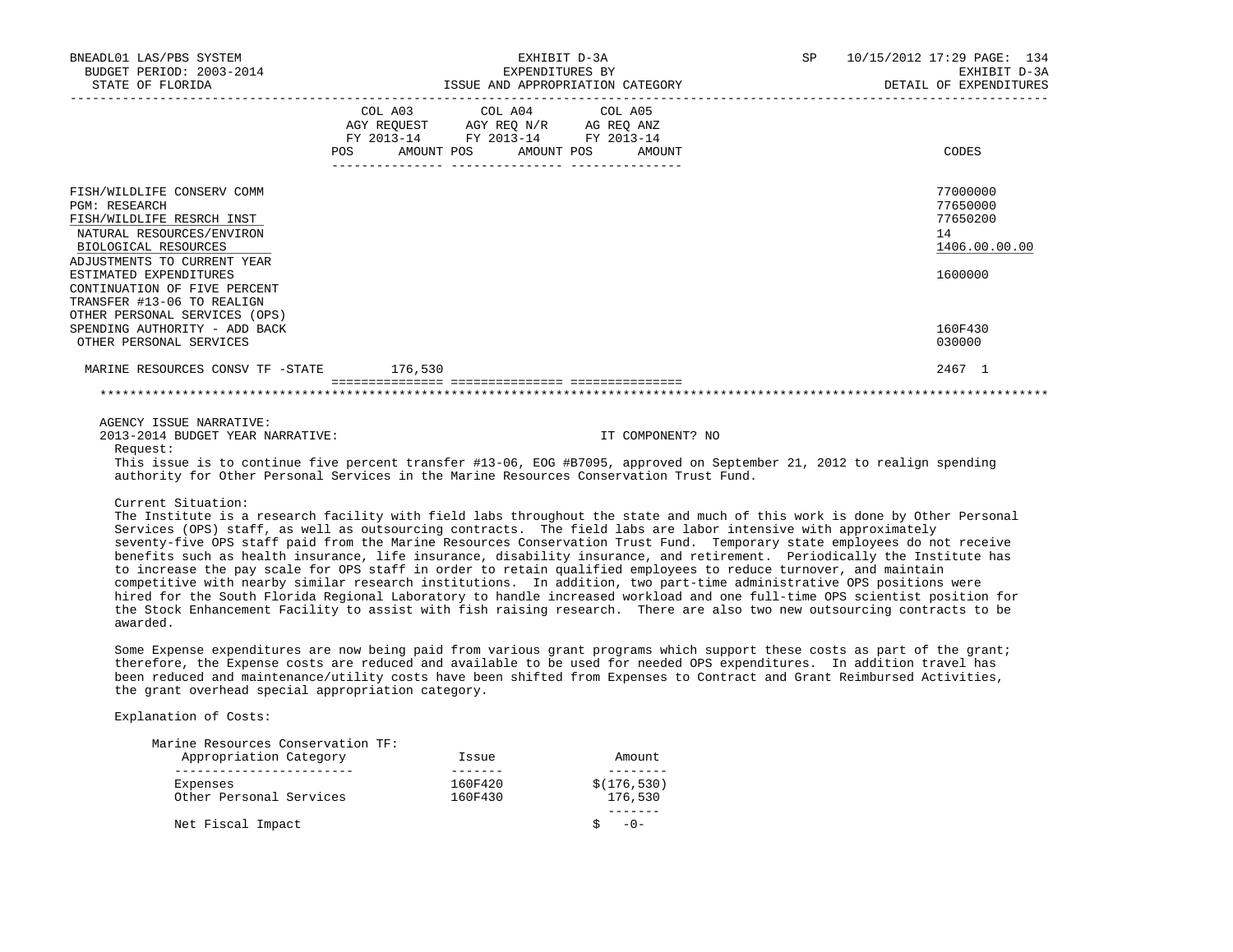BNEADL01 LAS/PBS SYSTEM
BUDGET PERIOD: 2003-2014
STATE OF FLORIDA

EXHIBIT D-3A
EXPENDITURES BY
ISSUE AND APPROPRIATION CATEGORY

SP 10/15/2012 17:29
EXHIBIT D-3A
DETAIL OF EXPENDITURES

| | COL A03 AGY REQUEST FY 2013-14 POS AMOUNT | COL A04 AGY REQ N/R FY 2013-14 POS AMOUNT | COL A05 AG REQ ANZ FY 2013-14 POS AMOUNT | CODES |
|---|---|---|---|---|
| FISH/WILDLIFE CONSERV COMM | | | | 77000000 |
| PGM: RESEARCH | | | | 77650000 |
| FISH/WILDLIFE RESRCH INST | | | | 77650200 |
| NATURAL RESOURCES/ENVIRON | | | | 14 |
| BIOLOGICAL RESOURCES | | | | 1406.00.00.00 |
| ADJUSTMENTS TO CURRENT YEAR ESTIMATED EXPENDITURES | | | | 1600000 |
| CONTINUATION OF FIVE PERCENT TRANSFER #13-06 TO REALIGN OTHER PERSONAL SERVICES (OPS) SPENDING AUTHORITY - ADD BACK | | | | 160F430 |
| OTHER PERSONAL SERVICES | | | | 030000 |
| MARINE RESOURCES CONSV TF -STATE | 176,530 | | | 2467 1 |

AGENCY ISSUE NARRATIVE:
2013-2014 BUDGET YEAR NARRATIVE: IT COMPONENT? NO

Request:
This issue is to continue five percent transfer #13-06, EOG #B7095, approved on September 21, 2012 to realign spending authority for Other Personal Services in the Marine Resources Conservation Trust Fund.

Current Situation:
The Institute is a research facility with field labs throughout the state and much of this work is done by Other Personal Services (OPS) staff, as well as outsourcing contracts. The field labs are labor intensive with approximately seventy-five OPS staff paid from the Marine Resources Conservation Trust Fund. Temporary state employees do not receive benefits such as health insurance, life insurance, disability insurance, and retirement. Periodically the Institute has to increase the pay scale for OPS staff in order to retain qualified employees to reduce turnover, and maintain competitive with nearby similar research institutions. In addition, two part-time administrative OPS positions were hired for the South Florida Regional Laboratory to handle increased workload and one full-time OPS scientist position for the Stock Enhancement Facility to assist with fish raising research. There are also two new outsourcing contracts to be awarded.

Some Expense expenditures are now being paid from various grant programs which support these costs as part of the grant; therefore, the Expense costs are reduced and available to be used for needed OPS expenditures. In addition travel has been reduced and maintenance/utility costs have been shifted from Expenses to Contract and Grant Reimbursed Activities, the grant overhead special appropriation category.

Explanation of Costs:

Marine Resources Conservation TF:

| Appropriation Category | Issue | Amount |
|---|---|---|
| Expenses | 160F420 | $(176,530) |
| Other Personal Services | 160F430 | 176,530 |
| Net Fiscal Impact | | $ -0- |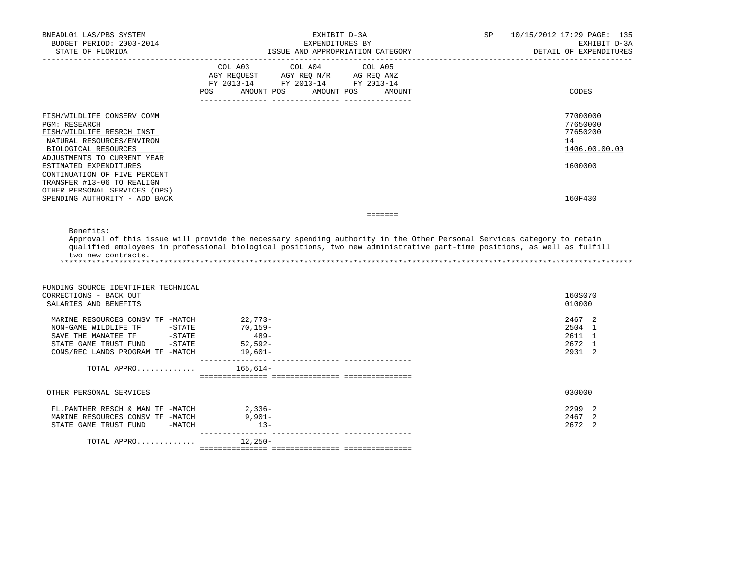BNEADL01 LAS/PBS SYSTEM
BUDGET PERIOD: 2003-2014
STATE OF FLORIDA

EXHIBIT D-3A
EXPENDITURES BY
ISSUE AND APPROPRIATION CATEGORY

SP 10/15/2012 17:29 PAGE: 135
EXHIBIT D-3A
DETAIL OF EXPENDITURES

| | COL A03 AGY REQUEST FY 2013-14 POS AMOUNT | COL A04 AGY REQ N/R FY 2013-14 POS AMOUNT | COL A05 AG REQ ANZ FY 2013-14 POS AMOUNT | CODES |
|---|---|---|---|---|
| FISH/WILDLIFE CONSERV COMM | | | | 77000000 |
| PGM: RESEARCH | | | | 77650000 |
| FISH/WILDLIFE RESRCH INST | | | | 77650200 |
| NATURAL RESOURCES/ENVIRON | | | | 14 |
| BIOLOGICAL RESOURCES | | | | 1406.00.00.00 |
| ADJUSTMENTS TO CURRENT YEAR ESTIMATED EXPENDITURES | | | | 1600000 |
| CONTINUATION OF FIVE PERCENT TRANSFER #13-06 TO REALIGN OTHER PERSONAL SERVICES (OPS) SPENDING AUTHORITY - ADD BACK | | | | 160F430 |

Benefits:
Approval of this issue will provide the necessary spending authority in the Other Personal Services category to retain qualified employees in professional biological positions, two new administrative part-time positions, as well as fulfill two new contracts.

*******************************************************************************************************************************

| | COL A03 | COL A04 | COL A05 | CODES |
|---|---|---|---|---|
| FUNDING SOURCE IDENTIFIER TECHNICAL CORRECTIONS - BACK OUT | | | | 160S070 |
| SALARIES AND BENEFITS | | | | 010000 |
| MARINE RESOURCES CONSV TF -MATCH | 22,773- | | | 2467 2 |
| NON-GAME WILDLIFE TF -STATE | 70,159- | | | 2504 1 |
| SAVE THE MANATEE TF -STATE | 489- | | | 2611 1 |
| STATE GAME TRUST FUND -STATE | 52,592- | | | 2672 1 |
| CONS/REC LANDS PROGRAM TF -MATCH | 19,601- | | | 2931 2 |
| TOTAL APPRO............ | 165,614- | | | |
| OTHER PERSONAL SERVICES | | | | 030000 |
| FL.PANTHER RESCH & MAN TF -MATCH | 2,336- | | | 2299 2 |
| MARINE RESOURCES CONSV TF -MATCH | 9,901- | | | 2467 2 |
| STATE GAME TRUST FUND -MATCH | 13- | | | 2672 2 |
| TOTAL APPRO............ | 12,250- | | | |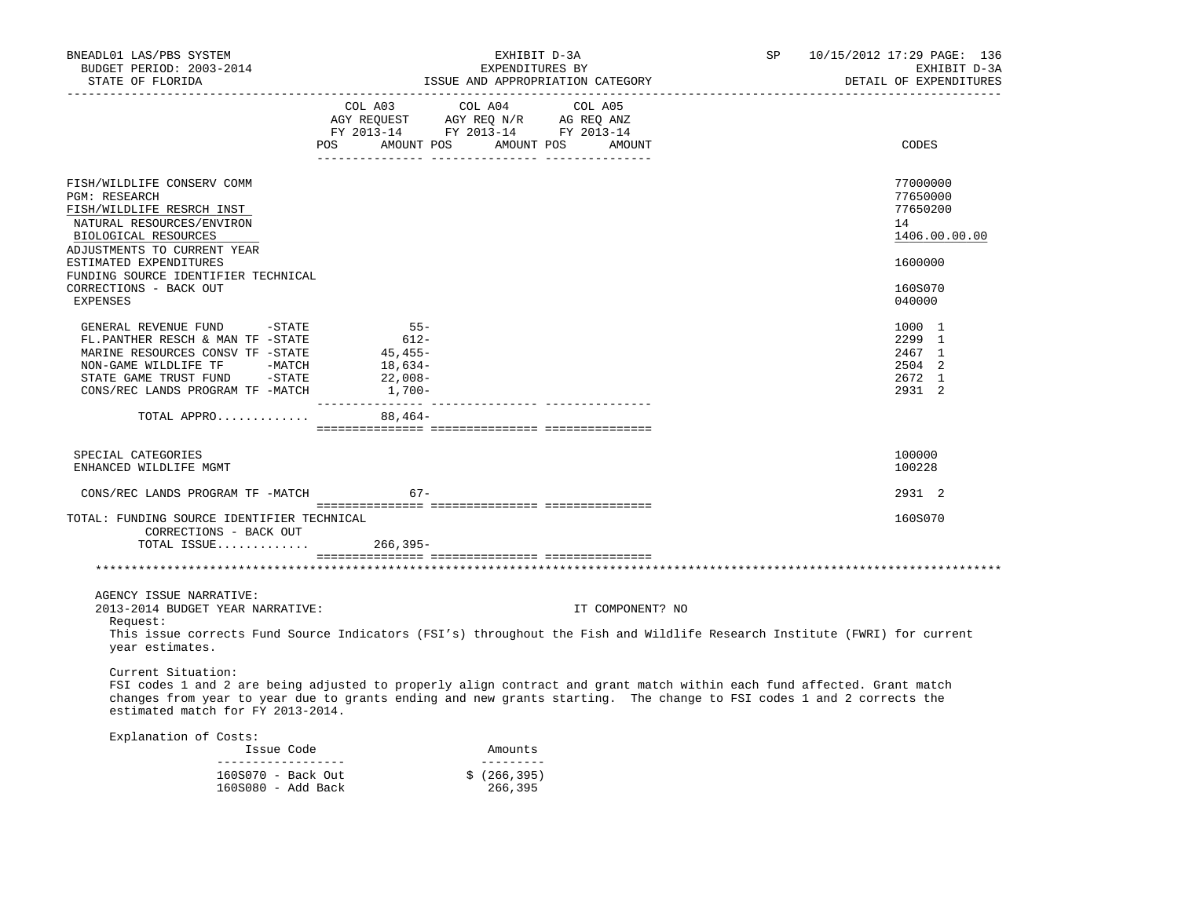BNEADL01 LAS/PBS SYSTEM — EXHIBIT D-3A — SP 10/15/2012 17:29
BUDGET PERIOD: 2003-2014 — EXPENDITURES BY — EXHIBIT D-3A
STATE OF FLORIDA — ISSUE AND APPROPRIATION CATEGORY — DETAIL OF EXPENDITURES

| | COL A03 AGY REQUEST FY 2013-14 POS | AMOUNT | COL A04 AGY REQ N/R FY 2013-14 POS | AMOUNT | COL A05 AG REQ ANZ FY 2013-14 POS | AMOUNT | CODES |
|---|---|---|---|---|---|---|---|
| FISH/WILDLIFE CONSERV COMM | | | | | | | 77000000 |
| PGM: RESEARCH | | | | | | | 77650000 |
| FISH/WILDLIFE RESRCH INST | | | | | | | 77650200 |
| NATURAL RESOURCES/ENVIRON | | | | | | | 14 |
| BIOLOGICAL RESOURCES | | | | | | | 1406.00.00.00 |
| ADJUSTMENTS TO CURRENT YEAR ESTIMATED EXPENDITURES | | | | | | | 1600000 |
| FUNDING SOURCE IDENTIFIER TECHNICAL CORRECTIONS - BACK OUT | | | | | | | 160S070 |
| EXPENSES | | | | | | | 040000 |
| GENERAL REVENUE FUND -STATE | | 55- | | | | | 1000 1 |
| FL.PANTHER RESCH & MAN TF -STATE | | 612- | | | | | 2299 1 |
| MARINE RESOURCES CONSV TF -STATE | | 45,455- | | | | | 2467 1 |
| NON-GAME WILDLIFE TF -MATCH | | 18,634- | | | | | 2504 2 |
| STATE GAME TRUST FUND -STATE | | 22,008- | | | | | 2672 1 |
| CONS/REC LANDS PROGRAM TF -MATCH | | 1,700- | | | | | 2931 2 |
| TOTAL APPRO............ | | 88,464- | | | | | |
| SPECIAL CATEGORIES | | | | | | | 100000 |
| ENHANCED WILDLIFE MGMT | | | | | | | 100228 |
| CONS/REC LANDS PROGRAM TF -MATCH | | 67- | | | | | 2931 2 |
| TOTAL: FUNDING SOURCE IDENTIFIER TECHNICAL CORRECTIONS - BACK OUT | | | | | | | 160S070 |
| TOTAL ISSUE............ | | 266,395- | | | | | |

AGENCY ISSUE NARRATIVE:

2013-2014 BUDGET YEAR NARRATIVE: IT COMPONENT? NO

Request:

This issue corrects Fund Source Indicators (FSI's) throughout the Fish and Wildlife Research Institute (FWRI) for current year estimates.

Current Situation:

FSI codes 1 and 2 are being adjusted to properly align contract and grant match within each fund affected. Grant match changes from year to year due to grants ending and new grants starting. The change to FSI codes 1 and 2 corrects the estimated match for FY 2013-2014.

Explanation of Costs:

| Issue Code | Amounts |
|---|---|
| 160S070 - Back Out | $ (266,395) |
| 160S080 - Add Back | 266,395 |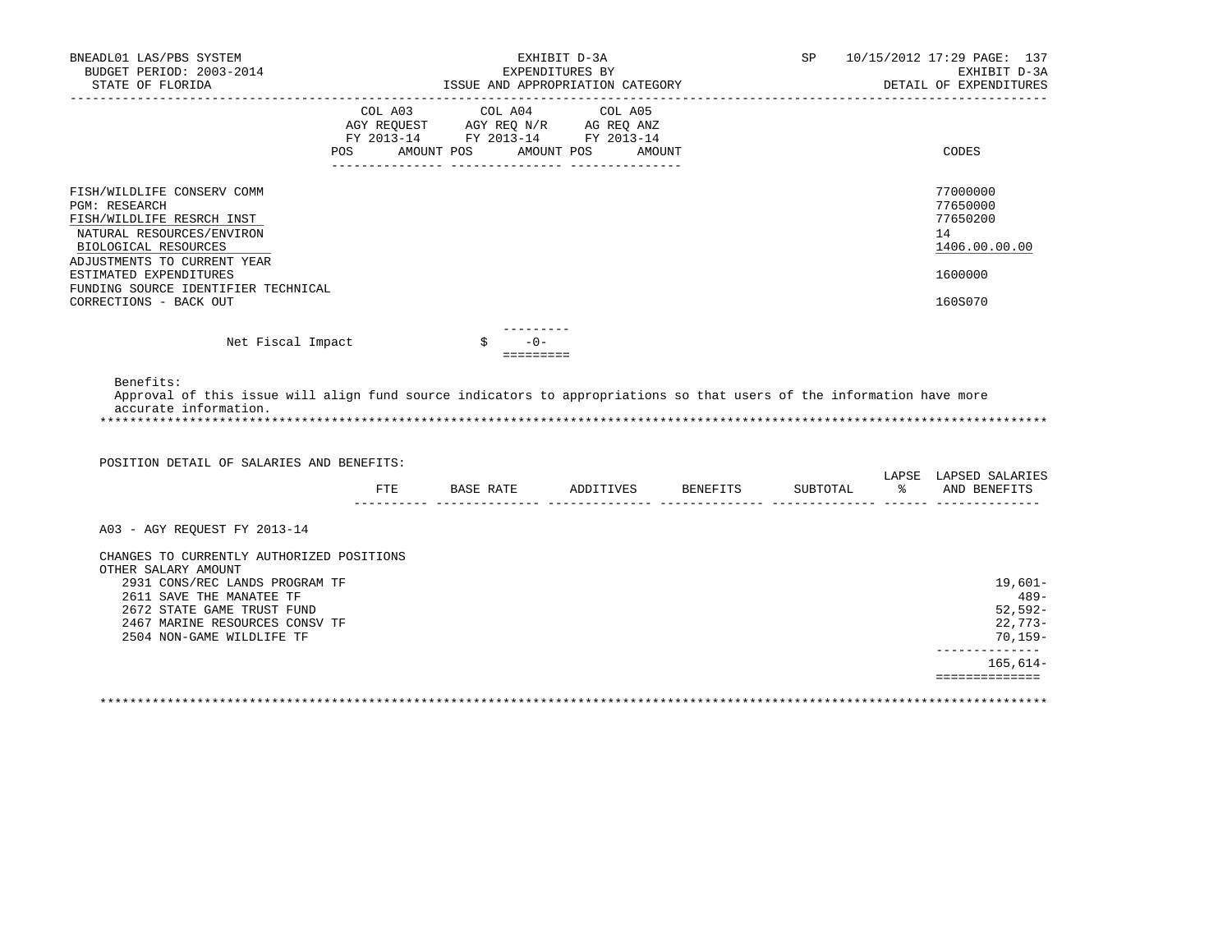| | COL A03 AGY REQUEST FY 2013-14 | | COL A04 AGY REQ N/R FY 2013-14 | | COL A05 AG REQ ANZ FY 2013-14 | | |
|---|---|---|---|---|---|---|---|
| | POS | AMOUNT | POS | AMOUNT | POS | AMOUNT | CODES |
| FISH/WILDLIFE CONSERV COMM | | | | | | | 77000000 |
| PGM: RESEARCH | | | | | | | 77650000 |
| FISH/WILDLIFE RESRCH INST | | | | | | | 77650200 |
| NATURAL RESOURCES/ENVIRON | | | | | | | 14 |
| BIOLOGICAL RESOURCES | | | | | | | 1406.00.00.00 |
| ADJUSTMENTS TO CURRENT YEAR ESTIMATED EXPENDITURES | | | | | | | 1600000 |
| FUNDING SOURCE IDENTIFIER TECHNICAL CORRECTIONS - BACK OUT | | | | | | | 160S070 |
| Net Fiscal Impact | | $ -0- | | | | | |

Benefits:
Approval of this issue will align fund source indicators to appropriations so that users of the information have more accurate information.

*******************************************************************************************************************

POSITION DETAIL OF SALARIES AND BENEFITS:

| | FTE | BASE RATE | ADDITIVES | BENEFITS | SUBTOTAL | LAPSE % | LAPSED SALARIES AND BENEFITS |
|---|---|---|---|---|---|---|---|
| A03 - AGY REQUEST FY 2013-14 | | | | | | | |
| CHANGES TO CURRENTLY AUTHORIZED POSITIONS | | | | | | | |
| OTHER SALARY AMOUNT | | | | | | | |
| 2931 CONS/REC LANDS PROGRAM TF | | | | | | | 19,601- |
| 2611 SAVE THE MANATEE TF | | | | | | | 489- |
| 2672 STATE GAME TRUST FUND | | | | | | | 52,592- |
| 2467 MARINE RESOURCES CONSV TF | | | | | | | 22,773- |
| 2504 NON-GAME WILDLIFE TF | | | | | | | 70,159- |
| | | | | | | | 165,614- |

*******************************************************************************************************************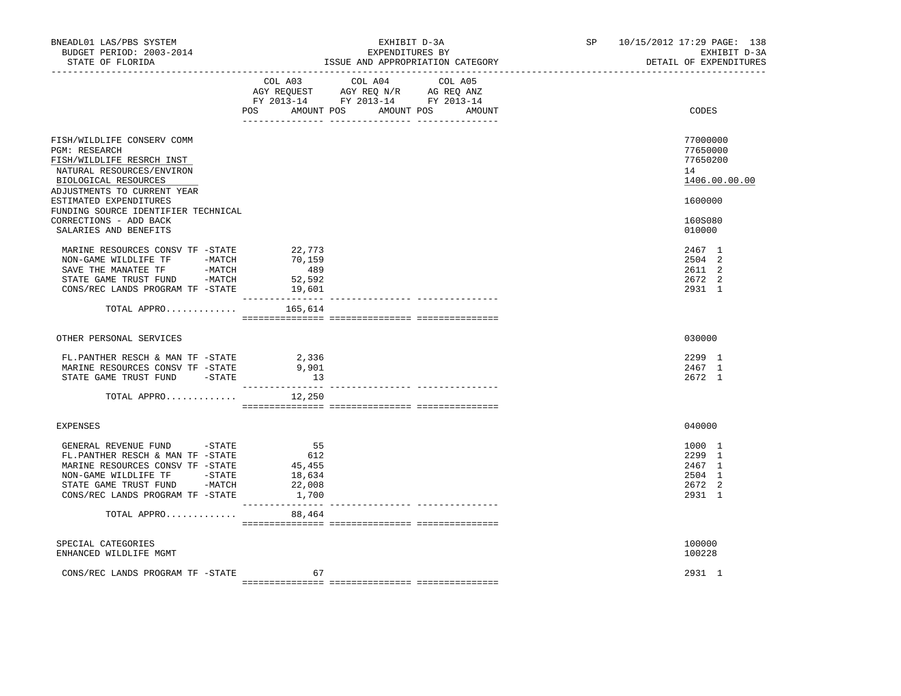BNEADL01 LAS/PBS SYSTEM — EXHIBIT D-3A — SP 10/15/2012 17:29 PAGE: 138
BUDGET PERIOD: 2003-2014 — EXPENDITURES BY — EXHIBIT D-3A
STATE OF FLORIDA — ISSUE AND APPROPRIATION CATEGORY — DETAIL OF EXPENDITURES

| | COL A03 AGY REQUEST FY 2013-14 POS | AMOUNT | COL A04 AGY REQ N/R FY 2013-14 POS | AMOUNT | COL A05 AG REQ ANZ FY 2013-14 POS | AMOUNT | CODES |
|---|---|---|---|---|---|---|---|
| FISH/WILDLIFE CONSERV COMM | | | | | | | 77000000 |
| PGM: RESEARCH | | | | | | | 77650000 |
| FISH/WILDLIFE RESRCH INST | | | | | | | 77650200 |
| NATURAL RESOURCES/ENVIRON | | | | | | | 14 |
| BIOLOGICAL RESOURCES | | | | | | | 1406.00.00.00 |
| ADJUSTMENTS TO CURRENT YEAR ESTIMATED EXPENDITURES | | | | | | | 1600000 |
| FUNDING SOURCE IDENTIFIER TECHNICAL CORRECTIONS - ADD BACK | | | | | | | 160S080 |
| SALARIES AND BENEFITS | | | | | | | 010000 |
| MARINE RESOURCES CONSV TF -STATE | | 22,773 | | | | | 2467 1 |
| NON-GAME WILDLIFE TF -MATCH | | 70,159 | | | | | 2504 2 |
| SAVE THE MANATEE TF -MATCH | | 489 | | | | | 2611 2 |
| STATE GAME TRUST FUND -MATCH | | 52,592 | | | | | 2672 2 |
| CONS/REC LANDS PROGRAM TF -STATE | | 19,601 | | | | | 2931 1 |
| TOTAL APPRO............ | | 165,614 | | | | | |
| OTHER PERSONAL SERVICES | | | | | | | 030000 |
| FL.PANTHER RESCH & MAN TF -STATE | | 2,336 | | | | | 2299 1 |
| MARINE RESOURCES CONSV TF -STATE | | 9,901 | | | | | 2467 1 |
| STATE GAME TRUST FUND -STATE | | 13 | | | | | 2672 1 |
| TOTAL APPRO............ | | 12,250 | | | | | |
| EXPENSES | | | | | | | 040000 |
| GENERAL REVENUE FUND -STATE | | 55 | | | | | 1000 1 |
| FL.PANTHER RESCH & MAN TF -STATE | | 612 | | | | | 2299 1 |
| MARINE RESOURCES CONSV TF -STATE | | 45,455 | | | | | 2467 1 |
| NON-GAME WILDLIFE TF -STATE | | 18,634 | | | | | 2504 1 |
| STATE GAME TRUST FUND -MATCH | | 22,008 | | | | | 2672 2 |
| CONS/REC LANDS PROGRAM TF -STATE | | 1,700 | | | | | 2931 1 |
| TOTAL APPRO............ | | 88,464 | | | | | |
| SPECIAL CATEGORIES | | | | | | | 100000 |
| ENHANCED WILDLIFE MGMT | | | | | | | 100228 |
| CONS/REC LANDS PROGRAM TF -STATE | | 67 | | | | | 2931 1 |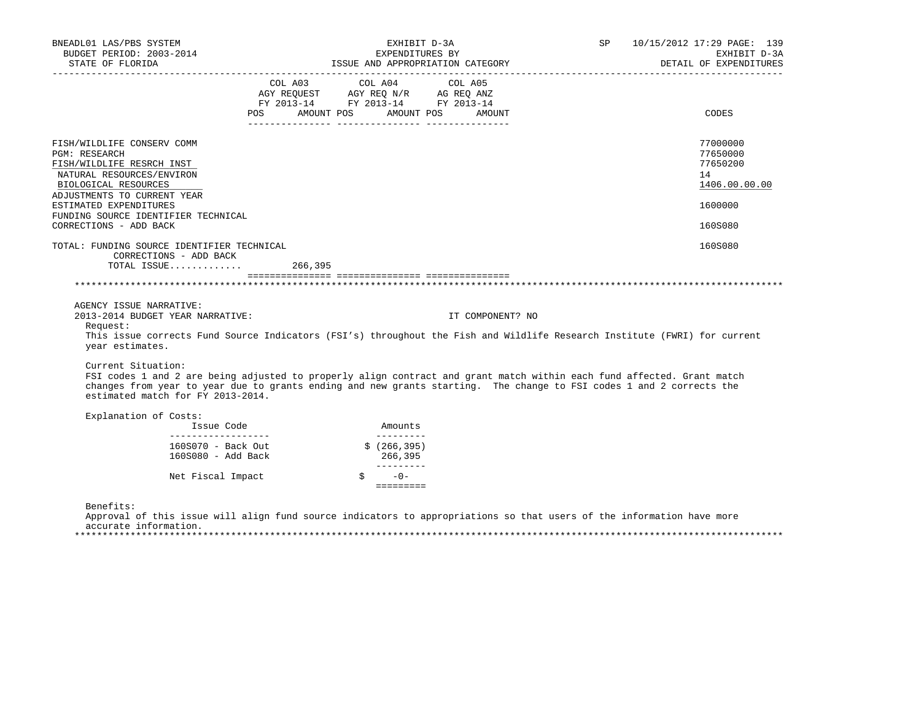BNEADL01 LAS/PBS SYSTEM — EXHIBIT D-3A — EXPENDITURES BY ISSUE AND APPROPRIATION CATEGORY — SP 10/15/2012 17:29
BUDGET PERIOD: 2003-2014 — STATE OF FLORIDA — EXHIBIT D-3A DETAIL OF EXPENDITURES

| | COL A03 AGY REQUEST FY 2013-14 POS | AMOUNT | COL A04 AGY REQ N/R FY 2013-14 POS | AMOUNT | COL A05 AG REQ ANZ FY 2013-14 POS | AMOUNT | CODES |
|---|---|---|---|---|---|---|---|
| FISH/WILDLIFE CONSERV COMM | | | | | | | 77000000 |
| PGM: RESEARCH | | | | | | | 77650000 |
| FISH/WILDLIFE RESRCH INST | | | | | | | 77650200 |
| NATURAL RESOURCES/ENVIRON | | | | | | | 14 |
| BIOLOGICAL RESOURCES | | | | | | | 1406.00.00.00 |
| ADJUSTMENTS TO CURRENT YEAR ESTIMATED EXPENDITURES | | | | | | | 1600000 |
| FUNDING SOURCE IDENTIFIER TECHNICAL CORRECTIONS - ADD BACK | | | | | | | 160S080 |
| TOTAL: FUNDING SOURCE IDENTIFIER TECHNICAL CORRECTIONS - ADD BACK | | | | | | | 160S080 |
| TOTAL ISSUE............ | | 266,395 | | | | | |

AGENCY ISSUE NARRATIVE:

2013-2014 BUDGET YEAR NARRATIVE: IT COMPONENT? NO

Request:

This issue corrects Fund Source Indicators (FSI's) throughout the Fish and Wildlife Research Institute (FWRI) for current year estimates.

Current Situation:

FSI codes 1 and 2 are being adjusted to properly align contract and grant match within each fund affected. Grant match changes from year to year due to grants ending and new grants starting. The change to FSI codes 1 and 2 corrects the estimated match for FY 2013-2014.

Explanation of Costs:

| Issue Code | Amounts |
|---|---|
| 160S070 - Back Out | $ (266,395) |
| 160S080 - Add Back | 266,395 |
| Net Fiscal Impact | $ -0- |

Benefits:

Approval of this issue will align fund source indicators to appropriations so that users of the information have more accurate information.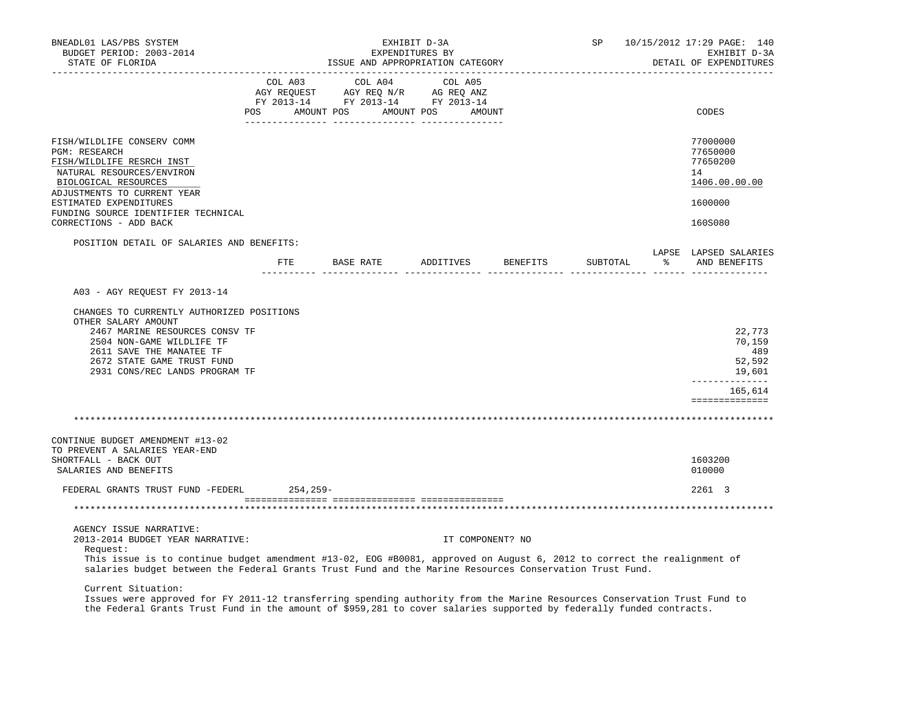BNEADL01 LAS/PBS SYSTEM — EXHIBIT D-3A — SP 10/15/2012 17:29
BUDGET PERIOD: 2003-2014 — EXPENDITURES BY — EXHIBIT D-3A
STATE OF FLORIDA — ISSUE AND APPROPRIATION CATEGORY — DETAIL OF EXPENDITURES

| | COL A03 AGY REQUEST FY 2013-14 POS AMOUNT | COL A04 AGY REQ N/R FY 2013-14 POS AMOUNT | COL A05 AG REQ ANZ FY 2013-14 POS AMOUNT | CODES |
|---|---|---|---|---|
| FISH/WILDLIFE CONSERV COMM | | | | 77000000 |
| PGM: RESEARCH | | | | 77650000 |
| FISH/WILDLIFE RESRCH INST | | | | 77650200 |
| NATURAL RESOURCES/ENVIRON | | | | 14 |
| BIOLOGICAL RESOURCES | | | | 1406.00.00.00 |
| ADJUSTMENTS TO CURRENT YEAR ESTIMATED EXPENDITURES | | | | 1600000 |
| FUNDING SOURCE IDENTIFIER TECHNICAL CORRECTIONS - ADD BACK | | | | 160S080 |

POSITION DETAIL OF SALARIES AND BENEFITS:

| | FTE | BASE RATE | ADDITIVES | BENEFITS | SUBTOTAL | LAPSE % | LAPSED SALARIES AND BENEFITS |
|---|---|---|---|---|---|---|---|
| A03 - AGY REQUEST FY 2013-14 | | | | | | | |
| CHANGES TO CURRENTLY AUTHORIZED POSITIONS | | | | | | | |
| OTHER SALARY AMOUNT | | | | | | | |
| 2467 MARINE RESOURCES CONSV TF | | | | | | | 22,773 |
| 2504 NON-GAME WILDLIFE TF | | | | | | | 70,159 |
| 2611 SAVE THE MANATEE TF | | | | | | | 489 |
| 2672 STATE GAME TRUST FUND | | | | | | | 52,592 |
| 2931 CONS/REC LANDS PROGRAM TF | | | | | | | 19,601 |
| | | | | | | | 165,614 |

| | COL A03 | COL A04 | COL A05 | CODES |
|---|---|---|---|---|
| CONTINUE BUDGET AMENDMENT #13-02 TO PREVENT A SALARIES YEAR-END SHORTFALL - BACK OUT | | | | 1603200 |
| SALARIES AND BENEFITS | | | | 010000 |
| FEDERAL GRANTS TRUST FUND -FEDERL | 254,259- | | | 2261 3 |

AGENCY ISSUE NARRATIVE:
2013-2014 BUDGET YEAR NARRATIVE: IT COMPONENT? NO

Request:
This issue is to continue budget amendment #13-02, EOG #B0081, approved on August 6, 2012 to correct the realignment of salaries budget between the Federal Grants Trust Fund and the Marine Resources Conservation Trust Fund.

Current Situation:
Issues were approved for FY 2011-12 transferring spending authority from the Marine Resources Conservation Trust Fund to the Federal Grants Trust Fund in the amount of $959,281 to cover salaries supported by federally funded contracts.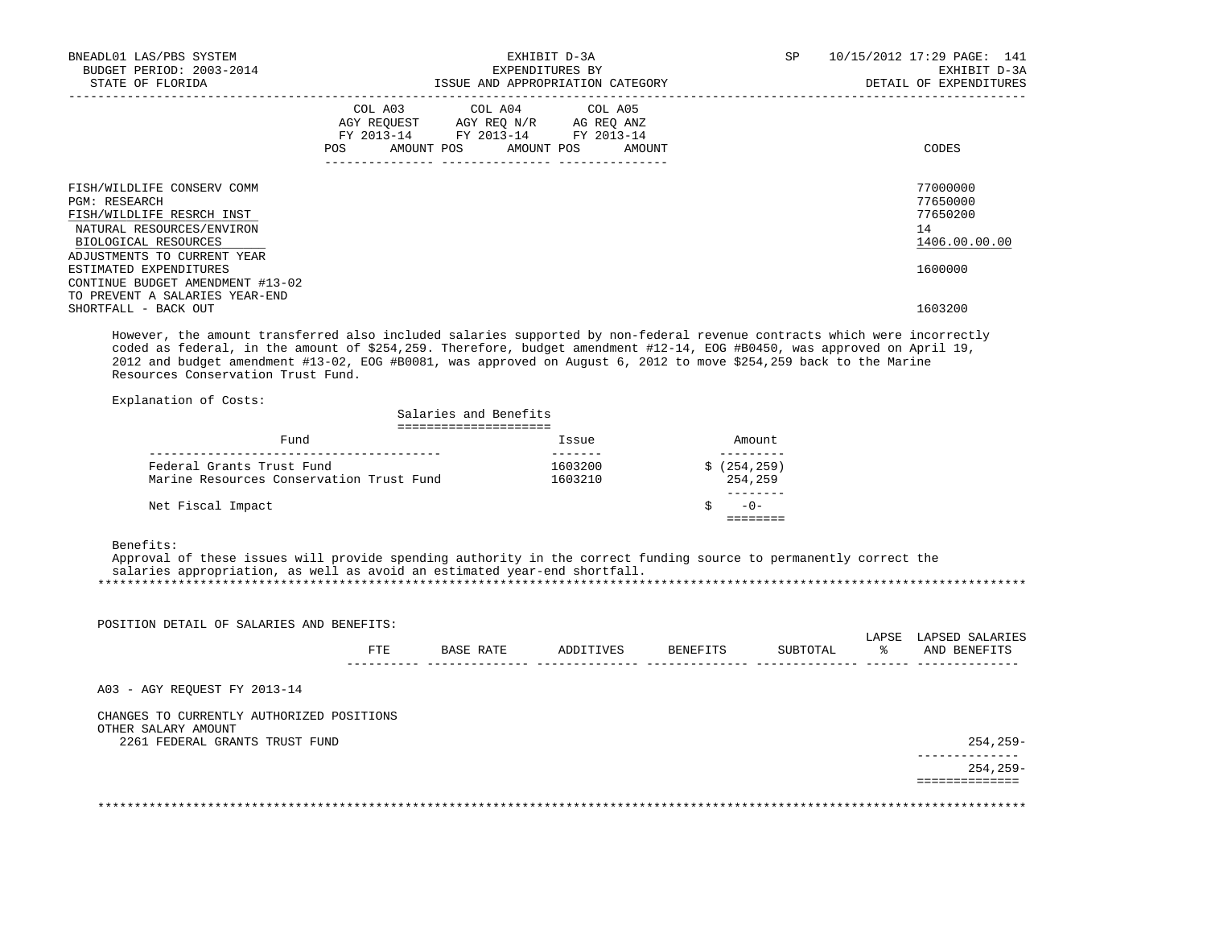| | COL A03 AGY REQUEST FY 2013-14 POS AMOUNT | COL A04 AGY REQ N/R FY 2013-14 POS AMOUNT | COL A05 AG REQ ANZ FY 2013-14 POS AMOUNT | CODES |
|---|---|---|---|---|
| FISH/WILDLIFE CONSERV COMM | | | | 77000000 |
| PGM: RESEARCH | | | | 77650000 |
| FISH/WILDLIFE RESRCH INST | | | | 77650200 |
| NATURAL RESOURCES/ENVIRON | | | | 14 |
| BIOLOGICAL RESOURCES | | | | 1406.00.00.00 |
| ADJUSTMENTS TO CURRENT YEAR ESTIMATED EXPENDITURES | | | | 1600000 |
| CONTINUE BUDGET AMENDMENT #13-02 TO PREVENT A SALARIES YEAR-END SHORTFALL - BACK OUT | | | | 1603200 |

However, the amount transferred also included salaries supported by non-federal revenue contracts which were incorrectly coded as federal, in the amount of $254,259. Therefore, budget amendment #12-14, EOG #B0450, was approved on April 19, 2012 and budget amendment #13-02, EOG #B0081, was approved on August 6, 2012 to move $254,259 back to the Marine Resources Conservation Trust Fund.

Explanation of Costs:

Salaries and Benefits

| Fund | Issue | Amount |
|---|---|---|
| Federal Grants Trust Fund | 1603200 | $ (254,259) |
| Marine Resources Conservation Trust Fund | 1603210 | 254,259 |
| Net Fiscal Impact | | $ -0- |

Benefits:
Approval of these issues will provide spending authority in the correct funding source to permanently correct the salaries appropriation, as well as avoid an estimated year-end shortfall.

POSITION DETAIL OF SALARIES AND BENEFITS:

| | FTE | BASE RATE | ADDITIVES | BENEFITS | SUBTOTAL | LAPSE % | LAPSED SALARIES AND BENEFITS |
|---|---|---|---|---|---|---|---|
| A03 - AGY REQUEST FY 2013-14 | | | | | | | |
| CHANGES TO CURRENTLY AUTHORIZED POSITIONS | | | | | | | |
| OTHER SALARY AMOUNT | | | | | | | |
| 2261 FEDERAL GRANTS TRUST FUND | | | | | | | 254,259- |
| | | | | | | | 254,259- |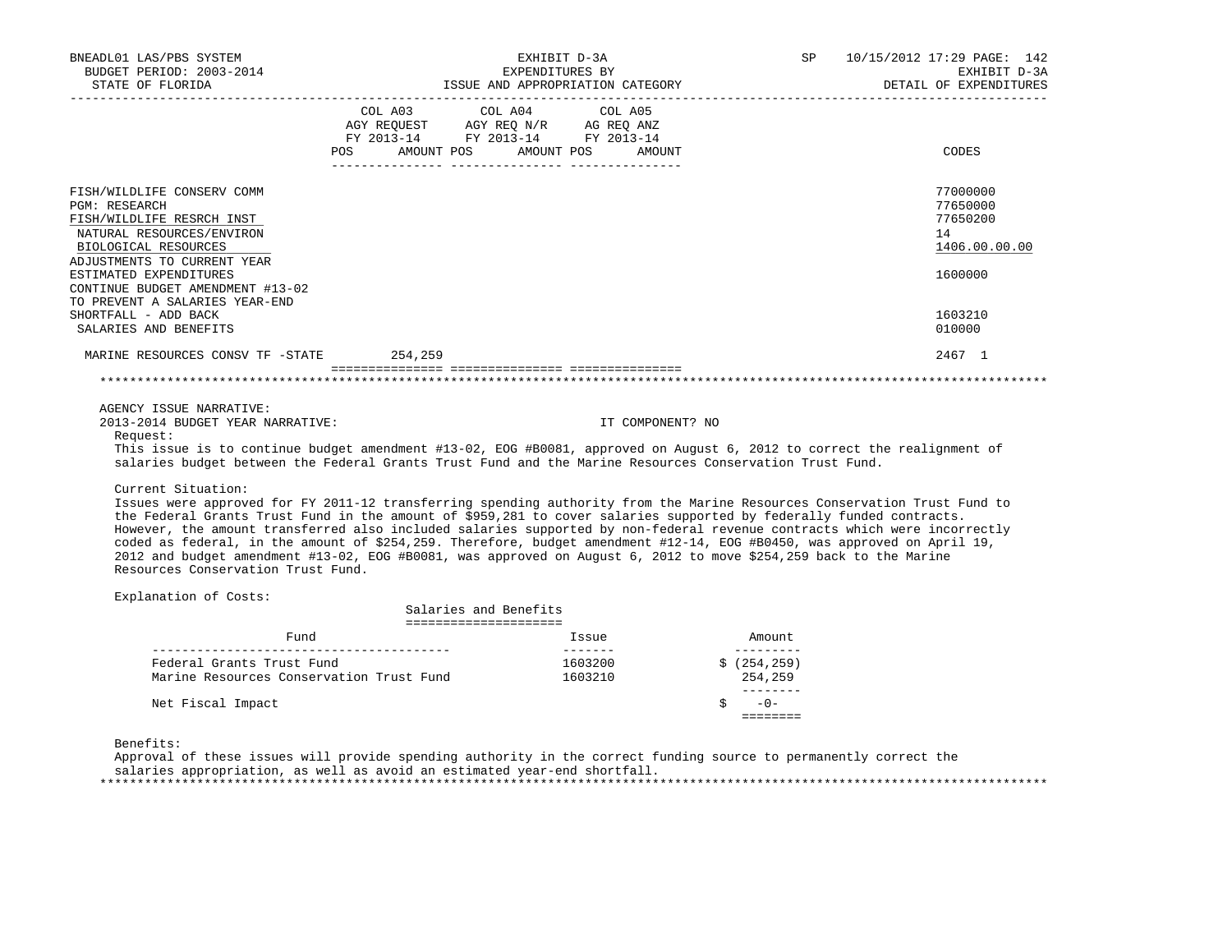BNEADL01 LAS/PBS SYSTEM
BUDGET PERIOD: 2003-2014
STATE OF FLORIDA

EXHIBIT D-3A
EXPENDITURES BY
ISSUE AND APPROPRIATION CATEGORY

SP 10/15/2012 17:29
EXHIBIT D-3A
DETAIL OF EXPENDITURES

| | COL A03 AGY REQUEST FY 2013-14 POS AMOUNT | COL A04 AGY REQ N/R FY 2013-14 POS AMOUNT | COL A05 AG REQ ANZ FY 2013-14 POS AMOUNT | CODES |
|---|---|---|---|---|
| FISH/WILDLIFE CONSERV COMM | | | | 77000000 |
| PGM: RESEARCH | | | | 77650000 |
| FISH/WILDLIFE RESRCH INST | | | | 77650200 |
| NATURAL RESOURCES/ENVIRON | | | | 14 |
| BIOLOGICAL RESOURCES | | | | 1406.00.00.00 |
| ADJUSTMENTS TO CURRENT YEAR ESTIMATED EXPENDITURES | | | | 1600000 |
| CONTINUE BUDGET AMENDMENT #13-02 TO PREVENT A SALARIES YEAR-END SHORTFALL - ADD BACK | | | | 1603210 |
| SALARIES AND BENEFITS | | | | 010000 |
| MARINE RESOURCES CONSV TF -STATE | 254,259 | | | 2467 1 |

AGENCY ISSUE NARRATIVE:

2013-2014 BUDGET YEAR NARRATIVE: IT COMPONENT? NO

Request:

This issue is to continue budget amendment #13-02, EOG #B0081, approved on August 6, 2012 to correct the realignment of salaries budget between the Federal Grants Trust Fund and the Marine Resources Conservation Trust Fund.

Current Situation:

Issues were approved for FY 2011-12 transferring spending authority from the Marine Resources Conservation Trust Fund to the Federal Grants Trust Fund in the amount of $959,281 to cover salaries supported by federally funded contracts. However, the amount transferred also included salaries supported by non-federal revenue contracts which were incorrectly coded as federal, in the amount of $254,259. Therefore, budget amendment #12-14, EOG #B0450, was approved on April 19, 2012 and budget amendment #13-02, EOG #B0081, was approved on August 6, 2012 to move $254,259 back to the Marine Resources Conservation Trust Fund.

Explanation of Costs:

Salaries and Benefits

| Fund | Issue | Amount |
|---|---|---|
| Federal Grants Trust Fund | 1603200 | $ (254,259) |
| Marine Resources Conservation Trust Fund | 1603210 | 254,259 |
| Net Fiscal Impact | | $ -0- |

Benefits:

Approval of these issues will provide spending authority in the correct funding source to permanently correct the salaries appropriation, as well as avoid an estimated year-end shortfall.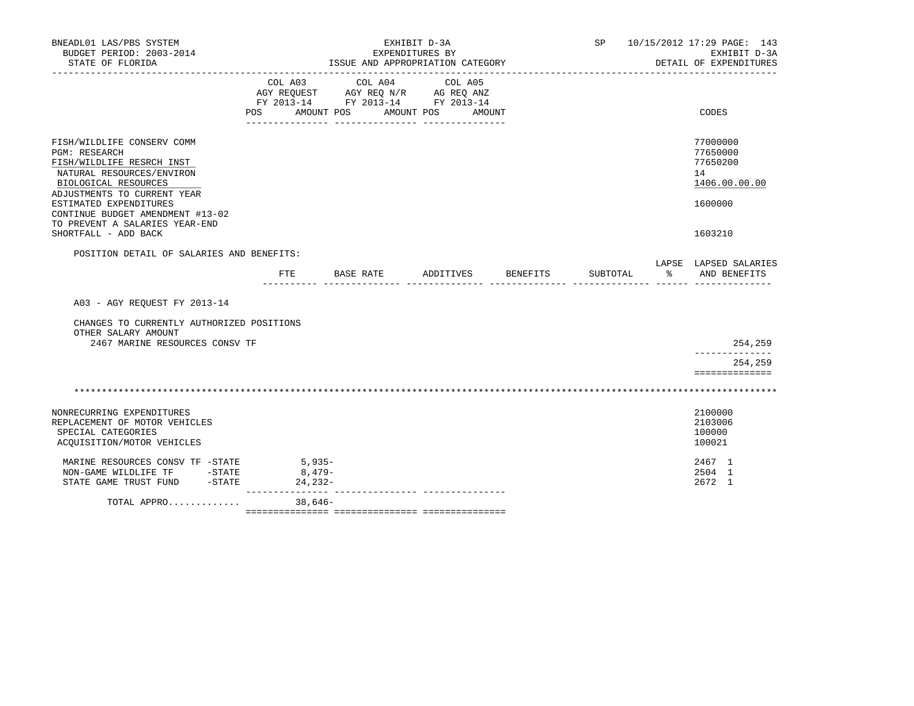BNEADL01 LAS/PBS SYSTEM — EXHIBIT D-3A — EXPENDITURES BY ISSUE AND APPROPRIATION CATEGORY — SP 10/15/2012 17:29 — EXHIBIT D-3A DETAIL OF EXPENDITURES

BUDGET PERIOD: 2003-2014

STATE OF FLORIDA

| | COL A03 AGY REQUEST FY 2013-14 POS AMOUNT | COL A04 AGY REQ N/R FY 2013-14 POS AMOUNT | COL A05 AG REQ ANZ FY 2013-14 POS AMOUNT | CODES |
|---|---|---|---|---|
| FISH/WILDLIFE CONSERV COMM | | | | 77000000 |
| PGM: RESEARCH | | | | 77650000 |
| FISH/WILDLIFE RESRCH INST | | | | 77650200 |
| NATURAL RESOURCES/ENVIRON | | | | 14 |
| BIOLOGICAL RESOURCES | | | | 1406.00.00.00 |
| ADJUSTMENTS TO CURRENT YEAR ESTIMATED EXPENDITURES | | | | 1600000 |
| CONTINUE BUDGET AMENDMENT #13-02 TO PREVENT A SALARIES YEAR-END SHORTFALL - ADD BACK | | | | 1603210 |

POSITION DETAIL OF SALARIES AND BENEFITS:

| | FTE | BASE RATE | ADDITIVES | BENEFITS | SUBTOTAL | LAPSE % | LAPSED SALARIES AND BENEFITS |
|---|---|---|---|---|---|---|---|
| A03 - AGY REQUEST FY 2013-14 | | | | | | | |
| CHANGES TO CURRENTLY AUTHORIZED POSITIONS | | | | | | | |
| OTHER SALARY AMOUNT | | | | | | | |
| 2467 MARINE RESOURCES CONSV TF | | | | | | | 254,259 |
| | | | | | | | 254,259 |

*****************************************************************************************************************

| | COL A03 | COL A04 | COL A05 | CODES |
|---|---|---|---|---|
| NONRECURRING EXPENDITURES | | | | 2100000 |
| REPLACEMENT OF MOTOR VEHICLES | | | | 2103006 |
| SPECIAL CATEGORIES | | | | 100000 |
| ACQUISITION/MOTOR VEHICLES | | | | 100021 |
| MARINE RESOURCES CONSV TF -STATE | 5,935- | | | 2467 1 |
| NON-GAME WILDLIFE TF -STATE | 8,479- | | | 2504 1 |
| STATE GAME TRUST FUND -STATE | 24,232- | | | 2672 1 |
| TOTAL APPRO............ | 38,646- | | | |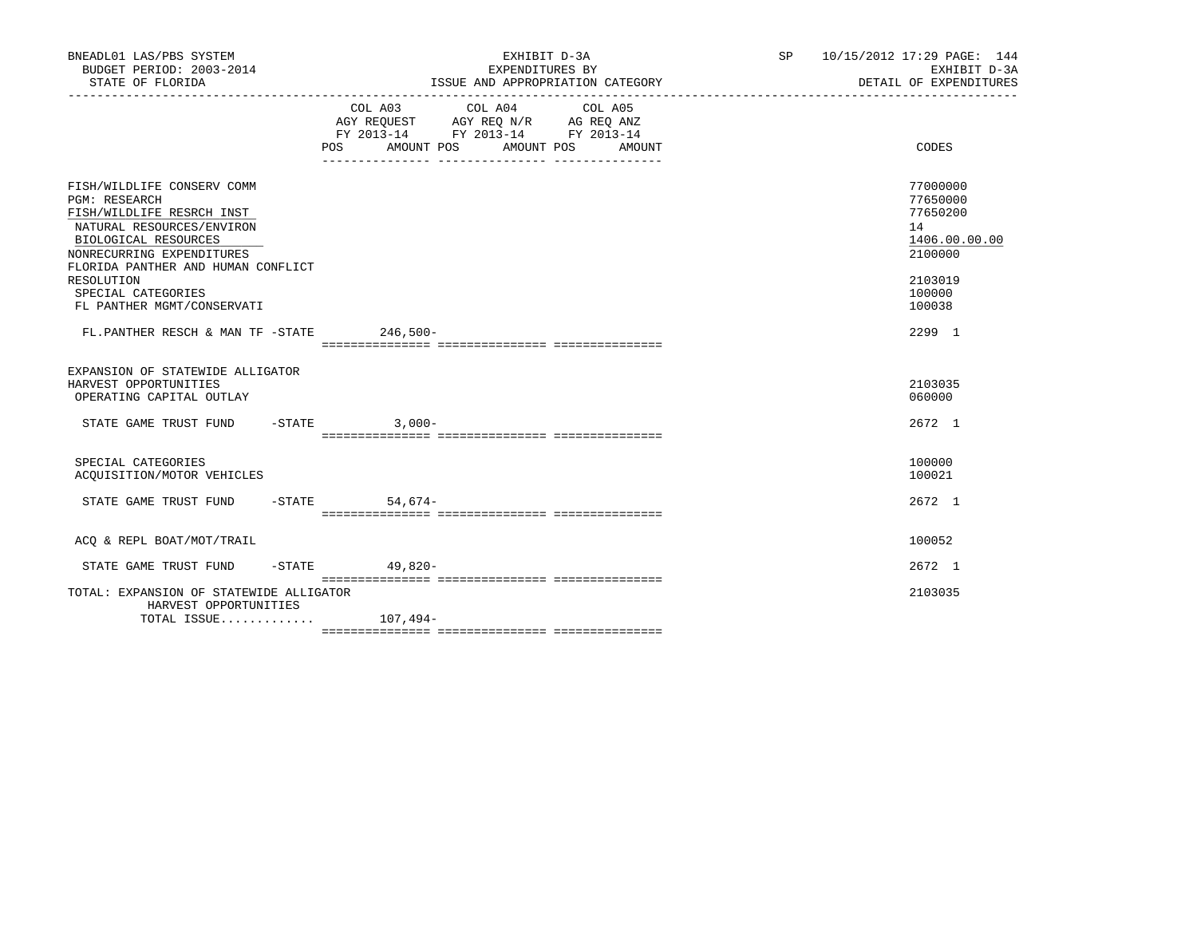BNEADL01 LAS/PBS SYSTEM
BUDGET PERIOD: 2003-2014
STATE OF FLORIDA

EXHIBIT D-3A
EXPENDITURES BY
ISSUE AND APPROPRIATION CATEGORY

SP 10/15/2012 17:29 PAGE: 144
EXHIBIT D-3A
DETAIL OF EXPENDITURES

| | COL A03 AGY REQUEST FY 2013-14 POS AMOUNT | COL A04 AGY REQ N/R FY 2013-14 POS AMOUNT | COL A05 AG REQ ANZ FY 2013-14 POS AMOUNT | CODES |
|---|---|---|---|---|
| FISH/WILDLIFE CONSERV COMM | | | | 77000000 |
| PGM: RESEARCH | | | | 77650000 |
| FISH/WILDLIFE RESRCH INST | | | | 77650200 |
| NATURAL RESOURCES/ENVIRON | | | | 14 |
| BIOLOGICAL RESOURCES | | | | 1406.00.00.00 |
| NONRECURRING EXPENDITURES | | | | 2100000 |
| FLORIDA PANTHER AND HUMAN CONFLICT RESOLUTION | | | | 2103019 |
| SPECIAL CATEGORIES | | | | 100000 |
| FL PANTHER MGMT/CONSERVATI | | | | 100038 |
| FL.PANTHER RESCH & MAN TF -STATE | 246,500- | | | 2299 1 |
| EXPANSION OF STATEWIDE ALLIGATOR HARVEST OPPORTUNITIES | | | | 2103035 |
| OPERATING CAPITAL OUTLAY | | | | 060000 |
| STATE GAME TRUST FUND -STATE | 3,000- | | | 2672 1 |
| SPECIAL CATEGORIES | | | | 100000 |
| ACQUISITION/MOTOR VEHICLES | | | | 100021 |
| STATE GAME TRUST FUND -STATE | 54,674- | | | 2672 1 |
| ACQ & REPL BOAT/MOT/TRAIL | | | | 100052 |
| STATE GAME TRUST FUND -STATE | 49,820- | | | 2672 1 |
| TOTAL: EXPANSION OF STATEWIDE ALLIGATOR HARVEST OPPORTUNITIES | | | | 2103035 |
| TOTAL ISSUE............. | 107,494- | | | |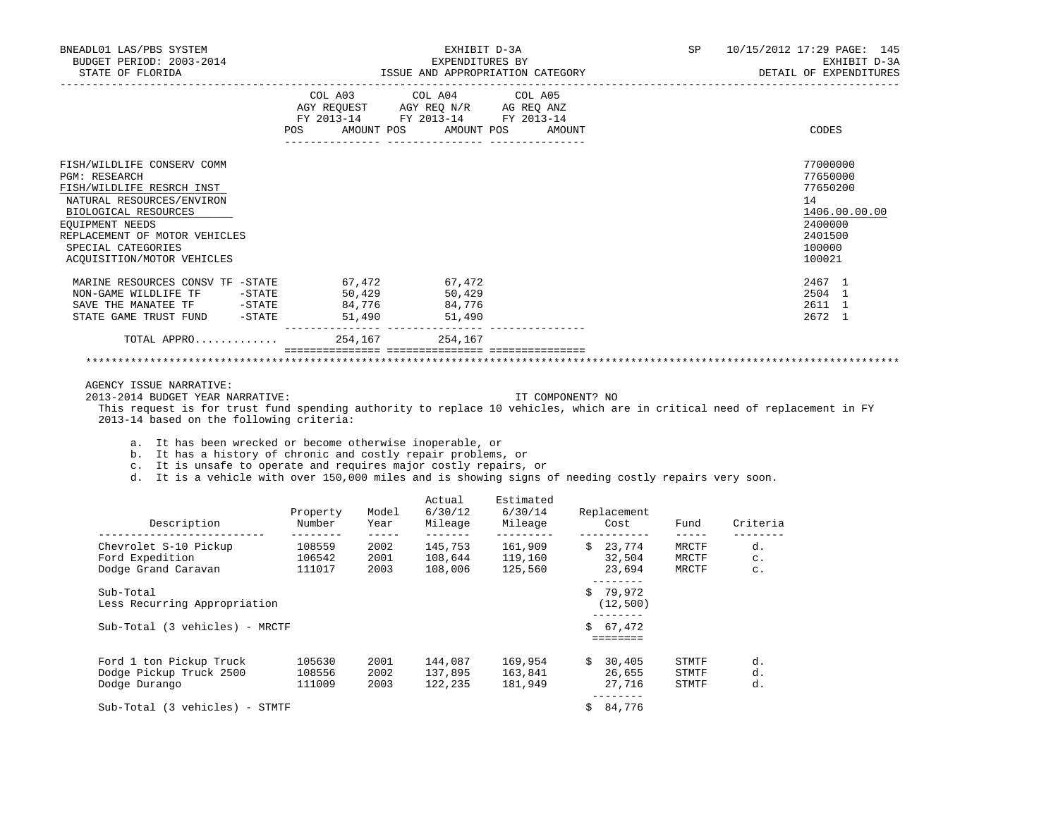BNEADL01 LAS/PBS SYSTEM — EXHIBIT D-3A — EXPENDITURES BY ISSUE AND APPROPRIATION CATEGORY — DETAIL OF EXPENDITURES

BUDGET PERIOD: 2003-2014 — STATE OF FLORIDA — SP 10/15/2012 17:29

| | COL A03 AGY REQUEST FY 2013-14 POS | AMOUNT | COL A04 AGY REQ N/R FY 2013-14 POS | AMOUNT | COL A05 AG REQ ANZ FY 2013-14 POS | AMOUNT | CODES |
|---|---|---|---|---|---|---|---|
| FISH/WILDLIFE CONSERV COMM | | | | | | | 77000000 |
| PGM: RESEARCH | | | | | | | 77650000 |
| FISH/WILDLIFE RESRCH INST | | | | | | | 77650200 |
| NATURAL RESOURCES/ENVIRON | | | | | | | 14 |
| BIOLOGICAL RESOURCES | | | | | | | 1406.00.00.00 |
| EQUIPMENT NEEDS | | | | | | | 2400000 |
| REPLACEMENT OF MOTOR VEHICLES | | | | | | | 2401500 |
| SPECIAL CATEGORIES | | | | | | | 100000 |
| ACQUISITION/MOTOR VEHICLES | | | | | | | 100021 |
| MARINE RESOURCES CONSV TF -STATE | | 67,472 | | 67,472 | | | 2467 1 |
| NON-GAME WILDLIFE TF -STATE | | 50,429 | | 50,429 | | | 2504 1 |
| SAVE THE MANATEE TF -STATE | | 84,776 | | 84,776 | | | 2611 1 |
| STATE GAME TRUST FUND -STATE | | 51,490 | | 51,490 | | | 2672 1 |
| TOTAL APPRO............ | | 254,167 | | 254,167 | | | |

AGENCY ISSUE NARRATIVE:

2013-2014 BUDGET YEAR NARRATIVE: IT COMPONENT? NO

This request is for trust fund spending authority to replace 10 vehicles, which are in critical need of replacement in FY 2013-14 based on the following criteria:

a. It has been wrecked or become otherwise inoperable, or
b. It has a history of chronic and costly repair problems, or
c. It is unsafe to operate and requires major costly repairs, or
d. It is a vehicle with over 150,000 miles and is showing signs of needing costly repairs very soon.

| Description | Property Number | Model Year | Actual 6/30/12 Mileage | Estimated 6/30/14 Mileage | Replacement Cost | Fund | Criteria |
|---|---|---|---|---|---|---|---|
| Chevrolet S-10 Pickup | 108559 | 2002 | 145,753 | 161,909 | $ 23,774 | MRCTF | d. |
| Ford Expedition | 106542 | 2001 | 108,644 | 119,160 | 32,504 | MRCTF | c. |
| Dodge Grand Caravan | 111017 | 2003 | 108,006 | 125,560 | 23,694 | MRCTF | c. |
| Sub-Total | | | | | $ 79,972 | | |
| Less Recurring Appropriation | | | | | (12,500) | | |
| Sub-Total (3 vehicles) - MRCTF | | | | | $ 67,472 | | |
| Ford 1 ton Pickup Truck | 105630 | 2001 | 144,087 | 169,954 | $ 30,405 | STMTF | d. |
| Dodge Pickup Truck 2500 | 108556 | 2002 | 137,895 | 163,841 | 26,655 | STMTF | d. |
| Dodge Durango | 111009 | 2003 | 122,235 | 181,949 | 27,716 | STMTF | d. |
| Sub-Total (3 vehicles) - STMTF | | | | | $ 84,776 | | |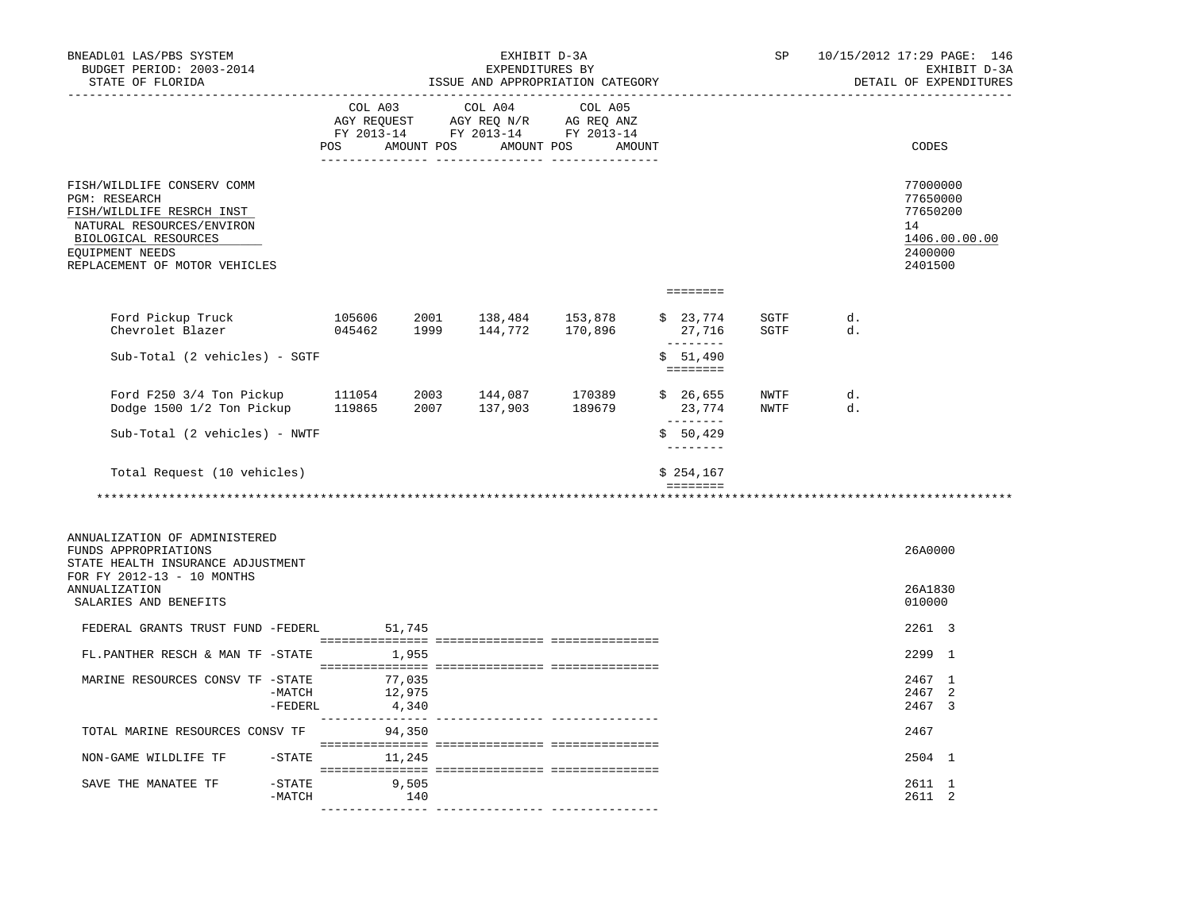BNEADL01 LAS/PBS SYSTEM — EXHIBIT D-3A — EXPENDITURES BY ISSUE AND APPROPRIATION CATEGORY
BUDGET PERIOD: 2003-2014 — STATE OF FLORIDA — SP 10/15/2012 17:29 — EXHIBIT D-3A DETAIL OF EXPENDITURES

| | COL A03 AGY REQUEST FY 2013-14 POS AMOUNT | COL A04 AGY REQ N/R FY 2013-14 POS AMOUNT | COL A05 AG REQ ANZ FY 2013-14 POS AMOUNT | CODES |
|---|---|---|---|---|
| FISH/WILDLIFE CONSERV COMM | | | | 77000000 |
| PGM: RESEARCH | | | | 77650000 |
| FISH/WILDLIFE RESRCH INST | | | | 77650200 |
| NATURAL RESOURCES/ENVIRON | | | | 14 |
| BIOLOGICAL RESOURCES | | | | 1406.00.00.00 |
| EQUIPMENT NEEDS | | | | 2400000 |
| REPLACEMENT OF MOTOR VEHICLES | | | | 2401500 |

| Vehicle | ID | Year | Mileage | Mileage | Amount | Fund | |
|---|---|---|---|---|---|---|---|
| Ford Pickup Truck | 105606 | 2001 | 138,484 | 153,878 | $ 23,774 | SGTF | d. |
| Chevrolet Blazer | 045462 | 1999 | 144,772 | 170,896 | 27,716 | SGTF | d. |
| Sub-Total (2 vehicles) - SGTF | | | | | $ 51,490 | | |
| Ford F250 3/4 Ton Pickup | 111054 | 2003 | 144,087 | 170389 | $ 26,655 | NWTF | d. |
| Dodge 1500 1/2 Ton Pickup | 119865 | 2007 | 137,903 | 189679 | 23,774 | NWTF | d. |
| Sub-Total (2 vehicles) - NWTF | | | | | $ 50,429 | | |
| Total Request (10 vehicles) | | | | | $ 254,167 | | |

******************************************************************************

| | COL A03 | COL A04 | COL A05 | CODES |
|---|---|---|---|---|
| ANNUALIZATION OF ADMINISTERED FUNDS APPROPRIATIONS | | | | 26A0000 |
| STATE HEALTH INSURANCE ADJUSTMENT FOR FY 2012-13 - 10 MONTHS ANNUALIZATION | | | | 26A1830 |
| SALARIES AND BENEFITS | | | | 010000 |
| FEDERAL GRANTS TRUST FUND -FEDERL | 51,745 | | | 2261 3 |
| FL.PANTHER RESCH & MAN TF -STATE | 1,955 | | | 2299 1 |
| MARINE RESOURCES CONSV TF -STATE | 77,035 | | | 2467 1 |
| -MATCH | 12,975 | | | 2467 2 |
| -FEDERL | 4,340 | | | 2467 3 |
| TOTAL MARINE RESOURCES CONSV TF | 94,350 | | | 2467 |
| NON-GAME WILDLIFE TF -STATE | 11,245 | | | 2504 1 |
| SAVE THE MANATEE TF -STATE | 9,505 | | | 2611 1 |
| -MATCH | 140 | | | 2611 2 |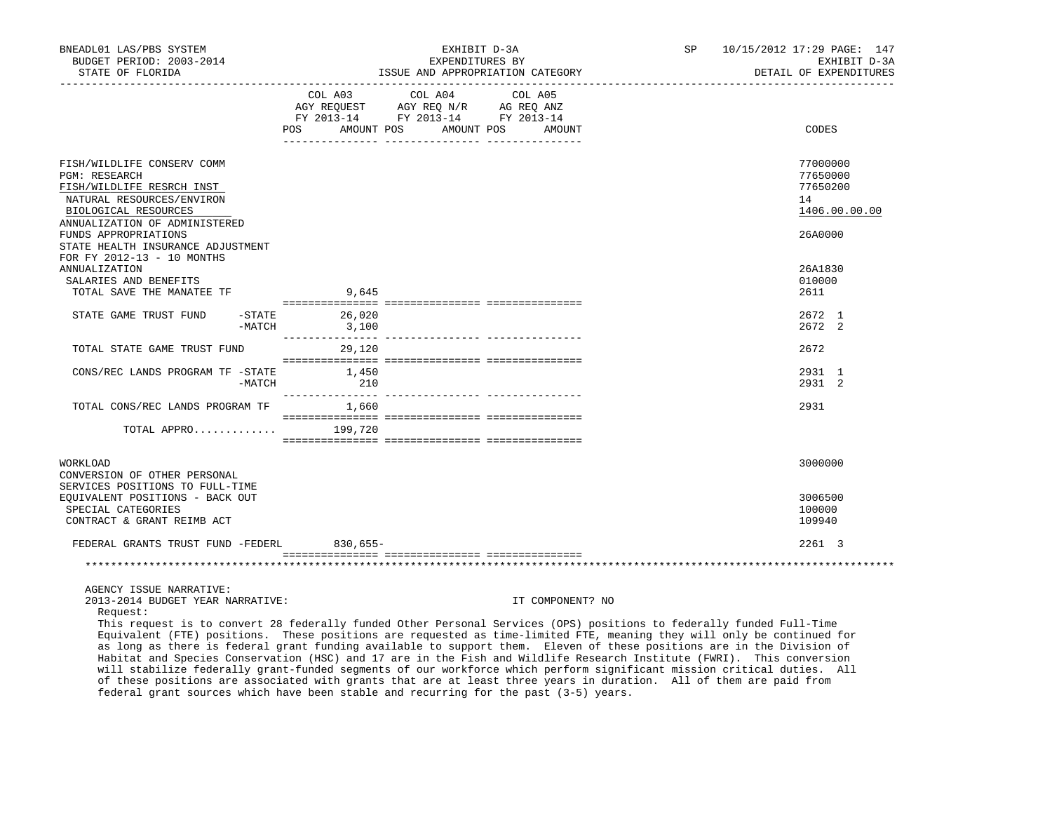BNEADL01 LAS/PBS SYSTEM | EXHIBIT D-3A | SP 10/15/2012 17:29

BUDGET PERIOD: 2003-2014 | EXPENDITURES BY | EXHIBIT D-3A

STATE OF FLORIDA | ISSUE AND APPROPRIATION CATEGORY | DETAIL OF EXPENDITURES

| | COL A03 AGY REQUEST FY 2013-14 POS AMOUNT | COL A04 AGY REQ N/R FY 2013-14 POS AMOUNT | COL A05 AG REQ ANZ FY 2013-14 POS AMOUNT | CODES |
|---|---|---|---|---|
| FISH/WILDLIFE CONSERV COMM | | | | 77000000 |
| PGM: RESEARCH | | | | 77650000 |
| FISH/WILDLIFE RESRCH INST | | | | 77650200 |
| NATURAL RESOURCES/ENVIRON | | | | 14 |
| BIOLOGICAL RESOURCES | | | | 1406.00.00.00 |
| ANNUALIZATION OF ADMINISTERED FUNDS APPROPRIATIONS | | | | 26A0000 |
| STATE HEALTH INSURANCE ADJUSTMENT FOR FY 2012-13 - 10 MONTHS ANNUALIZATION | | | | 26A1830 |
| SALARIES AND BENEFITS | | | | 010000 |
| TOTAL SAVE THE MANATEE TF | 9,645 | | | 2611 |
| STATE GAME TRUST FUND -STATE | 26,020 | | | 2672 1 |
| -MATCH | 3,100 | | | 2672 2 |
| TOTAL STATE GAME TRUST FUND | 29,120 | | | 2672 |
| CONS/REC LANDS PROGRAM TF -STATE | 1,450 | | | 2931 1 |
| -MATCH | 210 | | | 2931 2 |
| TOTAL CONS/REC LANDS PROGRAM TF | 1,660 | | | 2931 |
| TOTAL APPRO............ | 199,720 | | | |
| WORKLOAD | | | | 3000000 |
| CONVERSION OF OTHER PERSONAL SERVICES POSITIONS TO FULL-TIME EQUIVALENT POSITIONS - BACK OUT | | | | 3006500 |
| SPECIAL CATEGORIES | | | | 100000 |
| CONTRACT & GRANT REIMB ACT | | | | 109940 |
| FEDERAL GRANTS TRUST FUND -FEDERL | 830,655- | | | 2261 3 |

AGENCY ISSUE NARRATIVE:

2013-2014 BUDGET YEAR NARRATIVE: IT COMPONENT? NO

Request:

This request is to convert 28 federally funded Other Personal Services (OPS) positions to federally funded Full-Time Equivalent (FTE) positions. These positions are requested as time-limited FTE, meaning they will only be continued for as long as there is federal grant funding available to support them. Eleven of these positions are in the Division of Habitat and Species Conservation (HSC) and 17 are in the Fish and Wildlife Research Institute (FWRI). This conversion will stabilize federally grant-funded segments of our workforce which perform significant mission critical duties. All of these positions are associated with grants that are at least three years in duration. All of them are paid from federal grant sources which have been stable and recurring for the past (3-5) years.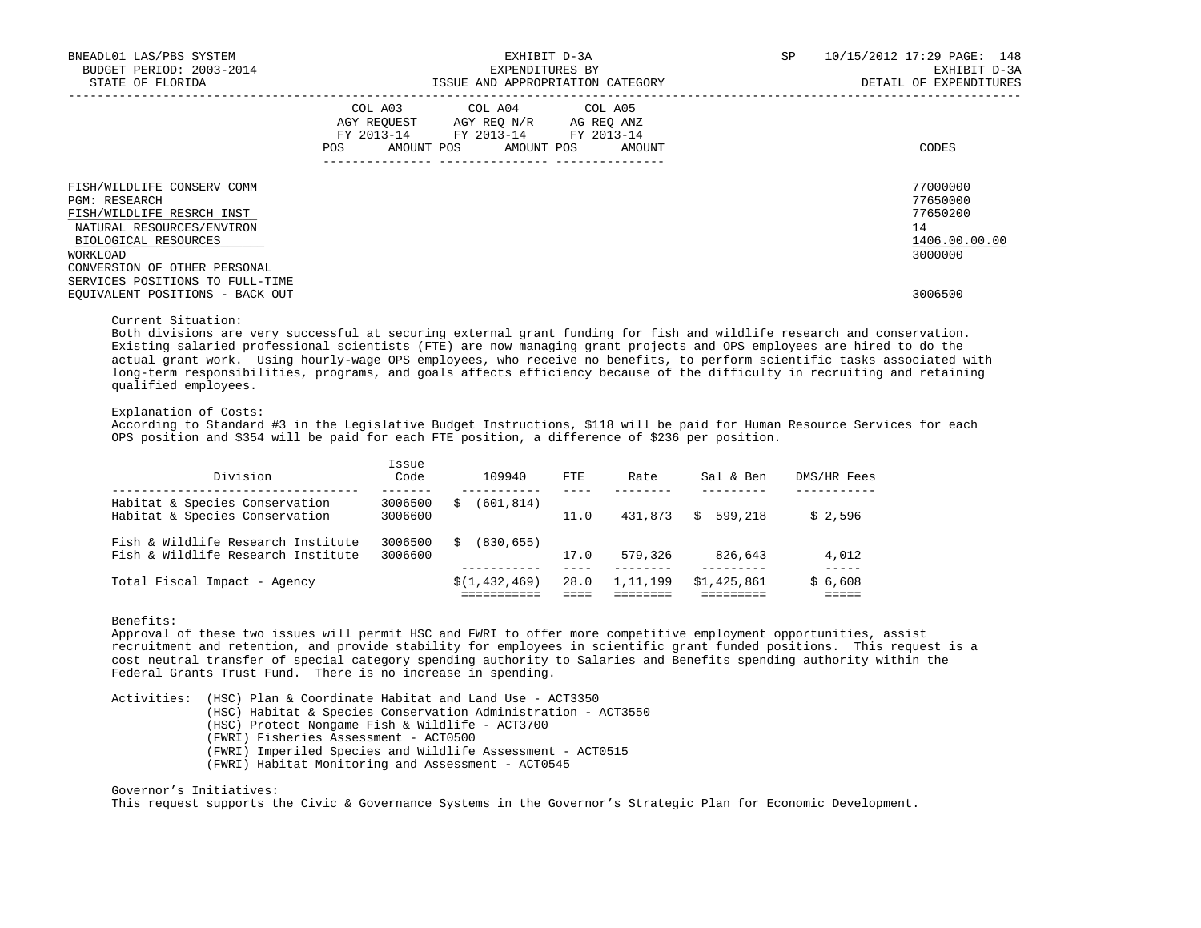BNEADL01 LAS/PBS SYSTEM | EXHIBIT D-3A | SP 10/15/2012 17:29 PAGE: 148
BUDGET PERIOD: 2003-2014 | EXPENDITURES BY | EXHIBIT D-3A
STATE OF FLORIDA | ISSUE AND APPROPRIATION CATEGORY | DETAIL OF EXPENDITURES

| | COL A03 AGY REQUEST FY 2013-14 POS AMOUNT | COL A04 AGY REQ N/R FY 2013-14 POS AMOUNT | COL A05 AG REQ ANZ FY 2013-14 POS AMOUNT | CODES |
|---|---|---|---|---|
| FISH/WILDLIFE CONSERV COMM | | | | 77000000 |
| PGM: RESEARCH | | | | 77650000 |
| FISH/WILDLIFE RESRCH INST | | | | 77650200 |
| NATURAL RESOURCES/ENVIRON | | | | 14 |
| BIOLOGICAL RESOURCES | | | | 1406.00.00.00 |
| WORKLOAD | | | | 3000000 |
| CONVERSION OF OTHER PERSONAL SERVICES POSITIONS TO FULL-TIME EQUIVALENT POSITIONS - BACK OUT | | | | 3006500 |

Current Situation:
Both divisions are very successful at securing external grant funding for fish and wildlife research and conservation. Existing salaried professional scientists (FTE) are now managing grant projects and OPS employees are hired to do the actual grant work. Using hourly-wage OPS employees, who receive no benefits, to perform scientific tasks associated with long-term responsibilities, programs, and goals affects efficiency because of the difficulty in recruiting and retaining qualified employees.

Explanation of Costs:
According to Standard #3 in the Legislative Budget Instructions, $118 will be paid for Human Resource Services for each OPS position and $354 will be paid for each FTE position, a difference of $236 per position.

| Division | Issue Code | 109940 | FTE | Rate | Sal & Ben | DMS/HR Fees |
|---|---|---|---|---|---|---|
| Habitat & Species Conservation | 3006500 | $ (601,814) | | | | |
| Habitat & Species Conservation | 3006600 | | 11.0 | 431,873 | $ 599,218 | $ 2,596 |
| Fish & Wildlife Research Institute | 3006500 | $ (830,655) | | | | |
| Fish & Wildlife Research Institute | 3006600 | | 17.0 | 579,326 | 826,643 | 4,012 |
| Total Fiscal Impact - Agency | | $(1,432,469) | 28.0 | 1,11,199 | $1,425,861 | $ 6,608 |

Benefits:
Approval of these two issues will permit HSC and FWRI to offer more competitive employment opportunities, assist recruitment and retention, and provide stability for employees in scientific grant funded positions. This request is a cost neutral transfer of special category spending authority to Salaries and Benefits spending authority within the Federal Grants Trust Fund. There is no increase in spending.

Activities:
- (HSC) Plan & Coordinate Habitat and Land Use - ACT3350
- (HSC) Habitat & Species Conservation Administration - ACT3550
- (HSC) Protect Nongame Fish & Wildlife - ACT3700
- (FWRI) Fisheries Assessment - ACT0500
- (FWRI) Imperiled Species and Wildlife Assessment - ACT0515
- (FWRI) Habitat Monitoring and Assessment - ACT0545

Governor's Initiatives:
This request supports the Civic & Governance Systems in the Governor's Strategic Plan for Economic Development.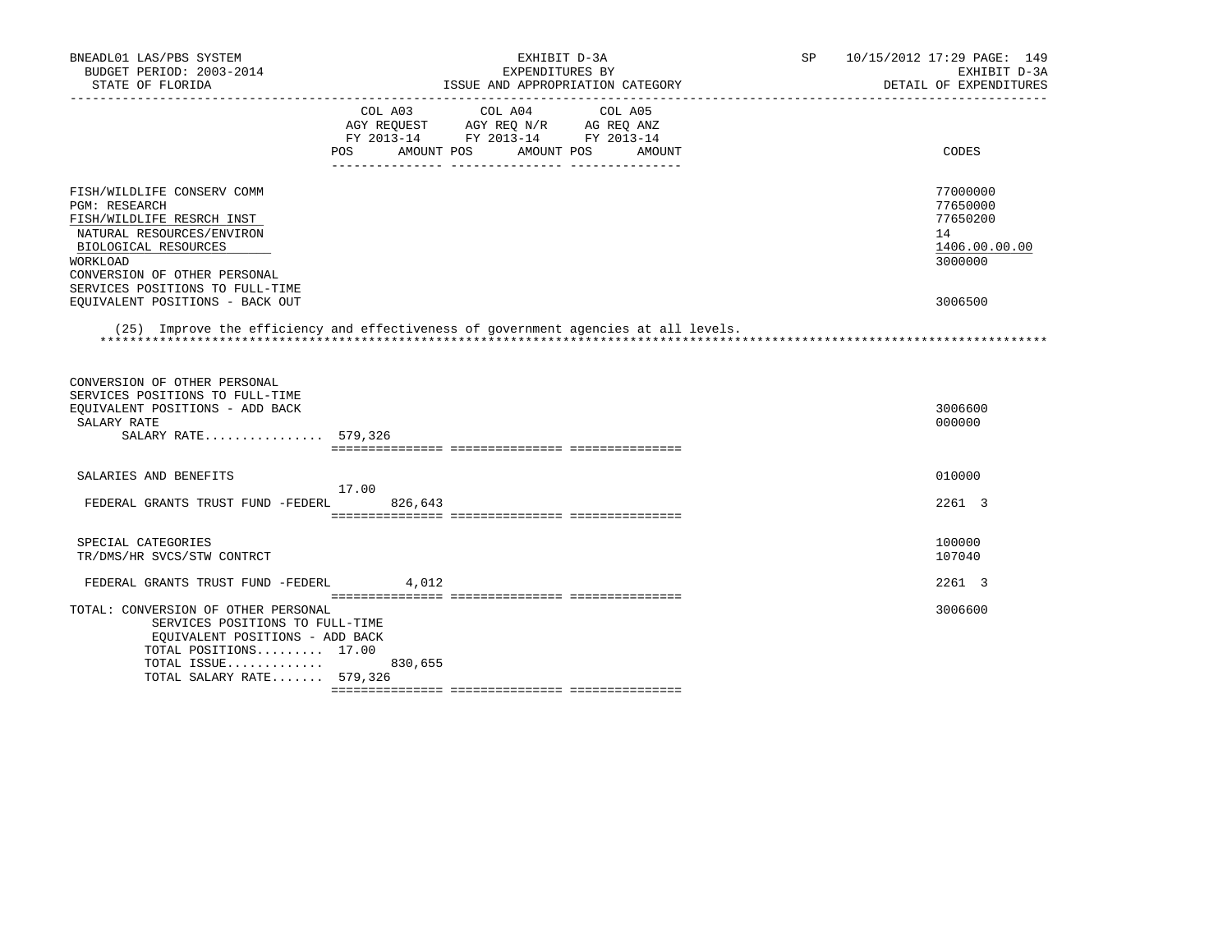BNEADL01 LAS/PBS SYSTEM
BUDGET PERIOD: 2003-2014
STATE OF FLORIDA

EXHIBIT D-3A
EXPENDITURES BY
ISSUE AND APPROPRIATION CATEGORY

SP 10/15/2012 17:29 PAGE: 149
EXHIBIT D-3A
DETAIL OF EXPENDITURES

| | COL A03 AGY REQUEST FY 2013-14 POS AMOUNT | COL A04 AGY REQ N/R FY 2013-14 POS AMOUNT | COL A05 AG REQ ANZ FY 2013-14 POS AMOUNT | CODES |
|---|---|---|---|---|
| FISH/WILDLIFE CONSERV COMM | | | | 77000000 |
| PGM: RESEARCH | | | | 77650000 |
| FISH/WILDLIFE RESRCH INST | | | | 77650200 |
| NATURAL RESOURCES/ENVIRON | | | | 14 |
| BIOLOGICAL RESOURCES | | | | 1406.00.00.00 |
| WORKLOAD | | | | 3000000 |
| CONVERSION OF OTHER PERSONAL SERVICES POSITIONS TO FULL-TIME EQUIVALENT POSITIONS - BACK OUT | | | | 3006500 |

(25) Improve the efficiency and effectiveness of government agencies at all levels.

| | COL A03 AGY REQUEST FY 2013-14 POS AMOUNT | COL A04 AGY REQ N/R FY 2013-14 POS AMOUNT | COL A05 AG REQ ANZ FY 2013-14 POS AMOUNT | CODES |
|---|---|---|---|---|
| CONVERSION OF OTHER PERSONAL SERVICES POSITIONS TO FULL-TIME EQUIVALENT POSITIONS - ADD BACK | | | | 3006600 |
| SALARY RATE | | | | 000000 |
| SALARY RATE................ | 579,326 | | | |
| SALARIES AND BENEFITS | | | | 010000 |
| FEDERAL GRANTS TRUST FUND -FEDERL | 17.00 826,643 | | | 2261 3 |
| SPECIAL CATEGORIES | | | | 100000 |
| TR/DMS/HR SVCS/STW CONTRCT | | | | 107040 |
| FEDERAL GRANTS TRUST FUND -FEDERL | 4,012 | | | 2261 3 |
| TOTAL: CONVERSION OF OTHER PERSONAL SERVICES POSITIONS TO FULL-TIME EQUIVALENT POSITIONS - ADD BACK | | | | 3006600 |
| TOTAL POSITIONS......... | 17.00 | | | |
| TOTAL ISSUE............. | 830,655 | | | |
| TOTAL SALARY RATE....... | 579,326 | | | |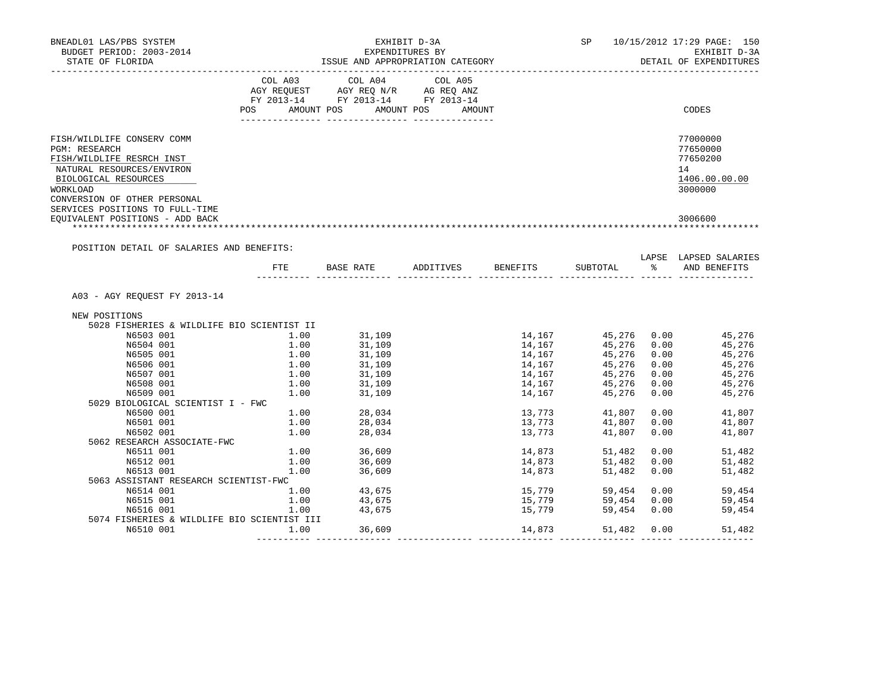BNEADL01 LAS/PBS SYSTEM
BUDGET PERIOD: 2003-2014
STATE OF FLORIDA

EXHIBIT D-3A
EXPENDITURES BY
ISSUE AND APPROPRIATION CATEGORY

SP 10/15/2012 17:29 PAGE: 150
EXHIBIT D-3A
DETAIL OF EXPENDITURES

| | COL A03 AGY REQUEST FY 2013-14 POS AMOUNT | COL A04 AGY REQ N/R FY 2013-14 POS AMOUNT | COL A05 AG REQ ANZ FY 2013-14 POS AMOUNT | CODES |
|---|---|---|---|---|
| FISH/WILDLIFE CONSERV COMM | | | | 77000000 |
| PGM: RESEARCH | | | | 77650000 |
| FISH/WILDLIFE RESRCH INST | | | | 77650200 |
| NATURAL RESOURCES/ENVIRON | | | | 14 |
| BIOLOGICAL RESOURCES | | | | 1406.00.00.00 |
| WORKLOAD | | | | 3000000 |
| CONVERSION OF OTHER PERSONAL SERVICES POSITIONS TO FULL-TIME EQUIVALENT POSITIONS - ADD BACK | | | | 3006600 |

POSITION DETAIL OF SALARIES AND BENEFITS:

| | FTE | BASE RATE | ADDITIVES | BENEFITS | SUBTOTAL | LAPSE % | LAPSED SALARIES AND BENEFITS |
|---|---|---|---|---|---|---|---|
| A03 - AGY REQUEST FY 2013-14 | | | | | | | |
| NEW POSITIONS | | | | | | | |
| 5028 FISHERIES & WILDLIFE BIO SCIENTIST II | | | | | | | |
| N6503 001 | 1.00 | 31,109 | | 14,167 | 45,276 | 0.00 | 45,276 |
| N6504 001 | 1.00 | 31,109 | | 14,167 | 45,276 | 0.00 | 45,276 |
| N6505 001 | 1.00 | 31,109 | | 14,167 | 45,276 | 0.00 | 45,276 |
| N6506 001 | 1.00 | 31,109 | | 14,167 | 45,276 | 0.00 | 45,276 |
| N6507 001 | 1.00 | 31,109 | | 14,167 | 45,276 | 0.00 | 45,276 |
| N6508 001 | 1.00 | 31,109 | | 14,167 | 45,276 | 0.00 | 45,276 |
| N6509 001 | 1.00 | 31,109 | | 14,167 | 45,276 | 0.00 | 45,276 |
| 5029 BIOLOGICAL SCIENTIST I - FWC | | | | | | | |
| N6500 001 | 1.00 | 28,034 | | 13,773 | 41,807 | 0.00 | 41,807 |
| N6501 001 | 1.00 | 28,034 | | 13,773 | 41,807 | 0.00 | 41,807 |
| N6502 001 | 1.00 | 28,034 | | 13,773 | 41,807 | 0.00 | 41,807 |
| 5062 RESEARCH ASSOCIATE-FWC | | | | | | | |
| N6511 001 | 1.00 | 36,609 | | 14,873 | 51,482 | 0.00 | 51,482 |
| N6512 001 | 1.00 | 36,609 | | 14,873 | 51,482 | 0.00 | 51,482 |
| N6513 001 | 1.00 | 36,609 | | 14,873 | 51,482 | 0.00 | 51,482 |
| 5063 ASSISTANT RESEARCH SCIENTIST-FWC | | | | | | | |
| N6514 001 | 1.00 | 43,675 | | 15,779 | 59,454 | 0.00 | 59,454 |
| N6515 001 | 1.00 | 43,675 | | 15,779 | 59,454 | 0.00 | 59,454 |
| N6516 001 | 1.00 | 43,675 | | 15,779 | 59,454 | 0.00 | 59,454 |
| 5074 FISHERIES & WILDLIFE BIO SCIENTIST III | | | | | | | |
| N6510 001 | 1.00 | 36,609 | | 14,873 | 51,482 | 0.00 | 51,482 |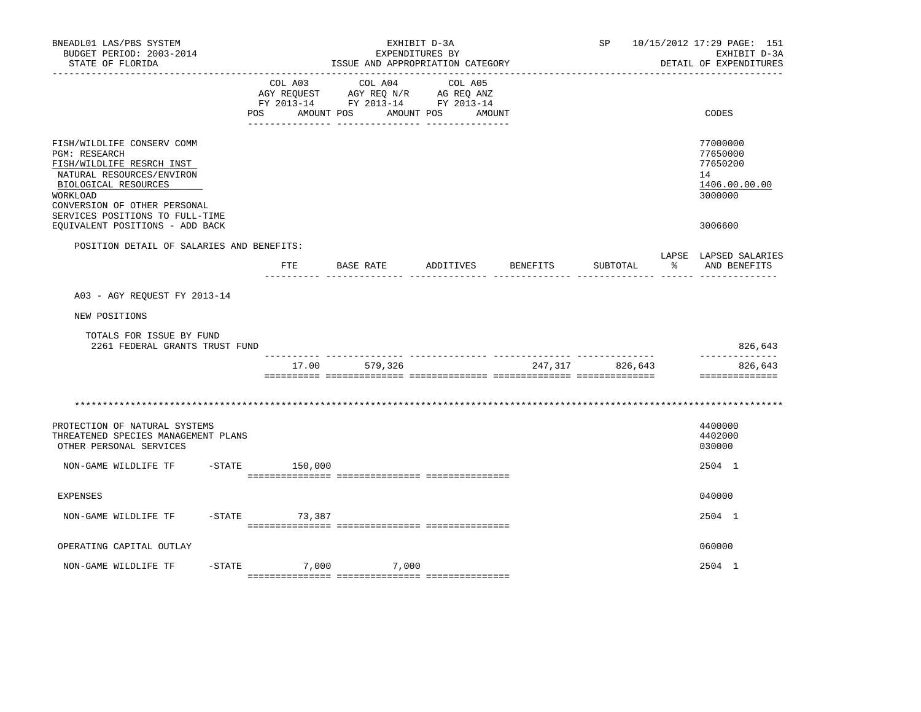BNEADL01 LAS/PBS SYSTEM — EXHIBIT D-3A — EXPENDITURES BY ISSUE AND APPROPRIATION CATEGORY
BUDGET PERIOD: 2003-2014 — STATE OF FLORIDA
SP 10/15/2012 17:29 — EXHIBIT D-3A — DETAIL OF EXPENDITURES

| | COL A03 AGY REQUEST FY 2013-14 POS AMOUNT | COL A04 AGY REQ N/R FY 2013-14 POS AMOUNT | COL A05 AG REQ ANZ FY 2013-14 POS AMOUNT | CODES |
|---|---|---|---|---|
| FISH/WILDLIFE CONSERV COMM | | | | 77000000 |
| PGM: RESEARCH | | | | 77650000 |
| FISH/WILDLIFE RESRCH INST | | | | 77650200 |
| NATURAL RESOURCES/ENVIRON | | | | 14 |
| BIOLOGICAL RESOURCES | | | | 1406.00.00.00 |
| WORKLOAD | | | | 3000000 |
| CONVERSION OF OTHER PERSONAL SERVICES POSITIONS TO FULL-TIME EQUIVALENT POSITIONS - ADD BACK | | | | 3006600 |

POSITION DETAIL OF SALARIES AND BENEFITS:

| | FTE | BASE RATE | ADDITIVES | BENEFITS | SUBTOTAL | LAPSE % | LAPSED SALARIES AND BENEFITS |
|---|---|---|---|---|---|---|---|
| A03 - AGY REQUEST FY 2013-14 | | | | | | | |
| NEW POSITIONS | | | | | | | |
| TOTALS FOR ISSUE BY FUND | | | | | | | |
| 2261 FEDERAL GRANTS TRUST FUND | | | | | | | 826,643 |
| | 17.00 | 579,326 | | 247,317 | 826,643 | | 826,643 |

************************************************************************************************************************

| | COL A03 AGY REQUEST FY 2013-14 | COL A04 AGY REQ N/R FY 2013-14 | COL A05 AG REQ ANZ FY 2013-14 | CODES |
|---|---|---|---|---|
| PROTECTION OF NATURAL SYSTEMS | | | | 4400000 |
| THREATENED SPECIES MANAGEMENT PLANS | | | | 4402000 |
| OTHER PERSONAL SERVICES | | | | 030000 |
| NON-GAME WILDLIFE TF -STATE | 150,000 | | | 2504 1 |
| EXPENSES | | | | 040000 |
| NON-GAME WILDLIFE TF -STATE | 73,387 | | | 2504 1 |
| OPERATING CAPITAL OUTLAY | | | | 060000 |
| NON-GAME WILDLIFE TF -STATE | 7,000 | 7,000 | | 2504 1 |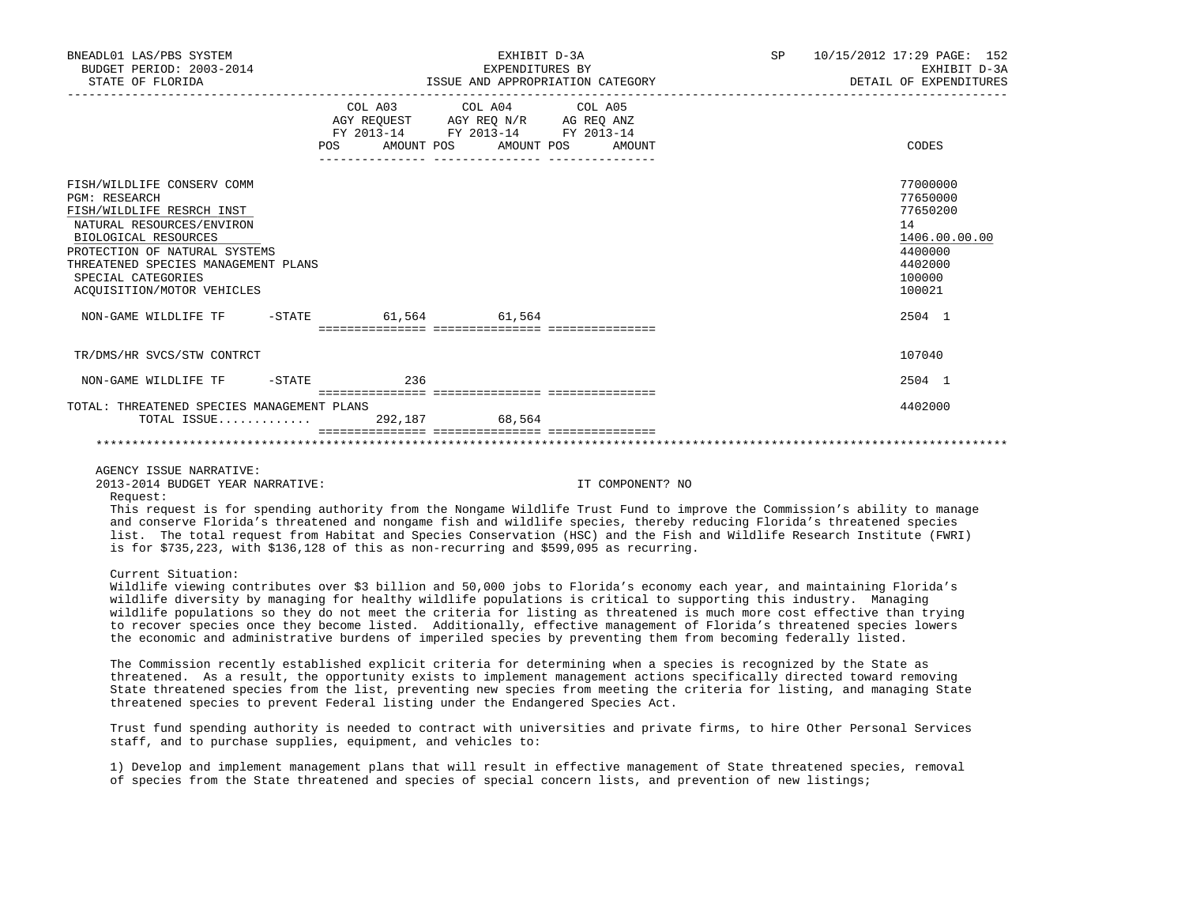BNEADL01 LAS/PBS SYSTEM | EXHIBIT D-3A | SP 10/15/2012 17:29 PAGE: 152
BUDGET PERIOD: 2003-2014 | EXPENDITURES BY | EXHIBIT D-3A
STATE OF FLORIDA | ISSUE AND APPROPRIATION CATEGORY | DETAIL OF EXPENDITURES

| | COL A03 AGY REQUEST FY 2013-14 POS AMOUNT | COL A04 AGY REQ N/R FY 2013-14 POS AMOUNT | COL A05 AG REQ ANZ FY 2013-14 POS AMOUNT | CODES |
|---|---|---|---|---|
| FISH/WILDLIFE CONSERV COMM | | | | 77000000 |
| PGM: RESEARCH | | | | 77650000 |
| FISH/WILDLIFE RESRCH INST | | | | 77650200 |
| NATURAL RESOURCES/ENVIRON | | | | 14 |
| BIOLOGICAL RESOURCES | | | | 1406.00.00.00 |
| PROTECTION OF NATURAL SYSTEMS | | | | 4400000 |
| THREATENED SPECIES MANAGEMENT PLANS | | | | 4402000 |
| SPECIAL CATEGORIES | | | | 100000 |
| ACQUISITION/MOTOR VEHICLES | | | | 100021 |
| NON-GAME WILDLIFE TF -STATE | 61,564 | 61,564 | | 2504 1 |
| TR/DMS/HR SVCS/STW CONTRCT | | | | 107040 |
| NON-GAME WILDLIFE TF -STATE | 236 | | | 2504 1 |
| TOTAL: THREATENED SPECIES MANAGEMENT PLANS | | | | 4402000 |
| TOTAL ISSUE............ | 292,187 | 68,564 | | |

AGENCY ISSUE NARRATIVE:

2013-2014 BUDGET YEAR NARRATIVE: IT COMPONENT? NO

Request:

This request is for spending authority from the Nongame Wildlife Trust Fund to improve the Commission's ability to manage and conserve Florida's threatened and nongame fish and wildlife species, thereby reducing Florida's threatened species list. The total request from Habitat and Species Conservation (HSC) and the Fish and Wildlife Research Institute (FWRI) is for $735,223, with $136,128 of this as non-recurring and $599,095 as recurring.

Current Situation:

Wildlife viewing contributes over $3 billion and 50,000 jobs to Florida's economy each year, and maintaining Florida's wildlife diversity by managing for healthy wildlife populations is critical to supporting this industry. Managing wildlife populations so they do not meet the criteria for listing as threatened is much more cost effective than trying to recover species once they become listed. Additionally, effective management of Florida's threatened species lowers the economic and administrative burdens of imperiled species by preventing them from becoming federally listed.

The Commission recently established explicit criteria for determining when a species is recognized by the State as threatened. As a result, the opportunity exists to implement management actions specifically directed toward removing State threatened species from the list, preventing new species from meeting the criteria for listing, and managing State threatened species to prevent Federal listing under the Endangered Species Act.

Trust fund spending authority is needed to contract with universities and private firms, to hire Other Personal Services staff, and to purchase supplies, equipment, and vehicles to:

1) Develop and implement management plans that will result in effective management of State threatened species, removal of species from the State threatened and species of special concern lists, and prevention of new listings;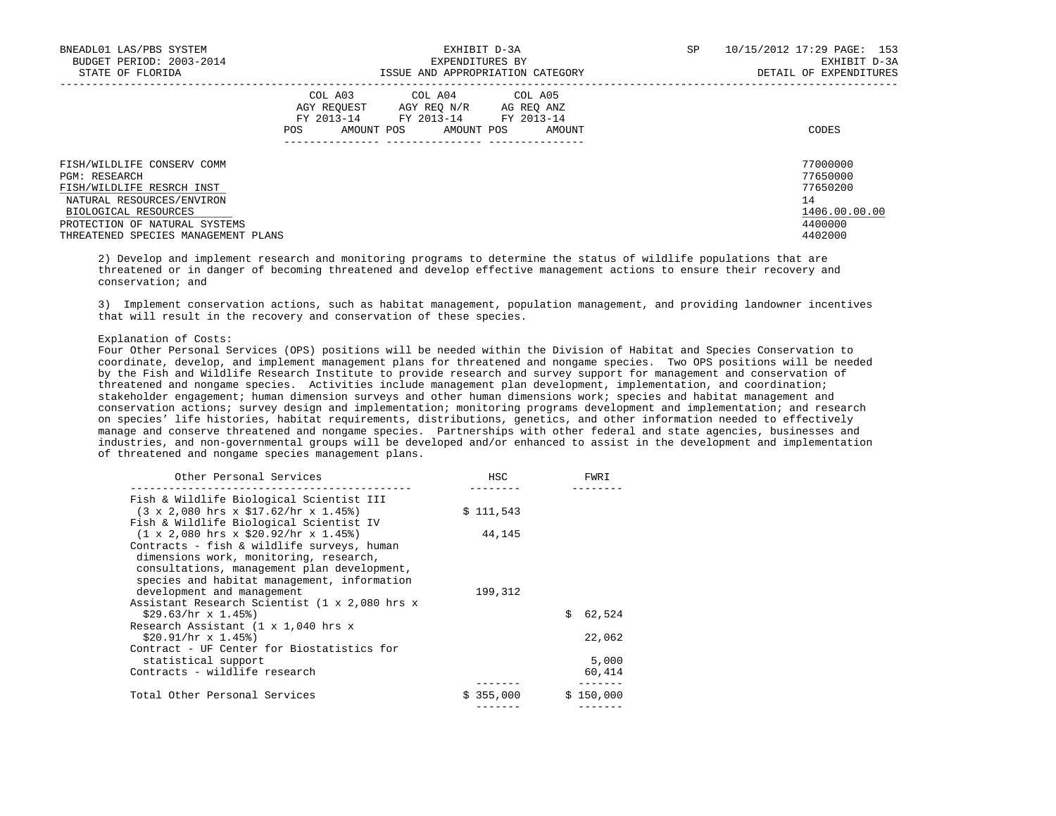FISH/WILDLIFE CONSERV COMM 77000000
PGM: RESEARCH 77650000
FISH/WILDLIFE RESRCH INST 77650200
NATURAL RESOURCES/ENVIRON 14
BIOLOGICAL RESOURCES 1406.00.00.00
PROTECTION OF NATURAL SYSTEMS 4400000
THREATENED SPECIES MANAGEMENT PLANS 4402000

| COL A03 AGY REQUEST FY 2013-14 | | COL A04 AGY REQ N/R FY 2013-14 | | COL A05 AG REQ ANZ FY 2013-14 | | CODES |
|---|---|---|---|---|---|---|
| POS | AMOUNT | POS | AMOUNT | POS | AMOUNT | |

2) Develop and implement research and monitoring programs to determine the status of wildlife populations that are threatened or in danger of becoming threatened and develop effective management actions to ensure their recovery and conservation; and

3) Implement conservation actions, such as habitat management, population management, and providing landowner incentives that will result in the recovery and conservation of these species.

Explanation of Costs:
Four Other Personal Services (OPS) positions will be needed within the Division of Habitat and Species Conservation to coordinate, develop, and implement management plans for threatened and nongame species. Two OPS positions will be needed by the Fish and Wildlife Research Institute to provide research and survey support for management and conservation of threatened and nongame species. Activities include management plan development, implementation, and coordination; stakeholder engagement; human dimension surveys and other human dimensions work; species and habitat management and conservation actions; survey design and implementation; monitoring programs development and implementation; and research on species' life histories, habitat requirements, distributions, genetics, and other information needed to effectively manage and conserve threatened and nongame species. Partnerships with other federal and state agencies, businesses and industries, and non-governmental groups will be developed and/or enhanced to assist in the development and implementation of threatened and nongame species management plans.

| Other Personal Services | HSC | FWRI |
|---|---|---|
| Fish & Wildlife Biological Scientist III (3 x 2,080 hrs x $17.62/hr x 1.45%) | $ 111,543 | |
| Fish & Wildlife Biological Scientist IV (1 x 2,080 hrs x $20.92/hr x 1.45%) | 44,145 | |
| Contracts - fish & wildlife surveys, human dimensions work, monitoring, research, consultations, management plan development, species and habitat management, information development and management | 199,312 | |
| Assistant Research Scientist (1 x 2,080 hrs x $29.63/hr x 1.45%) | | $ 62,524 |
| Research Assistant (1 x 1,040 hrs x $20.91/hr x 1.45%) | | 22,062 |
| Contract - UF Center for Biostatistics for statistical support | | 5,000 |
| Contracts - wildlife research | | 60,414 |
| Total Other Personal Services | $ 355,000 | $ 150,000 |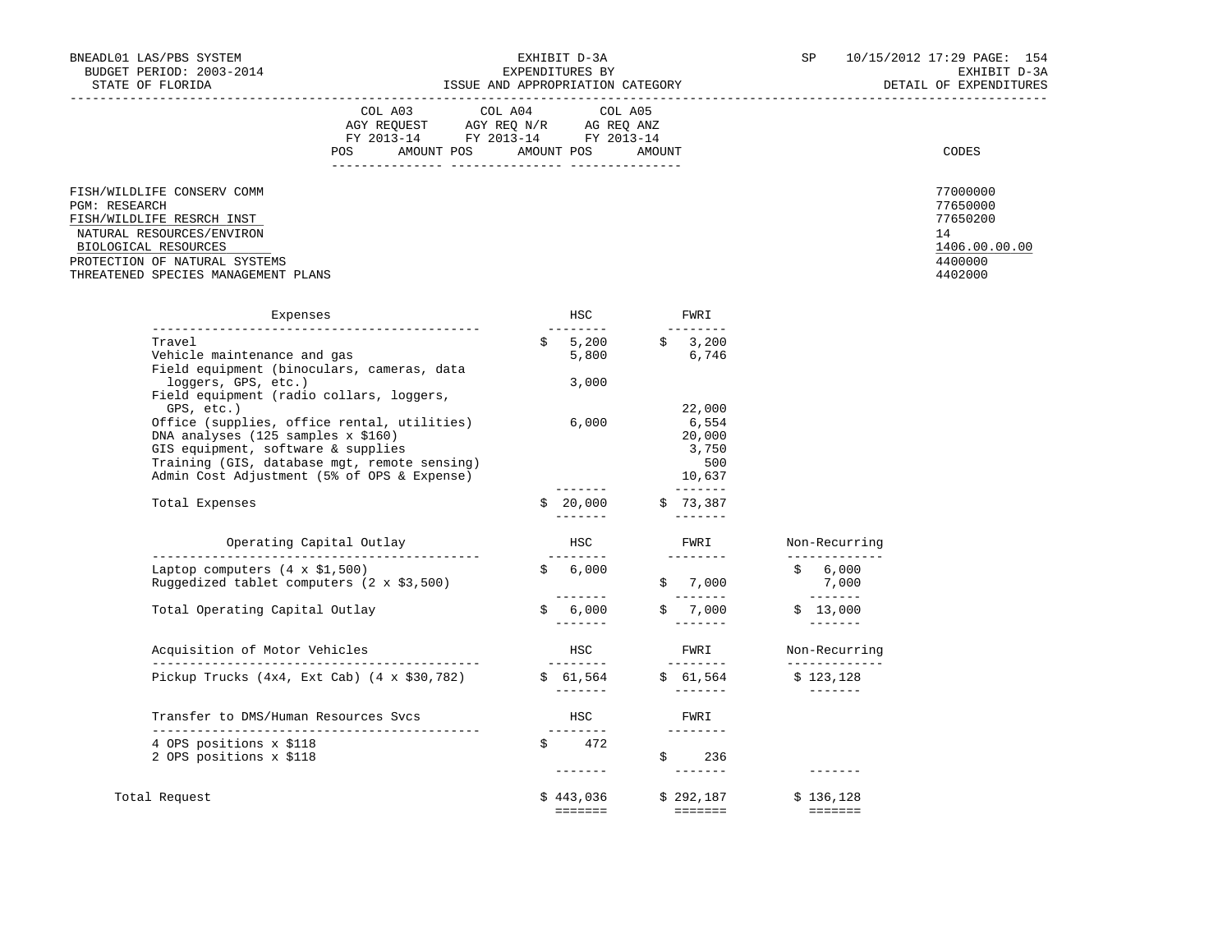BNEADL01 LAS/PBS SYSTEM — EXHIBIT D-3A — SP 10/15/2012 17:29
BUDGET PERIOD: 2003-2014 — EXPENDITURES BY — EXHIBIT D-3A
STATE OF FLORIDA — ISSUE AND APPROPRIATION CATEGORY — DETAIL OF EXPENDITURES

| | COL A03 AGY REQUEST FY 2013-14 POS AMOUNT | COL A04 AGY REQ N/R FY 2013-14 POS AMOUNT | COL A05 AG REQ ANZ FY 2013-14 POS AMOUNT | CODES |
|---|---|---|---|---|
| FISH/WILDLIFE CONSERV COMM | | | | 77000000 |
| PGM: RESEARCH | | | | 77650000 |
| FISH/WILDLIFE RESRCH INST | | | | 77650200 |
| NATURAL RESOURCES/ENVIRON | | | | 14 |
| BIOLOGICAL RESOURCES | | | | 1406.00.00.00 |
| PROTECTION OF NATURAL SYSTEMS | | | | 4400000 |
| THREATENED SPECIES MANAGEMENT PLANS | | | | 4402000 |

| Expenses | HSC | FWRI |
|---|---|---|
| Travel | $ 5,200 | $ 3,200 |
| Vehicle maintenance and gas | 5,800 | 6,746 |
| Field equipment (binoculars, cameras, data loggers, GPS, etc.) | 3,000 | |
| Field equipment (radio collars, loggers, GPS, etc.) | | 22,000 |
| Office (supplies, office rental, utilities) | 6,000 | 6,554 |
| DNA analyses (125 samples x $160) | | 20,000 |
| GIS equipment, software & supplies | | 3,750 |
| Training (GIS, database mgt, remote sensing) | | 500 |
| Admin Cost Adjustment (5% of OPS & Expense) | | 10,637 |
| Total Expenses | $ 20,000 | $ 73,387 |

| Operating Capital Outlay | HSC | FWRI | Non-Recurring |
|---|---|---|---|
| Laptop computers (4 x $1,500) | $ 6,000 | | $ 6,000 |
| Ruggedized tablet computers (2 x $3,500) | | $ 7,000 | 7,000 |
| Total Operating Capital Outlay | $ 6,000 | $ 7,000 | $ 13,000 |

| Acquisition of Motor Vehicles | HSC | FWRI | Non-Recurring |
|---|---|---|---|
| Pickup Trucks (4x4, Ext Cab) (4 x $30,782) | $ 61,564 | $ 61,564 | $ 123,128 |

| Transfer to DMS/Human Resources Svcs | HSC | FWRI | |
|---|---|---|---|
| 4 OPS positions x $118 | $ 472 | | |
| 2 OPS positions x $118 | | $ 236 | |
| Total Request | $ 443,036 | $ 292,187 | $ 136,128 |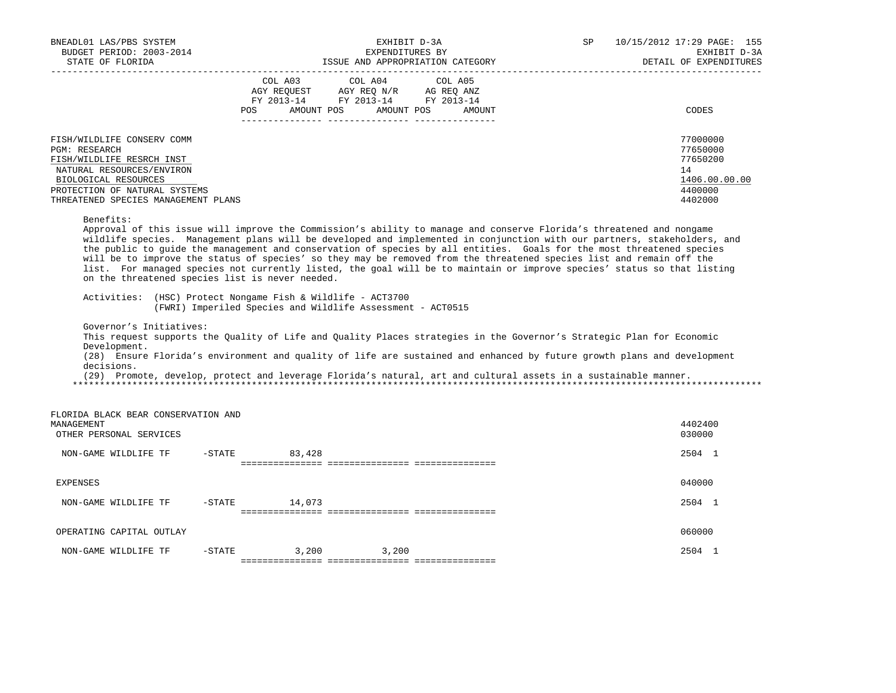BNEADL01 LAS/PBS SYSTEM | EXHIBIT D-3A | SP 10/15/2012 17:29

BUDGET PERIOD: 2003-2014 | EXPENDITURES BY | EXHIBIT D-3A

STATE OF FLORIDA | ISSUE AND APPROPRIATION CATEGORY | DETAIL OF EXPENDITURES

| | COL A03 AGY REQUEST FY 2013-14 POS AMOUNT | COL A04 AGY REQ N/R FY 2013-14 POS AMOUNT | COL A05 AG REQ ANZ FY 2013-14 POS AMOUNT | CODES |
|---|---|---|---|---|
| FISH/WILDLIFE CONSERV COMM | | | | 77000000 |
| PGM: RESEARCH | | | | 77650000 |
| FISH/WILDLIFE RESRCH INST | | | | 77650200 |
| NATURAL RESOURCES/ENVIRON | | | | 14 |
| BIOLOGICAL RESOURCES | | | | 1406.00.00.00 |
| PROTECTION OF NATURAL SYSTEMS | | | | 4400000 |
| THREATENED SPECIES MANAGEMENT PLANS | | | | 4402000 |

Benefits:
Approval of this issue will improve the Commission's ability to manage and conserve Florida's threatened and nongame wildlife species. Management plans will be developed and implemented in conjunction with our partners, stakeholders, and the public to guide the management and conservation of species by all entities. Goals for the most threatened species will be to improve the status of species' so they may be removed from the threatened species list and remain off the list. For managed species not currently listed, the goal will be to maintain or improve species' status so that listing on the threatened species list is never needed.

Activities: (HSC) Protect Nongame Fish & Wildlife - ACT3700
(FWRI) Imperiled Species and Wildlife Assessment - ACT0515

Governor's Initiatives:
This request supports the Quality of Life and Quality Places strategies in the Governor's Strategic Plan for Economic Development.
(28) Ensure Florida's environment and quality of life are sustained and enhanced by future growth plans and development decisions.
(29) Promote, develop, protect and leverage Florida's natural, art and cultural assets in a sustainable manner.

*****************************************************************************************************************************

| | COL A03 AGY REQUEST FY 2013-14 | COL A04 AGY REQ N/R FY 2013-14 | COL A05 AG REQ ANZ FY 2013-14 | CODES |
|---|---|---|---|---|
| FLORIDA BLACK BEAR CONSERVATION AND MANAGEMENT | | | | 4402400 |
| OTHER PERSONAL SERVICES | | | | 030000 |
| NON-GAME WILDLIFE TF -STATE | 83,428 | | | 2504 1 |
| EXPENSES | | | | 040000 |
| NON-GAME WILDLIFE TF -STATE | 14,073 | | | 2504 1 |
| OPERATING CAPITAL OUTLAY | | | | 060000 |
| NON-GAME WILDLIFE TF -STATE | 3,200 | 3,200 | | 2504 1 |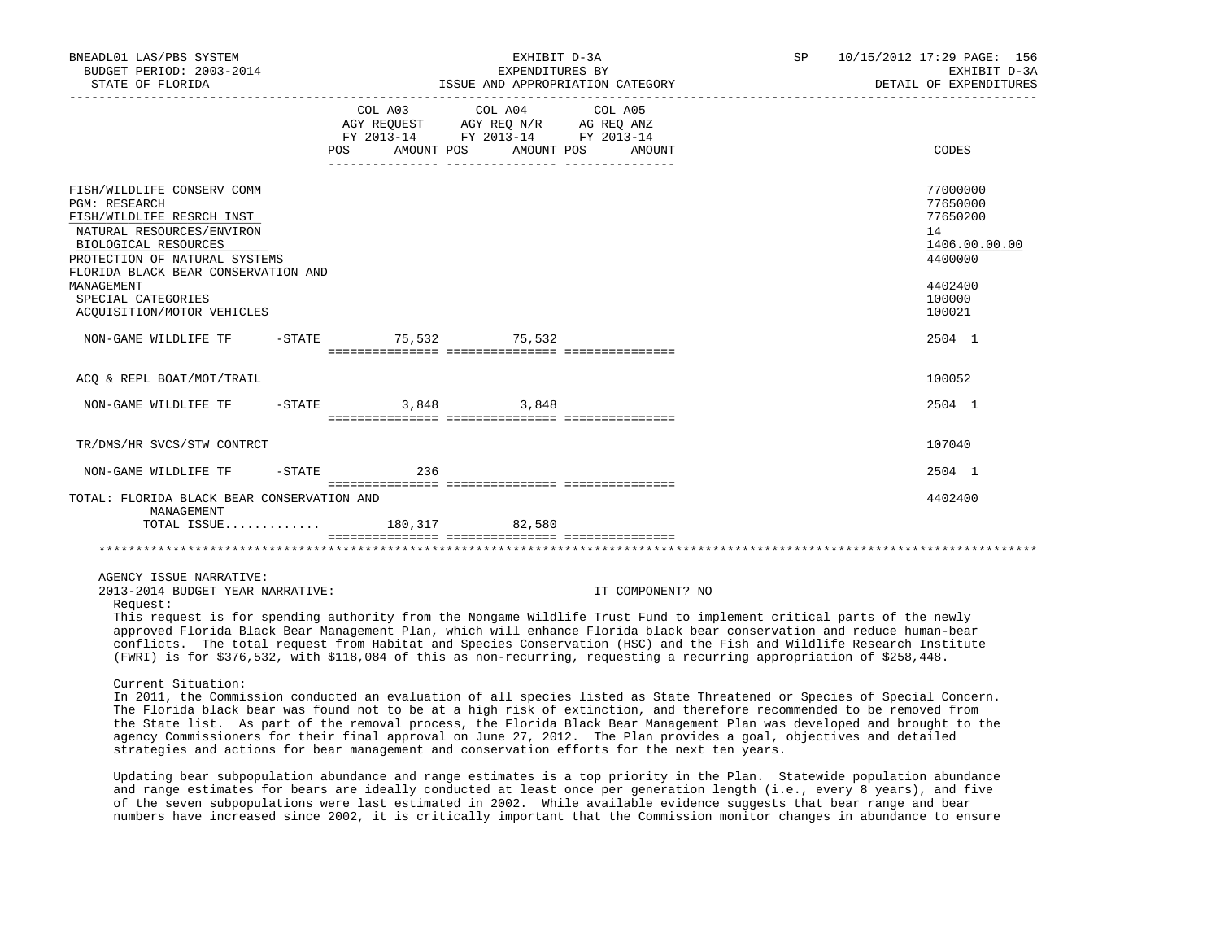BNEADL01 LAS/PBS SYSTEM
BUDGET PERIOD: 2003-2014
STATE OF FLORIDA

EXHIBIT D-3A
EXPENDITURES BY
ISSUE AND APPROPRIATION CATEGORY

SP 10/15/2012 17:29 PAGE: 156
EXHIBIT D-3A
DETAIL OF EXPENDITURES

| | COL A03 AGY REQUEST FY 2013-14 POS AMOUNT | COL A04 AGY REQ N/R FY 2013-14 POS AMOUNT | COL A05 AG REQ ANZ FY 2013-14 POS AMOUNT | CODES |
|---|---|---|---|---|
| FISH/WILDLIFE CONSERV COMM | | | | 77000000 |
| PGM: RESEARCH | | | | 77650000 |
| FISH/WILDLIFE RESRCH INST | | | | 77650200 |
| NATURAL RESOURCES/ENVIRON | | | | 14 |
| BIOLOGICAL RESOURCES | | | | 1406.00.00.00 |
| PROTECTION OF NATURAL SYSTEMS | | | | 4400000 |
| FLORIDA BLACK BEAR CONSERVATION AND MANAGEMENT | | | | 4402400 |
| SPECIAL CATEGORIES | | | | 100000 |
| ACQUISITION/MOTOR VEHICLES | | | | 100021 |
| NON-GAME WILDLIFE TF -STATE | 75,532 | 75,532 | | 2504 1 |
| ACQ & REPL BOAT/MOT/TRAIL | | | | 100052 |
| NON-GAME WILDLIFE TF -STATE | 3,848 | 3,848 | | 2504 1 |
| TR/DMS/HR SVCS/STW CONTRCT | | | | 107040 |
| NON-GAME WILDLIFE TF -STATE | 236 | | | 2504 1 |
| TOTAL: FLORIDA BLACK BEAR CONSERVATION AND MANAGEMENT | | | | 4402400 |
| TOTAL ISSUE............ | 180,317 | 82,580 | | |

AGENCY ISSUE NARRATIVE:

2013-2014 BUDGET YEAR NARRATIVE: IT COMPONENT? NO

Request:

This request is for spending authority from the Nongame Wildlife Trust Fund to implement critical parts of the newly approved Florida Black Bear Management Plan, which will enhance Florida black bear conservation and reduce human-bear conflicts. The total request from Habitat and Species Conservation (HSC) and the Fish and Wildlife Research Institute (FWRI) is for $376,532, with $118,084 of this as non-recurring, requesting a recurring appropriation of $258,448.

Current Situation:

In 2011, the Commission conducted an evaluation of all species listed as State Threatened or Species of Special Concern. The Florida black bear was found not to be at a high risk of extinction, and therefore recommended to be removed from the State list. As part of the removal process, the Florida Black Bear Management Plan was developed and brought to the agency Commissioners for their final approval on June 27, 2012. The Plan provides a goal, objectives and detailed strategies and actions for bear management and conservation efforts for the next ten years.

Updating bear subpopulation abundance and range estimates is a top priority in the Plan. Statewide population abundance and range estimates for bears are ideally conducted at least once per generation length (i.e., every 8 years), and five of the seven subpopulations were last estimated in 2002. While available evidence suggests that bear range and bear numbers have increased since 2002, it is critically important that the Commission monitor changes in abundance to ensure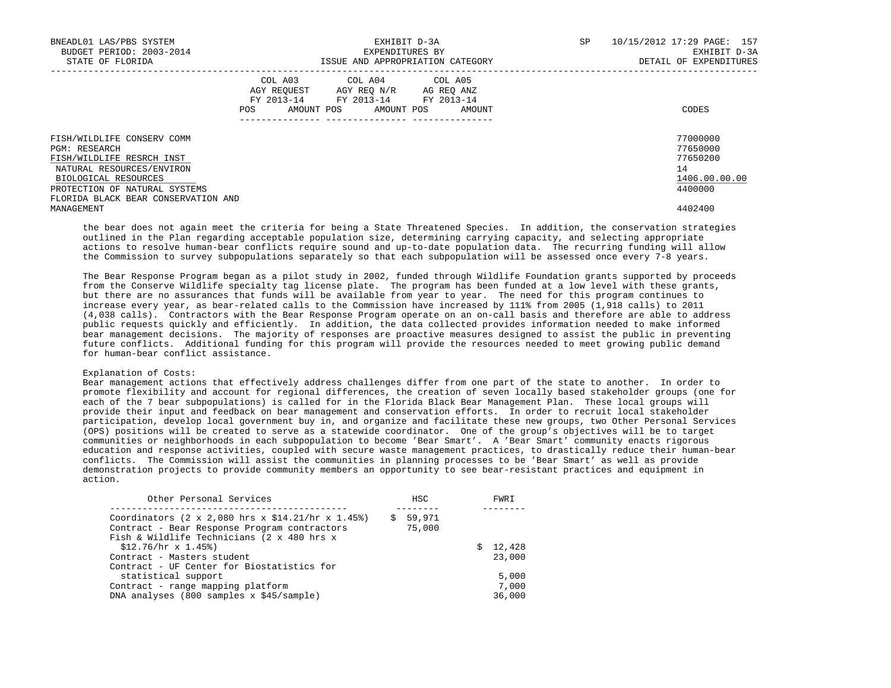| | COL A03 AGY REQUEST FY 2013-14 | | COL A04 AGY REQ N/R FY 2013-14 | | COL A05 AG REQ ANZ FY 2013-14 | | |
|---|---|---|---|---|---|---|---|
| | POS | AMOUNT | POS | AMOUNT | POS | AMOUNT | CODES |
| FISH/WILDLIFE CONSERV COMM | | | | | | | 77000000 |
| PGM: RESEARCH | | | | | | | 77650000 |
| FISH/WILDLIFE RESRCH INST | | | | | | | 77650200 |
| NATURAL RESOURCES/ENVIRON | | | | | | | 14 |
| BIOLOGICAL RESOURCES | | | | | | | 1406.00.00.00 |
| PROTECTION OF NATURAL SYSTEMS | | | | | | | 4400000 |
| FLORIDA BLACK BEAR CONSERVATION AND MANAGEMENT | | | | | | | 4402400 |

the bear does not again meet the criteria for being a State Threatened Species. In addition, the conservation strategies outlined in the Plan regarding acceptable population size, determining carrying capacity, and selecting appropriate actions to resolve human-bear conflicts require sound and up-to-date population data. The recurring funding will allow the Commission to survey subpopulations separately so that each subpopulation will be assessed once every 7-8 years.

The Bear Response Program began as a pilot study in 2002, funded through Wildlife Foundation grants supported by proceeds from the Conserve Wildlife specialty tag license plate. The program has been funded at a low level with these grants, but there are no assurances that funds will be available from year to year. The need for this program continues to increase every year, as bear-related calls to the Commission have increased by 111% from 2005 (1,918 calls) to 2011 (4,038 calls). Contractors with the Bear Response Program operate on an on-call basis and therefore are able to address public requests quickly and efficiently. In addition, the data collected provides information needed to make informed bear management decisions. The majority of responses are proactive measures designed to assist the public in preventing future conflicts. Additional funding for this program will provide the resources needed to meet growing public demand for human-bear conflict assistance.

Explanation of Costs:
Bear management actions that effectively address challenges differ from one part of the state to another. In order to promote flexibility and account for regional differences, the creation of seven locally based stakeholder groups (one for each of the 7 bear subpopulations) is called for in the Florida Black Bear Management Plan. These local groups will provide their input and feedback on bear management and conservation efforts. In order to recruit local stakeholder participation, develop local government buy in, and organize and facilitate these new groups, two Other Personal Services (OPS) positions will be created to serve as a statewide coordinator. One of the group's objectives will be to target communities or neighborhoods in each subpopulation to become 'Bear Smart'. A 'Bear Smart' community enacts rigorous education and response activities, coupled with secure waste management practices, to drastically reduce their human-bear conflicts. The Commission will assist the communities in planning processes to be 'Bear Smart' as well as provide demonstration projects to provide community members an opportunity to see bear-resistant practices and equipment in action.

| Other Personal Services | HSC | FWRI |
|---|---|---|
| Coordinators (2 x 2,080 hrs x $14.21/hr x 1.45%) | $ 59,971 | |
| Contract - Bear Response Program contractors | 75,000 | |
| Fish & Wildlife Technicians (2 x 480 hrs x $12.76/hr x 1.45%) | | $ 12,428 |
| Contract - Masters student | | 23,000 |
| Contract - UF Center for Biostatistics for statistical support | | 5,000 |
| Contract - range mapping platform | | 7,000 |
| DNA analyses (800 samples x $45/sample) | | 36,000 |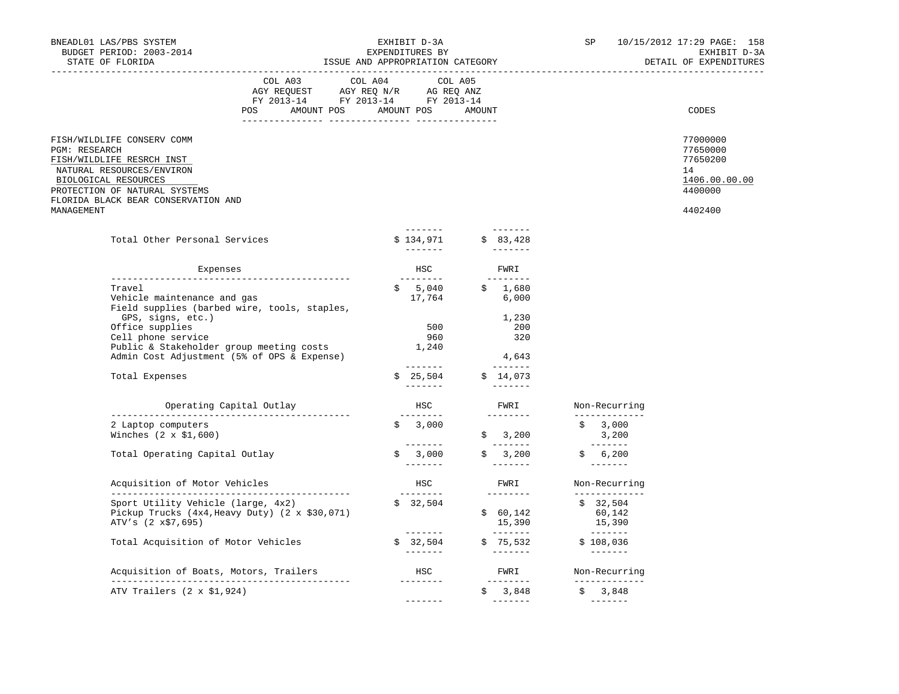| | COL A03 AGY REQUEST FY 2013-14 POS AMOUNT | COL A04 AGY REQ N/R FY 2013-14 POS AMOUNT | COL A05 AG REQ ANZ FY 2013-14 POS AMOUNT | CODES |
|---|---|---|---|---|
| FISH/WILDLIFE CONSERV COMM | | | | 77000000 |
| PGM: RESEARCH | | | | 77650000 |
| FISH/WILDLIFE RESRCH INST | | | | 77650200 |
| NATURAL RESOURCES/ENVIRON | | | | 14 |
| BIOLOGICAL RESOURCES | | | | 1406.00.00.00 |
| PROTECTION OF NATURAL SYSTEMS | | | | 4400000 |
| FLORIDA BLACK BEAR CONSERVATION AND MANAGEMENT | | | | 4402400 |

| | HSC | FWRI | |
|---|---|---|---|
| Total Other Personal Services | $ 134,971 | $ 83,428 | |

| Expenses | HSC | FWRI |
|---|---|---|
| Travel | $ 5,040 | $ 1,680 |
| Vehicle maintenance and gas | 17,764 | 6,000 |
| Field supplies (barbed wire, tools, staples, GPS, signs, etc.) | | 1,230 |
| Office supplies | 500 | 200 |
| Cell phone service | 960 | 320 |
| Public & Stakeholder group meeting costs | 1,240 | |
| Admin Cost Adjustment (5% of OPS & Expense) | | 4,643 |
| Total Expenses | $ 25,504 | $ 14,073 |

| Operating Capital Outlay | HSC | FWRI | Non-Recurring |
|---|---|---|---|
| 2 Laptop computers | $ 3,000 | | $ 3,000 |
| Winches (2 x $1,600) | | $ 3,200 | 3,200 |
| Total Operating Capital Outlay | $ 3,000 | $ 3,200 | $ 6,200 |

| Acquisition of Motor Vehicles | HSC | FWRI | Non-Recurring |
|---|---|---|---|
| Sport Utility Vehicle (large, 4x2) | $ 32,504 | | $ 32,504 |
| Pickup Trucks (4x4,Heavy Duty) (2 x $30,071) | | $ 60,142 | 60,142 |
| ATV's (2 x$7,695) | | 15,390 | 15,390 |
| Total Acquisition of Motor Vehicles | $ 32,504 | $ 75,532 | $ 108,036 |

| Acquisition of Boats, Motors, Trailers | HSC | FWRI | Non-Recurring |
|---|---|---|---|
| ATV Trailers (2 x $1,924) | | $ 3,848 | $ 3,848 |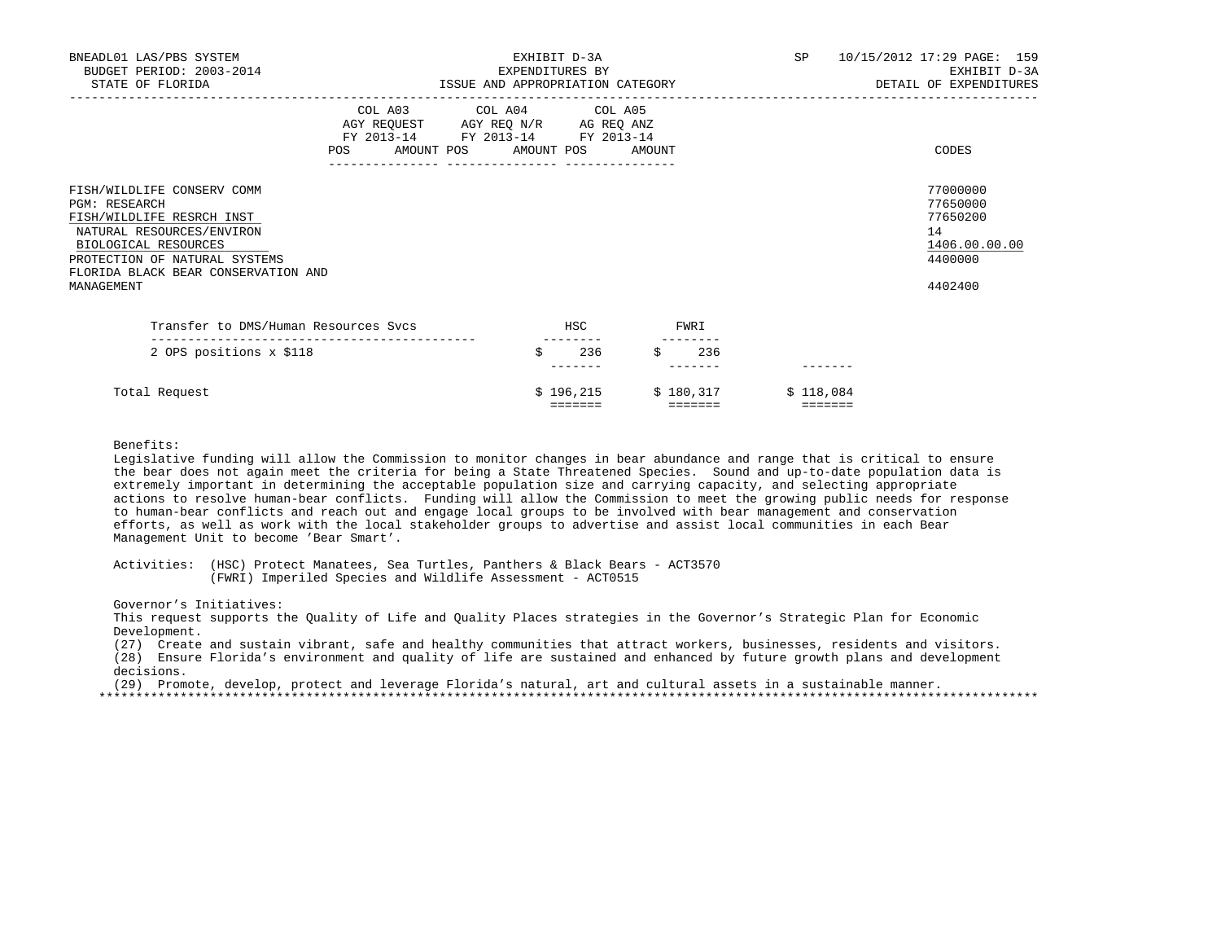| | COL A03 AGY REQUEST FY 2013-14 | | COL A04 AGY REQ N/R FY 2013-14 | | COL A05 AG REQ ANZ FY 2013-14 | | CODES |
|---|---|---|---|---|---|---|---|
| | POS | AMOUNT | POS | AMOUNT | POS | AMOUNT | |

FISH/WILDLIFE CONSERV COMM — 77000000
PGM: RESEARCH — 77650000
FISH/WILDLIFE RESRCH INST — 77650200
NATURAL RESOURCES/ENVIRON — 14
BIOLOGICAL RESOURCES — 1406.00.00.00
PROTECTION OF NATURAL SYSTEMS — 4400000
FLORIDA BLACK BEAR CONSERVATION AND MANAGEMENT — 4402400

| Transfer to DMS/Human Resources Svcs | HSC | FWRI | |
|---|---|---|---|
| 2 OPS positions x $118 | $ 236 | $ 236 | |
| Total Request | $ 196,215 | $ 180,317 | $ 118,084 |

Benefits:
Legislative funding will allow the Commission to monitor changes in bear abundance and range that is critical to ensure the bear does not again meet the criteria for being a State Threatened Species. Sound and up-to-date population data is extremely important in determining the acceptable population size and carrying capacity, and selecting appropriate actions to resolve human-bear conflicts. Funding will allow the Commission to meet the growing public needs for response to human-bear conflicts and reach out and engage local groups to be involved with bear management and conservation efforts, as well as work with the local stakeholder groups to advertise and assist local communities in each Bear Management Unit to become 'Bear Smart'.

Activities: (HSC) Protect Manatees, Sea Turtles, Panthers & Black Bears - ACT3570
(FWRI) Imperiled Species and Wildlife Assessment - ACT0515

Governor's Initiatives:
This request supports the Quality of Life and Quality Places strategies in the Governor's Strategic Plan for Economic Development.
(27) Create and sustain vibrant, safe and healthy communities that attract workers, businesses, residents and visitors.
(28) Ensure Florida's environment and quality of life are sustained and enhanced by future growth plans and development decisions.
(29) Promote, develop, protect and leverage Florida's natural, art and cultural assets in a sustainable manner.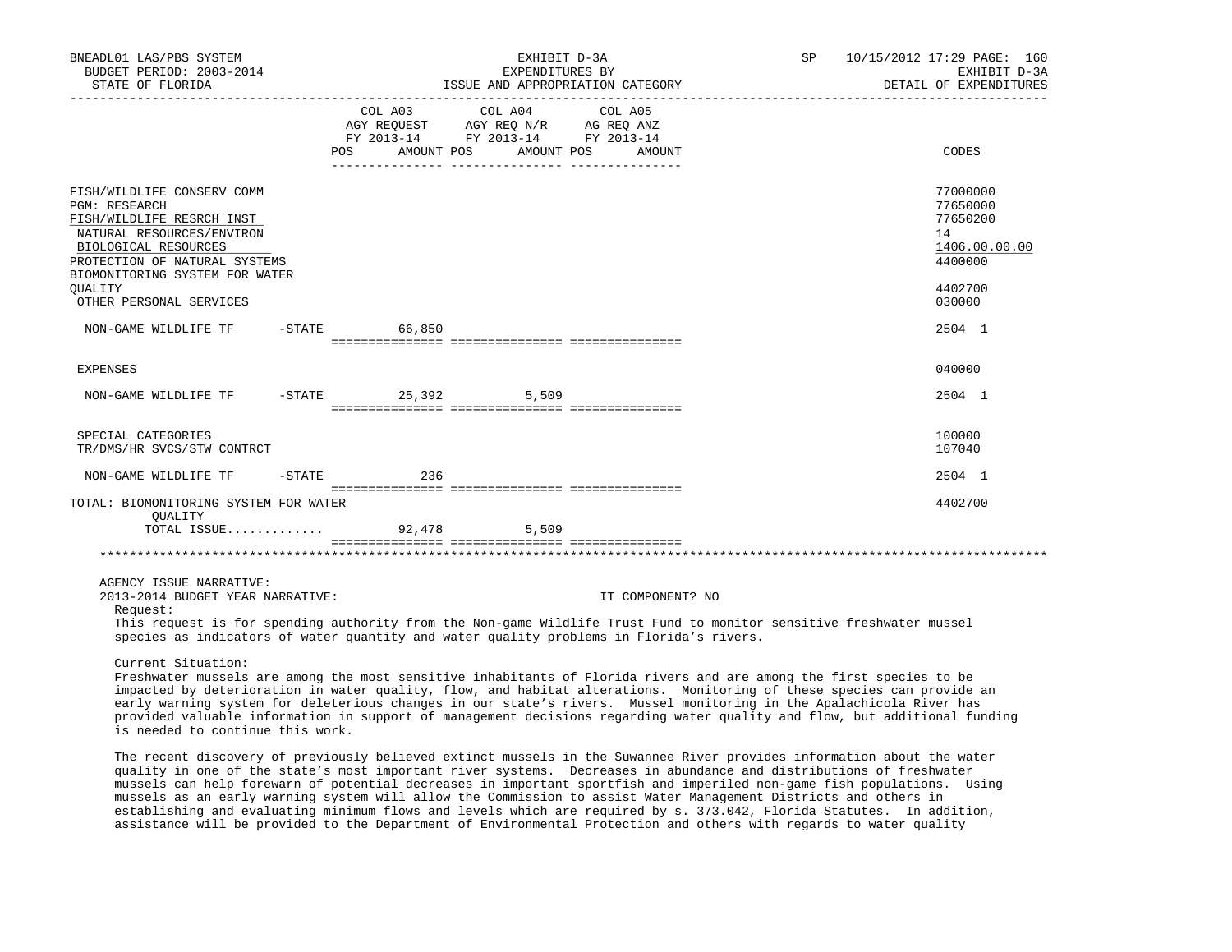BNEADL01 LAS/PBS SYSTEM | EXHIBIT D-3A | SP 10/15/2012 17:29
BUDGET PERIOD: 2003-2014 | EXPENDITURES BY | EXHIBIT D-3A
STATE OF FLORIDA | ISSUE AND APPROPRIATION CATEGORY | DETAIL OF EXPENDITURES

| | COL A03 AGY REQUEST FY 2013-14 POS AMOUNT | COL A04 AGY REQ N/R FY 2013-14 POS AMOUNT | COL A05 AG REQ ANZ FY 2013-14 POS AMOUNT | CODES |
|---|---|---|---|---|
| FISH/WILDLIFE CONSERV COMM | | | | 77000000 |
| PGM: RESEARCH | | | | 77650000 |
| FISH/WILDLIFE RESRCH INST | | | | 77650200 |
| NATURAL RESOURCES/ENVIRON | | | | 14 |
| BIOLOGICAL RESOURCES | | | | 1406.00.00.00 |
| PROTECTION OF NATURAL SYSTEMS | | | | 4400000 |
| BIOMONITORING SYSTEM FOR WATER QUALITY | | | | 4402700 |
| OTHER PERSONAL SERVICES | | | | 030000 |
| NON-GAME WILDLIFE TF -STATE | 66,850 | | | 2504 1 |
| EXPENSES | | | | 040000 |
| NON-GAME WILDLIFE TF -STATE | 25,392 | 5,509 | | 2504 1 |
| SPECIAL CATEGORIES | | | | 100000 |
| TR/DMS/HR SVCS/STW CONTRCT | | | | 107040 |
| NON-GAME WILDLIFE TF -STATE | 236 | | | 2504 1 |
| TOTAL: BIOMONITORING SYSTEM FOR WATER QUALITY | | | | 4402700 |
| TOTAL ISSUE............ | 92,478 | 5,509 | | |

AGENCY ISSUE NARRATIVE:

2013-2014 BUDGET YEAR NARRATIVE: IT COMPONENT? NO

Request:

This request is for spending authority from the Non-game Wildlife Trust Fund to monitor sensitive freshwater mussel species as indicators of water quantity and water quality problems in Florida's rivers.

Current Situation:

Freshwater mussels are among the most sensitive inhabitants of Florida rivers and are among the first species to be impacted by deterioration in water quality, flow, and habitat alterations. Monitoring of these species can provide an early warning system for deleterious changes in our state's rivers. Mussel monitoring in the Apalachicola River has provided valuable information in support of management decisions regarding water quality and flow, but additional funding is needed to continue this work.

The recent discovery of previously believed extinct mussels in the Suwannee River provides information about the water quality in one of the state's most important river systems. Decreases in abundance and distributions of freshwater mussels can help forewarn of potential decreases in important sportfish and imperiled non-game fish populations. Using mussels as an early warning system will allow the Commission to assist Water Management Districts and others in establishing and evaluating minimum flows and levels which are required by s. 373.042, Florida Statutes. In addition, assistance will be provided to the Department of Environmental Protection and others with regards to water quality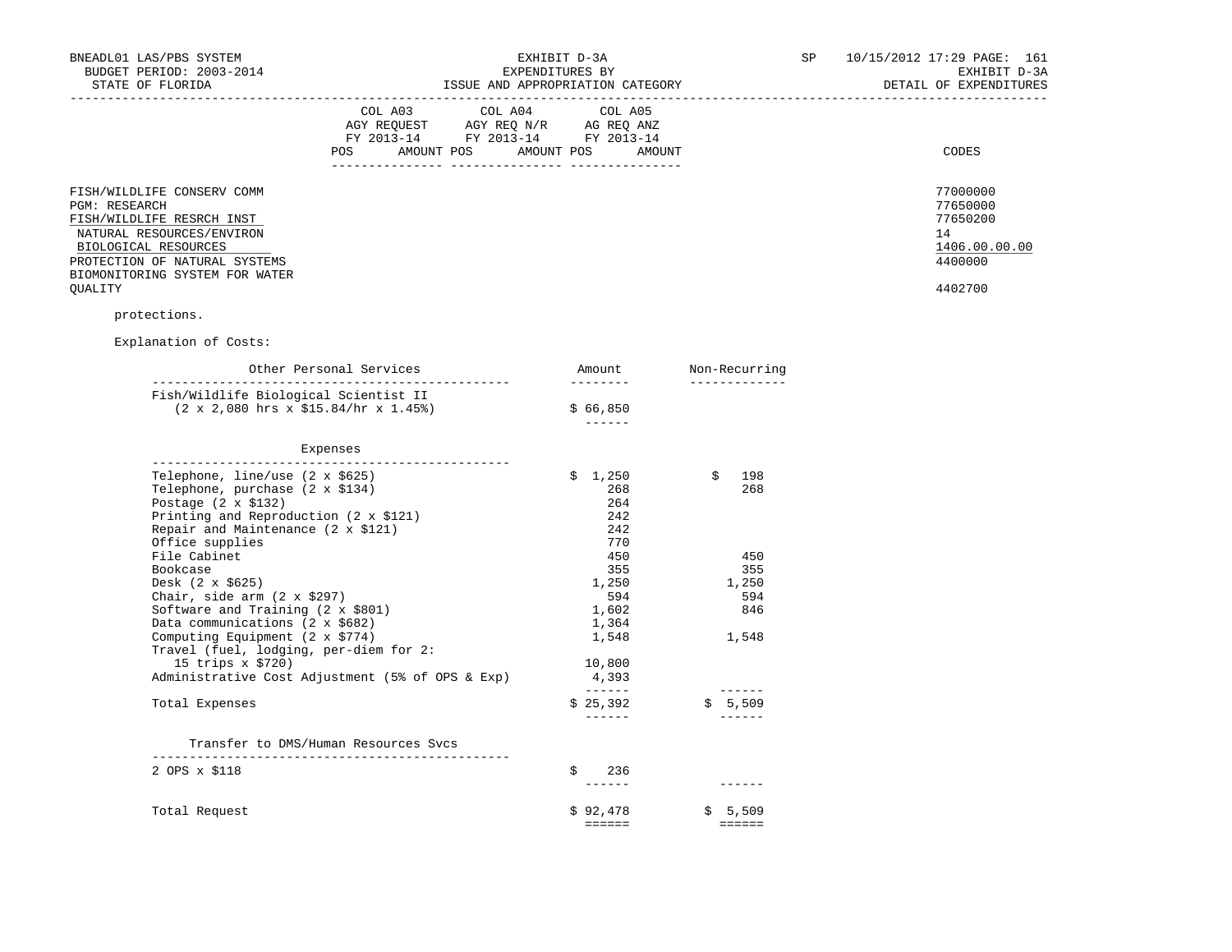BNEADL01 LAS/PBS SYSTEM — EXHIBIT D-3A — EXPENDITURES BY ISSUE AND APPROPRIATION CATEGORY — DETAIL OF EXPENDITURES

BUDGET PERIOD: 2003-2014

STATE OF FLORIDA

| | COL A03 AGY REQUEST FY 2013-14 POS AMOUNT | COL A04 AGY REQ N/R FY 2013-14 POS AMOUNT | COL A05 AG REQ ANZ FY 2013-14 POS AMOUNT | CODES |
|---|---|---|---|---|
| FISH/WILDLIFE CONSERV COMM | | | | 77000000 |
| PGM: RESEARCH | | | | 77650000 |
| FISH/WILDLIFE RESRCH INST | | | | 77650200 |
| NATURAL RESOURCES/ENVIRON | | | | 14 |
| BIOLOGICAL RESOURCES | | | | 1406.00.00.00 |
| PROTECTION OF NATURAL SYSTEMS | | | | 4400000 |
| BIOMONITORING SYSTEM FOR WATER QUALITY | | | | 4402700 |

protections.

Explanation of Costs:

| Other Personal Services | Amount | Non-Recurring |
|---|---|---|
| Fish/Wildlife Biological Scientist II (2 x 2,080 hrs x $15.84/hr x 1.45%) | $ 66,850 | |

| Expenses | Amount | Non-Recurring |
|---|---|---|
| Telephone, line/use (2 x $625) | $ 1,250 | $ 198 |
| Telephone, purchase (2 x $134) | 268 | 268 |
| Postage (2 x $132) | 264 | |
| Printing and Reproduction (2 x $121) | 242 | |
| Repair and Maintenance (2 x $121) | 242 | |
| Office supplies | 770 | |
| File Cabinet | 450 | 450 |
| Bookcase | 355 | 355 |
| Desk (2 x $625) | 1,250 | 1,250 |
| Chair, side arm (2 x $297) | 594 | 594 |
| Software and Training (2 x $801) | 1,602 | 846 |
| Data communications (2 x $682) | 1,364 | |
| Computing Equipment (2 x $774) | 1,548 | 1,548 |
| Travel (fuel, lodging, per-diem for 2: 15 trips x $720) | 10,800 | |
| Administrative Cost Adjustment (5% of OPS & Exp) | 4,393 | |
| Total Expenses | $ 25,392 | $ 5,509 |

| Transfer to DMS/Human Resources Svcs | Amount | Non-Recurring |
|---|---|---|
| 2 OPS x $118 | $ 236 | |
| Total Request | $ 92,478 | $ 5,509 |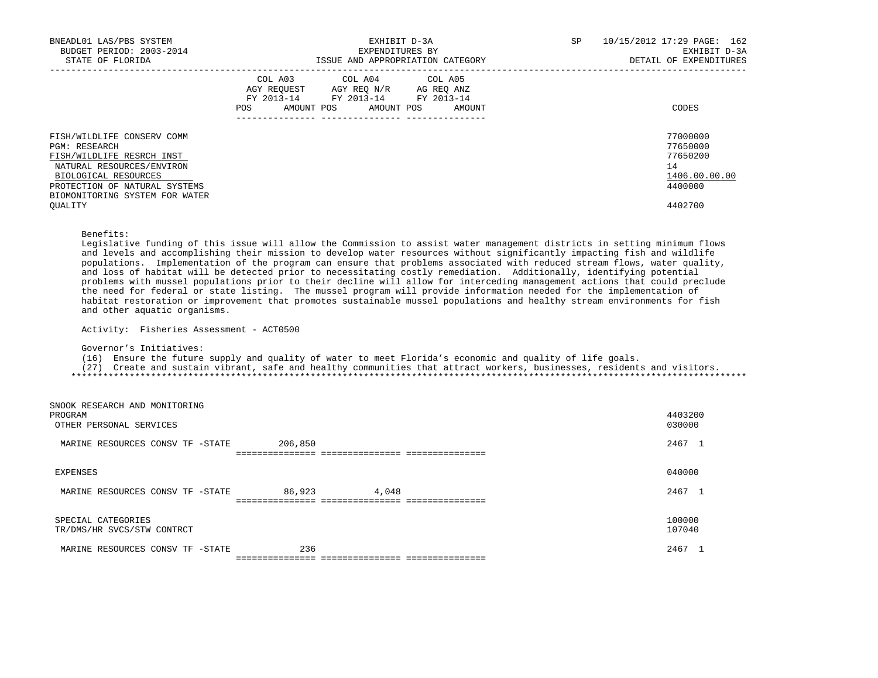| | COL A03 AGY REQUEST FY 2013-14 POS AMOUNT | COL A04 AGY REQ N/R FY 2013-14 POS AMOUNT | COL A05 AG REQ ANZ FY 2013-14 POS AMOUNT | CODES |
|---|---|---|---|---|
| FISH/WILDLIFE CONSERV COMM | | | | 77000000 |
| PGM: RESEARCH | | | | 77650000 |
| FISH/WILDLIFE RESRCH INST | | | | 77650200 |
| NATURAL RESOURCES/ENVIRON | | | | 14 |
| BIOLOGICAL RESOURCES | | | | 1406.00.00.00 |
| PROTECTION OF NATURAL SYSTEMS | | | | 4400000 |
| BIOMONITORING SYSTEM FOR WATER QUALITY | | | | 4402700 |

Benefits:
Legislative funding of this issue will allow the Commission to assist water management districts in setting minimum flows and levels and accomplishing their mission to develop water resources without significantly impacting fish and wildlife populations. Implementation of the program can ensure that problems associated with reduced stream flows, water quality, and loss of habitat will be detected prior to necessitating costly remediation. Additionally, identifying potential problems with mussel populations prior to their decline will allow for interceding management actions that could preclude the need for federal or state listing. The mussel program will provide information needed for the implementation of habitat restoration or improvement that promotes sustainable mussel populations and healthy stream environments for fish and other aquatic organisms.

Activity: Fisheries Assessment - ACT0500

Governor's Initiatives:
(16) Ensure the future supply and quality of water to meet Florida's economic and quality of life goals.
(27) Create and sustain vibrant, safe and healthy communities that attract workers, businesses, residents and visitors.

******************************************************************************************************************************

| | COL A03 | COL A04 | COL A05 | CODES |
|---|---|---|---|---|
| SNOOK RESEARCH AND MONITORING PROGRAM | | | | 4403200 |
| OTHER PERSONAL SERVICES | | | | 030000 |
| MARINE RESOURCES CONSV TF -STATE | 206,850 | | | 2467 1 |
| EXPENSES | | | | 040000 |
| MARINE RESOURCES CONSV TF -STATE | 86,923 | 4,048 | | 2467 1 |
| SPECIAL CATEGORIES | | | | 100000 |
| TR/DMS/HR SVCS/STW CONTRCT | | | | 107040 |
| MARINE RESOURCES CONSV TF -STATE | 236 | | | 2467 1 |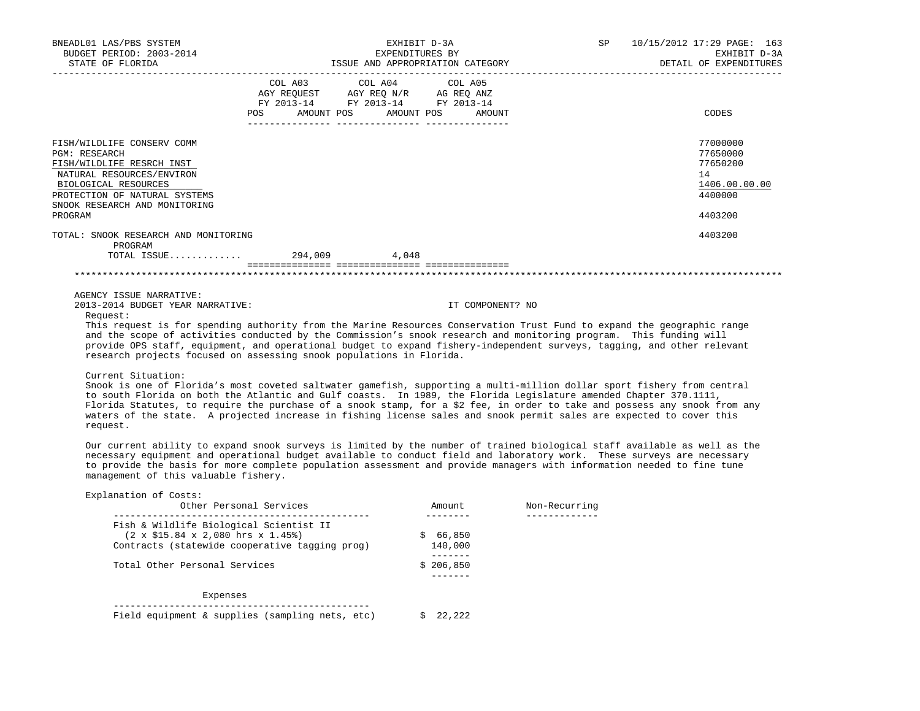BNEADL01 LAS/PBS SYSTEM | EXHIBIT D-3A | SP 10/15/2012 17:29 PAGE: 163
BUDGET PERIOD: 2003-2014 | EXPENDITURES BY | EXHIBIT D-3A
STATE OF FLORIDA | ISSUE AND APPROPRIATION CATEGORY | DETAIL OF EXPENDITURES

| | COL A03 AGY REQUEST FY 2013-14 POS AMOUNT | COL A04 AGY REQ N/R FY 2013-14 POS AMOUNT | COL A05 AG REQ ANZ FY 2013-14 POS AMOUNT | CODES |
|---|---|---|---|---|
| FISH/WILDLIFE CONSERV COMM | | | | 77000000 |
| PGM: RESEARCH | | | | 77650000 |
| FISH/WILDLIFE RESRCH INST | | | | 77650200 |
| NATURAL RESOURCES/ENVIRON | | | | 14 |
| BIOLOGICAL RESOURCES | | | | 1406.00.00.00 |
| PROTECTION OF NATURAL SYSTEMS | | | | 4400000 |
| SNOOK RESEARCH AND MONITORING PROGRAM | | | | 4403200 |
| TOTAL: SNOOK RESEARCH AND MONITORING PROGRAM | | | | 4403200 |
| TOTAL ISSUE............ | 294,009 | 4,048 | | |

AGENCY ISSUE NARRATIVE:

2013-2014 BUDGET YEAR NARRATIVE: IT COMPONENT? NO

Request:

This request is for spending authority from the Marine Resources Conservation Trust Fund to expand the geographic range and the scope of activities conducted by the Commission's snook research and monitoring program. This funding will provide OPS staff, equipment, and operational budget to expand fishery-independent surveys, tagging, and other relevant research projects focused on assessing snook populations in Florida.

Current Situation:

Snook is one of Florida's most coveted saltwater gamefish, supporting a multi-million dollar sport fishery from central to south Florida on both the Atlantic and Gulf coasts. In 1989, the Florida Legislature amended Chapter 370.1111, Florida Statutes, to require the purchase of a snook stamp, for a $2 fee, in order to take and possess any snook from any waters of the state. A projected increase in fishing license sales and snook permit sales are expected to cover this request.

Our current ability to expand snook surveys is limited by the number of trained biological staff available as well as the necessary equipment and operational budget available to conduct field and laboratory work. These surveys are necessary to provide the basis for more complete population assessment and provide managers with information needed to fine tune management of this valuable fishery.

Explanation of Costs:

| Other Personal Services | Amount | Non-Recurring |
|---|---|---|
| Fish & Wildlife Biological Scientist II (2 x $15.84 x 2,080 hrs x 1.45%) | $ 66,850 | |
| Contracts (statewide cooperative tagging prog) | 140,000 | |
| Total Other Personal Services | $ 206,850 | |

| Expenses | Amount | Non-Recurring |
|---|---|---|
| Field equipment & supplies (sampling nets, etc) | $ 22,222 | |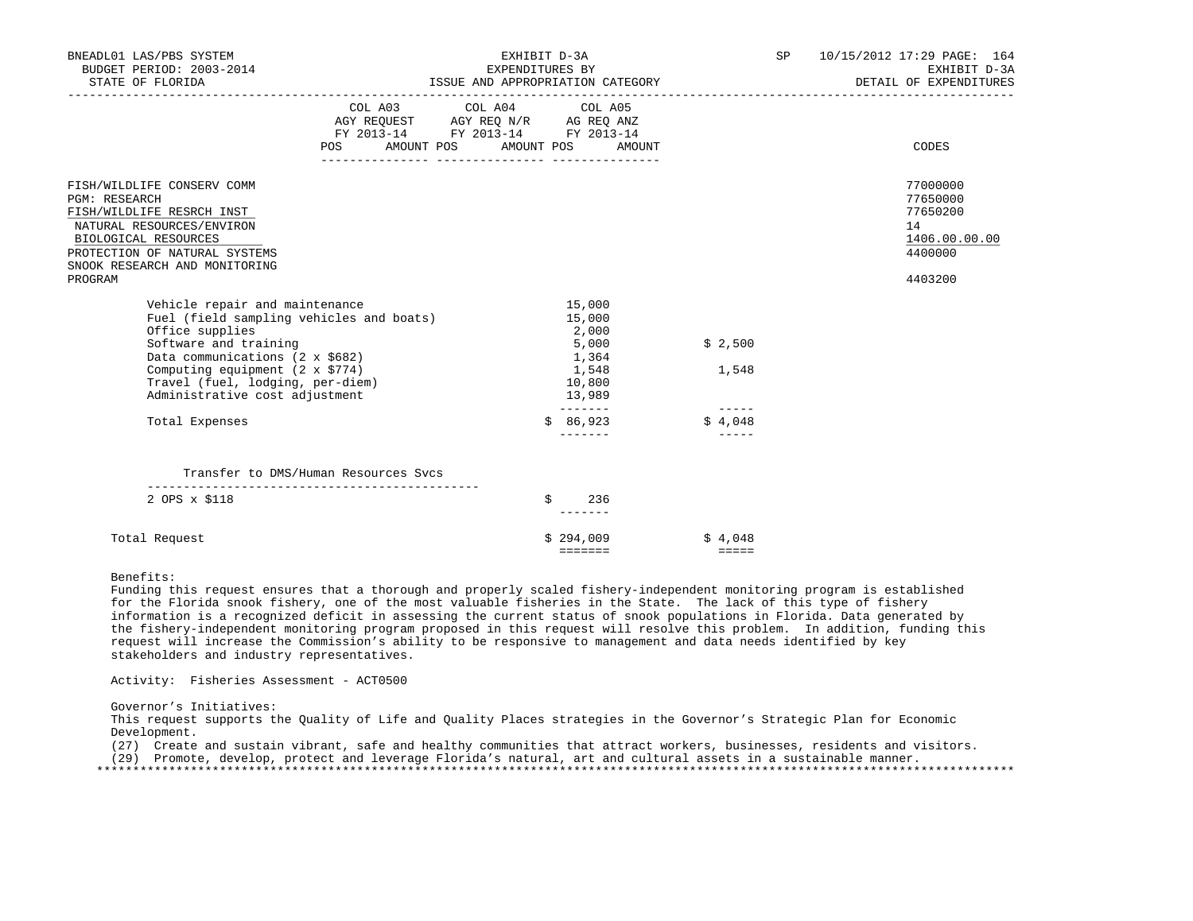BNEADL01 LAS/PBS SYSTEM | EXHIBIT D-3A | SP 10/15/2012 17:29 PAGE: 164
BUDGET PERIOD: 2003-2014 | EXPENDITURES BY | EXHIBIT D-3A
STATE OF FLORIDA | ISSUE AND APPROPRIATION CATEGORY | DETAIL OF EXPENDITURES

| | COL A03 AGY REQUEST FY 2013-14 POS AMOUNT | COL A04 AGY REQ N/R FY 2013-14 POS AMOUNT | COL A05 AG REQ ANZ FY 2013-14 POS AMOUNT | CODES |
|---|---|---|---|---|
| FISH/WILDLIFE CONSERV COMM | | | | 77000000 |
| PGM: RESEARCH | | | | 77650000 |
| FISH/WILDLIFE RESRCH INST | | | | 77650200 |
| NATURAL RESOURCES/ENVIRON | | | | 14 |
| BIOLOGICAL RESOURCES | | | | 1406.00.00.00 |
| PROTECTION OF NATURAL SYSTEMS | | | | 4400000 |
| SNOOK RESEARCH AND MONITORING PROGRAM | | | | 4403200 |

| | | |
|---|---|---|
| Vehicle repair and maintenance | 15,000 | |
| Fuel (field sampling vehicles and boats) | 15,000 | |
| Office supplies | 2,000 | |
| Software and training | 5,000 | $ 2,500 |
| Data communications (2 x $682) | 1,364 | |
| Computing equipment (2 x $774) | 1,548 | 1,548 |
| Travel (fuel, lodging, per-diem) | 10,800 | |
| Administrative cost adjustment | 13,989 | |
| Total Expenses | $ 86,923 | $ 4,048 |
| **Transfer to DMS/Human Resources Svcs** | | |
| 2 OPS x $118 | $ 236 | |
| Total Request | $ 294,009 | $ 4,048 |

Benefits:
Funding this request ensures that a thorough and properly scaled fishery-independent monitoring program is established for the Florida snook fishery, one of the most valuable fisheries in the State. The lack of this type of fishery information is a recognized deficit in assessing the current status of snook populations in Florida. Data generated by the fishery-independent monitoring program proposed in this request will resolve this problem. In addition, funding this request will increase the Commission's ability to be responsive to management and data needs identified by key stakeholders and industry representatives.

Activity: Fisheries Assessment - ACT0500

Governor's Initiatives:
This request supports the Quality of Life and Quality Places strategies in the Governor's Strategic Plan for Economic Development.
(27) Create and sustain vibrant, safe and healthy communities that attract workers, businesses, residents and visitors.
(29) Promote, develop, protect and leverage Florida's natural, art and cultural assets in a sustainable manner.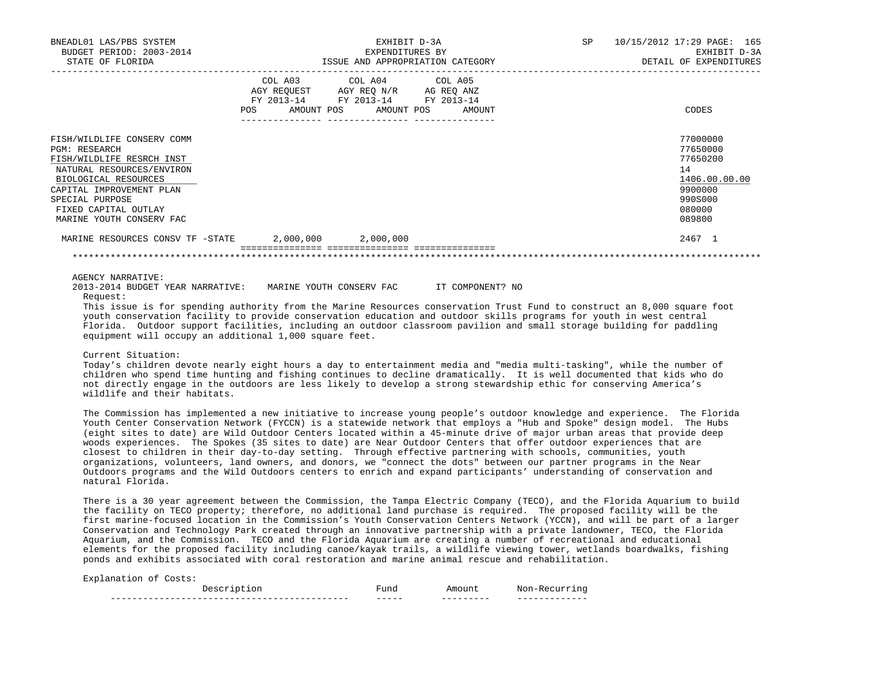| | COL A03 AGY REQUEST FY 2013-14 | | COL A04 AGY REQ N/R FY 2013-14 | | COL A05 AG REQ ANZ FY 2013-14 | | CODES |
|---|---|---|---|---|---|---|---|
| | POS | AMOUNT | POS | AMOUNT | POS | AMOUNT | |
| FISH/WILDLIFE CONSERV COMM | | | | | | | 77000000 |
| PGM: RESEARCH | | | | | | | 77650000 |
| FISH/WILDLIFE RESRCH INST | | | | | | | 77650200 |
| NATURAL RESOURCES/ENVIRON | | | | | | | 14 |
| BIOLOGICAL RESOURCES | | | | | | | 1406.00.00.00 |
| CAPITAL IMPROVEMENT PLAN | | | | | | | 9900000 |
| SPECIAL PURPOSE | | | | | | | 990S000 |
| FIXED CAPITAL OUTLAY | | | | | | | 080000 |
| MARINE YOUTH CONSERV FAC | | | | | | | 089800 |
| MARINE RESOURCES CONSV TF -STATE | | 2,000,000 | | 2,000,000 | | | 2467 1 |

AGENCY NARRATIVE:

2013-2014 BUDGET YEAR NARRATIVE: MARINE YOUTH CONSERV FAC IT COMPONENT? NO

Request:

This issue is for spending authority from the Marine Resources conservation Trust Fund to construct an 8,000 square foot youth conservation facility to provide conservation education and outdoor skills programs for youth in west central Florida. Outdoor support facilities, including an outdoor classroom pavilion and small storage building for paddling equipment will occupy an additional 1,000 square feet.

Current Situation:

Today's children devote nearly eight hours a day to entertainment media and "media multi-tasking", while the number of children who spend time hunting and fishing continues to decline dramatically. It is well documented that kids who do not directly engage in the outdoors are less likely to develop a strong stewardship ethic for conserving America's wildlife and their habitats.

The Commission has implemented a new initiative to increase young people's outdoor knowledge and experience. The Florida Youth Center Conservation Network (FYCCN) is a statewide network that employs a "Hub and Spoke" design model. The Hubs (eight sites to date) are Wild Outdoor Centers located within a 45-minute drive of major urban areas that provide deep woods experiences. The Spokes (35 sites to date) are Near Outdoor Centers that offer outdoor experiences that are closest to children in their day-to-day setting. Through effective partnering with schools, communities, youth organizations, volunteers, land owners, and donors, we "connect the dots" between our partner programs in the Near Outdoors programs and the Wild Outdoors centers to enrich and expand participants' understanding of conservation and natural Florida.

There is a 30 year agreement between the Commission, the Tampa Electric Company (TECO), and the Florida Aquarium to build the facility on TECO property; therefore, no additional land purchase is required. The proposed facility will be the first marine-focused location in the Commission's Youth Conservation Centers Network (YCCN), and will be part of a larger Conservation and Technology Park created through an innovative partnership with a private landowner, TECO, the Florida Aquarium, and the Commission. TECO and the Florida Aquarium are creating a number of recreational and educational elements for the proposed facility including canoe/kayak trails, a wildlife viewing tower, wetlands boardwalks, fishing ponds and exhibits associated with coral restoration and marine animal rescue and rehabilitation.

Explanation of Costs:

| Description | Fund | Amount | Non-Recurring |
|---|---|---|---|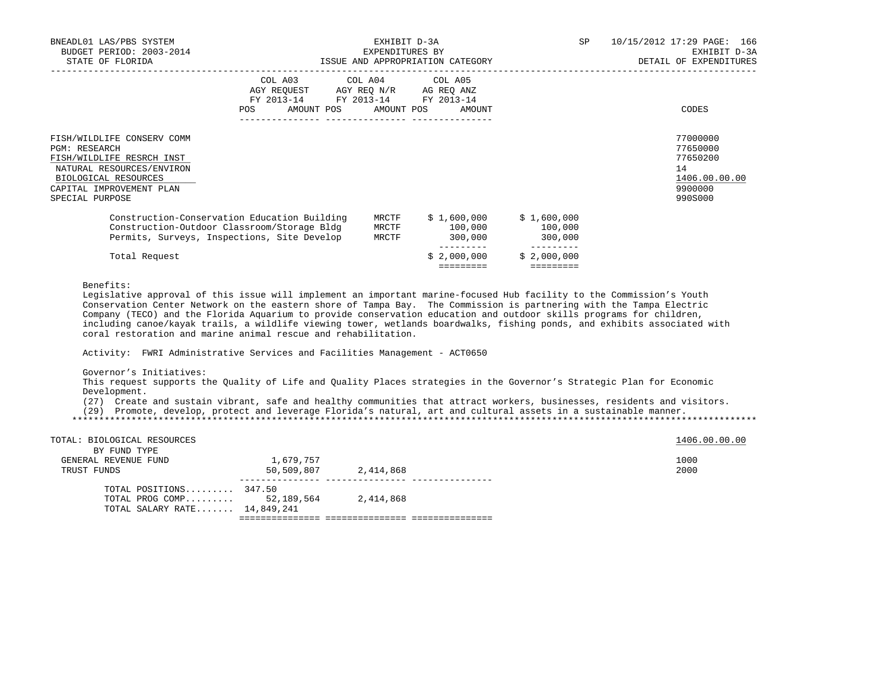BNEADL01 LAS/PBS SYSTEM | EXHIBIT D-3A | SP 10/15/2012 17:29

BUDGET PERIOD: 2003-2014 | EXPENDITURES BY | EXHIBIT D-3A

STATE OF FLORIDA | ISSUE AND APPROPRIATION CATEGORY | DETAIL OF EXPENDITURES

| | COL A03 AGY REQUEST FY 2013-14 POS AMOUNT | COL A04 AGY REQ N/R FY 2013-14 POS AMOUNT | COL A05 AG REQ ANZ FY 2013-14 POS AMOUNT | CODES |
|---|---|---|---|---|
| FISH/WILDLIFE CONSERV COMM | | | | 77000000 |
| PGM: RESEARCH | | | | 77650000 |
| FISH/WILDLIFE RESRCH INST | | | | 77650200 |
| NATURAL RESOURCES/ENVIRON | | | | 14 |
| BIOLOGICAL RESOURCES | | | | 1406.00.00.00 |
| CAPITAL IMPROVEMENT PLAN | | | | 9900000 |
| SPECIAL PURPOSE | | | | 990S000 |

| | | | |
|---|---|---|---|
| Construction-Conservation Education Building | MRCTF | $ 1,600,000 | $ 1,600,000 |
| Construction-Outdoor Classroom/Storage Bldg | MRCTF | 100,000 | 100,000 |
| Permits, Surveys, Inspections, Site Develop | MRCTF | 300,000 | 300,000 |
| Total Request | | $ 2,000,000 | $ 2,000,000 |

Benefits:
Legislative approval of this issue will implement an important marine-focused Hub facility to the Commission's Youth Conservation Center Network on the eastern shore of Tampa Bay. The Commission is partnering with the Tampa Electric Company (TECO) and the Florida Aquarium to provide conservation education and outdoor skills programs for children, including canoe/kayak trails, a wildlife viewing tower, wetlands boardwalks, fishing ponds, and exhibits associated with coral restoration and marine animal rescue and rehabilitation.

Activity: FWRI Administrative Services and Facilities Management - ACT0650

Governor's Initiatives:
This request supports the Quality of Life and Quality Places strategies in the Governor's Strategic Plan for Economic Development.
(27) Create and sustain vibrant, safe and healthy communities that attract workers, businesses, residents and visitors.
(29) Promote, develop, protect and leverage Florida's natural, art and cultural assets in a sustainable manner.

********************************************************************************************************************************

| TOTAL: BIOLOGICAL RESOURCES | COL A03 | COL A04 | COL A05 | 1406.00.00.00 |
|---|---|---|---|---|
| BY FUND TYPE | | | | |
| GENERAL REVENUE FUND | 1,679,757 | | | 1000 |
| TRUST FUNDS | 50,509,807 | 2,414,868 | | 2000 |
| TOTAL POSITIONS......... | 347.50 | | | |
| TOTAL PROG COMP......... | 52,189,564 | 2,414,868 | | |
| TOTAL SALARY RATE....... | 14,849,241 | | | |